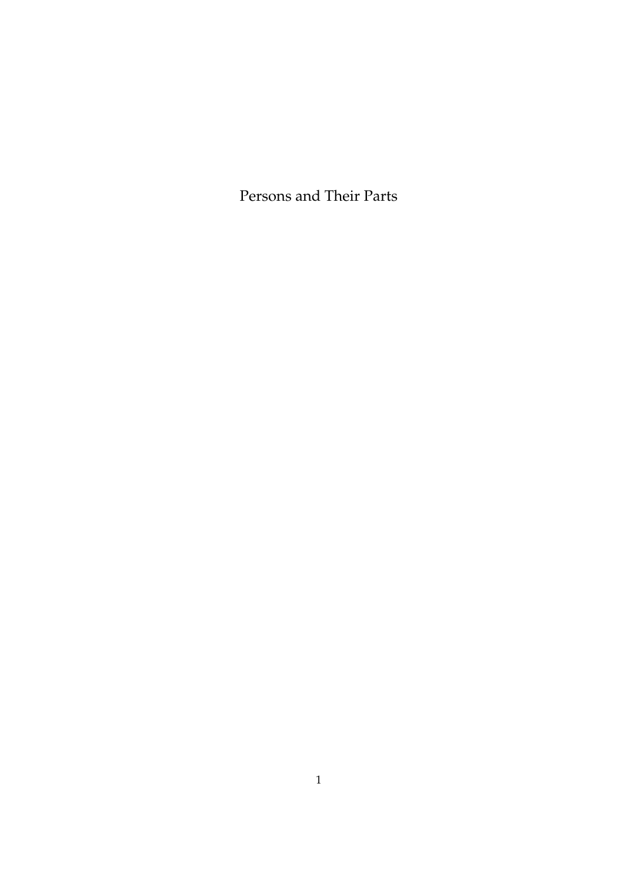# Persons and Their Parts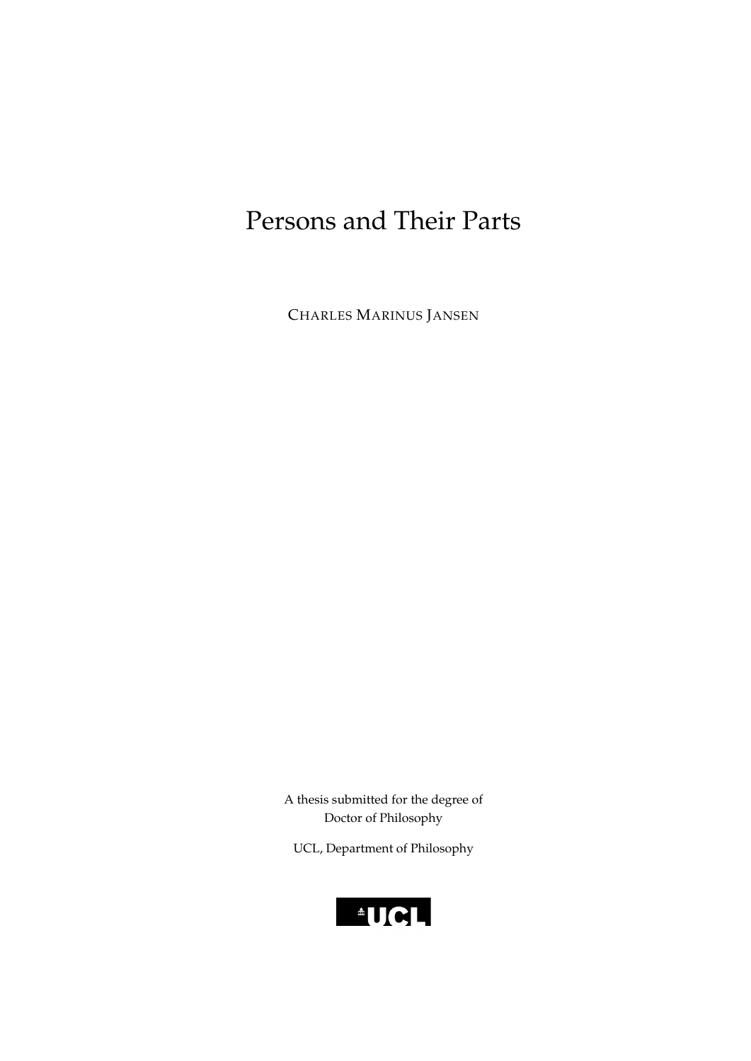# Persons and Their Parts

CHARLES MARINUS JANSEN

A thesis submitted for the degree of
Doctor of Philosophy

UCL, Department of Philosophy

UCL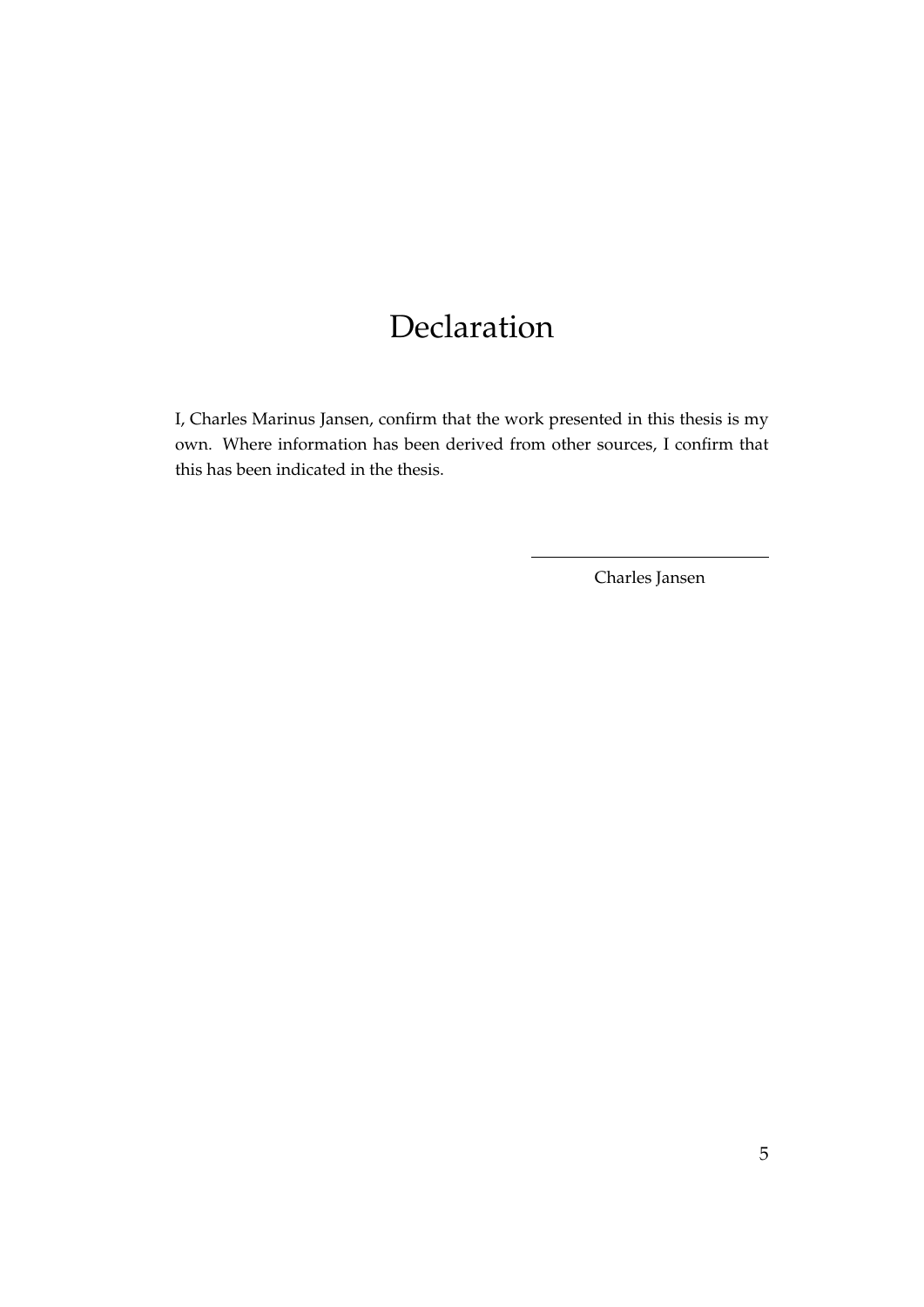# Declaration

I, Charles Marinus Jansen, confirm that the work presented in this thesis is my own. Where information has been derived from other sources, I confirm that this has been indicated in the thesis.

Charles Jansen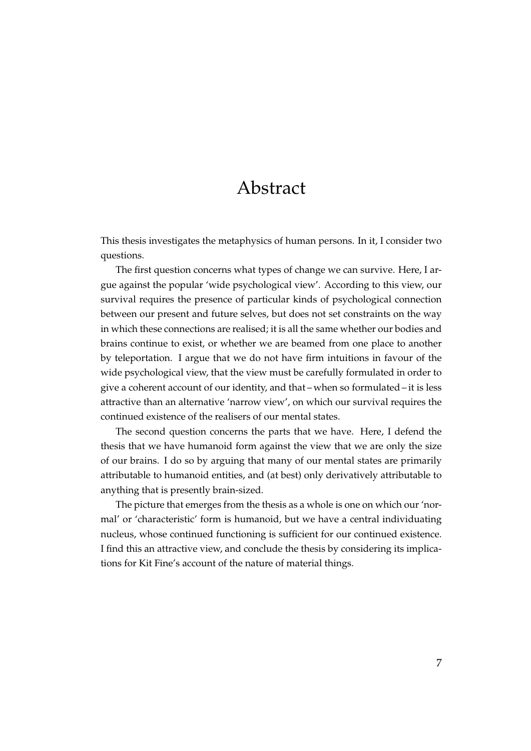# Abstract

This thesis investigates the metaphysics of human persons. In it, I consider two questions.

The first question concerns what types of change we can survive. Here, I argue against the popular 'wide psychological view'. According to this view, our survival requires the presence of particular kinds of psychological connection between our present and future selves, but does not set constraints on the way in which these connections are realised; it is all the same whether our bodies and brains continue to exist, or whether we are beamed from one place to another by teleportation. I argue that we do not have firm intuitions in favour of the wide psychological view, that the view must be carefully formulated in order to give a coherent account of our identity, and that – when so formulated – it is less attractive than an alternative 'narrow view', on which our survival requires the continued existence of the realisers of our mental states.

The second question concerns the parts that we have. Here, I defend the thesis that we have humanoid form against the view that we are only the size of our brains. I do so by arguing that many of our mental states are primarily attributable to humanoid entities, and (at best) only derivatively attributable to anything that is presently brain-sized.

The picture that emerges from the thesis as a whole is one on which our 'normal' or 'characteristic' form is humanoid, but we have a central individuating nucleus, whose continued functioning is sufficient for our continued existence. I find this an attractive view, and conclude the thesis by considering its implications for Kit Fine's account of the nature of material things.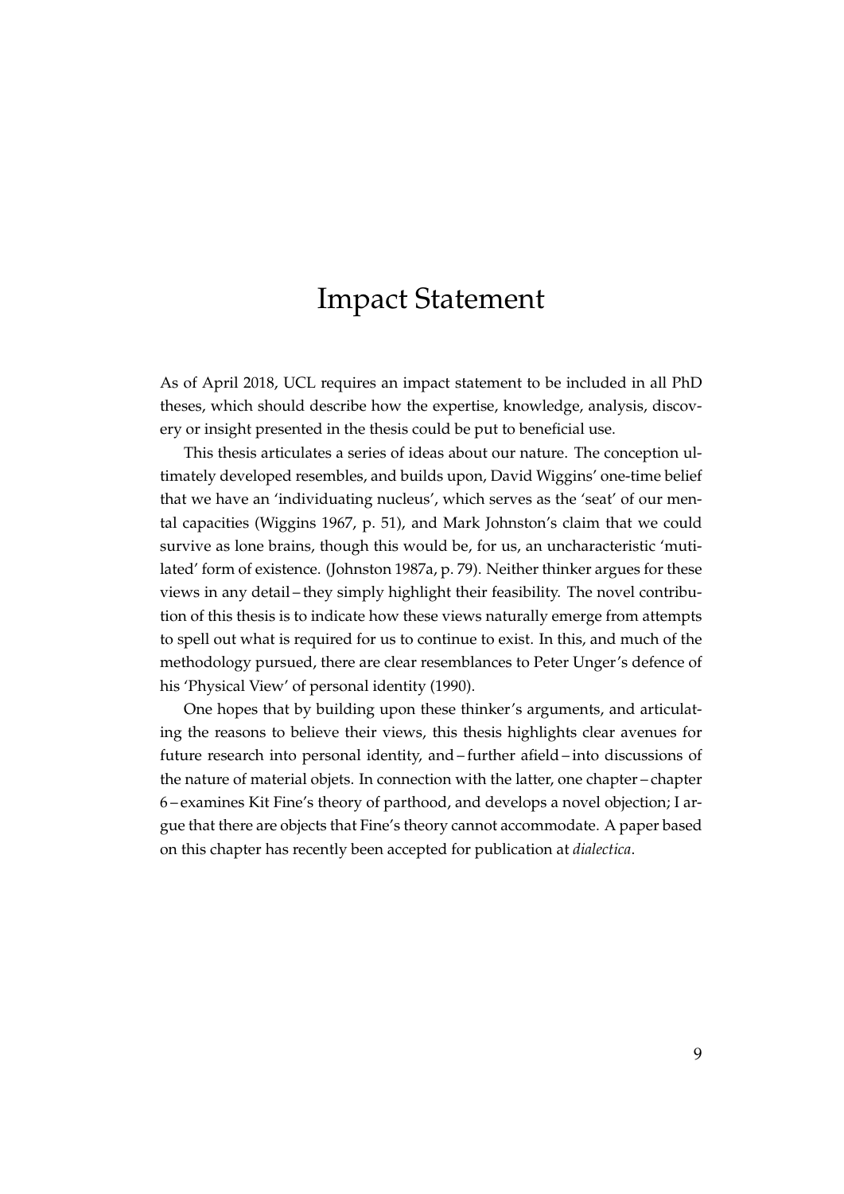# Impact Statement

As of April 2018, UCL requires an impact statement to be included in all PhD theses, which should describe how the expertise, knowledge, analysis, discovery or insight presented in the thesis could be put to beneficial use.

This thesis articulates a series of ideas about our nature. The conception ultimately developed resembles, and builds upon, David Wiggins' one-time belief that we have an 'individuating nucleus', which serves as the 'seat' of our mental capacities (Wiggins 1967, p. 51), and Mark Johnston's claim that we could survive as lone brains, though this would be, for us, an uncharacteristic 'mutilated' form of existence. (Johnston 1987a, p. 79). Neither thinker argues for these views in any detail – they simply highlight their feasibility. The novel contribution of this thesis is to indicate how these views naturally emerge from attempts to spell out what is required for us to continue to exist. In this, and much of the methodology pursued, there are clear resemblances to Peter Unger's defence of his 'Physical View' of personal identity (1990).

One hopes that by building upon these thinker's arguments, and articulating the reasons to believe their views, this thesis highlights clear avenues for future research into personal identity, and – further afield – into discussions of the nature of material objets. In connection with the latter, one chapter – chapter 6 – examines Kit Fine's theory of parthood, and develops a novel objection; I argue that there are objects that Fine's theory cannot accommodate. A paper based on this chapter has recently been accepted for publication at *dialectica*.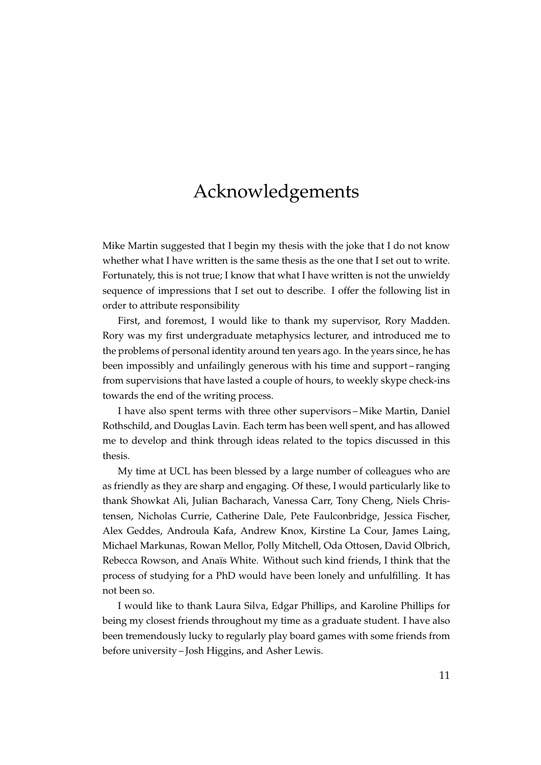# Acknowledgements

Mike Martin suggested that I begin my thesis with the joke that I do not know whether what I have written is the same thesis as the one that I set out to write. Fortunately, this is not true; I know that what I have written is not the unwieldy sequence of impressions that I set out to describe. I offer the following list in order to attribute responsibility

First, and foremost, I would like to thank my supervisor, Rory Madden. Rory was my first undergraduate metaphysics lecturer, and introduced me to the problems of personal identity around ten years ago. In the years since, he has been impossibly and unfailingly generous with his time and support – ranging from supervisions that have lasted a couple of hours, to weekly skype check-ins towards the end of the writing process.

I have also spent terms with three other supervisors – Mike Martin, Daniel Rothschild, and Douglas Lavin. Each term has been well spent, and has allowed me to develop and think through ideas related to the topics discussed in this thesis.

My time at UCL has been blessed by a large number of colleagues who are as friendly as they are sharp and engaging. Of these, I would particularly like to thank Showkat Ali, Julian Bacharach, Vanessa Carr, Tony Cheng, Niels Christensen, Nicholas Currie, Catherine Dale, Pete Faulconbridge, Jessica Fischer, Alex Geddes, Androula Kafa, Andrew Knox, Kirstine La Cour, James Laing, Michael Markunas, Rowan Mellor, Polly Mitchell, Oda Ottosen, David Olbrich, Rebecca Rowson, and Anaïs White. Without such kind friends, I think that the process of studying for a PhD would have been lonely and unfulfilling. It has not been so.

I would like to thank Laura Silva, Edgar Phillips, and Karoline Phillips for being my closest friends throughout my time as a graduate student. I have also been tremendously lucky to regularly play board games with some friends from before university – Josh Higgins, and Asher Lewis.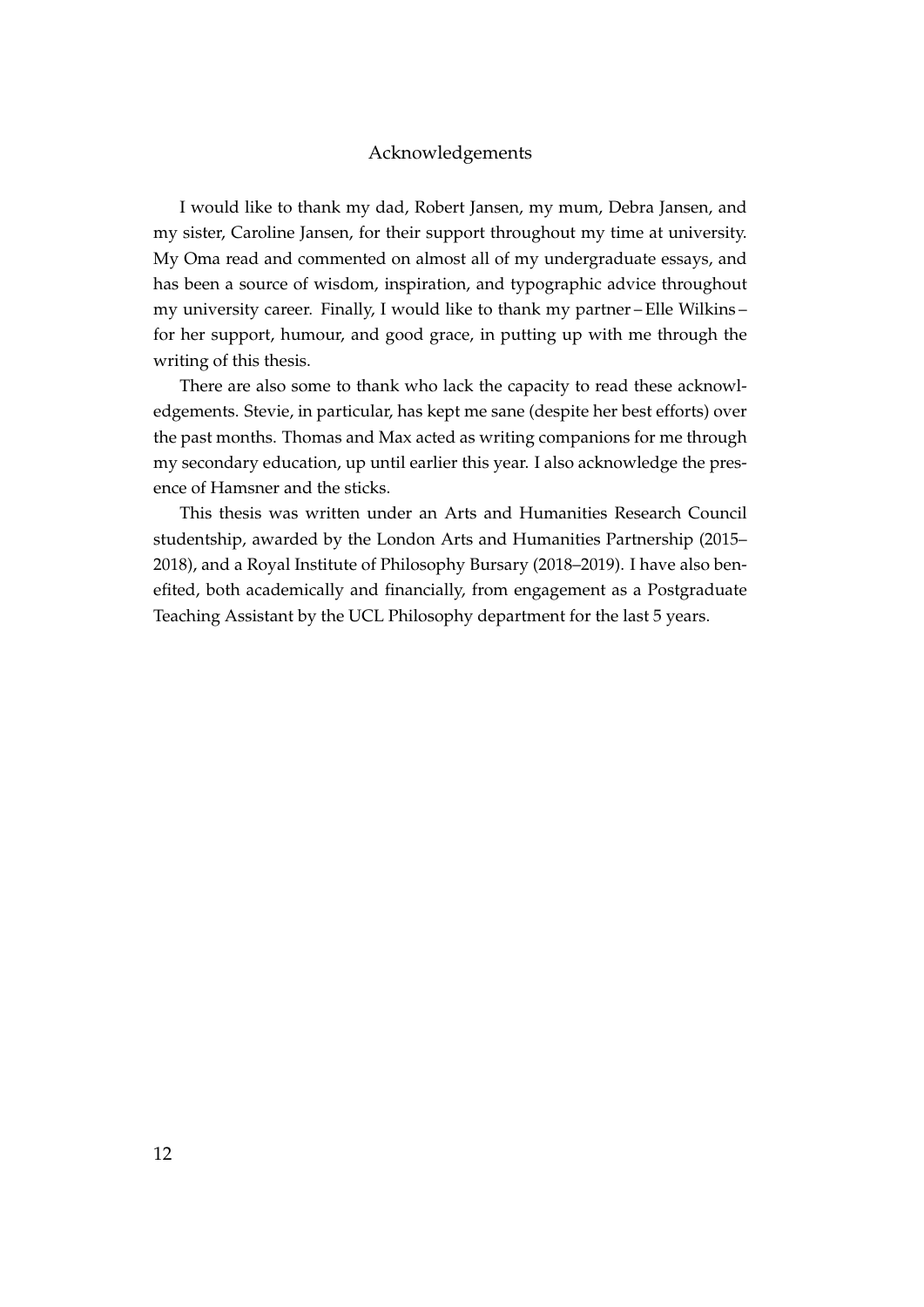# Acknowledgements

I would like to thank my dad, Robert Jansen, my mum, Debra Jansen, and my sister, Caroline Jansen, for their support throughout my time at university. My Oma read and commented on almost all of my undergraduate essays, and has been a source of wisdom, inspiration, and typographic advice throughout my university career. Finally, I would like to thank my partner – Elle Wilkins – for her support, humour, and good grace, in putting up with me through the writing of this thesis.

There are also some to thank who lack the capacity to read these acknowledgements. Stevie, in particular, has kept me sane (despite her best efforts) over the past months. Thomas and Max acted as writing companions for me through my secondary education, up until earlier this year. I also acknowledge the presence of Hamsner and the sticks.

This thesis was written under an Arts and Humanities Research Council studentship, awarded by the London Arts and Humanities Partnership (2015–2018), and a Royal Institute of Philosophy Bursary (2018–2019). I have also benefited, both academically and financially, from engagement as a Postgraduate Teaching Assistant by the UCL Philosophy department for the last 5 years.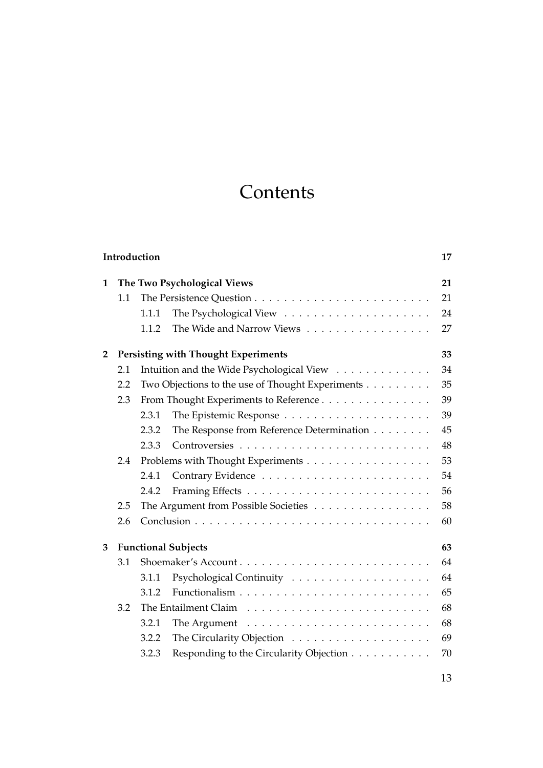# Contents

| | | |
|---|---|---|
| **Introduction** | | **17** |
| **1** | **The Two Psychological Views** | **21** |
| 1.1 | The Persistence Question | 21 |
| 1.1.1 | The Psychological View | 24 |
| 1.1.2 | The Wide and Narrow Views | 27 |
| **2** | **Persisting with Thought Experiments** | **33** |
| 2.1 | Intuition and the Wide Psychological View | 34 |
| 2.2 | Two Objections to the use of Thought Experiments | 35 |
| 2.3 | From Thought Experiments to Reference | 39 |
| 2.3.1 | The Epistemic Response | 39 |
| 2.3.2 | The Response from Reference Determination | 45 |
| 2.3.3 | Controversies | 48 |
| 2.4 | Problems with Thought Experiments | 53 |
| 2.4.1 | Contrary Evidence | 54 |
| 2.4.2 | Framing Effects | 56 |
| 2.5 | The Argument from Possible Societies | 58 |
| 2.6 | Conclusion | 60 |
| **3** | **Functional Subjects** | **63** |
| 3.1 | Shoemaker's Account | 64 |
| 3.1.1 | Psychological Continuity | 64 |
| 3.1.2 | Functionalism | 65 |
| 3.2 | The Entailment Claim | 68 |
| 3.2.1 | The Argument | 68 |
| 3.2.2 | The Circularity Objection | 69 |
| 3.2.3 | Responding to the Circularity Objection | 70 |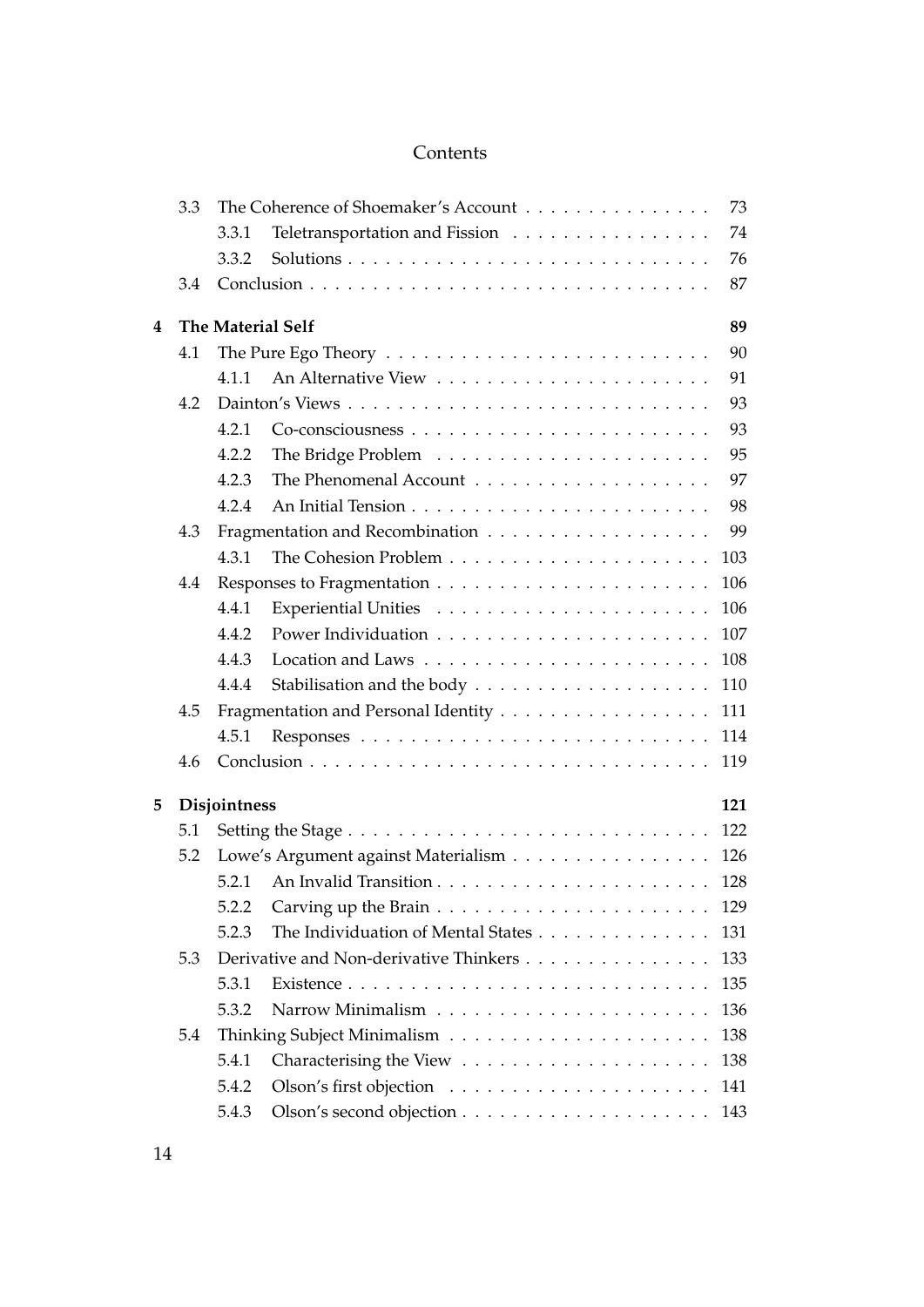# Contents

| | | | |
|---|---|---|---|
| 3.3 | The Coherence of Shoemaker's Account | | 73 |
| | 3.3.1 | Teletransportation and Fission | 74 |
| | 3.3.2 | Solutions | 76 |
| 3.4 | Conclusion | | 87 |

**4 The Material Self** **89**

| | | | |
|---|---|---|---|
| 4.1 | The Pure Ego Theory | | 90 |
| | 4.1.1 | An Alternative View | 91 |
| 4.2 | Dainton's Views | | 93 |
| | 4.2.1 | Co-consciousness | 93 |
| | 4.2.2 | The Bridge Problem | 95 |
| | 4.2.3 | The Phenomenal Account | 97 |
| | 4.2.4 | An Initial Tension | 98 |
| 4.3 | Fragmentation and Recombination | | 99 |
| | 4.3.1 | The Cohesion Problem | 103 |
| 4.4 | Responses to Fragmentation | | 106 |
| | 4.4.1 | Experiential Unities | 106 |
| | 4.4.2 | Power Individuation | 107 |
| | 4.4.3 | Location and Laws | 108 |
| | 4.4.4 | Stabilisation and the body | 110 |
| 4.5 | Fragmentation and Personal Identity | | 111 |
| | 4.5.1 | Responses | 114 |
| 4.6 | Conclusion | | 119 |

**5 Disjointness** **121**

| | | | |
|---|---|---|---|
| 5.1 | Setting the Stage | | 122 |
| 5.2 | Lowe's Argument against Materialism | | 126 |
| | 5.2.1 | An Invalid Transition | 128 |
| | 5.2.2 | Carving up the Brain | 129 |
| | 5.2.3 | The Individuation of Mental States | 131 |
| 5.3 | Derivative and Non-derivative Thinkers | | 133 |
| | 5.3.1 | Existence | 135 |
| | 5.3.2 | Narrow Minimalism | 136 |
| 5.4 | Thinking Subject Minimalism | | 138 |
| | 5.4.1 | Characterising the View | 138 |
| | 5.4.2 | Olson's first objection | 141 |
| | 5.4.3 | Olson's second objection | 143 |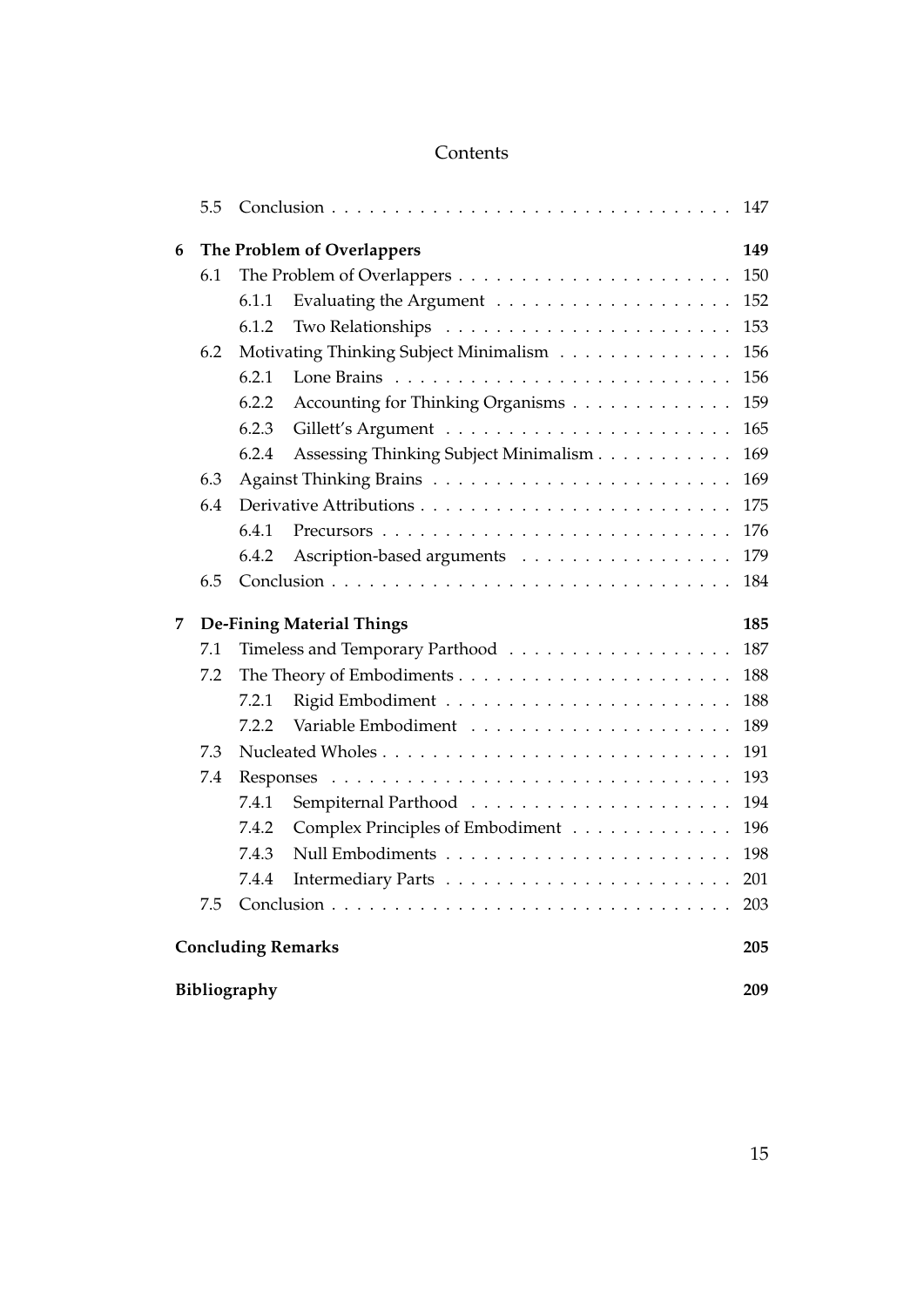5.5 Conclusion . . . . . . . . . . . . . . . . . . . . . . . . . . . . . . . 147

**6 The Problem of Overlappers** **149**

6.1 The Problem of Overlappers . . . . . . . . . . . . . . . . . . . . . . 150

6.1.1 Evaluating the Argument . . . . . . . . . . . . . . . . . . . 152

6.1.2 Two Relationships . . . . . . . . . . . . . . . . . . . . . . . 153

6.2 Motivating Thinking Subject Minimalism . . . . . . . . . . . . . . 156

6.2.1 Lone Brains . . . . . . . . . . . . . . . . . . . . . . . . . . . 156

6.2.2 Accounting for Thinking Organisms . . . . . . . . . . . . . 159

6.2.3 Gillett's Argument . . . . . . . . . . . . . . . . . . . . . . . 165

6.2.4 Assessing Thinking Subject Minimalism . . . . . . . . . . . 169

6.3 Against Thinking Brains . . . . . . . . . . . . . . . . . . . . . . . . 169

6.4 Derivative Attributions . . . . . . . . . . . . . . . . . . . . . . . . . 175

6.4.1 Precursors . . . . . . . . . . . . . . . . . . . . . . . . . . . . 176

6.4.2 Ascription-based arguments . . . . . . . . . . . . . . . . . 179

6.5 Conclusion . . . . . . . . . . . . . . . . . . . . . . . . . . . . . . . 184

**7 De-Fining Material Things** **185**

7.1 Timeless and Temporary Parthood . . . . . . . . . . . . . . . . . . 187

7.2 The Theory of Embodiments . . . . . . . . . . . . . . . . . . . . . . 188

7.2.1 Rigid Embodiment . . . . . . . . . . . . . . . . . . . . . . . 188

7.2.2 Variable Embodiment . . . . . . . . . . . . . . . . . . . . . 189

7.3 Nucleated Wholes . . . . . . . . . . . . . . . . . . . . . . . . . . . . 191

7.4 Responses . . . . . . . . . . . . . . . . . . . . . . . . . . . . . . . . 193

7.4.1 Sempiternal Parthood . . . . . . . . . . . . . . . . . . . . . 194

7.4.2 Complex Principles of Embodiment . . . . . . . . . . . . . 196

7.4.3 Null Embodiments . . . . . . . . . . . . . . . . . . . . . . . 198

7.4.4 Intermediary Parts . . . . . . . . . . . . . . . . . . . . . . . 201

7.5 Conclusion . . . . . . . . . . . . . . . . . . . . . . . . . . . . . . . 203

**Concluding Remarks** **205**

**Bibliography** **209**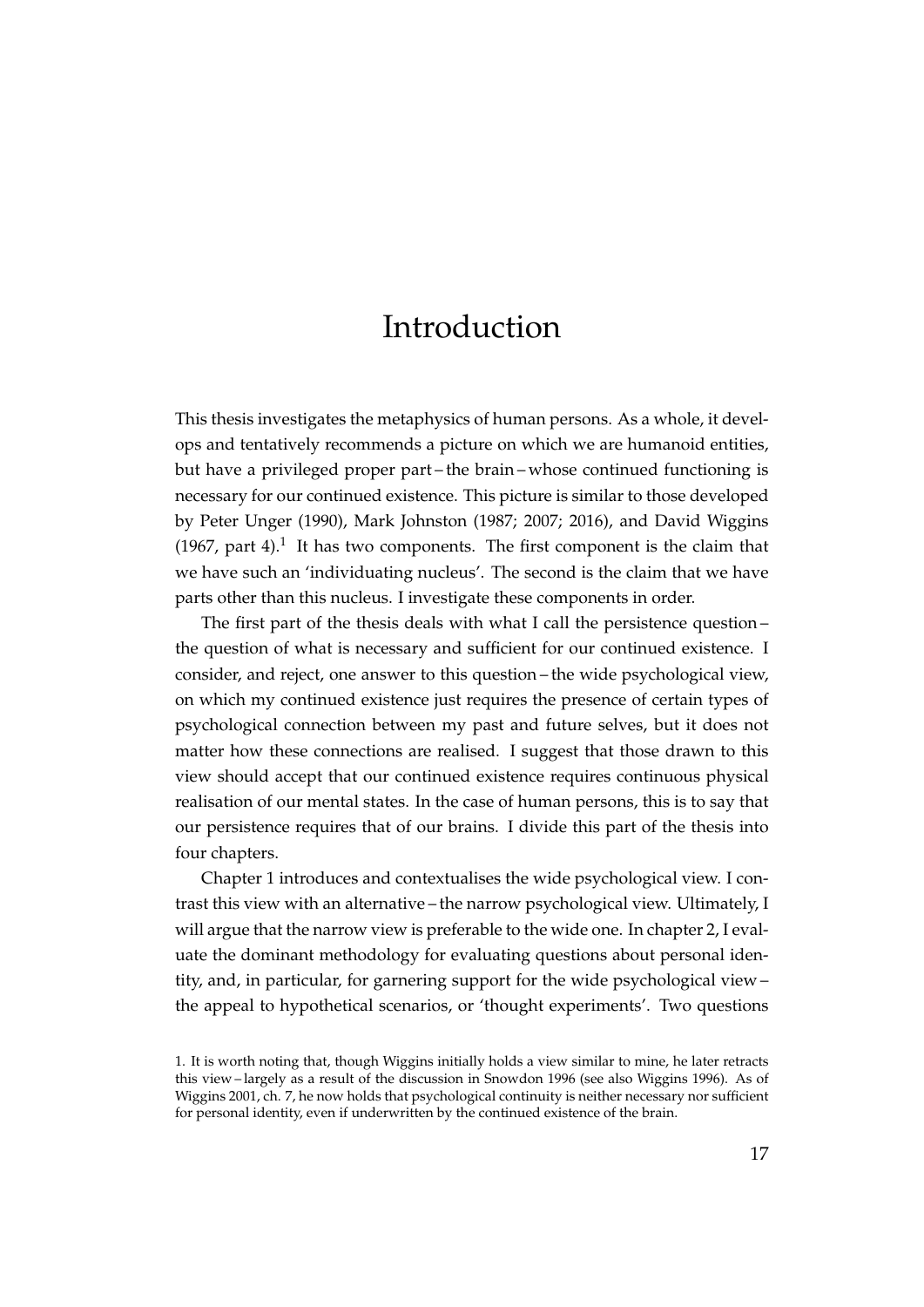# Introduction

This thesis investigates the metaphysics of human persons. As a whole, it develops and tentatively recommends a picture on which we are humanoid entities, but have a privileged proper part – the brain – whose continued functioning is necessary for our continued existence. This picture is similar to those developed by Peter Unger (1990), Mark Johnston (1987; 2007; 2016), and David Wiggins (1967, part 4).[1] It has two components. The first component is the claim that we have such an 'individuating nucleus'. The second is the claim that we have parts other than this nucleus. I investigate these components in order.

The first part of the thesis deals with what I call the persistence question – the question of what is necessary and sufficient for our continued existence. I consider, and reject, one answer to this question – the wide psychological view, on which my continued existence just requires the presence of certain types of psychological connection between my past and future selves, but it does not matter how these connections are realised. I suggest that those drawn to this view should accept that our continued existence requires continuous physical realisation of our mental states. In the case of human persons, this is to say that our persistence requires that of our brains. I divide this part of the thesis into four chapters.

Chapter 1 introduces and contextualises the wide psychological view. I contrast this view with an alternative – the narrow psychological view. Ultimately, I will argue that the narrow view is preferable to the wide one. In chapter 2, I evaluate the dominant methodology for evaluating questions about personal identity, and, in particular, for garnering support for the wide psychological view – the appeal to hypothetical scenarios, or 'thought experiments'. Two questions

1. It is worth noting that, though Wiggins initially holds a view similar to mine, he later retracts this view – largely as a result of the discussion in Snowdon 1996 (see also Wiggins 1996). As of Wiggins 2001, ch. 7, he now holds that psychological continuity is neither necessary nor sufficient for personal identity, even if underwritten by the continued existence of the brain.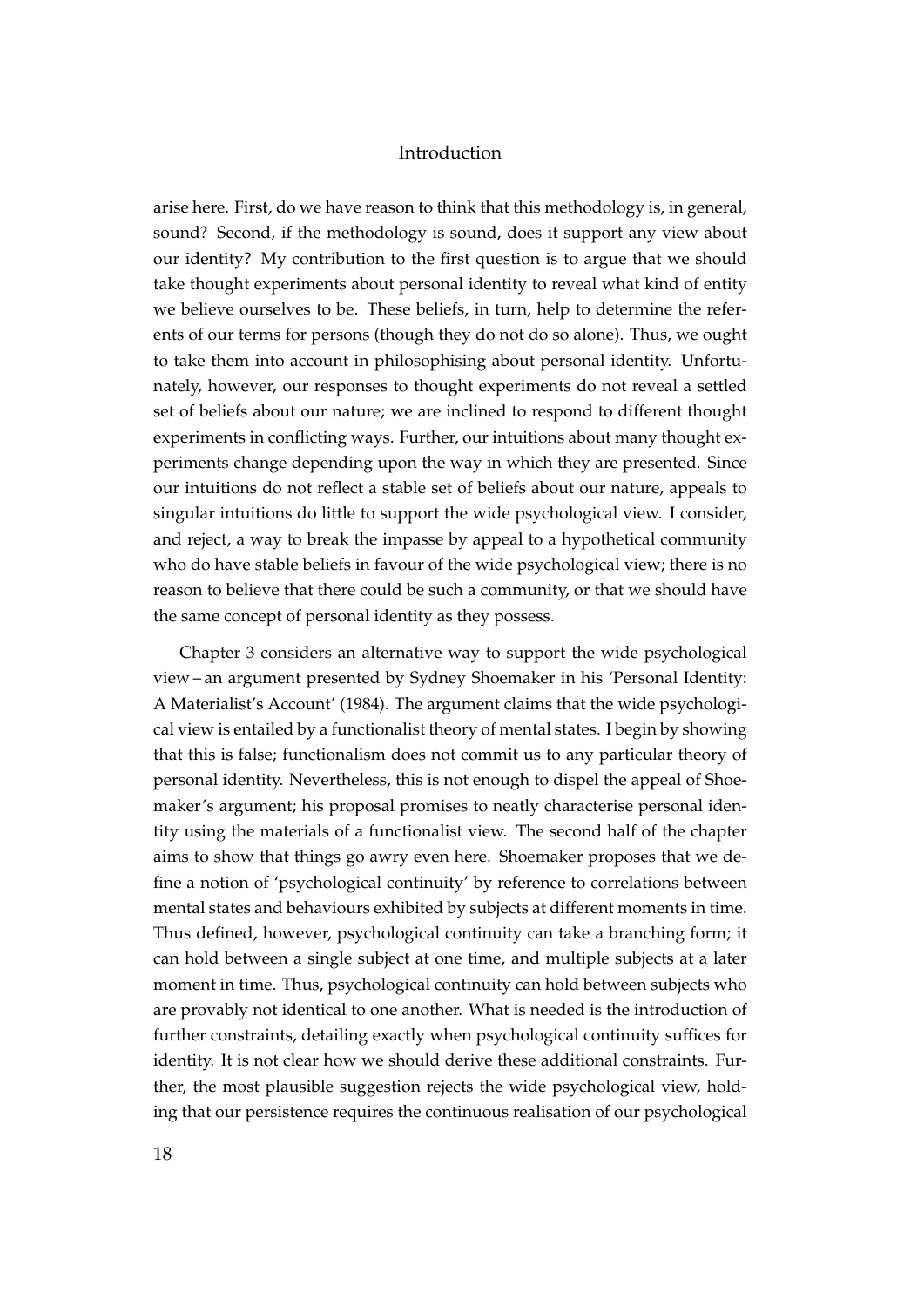arise here. First, do we have reason to think that this methodology is, in general, sound? Second, if the methodology is sound, does it support any view about our identity? My contribution to the first question is to argue that we should take thought experiments about personal identity to reveal what kind of entity we believe ourselves to be. These beliefs, in turn, help to determine the referents of our terms for persons (though they do not do so alone). Thus, we ought to take them into account in philosophising about personal identity. Unfortunately, however, our responses to thought experiments do not reveal a settled set of beliefs about our nature; we are inclined to respond to different thought experiments in conflicting ways. Further, our intuitions about many thought experiments change depending upon the way in which they are presented. Since our intuitions do not reflect a stable set of beliefs about our nature, appeals to singular intuitions do little to support the wide psychological view. I consider, and reject, a way to break the impasse by appeal to a hypothetical community who do have stable beliefs in favour of the wide psychological view; there is no reason to believe that there could be such a community, or that we should have the same concept of personal identity as they possess.

Chapter 3 considers an alternative way to support the wide psychological view – an argument presented by Sydney Shoemaker in his 'Personal Identity: A Materialist's Account' (1984). The argument claims that the wide psychological view is entailed by a functionalist theory of mental states. I begin by showing that this is false; functionalism does not commit us to any particular theory of personal identity. Nevertheless, this is not enough to dispel the appeal of Shoemaker's argument; his proposal promises to neatly characterise personal identity using the materials of a functionalist view. The second half of the chapter aims to show that things go awry even here. Shoemaker proposes that we define a notion of 'psychological continuity' by reference to correlations between mental states and behaviours exhibited by subjects at different moments in time. Thus defined, however, psychological continuity can take a branching form; it can hold between a single subject at one time, and multiple subjects at a later moment in time. Thus, psychological continuity can hold between subjects who are provably not identical to one another. What is needed is the introduction of further constraints, detailing exactly when psychological continuity suffices for identity. It is not clear how we should derive these additional constraints. Further, the most plausible suggestion rejects the wide psychological view, holding that our persistence requires the continuous realisation of our psychological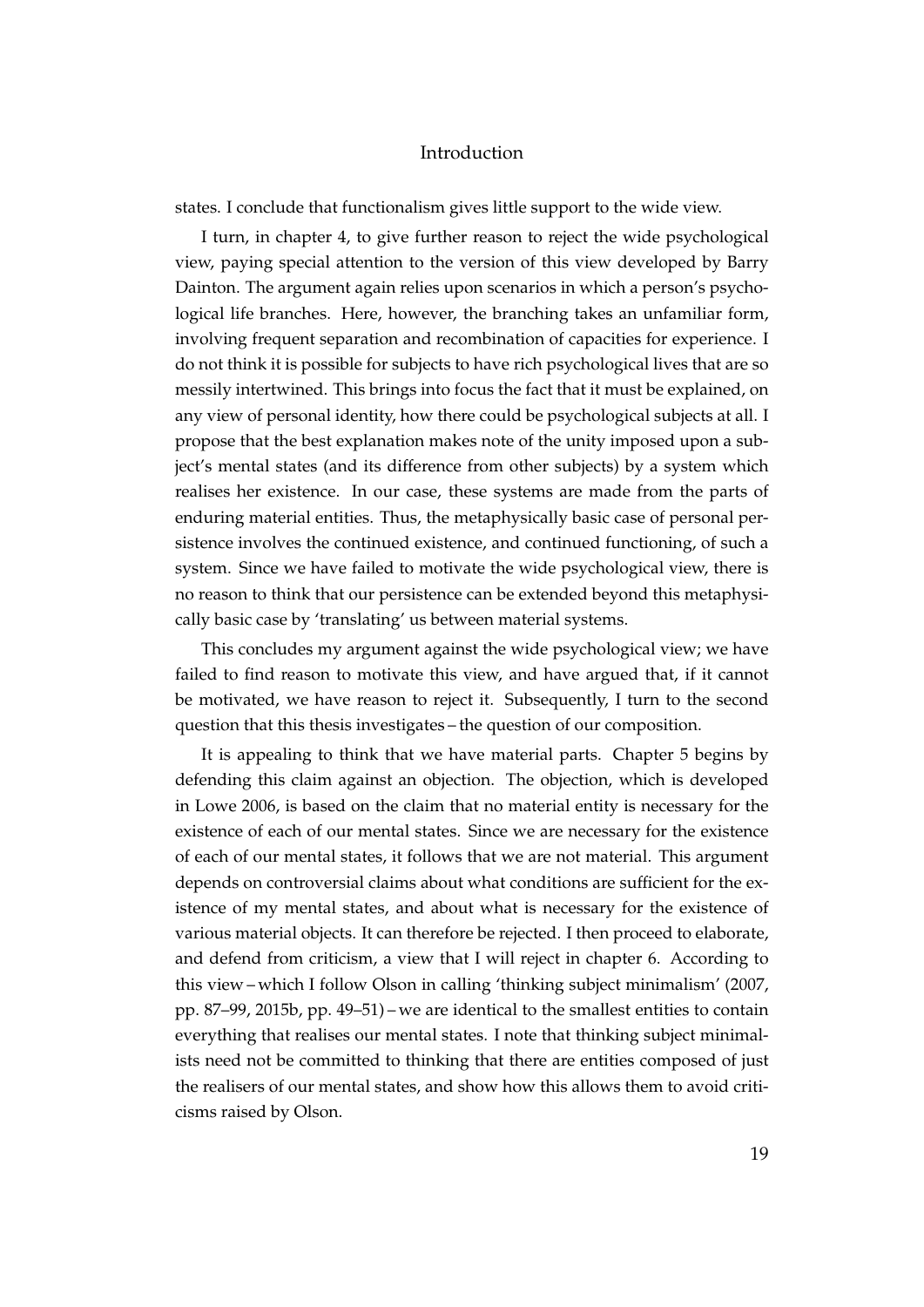states. I conclude that functionalism gives little support to the wide view.

I turn, in chapter 4, to give further reason to reject the wide psychological view, paying special attention to the version of this view developed by Barry Dainton. The argument again relies upon scenarios in which a person's psychological life branches. Here, however, the branching takes an unfamiliar form, involving frequent separation and recombination of capacities for experience. I do not think it is possible for subjects to have rich psychological lives that are so messily intertwined. This brings into focus the fact that it must be explained, on any view of personal identity, how there could be psychological subjects at all. I propose that the best explanation makes note of the unity imposed upon a subject's mental states (and its difference from other subjects) by a system which realises her existence. In our case, these systems are made from the parts of enduring material entities. Thus, the metaphysically basic case of personal persistence involves the continued existence, and continued functioning, of such a system. Since we have failed to motivate the wide psychological view, there is no reason to think that our persistence can be extended beyond this metaphysically basic case by 'translating' us between material systems.

This concludes my argument against the wide psychological view; we have failed to find reason to motivate this view, and have argued that, if it cannot be motivated, we have reason to reject it. Subsequently, I turn to the second question that this thesis investigates – the question of our composition.

It is appealing to think that we have material parts. Chapter 5 begins by defending this claim against an objection. The objection, which is developed in Lowe 2006, is based on the claim that no material entity is necessary for the existence of each of our mental states. Since we are necessary for the existence of each of our mental states, it follows that we are not material. This argument depends on controversial claims about what conditions are sufficient for the existence of my mental states, and about what is necessary for the existence of various material objects. It can therefore be rejected. I then proceed to elaborate, and defend from criticism, a view that I will reject in chapter 6. According to this view – which I follow Olson in calling 'thinking subject minimalism' (2007, pp. 87–99, 2015b, pp. 49–51) – we are identical to the smallest entities to contain everything that realises our mental states. I note that thinking subject minimalists need not be committed to thinking that there are entities composed of just the realisers of our mental states, and show how this allows them to avoid criticisms raised by Olson.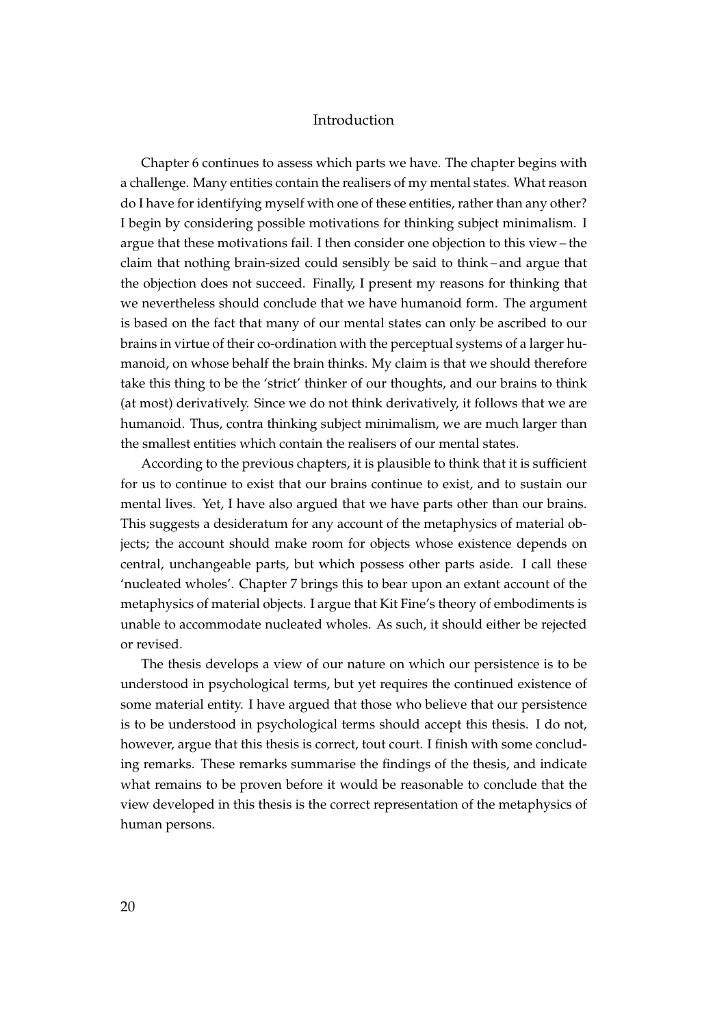Chapter 6 continues to assess which parts we have. The chapter begins with a challenge. Many entities contain the realisers of my mental states. What reason do I have for identifying myself with one of these entities, rather than any other? I begin by considering possible motivations for thinking subject minimalism. I argue that these motivations fail. I then consider one objection to this view – the claim that nothing brain-sized could sensibly be said to think – and argue that the objection does not succeed. Finally, I present my reasons for thinking that we nevertheless should conclude that we have humanoid form. The argument is based on the fact that many of our mental states can only be ascribed to our brains in virtue of their co-ordination with the perceptual systems of a larger humanoid, on whose behalf the brain thinks. My claim is that we should therefore take this thing to be the 'strict' thinker of our thoughts, and our brains to think (at most) derivatively. Since we do not think derivatively, it follows that we are humanoid. Thus, contra thinking subject minimalism, we are much larger than the smallest entities which contain the realisers of our mental states.

According to the previous chapters, it is plausible to think that it is sufficient for us to continue to exist that our brains continue to exist, and to sustain our mental lives. Yet, I have also argued that we have parts other than our brains. This suggests a desideratum for any account of the metaphysics of material objects; the account should make room for objects whose existence depends on central, unchangeable parts, but which possess other parts aside. I call these 'nucleated wholes'. Chapter 7 brings this to bear upon an extant account of the metaphysics of material objects. I argue that Kit Fine's theory of embodiments is unable to accommodate nucleated wholes. As such, it should either be rejected or revised.

The thesis develops a view of our nature on which our persistence is to be understood in psychological terms, but yet requires the continued existence of some material entity. I have argued that those who believe that our persistence is to be understood in psychological terms should accept this thesis. I do not, however, argue that this thesis is correct, tout court. I finish with some concluding remarks. These remarks summarise the findings of the thesis, and indicate what remains to be proven before it would be reasonable to conclude that the view developed in this thesis is the correct representation of the metaphysics of human persons.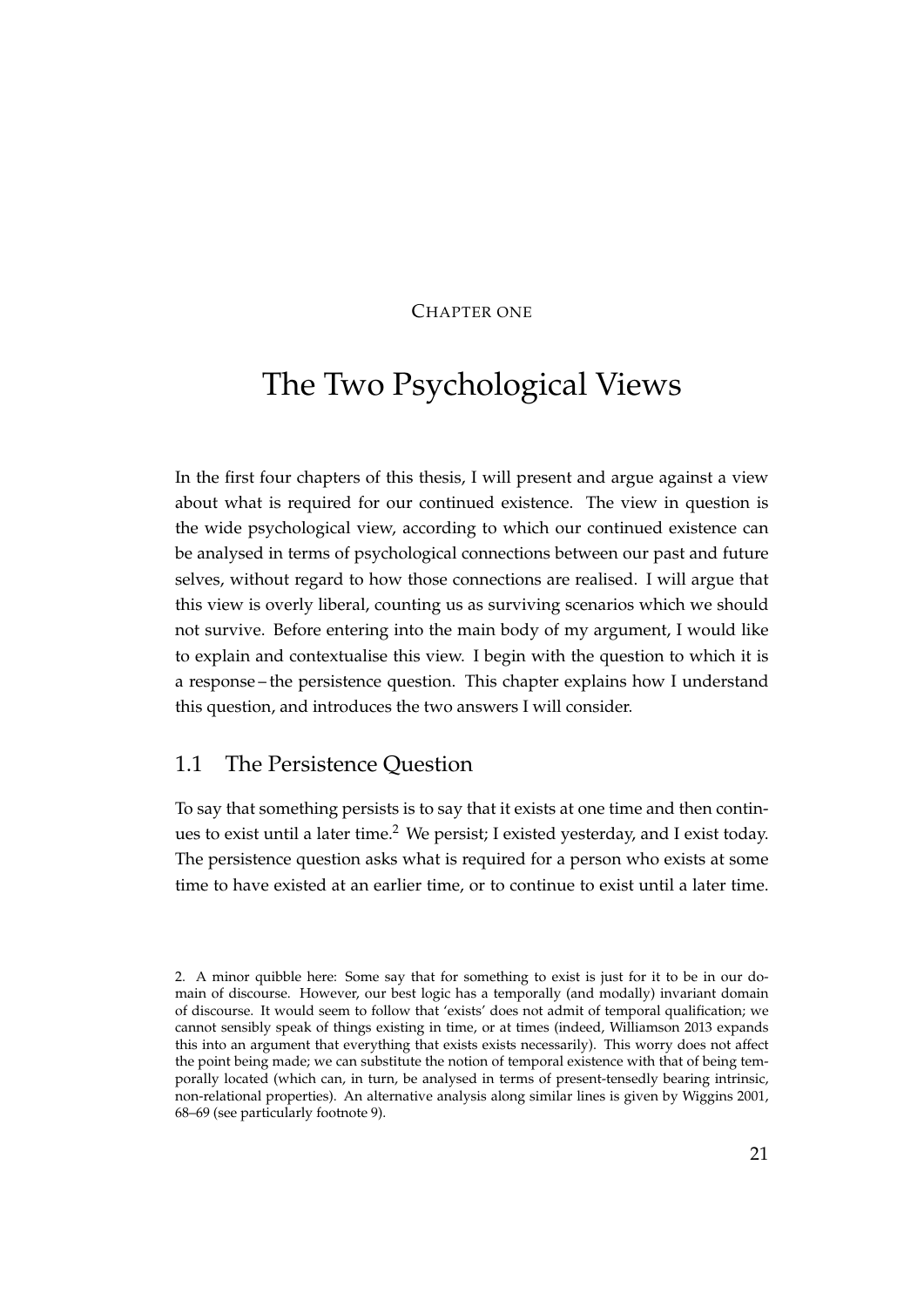CHAPTER ONE

# The Two Psychological Views

In the first four chapters of this thesis, I will present and argue against a view about what is required for our continued existence. The view in question is the wide psychological view, according to which our continued existence can be analysed in terms of psychological connections between our past and future selves, without regard to how those connections are realised. I will argue that this view is overly liberal, counting us as surviving scenarios which we should not survive. Before entering into the main body of my argument, I would like to explain and contextualise this view. I begin with the question to which it is a response – the persistence question. This chapter explains how I understand this question, and introduces the two answers I will consider.

## 1.1 The Persistence Question

To say that something persists is to say that it exists at one time and then continues to exist until a later time.[2] We persist; I existed yesterday, and I exist today. The persistence question asks what is required for a person who exists at some time to have existed at an earlier time, or to continue to exist until a later time.

2. A minor quibble here: Some say that for something to exist is just for it to be in our domain of discourse. However, our best logic has a temporally (and modally) invariant domain of discourse. It would seem to follow that 'exists' does not admit of temporal qualification; we cannot sensibly speak of things existing in time, or at times (indeed, Williamson 2013 expands this into an argument that everything that exists exists necessarily). This worry does not affect the point being made; we can substitute the notion of temporal existence with that of being temporally located (which can, in turn, be analysed in terms of present-tensedly bearing intrinsic, non-relational properties). An alternative analysis along similar lines is given by Wiggins 2001, 68–69 (see particularly footnote 9).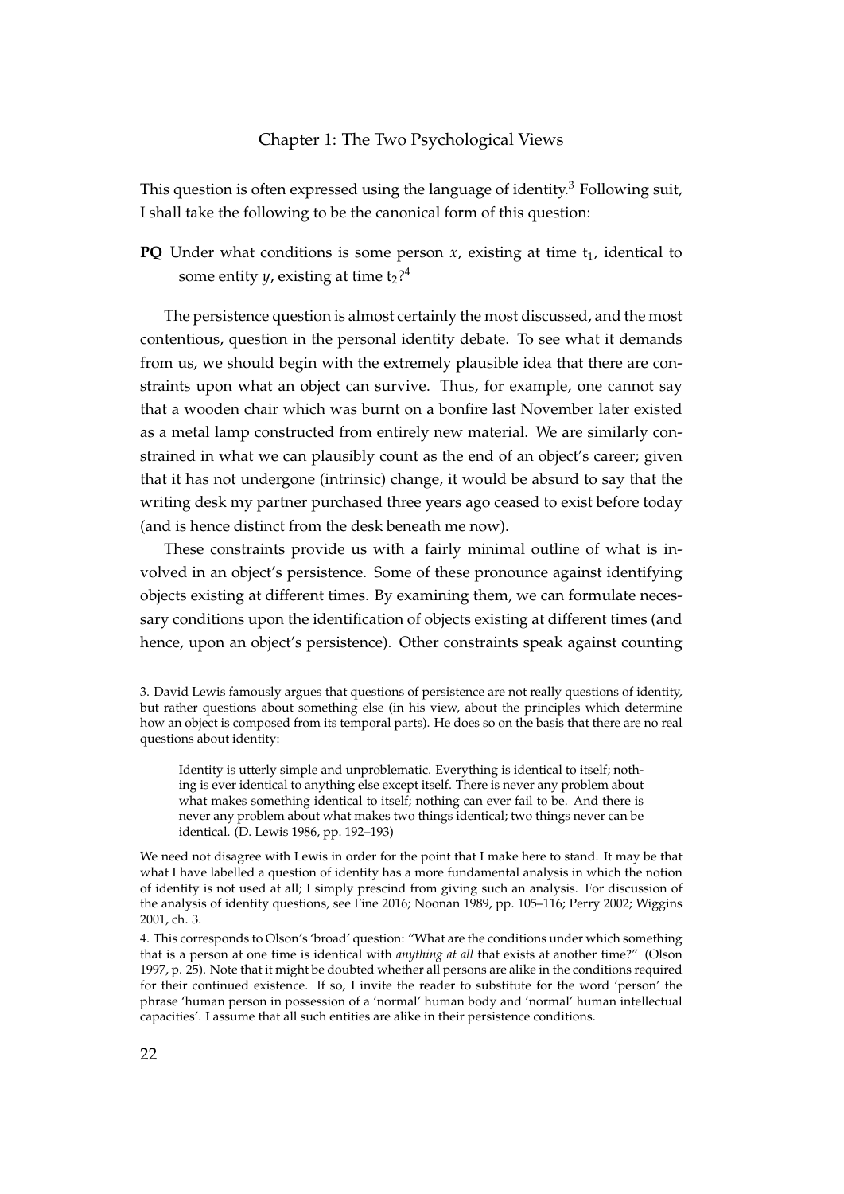This question is often expressed using the language of identity.[3] Following suit, I shall take the following to be the canonical form of this question:

**PQ** Under what conditions is some person $x$, existing at time $t_1$, identical to some entity $y$, existing at time $t_2$?[4]

The persistence question is almost certainly the most discussed, and the most contentious, question in the personal identity debate. To see what it demands from us, we should begin with the extremely plausible idea that there are constraints upon what an object can survive. Thus, for example, one cannot say that a wooden chair which was burnt on a bonfire last November later existed as a metal lamp constructed from entirely new material. We are similarly constrained in what we can plausibly count as the end of an object's career; given that it has not undergone (intrinsic) change, it would be absurd to say that the writing desk my partner purchased three years ago ceased to exist before today (and is hence distinct from the desk beneath me now).

These constraints provide us with a fairly minimal outline of what is involved in an object's persistence. Some of these pronounce against identifying objects existing at different times. By examining them, we can formulate necessary conditions upon the identification of objects existing at different times (and hence, upon an object's persistence). Other constraints speak against counting

3. David Lewis famously argues that questions of persistence are not really questions of identity, but rather questions about something else (in his view, about the principles which determine how an object is composed from its temporal parts). He does so on the basis that there are no real questions about identity:

> Identity is utterly simple and unproblematic. Everything is identical to itself; nothing is ever identical to anything else except itself. There is never any problem about what makes something identical to itself; nothing can ever fail to be. And there is never any problem about what makes two things identical; two things never can be identical. (D. Lewis 1986, pp. 192–193)

We need not disagree with Lewis in order for the point that I make here to stand. It may be that what I have labelled a question of identity has a more fundamental analysis in which the notion of identity is not used at all; I simply prescind from giving such an analysis. For discussion of the analysis of identity questions, see Fine 2016; Noonan 1989, pp. 105–116; Perry 2002; Wiggins 2001, ch. 3.

4. This corresponds to Olson's 'broad' question: "What are the conditions under which something that is a person at one time is identical with *anything at all* that exists at another time?" (Olson 1997, p. 25). Note that it might be doubted whether all persons are alike in the conditions required for their continued existence. If so, I invite the reader to substitute for the word 'person' the phrase 'human person in possession of a 'normal' human body and 'normal' human intellectual capacities'. I assume that all such entities are alike in their persistence conditions.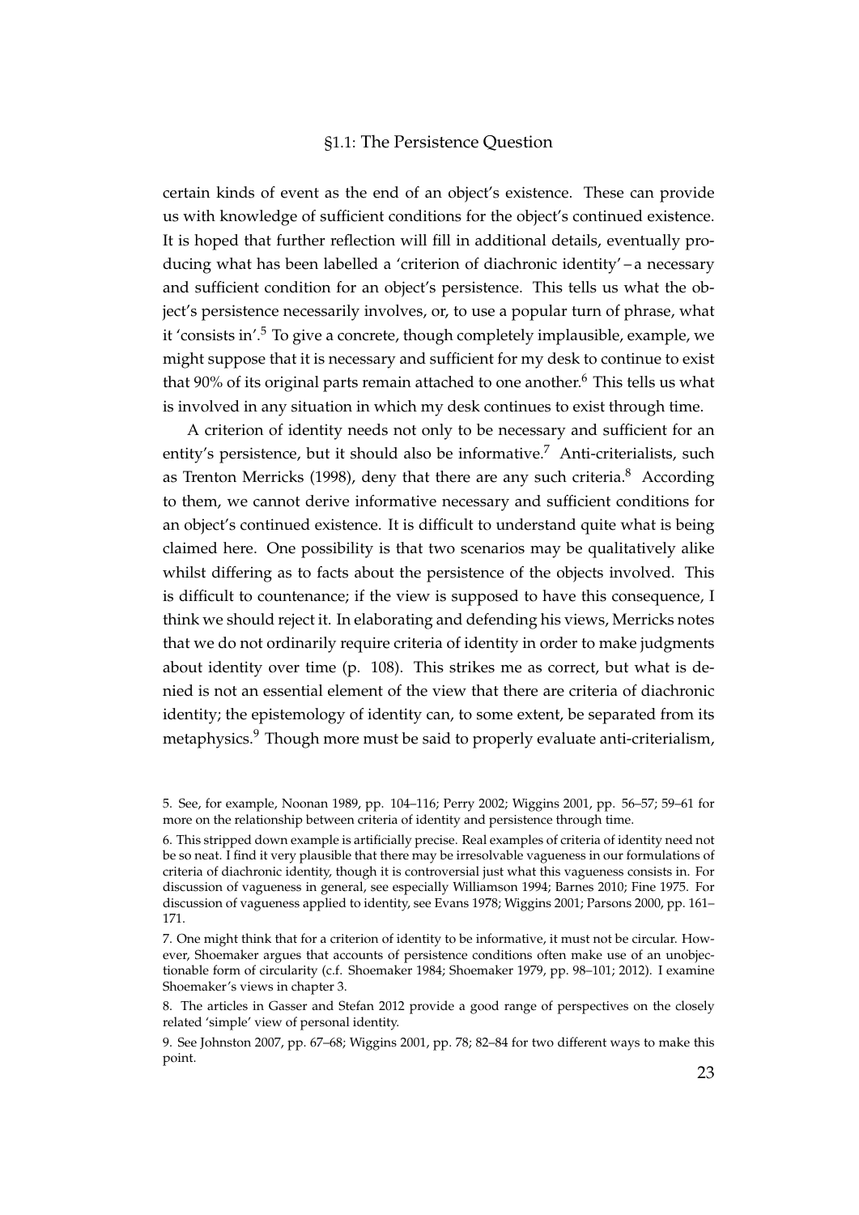certain kinds of event as the end of an object's existence. These can provide us with knowledge of sufficient conditions for the object's continued existence. It is hoped that further reflection will fill in additional details, eventually producing what has been labelled a 'criterion of diachronic identity' – a necessary and sufficient condition for an object's persistence. This tells us what the object's persistence necessarily involves, or, to use a popular turn of phrase, what it 'consists in'.[5] To give a concrete, though completely implausible, example, we might suppose that it is necessary and sufficient for my desk to continue to exist that 90% of its original parts remain attached to one another.[6] This tells us what is involved in any situation in which my desk continues to exist through time.

A criterion of identity needs not only to be necessary and sufficient for an entity's persistence, but it should also be informative.[7] Anti-criterialists, such as Trenton Merricks (1998), deny that there are any such criteria.[8] According to them, we cannot derive informative necessary and sufficient conditions for an object's continued existence. It is difficult to understand quite what is being claimed here. One possibility is that two scenarios may be qualitatively alike whilst differing as to facts about the persistence of the objects involved. This is difficult to countenance; if the view is supposed to have this consequence, I think we should reject it. In elaborating and defending his views, Merricks notes that we do not ordinarily require criteria of identity in order to make judgments about identity over time (p. 108). This strikes me as correct, but what is denied is not an essential element of the view that there are criteria of diachronic identity; the epistemology of identity can, to some extent, be separated from its metaphysics.[9] Though more must be said to properly evaluate anti-criterialism,

5. See, for example, Noonan 1989, pp. 104–116; Perry 2002; Wiggins 2001, pp. 56–57; 59–61 for more on the relationship between criteria of identity and persistence through time.

6. This stripped down example is artificially precise. Real examples of criteria of identity need not be so neat. I find it very plausible that there may be irresolvable vagueness in our formulations of criteria of diachronic identity, though it is controversial just what this vagueness consists in. For discussion of vagueness in general, see especially Williamson 1994; Barnes 2010; Fine 1975. For discussion of vagueness applied to identity, see Evans 1978; Wiggins 2001; Parsons 2000, pp. 161–171.

7. One might think that for a criterion of identity to be informative, it must not be circular. However, Shoemaker argues that accounts of persistence conditions often make use of an unobjectionable form of circularity (c.f. Shoemaker 1984; Shoemaker 1979, pp. 98–101; 2012). I examine Shoemaker's views in chapter 3.

8. The articles in Gasser and Stefan 2012 provide a good range of perspectives on the closely related 'simple' view of personal identity.

9. See Johnston 2007, pp. 67–68; Wiggins 2001, pp. 78; 82–84 for two different ways to make this point.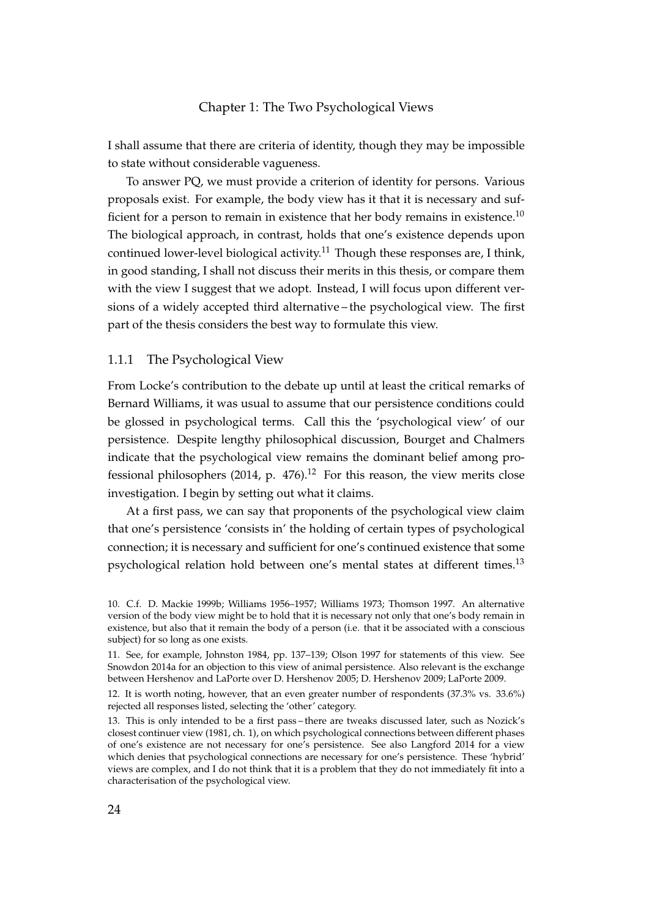I shall assume that there are criteria of identity, though they may be impossible to state without considerable vagueness.

To answer PQ, we must provide a criterion of identity for persons. Various proposals exist. For example, the body view has it that it is necessary and sufficient for a person to remain in existence that her body remains in existence.[10] The biological approach, in contrast, holds that one's existence depends upon continued lower-level biological activity.[11] Though these responses are, I think, in good standing, I shall not discuss their merits in this thesis, or compare them with the view I suggest that we adopt. Instead, I will focus upon different versions of a widely accepted third alternative – the psychological view. The first part of the thesis considers the best way to formulate this view.

### 1.1.1 The Psychological View

From Locke's contribution to the debate up until at least the critical remarks of Bernard Williams, it was usual to assume that our persistence conditions could be glossed in psychological terms. Call this the 'psychological view' of our persistence. Despite lengthy philosophical discussion, Bourget and Chalmers indicate that the psychological view remains the dominant belief among professional philosophers (2014, p. 476).[12] For this reason, the view merits close investigation. I begin by setting out what it claims.

At a first pass, we can say that proponents of the psychological view claim that one's persistence 'consists in' the holding of certain types of psychological connection; it is necessary and sufficient for one's continued existence that some psychological relation hold between one's mental states at different times.[13]

10. C.f. D. Mackie 1999b; Williams 1956–1957; Williams 1973; Thomson 1997. An alternative version of the body view might be to hold that it is necessary not only that one's body remain in existence, but also that it remain the body of a person (i.e. that it be associated with a conscious subject) for so long as one exists.

11. See, for example, Johnston 1984, pp. 137–139; Olson 1997 for statements of this view. See Snowdon 2014a for an objection to this view of animal persistence. Also relevant is the exchange between Hershenov and LaPorte over D. Hershenov 2005; D. Hershenov 2009; LaPorte 2009.

12. It is worth noting, however, that an even greater number of respondents (37.3% vs. 33.6%) rejected all responses listed, selecting the 'other' category.

13. This is only intended to be a first pass – there are tweaks discussed later, such as Nozick's closest continuer view (1981, ch. 1), on which psychological connections between different phases of one's existence are not necessary for one's persistence. See also Langford 2014 for a view which denies that psychological connections are necessary for one's persistence. These 'hybrid' views are complex, and I do not think that it is a problem that they do not immediately fit into a characterisation of the psychological view.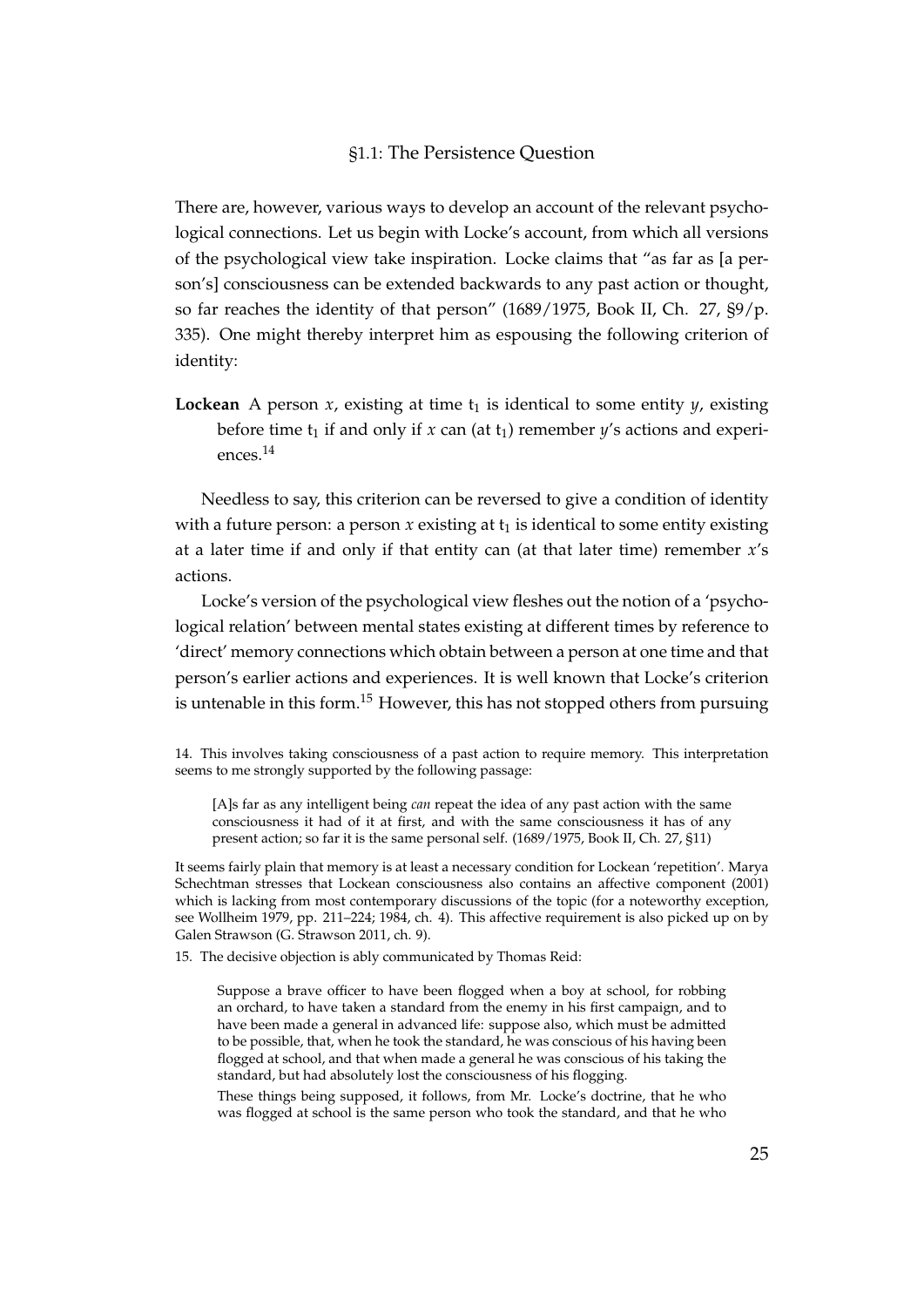### §1.1: The Persistence Question

There are, however, various ways to develop an account of the relevant psychological connections. Let us begin with Locke's account, from which all versions of the psychological view take inspiration. Locke claims that "as far as [a person's] consciousness can be extended backwards to any past action or thought, so far reaches the identity of that person" (1689/1975, Book II, Ch. 27, §9/p. 335). One might thereby interpret him as espousing the following criterion of identity:

**Lockean** A person $x$, existing at time $t_1$ is identical to some entity $y$, existing before time $t_1$ if and only if $x$ can (at $t_1$) remember $y$'s actions and experiences.[14]

Needless to say, this criterion can be reversed to give a condition of identity with a future person: a person $x$ existing at $t_1$ is identical to some entity existing at a later time if and only if that entity can (at that later time) remember $x$'s actions.

Locke's version of the psychological view fleshes out the notion of a 'psychological relation' between mental states existing at different times by reference to 'direct' memory connections which obtain between a person at one time and that person's earlier actions and experiences. It is well known that Locke's criterion is untenable in this form.[15] However, this has not stopped others from pursuing

14. This involves taking consciousness of a past action to require memory. This interpretation seems to me strongly supported by the following passage:

> [A]s far as any intelligent being *can* repeat the idea of any past action with the same consciousness it had of it at first, and with the same consciousness it has of any present action; so far it is the same personal self. (1689/1975, Book II, Ch. 27, §11)

It seems fairly plain that memory is at least a necessary condition for Lockean 'repetition'. Marya Schechtman stresses that Lockean consciousness also contains an affective component (2001) which is lacking from most contemporary discussions of the topic (for a noteworthy exception, see Wollheim 1979, pp. 211–224; 1984, ch. 4). This affective requirement is also picked up on by Galen Strawson (G. Strawson 2011, ch. 9).

15. The decisive objection is ably communicated by Thomas Reid:

> Suppose a brave officer to have been flogged when a boy at school, for robbing an orchard, to have taken a standard from the enemy in his first campaign, and to have been made a general in advanced life: suppose also, which must be admitted to be possible, that, when he took the standard, he was conscious of his having been flogged at school, and that when made a general he was conscious of his taking the standard, but had absolutely lost the consciousness of his flogging.
>
> These things being supposed, it follows, from Mr. Locke's doctrine, that he who was flogged at school is the same person who took the standard, and that he who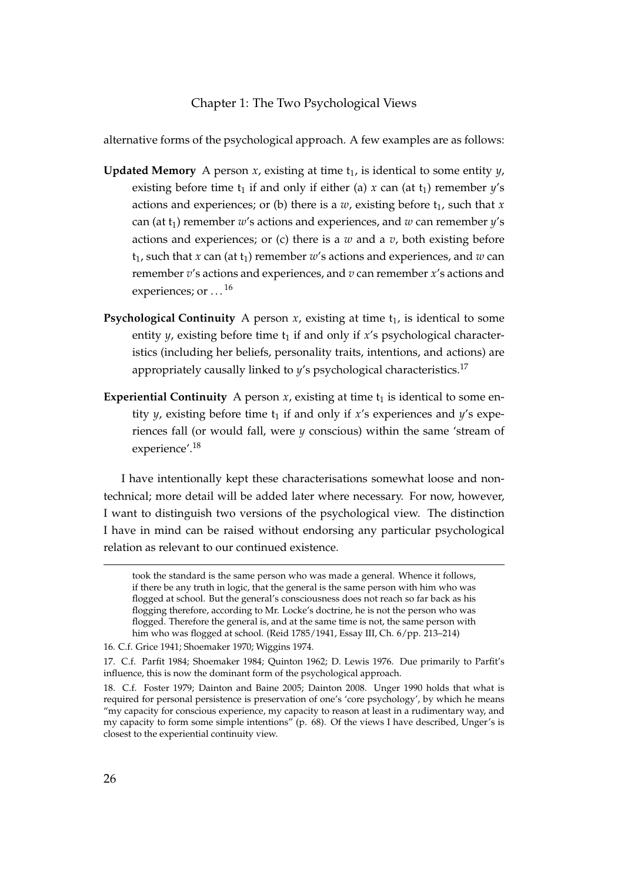alternative forms of the psychological approach. A few examples are as follows:

**Updated Memory** A person $x$, existing at time $t_1$, is identical to some entity $y$, existing before time $t_1$ if and only if either (a) $x$ can (at $t_1$) remember $y$'s actions and experiences; or (b) there is a $w$, existing before $t_1$, such that $x$ can (at $t_1$) remember $w$'s actions and experiences, and $w$ can remember $y$'s actions and experiences; or (c) there is a $w$ and a $v$, both existing before $t_1$, such that $x$ can (at $t_1$) remember $w$'s actions and experiences, and $w$ can remember $v$'s actions and experiences, and $v$ can remember $x$'s actions and experiences; or ...[16]

**Psychological Continuity** A person $x$, existing at time $t_1$, is identical to some entity $y$, existing before time $t_1$ if and only if $x$'s psychological characteristics (including her beliefs, personality traits, intentions, and actions) are appropriately causally linked to $y$'s psychological characteristics.[17]

**Experiential Continuity** A person $x$, existing at time $t_1$ is identical to some entity $y$, existing before time $t_1$ if and only if $x$'s experiences and $y$'s experiences fall (or would fall, were $y$ conscious) within the same 'stream of experience'.[18]

I have intentionally kept these characterisations somewhat loose and non-technical; more detail will be added later where necessary. For now, however, I want to distinguish two versions of the psychological view. The distinction I have in mind can be raised without endorsing any particular psychological relation as relevant to our continued existence.

---

took the standard is the same person who was made a general. Whence it follows, if there be any truth in logic, that the general is the same person with him who was flogged at school. But the general's consciousness does not reach so far back as his flogging therefore, according to Mr. Locke's doctrine, he is not the person who was flogged. Therefore the general is, and at the same time is not, the same person with him who was flogged at school. (Reid 1785/1941, Essay III, Ch. 6/pp. 213–214)

16. C.f. Grice 1941; Shoemaker 1970; Wiggins 1974.

17. C.f. Parfit 1984; Shoemaker 1984; Quinton 1962; D. Lewis 1976. Due primarily to Parfit's influence, this is now the dominant form of the psychological approach.

18. C.f. Foster 1979; Dainton and Baine 2005; Dainton 2008. Unger 1990 holds that what is required for personal persistence is preservation of one's 'core psychology', by which he means "my capacity for conscious experience, my capacity to reason at least in a rudimentary way, and my capacity to form some simple intentions" (p. 68). Of the views I have described, Unger's is closest to the experiential continuity view.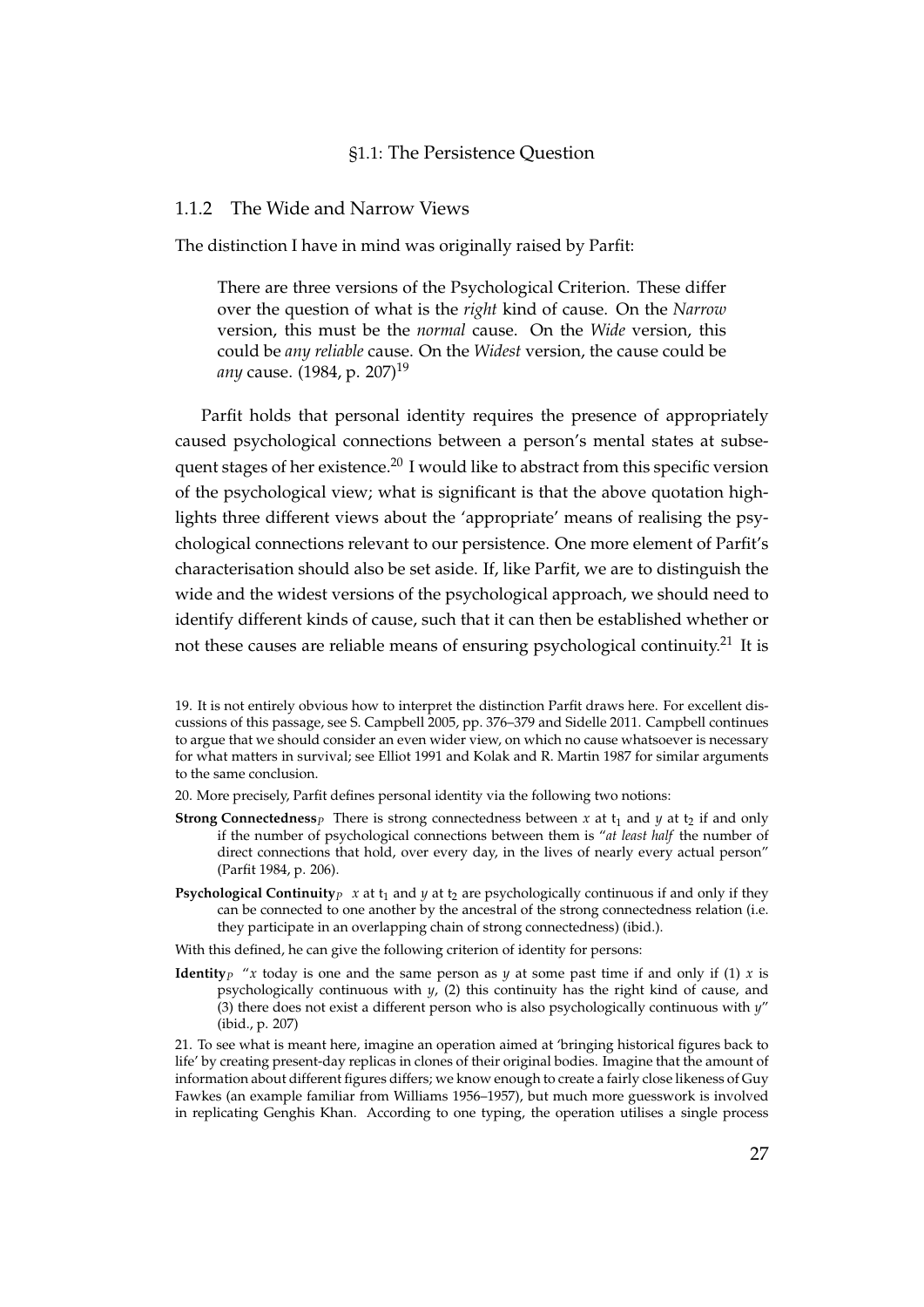### 1.1.2 The Wide and Narrow Views

The distinction I have in mind was originally raised by Parfit:

> There are three versions of the Psychological Criterion. These differ over the question of what is the *right* kind of cause. On the *Narrow* version, this must be the *normal* cause. On the *Wide* version, this could be *any reliable* cause. On the *Widest* version, the cause could be *any* cause. (1984, p. 207)[19]

Parfit holds that personal identity requires the presence of appropriately caused psychological connections between a person's mental states at subsequent stages of her existence.[20] I would like to abstract from this specific version of the psychological view; what is significant is that the above quotation highlights three different views about the 'appropriate' means of realising the psychological connections relevant to our persistence. One more element of Parfit's characterisation should also be set aside. If, like Parfit, we are to distinguish the wide and the widest versions of the psychological approach, we should need to identify different kinds of cause, such that it can then be established whether or not these causes are reliable means of ensuring psychological continuity.[21] It is

19. It is not entirely obvious how to interpret the distinction Parfit draws here. For excellent discussions of this passage, see S. Campbell 2005, pp. 376–379 and Sidelle 2011. Campbell continues to argue that we should consider an even wider view, on which no cause whatsoever is necessary for what matters in survival; see Elliot 1991 and Kolak and R. Martin 1987 for similar arguments to the same conclusion.

20. More precisely, Parfit defines personal identity via the following two notions:

**Strong Connectedness**$_P$ There is strong connectedness between $x$ at $t_1$ and $y$ at $t_2$ if and only if the number of psychological connections between them is "*at least half* the number of direct connections that hold, over every day, in the lives of nearly every actual person" (Parfit 1984, p. 206).

**Psychological Continuity**$_P$ $x$ at $t_1$ and $y$ at $t_2$ are psychologically continuous if and only if they can be connected to one another by the ancestral of the strong connectedness relation (i.e. they participate in an overlapping chain of strong connectedness) (ibid.).

With this defined, he can give the following criterion of identity for persons:

**Identity**$_P$ "$x$ today is one and the same person as $y$ at some past time if and only if (1) $x$ is psychologically continuous with $y$, (2) this continuity has the right kind of cause, and (3) there does not exist a different person who is also psychologically continuous with $y$" (ibid., p. 207)

21. To see what is meant here, imagine an operation aimed at 'bringing historical figures back to life' by creating present-day replicas in clones of their original bodies. Imagine that the amount of information about different figures differs; we know enough to create a fairly close likeness of Guy Fawkes (an example familiar from Williams 1956–1957), but much more guesswork is involved in replicating Genghis Khan. According to one typing, the operation utilises a single process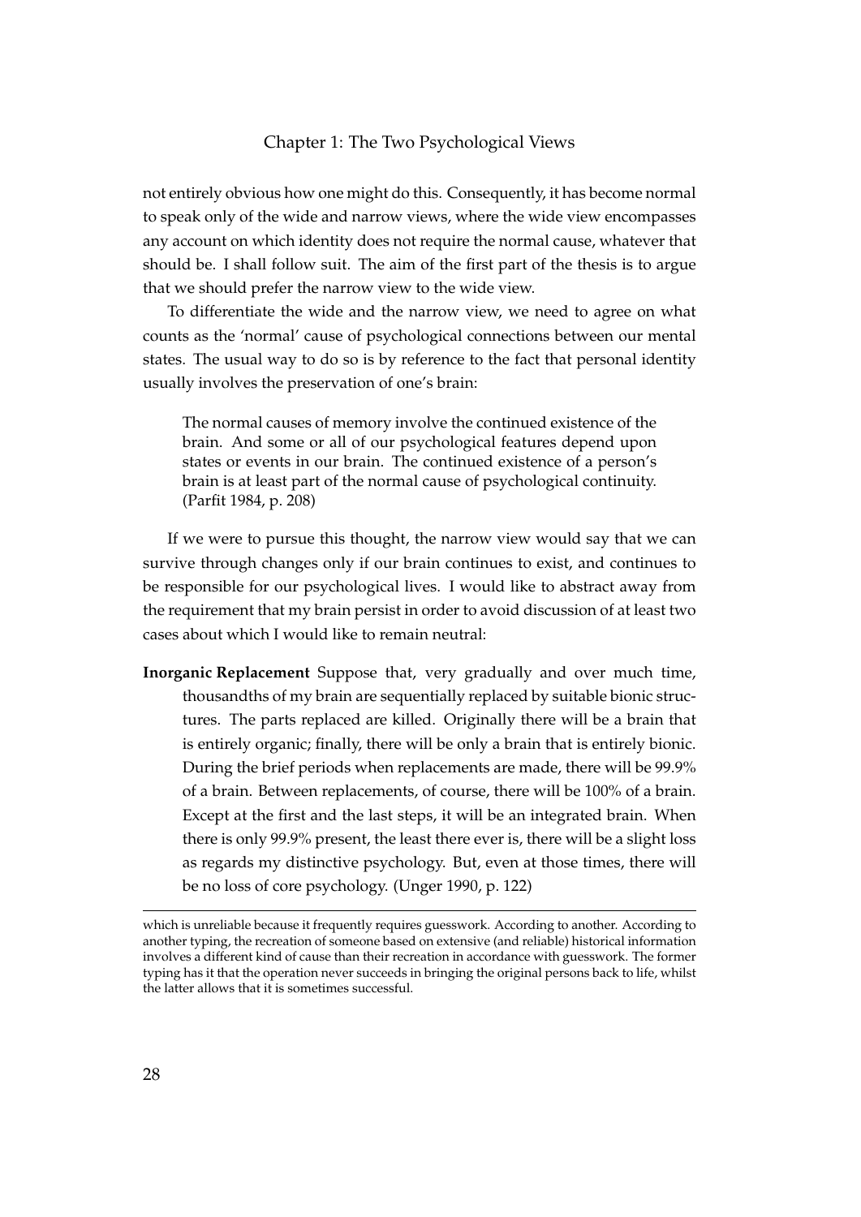not entirely obvious how one might do this. Consequently, it has become normal to speak only of the wide and narrow views, where the wide view encompasses any account on which identity does not require the normal cause, whatever that should be. I shall follow suit. The aim of the first part of the thesis is to argue that we should prefer the narrow view to the wide view.

To differentiate the wide and the narrow view, we need to agree on what counts as the 'normal' cause of psychological connections between our mental states. The usual way to do so is by reference to the fact that personal identity usually involves the preservation of one's brain:

> The normal causes of memory involve the continued existence of the brain. And some or all of our psychological features depend upon states or events in our brain. The continued existence of a person's brain is at least part of the normal cause of psychological continuity. (Parfit 1984, p. 208)

If we were to pursue this thought, the narrow view would say that we can survive through changes only if our brain continues to exist, and continues to be responsible for our psychological lives. I would like to abstract away from the requirement that my brain persist in order to avoid discussion of at least two cases about which I would like to remain neutral:

**Inorganic Replacement** Suppose that, very gradually and over much time, thousandths of my brain are sequentially replaced by suitable bionic structures. The parts replaced are killed. Originally there will be a brain that is entirely organic; finally, there will be only a brain that is entirely bionic. During the brief periods when replacements are made, there will be 99.9% of a brain. Between replacements, of course, there will be 100% of a brain. Except at the first and the last steps, it will be an integrated brain. When there is only 99.9% present, the least there ever is, there will be a slight loss as regards my distinctive psychology. But, even at those times, there will be no loss of core psychology. (Unger 1990, p. 122)

---

which is unreliable because it frequently requires guesswork. According to another. According to another typing, the recreation of someone based on extensive (and reliable) historical information involves a different kind of cause than their recreation in accordance with guesswork. The former typing has it that the operation never succeeds in bringing the original persons back to life, whilst the latter allows that it is sometimes successful.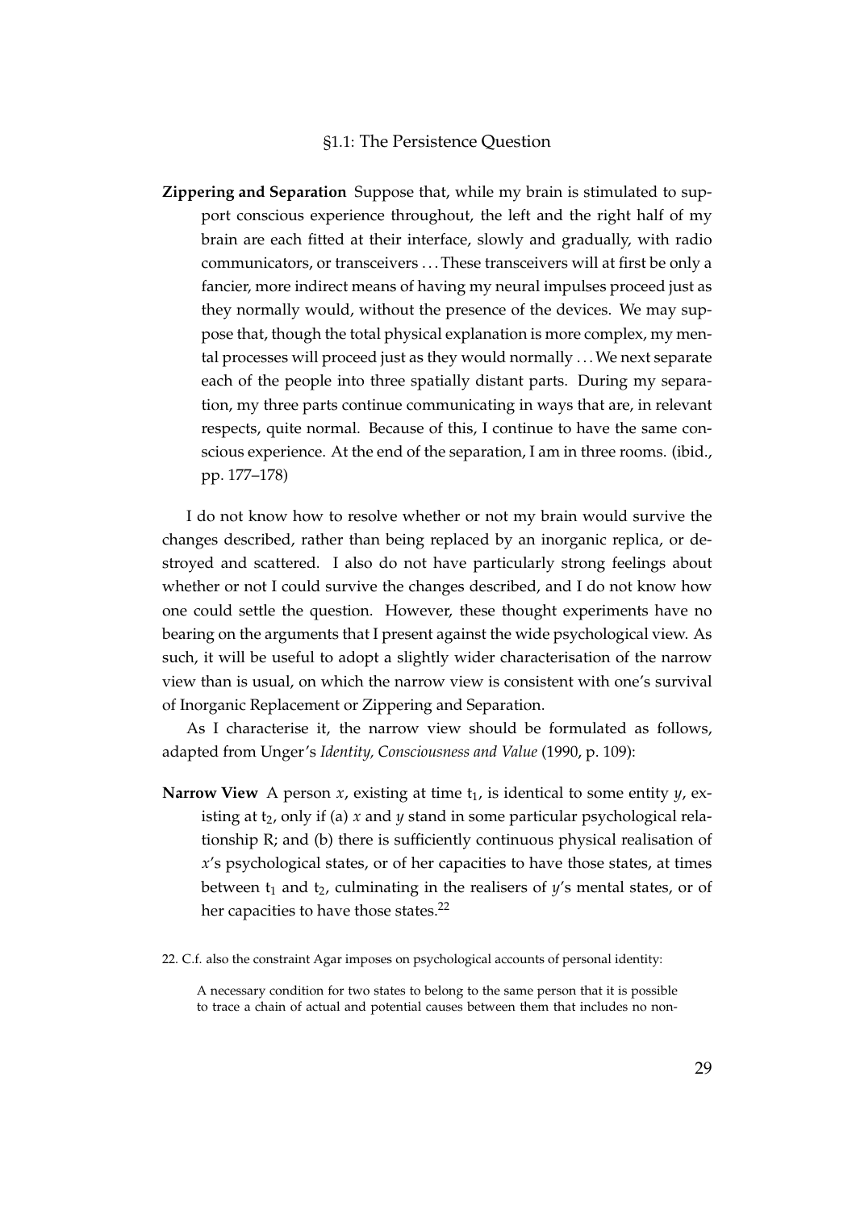**Zippering and Separation** Suppose that, while my brain is stimulated to support conscious experience throughout, the left and the right half of my brain are each fitted at their interface, slowly and gradually, with radio communicators, or transceivers . . . These transceivers will at first be only a fancier, more indirect means of having my neural impulses proceed just as they normally would, without the presence of the devices. We may suppose that, though the total physical explanation is more complex, my mental processes will proceed just as they would normally . . . We next separate each of the people into three spatially distant parts. During my separation, my three parts continue communicating in ways that are, in relevant respects, quite normal. Because of this, I continue to have the same conscious experience. At the end of the separation, I am in three rooms. (ibid., pp. 177–178)

I do not know how to resolve whether or not my brain would survive the changes described, rather than being replaced by an inorganic replica, or destroyed and scattered. I also do not have particularly strong feelings about whether or not I could survive the changes described, and I do not know how one could settle the question. However, these thought experiments have no bearing on the arguments that I present against the wide psychological view. As such, it will be useful to adopt a slightly wider characterisation of the narrow view than is usual, on which the narrow view is consistent with one's survival of Inorganic Replacement or Zippering and Separation.

As I characterise it, the narrow view should be formulated as follows, adapted from Unger's *Identity, Consciousness and Value* (1990, p. 109):

**Narrow View** A person $x$, existing at time $t_1$, is identical to some entity $y$, existing at $t_2$, only if (a) $x$ and $y$ stand in some particular psychological relationship R; and (b) there is sufficiently continuous physical realisation of $x$'s psychological states, or of her capacities to have those states, at times between $t_1$ and $t_2$, culminating in the realisers of $y$'s mental states, or of her capacities to have those states.[22]

22. C.f. also the constraint Agar imposes on psychological accounts of personal identity:

> A necessary condition for two states to belong to the same person that it is possible to trace a chain of actual and potential causes between them that includes no non-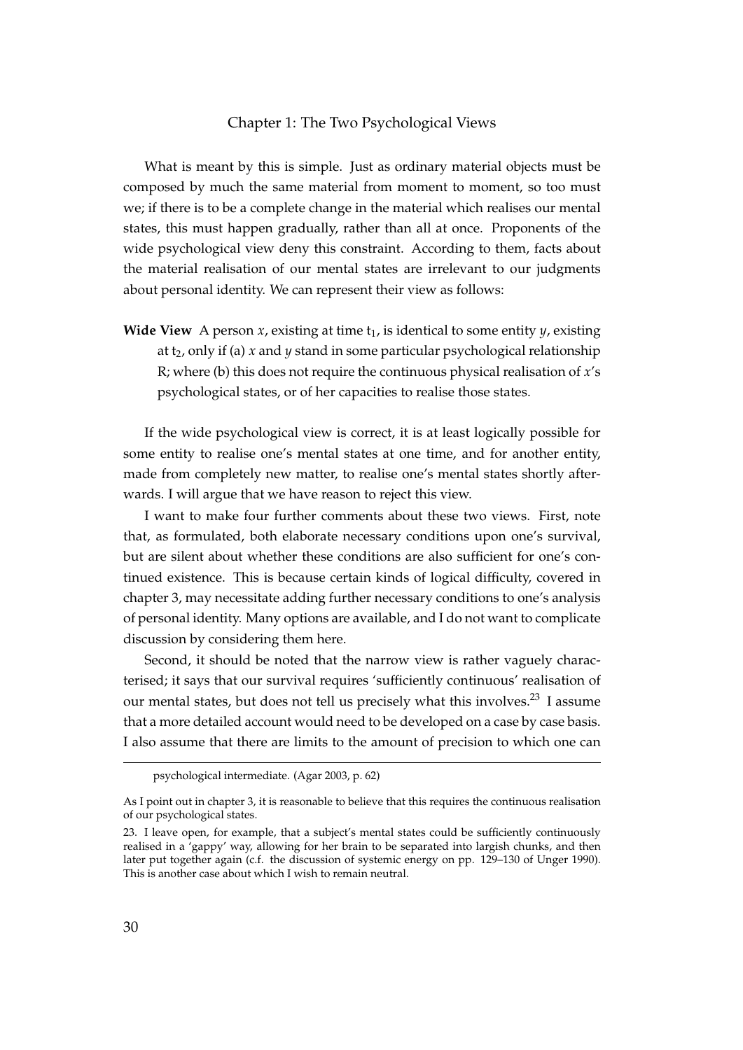What is meant by this is simple. Just as ordinary material objects must be composed by much the same material from moment to moment, so too must we; if there is to be a complete change in the material which realises our mental states, this must happen gradually, rather than all at once. Proponents of the wide psychological view deny this constraint. According to them, facts about the material realisation of our mental states are irrelevant to our judgments about personal identity. We can represent their view as follows:

**Wide View** A person $x$, existing at time $t_1$, is identical to some entity $y$, existing at $t_2$, only if (a) $x$ and $y$ stand in some particular psychological relationship R; where (b) this does not require the continuous physical realisation of $x$'s psychological states, or of her capacities to realise those states.

If the wide psychological view is correct, it is at least logically possible for some entity to realise one's mental states at one time, and for another entity, made from completely new matter, to realise one's mental states shortly afterwards. I will argue that we have reason to reject this view.

I want to make four further comments about these two views. First, note that, as formulated, both elaborate necessary conditions upon one's survival, but are silent about whether these conditions are also sufficient for one's continued existence. This is because certain kinds of logical difficulty, covered in chapter 3, may necessitate adding further necessary conditions to one's analysis of personal identity. Many options are available, and I do not want to complicate discussion by considering them here.

Second, it should be noted that the narrow view is rather vaguely characterised; it says that our survival requires 'sufficiently continuous' realisation of our mental states, but does not tell us precisely what this involves.[23] I assume that a more detailed account would need to be developed on a case by case basis. I also assume that there are limits to the amount of precision to which one can

---

psychological intermediate. (Agar 2003, p. 62)

As I point out in chapter 3, it is reasonable to believe that this requires the continuous realisation of our psychological states.

23. I leave open, for example, that a subject's mental states could be sufficiently continuously realised in a 'gappy' way, allowing for her brain to be separated into largish chunks, and then later put together again (c.f. the discussion of systemic energy on pp. 129–130 of Unger 1990). This is another case about which I wish to remain neutral.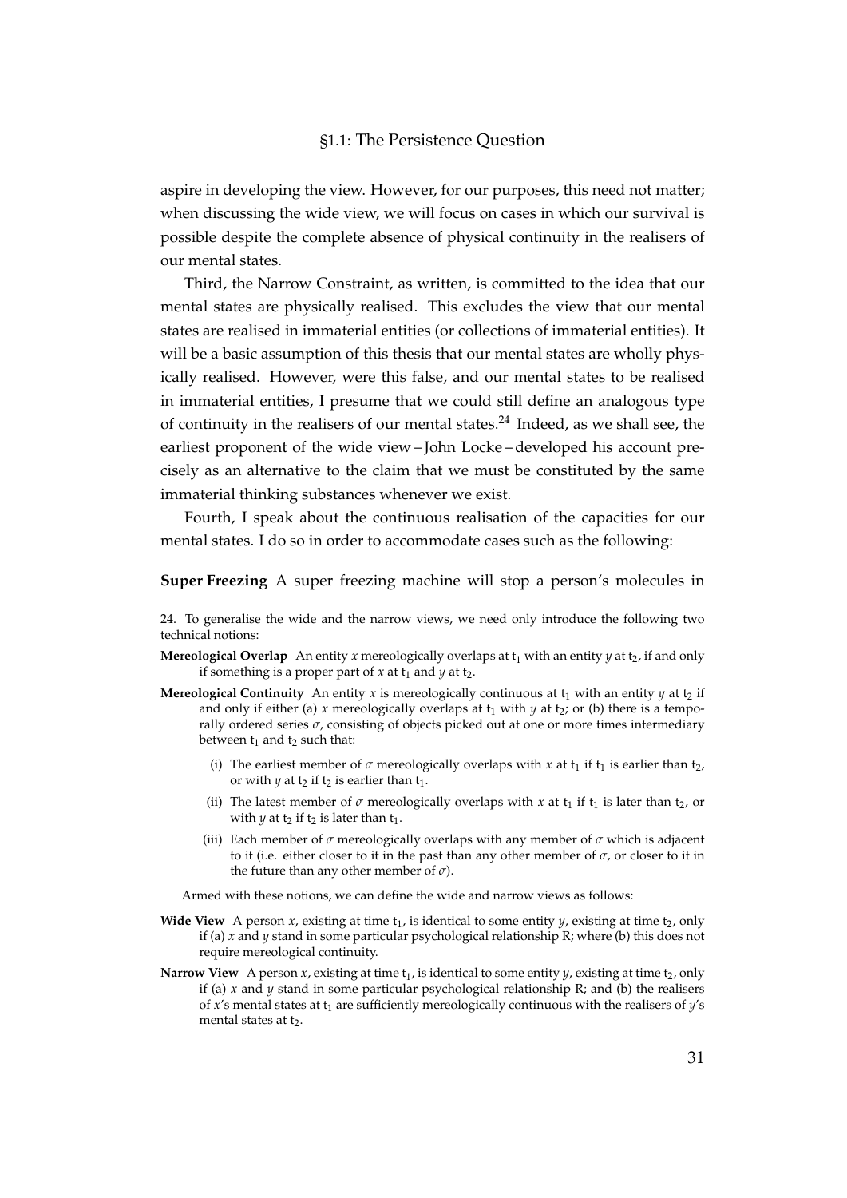aspire in developing the view. However, for our purposes, this need not matter; when discussing the wide view, we will focus on cases in which our survival is possible despite the complete absence of physical continuity in the realisers of our mental states.

Third, the Narrow Constraint, as written, is committed to the idea that our mental states are physically realised. This excludes the view that our mental states are realised in immaterial entities (or collections of immaterial entities). It will be a basic assumption of this thesis that our mental states are wholly physically realised. However, were this false, and our mental states to be realised in immaterial entities, I presume that we could still define an analogous type of continuity in the realisers of our mental states.[24] Indeed, as we shall see, the earliest proponent of the wide view – John Locke – developed his account precisely as an alternative to the claim that we must be constituted by the same immaterial thinking substances whenever we exist.

Fourth, I speak about the continuous realisation of the capacities for our mental states. I do so in order to accommodate cases such as the following:

**Super Freezing** A super freezing machine will stop a person's molecules in

---

24. To generalise the wide and the narrow views, we need only introduce the following two technical notions:

**Mereological Overlap** An entity $x$ mereologically overlaps at $t_1$ with an entity $y$ at $t_2$, if and only if something is a proper part of $x$ at $t_1$ and $y$ at $t_2$.

**Mereological Continuity** An entity $x$ is mereologically continuous at $t_1$ with an entity $y$ at $t_2$ if and only if either (a) $x$ mereologically overlaps at $t_1$ with $y$ at $t_2$; or (b) there is a temporally ordered series $\sigma$, consisting of objects picked out at one or more times intermediary between $t_1$ and $t_2$ such that:

(i) The earliest member of $\sigma$ mereologically overlaps with $x$ at $t_1$ if $t_1$ is earlier than $t_2$, or with $y$ at $t_2$ if $t_2$ is earlier than $t_1$.

(ii) The latest member of $\sigma$ mereologically overlaps with $x$ at $t_1$ if $t_1$ is later than $t_2$, or with $y$ at $t_2$ if $t_2$ is later than $t_1$.

(iii) Each member of $\sigma$ mereologically overlaps with any member of $\sigma$ which is adjacent to it (i.e. either closer to it in the past than any other member of $\sigma$, or closer to it in the future than any other member of $\sigma$).

Armed with these notions, we can define the wide and narrow views as follows:

**Wide View** A person $x$, existing at time $t_1$, is identical to some entity $y$, existing at time $t_2$, only if (a) $x$ and $y$ stand in some particular psychological relationship R; where (b) this does not require mereological continuity.

**Narrow View** A person $x$, existing at time $t_1$, is identical to some entity $y$, existing at time $t_2$, only if (a) $x$ and $y$ stand in some particular psychological relationship R; and (b) the realisers of $x$'s mental states at $t_1$ are sufficiently mereologically continuous with the realisers of $y$'s mental states at $t_2$.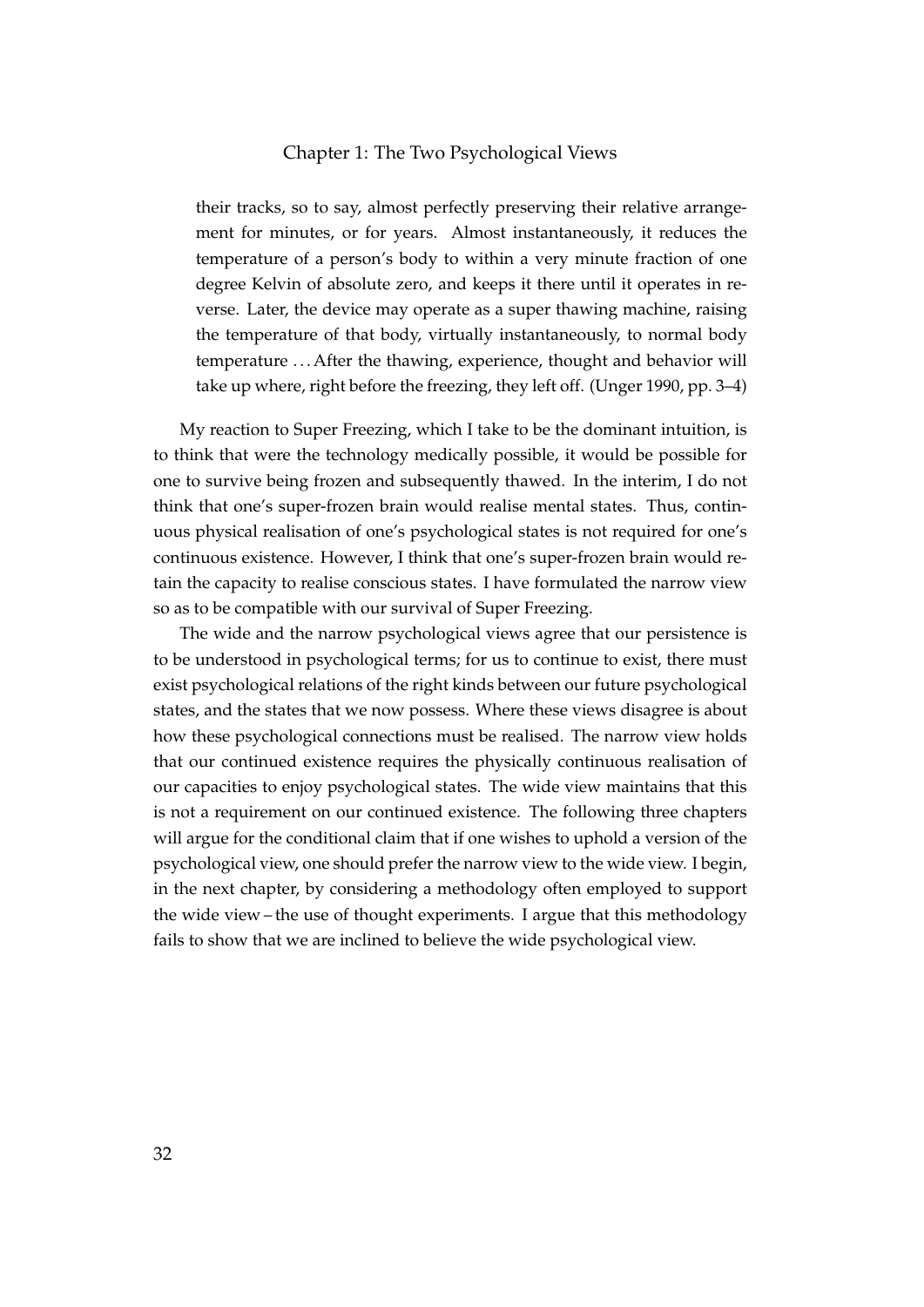> their tracks, so to say, almost perfectly preserving their relative arrangement for minutes, or for years. Almost instantaneously, it reduces the temperature of a person's body to within a very minute fraction of one degree Kelvin of absolute zero, and keeps it there until it operates in reverse. Later, the device may operate as a super thawing machine, raising the temperature of that body, virtually instantaneously, to normal body temperature ... After the thawing, experience, thought and behavior will take up where, right before the freezing, they left off. (Unger 1990, pp. 3–4)

My reaction to Super Freezing, which I take to be the dominant intuition, is to think that were the technology medically possible, it would be possible for one to survive being frozen and subsequently thawed. In the interim, I do not think that one's super-frozen brain would realise mental states. Thus, continuous physical realisation of one's psychological states is not required for one's continuous existence. However, I think that one's super-frozen brain would retain the capacity to realise conscious states. I have formulated the narrow view so as to be compatible with our survival of Super Freezing.

The wide and the narrow psychological views agree that our persistence is to be understood in psychological terms; for us to continue to exist, there must exist psychological relations of the right kinds between our future psychological states, and the states that we now possess. Where these views disagree is about how these psychological connections must be realised. The narrow view holds that our continued existence requires the physically continuous realisation of our capacities to enjoy psychological states. The wide view maintains that this is not a requirement on our continued existence. The following three chapters will argue for the conditional claim that if one wishes to uphold a version of the psychological view, one should prefer the narrow view to the wide view. I begin, in the next chapter, by considering a methodology often employed to support the wide view – the use of thought experiments. I argue that this methodology fails to show that we are inclined to believe the wide psychological view.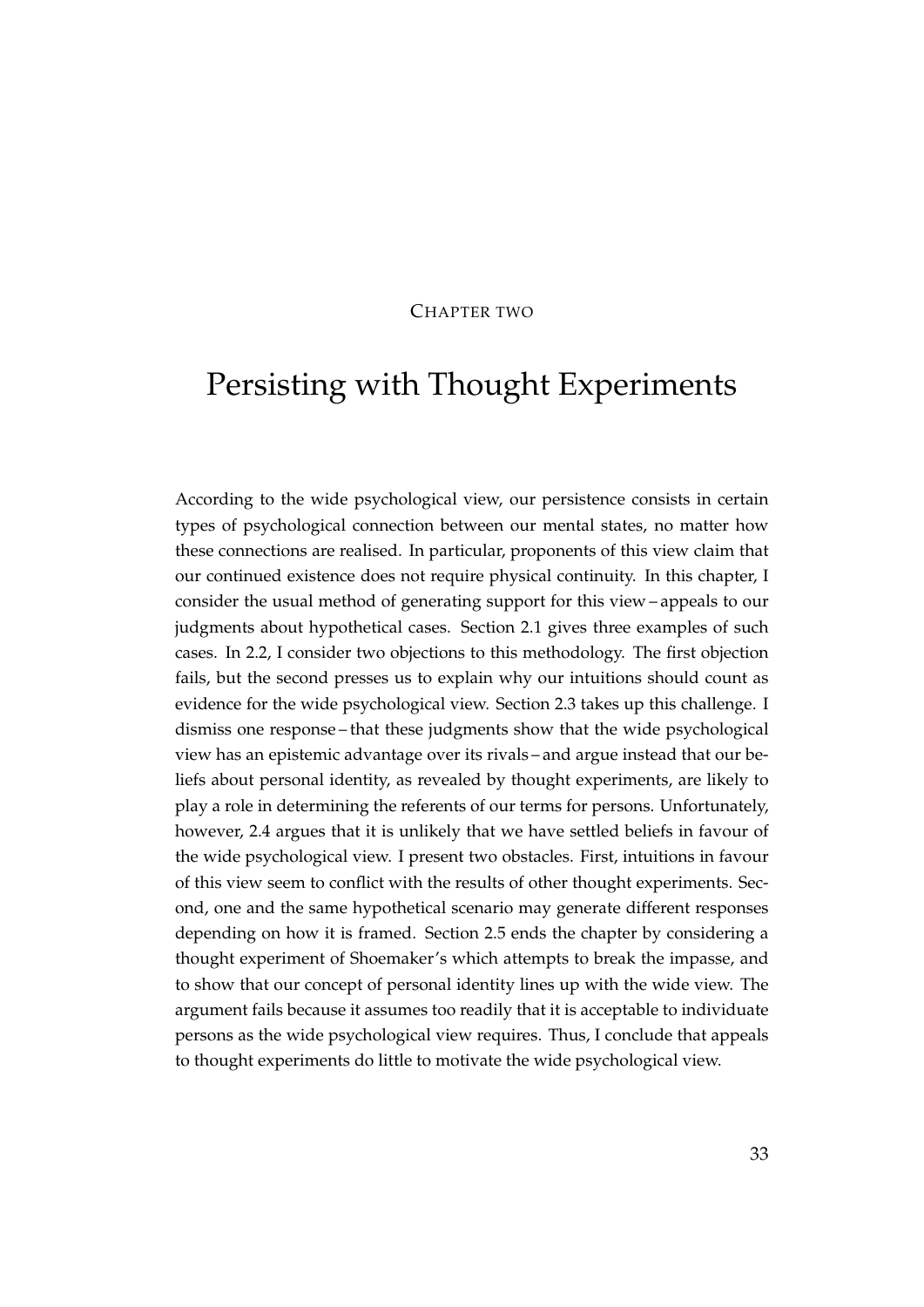Chapter two

# Persisting with Thought Experiments

According to the wide psychological view, our persistence consists in certain types of psychological connection between our mental states, no matter how these connections are realised. In particular, proponents of this view claim that our continued existence does not require physical continuity. In this chapter, I consider the usual method of generating support for this view – appeals to our judgments about hypothetical cases. Section 2.1 gives three examples of such cases. In 2.2, I consider two objections to this methodology. The first objection fails, but the second presses us to explain why our intuitions should count as evidence for the wide psychological view. Section 2.3 takes up this challenge. I dismiss one response – that these judgments show that the wide psychological view has an epistemic advantage over its rivals – and argue instead that our beliefs about personal identity, as revealed by thought experiments, are likely to play a role in determining the referents of our terms for persons. Unfortunately, however, 2.4 argues that it is unlikely that we have settled beliefs in favour of the wide psychological view. I present two obstacles. First, intuitions in favour of this view seem to conflict with the results of other thought experiments. Second, one and the same hypothetical scenario may generate different responses depending on how it is framed. Section 2.5 ends the chapter by considering a thought experiment of Shoemaker's which attempts to break the impasse, and to show that our concept of personal identity lines up with the wide view. The argument fails because it assumes too readily that it is acceptable to individuate persons as the wide psychological view requires. Thus, I conclude that appeals to thought experiments do little to motivate the wide psychological view.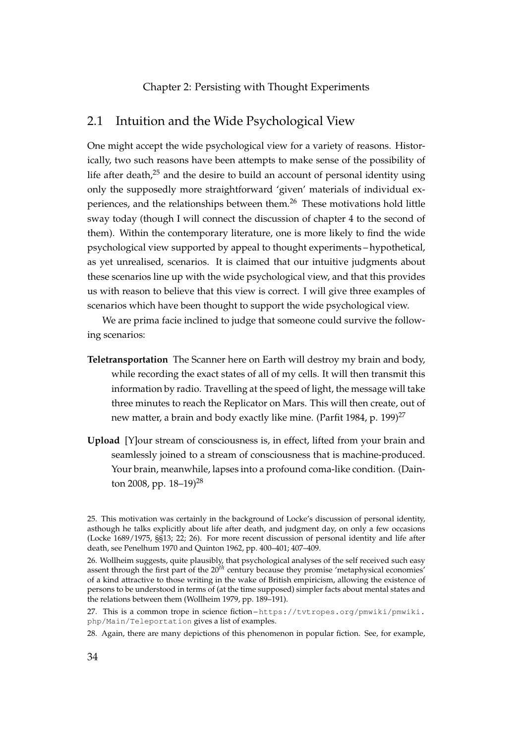## 2.1 Intuition and the Wide Psychological View

One might accept the wide psychological view for a variety of reasons. Historically, two such reasons have been attempts to make sense of the possibility of life after death,[25] and the desire to build an account of personal identity using only the supposedly more straightforward 'given' materials of individual experiences, and the relationships between them.[26] These motivations hold little sway today (though I will connect the discussion of chapter 4 to the second of them). Within the contemporary literature, one is more likely to find the wide psychological view supported by appeal to thought experiments – hypothetical, as yet unrealised, scenarios. It is claimed that our intuitive judgments about these scenarios line up with the wide psychological view, and that this provides us with reason to believe that this view is correct. I will give three examples of scenarios which have been thought to support the wide psychological view.

We are prima facie inclined to judge that someone could survive the following scenarios:

**Teletransportation** The Scanner here on Earth will destroy my brain and body, while recording the exact states of all of my cells. It will then transmit this information by radio. Travelling at the speed of light, the message will take three minutes to reach the Replicator on Mars. This will then create, out of new matter, a brain and body exactly like mine. (Parfit 1984, p. 199)[27]

**Upload** [Y]our stream of consciousness is, in effect, lifted from your brain and seamlessly joined to a stream of consciousness that is machine-produced. Your brain, meanwhile, lapses into a profound coma-like condition. (Dainton 2008, pp. 18–19)[28]

25. This motivation was certainly in the background of Locke's discussion of personal identity, asthough he talks explicitly about life after death, and judgment day, on only a few occasions (Locke 1689/1975, §§13; 22; 26). For more recent discussion of personal identity and life after death, see Penelhum 1970 and Quinton 1962, pp. 400–401; 407–409.

26. Wollheim suggests, quite plausibly, that psychological analyses of the self received such easy assent through the first part of the 20$^{th}$ century because they promise 'metaphysical economies' of a kind attractive to those writing in the wake of British empiricism, allowing the existence of persons to be understood in terms of (at the time supposed) simpler facts about mental states and the relations between them (Wollheim 1979, pp. 189–191).

27. This is a common trope in science fiction – https://tvtropes.org/pmwiki/pmwiki.php/Main/Teleportation gives a list of examples.

28. Again, there are many depictions of this phenomenon in popular fiction. See, for example,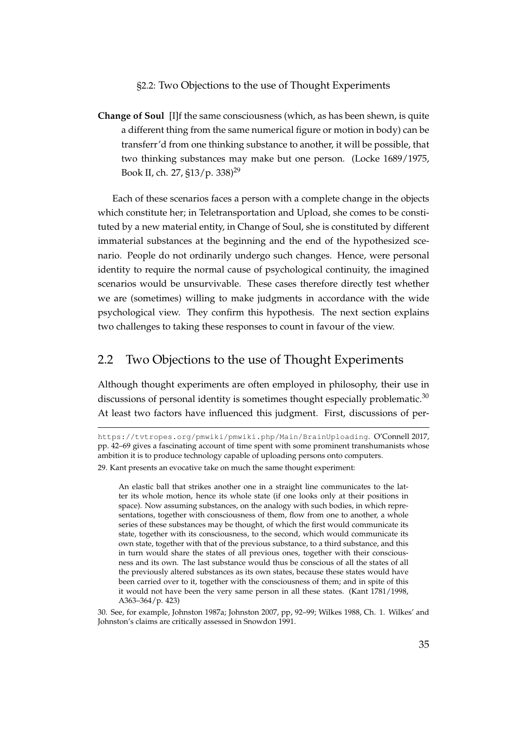**Change of Soul** [I]f the same consciousness (which, as has been shewn, is quite a different thing from the same numerical figure or motion in body) can be transferr'd from one thinking substance to another, it will be possible, that two thinking substances may make but one person. (Locke 1689/1975, Book II, ch. 27, §13/p. 338)[29]

Each of these scenarios faces a person with a complete change in the objects which constitute her; in Teletransportation and Upload, she comes to be constituted by a new material entity, in Change of Soul, she is constituted by different immaterial substances at the beginning and the end of the hypothesized scenario. People do not ordinarily undergo such changes. Hence, were personal identity to require the normal cause of psychological continuity, the imagined scenarios would be unsurvivable. These cases therefore directly test whether we are (sometimes) willing to make judgments in accordance with the wide psychological view. They confirm this hypothesis. The next section explains two challenges to taking these responses to count in favour of the view.

## 2.2 Two Objections to the use of Thought Experiments

Although thought experiments are often employed in philosophy, their use in discussions of personal identity is sometimes thought especially problematic.[30] At least two factors have influenced this judgment. First, discussions of per-

---

https://tvtropes.org/pmwiki/pmwiki.php/Main/BrainUploading. O'Connell 2017, pp. 42–69 gives a fascinating account of time spent with some prominent transhumanists whose ambition it is to produce technology capable of uploading persons onto computers.

29. Kant presents an evocative take on much the same thought experiment:

> An elastic ball that strikes another one in a straight line communicates to the latter its whole motion, hence its whole state (if one looks only at their positions in space). Now assuming substances, on the analogy with such bodies, in which representations, together with consciousness of them, flow from one to another, a whole series of these substances may be thought, of which the first would communicate its state, together with its consciousness, to the second, which would communicate its own state, together with that of the previous substance, to a third substance, and this in turn would share the states of all previous ones, together with their consciousness and its own. The last substance would thus be conscious of all the states of all the previously altered substances as its own states, because these states would have been carried over to it, together with the consciousness of them; and in spite of this it would not have been the very same person in all these states. (Kant 1781/1998, A363–364/p. 423)

30. See, for example, Johnston 1987a; Johnston 2007, pp, 92–99; Wilkes 1988, Ch. 1. Wilkes' and Johnston's claims are critically assessed in Snowdon 1991.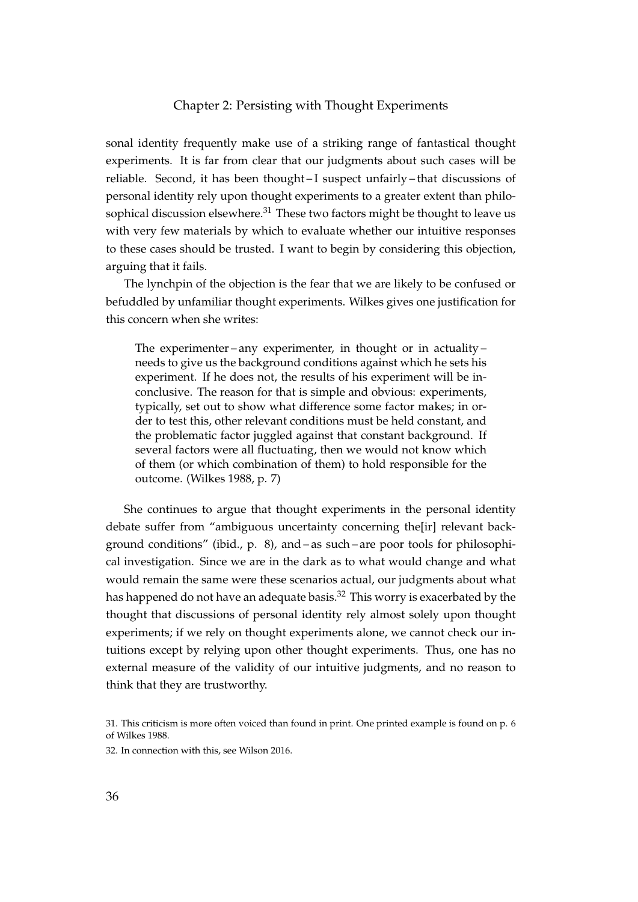sonal identity frequently make use of a striking range of fantastical thought experiments. It is far from clear that our judgments about such cases will be reliable. Second, it has been thought – I suspect unfairly – that discussions of personal identity rely upon thought experiments to a greater extent than philosophical discussion elsewhere.[31] These two factors might be thought to leave us with very few materials by which to evaluate whether our intuitive responses to these cases should be trusted. I want to begin by considering this objection, arguing that it fails.

The lynchpin of the objection is the fear that we are likely to be confused or befuddled by unfamiliar thought experiments. Wilkes gives one justification for this concern when she writes:

> The experimenter – any experimenter, in thought or in actuality – needs to give us the background conditions against which he sets his experiment. If he does not, the results of his experiment will be inconclusive. The reason for that is simple and obvious: experiments, typically, set out to show what difference some factor makes; in order to test this, other relevant conditions must be held constant, and the problematic factor juggled against that constant background. If several factors were all fluctuating, then we would not know which of them (or which combination of them) to hold responsible for the outcome. (Wilkes 1988, p. 7)

She continues to argue that thought experiments in the personal identity debate suffer from "ambiguous uncertainty concerning the[ir] relevant background conditions" (ibid., p. 8), and – as such – are poor tools for philosophical investigation. Since we are in the dark as to what would change and what would remain the same were these scenarios actual, our judgments about what has happened do not have an adequate basis.[32] This worry is exacerbated by the thought that discussions of personal identity rely almost solely upon thought experiments; if we rely on thought experiments alone, we cannot check our intuitions except by relying upon other thought experiments. Thus, one has no external measure of the validity of our intuitive judgments, and no reason to think that they are trustworthy.

31. This criticism is more often voiced than found in print. One printed example is found on p. 6 of Wilkes 1988.

32. In connection with this, see Wilson 2016.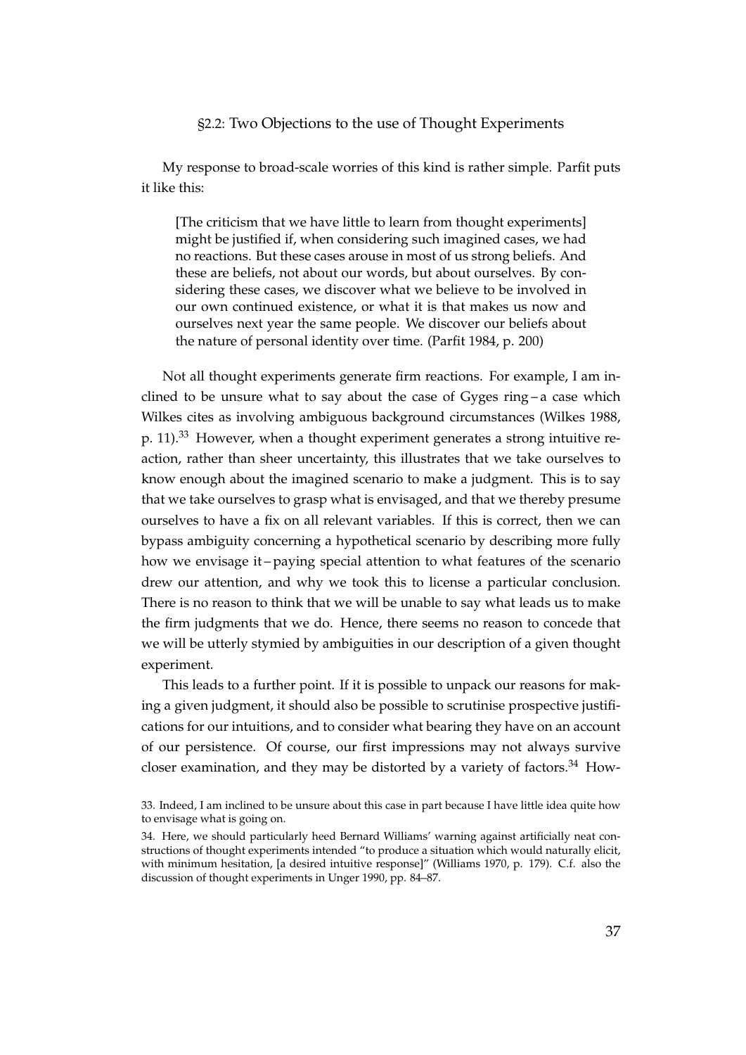§2.2: Two Objections to the use of Thought Experiments

My response to broad-scale worries of this kind is rather simple. Parfit puts it like this:

> [The criticism that we have little to learn from thought experiments] might be justified if, when considering such imagined cases, we had no reactions. But these cases arouse in most of us strong beliefs. And these are beliefs, not about our words, but about ourselves. By considering these cases, we discover what we believe to be involved in our own continued existence, or what it is that makes us now and ourselves next year the same people. We discover our beliefs about the nature of personal identity over time. (Parfit 1984, p. 200)

Not all thought experiments generate firm reactions. For example, I am inclined to be unsure what to say about the case of Gyges ring – a case which Wilkes cites as involving ambiguous background circumstances (Wilkes 1988, p. 11).[33] However, when a thought experiment generates a strong intuitive reaction, rather than sheer uncertainty, this illustrates that we take ourselves to know enough about the imagined scenario to make a judgment. This is to say that we take ourselves to grasp what is envisaged, and that we thereby presume ourselves to have a fix on all relevant variables. If this is correct, then we can bypass ambiguity concerning a hypothetical scenario by describing more fully how we envisage it – paying special attention to what features of the scenario drew our attention, and why we took this to license a particular conclusion. There is no reason to think that we will be unable to say what leads us to make the firm judgments that we do. Hence, there seems no reason to concede that we will be utterly stymied by ambiguities in our description of a given thought experiment.

This leads to a further point. If it is possible to unpack our reasons for making a given judgment, it should also be possible to scrutinise prospective justifications for our intuitions, and to consider what bearing they have on an account of our persistence. Of course, our first impressions may not always survive closer examination, and they may be distorted by a variety of factors.[34] How-

33. Indeed, I am inclined to be unsure about this case in part because I have little idea quite how to envisage what is going on.

34. Here, we should particularly heed Bernard Williams' warning against artificially neat constructions of thought experiments intended "to produce a situation which would naturally elicit, with minimum hesitation, [a desired intuitive response]" (Williams 1970, p. 179). C.f. also the discussion of thought experiments in Unger 1990, pp. 84–87.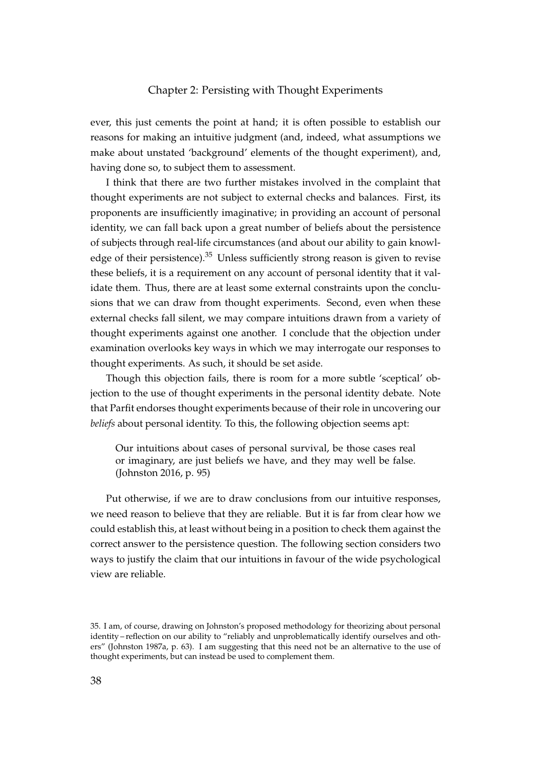ever, this just cements the point at hand; it is often possible to establish our reasons for making an intuitive judgment (and, indeed, what assumptions we make about unstated 'background' elements of the thought experiment), and, having done so, to subject them to assessment.

I think that there are two further mistakes involved in the complaint that thought experiments are not subject to external checks and balances. First, its proponents are insufficiently imaginative; in providing an account of personal identity, we can fall back upon a great number of beliefs about the persistence of subjects through real-life circumstances (and about our ability to gain knowledge of their persistence).[35] Unless sufficiently strong reason is given to revise these beliefs, it is a requirement on any account of personal identity that it validate them. Thus, there are at least some external constraints upon the conclusions that we can draw from thought experiments. Second, even when these external checks fall silent, we may compare intuitions drawn from a variety of thought experiments against one another. I conclude that the objection under examination overlooks key ways in which we may interrogate our responses to thought experiments. As such, it should be set aside.

Though this objection fails, there is room for a more subtle 'sceptical' objection to the use of thought experiments in the personal identity debate. Note that Parfit endorses thought experiments because of their role in uncovering our *beliefs* about personal identity. To this, the following objection seems apt:

> Our intuitions about cases of personal survival, be those cases real or imaginary, are just beliefs we have, and they may well be false. (Johnston 2016, p. 95)

Put otherwise, if we are to draw conclusions from our intuitive responses, we need reason to believe that they are reliable. But it is far from clear how we could establish this, at least without being in a position to check them against the correct answer to the persistence question. The following section considers two ways to justify the claim that our intuitions in favour of the wide psychological view are reliable.

35. I am, of course, drawing on Johnston's proposed methodology for theorizing about personal identity – reflection on our ability to "reliably and unproblematically identify ourselves and others" (Johnston 1987a, p. 63). I am suggesting that this need not be an alternative to the use of thought experiments, but can instead be used to complement them.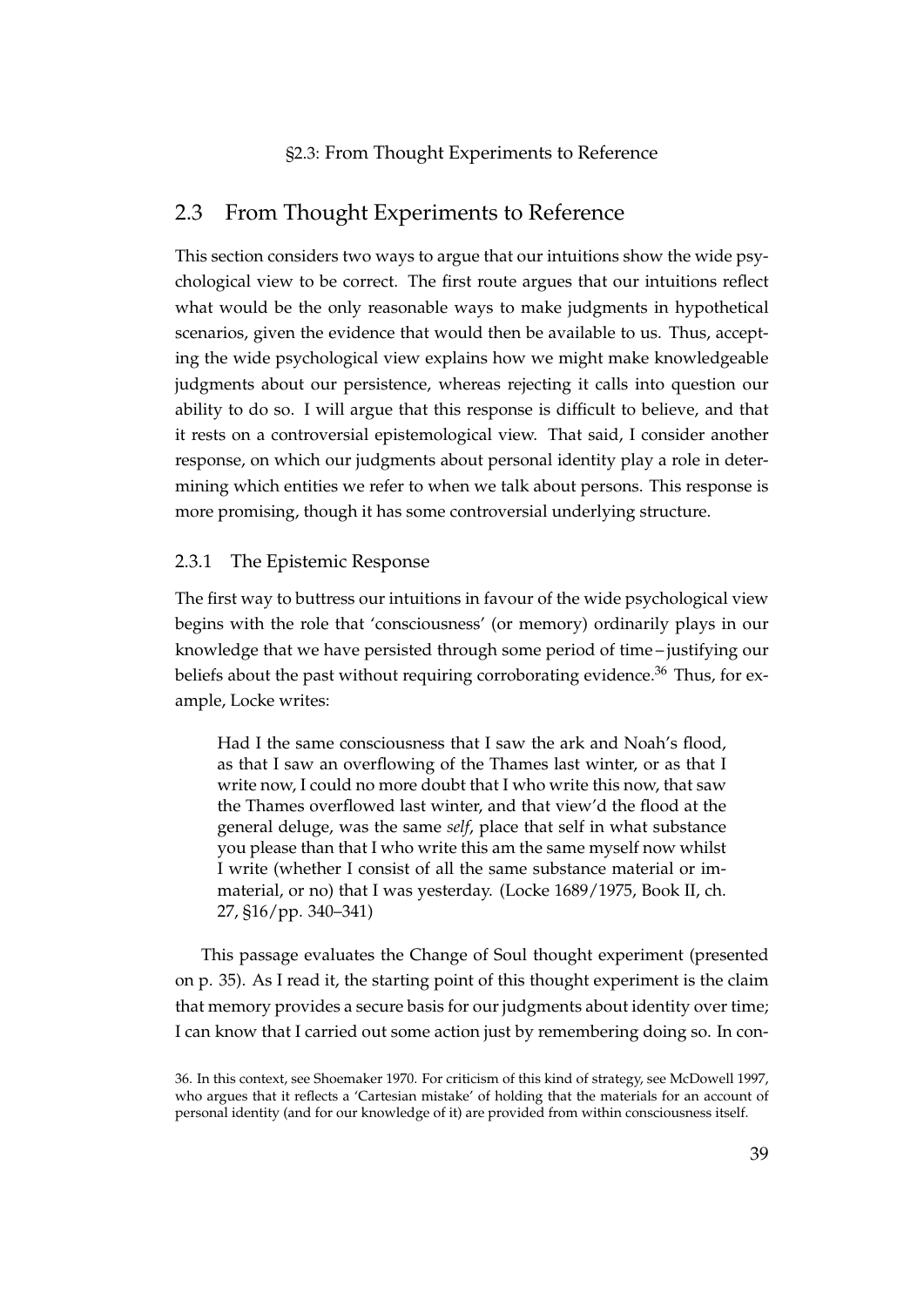## 2.3 From Thought Experiments to Reference

This section considers two ways to argue that our intuitions show the wide psychological view to be correct. The first route argues that our intuitions reflect what would be the only reasonable ways to make judgments in hypothetical scenarios, given the evidence that would then be available to us. Thus, accepting the wide psychological view explains how we might make knowledgeable judgments about our persistence, whereas rejecting it calls into question our ability to do so. I will argue that this response is difficult to believe, and that it rests on a controversial epistemological view. That said, I consider another response, on which our judgments about personal identity play a role in determining which entities we refer to when we talk about persons. This response is more promising, though it has some controversial underlying structure.

### 2.3.1 The Epistemic Response

The first way to buttress our intuitions in favour of the wide psychological view begins with the role that 'consciousness' (or memory) ordinarily plays in our knowledge that we have persisted through some period of time – justifying our beliefs about the past without requiring corroborating evidence.[36] Thus, for example, Locke writes:

> Had I the same consciousness that I saw the ark and Noah's flood, as that I saw an overflowing of the Thames last winter, or as that I write now, I could no more doubt that I who write this now, that saw the Thames overflowed last winter, and that view'd the flood at the general deluge, was the same *self*, place that self in what substance you please than that I who write this am the same myself now whilst I write (whether I consist of all the same substance material or immaterial, or no) that I was yesterday. (Locke 1689/1975, Book II, ch. 27, §16/pp. 340–341)

This passage evaluates the Change of Soul thought experiment (presented on p. 35). As I read it, the starting point of this thought experiment is the claim that memory provides a secure basis for our judgments about identity over time; I can know that I carried out some action just by remembering doing so. In con-

36. In this context, see Shoemaker 1970. For criticism of this kind of strategy, see McDowell 1997, who argues that it reflects a 'Cartesian mistake' of holding that the materials for an account of personal identity (and for our knowledge of it) are provided from within consciousness itself.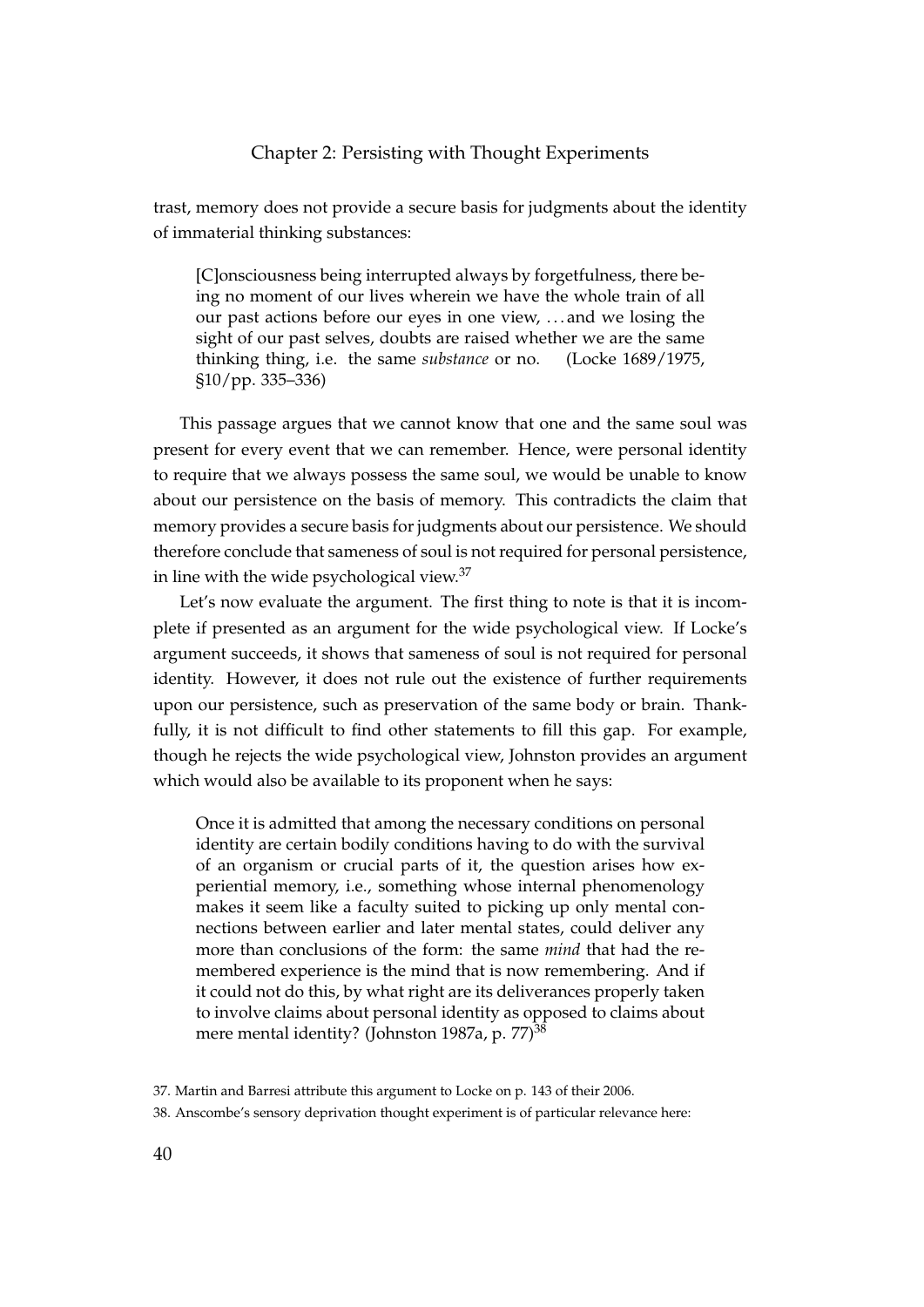trast, memory does not provide a secure basis for judgments about the identity of immaterial thinking substances:

> [C]onsciousness being interrupted always by forgetfulness, there being no moment of our lives wherein we have the whole train of all our past actions before our eyes in one view, . . . and we losing the sight of our past selves, doubts are raised whether we are the same thinking thing, i.e. the same *substance* or no. (Locke 1689/1975, §10/pp. 335–336)

This passage argues that we cannot know that one and the same soul was present for every event that we can remember. Hence, were personal identity to require that we always possess the same soul, we would be unable to know about our persistence on the basis of memory. This contradicts the claim that memory provides a secure basis for judgments about our persistence. We should therefore conclude that sameness of soul is not required for personal persistence, in line with the wide psychological view.[37]

Let's now evaluate the argument. The first thing to note is that it is incomplete if presented as an argument for the wide psychological view. If Locke's argument succeeds, it shows that sameness of soul is not required for personal identity. However, it does not rule out the existence of further requirements upon our persistence, such as preservation of the same body or brain. Thankfully, it is not difficult to find other statements to fill this gap. For example, though he rejects the wide psychological view, Johnston provides an argument which would also be available to its proponent when he says:

> Once it is admitted that among the necessary conditions on personal identity are certain bodily conditions having to do with the survival of an organism or crucial parts of it, the question arises how experiential memory, i.e., something whose internal phenomenology makes it seem like a faculty suited to picking up only mental connections between earlier and later mental states, could deliver any more than conclusions of the form: the same *mind* that had the remembered experience is the mind that is now remembering. And if it could not do this, by what right are its deliverances properly taken to involve claims about personal identity as opposed to claims about mere mental identity? (Johnston 1987a, p. 77)[38]

37. Martin and Barresi attribute this argument to Locke on p. 143 of their 2006.

38. Anscombe's sensory deprivation thought experiment is of particular relevance here: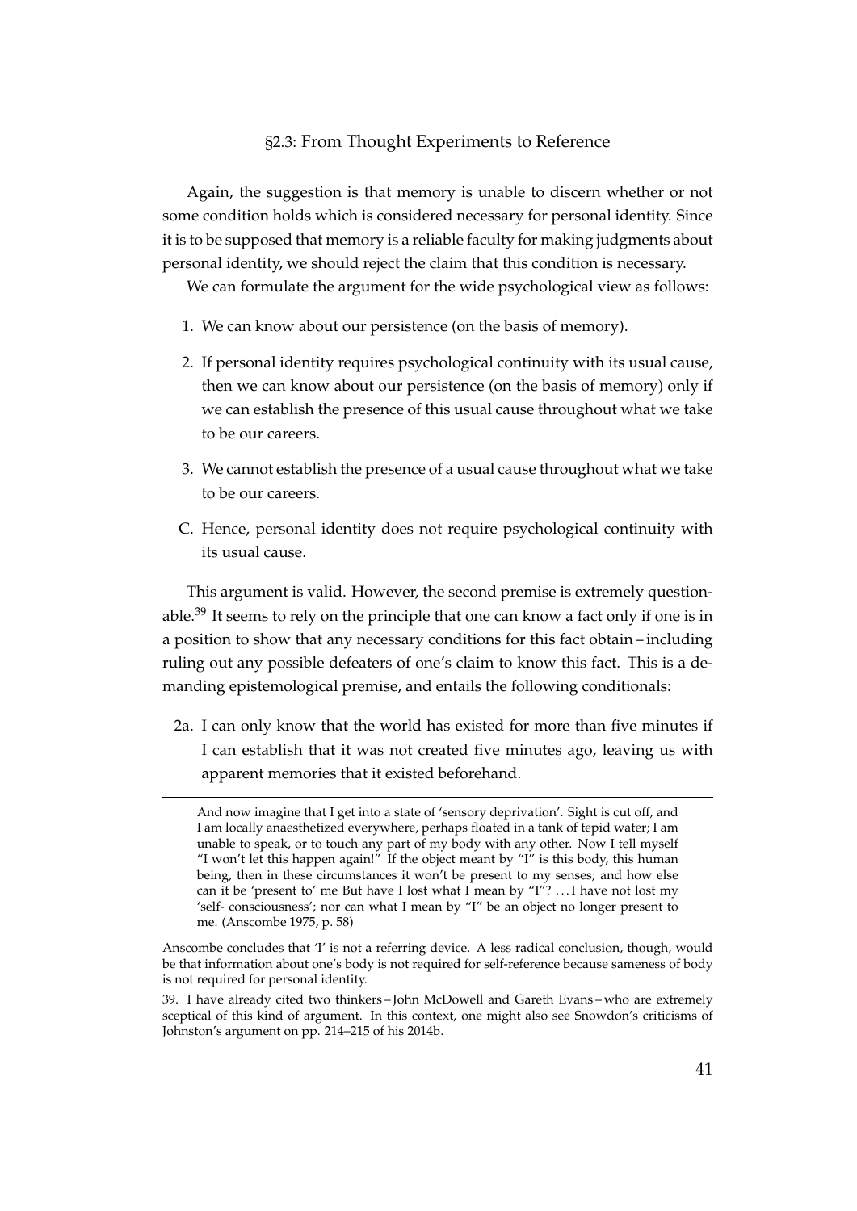Again, the suggestion is that memory is unable to discern whether or not some condition holds which is considered necessary for personal identity. Since it is to be supposed that memory is a reliable faculty for making judgments about personal identity, we should reject the claim that this condition is necessary.

We can formulate the argument for the wide psychological view as follows:

1. We can know about our persistence (on the basis of memory).
2. If personal identity requires psychological continuity with its usual cause, then we can know about our persistence (on the basis of memory) only if we can establish the presence of this usual cause throughout what we take to be our careers.
3. We cannot establish the presence of a usual cause throughout what we take to be our careers.

C. Hence, personal identity does not require psychological continuity with its usual cause.

This argument is valid. However, the second premise is extremely questionable.[39] It seems to rely on the principle that one can know a fact only if one is in a position to show that any necessary conditions for this fact obtain – including ruling out any possible defeaters of one's claim to know this fact. This is a demanding epistemological premise, and entails the following conditionals:

2a. I can only know that the world has existed for more than five minutes if I can establish that it was not created five minutes ago, leaving us with apparent memories that it existed beforehand.

---

> And now imagine that I get into a state of 'sensory deprivation'. Sight is cut off, and I am locally anaesthetized everywhere, perhaps floated in a tank of tepid water; I am unable to speak, or to touch any part of my body with any other. Now I tell myself "I won't let this happen again!" If the object meant by "I" is this body, this human being, then in these circumstances it won't be present to my senses; and how else can it be 'present to' me But have I lost what I mean by "I"? . . . I have not lost my 'self- consciousness'; nor can what I mean by "I" be an object no longer present to me. (Anscombe 1975, p. 58)

Anscombe concludes that 'I' is not a referring device. A less radical conclusion, though, would be that information about one's body is not required for self-reference because sameness of body is not required for personal identity.

39. I have already cited two thinkers – John McDowell and Gareth Evans – who are extremely sceptical of this kind of argument. In this context, one might also see Snowdon's criticisms of Johnston's argument on pp. 214–215 of his 2014b.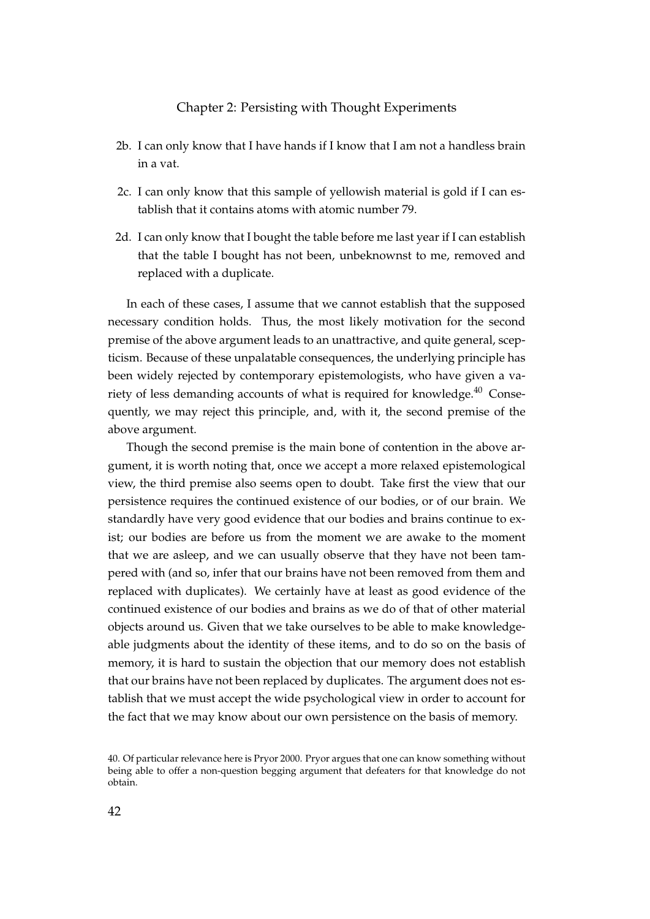2b. I can only know that I have hands if I know that I am not a handless brain in a vat.

2c. I can only know that this sample of yellowish material is gold if I can establish that it contains atoms with atomic number 79.

2d. I can only know that I bought the table before me last year if I can establish that the table I bought has not been, unbeknownst to me, removed and replaced with a duplicate.

In each of these cases, I assume that we cannot establish that the supposed necessary condition holds. Thus, the most likely motivation for the second premise of the above argument leads to an unattractive, and quite general, scepticism. Because of these unpalatable consequences, the underlying principle has been widely rejected by contemporary epistemologists, who have given a variety of less demanding accounts of what is required for knowledge.[40] Consequently, we may reject this principle, and, with it, the second premise of the above argument.

Though the second premise is the main bone of contention in the above argument, it is worth noting that, once we accept a more relaxed epistemological view, the third premise also seems open to doubt. Take first the view that our persistence requires the continued existence of our bodies, or of our brain. We standardly have very good evidence that our bodies and brains continue to exist; our bodies are before us from the moment we are awake to the moment that we are asleep, and we can usually observe that they have not been tampered with (and so, infer that our brains have not been removed from them and replaced with duplicates). We certainly have at least as good evidence of the continued existence of our bodies and brains as we do of that of other material objects around us. Given that we take ourselves to be able to make knowledgeable judgments about the identity of these items, and to do so on the basis of memory, it is hard to sustain the objection that our memory does not establish that our brains have not been replaced by duplicates. The argument does not establish that we must accept the wide psychological view in order to account for the fact that we may know about our own persistence on the basis of memory.

40. Of particular relevance here is Pryor 2000. Pryor argues that one can know something without being able to offer a non-question begging argument that defeaters for that knowledge do not obtain.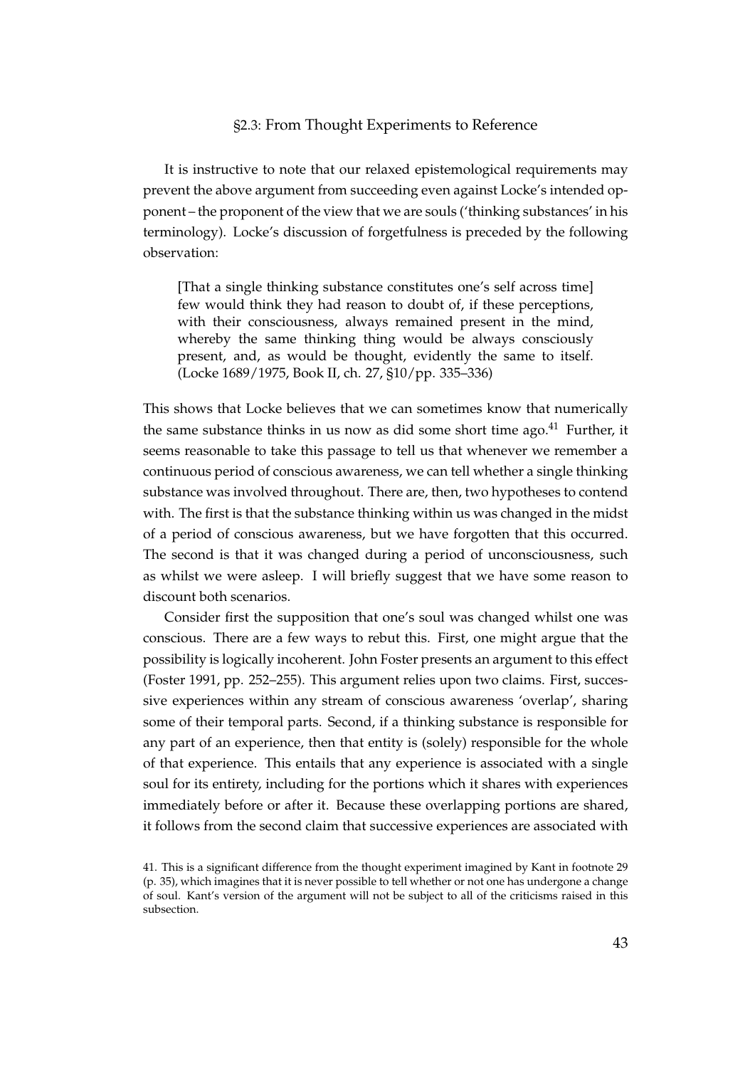### §2.3: From Thought Experiments to Reference

It is instructive to note that our relaxed epistemological requirements may prevent the above argument from succeeding even against Locke's intended opponent – the proponent of the view that we are souls ('thinking substances' in his terminology). Locke's discussion of forgetfulness is preceded by the following observation:

> [That a single thinking substance constitutes one's self across time] few would think they had reason to doubt of, if these perceptions, with their consciousness, always remained present in the mind, whereby the same thinking thing would be always consciously present, and, as would be thought, evidently the same to itself. (Locke 1689/1975, Book II, ch. 27, §10/pp. 335–336)

This shows that Locke believes that we can sometimes know that numerically the same substance thinks in us now as did some short time ago.[41] Further, it seems reasonable to take this passage to tell us that whenever we remember a continuous period of conscious awareness, we can tell whether a single thinking substance was involved throughout. There are, then, two hypotheses to contend with. The first is that the substance thinking within us was changed in the midst of a period of conscious awareness, but we have forgotten that this occurred. The second is that it was changed during a period of unconsciousness, such as whilst we were asleep. I will briefly suggest that we have some reason to discount both scenarios.

Consider first the supposition that one's soul was changed whilst one was conscious. There are a few ways to rebut this. First, one might argue that the possibility is logically incoherent. John Foster presents an argument to this effect (Foster 1991, pp. 252–255). This argument relies upon two claims. First, successive experiences within any stream of conscious awareness 'overlap', sharing some of their temporal parts. Second, if a thinking substance is responsible for any part of an experience, then that entity is (solely) responsible for the whole of that experience. This entails that any experience is associated with a single soul for its entirety, including for the portions which it shares with experiences immediately before or after it. Because these overlapping portions are shared, it follows from the second claim that successive experiences are associated with

41. This is a significant difference from the thought experiment imagined by Kant in footnote 29 (p. 35), which imagines that it is never possible to tell whether or not one has undergone a change of soul. Kant's version of the argument will not be subject to all of the criticisms raised in this subsection.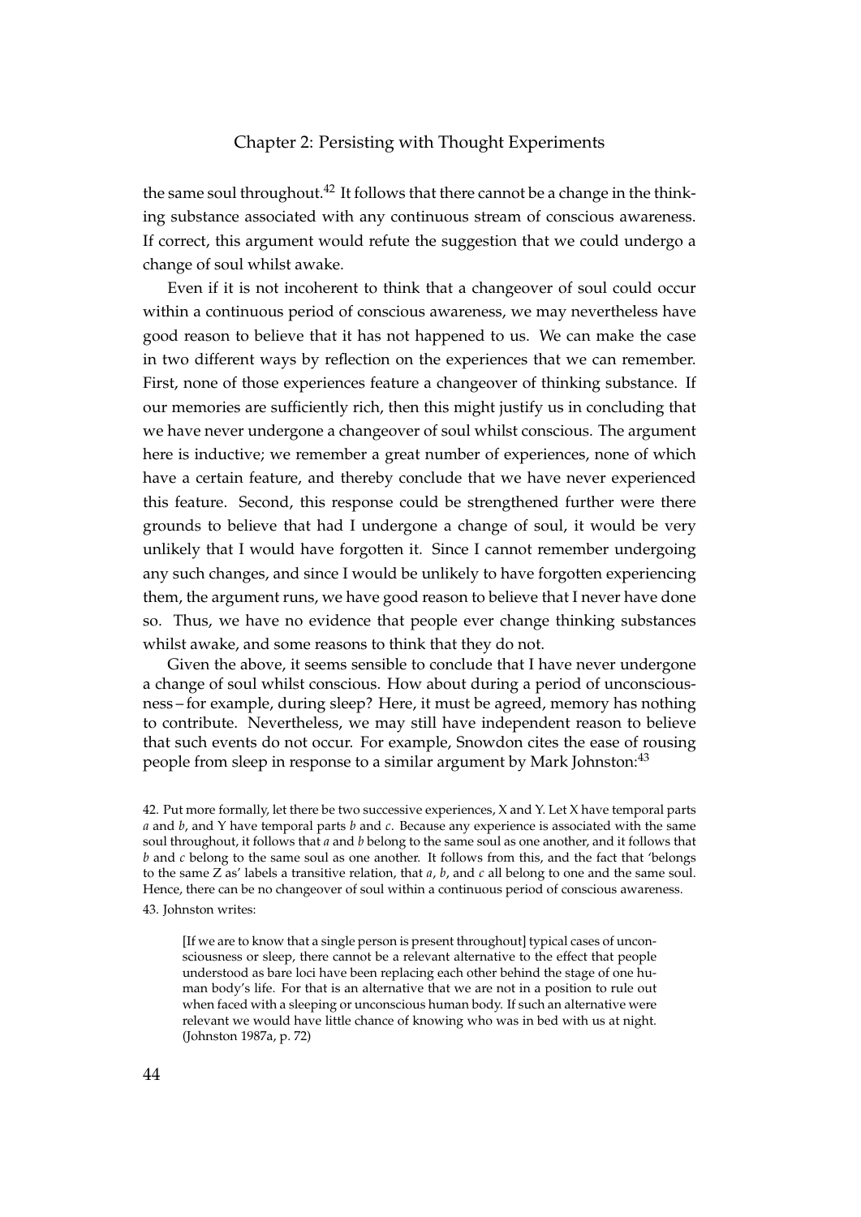the same soul throughout.[42] It follows that there cannot be a change in the thinking substance associated with any continuous stream of conscious awareness. If correct, this argument would refute the suggestion that we could undergo a change of soul whilst awake.

Even if it is not incoherent to think that a changeover of soul could occur within a continuous period of conscious awareness, we may nevertheless have good reason to believe that it has not happened to us. We can make the case in two different ways by reflection on the experiences that we can remember. First, none of those experiences feature a changeover of thinking substance. If our memories are sufficiently rich, then this might justify us in concluding that we have never undergone a changeover of soul whilst conscious. The argument here is inductive; we remember a great number of experiences, none of which have a certain feature, and thereby conclude that we have never experienced this feature. Second, this response could be strengthened further were there grounds to believe that had I undergone a change of soul, it would be very unlikely that I would have forgotten it. Since I cannot remember undergoing any such changes, and since I would be unlikely to have forgotten experiencing them, the argument runs, we have good reason to believe that I never have done so. Thus, we have no evidence that people ever change thinking substances whilst awake, and some reasons to think that they do not.

Given the above, it seems sensible to conclude that I have never undergone a change of soul whilst conscious. How about during a period of unconsciousness – for example, during sleep? Here, it must be agreed, memory has nothing to contribute. Nevertheless, we may still have independent reason to believe that such events do not occur. For example, Snowdon cites the ease of rousing people from sleep in response to a similar argument by Mark Johnston:[43]

42. Put more formally, let there be two successive experiences, X and Y. Let X have temporal parts $a$ and $b$, and Y have temporal parts $b$ and $c$. Because any experience is associated with the same soul throughout, it follows that $a$ and $b$ belong to the same soul as one another, and it follows that $b$ and $c$ belong to the same soul as one another. It follows from this, and the fact that 'belongs to the same Z as' labels a transitive relation, that $a$, $b$, and $c$ all belong to one and the same soul. Hence, there can be no changeover of soul within a continuous period of conscious awareness.

43. Johnston writes:

> [If we are to know that a single person is present throughout] typical cases of unconsciousness or sleep, there cannot be a relevant alternative to the effect that people understood as bare loci have been replacing each other behind the stage of one human body's life. For that is an alternative that we are not in a position to rule out when faced with a sleeping or unconscious human body. If such an alternative were relevant we would have little chance of knowing who was in bed with us at night. (Johnston 1987a, p. 72)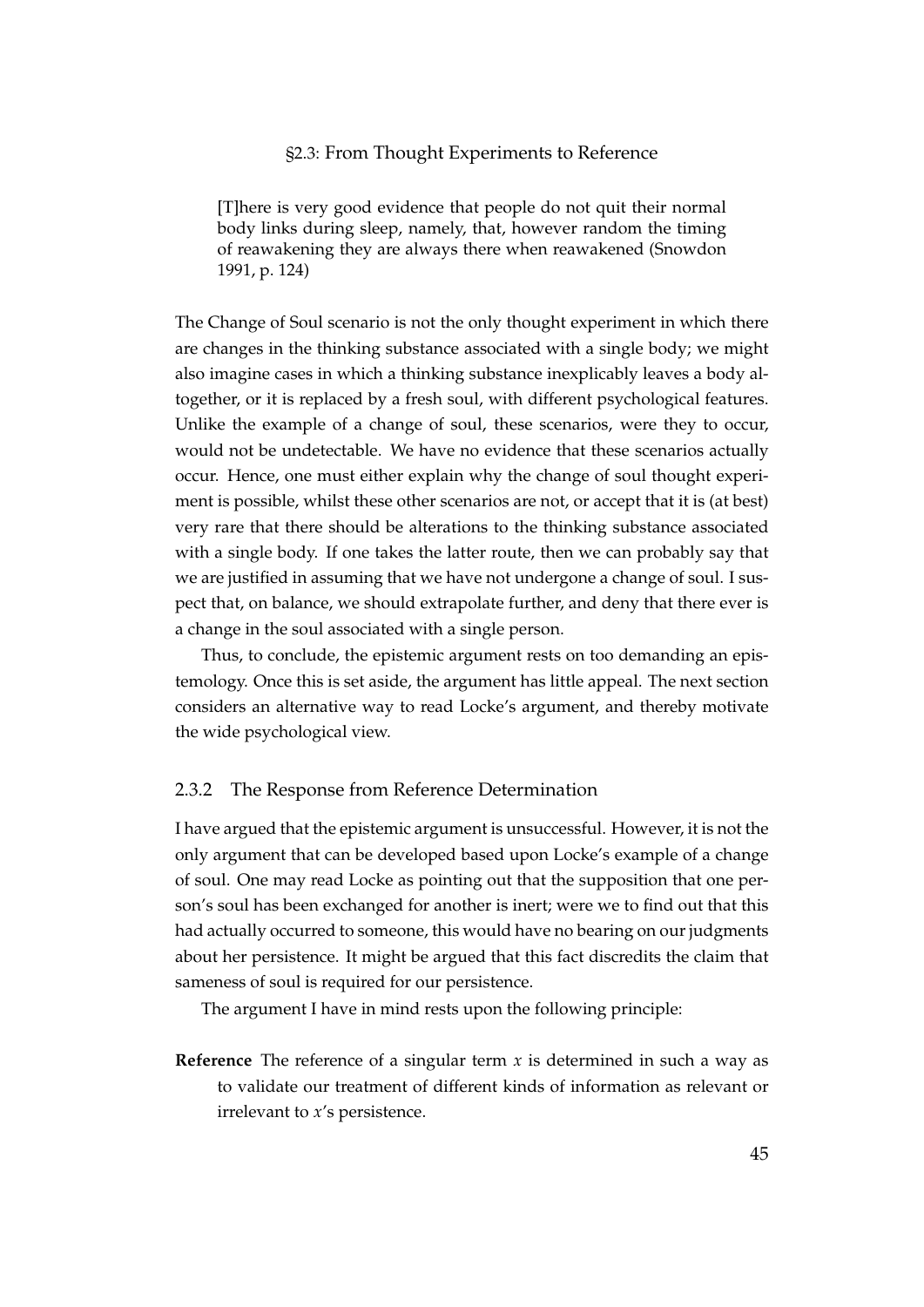§2.3: From Thought Experiments to Reference

> [T]here is very good evidence that people do not quit their normal body links during sleep, namely, that, however random the timing of reawakening they are always there when reawakened (Snowdon 1991, p. 124)

The Change of Soul scenario is not the only thought experiment in which there are changes in the thinking substance associated with a single body; we might also imagine cases in which a thinking substance inexplicably leaves a body altogether, or it is replaced by a fresh soul, with different psychological features. Unlike the example of a change of soul, these scenarios, were they to occur, would not be undetectable. We have no evidence that these scenarios actually occur. Hence, one must either explain why the change of soul thought experiment is possible, whilst these other scenarios are not, or accept that it is (at best) very rare that there should be alterations to the thinking substance associated with a single body. If one takes the latter route, then we can probably say that we are justified in assuming that we have not undergone a change of soul. I suspect that, on balance, we should extrapolate further, and deny that there ever is a change in the soul associated with a single person.

Thus, to conclude, the epistemic argument rests on too demanding an epistemology. Once this is set aside, the argument has little appeal. The next section considers an alternative way to read Locke's argument, and thereby motivate the wide psychological view.

### 2.3.2 The Response from Reference Determination

I have argued that the epistemic argument is unsuccessful. However, it is not the only argument that can be developed based upon Locke's example of a change of soul. One may read Locke as pointing out that the supposition that one person's soul has been exchanged for another is inert; were we to find out that this had actually occurred to someone, this would have no bearing on our judgments about her persistence. It might be argued that this fact discredits the claim that sameness of soul is required for our persistence.

The argument I have in mind rests upon the following principle:

**Reference** The reference of a singular term $x$ is determined in such a way as to validate our treatment of different kinds of information as relevant or irrelevant to $x$'s persistence.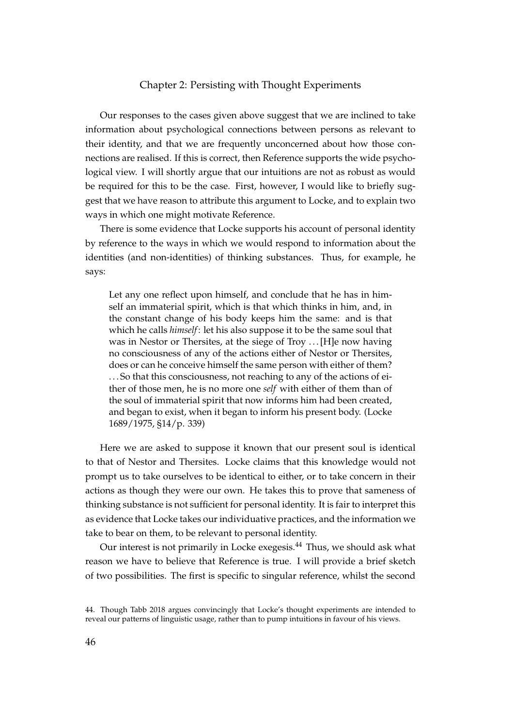Our responses to the cases given above suggest that we are inclined to take information about psychological connections between persons as relevant to their identity, and that we are frequently unconcerned about how those connections are realised. If this is correct, then Reference supports the wide psychological view. I will shortly argue that our intuitions are not as robust as would be required for this to be the case. First, however, I would like to briefly suggest that we have reason to attribute this argument to Locke, and to explain two ways in which one might motivate Reference.

There is some evidence that Locke supports his account of personal identity by reference to the ways in which we would respond to information about the identities (and non-identities) of thinking substances. Thus, for example, he says:

> Let any one reflect upon himself, and conclude that he has in himself an immaterial spirit, which is that which thinks in him, and, in the constant change of his body keeps him the same: and is that which he calls *himself*: let his also suppose it to be the same soul that was in Nestor or Thersites, at the siege of Troy . . . [H]e now having no consciousness of any of the actions either of Nestor or Thersites, does or can he conceive himself the same person with either of them? . . . So that this consciousness, not reaching to any of the actions of either of those men, he is no more one *self* with either of them than of the soul of immaterial spirit that now informs him had been created, and began to exist, when it began to inform his present body. (Locke 1689/1975, §14/p. 339)

Here we are asked to suppose it known that our present soul is identical to that of Nestor and Thersites. Locke claims that this knowledge would not prompt us to take ourselves to be identical to either, or to take concern in their actions as though they were our own. He takes this to prove that sameness of thinking substance is not sufficient for personal identity. It is fair to interpret this as evidence that Locke takes our individuative practices, and the information we take to bear on them, to be relevant to personal identity.

Our interest is not primarily in Locke exegesis.[44] Thus, we should ask what reason we have to believe that Reference is true. I will provide a brief sketch of two possibilities. The first is specific to singular reference, whilst the second

44. Though Tabb 2018 argues convincingly that Locke's thought experiments are intended to reveal our patterns of linguistic usage, rather than to pump intuitions in favour of his views.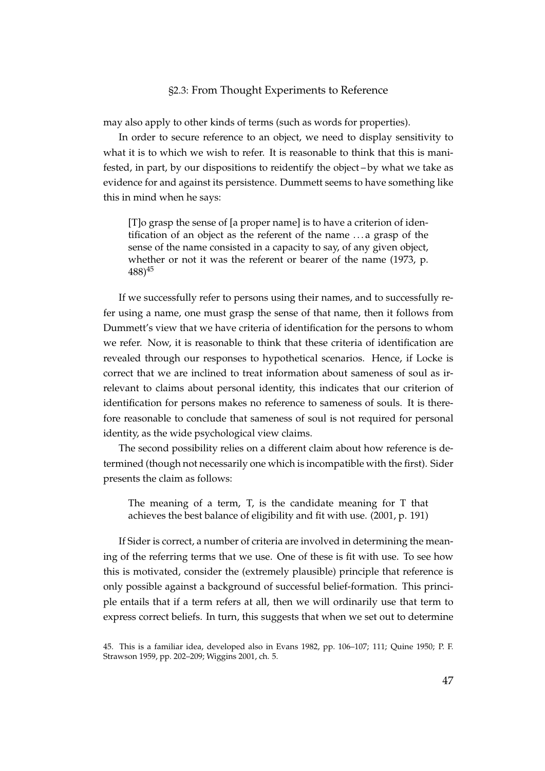may also apply to other kinds of terms (such as words for properties).

In order to secure reference to an object, we need to display sensitivity to what it is to which we wish to refer. It is reasonable to think that this is manifested, in part, by our dispositions to reidentify the object – by what we take as evidence for and against its persistence. Dummett seems to have something like this in mind when he says:

> [T]o grasp the sense of [a proper name] is to have a criterion of identification of an object as the referent of the name ... a grasp of the sense of the name consisted in a capacity to say, of any given object, whether or not it was the referent or bearer of the name (1973, p. 488)[45]

If we successfully refer to persons using their names, and to successfully refer using a name, one must grasp the sense of that name, then it follows from Dummett's view that we have criteria of identification for the persons to whom we refer. Now, it is reasonable to think that these criteria of identification are revealed through our responses to hypothetical scenarios. Hence, if Locke is correct that we are inclined to treat information about sameness of soul as irrelevant to claims about personal identity, this indicates that our criterion of identification for persons makes no reference to sameness of souls. It is therefore reasonable to conclude that sameness of soul is not required for personal identity, as the wide psychological view claims.

The second possibility relies on a different claim about how reference is determined (though not necessarily one which is incompatible with the first). Sider presents the claim as follows:

> The meaning of a term, T, is the candidate meaning for T that achieves the best balance of eligibility and fit with use. (2001, p. 191)

If Sider is correct, a number of criteria are involved in determining the meaning of the referring terms that we use. One of these is fit with use. To see how this is motivated, consider the (extremely plausible) principle that reference is only possible against a background of successful belief-formation. This principle entails that if a term refers at all, then we will ordinarily use that term to express correct beliefs. In turn, this suggests that when we set out to determine

45. This is a familiar idea, developed also in Evans 1982, pp. 106–107; 111; Quine 1950; P. F. Strawson 1959, pp. 202–209; Wiggins 2001, ch. 5.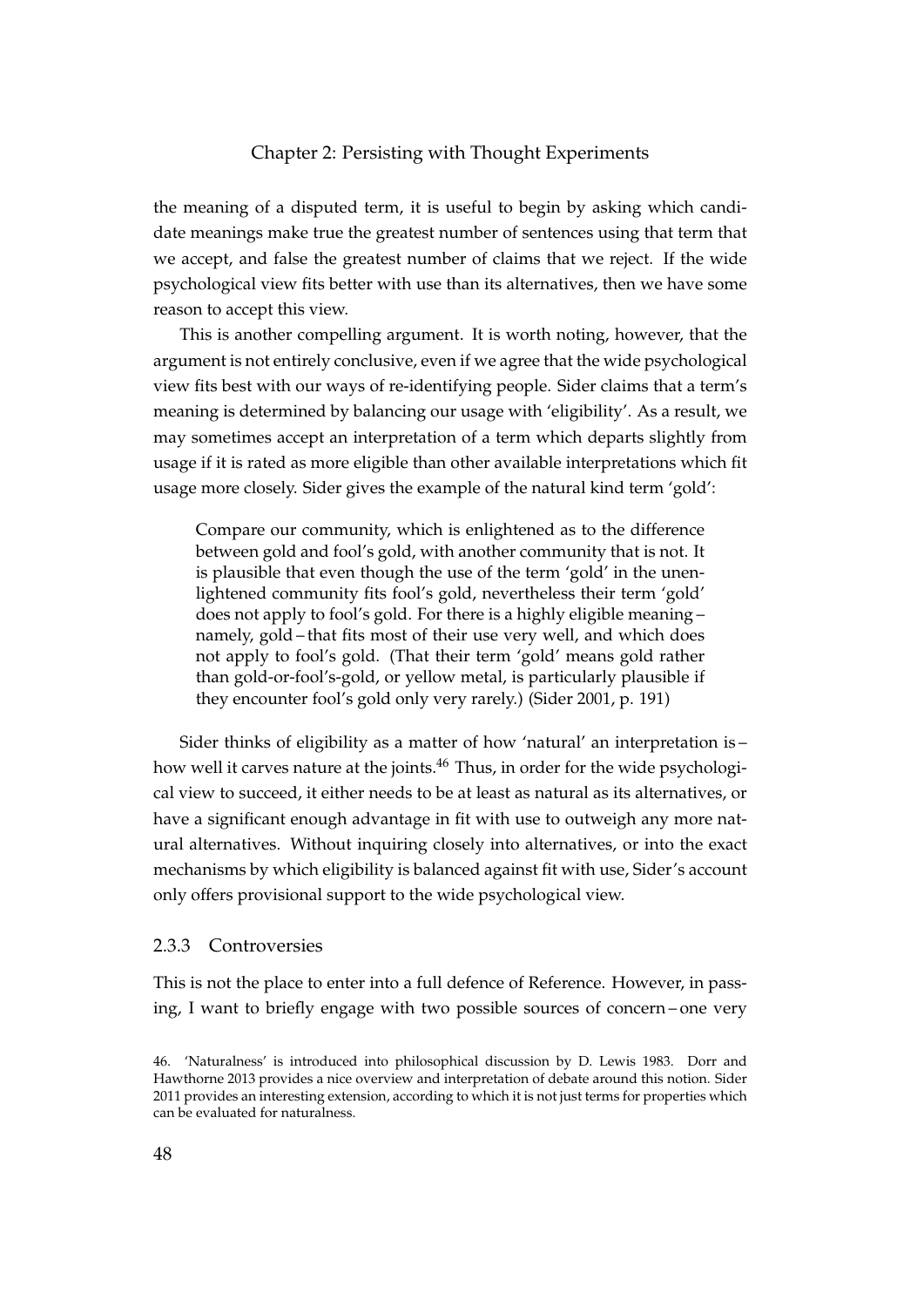the meaning of a disputed term, it is useful to begin by asking which candidate meanings make true the greatest number of sentences using that term that we accept, and false the greatest number of claims that we reject. If the wide psychological view fits better with use than its alternatives, then we have some reason to accept this view.

This is another compelling argument. It is worth noting, however, that the argument is not entirely conclusive, even if we agree that the wide psychological view fits best with our ways of re-identifying people. Sider claims that a term's meaning is determined by balancing our usage with 'eligibility'. As a result, we may sometimes accept an interpretation of a term which departs slightly from usage if it is rated as more eligible than other available interpretations which fit usage more closely. Sider gives the example of the natural kind term 'gold':

> Compare our community, which is enlightened as to the difference between gold and fool's gold, with another community that is not. It is plausible that even though the use of the term 'gold' in the unenlightened community fits fool's gold, nevertheless their term 'gold' does not apply to fool's gold. For there is a highly eligible meaning – namely, gold – that fits most of their use very well, and which does not apply to fool's gold. (That their term 'gold' means gold rather than gold-or-fool's-gold, or yellow metal, is particularly plausible if they encounter fool's gold only very rarely.) (Sider 2001, p. 191)

Sider thinks of eligibility as a matter of how 'natural' an interpretation is – how well it carves nature at the joints.[46] Thus, in order for the wide psychological view to succeed, it either needs to be at least as natural as its alternatives, or have a significant enough advantage in fit with use to outweigh any more natural alternatives. Without inquiring closely into alternatives, or into the exact mechanisms by which eligibility is balanced against fit with use, Sider's account only offers provisional support to the wide psychological view.

### 2.3.3 Controversies

This is not the place to enter into a full defence of Reference. However, in passing, I want to briefly engage with two possible sources of concern – one very

---

46. 'Naturalness' is introduced into philosophical discussion by D. Lewis 1983. Dorr and Hawthorne 2013 provides a nice overview and interpretation of debate around this notion. Sider 2011 provides an interesting extension, according to which it is not just terms for properties which can be evaluated for naturalness.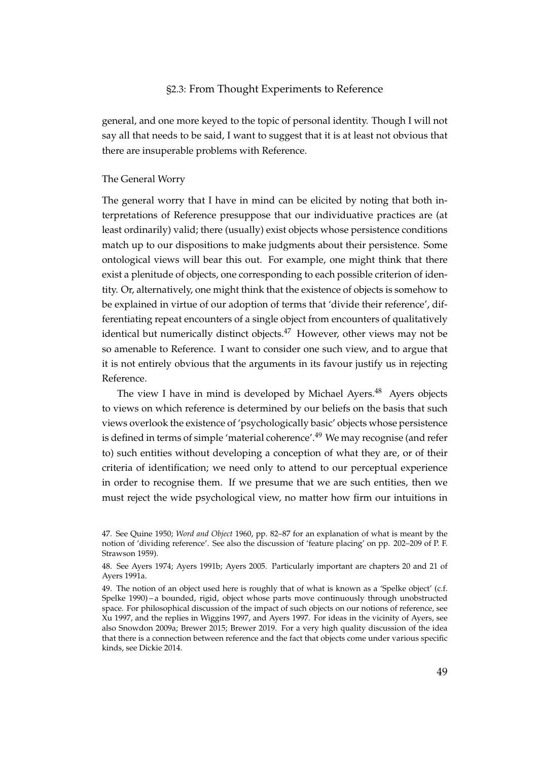general, and one more keyed to the topic of personal identity. Though I will not say all that needs to be said, I want to suggest that it is at least not obvious that there are insuperable problems with Reference.

### The General Worry

The general worry that I have in mind can be elicited by noting that both interpretations of Reference presuppose that our individuative practices are (at least ordinarily) valid; there (usually) exist objects whose persistence conditions match up to our dispositions to make judgments about their persistence. Some ontological views will bear this out. For example, one might think that there exist a plenitude of objects, one corresponding to each possible criterion of identity. Or, alternatively, one might think that the existence of objects is somehow to be explained in virtue of our adoption of terms that 'divide their reference', differentiating repeat encounters of a single object from encounters of qualitatively identical but numerically distinct objects.[47] However, other views may not be so amenable to Reference. I want to consider one such view, and to argue that it is not entirely obvious that the arguments in its favour justify us in rejecting Reference.

The view I have in mind is developed by Michael Ayers.[48] Ayers objects to views on which reference is determined by our beliefs on the basis that such views overlook the existence of 'psychologically basic' objects whose persistence is defined in terms of simple 'material coherence'.[49] We may recognise (and refer to) such entities without developing a conception of what they are, or of their criteria of identification; we need only to attend to our perceptual experience in order to recognise them. If we presume that we are such entities, then we must reject the wide psychological view, no matter how firm our intuitions in

47. See Quine 1950; *Word and Object* 1960, pp. 82–87 for an explanation of what is meant by the notion of 'dividing reference'. See also the discussion of 'feature placing' on pp. 202–209 of P. F. Strawson 1959).

48. See Ayers 1974; Ayers 1991b; Ayers 2005. Particularly important are chapters 20 and 21 of Ayers 1991a.

49. The notion of an object used here is roughly that of what is known as a 'Spelke object' (c.f. Spelke 1990) – a bounded, rigid, object whose parts move continuously through unobstructed space. For philosophical discussion of the impact of such objects on our notions of reference, see Xu 1997, and the replies in Wiggins 1997, and Ayers 1997. For ideas in the vicinity of Ayers, see also Snowdon 2009a; Brewer 2015; Brewer 2019. For a very high quality discussion of the idea that there is a connection between reference and the fact that objects come under various specific kinds, see Dickie 2014.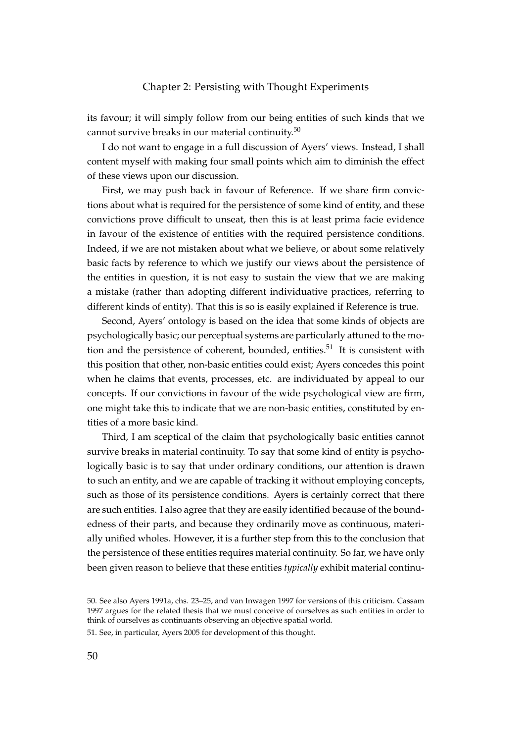its favour; it will simply follow from our being entities of such kinds that we cannot survive breaks in our material continuity.[50]

I do not want to engage in a full discussion of Ayers' views. Instead, I shall content myself with making four small points which aim to diminish the effect of these views upon our discussion.

First, we may push back in favour of Reference. If we share firm convictions about what is required for the persistence of some kind of entity, and these convictions prove difficult to unseat, then this is at least prima facie evidence in favour of the existence of entities with the required persistence conditions. Indeed, if we are not mistaken about what we believe, or about some relatively basic facts by reference to which we justify our views about the persistence of the entities in question, it is not easy to sustain the view that we are making a mistake (rather than adopting different individuative practices, referring to different kinds of entity). That this is so is easily explained if Reference is true.

Second, Ayers' ontology is based on the idea that some kinds of objects are psychologically basic; our perceptual systems are particularly attuned to the motion and the persistence of coherent, bounded, entities.[51] It is consistent with this position that other, non-basic entities could exist; Ayers concedes this point when he claims that events, processes, etc. are individuated by appeal to our concepts. If our convictions in favour of the wide psychological view are firm, one might take this to indicate that we are non-basic entities, constituted by entities of a more basic kind.

Third, I am sceptical of the claim that psychologically basic entities cannot survive breaks in material continuity. To say that some kind of entity is psychologically basic is to say that under ordinary conditions, our attention is drawn to such an entity, and we are capable of tracking it without employing concepts, such as those of its persistence conditions. Ayers is certainly correct that there are such entities. I also agree that they are easily identified because of the boundedness of their parts, and because they ordinarily move as continuous, materially unified wholes. However, it is a further step from this to the conclusion that the persistence of these entities requires material continuity. So far, we have only been given reason to believe that these entities *typically* exhibit material continu-

50. See also Ayers 1991a, chs. 23–25, and van Inwagen 1997 for versions of this criticism. Cassam 1997 argues for the related thesis that we must conceive of ourselves as such entities in order to think of ourselves as continuants observing an objective spatial world.

51. See, in particular, Ayers 2005 for development of this thought.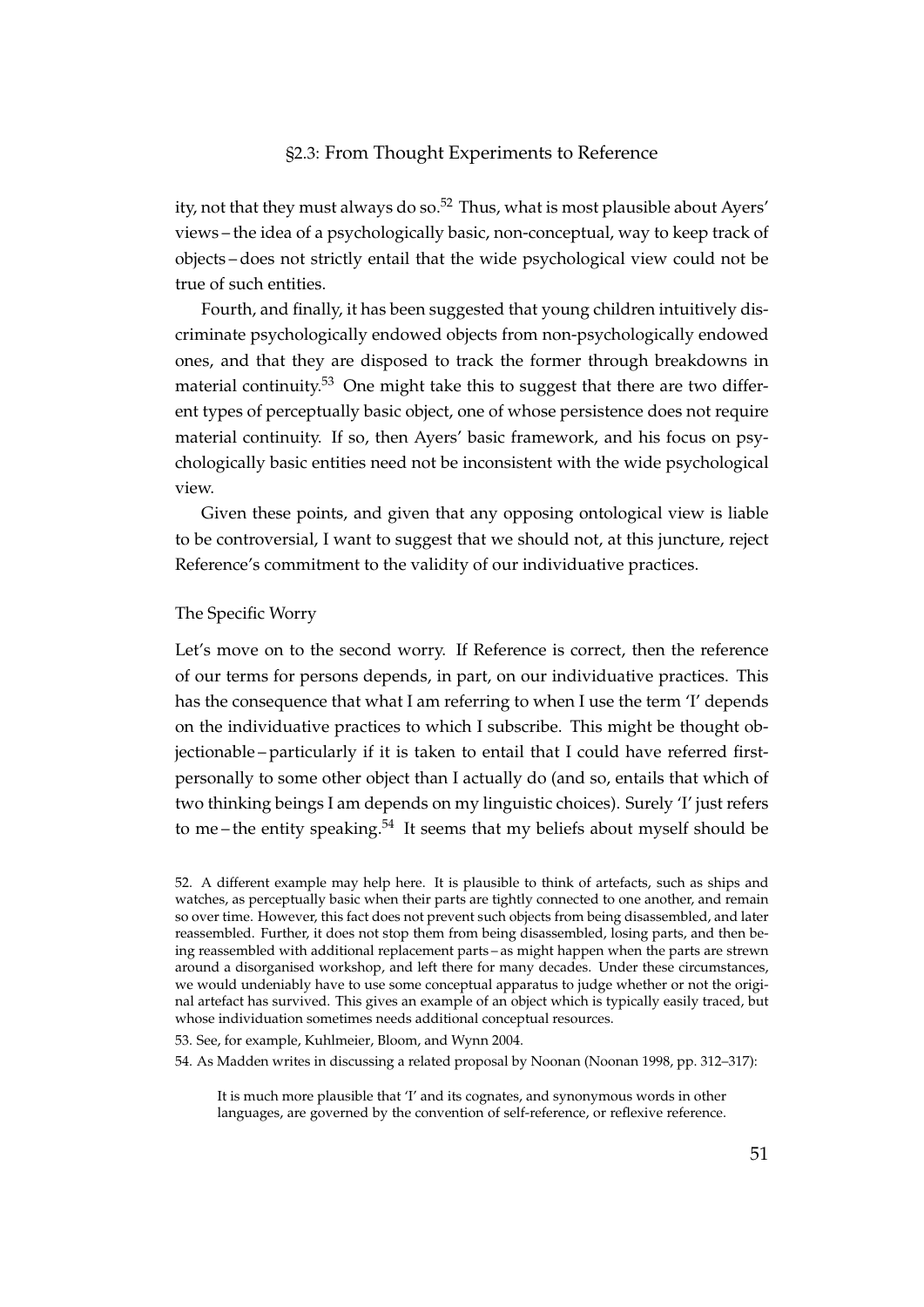ity, not that they must always do so.[52] Thus, what is most plausible about Ayers' views – the idea of a psychologically basic, non-conceptual, way to keep track of objects – does not strictly entail that the wide psychological view could not be true of such entities.

Fourth, and finally, it has been suggested that young children intuitively discriminate psychologically endowed objects from non-psychologically endowed ones, and that they are disposed to track the former through breakdowns in material continuity.[53] One might take this to suggest that there are two different types of perceptually basic object, one of whose persistence does not require material continuity. If so, then Ayers' basic framework, and his focus on psychologically basic entities need not be inconsistent with the wide psychological view.

Given these points, and given that any opposing ontological view is liable to be controversial, I want to suggest that we should not, at this juncture, reject Reference's commitment to the validity of our individuative practices.

### The Specific Worry

Let's move on to the second worry. If Reference is correct, then the reference of our terms for persons depends, in part, on our individuative practices. This has the consequence that what I am referring to when I use the term 'I' depends on the individuative practices to which I subscribe. This might be thought objectionable – particularly if it is taken to entail that I could have referred first-personally to some other object than I actually do (and so, entails that which of two thinking beings I am depends on my linguistic choices). Surely 'I' just refers to me – the entity speaking.[54] It seems that my beliefs about myself should be

52. A different example may help here. It is plausible to think of artefacts, such as ships and watches, as perceptually basic when their parts are tightly connected to one another, and remain so over time. However, this fact does not prevent such objects from being disassembled, and later reassembled. Further, it does not stop them from being disassembled, losing parts, and then being reassembled with additional replacement parts – as might happen when the parts are strewn around a disorganised workshop, and left there for many decades. Under these circumstances, we would undeniably have to use some conceptual apparatus to judge whether or not the original artefact has survived. This gives an example of an object which is typically easily traced, but whose individuation sometimes needs additional conceptual resources.

53. See, for example, Kuhlmeier, Bloom, and Wynn 2004.

54. As Madden writes in discussing a related proposal by Noonan (Noonan 1998, pp. 312–317):

> It is much more plausible that 'I' and its cognates, and synonymous words in other languages, are governed by the convention of self-reference, or reflexive reference.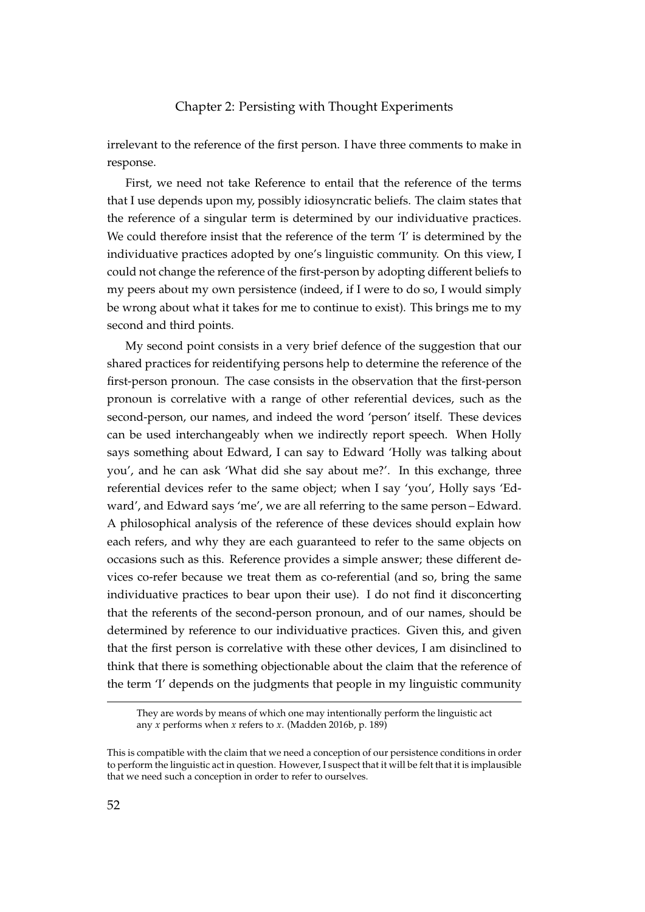irrelevant to the reference of the first person. I have three comments to make in response.

First, we need not take Reference to entail that the reference of the terms that I use depends upon my, possibly idiosyncratic beliefs. The claim states that the reference of a singular term is determined by our individuative practices. We could therefore insist that the reference of the term 'I' is determined by the individuative practices adopted by one's linguistic community. On this view, I could not change the reference of the first-person by adopting different beliefs to my peers about my own persistence (indeed, if I were to do so, I would simply be wrong about what it takes for me to continue to exist). This brings me to my second and third points.

My second point consists in a very brief defence of the suggestion that our shared practices for reidentifying persons help to determine the reference of the first-person pronoun. The case consists in the observation that the first-person pronoun is correlative with a range of other referential devices, such as the second-person, our names, and indeed the word 'person' itself. These devices can be used interchangeably when we indirectly report speech. When Holly says something about Edward, I can say to Edward 'Holly was talking about you', and he can ask 'What did she say about me?'. In this exchange, three referential devices refer to the same object; when I say 'you', Holly says 'Edward', and Edward says 'me', we are all referring to the same person – Edward. A philosophical analysis of the reference of these devices should explain how each refers, and why they are each guaranteed to refer to the same objects on occasions such as this. Reference provides a simple answer; these different devices co-refer because we treat them as co-referential (and so, bring the same individuative practices to bear upon their use). I do not find it disconcerting that the referents of the second-person pronoun, and of our names, should be determined by reference to our individuative practices. Given this, and given that the first person is correlative with these other devices, I am disinclined to think that there is something objectionable about the claim that the reference of the term 'I' depends on the judgments that people in my linguistic community

---

> They are words by means of which one may intentionally perform the linguistic act any *x* performs when *x* refers to *x*. (Madden 2016b, p. 189)

This is compatible with the claim that we need a conception of our persistence conditions in order to perform the linguistic act in question. However, I suspect that it will be felt that it is implausible that we need such a conception in order to refer to ourselves.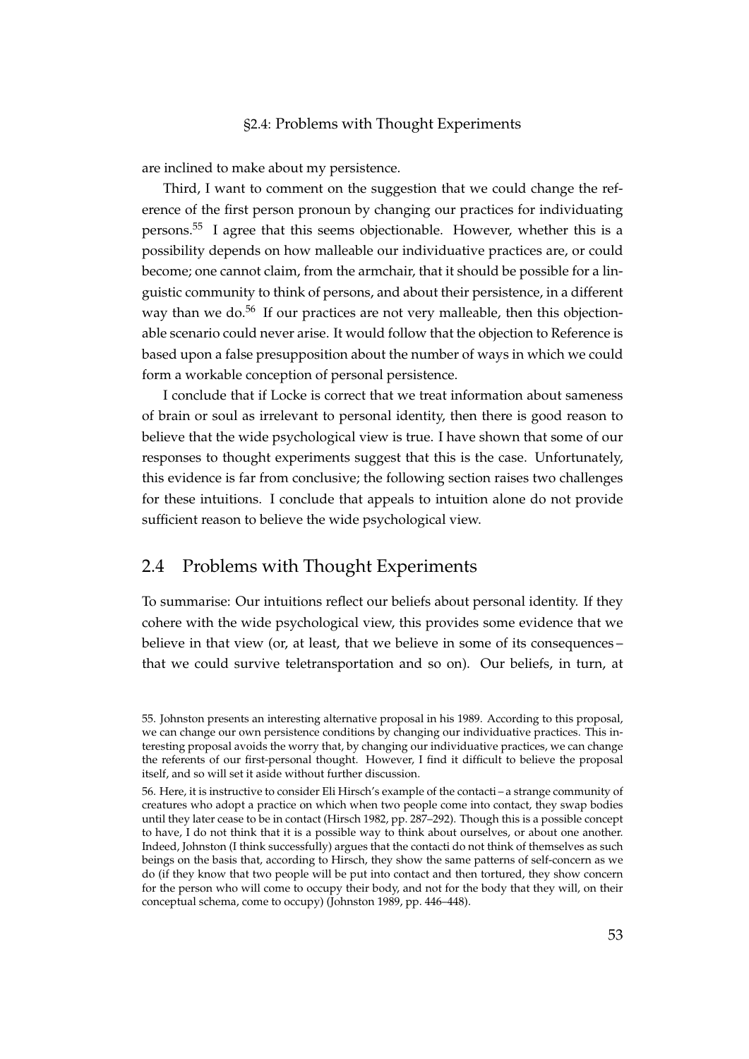are inclined to make about my persistence.

Third, I want to comment on the suggestion that we could change the reference of the first person pronoun by changing our practices for individuating persons.[55] I agree that this seems objectionable. However, whether this is a possibility depends on how malleable our individuative practices are, or could become; one cannot claim, from the armchair, that it should be possible for a linguistic community to think of persons, and about their persistence, in a different way than we do.[56] If our practices are not very malleable, then this objectionable scenario could never arise. It would follow that the objection to Reference is based upon a false presupposition about the number of ways in which we could form a workable conception of personal persistence.

I conclude that if Locke is correct that we treat information about sameness of brain or soul as irrelevant to personal identity, then there is good reason to believe that the wide psychological view is true. I have shown that some of our responses to thought experiments suggest that this is the case. Unfortunately, this evidence is far from conclusive; the following section raises two challenges for these intuitions. I conclude that appeals to intuition alone do not provide sufficient reason to believe the wide psychological view.

## 2.4 Problems with Thought Experiments

To summarise: Our intuitions reflect our beliefs about personal identity. If they cohere with the wide psychological view, this provides some evidence that we believe in that view (or, at least, that we believe in some of its consequences – that we could survive teletransportation and so on). Our beliefs, in turn, at

55. Johnston presents an interesting alternative proposal in his 1989. According to this proposal, we can change our own persistence conditions by changing our individuative practices. This interesting proposal avoids the worry that, by changing our individuative practices, we can change the referents of our first-personal thought. However, I find it difficult to believe the proposal itself, and so will set it aside without further discussion.

56. Here, it is instructive to consider Eli Hirsch's example of the contacti – a strange community of creatures who adopt a practice on which when two people come into contact, they swap bodies until they later cease to be in contact (Hirsch 1982, pp. 287–292). Though this is a possible concept to have, I do not think that it is a possible way to think about ourselves, or about one another. Indeed, Johnston (I think successfully) argues that the contacti do not think of themselves as such beings on the basis that, according to Hirsch, they show the same patterns of self-concern as we do (if they know that two people will be put into contact and then tortured, they show concern for the person who will come to occupy their body, and not for the body that they will, on their conceptual schema, come to occupy) (Johnston 1989, pp. 446–448).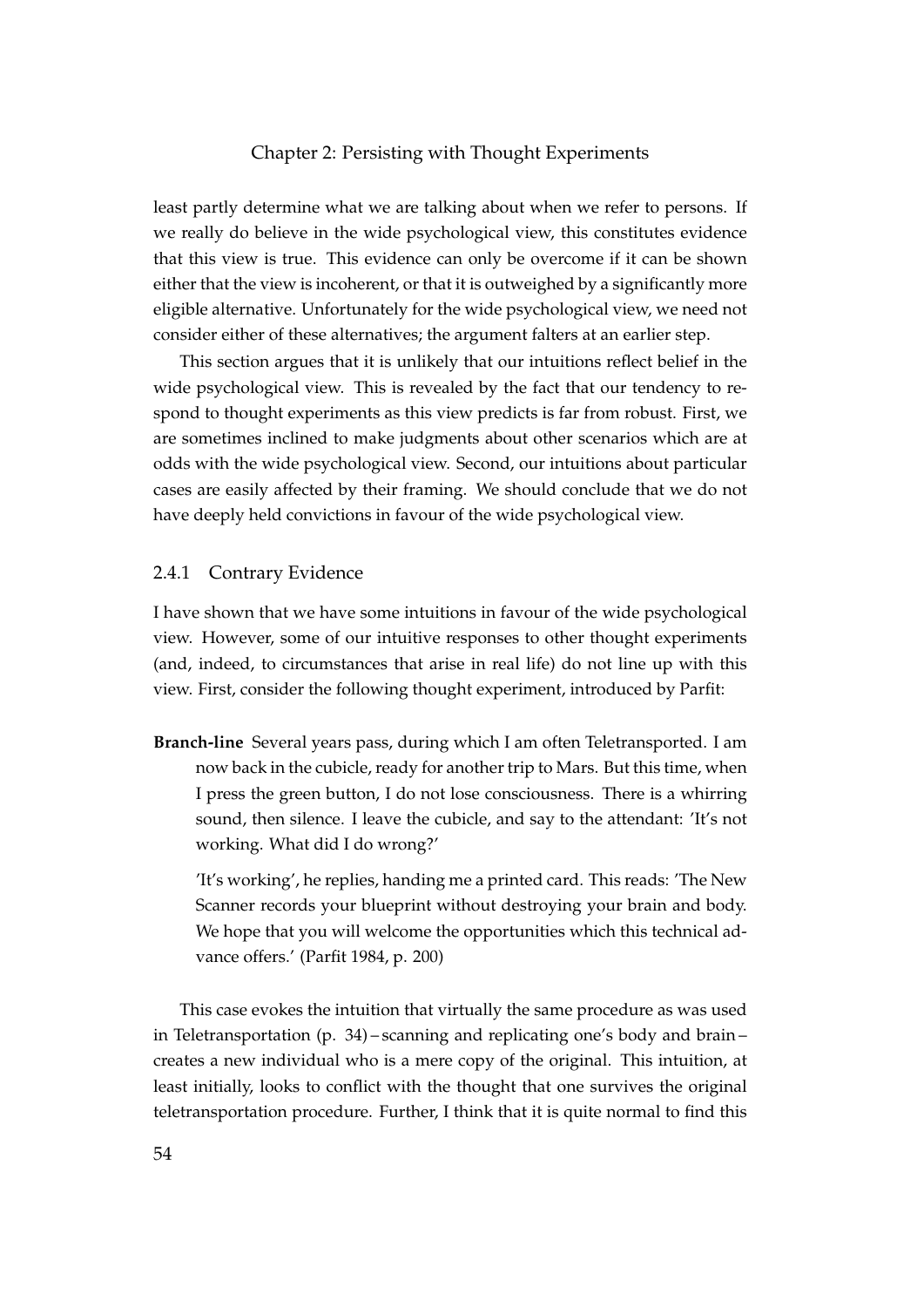least partly determine what we are talking about when we refer to persons. If we really do believe in the wide psychological view, this constitutes evidence that this view is true. This evidence can only be overcome if it can be shown either that the view is incoherent, or that it is outweighed by a significantly more eligible alternative. Unfortunately for the wide psychological view, we need not consider either of these alternatives; the argument falters at an earlier step.

This section argues that it is unlikely that our intuitions reflect belief in the wide psychological view. This is revealed by the fact that our tendency to respond to thought experiments as this view predicts is far from robust. First, we are sometimes inclined to make judgments about other scenarios which are at odds with the wide psychological view. Second, our intuitions about particular cases are easily affected by their framing. We should conclude that we do not have deeply held convictions in favour of the wide psychological view.

### 2.4.1 Contrary Evidence

I have shown that we have some intuitions in favour of the wide psychological view. However, some of our intuitive responses to other thought experiments (and, indeed, to circumstances that arise in real life) do not line up with this view. First, consider the following thought experiment, introduced by Parfit:

> **Branch-line** Several years pass, during which I am often Teletransported. I am now back in the cubicle, ready for another trip to Mars. But this time, when I press the green button, I do not lose consciousness. There is a whirring sound, then silence. I leave the cubicle, and say to the attendant: 'It's not working. What did I do wrong?'
>
> 'It's working', he replies, handing me a printed card. This reads: 'The New Scanner records your blueprint without destroying your brain and body. We hope that you will welcome the opportunities which this technical advance offers.' (Parfit 1984, p. 200)

This case evokes the intuition that virtually the same procedure as was used in Teletransportation (p. 34) – scanning and replicating one's body and brain – creates a new individual who is a mere copy of the original. This intuition, at least initially, looks to conflict with the thought that one survives the original teletransportation procedure. Further, I think that it is quite normal to find this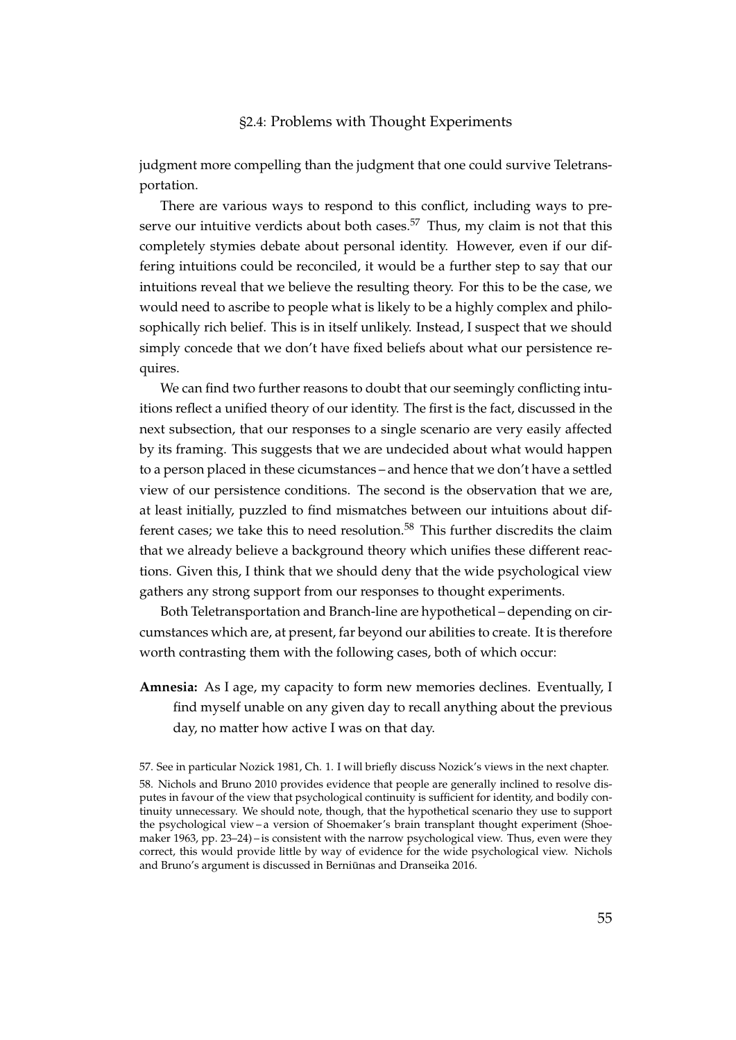judgment more compelling than the judgment that one could survive Teletransportation.

There are various ways to respond to this conflict, including ways to preserve our intuitive verdicts about both cases.[57] Thus, my claim is not that this completely stymies debate about personal identity. However, even if our differing intuitions could be reconciled, it would be a further step to say that our intuitions reveal that we believe the resulting theory. For this to be the case, we would need to ascribe to people what is likely to be a highly complex and philosophically rich belief. This is in itself unlikely. Instead, I suspect that we should simply concede that we don't have fixed beliefs about what our persistence requires.

We can find two further reasons to doubt that our seemingly conflicting intuitions reflect a unified theory of our identity. The first is the fact, discussed in the next subsection, that our responses to a single scenario are very easily affected by its framing. This suggests that we are undecided about what would happen to a person placed in these cicumstances – and hence that we don't have a settled view of our persistence conditions. The second is the observation that we are, at least initially, puzzled to find mismatches between our intuitions about different cases; we take this to need resolution.[58] This further discredits the claim that we already believe a background theory which unifies these different reactions. Given this, I think that we should deny that the wide psychological view gathers any strong support from our responses to thought experiments.

Both Teletransportation and Branch-line are hypothetical – depending on circumstances which are, at present, far beyond our abilities to create. It is therefore worth contrasting them with the following cases, both of which occur:

**Amnesia:** As I age, my capacity to form new memories declines. Eventually, I find myself unable on any given day to recall anything about the previous day, no matter how active I was on that day.

57. See in particular Nozick 1981, Ch. 1. I will briefly discuss Nozick's views in the next chapter.

58. Nichols and Bruno 2010 provides evidence that people are generally inclined to resolve disputes in favour of the view that psychological continuity is sufficient for identity, and bodily continuity unnecessary. We should note, though, that the hypothetical scenario they use to support the psychological view – a version of Shoemaker's brain transplant thought experiment (Shoemaker 1963, pp. 23–24) – is consistent with the narrow psychological view. Thus, even were they correct, this would provide little by way of evidence for the wide psychological view. Nichols and Bruno's argument is discussed in Berniūnas and Dranseika 2016.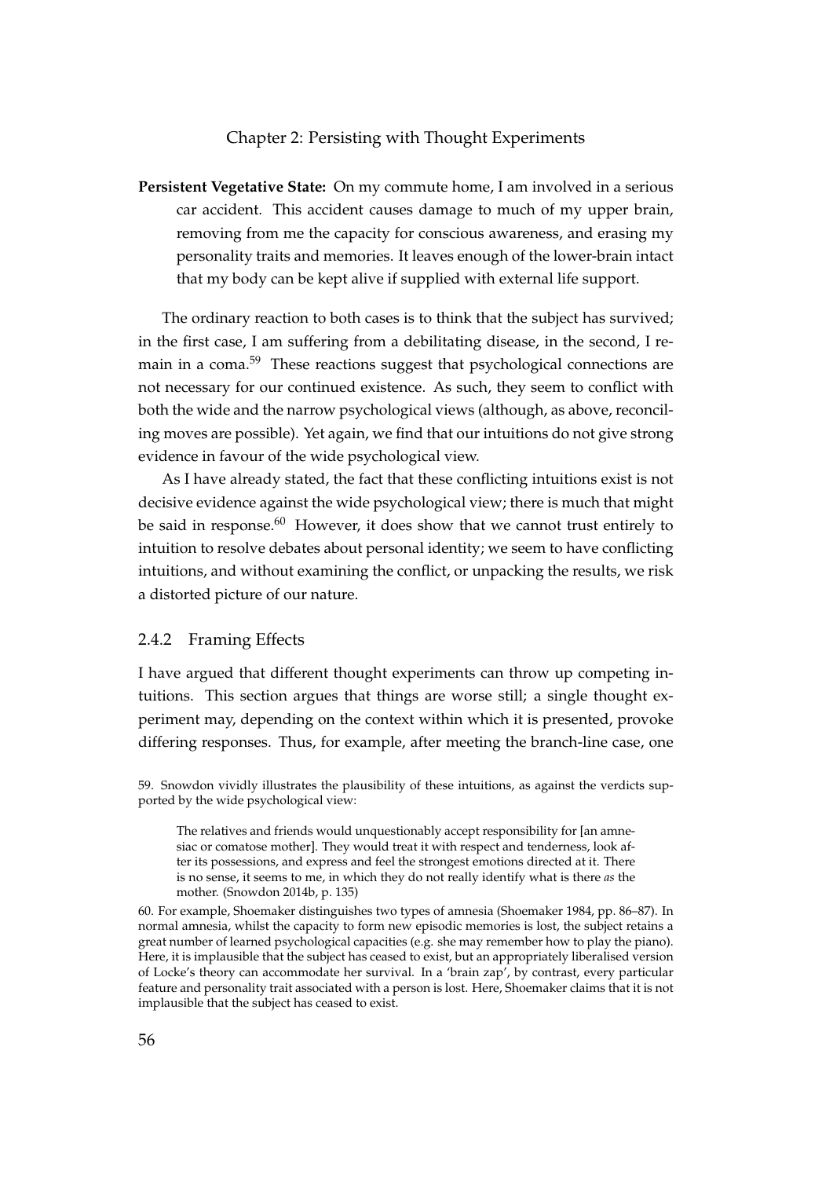**Persistent Vegetative State:** On my commute home, I am involved in a serious car accident. This accident causes damage to much of my upper brain, removing from me the capacity for conscious awareness, and erasing my personality traits and memories. It leaves enough of the lower-brain intact that my body can be kept alive if supplied with external life support.

The ordinary reaction to both cases is to think that the subject has survived; in the first case, I am suffering from a debilitating disease, in the second, I remain in a coma.[59] These reactions suggest that psychological connections are not necessary for our continued existence. As such, they seem to conflict with both the wide and the narrow psychological views (although, as above, reconciling moves are possible). Yet again, we find that our intuitions do not give strong evidence in favour of the wide psychological view.

As I have already stated, the fact that these conflicting intuitions exist is not decisive evidence against the wide psychological view; there is much that might be said in response.[60] However, it does show that we cannot trust entirely to intuition to resolve debates about personal identity; we seem to have conflicting intuitions, and without examining the conflict, or unpacking the results, we risk a distorted picture of our nature.

### 2.4.2 Framing Effects

I have argued that different thought experiments can throw up competing intuitions. This section argues that things are worse still; a single thought experiment may, depending on the context within which it is presented, provoke differing responses. Thus, for example, after meeting the branch-line case, one

59. Snowdon vividly illustrates the plausibility of these intuitions, as against the verdicts supported by the wide psychological view:

> The relatives and friends would unquestionably accept responsibility for [an amnesiac or comatose mother]. They would treat it with respect and tenderness, look after its possessions, and express and feel the strongest emotions directed at it. There is no sense, it seems to me, in which they do not really identify what is there *as* the mother. (Snowdon 2014b, p. 135)

60. For example, Shoemaker distinguishes two types of amnesia (Shoemaker 1984, pp. 86–87). In normal amnesia, whilst the capacity to form new episodic memories is lost, the subject retains a great number of learned psychological capacities (e.g. she may remember how to play the piano). Here, it is implausible that the subject has ceased to exist, but an appropriately liberalised version of Locke's theory can accommodate her survival. In a 'brain zap', by contrast, every particular feature and personality trait associated with a person is lost. Here, Shoemaker claims that it is not implausible that the subject has ceased to exist.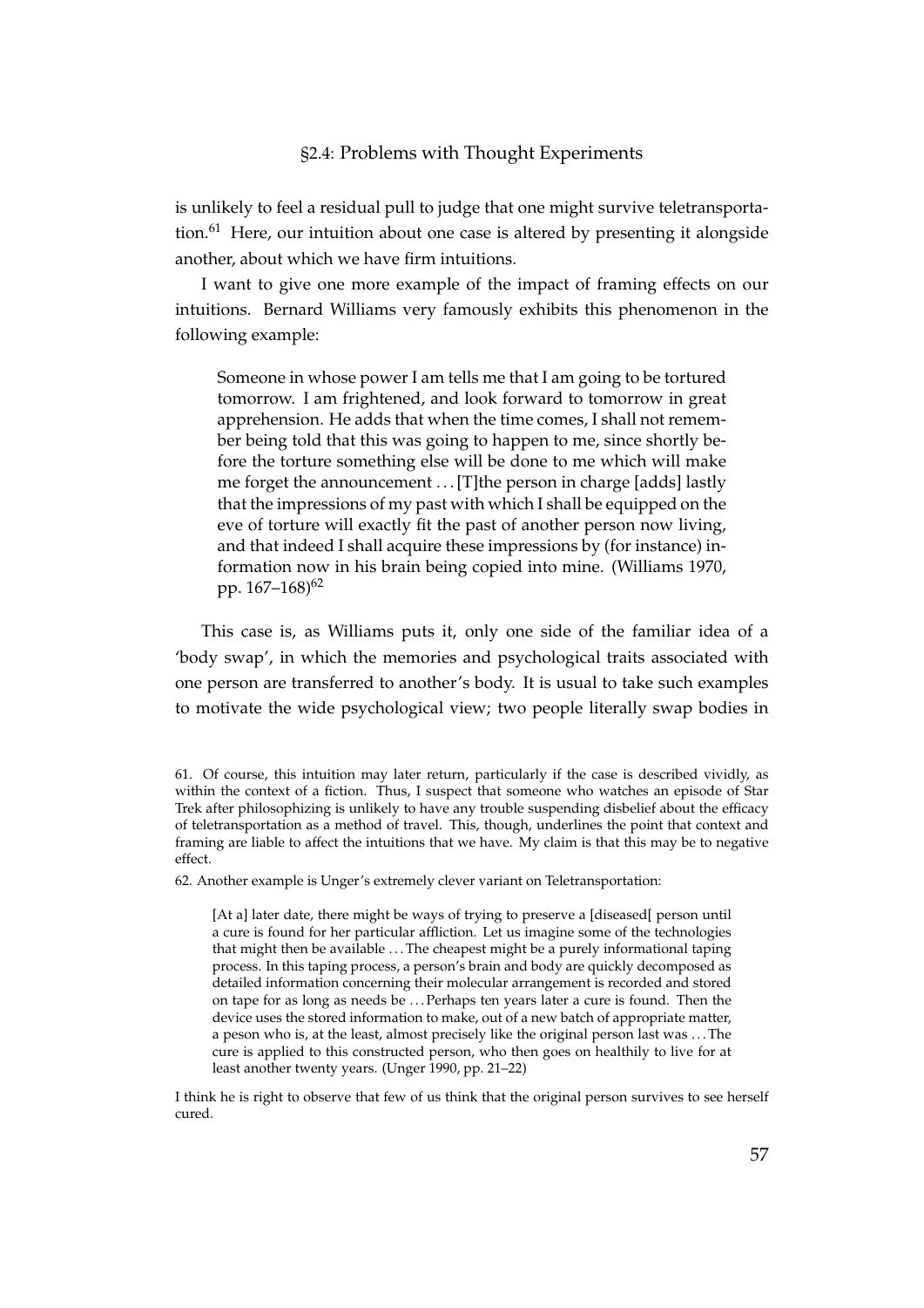is unlikely to feel a residual pull to judge that one might survive teletransportation.[61] Here, our intuition about one case is altered by presenting it alongside another, about which we have firm intuitions.

I want to give one more example of the impact of framing effects on our intuitions. Bernard Williams very famously exhibits this phenomenon in the following example:

> Someone in whose power I am tells me that I am going to be tortured tomorrow. I am frightened, and look forward to tomorrow in great apprehension. He adds that when the time comes, I shall not remember being told that this was going to happen to me, since shortly before the torture something else will be done to me which will make me forget the announcement . . . [T]the person in charge [adds] lastly that the impressions of my past with which I shall be equipped on the eve of torture will exactly fit the past of another person now living, and that indeed I shall acquire these impressions by (for instance) information now in his brain being copied into mine. (Williams 1970, pp. 167–168)[62]

This case is, as Williams puts it, only one side of the familiar idea of a 'body swap', in which the memories and psychological traits associated with one person are transferred to another's body. It is usual to take such examples to motivate the wide psychological view; two people literally swap bodies in

---

61. Of course, this intuition may later return, particularly if the case is described vividly, as within the context of a fiction. Thus, I suspect that someone who watches an episode of Star Trek after philosophizing is unlikely to have any trouble suspending disbelief about the efficacy of teletransportation as a method of travel. This, though, underlines the point that context and framing are liable to affect the intuitions that we have. My claim is that this may be to negative effect.

62. Another example is Unger's extremely clever variant on Teletransportation:

> [At a] later date, there might be ways of trying to preserve a [diseased[ person until a cure is found for her particular affliction. Let us imagine some of the technologies that might then be available . . . The cheapest might be a purely informational taping process. In this taping process, a person's brain and body are quickly decomposed as detailed information concerning their molecular arrangement is recorded and stored on tape for as long as needs be . . . Perhaps ten years later a cure is found. Then the device uses the stored information to make, out of a new batch of appropriate matter, a peson who is, at the least, almost precisely like the original person last was . . . The cure is applied to this constructed person, who then goes on healthily to live for at least another twenty years. (Unger 1990, pp. 21–22)

I think he is right to observe that few of us think that the original person survives to see herself cured.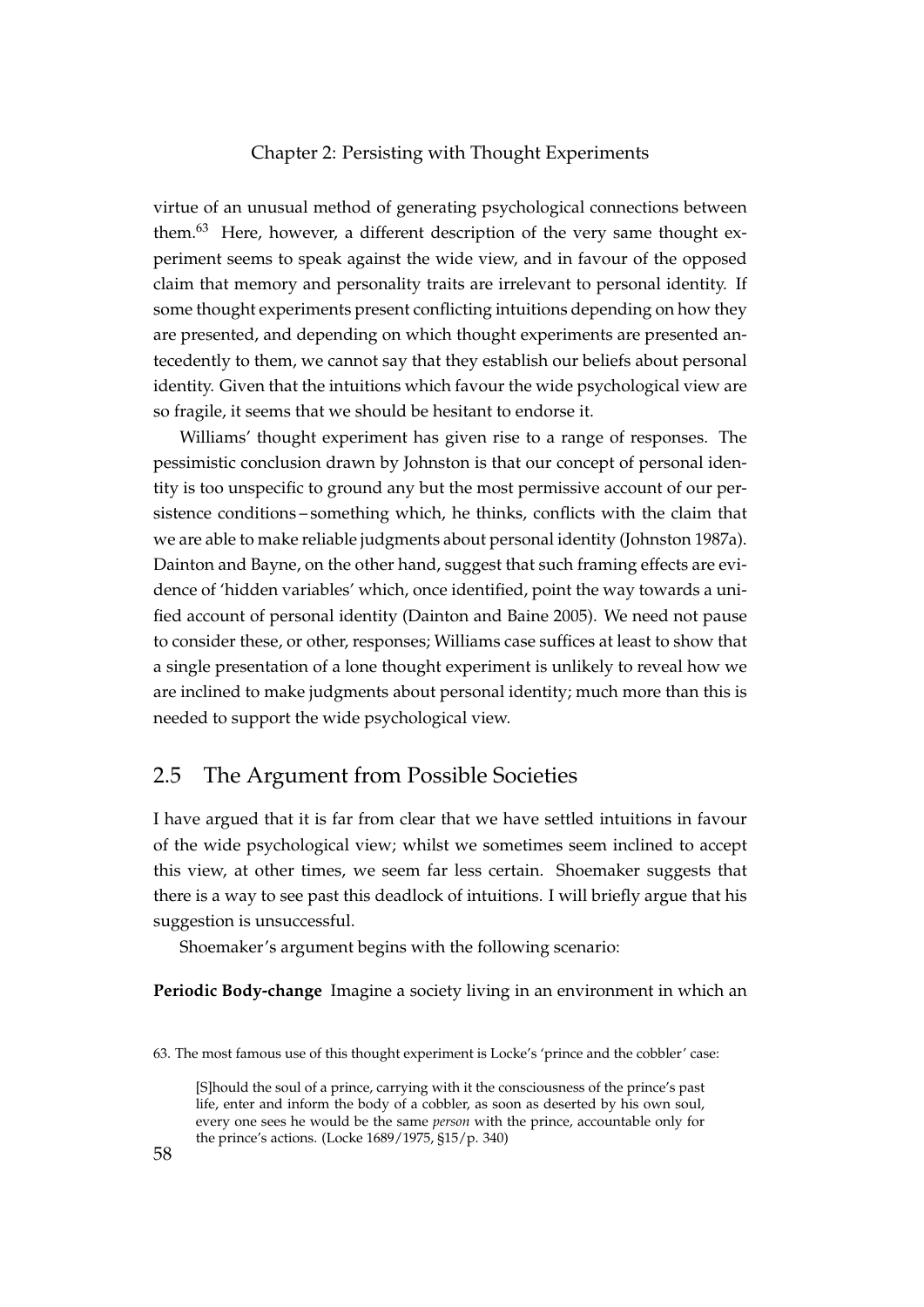virtue of an unusual method of generating psychological connections between them.[63] Here, however, a different description of the very same thought experiment seems to speak against the wide view, and in favour of the opposed claim that memory and personality traits are irrelevant to personal identity. If some thought experiments present conflicting intuitions depending on how they are presented, and depending on which thought experiments are presented antecedently to them, we cannot say that they establish our beliefs about personal identity. Given that the intuitions which favour the wide psychological view are so fragile, it seems that we should be hesitant to endorse it.

Williams' thought experiment has given rise to a range of responses. The pessimistic conclusion drawn by Johnston is that our concept of personal identity is too unspecific to ground any but the most permissive account of our persistence conditions – something which, he thinks, conflicts with the claim that we are able to make reliable judgments about personal identity (Johnston 1987a). Dainton and Bayne, on the other hand, suggest that such framing effects are evidence of 'hidden variables' which, once identified, point the way towards a unified account of personal identity (Dainton and Baine 2005). We need not pause to consider these, or other, responses; Williams case suffices at least to show that a single presentation of a lone thought experiment is unlikely to reveal how we are inclined to make judgments about personal identity; much more than this is needed to support the wide psychological view.

## 2.5 The Argument from Possible Societies

I have argued that it is far from clear that we have settled intuitions in favour of the wide psychological view; whilst we sometimes seem inclined to accept this view, at other times, we seem far less certain. Shoemaker suggests that there is a way to see past this deadlock of intuitions. I will briefly argue that his suggestion is unsuccessful.

Shoemaker's argument begins with the following scenario:

**Periodic Body-change** Imagine a society living in an environment in which an

---

63. The most famous use of this thought experiment is Locke's 'prince and the cobbler' case:

> [S]hould the soul of a prince, carrying with it the consciousness of the prince's past life, enter and inform the body of a cobbler, as soon as deserted by his own soul, every one sees he would be the same *person* with the prince, accountable only for the prince's actions. (Locke 1689/1975, §15/p. 340)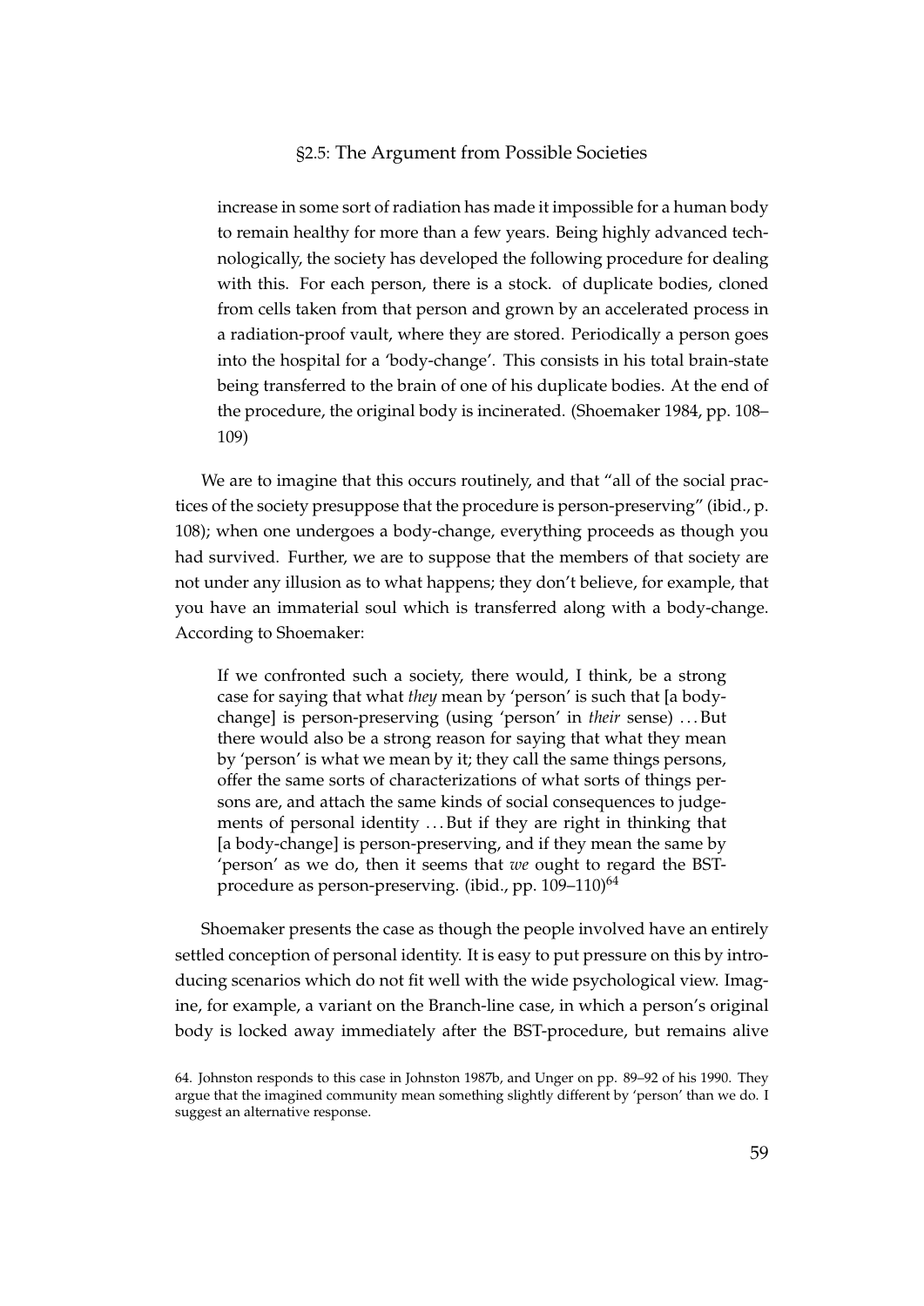> increase in some sort of radiation has made it impossible for a human body to remain healthy for more than a few years. Being highly advanced technologically, the society has developed the following procedure for dealing with this. For each person, there is a stock. of duplicate bodies, cloned from cells taken from that person and grown by an accelerated process in a radiation-proof vault, where they are stored. Periodically a person goes into the hospital for a 'body-change'. This consists in his total brain-state being transferred to the brain of one of his duplicate bodies. At the end of the procedure, the original body is incinerated. (Shoemaker 1984, pp. 108–109)

We are to imagine that this occurs routinely, and that "all of the social practices of the society presuppose that the procedure is person-preserving" (ibid., p. 108); when one undergoes a body-change, everything proceeds as though you had survived. Further, we are to suppose that the members of that society are not under any illusion as to what happens; they don't believe, for example, that you have an immaterial soul which is transferred along with a body-change. According to Shoemaker:

> If we confronted such a society, there would, I think, be a strong case for saying that what *they* mean by 'person' is such that [a body-change] is person-preserving (using 'person' in *their* sense) . . . But there would also be a strong reason for saying that what they mean by 'person' is what we mean by it; they call the same things persons, offer the same sorts of characterizations of what sorts of things persons are, and attach the same kinds of social consequences to judgements of personal identity . . . But if they are right in thinking that [a body-change] is person-preserving, and if they mean the same by 'person' as we do, then it seems that *we* ought to regard the BST-procedure as person-preserving. (ibid., pp. 109–110)[64]

Shoemaker presents the case as though the people involved have an entirely settled conception of personal identity. It is easy to put pressure on this by introducing scenarios which do not fit well with the wide psychological view. Imagine, for example, a variant on the Branch-line case, in which a person's original body is locked away immediately after the BST-procedure, but remains alive

64. Johnston responds to this case in Johnston 1987b, and Unger on pp. 89–92 of his 1990. They argue that the imagined community mean something slightly different by 'person' than we do. I suggest an alternative response.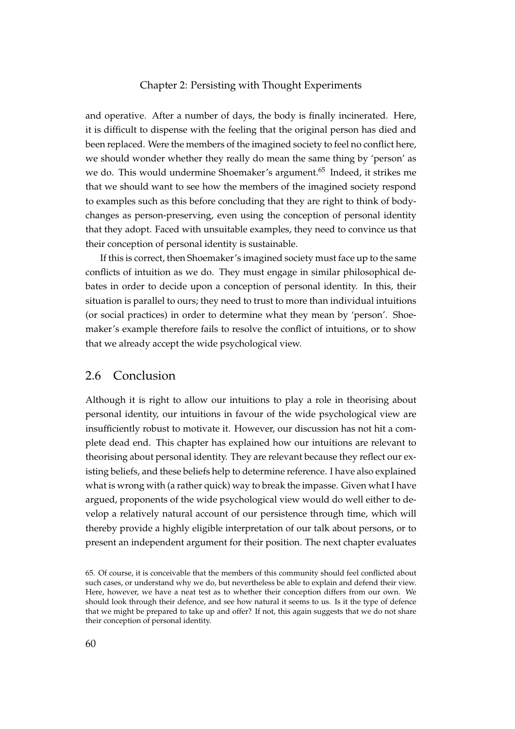and operative. After a number of days, the body is finally incinerated. Here, it is difficult to dispense with the feeling that the original person has died and been replaced. Were the members of the imagined society to feel no conflict here, we should wonder whether they really do mean the same thing by 'person' as we do. This would undermine Shoemaker's argument.[65] Indeed, it strikes me that we should want to see how the members of the imagined society respond to examples such as this before concluding that they are right to think of body-changes as person-preserving, even using the conception of personal identity that they adopt. Faced with unsuitable examples, they need to convince us that their conception of personal identity is sustainable.

If this is correct, then Shoemaker's imagined society must face up to the same conflicts of intuition as we do. They must engage in similar philosophical debates in order to decide upon a conception of personal identity. In this, their situation is parallel to ours; they need to trust to more than individual intuitions (or social practices) in order to determine what they mean by 'person'. Shoemaker's example therefore fails to resolve the conflict of intuitions, or to show that we already accept the wide psychological view.

## 2.6 Conclusion

Although it is right to allow our intuitions to play a role in theorising about personal identity, our intuitions in favour of the wide psychological view are insufficiently robust to motivate it. However, our discussion has not hit a complete dead end. This chapter has explained how our intuitions are relevant to theorising about personal identity. They are relevant because they reflect our existing beliefs, and these beliefs help to determine reference. I have also explained what is wrong with (a rather quick) way to break the impasse. Given what I have argued, proponents of the wide psychological view would do well either to develop a relatively natural account of our persistence through time, which will thereby provide a highly eligible interpretation of our talk about persons, or to present an independent argument for their position. The next chapter evaluates

65. Of course, it is conceivable that the members of this community should feel conflicted about such cases, or understand why we do, but nevertheless be able to explain and defend their view. Here, however, we have a neat test as to whether their conception differs from our own. We should look through their defence, and see how natural it seems to us. Is it the type of defence that we might be prepared to take up and offer? If not, this again suggests that we do not share their conception of personal identity.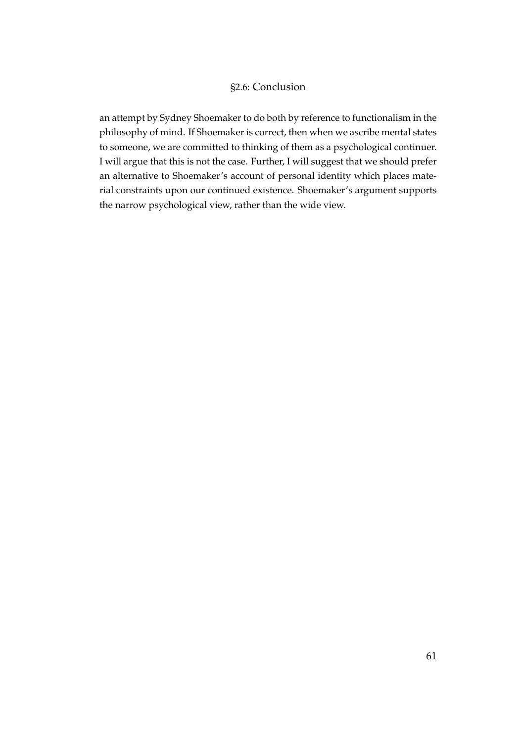an attempt by Sydney Shoemaker to do both by reference to functionalism in the philosophy of mind. If Shoemaker is correct, then when we ascribe mental states to someone, we are committed to thinking of them as a psychological continuer. I will argue that this is not the case. Further, I will suggest that we should prefer an alternative to Shoemaker's account of personal identity which places material constraints upon our continued existence. Shoemaker's argument supports the narrow psychological view, rather than the wide view.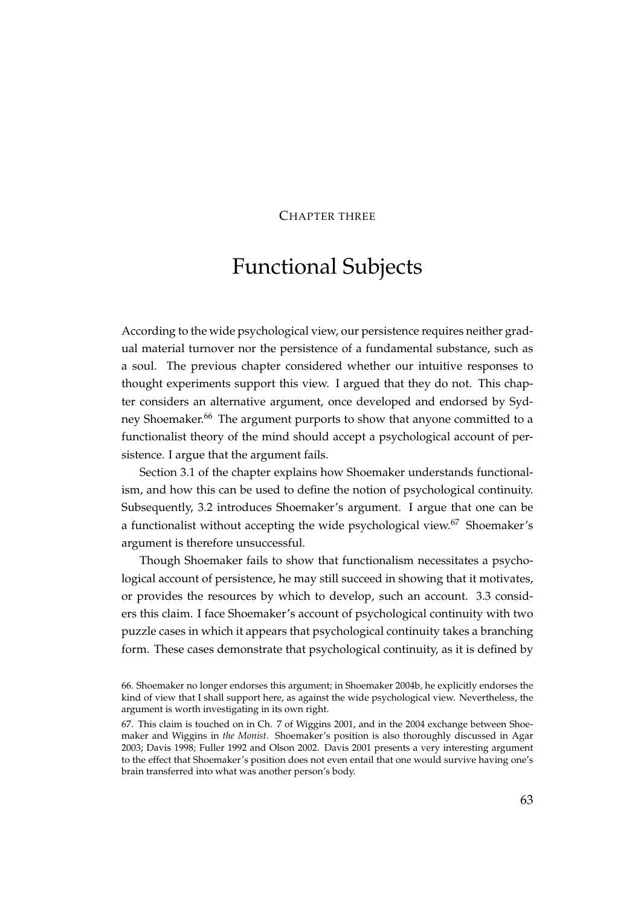Chapter three

# Functional Subjects

According to the wide psychological view, our persistence requires neither gradual material turnover nor the persistence of a fundamental substance, such as a soul. The previous chapter considered whether our intuitive responses to thought experiments support this view. I argued that they do not. This chapter considers an alternative argument, once developed and endorsed by Sydney Shoemaker.[66] The argument purports to show that anyone committed to a functionalist theory of the mind should accept a psychological account of persistence. I argue that the argument fails.

Section 3.1 of the chapter explains how Shoemaker understands functionalism, and how this can be used to define the notion of psychological continuity. Subsequently, 3.2 introduces Shoemaker's argument. I argue that one can be a functionalist without accepting the wide psychological view.[67] Shoemaker's argument is therefore unsuccessful.

Though Shoemaker fails to show that functionalism necessitates a psychological account of persistence, he may still succeed in showing that it motivates, or provides the resources by which to develop, such an account. 3.3 considers this claim. I face Shoemaker's account of psychological continuity with two puzzle cases in which it appears that psychological continuity takes a branching form. These cases demonstrate that psychological continuity, as it is defined by

66. Shoemaker no longer endorses this argument; in Shoemaker 2004b, he explicitly endorses the kind of view that I shall support here, as against the wide psychological view. Nevertheless, the argument is worth investigating in its own right.

67. This claim is touched on in Ch. 7 of Wiggins 2001, and in the 2004 exchange between Shoemaker and Wiggins in *the Monist*. Shoemaker's position is also thoroughly discussed in Agar 2003; Davis 1998; Fuller 1992 and Olson 2002. Davis 2001 presents a very interesting argument to the effect that Shoemaker's position does not even entail that one would survive having one's brain transferred into what was another person's body.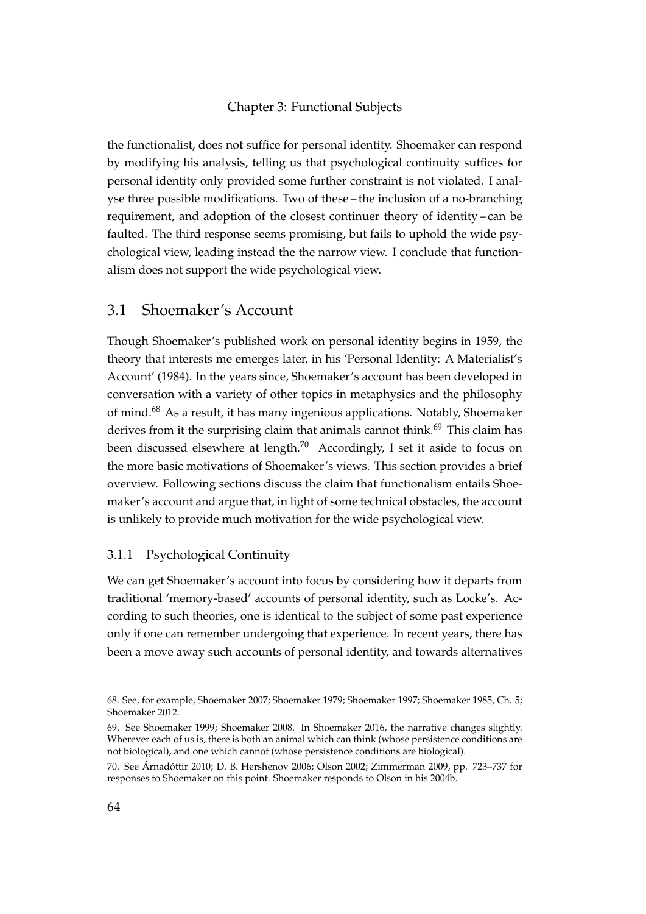the functionalist, does not suffice for personal identity. Shoemaker can respond by modifying his analysis, telling us that psychological continuity suffices for personal identity only provided some further constraint is not violated. I analyse three possible modifications. Two of these – the inclusion of a no-branching requirement, and adoption of the closest continuer theory of identity – can be faulted. The third response seems promising, but fails to uphold the wide psychological view, leading instead the the narrow view. I conclude that functionalism does not support the wide psychological view.

## 3.1 Shoemaker's Account

Though Shoemaker's published work on personal identity begins in 1959, the theory that interests me emerges later, in his 'Personal Identity: A Materialist's Account' (1984). In the years since, Shoemaker's account has been developed in conversation with a variety of other topics in metaphysics and the philosophy of mind.[68] As a result, it has many ingenious applications. Notably, Shoemaker derives from it the surprising claim that animals cannot think.[69] This claim has been discussed elsewhere at length.[70] Accordingly, I set it aside to focus on the more basic motivations of Shoemaker's views. This section provides a brief overview. Following sections discuss the claim that functionalism entails Shoemaker's account and argue that, in light of some technical obstacles, the account is unlikely to provide much motivation for the wide psychological view.

### 3.1.1 Psychological Continuity

We can get Shoemaker's account into focus by considering how it departs from traditional 'memory-based' accounts of personal identity, such as Locke's. According to such theories, one is identical to the subject of some past experience only if one can remember undergoing that experience. In recent years, there has been a move away such accounts of personal identity, and towards alternatives

68. See, for example, Shoemaker 2007; Shoemaker 1979; Shoemaker 1997; Shoemaker 1985, Ch. 5; Shoemaker 2012.

69. See Shoemaker 1999; Shoemaker 2008. In Shoemaker 2016, the narrative changes slightly. Wherever each of us is, there is both an animal which can think (whose persistence conditions are not biological), and one which cannot (whose persistence conditions are biological).

70. See Árnadóttir 2010; D. B. Hershenov 2006; Olson 2002; Zimmerman 2009, pp. 723–737 for responses to Shoemaker on this point. Shoemaker responds to Olson in his 2004b.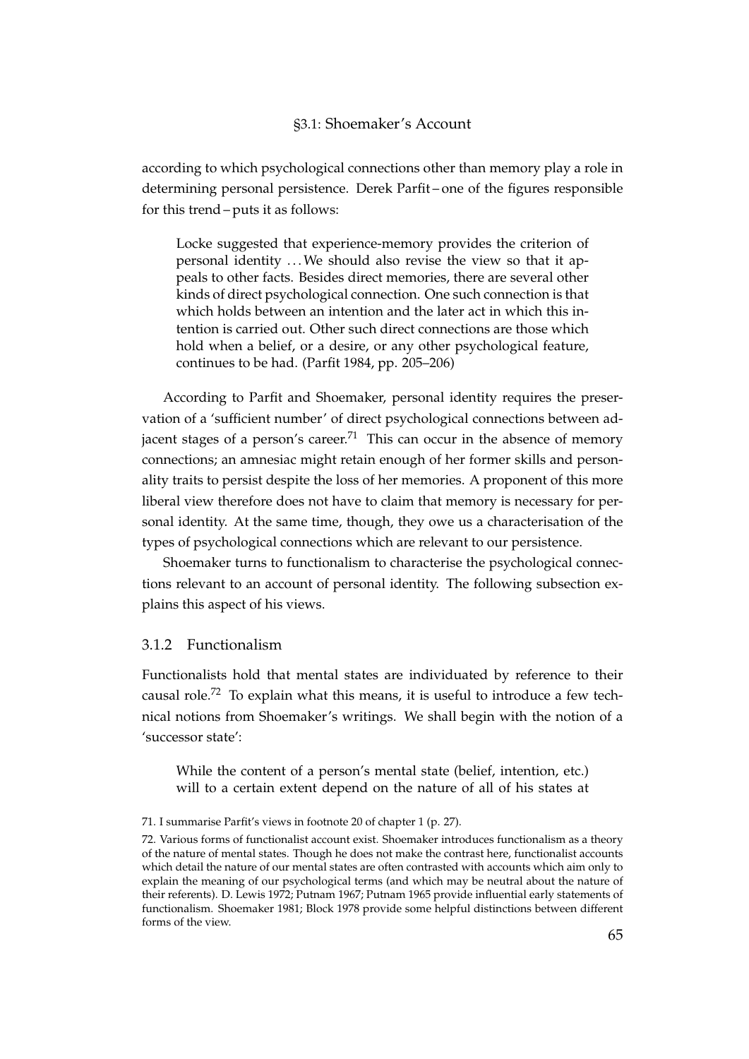according to which psychological connections other than memory play a role in determining personal persistence. Derek Parfit – one of the figures responsible for this trend – puts it as follows:

> Locke suggested that experience-memory provides the criterion of personal identity ... We should also revise the view so that it appeals to other facts. Besides direct memories, there are several other kinds of direct psychological connection. One such connection is that which holds between an intention and the later act in which this intention is carried out. Other such direct connections are those which hold when a belief, or a desire, or any other psychological feature, continues to be had. (Parfit 1984, pp. 205–206)

According to Parfit and Shoemaker, personal identity requires the preservation of a 'sufficient number' of direct psychological connections between adjacent stages of a person's career.[71] This can occur in the absence of memory connections; an amnesiac might retain enough of her former skills and personality traits to persist despite the loss of her memories. A proponent of this more liberal view therefore does not have to claim that memory is necessary for personal identity. At the same time, though, they owe us a characterisation of the types of psychological connections which are relevant to our persistence.

Shoemaker turns to functionalism to characterise the psychological connections relevant to an account of personal identity. The following subsection explains this aspect of his views.

### 3.1.2 Functionalism

Functionalists hold that mental states are individuated by reference to their causal role.[72] To explain what this means, it is useful to introduce a few technical notions from Shoemaker's writings. We shall begin with the notion of a 'successor state':

> While the content of a person's mental state (belief, intention, etc.) will to a certain extent depend on the nature of all of his states at

71. I summarise Parfit's views in footnote 20 of chapter 1 (p. 27).

72. Various forms of functionalist account exist. Shoemaker introduces functionalism as a theory of the nature of mental states. Though he does not make the contrast here, functionalist accounts which detail the nature of our mental states are often contrasted with accounts which aim only to explain the meaning of our psychological terms (and which may be neutral about the nature of their referents). D. Lewis 1972; Putnam 1967; Putnam 1965 provide influential early statements of functionalism. Shoemaker 1981; Block 1978 provide some helpful distinctions between different forms of the view.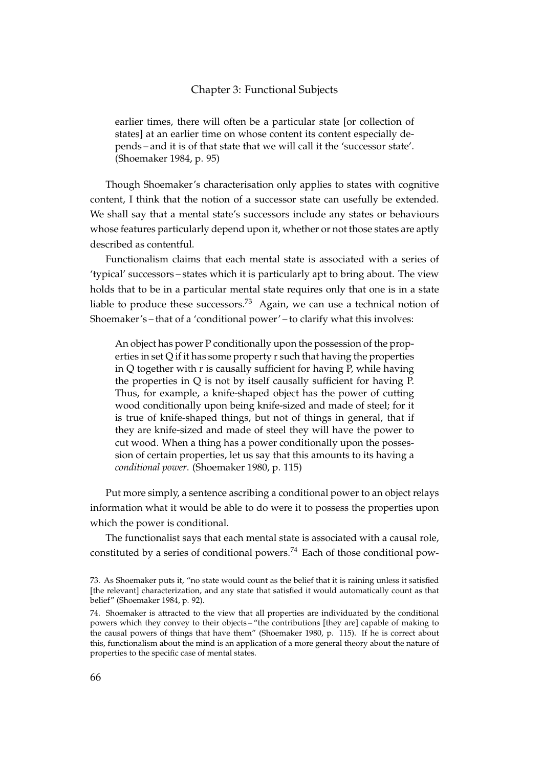> earlier times, there will often be a particular state [or collection of states] at an earlier time on whose content its content especially depends – and it is of that state that we will call it the 'successor state'. (Shoemaker 1984, p. 95)

Though Shoemaker's characterisation only applies to states with cognitive content, I think that the notion of a successor state can usefully be extended. We shall say that a mental state's successors include any states or behaviours whose features particularly depend upon it, whether or not those states are aptly described as contentful.

Functionalism claims that each mental state is associated with a series of 'typical' successors – states which it is particularly apt to bring about. The view holds that to be in a particular mental state requires only that one is in a state liable to produce these successors.[73] Again, we can use a technical notion of Shoemaker's – that of a 'conditional power' – to clarify what this involves:

> An object has power P conditionally upon the possession of the properties in set Q if it has some property r such that having the properties in Q together with r is causally sufficient for having P, while having the properties in Q is not by itself causally sufficient for having P. Thus, for example, a knife-shaped object has the power of cutting wood conditionally upon being knife-sized and made of steel; for it is true of knife-shaped things, but not of things in general, that if they are knife-sized and made of steel they will have the power to cut wood. When a thing has a power conditionally upon the possession of certain properties, let us say that this amounts to its having a *conditional power*. (Shoemaker 1980, p. 115)

Put more simply, a sentence ascribing a conditional power to an object relays information what it would be able to do were it to possess the properties upon which the power is conditional.

The functionalist says that each mental state is associated with a causal role, constituted by a series of conditional powers.[74] Each of those conditional pow-

73. As Shoemaker puts it, "no state would count as the belief that it is raining unless it satisfied [the relevant] characterization, and any state that satisfied it would automatically count as that belief" (Shoemaker 1984, p. 92).

74. Shoemaker is attracted to the view that all properties are individuated by the conditional powers which they convey to their objects – "the contributions [they are] capable of making to the causal powers of things that have them" (Shoemaker 1980, p. 115). If he is correct about this, functionalism about the mind is an application of a more general theory about the nature of properties to the specific case of mental states.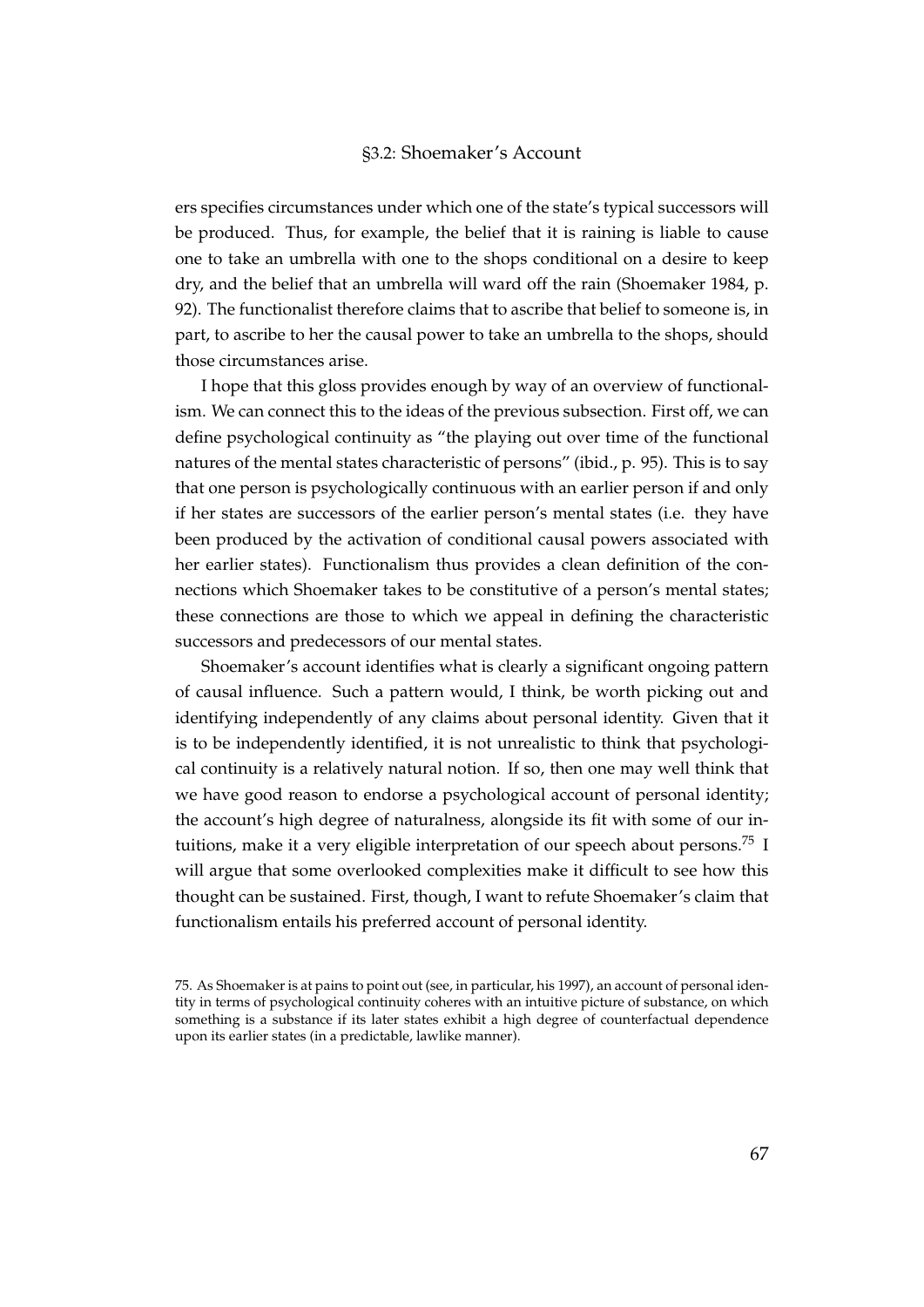ers specifies circumstances under which one of the state's typical successors will be produced. Thus, for example, the belief that it is raining is liable to cause one to take an umbrella with one to the shops conditional on a desire to keep dry, and the belief that an umbrella will ward off the rain (Shoemaker 1984, p. 92). The functionalist therefore claims that to ascribe that belief to someone is, in part, to ascribe to her the causal power to take an umbrella to the shops, should those circumstances arise.

I hope that this gloss provides enough by way of an overview of functionalism. We can connect this to the ideas of the previous subsection. First off, we can define psychological continuity as "the playing out over time of the functional natures of the mental states characteristic of persons" (ibid., p. 95). This is to say that one person is psychologically continuous with an earlier person if and only if her states are successors of the earlier person's mental states (i.e. they have been produced by the activation of conditional causal powers associated with her earlier states). Functionalism thus provides a clean definition of the connections which Shoemaker takes to be constitutive of a person's mental states; these connections are those to which we appeal in defining the characteristic successors and predecessors of our mental states.

Shoemaker's account identifies what is clearly a significant ongoing pattern of causal influence. Such a pattern would, I think, be worth picking out and identifying independently of any claims about personal identity. Given that it is to be independently identified, it is not unrealistic to think that psychological continuity is a relatively natural notion. If so, then one may well think that we have good reason to endorse a psychological account of personal identity; the account's high degree of naturalness, alongside its fit with some of our intuitions, make it a very eligible interpretation of our speech about persons.[75] I will argue that some overlooked complexities make it difficult to see how this thought can be sustained. First, though, I want to refute Shoemaker's claim that functionalism entails his preferred account of personal identity.

75. As Shoemaker is at pains to point out (see, in particular, his 1997), an account of personal identity in terms of psychological continuity coheres with an intuitive picture of substance, on which something is a substance if its later states exhibit a high degree of counterfactual dependence upon its earlier states (in a predictable, lawlike manner).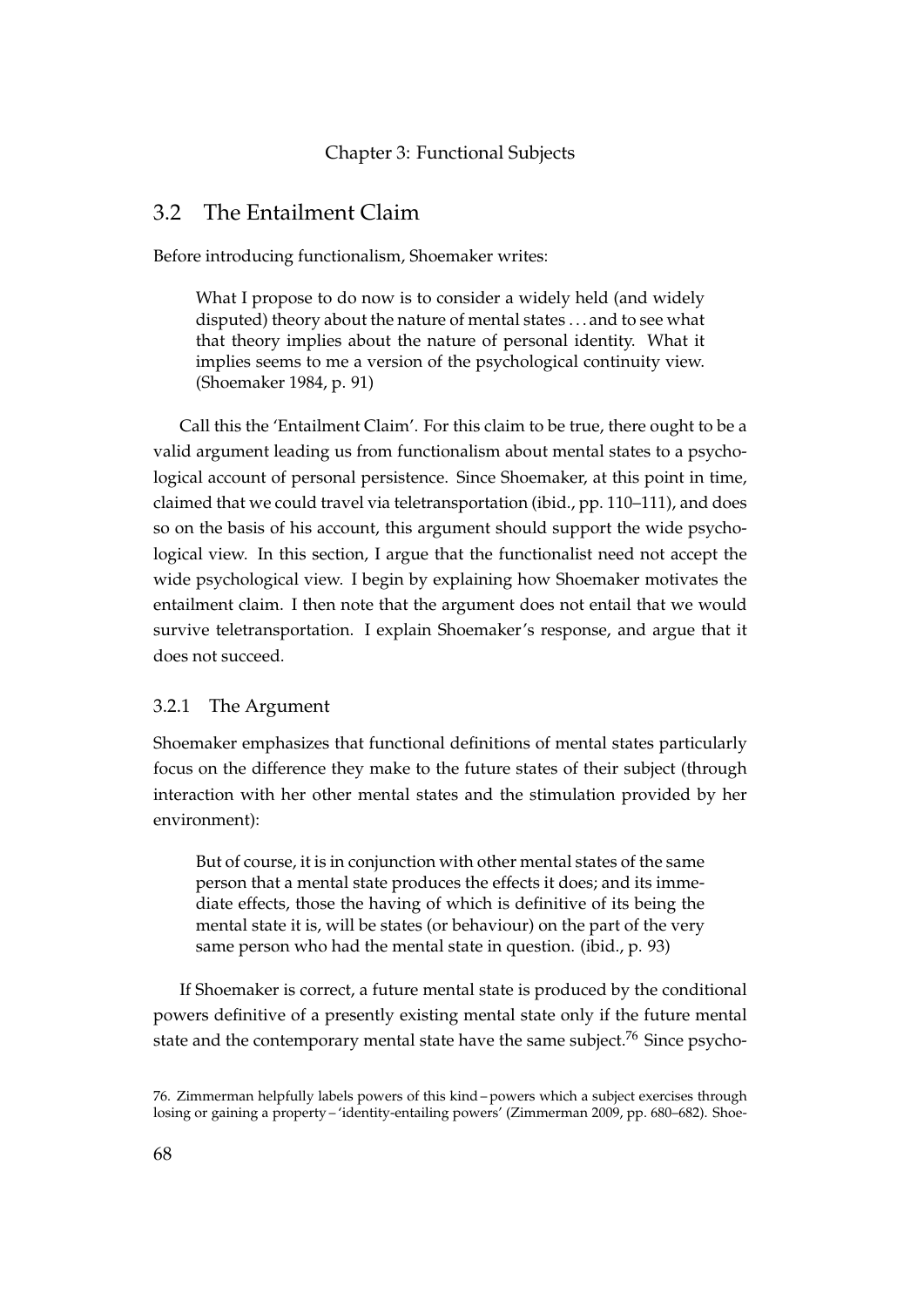## 3.2 The Entailment Claim

Before introducing functionalism, Shoemaker writes:

> What I propose to do now is to consider a widely held (and widely disputed) theory about the nature of mental states . . . and to see what that theory implies about the nature of personal identity. What it implies seems to me a version of the psychological continuity view. (Shoemaker 1984, p. 91)

Call this the 'Entailment Claim'. For this claim to be true, there ought to be a valid argument leading us from functionalism about mental states to a psychological account of personal persistence. Since Shoemaker, at this point in time, claimed that we could travel via teletransportation (ibid., pp. 110–111), and does so on the basis of his account, this argument should support the wide psychological view. In this section, I argue that the functionalist need not accept the wide psychological view. I begin by explaining how Shoemaker motivates the entailment claim. I then note that the argument does not entail that we would survive teletransportation. I explain Shoemaker's response, and argue that it does not succeed.

### 3.2.1 The Argument

Shoemaker emphasizes that functional definitions of mental states particularly focus on the difference they make to the future states of their subject (through interaction with her other mental states and the stimulation provided by her environment):

> But of course, it is in conjunction with other mental states of the same person that a mental state produces the effects it does; and its immediate effects, those the having of which is definitive of its being the mental state it is, will be states (or behaviour) on the part of the very same person who had the mental state in question. (ibid., p. 93)

If Shoemaker is correct, a future mental state is produced by the conditional powers definitive of a presently existing mental state only if the future mental state and the contemporary mental state have the same subject.[76] Since psycho-

76. Zimmerman helpfully labels powers of this kind – powers which a subject exercises through losing or gaining a property – 'identity-entailing powers' (Zimmerman 2009, pp. 680–682). Shoe-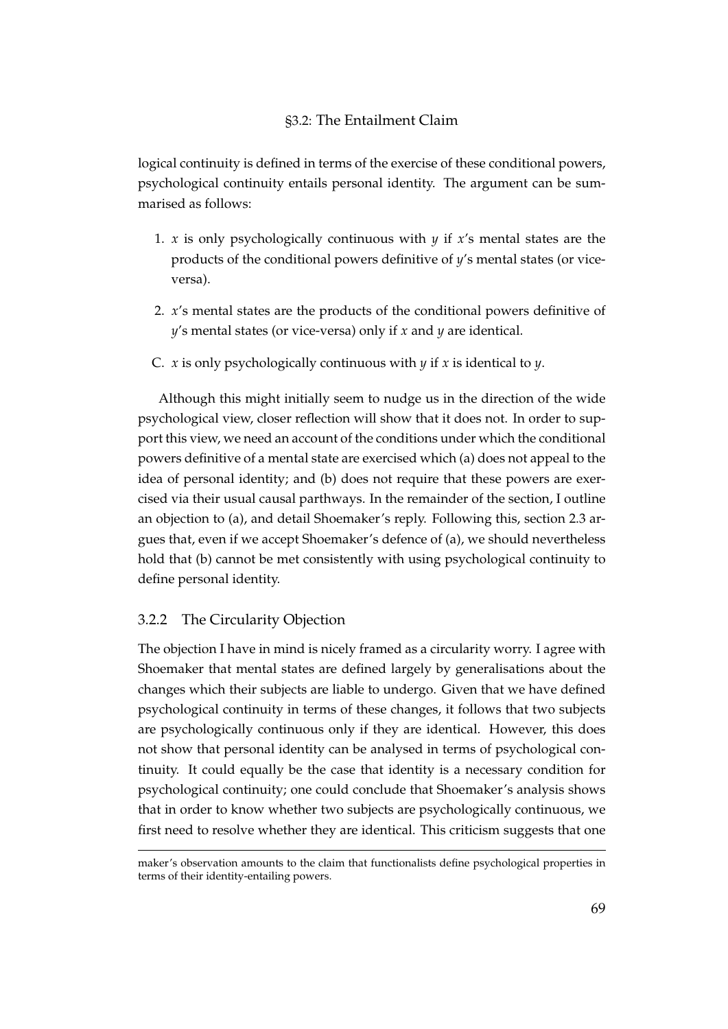logical continuity is defined in terms of the exercise of these conditional powers, psychological continuity entails personal identity. The argument can be summarised as follows:

1. $x$ is only psychologically continuous with $y$ if $x$'s mental states are the products of the conditional powers definitive of $y$'s mental states (or vice-versa).

2. $x$'s mental states are the products of the conditional powers definitive of $y$'s mental states (or vice-versa) only if $x$ and $y$ are identical.

C. $x$ is only psychologically continuous with $y$ if $x$ is identical to $y$.

Although this might initially seem to nudge us in the direction of the wide psychological view, closer reflection will show that it does not. In order to support this view, we need an account of the conditions under which the conditional powers definitive of a mental state are exercised which (a) does not appeal to the idea of personal identity; and (b) does not require that these powers are exercised via their usual causal parthways. In the remainder of the section, I outline an objection to (a), and detail Shoemaker's reply. Following this, section 2.3 argues that, even if we accept Shoemaker's defence of (a), we should nevertheless hold that (b) cannot be met consistently with using psychological continuity to define personal identity.

### 3.2.2 The Circularity Objection

The objection I have in mind is nicely framed as a circularity worry. I agree with Shoemaker that mental states are defined largely by generalisations about the changes which their subjects are liable to undergo. Given that we have defined psychological continuity in terms of these changes, it follows that two subjects are psychologically continuous only if they are identical. However, this does not show that personal identity can be analysed in terms of psychological continuity. It could equally be the case that identity is a necessary condition for psychological continuity; one could conclude that Shoemaker's analysis shows that in order to know whether two subjects are psychologically continuous, we first need to resolve whether they are identical. This criticism suggests that one

maker's observation amounts to the claim that functionalists define psychological properties in terms of their identity-entailing powers.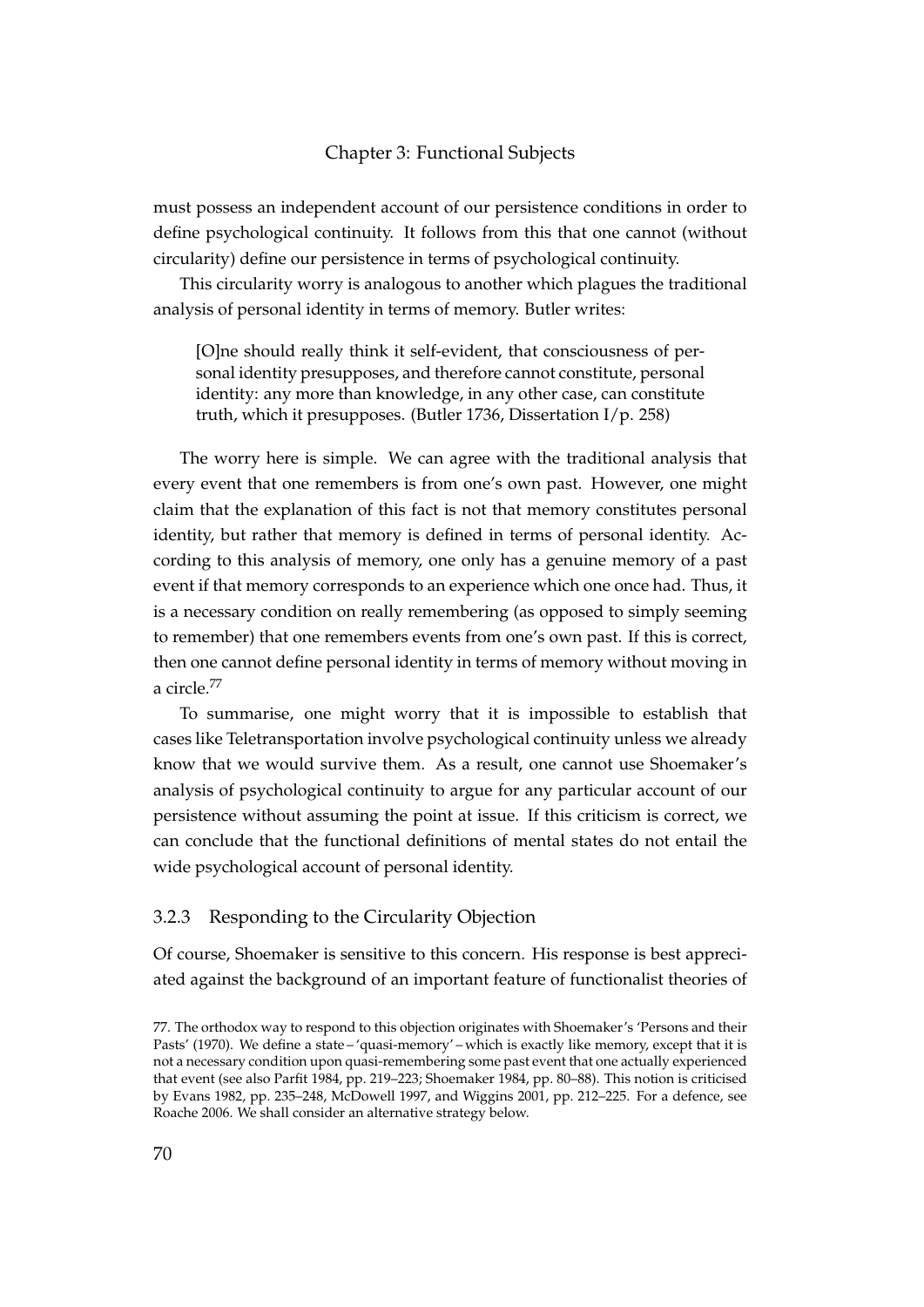must possess an independent account of our persistence conditions in order to define psychological continuity. It follows from this that one cannot (without circularity) define our persistence in terms of psychological continuity.

This circularity worry is analogous to another which plagues the traditional analysis of personal identity in terms of memory. Butler writes:

> [O]ne should really think it self-evident, that consciousness of personal identity presupposes, and therefore cannot constitute, personal identity: any more than knowledge, in any other case, can constitute truth, which it presupposes. (Butler 1736, Dissertation I/p. 258)

The worry here is simple. We can agree with the traditional analysis that every event that one remembers is from one's own past. However, one might claim that the explanation of this fact is not that memory constitutes personal identity, but rather that memory is defined in terms of personal identity. According to this analysis of memory, one only has a genuine memory of a past event if that memory corresponds to an experience which one once had. Thus, it is a necessary condition on really remembering (as opposed to simply seeming to remember) that one remembers events from one's own past. If this is correct, then one cannot define personal identity in terms of memory without moving in a circle.[77]

To summarise, one might worry that it is impossible to establish that cases like Teletransportation involve psychological continuity unless we already know that we would survive them. As a result, one cannot use Shoemaker's analysis of psychological continuity to argue for any particular account of our persistence without assuming the point at issue. If this criticism is correct, we can conclude that the functional definitions of mental states do not entail the wide psychological account of personal identity.

### 3.2.3 Responding to the Circularity Objection

Of course, Shoemaker is sensitive to this concern. His response is best appreciated against the background of an important feature of functionalist theories of

77. The orthodox way to respond to this objection originates with Shoemaker's 'Persons and their Pasts' (1970). We define a state – 'quasi-memory' – which is exactly like memory, except that it is not a necessary condition upon quasi-remembering some past event that one actually experienced that event (see also Parfit 1984, pp. 219–223; Shoemaker 1984, pp. 80–88). This notion is criticised by Evans 1982, pp. 235–248, McDowell 1997, and Wiggins 2001, pp. 212–225. For a defence, see Roache 2006. We shall consider an alternative strategy below.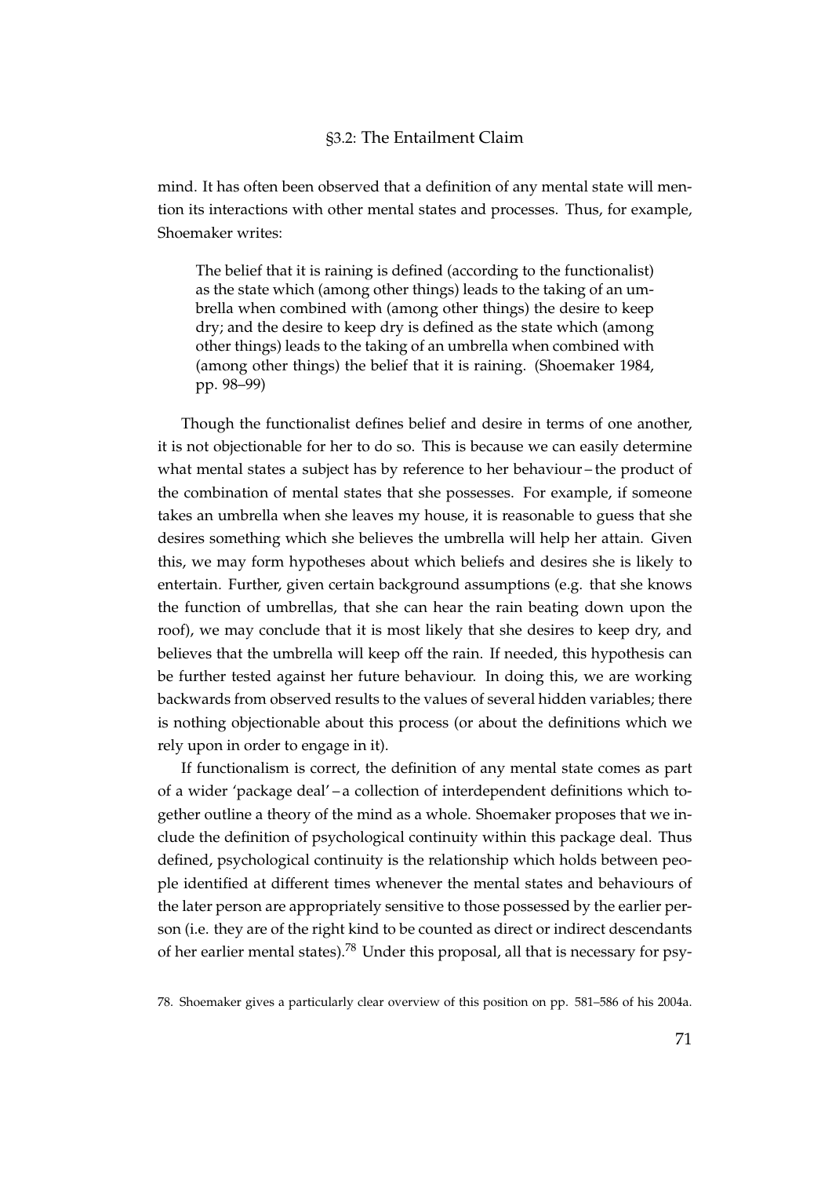mind. It has often been observed that a definition of any mental state will mention its interactions with other mental states and processes. Thus, for example, Shoemaker writes:

> The belief that it is raining is defined (according to the functionalist) as the state which (among other things) leads to the taking of an umbrella when combined with (among other things) the desire to keep dry; and the desire to keep dry is defined as the state which (among other things) leads to the taking of an umbrella when combined with (among other things) the belief that it is raining. (Shoemaker 1984, pp. 98–99)

Though the functionalist defines belief and desire in terms of one another, it is not objectionable for her to do so. This is because we can easily determine what mental states a subject has by reference to her behaviour – the product of the combination of mental states that she possesses. For example, if someone takes an umbrella when she leaves my house, it is reasonable to guess that she desires something which she believes the umbrella will help her attain. Given this, we may form hypotheses about which beliefs and desires she is likely to entertain. Further, given certain background assumptions (e.g. that she knows the function of umbrellas, that she can hear the rain beating down upon the roof), we may conclude that it is most likely that she desires to keep dry, and believes that the umbrella will keep off the rain. If needed, this hypothesis can be further tested against her future behaviour. In doing this, we are working backwards from observed results to the values of several hidden variables; there is nothing objectionable about this process (or about the definitions which we rely upon in order to engage in it).

If functionalism is correct, the definition of any mental state comes as part of a wider 'package deal' – a collection of interdependent definitions which together outline a theory of the mind as a whole. Shoemaker proposes that we include the definition of psychological continuity within this package deal. Thus defined, psychological continuity is the relationship which holds between people identified at different times whenever the mental states and behaviours of the later person are appropriately sensitive to those possessed by the earlier person (i.e. they are of the right kind to be counted as direct or indirect descendants of her earlier mental states).[78] Under this proposal, all that is necessary for psy-

78. Shoemaker gives a particularly clear overview of this position on pp. 581–586 of his 2004a.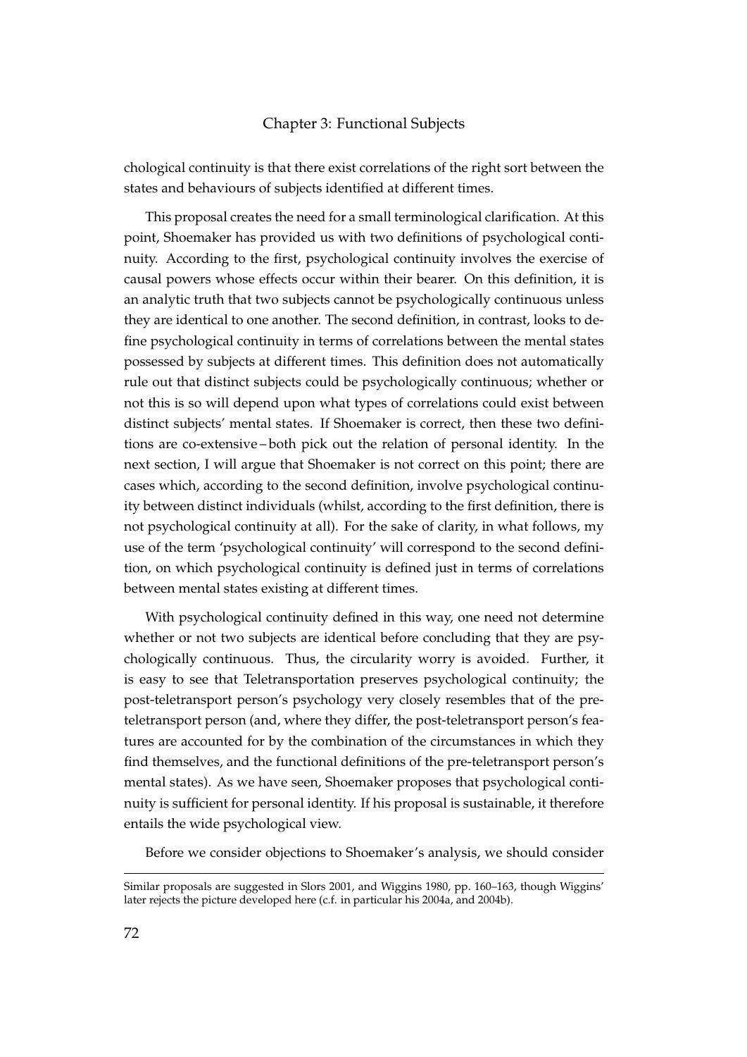chological continuity is that there exist correlations of the right sort between the states and behaviours of subjects identified at different times.

This proposal creates the need for a small terminological clarification. At this point, Shoemaker has provided us with two definitions of psychological continuity. According to the first, psychological continuity involves the exercise of causal powers whose effects occur within their bearer. On this definition, it is an analytic truth that two subjects cannot be psychologically continuous unless they are identical to one another. The second definition, in contrast, looks to define psychological continuity in terms of correlations between the mental states possessed by subjects at different times. This definition does not automatically rule out that distinct subjects could be psychologically continuous; whether or not this is so will depend upon what types of correlations could exist between distinct subjects' mental states. If Shoemaker is correct, then these two definitions are co-extensive – both pick out the relation of personal identity. In the next section, I will argue that Shoemaker is not correct on this point; there are cases which, according to the second definition, involve psychological continuity between distinct individuals (whilst, according to the first definition, there is not psychological continuity at all). For the sake of clarity, in what follows, my use of the term 'psychological continuity' will correspond to the second definition, on which psychological continuity is defined just in terms of correlations between mental states existing at different times.

With psychological continuity defined in this way, one need not determine whether or not two subjects are identical before concluding that they are psychologically continuous. Thus, the circularity worry is avoided. Further, it is easy to see that Teletransportation preserves psychological continuity; the post-teletransport person's psychology very closely resembles that of the pre-teletransport person (and, where they differ, the post-teletransport person's features are accounted for by the combination of the circumstances in which they find themselves, and the functional definitions of the pre-teletransport person's mental states). As we have seen, Shoemaker proposes that psychological continuity is sufficient for personal identity. If his proposal is sustainable, it therefore entails the wide psychological view.

Before we consider objections to Shoemaker's analysis, we should consider

---

Similar proposals are suggested in Slors 2001, and Wiggins 1980, pp. 160–163, though Wiggins' later rejects the picture developed here (c.f. in particular his 2004a, and 2004b).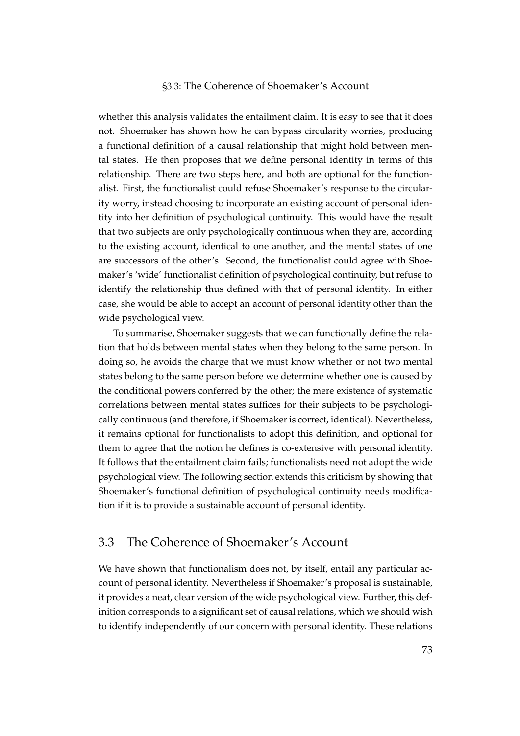whether this analysis validates the entailment claim. It is easy to see that it does not. Shoemaker has shown how he can bypass circularity worries, producing a functional definition of a causal relationship that might hold between mental states. He then proposes that we define personal identity in terms of this relationship. There are two steps here, and both are optional for the functionalist. First, the functionalist could refuse Shoemaker's response to the circularity worry, instead choosing to incorporate an existing account of personal identity into her definition of psychological continuity. This would have the result that two subjects are only psychologically continuous when they are, according to the existing account, identical to one another, and the mental states of one are successors of the other's. Second, the functionalist could agree with Shoemaker's 'wide' functionalist definition of psychological continuity, but refuse to identify the relationship thus defined with that of personal identity. In either case, she would be able to accept an account of personal identity other than the wide psychological view.

To summarise, Shoemaker suggests that we can functionally define the relation that holds between mental states when they belong to the same person. In doing so, he avoids the charge that we must know whether or not two mental states belong to the same person before we determine whether one is caused by the conditional powers conferred by the other; the mere existence of systematic correlations between mental states suffices for their subjects to be psychologically continuous (and therefore, if Shoemaker is correct, identical). Nevertheless, it remains optional for functionalists to adopt this definition, and optional for them to agree that the notion he defines is co-extensive with personal identity. It follows that the entailment claim fails; functionalists need not adopt the wide psychological view. The following section extends this criticism by showing that Shoemaker's functional definition of psychological continuity needs modification if it is to provide a sustainable account of personal identity.

## 3.3 The Coherence of Shoemaker's Account

We have shown that functionalism does not, by itself, entail any particular account of personal identity. Nevertheless if Shoemaker's proposal is sustainable, it provides a neat, clear version of the wide psychological view. Further, this definition corresponds to a significant set of causal relations, which we should wish to identify independently of our concern with personal identity. These relations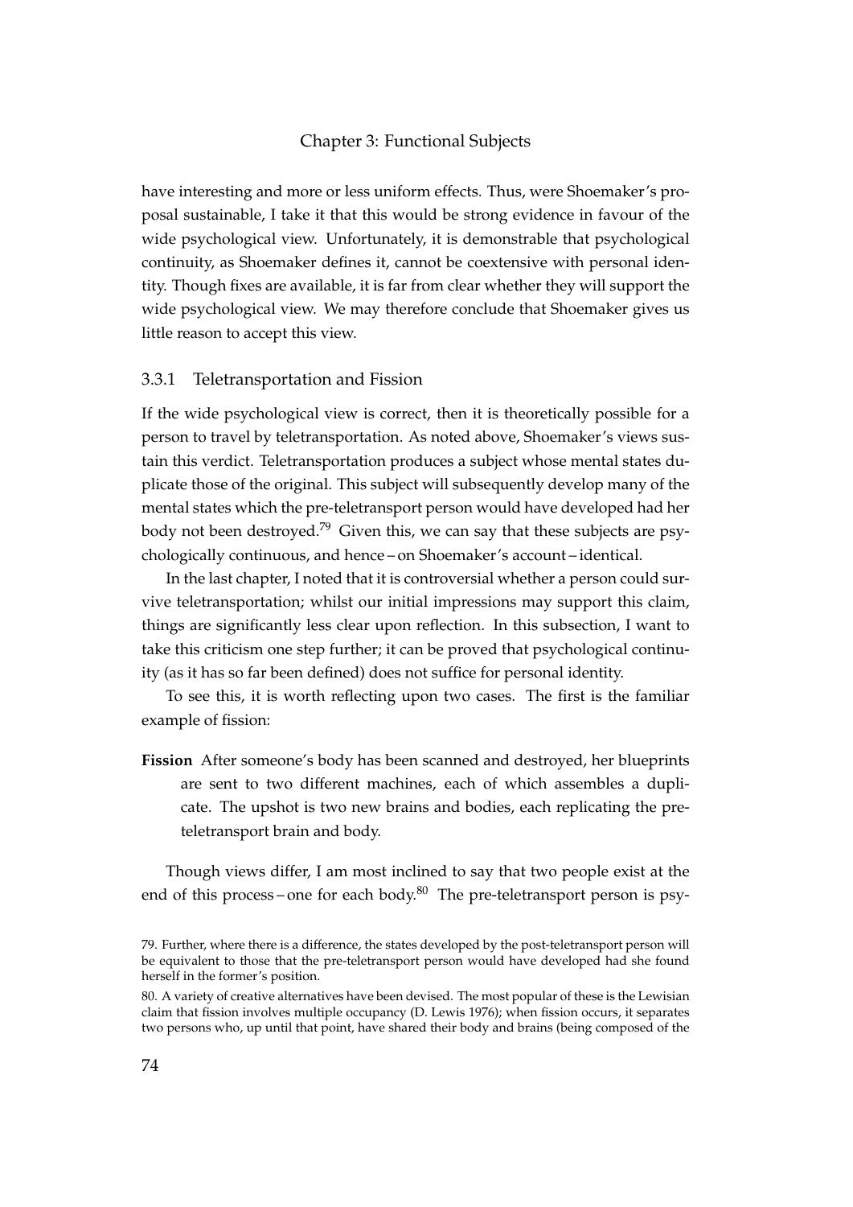have interesting and more or less uniform effects. Thus, were Shoemaker's proposal sustainable, I take it that this would be strong evidence in favour of the wide psychological view. Unfortunately, it is demonstrable that psychological continuity, as Shoemaker defines it, cannot be coextensive with personal identity. Though fixes are available, it is far from clear whether they will support the wide psychological view. We may therefore conclude that Shoemaker gives us little reason to accept this view.

### 3.3.1 Teletransportation and Fission

If the wide psychological view is correct, then it is theoretically possible for a person to travel by teletransportation. As noted above, Shoemaker's views sustain this verdict. Teletransportation produces a subject whose mental states duplicate those of the original. This subject will subsequently develop many of the mental states which the pre-teletransport person would have developed had her body not been destroyed.[79] Given this, we can say that these subjects are psychologically continuous, and hence – on Shoemaker's account – identical.

In the last chapter, I noted that it is controversial whether a person could survive teletransportation; whilst our initial impressions may support this claim, things are significantly less clear upon reflection. In this subsection, I want to take this criticism one step further; it can be proved that psychological continuity (as it has so far been defined) does not suffice for personal identity.

To see this, it is worth reflecting upon two cases. The first is the familiar example of fission:

**Fission** After someone's body has been scanned and destroyed, her blueprints are sent to two different machines, each of which assembles a duplicate. The upshot is two new brains and bodies, each replicating the pre-teletransport brain and body.

Though views differ, I am most inclined to say that two people exist at the end of this process – one for each body.[80] The pre-teletransport person is psy-

79. Further, where there is a difference, the states developed by the post-teletransport person will be equivalent to those that the pre-teletransport person would have developed had she found herself in the former's position.

80. A variety of creative alternatives have been devised. The most popular of these is the Lewisian claim that fission involves multiple occupancy (D. Lewis 1976); when fission occurs, it separates two persons who, up until that point, have shared their body and brains (being composed of the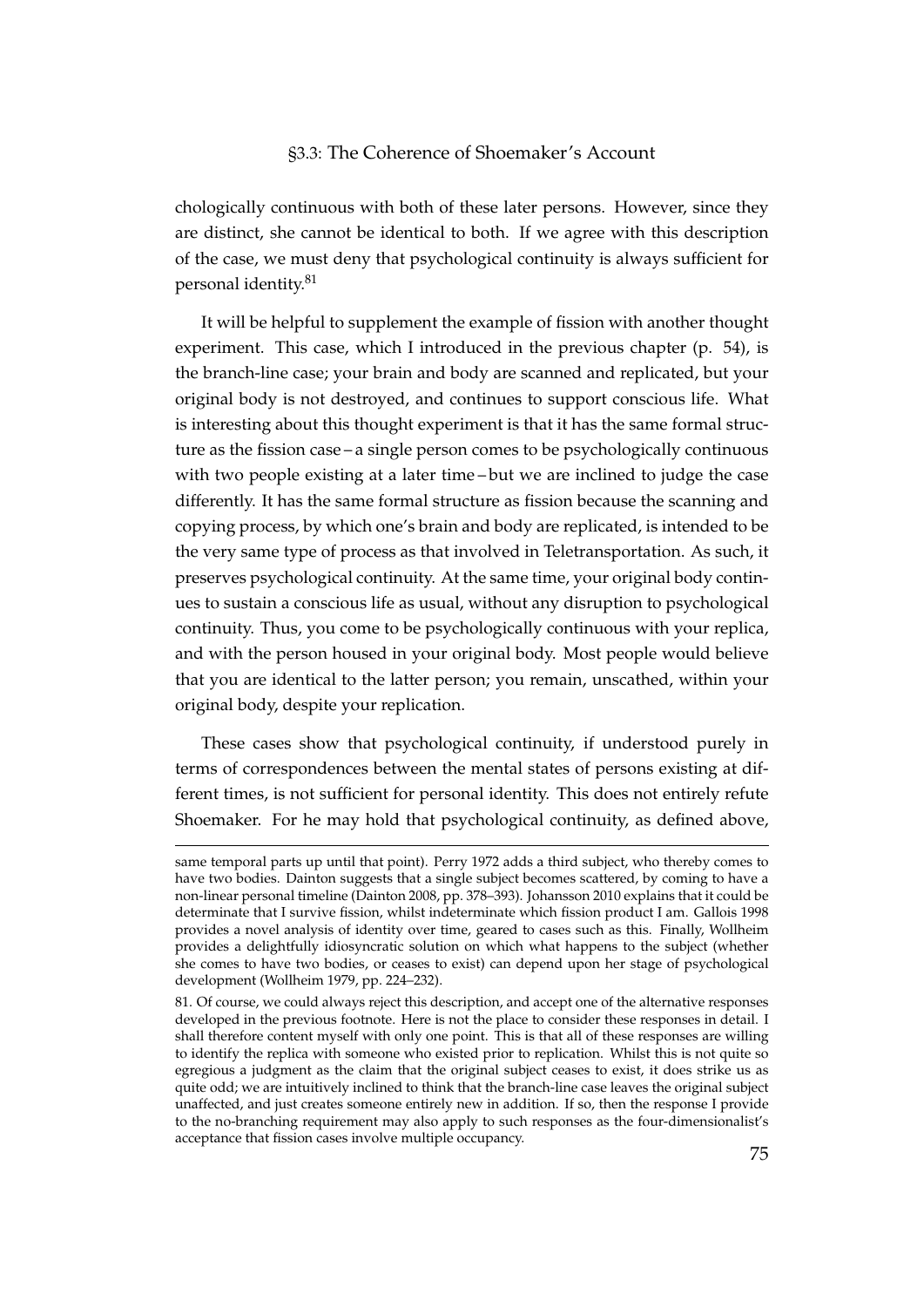chologically continuous with both of these later persons. However, since they are distinct, she cannot be identical to both. If we agree with this description of the case, we must deny that psychological continuity is always sufficient for personal identity.[81]

It will be helpful to supplement the example of fission with another thought experiment. This case, which I introduced in the previous chapter (p. 54), is the branch-line case; your brain and body are scanned and replicated, but your original body is not destroyed, and continues to support conscious life. What is interesting about this thought experiment is that it has the same formal structure as the fission case – a single person comes to be psychologically continuous with two people existing at a later time – but we are inclined to judge the case differently. It has the same formal structure as fission because the scanning and copying process, by which one's brain and body are replicated, is intended to be the very same type of process as that involved in Teletransportation. As such, it preserves psychological continuity. At the same time, your original body continues to sustain a conscious life as usual, without any disruption to psychological continuity. Thus, you come to be psychologically continuous with your replica, and with the person housed in your original body. Most people would believe that you are identical to the latter person; you remain, unscathed, within your original body, despite your replication.

These cases show that psychological continuity, if understood purely in terms of correspondences between the mental states of persons existing at different times, is not sufficient for personal identity. This does not entirely refute Shoemaker. For he may hold that psychological continuity, as defined above,

---

same temporal parts up until that point). Perry 1972 adds a third subject, who thereby comes to have two bodies. Dainton suggests that a single subject becomes scattered, by coming to have a non-linear personal timeline (Dainton 2008, pp. 378–393). Johansson 2010 explains that it could be determinate that I survive fission, whilst indeterminate which fission product I am. Gallois 1998 provides a novel analysis of identity over time, geared to cases such as this. Finally, Wollheim provides a delightfully idiosyncratic solution on which what happens to the subject (whether she comes to have two bodies, or ceases to exist) can depend upon her stage of psychological development (Wollheim 1979, pp. 224–232).

81. Of course, we could always reject this description, and accept one of the alternative responses developed in the previous footnote. Here is not the place to consider these responses in detail. I shall therefore content myself with only one point. This is that all of these responses are willing to identify the replica with someone who existed prior to replication. Whilst this is not quite so egregious a judgment as the claim that the original subject ceases to exist, it does strike us as quite odd; we are intuitively inclined to think that the branch-line case leaves the original subject unaffected, and just creates someone entirely new in addition. If so, then the response I provide to the no-branching requirement may also apply to such responses as the four-dimensionalist's acceptance that fission cases involve multiple occupancy.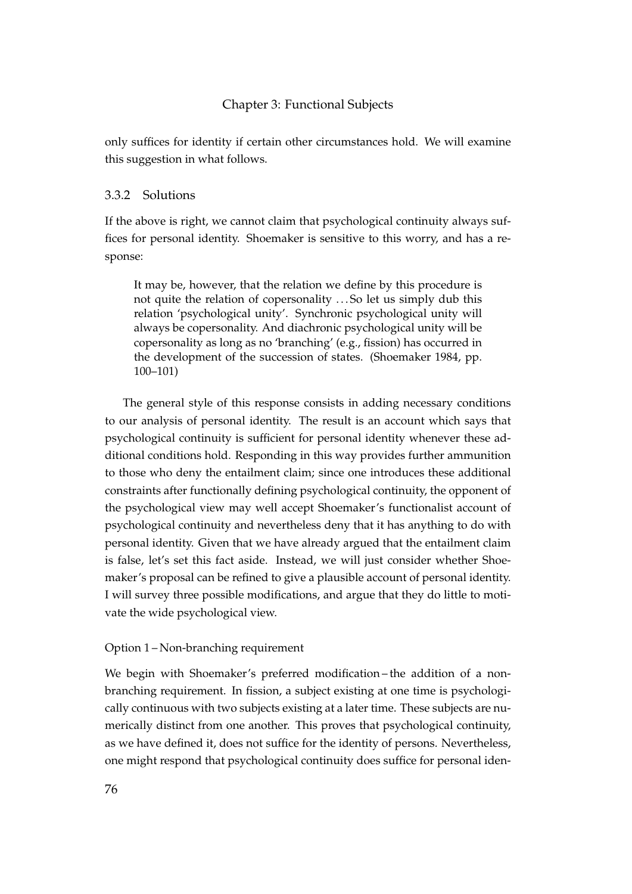only suffices for identity if certain other circumstances hold. We will examine this suggestion in what follows.

### 3.3.2 Solutions

If the above is right, we cannot claim that psychological continuity always suffices for personal identity. Shoemaker is sensitive to this worry, and has a response:

> It may be, however, that the relation we define by this procedure is not quite the relation of copersonality . . . So let us simply dub this relation 'psychological unity'. Synchronic psychological unity will always be copersonality. And diachronic psychological unity will be copersonality as long as no 'branching' (e.g., fission) has occurred in the development of the succession of states. (Shoemaker 1984, pp. 100–101)

The general style of this response consists in adding necessary conditions to our analysis of personal identity. The result is an account which says that psychological continuity is sufficient for personal identity whenever these additional conditions hold. Responding in this way provides further ammunition to those who deny the entailment claim; since one introduces these additional constraints after functionally defining psychological continuity, the opponent of the psychological view may well accept Shoemaker's functionalist account of psychological continuity and nevertheless deny that it has anything to do with personal identity. Given that we have already argued that the entailment claim is false, let's set this fact aside. Instead, we will just consider whether Shoemaker's proposal can be refined to give a plausible account of personal identity. I will survey three possible modifications, and argue that they do little to motivate the wide psychological view.

#### Option 1 – Non-branching requirement

We begin with Shoemaker's preferred modification – the addition of a non-branching requirement. In fission, a subject existing at one time is psychologically continuous with two subjects existing at a later time. These subjects are numerically distinct from one another. This proves that psychological continuity, as we have defined it, does not suffice for the identity of persons. Nevertheless, one might respond that psychological continuity does suffice for personal iden-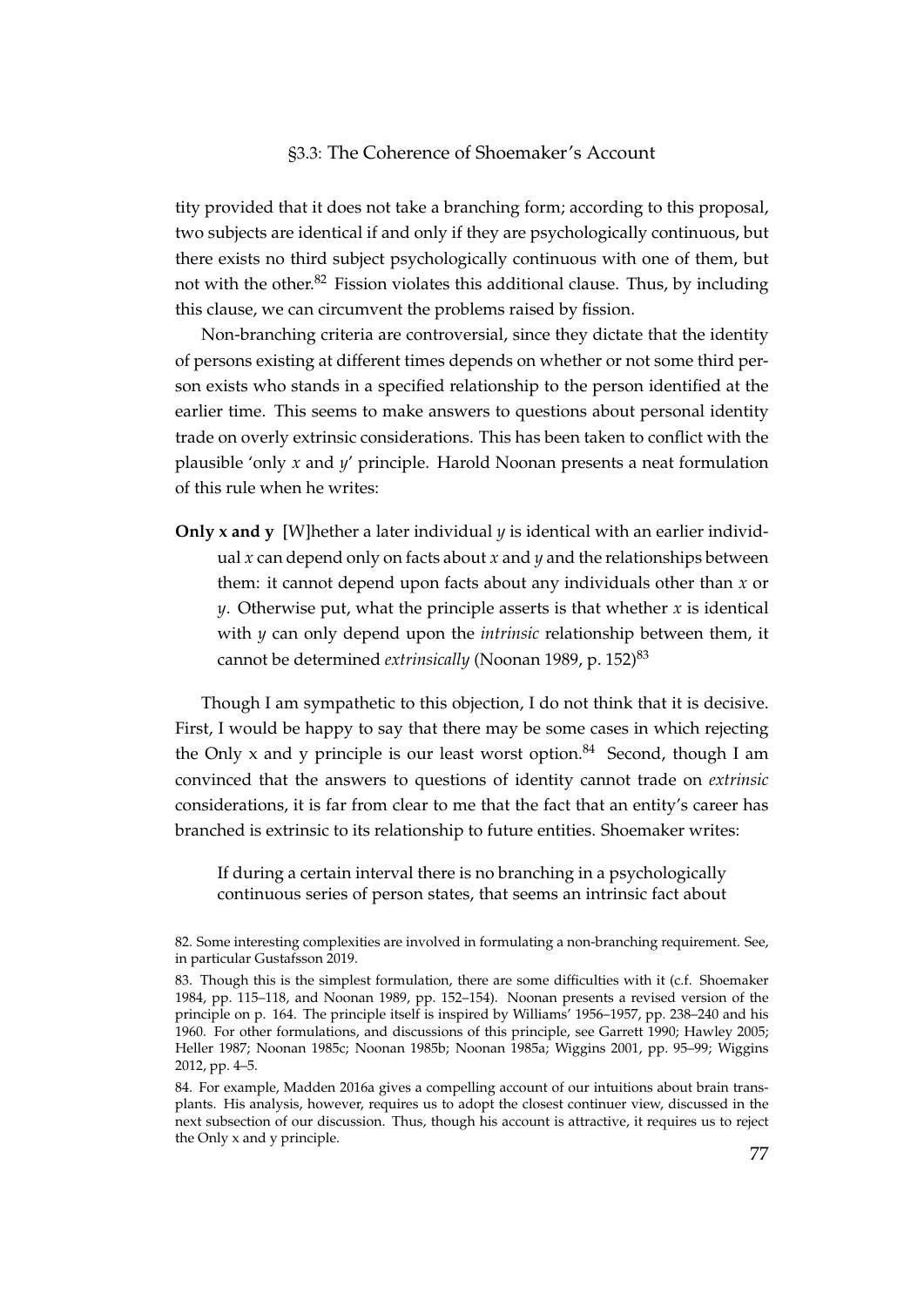tity provided that it does not take a branching form; according to this proposal, two subjects are identical if and only if they are psychologically continuous, but there exists no third subject psychologically continuous with one of them, but not with the other.[82] Fission violates this additional clause. Thus, by including this clause, we can circumvent the problems raised by fission.

Non-branching criteria are controversial, since they dictate that the identity of persons existing at different times depends on whether or not some third person exists who stands in a specified relationship to the person identified at the earlier time. This seems to make answers to questions about personal identity trade on overly extrinsic considerations. This has been taken to conflict with the plausible 'only *x* and *y*' principle. Harold Noonan presents a neat formulation of this rule when he writes:

**Only x and y** [W]hether a later individual *y* is identical with an earlier individual *x* can depend only on facts about *x* and *y* and the relationships between them: it cannot depend upon facts about any individuals other than *x* or *y*. Otherwise put, what the principle asserts is that whether *x* is identical with *y* can only depend upon the *intrinsic* relationship between them, it cannot be determined *extrinsically* (Noonan 1989, p. 152)[83]

Though I am sympathetic to this objection, I do not think that it is decisive. First, I would be happy to say that there may be some cases in which rejecting the Only x and y principle is our least worst option.[84] Second, though I am convinced that the answers to questions of identity cannot trade on *extrinsic* considerations, it is far from clear to me that the fact that an entity's career has branched is extrinsic to its relationship to future entities. Shoemaker writes:

> If during a certain interval there is no branching in a psychologically continuous series of person states, that seems an intrinsic fact about

82. Some interesting complexities are involved in formulating a non-branching requirement. See, in particular Gustafsson 2019.

83. Though this is the simplest formulation, there are some difficulties with it (c.f. Shoemaker 1984, pp. 115–118, and Noonan 1989, pp. 152–154). Noonan presents a revised version of the principle on p. 164. The principle itself is inspired by Williams' 1956–1957, pp. 238–240 and his 1960. For other formulations, and discussions of this principle, see Garrett 1990; Hawley 2005; Heller 1987; Noonan 1985c; Noonan 1985b; Noonan 1985a; Wiggins 2001, pp. 95–99; Wiggins 2012, pp. 4–5.

84. For example, Madden 2016a gives a compelling account of our intuitions about brain transplants. His analysis, however, requires us to adopt the closest continuer view, discussed in the next subsection of our discussion. Thus, though his account is attractive, it requires us to reject the Only x and y principle.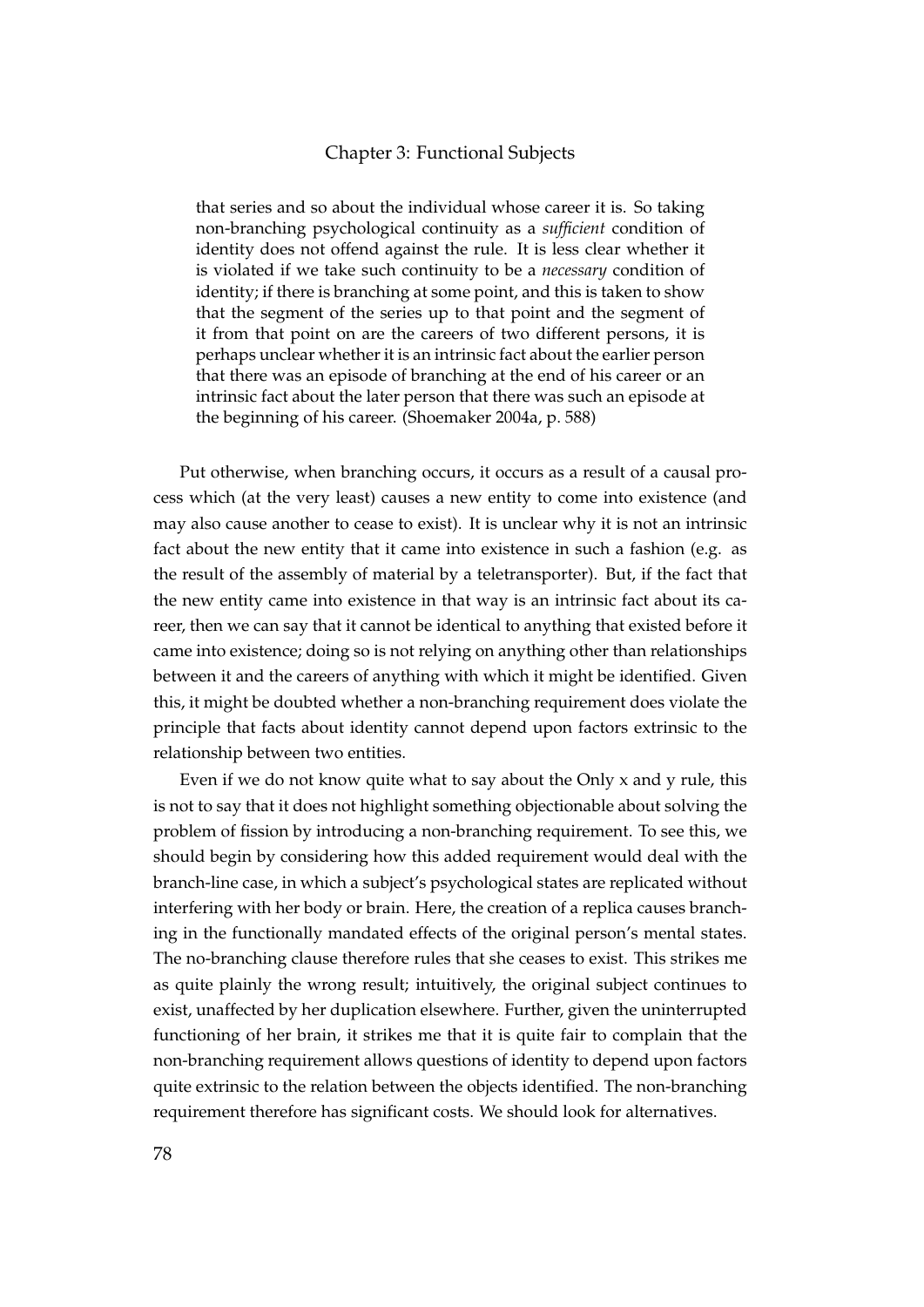> that series and so about the individual whose career it is. So taking non-branching psychological continuity as a *sufficient* condition of identity does not offend against the rule. It is less clear whether it is violated if we take such continuity to be a *necessary* condition of identity; if there is branching at some point, and this is taken to show that the segment of the series up to that point and the segment of it from that point on are the careers of two different persons, it is perhaps unclear whether it is an intrinsic fact about the earlier person that there was an episode of branching at the end of his career or an intrinsic fact about the later person that there was such an episode at the beginning of his career. (Shoemaker 2004a, p. 588)

Put otherwise, when branching occurs, it occurs as a result of a causal process which (at the very least) causes a new entity to come into existence (and may also cause another to cease to exist). It is unclear why it is not an intrinsic fact about the new entity that it came into existence in such a fashion (e.g. as the result of the assembly of material by a teletransporter). But, if the fact that the new entity came into existence in that way is an intrinsic fact about its career, then we can say that it cannot be identical to anything that existed before it came into existence; doing so is not relying on anything other than relationships between it and the careers of anything with which it might be identified. Given this, it might be doubted whether a non-branching requirement does violate the principle that facts about identity cannot depend upon factors extrinsic to the relationship between two entities.

Even if we do not know quite what to say about the Only x and y rule, this is not to say that it does not highlight something objectionable about solving the problem of fission by introducing a non-branching requirement. To see this, we should begin by considering how this added requirement would deal with the branch-line case, in which a subject's psychological states are replicated without interfering with her body or brain. Here, the creation of a replica causes branching in the functionally mandated effects of the original person's mental states. The no-branching clause therefore rules that she ceases to exist. This strikes me as quite plainly the wrong result; intuitively, the original subject continues to exist, unaffected by her duplication elsewhere. Further, given the uninterrupted functioning of her brain, it strikes me that it is quite fair to complain that the non-branching requirement allows questions of identity to depend upon factors quite extrinsic to the relation between the objects identified. The non-branching requirement therefore has significant costs. We should look for alternatives.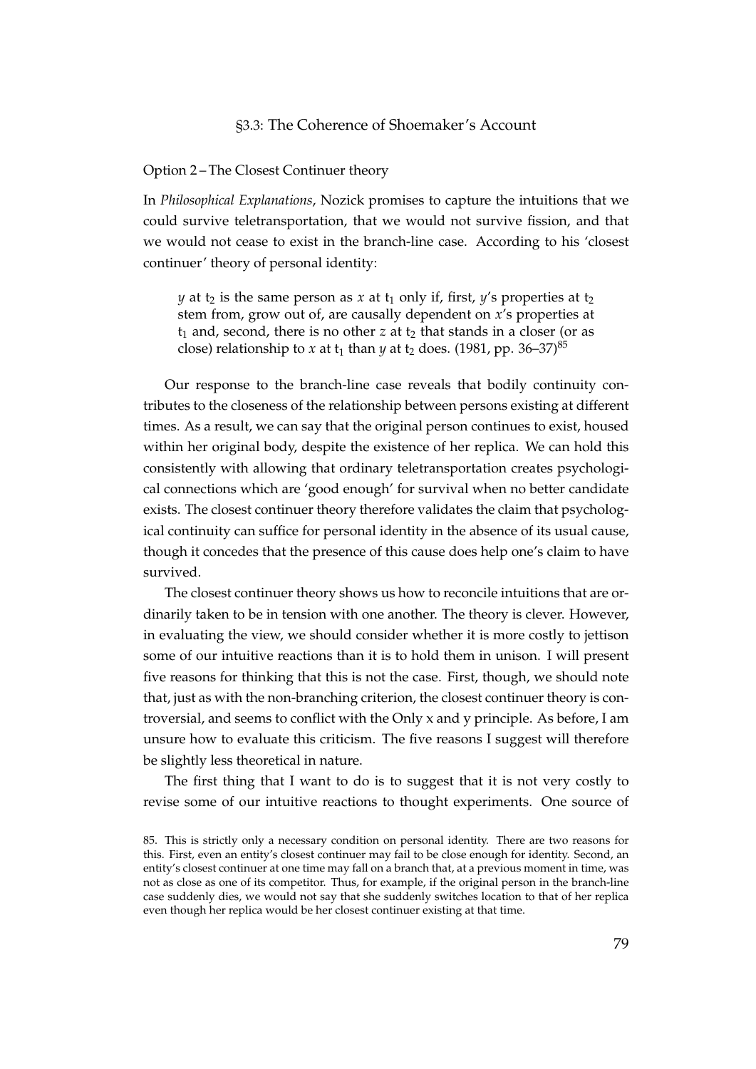Option 2 – The Closest Continuer theory

In *Philosophical Explanations*, Nozick promises to capture the intuitions that we could survive teletransportation, that we would not survive fission, and that we would not cease to exist in the branch-line case. According to his 'closest continuer' theory of personal identity:

> $y$ at $t_2$ is the same person as $x$ at $t_1$ only if, first, $y$'s properties at $t_2$ stem from, grow out of, are causally dependent on $x$'s properties at $t_1$ and, second, there is no other $z$ at $t_2$ that stands in a closer (or as close) relationship to $x$ at $t_1$ than $y$ at $t_2$ does. (1981, pp. 36–37)[85]

Our response to the branch-line case reveals that bodily continuity contributes to the closeness of the relationship between persons existing at different times. As a result, we can say that the original person continues to exist, housed within her original body, despite the existence of her replica. We can hold this consistently with allowing that ordinary teletransportation creates psychological connections which are 'good enough' for survival when no better candidate exists. The closest continuer theory therefore validates the claim that psychological continuity can suffice for personal identity in the absence of its usual cause, though it concedes that the presence of this cause does help one's claim to have survived.

The closest continuer theory shows us how to reconcile intuitions that are ordinarily taken to be in tension with one another. The theory is clever. However, in evaluating the view, we should consider whether it is more costly to jettison some of our intuitive reactions than it is to hold them in unison. I will present five reasons for thinking that this is not the case. First, though, we should note that, just as with the non-branching criterion, the closest continuer theory is controversial, and seems to conflict with the Only x and y principle. As before, I am unsure how to evaluate this criticism. The five reasons I suggest will therefore be slightly less theoretical in nature.

The first thing that I want to do is to suggest that it is not very costly to revise some of our intuitive reactions to thought experiments. One source of

85. This is strictly only a necessary condition on personal identity. There are two reasons for this. First, even an entity's closest continuer may fail to be close enough for identity. Second, an entity's closest continuer at one time may fall on a branch that, at a previous moment in time, was not as close as one of its competitor. Thus, for example, if the original person in the branch-line case suddenly dies, we would not say that she suddenly switches location to that of her replica even though her replica would be her closest continuer existing at that time.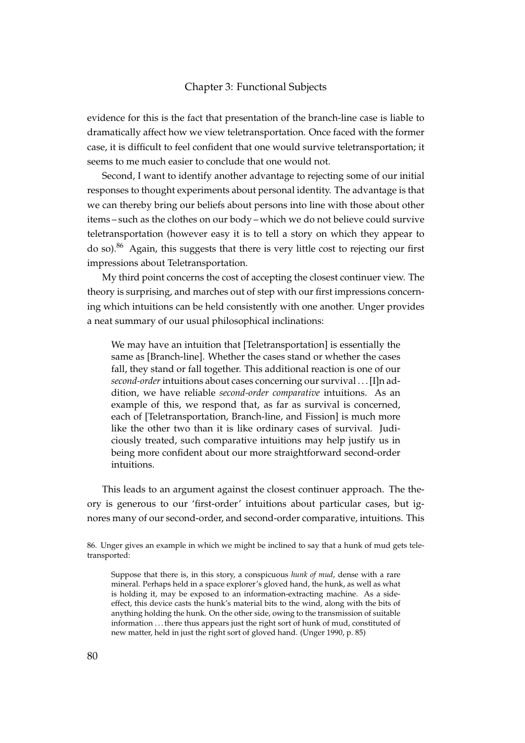evidence for this is the fact that presentation of the branch-line case is liable to dramatically affect how we view teletransportation. Once faced with the former case, it is difficult to feel confident that one would survive teletransportation; it seems to me much easier to conclude that one would not.

Second, I want to identify another advantage to rejecting some of our initial responses to thought experiments about personal identity. The advantage is that we can thereby bring our beliefs about persons into line with those about other items – such as the clothes on our body – which we do not believe could survive teletransportation (however easy it is to tell a story on which they appear to do so).[86] Again, this suggests that there is very little cost to rejecting our first impressions about Teletransportation.

My third point concerns the cost of accepting the closest continuer view. The theory is surprising, and marches out of step with our first impressions concerning which intuitions can be held consistently with one another. Unger provides a neat summary of our usual philosophical inclinations:

> We may have an intuition that [Teletransportation] is essentially the same as [Branch-line]. Whether the cases stand or whether the cases fall, they stand or fall together. This additional reaction is one of our *second-order* intuitions about cases concerning our survival . . . [I]n addition, we have reliable *second-order comparative* intuitions. As an example of this, we respond that, as far as survival is concerned, each of [Teletransportation, Branch-line, and Fission] is much more like the other two than it is like ordinary cases of survival. Judiciously treated, such comparative intuitions may help justify us in being more confident about our more straightforward second-order intuitions.

This leads to an argument against the closest continuer approach. The theory is generous to our 'first-order' intuitions about particular cases, but ignores many of our second-order, and second-order comparative, intuitions. This

86. Unger gives an example in which we might be inclined to say that a hunk of mud gets teletransported:

> Suppose that there is, in this story, a conspicuous *hunk of mud*, dense with a rare mineral. Perhaps held in a space explorer's gloved hand, the hunk, as well as what is holding it, may be exposed to an information-extracting machine. As a side-effect, this device casts the hunk's material bits to the wind, along with the bits of anything holding the hunk. On the other side, owing to the transmission of suitable information . . . there thus appears just the right sort of hunk of mud, constituted of new matter, held in just the right sort of gloved hand. (Unger 1990, p. 85)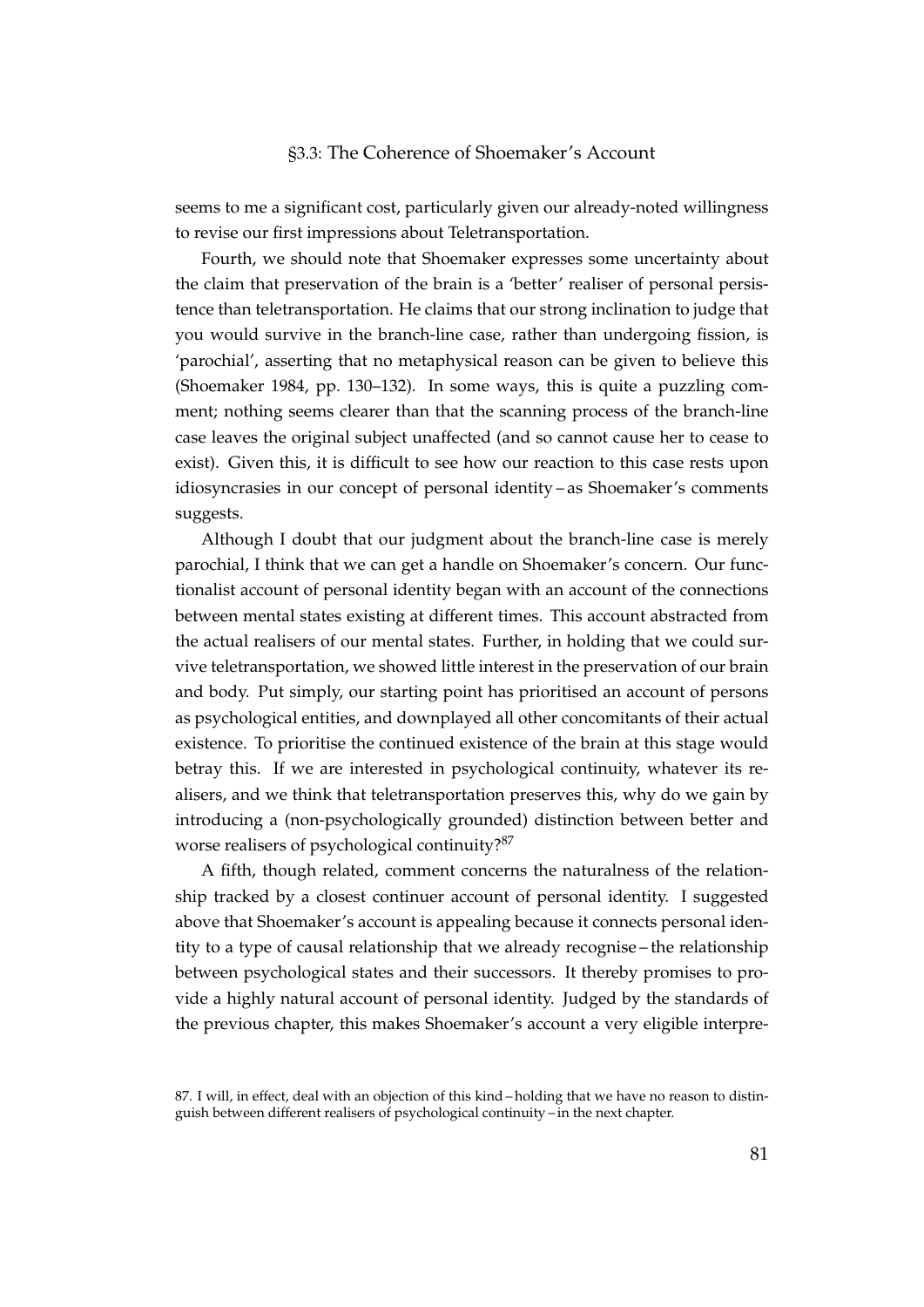seems to me a significant cost, particularly given our already-noted willingness to revise our first impressions about Teletransportation.

Fourth, we should note that Shoemaker expresses some uncertainty about the claim that preservation of the brain is a 'better' realiser of personal persistence than teletransportation. He claims that our strong inclination to judge that you would survive in the branch-line case, rather than undergoing fission, is 'parochial', asserting that no metaphysical reason can be given to believe this (Shoemaker 1984, pp. 130–132). In some ways, this is quite a puzzling comment; nothing seems clearer than that the scanning process of the branch-line case leaves the original subject unaffected (and so cannot cause her to cease to exist). Given this, it is difficult to see how our reaction to this case rests upon idiosyncrasies in our concept of personal identity – as Shoemaker's comments suggests.

Although I doubt that our judgment about the branch-line case is merely parochial, I think that we can get a handle on Shoemaker's concern. Our functionalist account of personal identity began with an account of the connections between mental states existing at different times. This account abstracted from the actual realisers of our mental states. Further, in holding that we could survive teletransportation, we showed little interest in the preservation of our brain and body. Put simply, our starting point has prioritised an account of persons as psychological entities, and downplayed all other concomitants of their actual existence. To prioritise the continued existence of the brain at this stage would betray this. If we are interested in psychological continuity, whatever its realisers, and we think that teletransportation preserves this, why do we gain by introducing a (non-psychologically grounded) distinction between better and worse realisers of psychological continuity?[87]

A fifth, though related, comment concerns the naturalness of the relationship tracked by a closest continuer account of personal identity. I suggested above that Shoemaker's account is appealing because it connects personal identity to a type of causal relationship that we already recognise – the relationship between psychological states and their successors. It thereby promises to provide a highly natural account of personal identity. Judged by the standards of the previous chapter, this makes Shoemaker's account a very eligible interpre-

87. I will, in effect, deal with an objection of this kind – holding that we have no reason to distinguish between different realisers of psychological continuity – in the next chapter.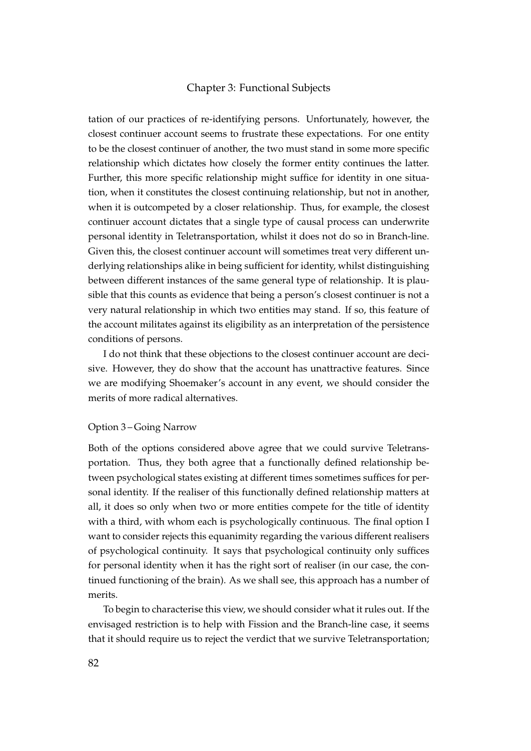tation of our practices of re-identifying persons. Unfortunately, however, the closest continuer account seems to frustrate these expectations. For one entity to be the closest continuer of another, the two must stand in some more specific relationship which dictates how closely the former entity continues the latter. Further, this more specific relationship might suffice for identity in one situation, when it constitutes the closest continuing relationship, but not in another, when it is outcompeted by a closer relationship. Thus, for example, the closest continuer account dictates that a single type of causal process can underwrite personal identity in Teletransportation, whilst it does not do so in Branch-line. Given this, the closest continuer account will sometimes treat very different underlying relationships alike in being sufficient for identity, whilst distinguishing between different instances of the same general type of relationship. It is plausible that this counts as evidence that being a person's closest continuer is not a very natural relationship in which two entities may stand. If so, this feature of the account militates against its eligibility as an interpretation of the persistence conditions of persons.

I do not think that these objections to the closest continuer account are decisive. However, they do show that the account has unattractive features. Since we are modifying Shoemaker's account in any event, we should consider the merits of more radical alternatives.

### Option 3 – Going Narrow

Both of the options considered above agree that we could survive Teletransportation. Thus, they both agree that a functionally defined relationship between psychological states existing at different times sometimes suffices for personal identity. If the realiser of this functionally defined relationship matters at all, it does so only when two or more entities compete for the title of identity with a third, with whom each is psychologically continuous. The final option I want to consider rejects this equanimity regarding the various different realisers of psychological continuity. It says that psychological continuity only suffices for personal identity when it has the right sort of realiser (in our case, the continued functioning of the brain). As we shall see, this approach has a number of merits.

To begin to characterise this view, we should consider what it rules out. If the envisaged restriction is to help with Fission and the Branch-line case, it seems that it should require us to reject the verdict that we survive Teletransportation;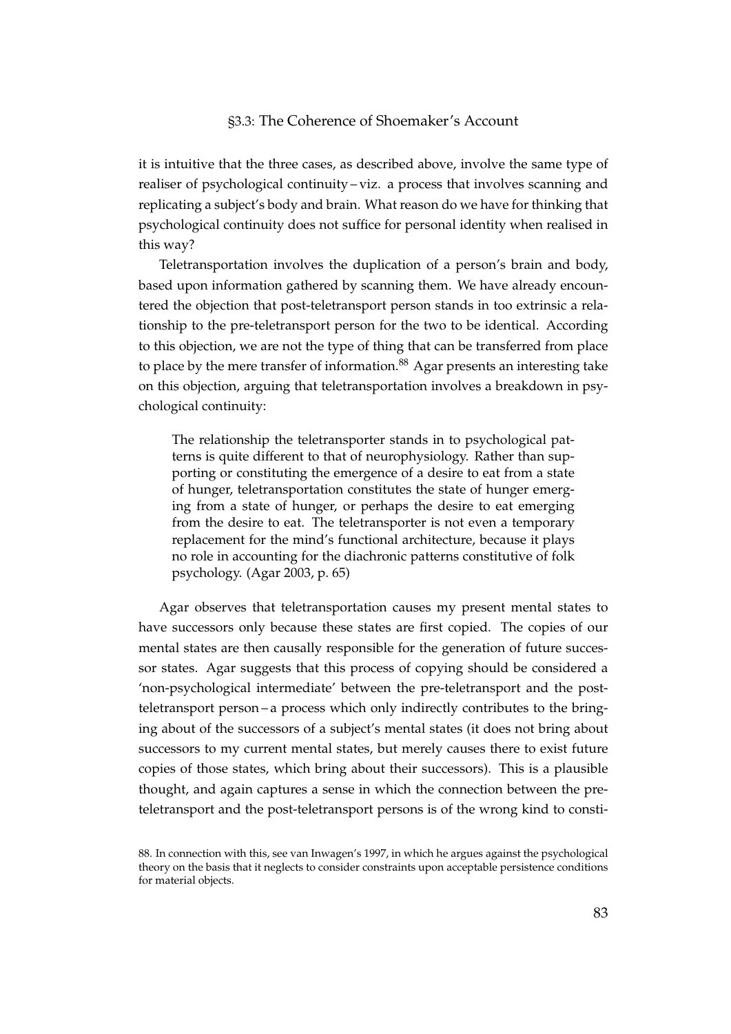it is intuitive that the three cases, as described above, involve the same type of realiser of psychological continuity – viz. a process that involves scanning and replicating a subject's body and brain. What reason do we have for thinking that psychological continuity does not suffice for personal identity when realised in this way?

Teletransportation involves the duplication of a person's brain and body, based upon information gathered by scanning them. We have already encountered the objection that post-teletransport person stands in too extrinsic a relationship to the pre-teletransport person for the two to be identical. According to this objection, we are not the type of thing that can be transferred from place to place by the mere transfer of information.[88] Agar presents an interesting take on this objection, arguing that teletransportation involves a breakdown in psychological continuity:

> The relationship the teletransporter stands in to psychological patterns is quite different to that of neurophysiology. Rather than supporting or constituting the emergence of a desire to eat from a state of hunger, teletransportation constitutes the state of hunger emerging from a state of hunger, or perhaps the desire to eat emerging from the desire to eat. The teletransporter is not even a temporary replacement for the mind's functional architecture, because it plays no role in accounting for the diachronic patterns constitutive of folk psychology. (Agar 2003, p. 65)

Agar observes that teletransportation causes my present mental states to have successors only because these states are first copied. The copies of our mental states are then causally responsible for the generation of future successor states. Agar suggests that this process of copying should be considered a 'non-psychological intermediate' between the pre-teletransport and the post-teletransport person – a process which only indirectly contributes to the bringing about of the successors of a subject's mental states (it does not bring about successors to my current mental states, but merely causes there to exist future copies of those states, which bring about their successors). This is a plausible thought, and again captures a sense in which the connection between the pre-teletransport and the post-teletransport persons is of the wrong kind to consti-

88. In connection with this, see van Inwagen's 1997, in which he argues against the psychological theory on the basis that it neglects to consider constraints upon acceptable persistence conditions for material objects.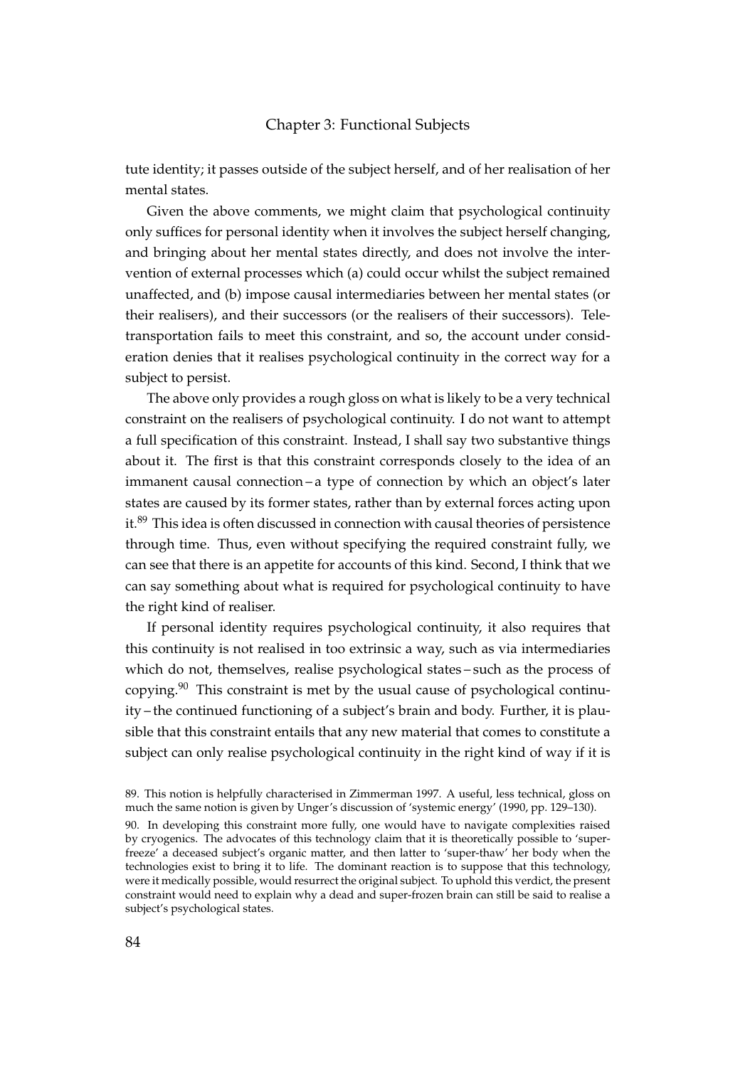tute identity; it passes outside of the subject herself, and of her realisation of her mental states.

Given the above comments, we might claim that psychological continuity only suffices for personal identity when it involves the subject herself changing, and bringing about her mental states directly, and does not involve the intervention of external processes which (a) could occur whilst the subject remained unaffected, and (b) impose causal intermediaries between her mental states (or their realisers), and their successors (or the realisers of their successors). Teletransportation fails to meet this constraint, and so, the account under consideration denies that it realises psychological continuity in the correct way for a subject to persist.

The above only provides a rough gloss on what is likely to be a very technical constraint on the realisers of psychological continuity. I do not want to attempt a full specification of this constraint. Instead, I shall say two substantive things about it. The first is that this constraint corresponds closely to the idea of an immanent causal connection – a type of connection by which an object's later states are caused by its former states, rather than by external forces acting upon it.[89] This idea is often discussed in connection with causal theories of persistence through time. Thus, even without specifying the required constraint fully, we can see that there is an appetite for accounts of this kind. Second, I think that we can say something about what is required for psychological continuity to have the right kind of realiser.

If personal identity requires psychological continuity, it also requires that this continuity is not realised in too extrinsic a way, such as via intermediaries which do not, themselves, realise psychological states – such as the process of copying.[90] This constraint is met by the usual cause of psychological continuity – the continued functioning of a subject's brain and body. Further, it is plausible that this constraint entails that any new material that comes to constitute a subject can only realise psychological continuity in the right kind of way if it is

89. This notion is helpfully characterised in Zimmerman 1997. A useful, less technical, gloss on much the same notion is given by Unger's discussion of 'systemic energy' (1990, pp. 129–130).

90. In developing this constraint more fully, one would have to navigate complexities raised by cryogenics. The advocates of this technology claim that it is theoretically possible to 'super-freeze' a deceased subject's organic matter, and then latter to 'super-thaw' her body when the technologies exist to bring it to life. The dominant reaction is to suppose that this technology, were it medically possible, would resurrect the original subject. To uphold this verdict, the present constraint would need to explain why a dead and super-frozen brain can still be said to realise a subject's psychological states.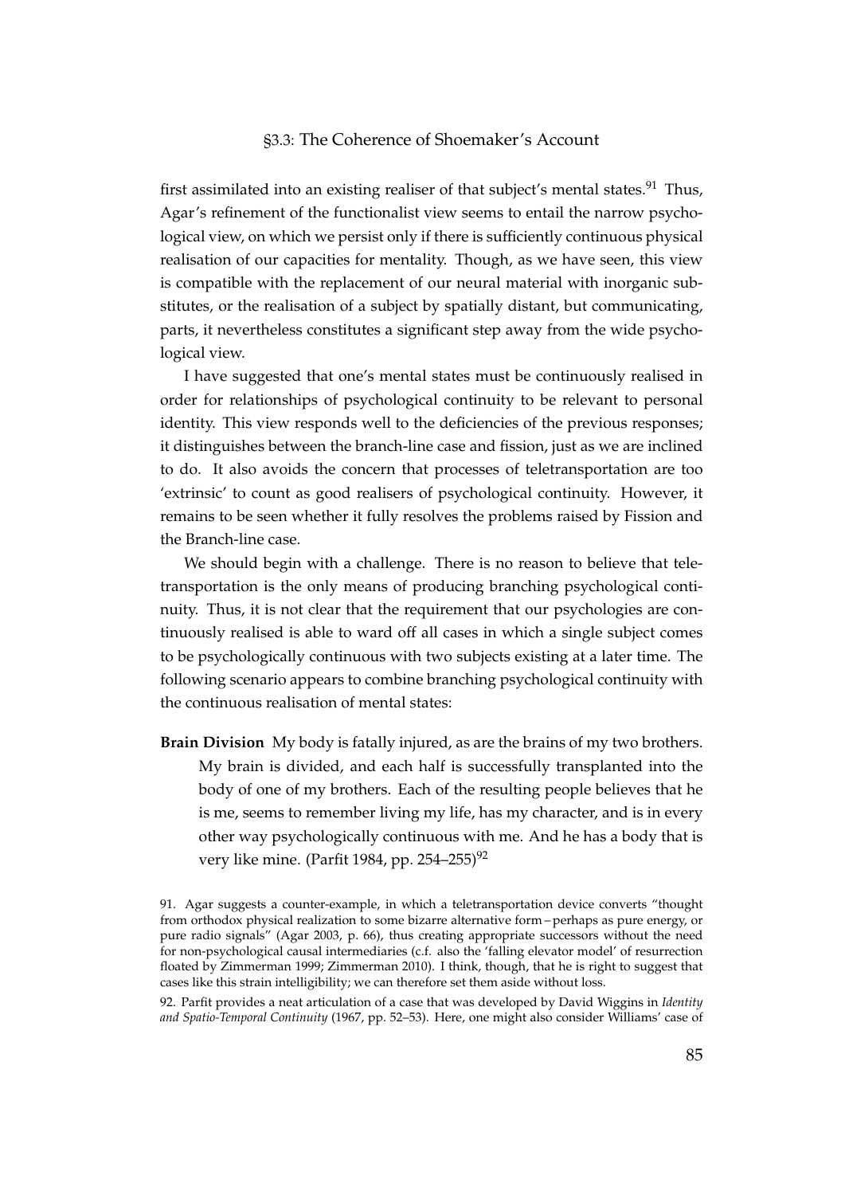first assimilated into an existing realiser of that subject's mental states.[91] Thus, Agar's refinement of the functionalist view seems to entail the narrow psychological view, on which we persist only if there is sufficiently continuous physical realisation of our capacities for mentality. Though, as we have seen, this view is compatible with the replacement of our neural material with inorganic substitutes, or the realisation of a subject by spatially distant, but communicating, parts, it nevertheless constitutes a significant step away from the wide psychological view.

I have suggested that one's mental states must be continuously realised in order for relationships of psychological continuity to be relevant to personal identity. This view responds well to the deficiencies of the previous responses; it distinguishes between the branch-line case and fission, just as we are inclined to do. It also avoids the concern that processes of teletransportation are too 'extrinsic' to count as good realisers of psychological continuity. However, it remains to be seen whether it fully resolves the problems raised by Fission and the Branch-line case.

We should begin with a challenge. There is no reason to believe that teletransportation is the only means of producing branching psychological continuity. Thus, it is not clear that the requirement that our psychologies are continuously realised is able to ward off all cases in which a single subject comes to be psychologically continuous with two subjects existing at a later time. The following scenario appears to combine branching psychological continuity with the continuous realisation of mental states:

**Brain Division** My body is fatally injured, as are the brains of my two brothers. My brain is divided, and each half is successfully transplanted into the body of one of my brothers. Each of the resulting people believes that he is me, seems to remember living my life, has my character, and is in every other way psychologically continuous with me. And he has a body that is very like mine. (Parfit 1984, pp. 254–255)[92]

91. Agar suggests a counter-example, in which a teletransportation device converts "thought from orthodox physical realization to some bizarre alternative form – perhaps as pure energy, or pure radio signals" (Agar 2003, p. 66), thus creating appropriate successors without the need for non-psychological causal intermediaries (c.f. also the 'falling elevator model' of resurrection floated by Zimmerman 1999; Zimmerman 2010). I think, though, that he is right to suggest that cases like this strain intelligibility; we can therefore set them aside without loss.

92. Parfit provides a neat articulation of a case that was developed by David Wiggins in *Identity and Spatio-Temporal Continuity* (1967, pp. 52–53). Here, one might also consider Williams' case of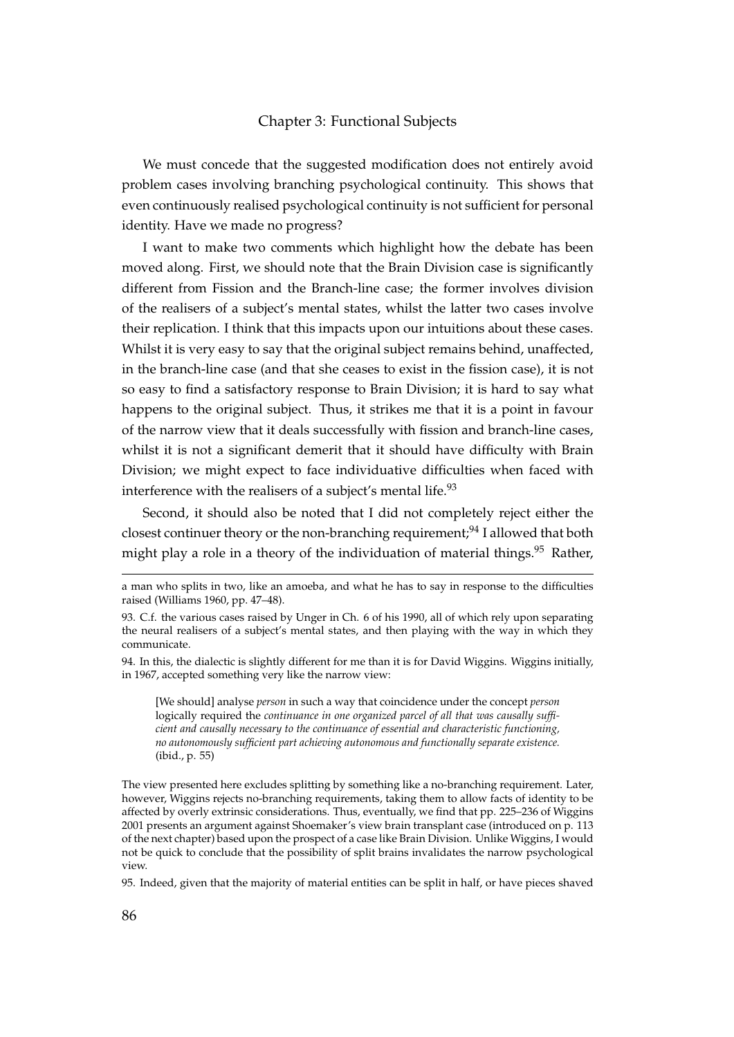We must concede that the suggested modification does not entirely avoid problem cases involving branching psychological continuity. This shows that even continuously realised psychological continuity is not sufficient for personal identity. Have we made no progress?

I want to make two comments which highlight how the debate has been moved along. First, we should note that the Brain Division case is significantly different from Fission and the Branch-line case; the former involves division of the realisers of a subject's mental states, whilst the latter two cases involve their replication. I think that this impacts upon our intuitions about these cases. Whilst it is very easy to say that the original subject remains behind, unaffected, in the branch-line case (and that she ceases to exist in the fission case), it is not so easy to find a satisfactory response to Brain Division; it is hard to say what happens to the original subject. Thus, it strikes me that it is a point in favour of the narrow view that it deals successfully with fission and branch-line cases, whilst it is not a significant demerit that it should have difficulty with Brain Division; we might expect to face individuative difficulties when faced with interference with the realisers of a subject's mental life.[93]

Second, it should also be noted that I did not completely reject either the closest continuer theory or the non-branching requirement;[94] I allowed that both might play a role in a theory of the individuation of material things.[95] Rather,

---

a man who splits in two, like an amoeba, and what he has to say in response to the difficulties raised (Williams 1960, pp. 47–48).

93. C.f. the various cases raised by Unger in Ch. 6 of his 1990, all of which rely upon separating the neural realisers of a subject's mental states, and then playing with the way in which they communicate.

94. In this, the dialectic is slightly different for me than it is for David Wiggins. Wiggins initially, in 1967, accepted something very like the narrow view:

> [We should] analyse *person* in such a way that coincidence under the concept *person* logically required the *continuance in one organized parcel of all that was causally sufficient and causally necessary to the continuance of essential and characteristic functioning, no autonomously sufficient part achieving autonomous and functionally separate existence.* (ibid., p. 55)

The view presented here excludes splitting by something like a no-branching requirement. Later, however, Wiggins rejects no-branching requirements, taking them to allow facts of identity to be affected by overly extrinsic considerations. Thus, eventually, we find that pp. 225–236 of Wiggins 2001 presents an argument against Shoemaker's view brain transplant case (introduced on p. 113 of the next chapter) based upon the prospect of a case like Brain Division. Unlike Wiggins, I would not be quick to conclude that the possibility of split brains invalidates the narrow psychological view.

95. Indeed, given that the majority of material entities can be split in half, or have pieces shaved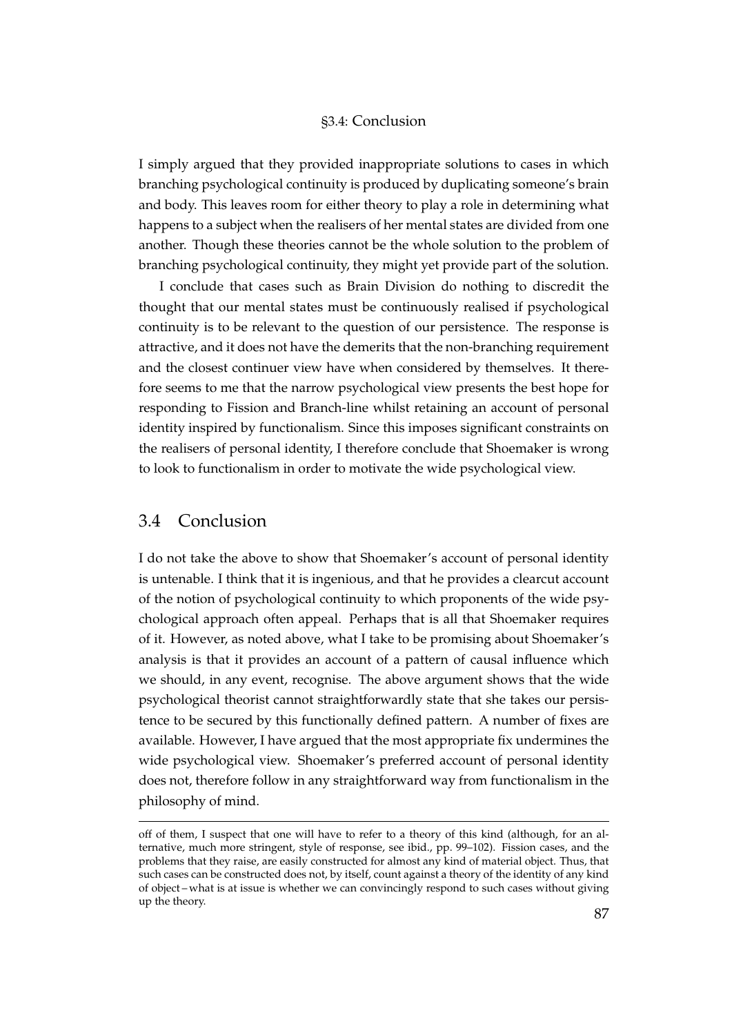I simply argued that they provided inappropriate solutions to cases in which branching psychological continuity is produced by duplicating someone's brain and body. This leaves room for either theory to play a role in determining what happens to a subject when the realisers of her mental states are divided from one another. Though these theories cannot be the whole solution to the problem of branching psychological continuity, they might yet provide part of the solution.

I conclude that cases such as Brain Division do nothing to discredit the thought that our mental states must be continuously realised if psychological continuity is to be relevant to the question of our persistence. The response is attractive, and it does not have the demerits that the non-branching requirement and the closest continuer view have when considered by themselves. It therefore seems to me that the narrow psychological view presents the best hope for responding to Fission and Branch-line whilst retaining an account of personal identity inspired by functionalism. Since this imposes significant constraints on the realisers of personal identity, I therefore conclude that Shoemaker is wrong to look to functionalism in order to motivate the wide psychological view.

## 3.4 Conclusion

I do not take the above to show that Shoemaker's account of personal identity is untenable. I think that it is ingenious, and that he provides a clearcut account of the notion of psychological continuity to which proponents of the wide psychological approach often appeal. Perhaps that is all that Shoemaker requires of it. However, as noted above, what I take to be promising about Shoemaker's analysis is that it provides an account of a pattern of causal influence which we should, in any event, recognise. The above argument shows that the wide psychological theorist cannot straightforwardly state that she takes our persistence to be secured by this functionally defined pattern. A number of fixes are available. However, I have argued that the most appropriate fix undermines the wide psychological view. Shoemaker's preferred account of personal identity does not, therefore follow in any straightforward way from functionalism in the philosophy of mind.

---

off of them, I suspect that one will have to refer to a theory of this kind (although, for an alternative, much more stringent, style of response, see ibid., pp. 99–102). Fission cases, and the problems that they raise, are easily constructed for almost any kind of material object. Thus, that such cases can be constructed does not, by itself, count against a theory of the identity of any kind of object – what is at issue is whether we can convincingly respond to such cases without giving up the theory.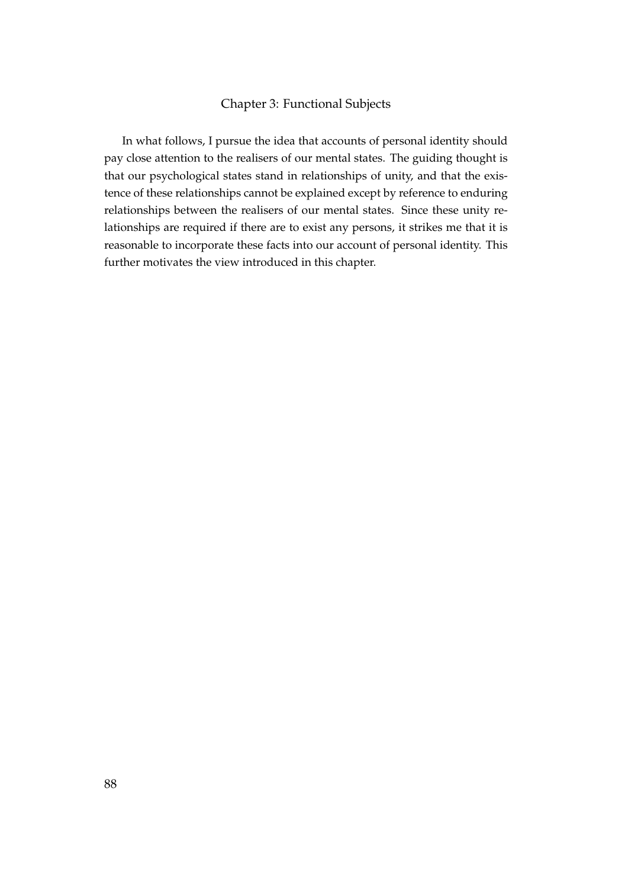# Chapter 3: Functional Subjects

In what follows, I pursue the idea that accounts of personal identity should pay close attention to the realisers of our mental states. The guiding thought is that our psychological states stand in relationships of unity, and that the existence of these relationships cannot be explained except by reference to enduring relationships between the realisers of our mental states. Since these unity relationships are required if there are to exist any persons, it strikes me that it is reasonable to incorporate these facts into our account of personal identity. This further motivates the view introduced in this chapter.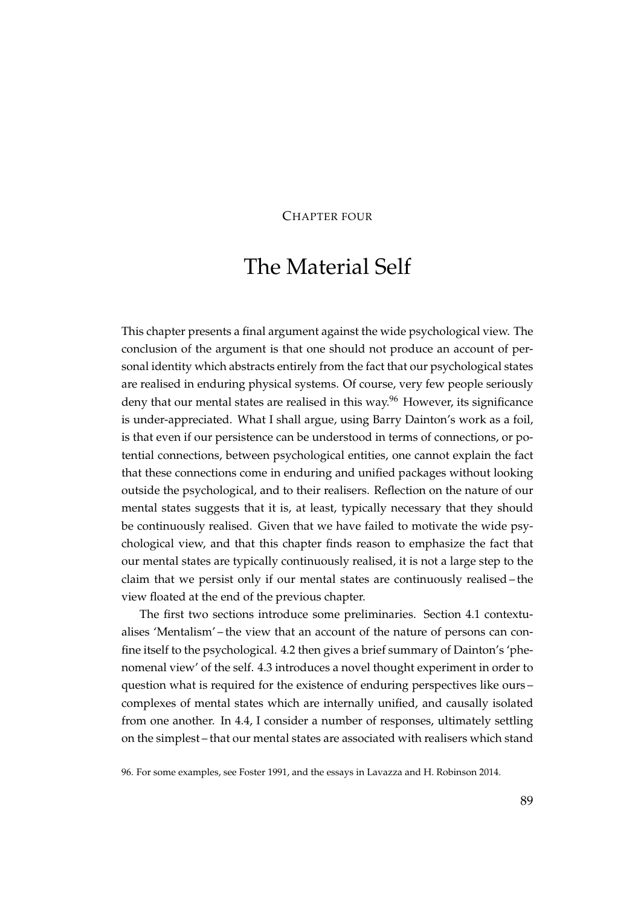CHAPTER FOUR

# The Material Self

This chapter presents a final argument against the wide psychological view. The conclusion of the argument is that one should not produce an account of personal identity which abstracts entirely from the fact that our psychological states are realised in enduring physical systems. Of course, very few people seriously deny that our mental states are realised in this way.[96] However, its significance is under-appreciated. What I shall argue, using Barry Dainton's work as a foil, is that even if our persistence can be understood in terms of connections, or potential connections, between psychological entities, one cannot explain the fact that these connections come in enduring and unified packages without looking outside the psychological, and to their realisers. Reflection on the nature of our mental states suggests that it is, at least, typically necessary that they should be continuously realised. Given that we have failed to motivate the wide psychological view, and that this chapter finds reason to emphasize the fact that our mental states are typically continuously realised, it is not a large step to the claim that we persist only if our mental states are continuously realised – the view floated at the end of the previous chapter.

The first two sections introduce some preliminaries. Section 4.1 contextualises 'Mentalism' – the view that an account of the nature of persons can confine itself to the psychological. 4.2 then gives a brief summary of Dainton's 'phenomenal view' of the self. 4.3 introduces a novel thought experiment in order to question what is required for the existence of enduring perspectives like ours – complexes of mental states which are internally unified, and causally isolated from one another. In 4.4, I consider a number of responses, ultimately settling on the simplest – that our mental states are associated with realisers which stand

96. For some examples, see Foster 1991, and the essays in Lavazza and H. Robinson 2014.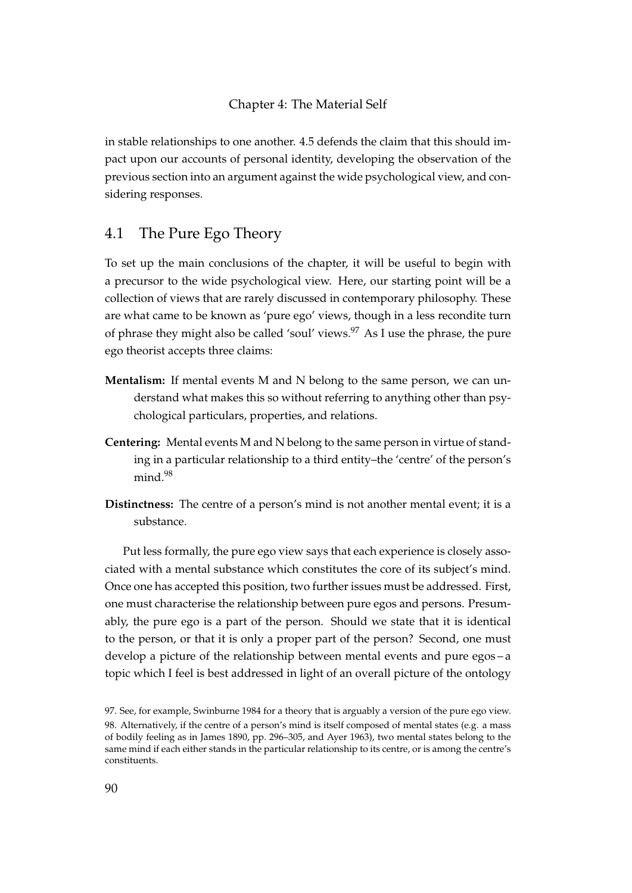in stable relationships to one another. 4.5 defends the claim that this should impact upon our accounts of personal identity, developing the observation of the previous section into an argument against the wide psychological view, and considering responses.

## 4.1 The Pure Ego Theory

To set up the main conclusions of the chapter, it will be useful to begin with a precursor to the wide psychological view. Here, our starting point will be a collection of views that are rarely discussed in contemporary philosophy. These are what came to be known as 'pure ego' views, though in a less recondite turn of phrase they might also be called 'soul' views.[97] As I use the phrase, the pure ego theorist accepts three claims:

**Mentalism:** If mental events M and N belong to the same person, we can understand what makes this so without referring to anything other than psychological particulars, properties, and relations.

**Centering:** Mental events M and N belong to the same person in virtue of standing in a particular relationship to a third entity–the 'centre' of the person's mind.[98]

**Distinctness:** The centre of a person's mind is not another mental event; it is a substance.

Put less formally, the pure ego view says that each experience is closely associated with a mental substance which constitutes the core of its subject's mind. Once one has accepted this position, two further issues must be addressed. First, one must characterise the relationship between pure egos and persons. Presumably, the pure ego is a part of the person. Should we state that it is identical to the person, or that it is only a proper part of the person? Second, one must develop a picture of the relationship between mental events and pure egos – a topic which I feel is best addressed in light of an overall picture of the ontology

97. See, for example, Swinburne 1984 for a theory that is arguably a version of the pure ego view.

98. Alternatively, if the centre of a person's mind is itself composed of mental states (e.g. a mass of bodily feeling as in James 1890, pp. 296–305, and Ayer 1963), two mental states belong to the same mind if each either stands in the particular relationship to its centre, or is among the centre's constituents.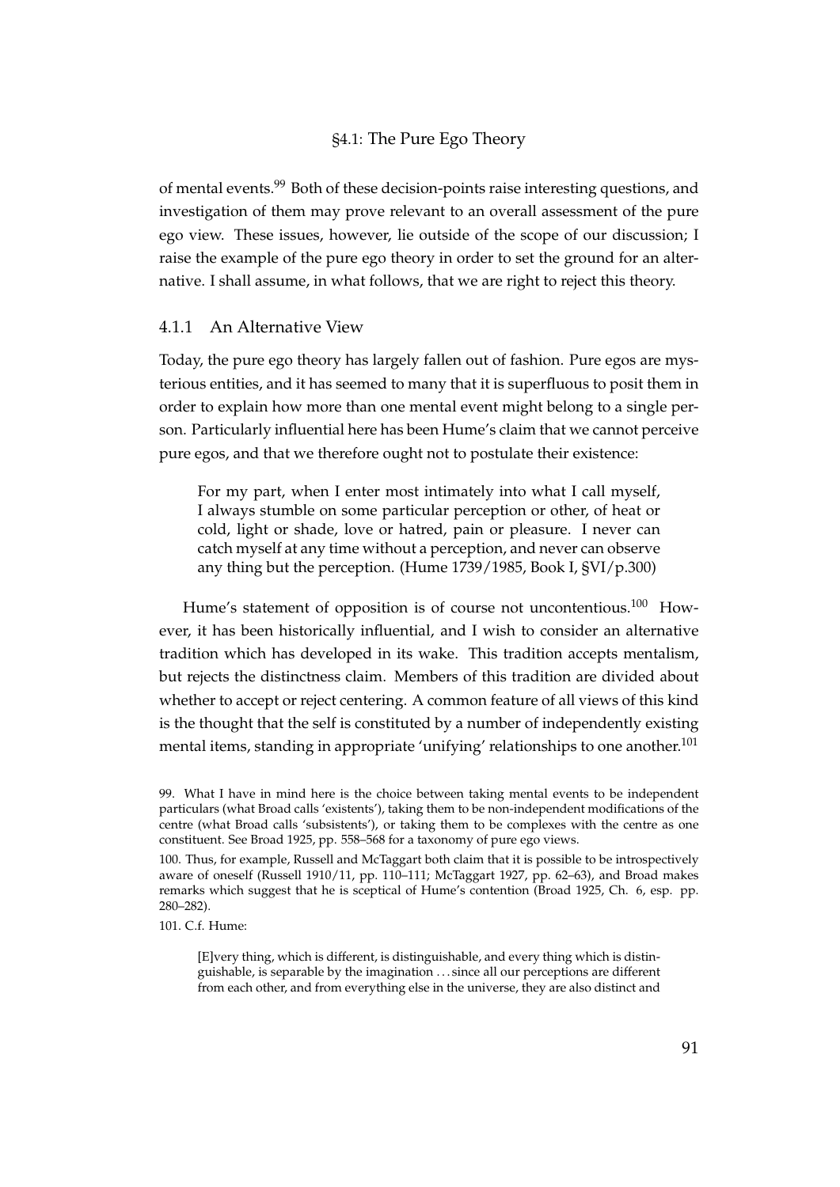of mental events.[99] Both of these decision-points raise interesting questions, and investigation of them may prove relevant to an overall assessment of the pure ego view. These issues, however, lie outside of the scope of our discussion; I raise the example of the pure ego theory in order to set the ground for an alternative. I shall assume, in what follows, that we are right to reject this theory.

### 4.1.1 An Alternative View

Today, the pure ego theory has largely fallen out of fashion. Pure egos are mysterious entities, and it has seemed to many that it is superfluous to posit them in order to explain how more than one mental event might belong to a single person. Particularly influential here has been Hume's claim that we cannot perceive pure egos, and that we therefore ought not to postulate their existence:

> For my part, when I enter most intimately into what I call myself, I always stumble on some particular perception or other, of heat or cold, light or shade, love or hatred, pain or pleasure. I never can catch myself at any time without a perception, and never can observe any thing but the perception. (Hume 1739/1985, Book I, §VI/p.300)

Hume's statement of opposition is of course not uncontentious.[100] However, it has been historically influential, and I wish to consider an alternative tradition which has developed in its wake. This tradition accepts mentalism, but rejects the distinctness claim. Members of this tradition are divided about whether to accept or reject centering. A common feature of all views of this kind is the thought that the self is constituted by a number of independently existing mental items, standing in appropriate 'unifying' relationships to one another.[101]

99. What I have in mind here is the choice between taking mental events to be independent particulars (what Broad calls 'existents'), taking them to be non-independent modifications of the centre (what Broad calls 'subsistents'), or taking them to be complexes with the centre as one constituent. See Broad 1925, pp. 558–568 for a taxonomy of pure ego views.

100. Thus, for example, Russell and McTaggart both claim that it is possible to be introspectively aware of oneself (Russell 1910/11, pp. 110–111; McTaggart 1927, pp. 62–63), and Broad makes remarks which suggest that he is sceptical of Hume's contention (Broad 1925, Ch. 6, esp. pp. 280–282).

101. C.f. Hume:

> [E]very thing, which is different, is distinguishable, and every thing which is distinguishable, is separable by the imagination ... since all our perceptions are different from each other, and from everything else in the universe, they are also distinct and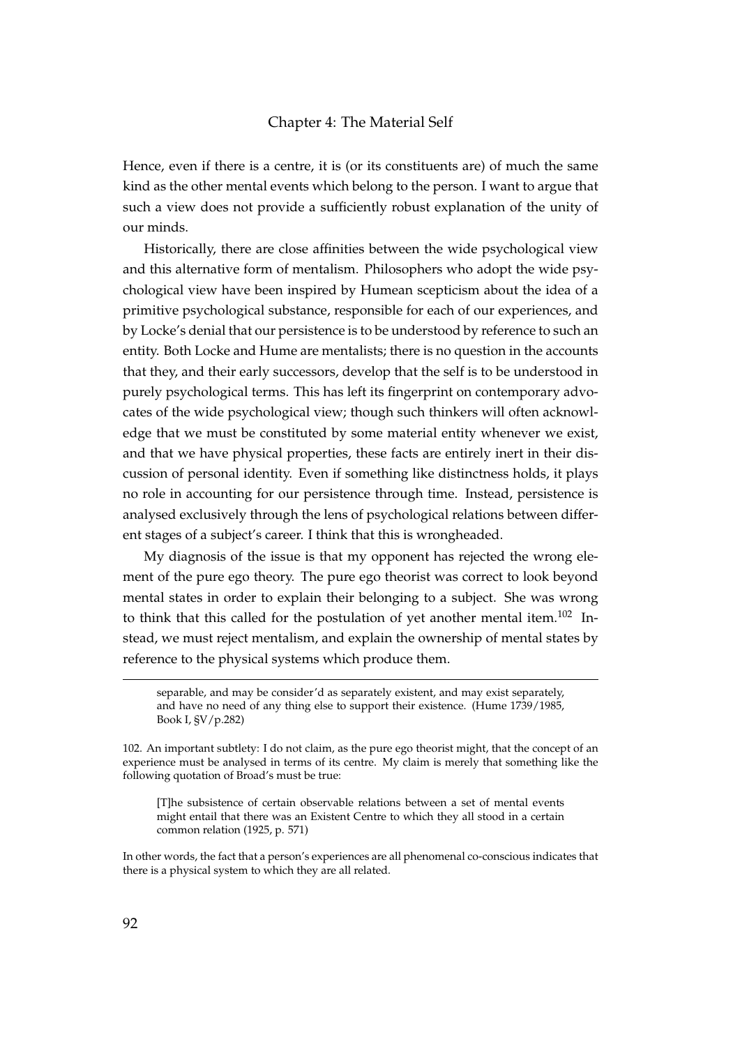Hence, even if there is a centre, it is (or its constituents are) of much the same kind as the other mental events which belong to the person. I want to argue that such a view does not provide a sufficiently robust explanation of the unity of our minds.

Historically, there are close affinities between the wide psychological view and this alternative form of mentalism. Philosophers who adopt the wide psychological view have been inspired by Humean scepticism about the idea of a primitive psychological substance, responsible for each of our experiences, and by Locke's denial that our persistence is to be understood by reference to such an entity. Both Locke and Hume are mentalists; there is no question in the accounts that they, and their early successors, develop that the self is to be understood in purely psychological terms. This has left its fingerprint on contemporary advocates of the wide psychological view; though such thinkers will often acknowledge that we must be constituted by some material entity whenever we exist, and that we have physical properties, these facts are entirely inert in their discussion of personal identity. Even if something like distinctness holds, it plays no role in accounting for our persistence through time. Instead, persistence is analysed exclusively through the lens of psychological relations between different stages of a subject's career. I think that this is wrongheaded.

My diagnosis of the issue is that my opponent has rejected the wrong element of the pure ego theory. The pure ego theorist was correct to look beyond mental states in order to explain their belonging to a subject. She was wrong to think that this called for the postulation of yet another mental item.[102] Instead, we must reject mentalism, and explain the ownership of mental states by reference to the physical systems which produce them.

---

> separable, and may be consider'd as separately existent, and may exist separately, and have no need of any thing else to support their existence. (Hume 1739/1985, Book I, §V/p.282)

102. An important subtlety: I do not claim, as the pure ego theorist might, that the concept of an experience must be analysed in terms of its centre. My claim is merely that something like the following quotation of Broad's must be true:

> [T]he subsistence of certain observable relations between a set of mental events might entail that there was an Existent Centre to which they all stood in a certain common relation (1925, p. 571)

In other words, the fact that a person's experiences are all phenomenal co-conscious indicates that there is a physical system to which they are all related.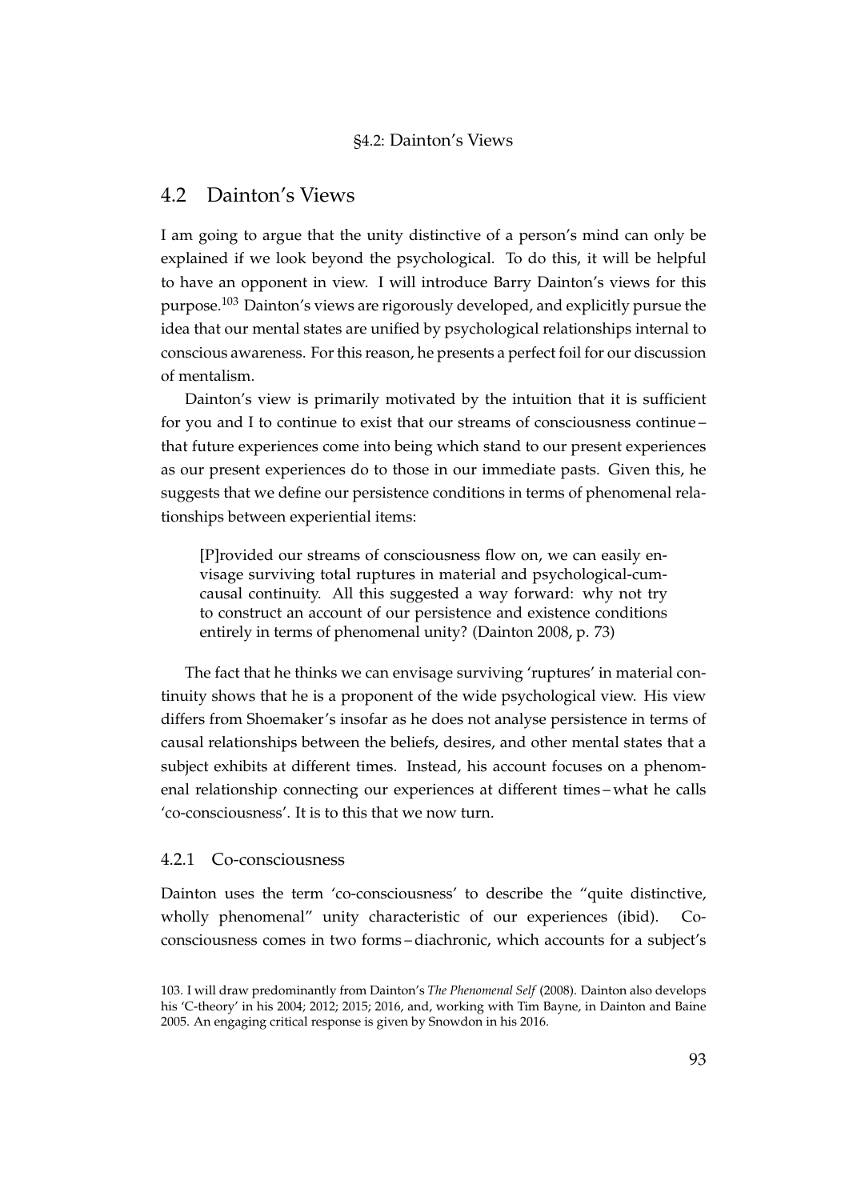## 4.2 Dainton's Views

I am going to argue that the unity distinctive of a person's mind can only be explained if we look beyond the psychological. To do this, it will be helpful to have an opponent in view. I will introduce Barry Dainton's views for this purpose.[103] Dainton's views are rigorously developed, and explicitly pursue the idea that our mental states are unified by psychological relationships internal to conscious awareness. For this reason, he presents a perfect foil for our discussion of mentalism.

Dainton's view is primarily motivated by the intuition that it is sufficient for you and I to continue to exist that our streams of consciousness continue – that future experiences come into being which stand to our present experiences as our present experiences do to those in our immediate pasts. Given this, he suggests that we define our persistence conditions in terms of phenomenal relationships between experiential items:

> [P]rovided our streams of consciousness flow on, we can easily envisage surviving total ruptures in material and psychological-cum-causal continuity. All this suggested a way forward: why not try to construct an account of our persistence and existence conditions entirely in terms of phenomenal unity? (Dainton 2008, p. 73)

The fact that he thinks we can envisage surviving 'ruptures' in material continuity shows that he is a proponent of the wide psychological view. His view differs from Shoemaker's insofar as he does not analyse persistence in terms of causal relationships between the beliefs, desires, and other mental states that a subject exhibits at different times. Instead, his account focuses on a phenomenal relationship connecting our experiences at different times – what he calls 'co-consciousness'. It is to this that we now turn.

### 4.2.1 Co-consciousness

Dainton uses the term 'co-consciousness' to describe the "quite distinctive, wholly phenomenal" unity characteristic of our experiences (ibid). Co-consciousness comes in two forms – diachronic, which accounts for a subject's

103. I will draw predominantly from Dainton's *The Phenomenal Self* (2008). Dainton also develops his 'C-theory' in his 2004; 2012; 2015; 2016, and, working with Tim Bayne, in Dainton and Baine 2005. An engaging critical response is given by Snowdon in his 2016.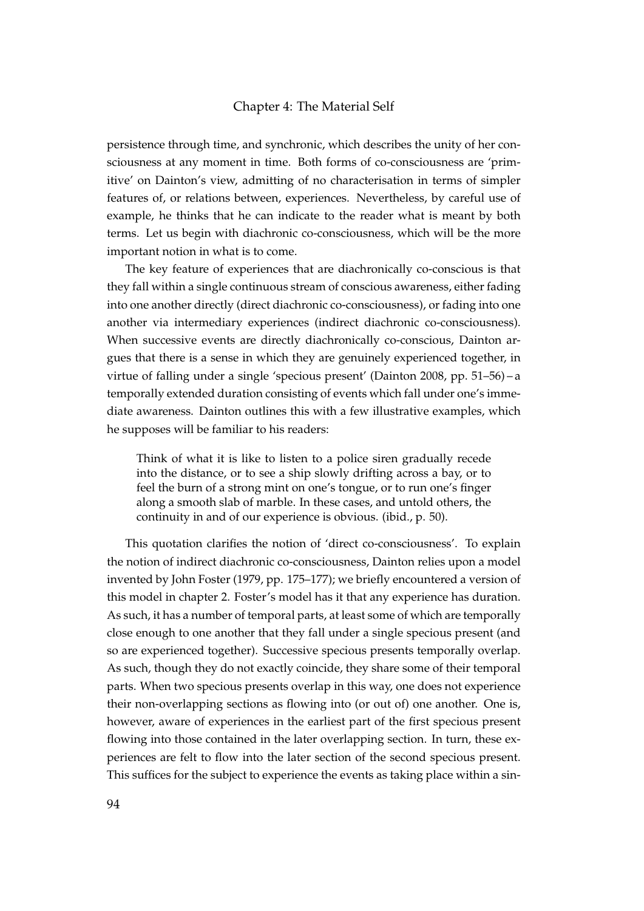persistence through time, and synchronic, which describes the unity of her consciousness at any moment in time. Both forms of co-consciousness are 'primitive' on Dainton's view, admitting of no characterisation in terms of simpler features of, or relations between, experiences. Nevertheless, by careful use of example, he thinks that he can indicate to the reader what is meant by both terms. Let us begin with diachronic co-consciousness, which will be the more important notion in what is to come.

The key feature of experiences that are diachronically co-conscious is that they fall within a single continuous stream of conscious awareness, either fading into one another directly (direct diachronic co-consciousness), or fading into one another via intermediary experiences (indirect diachronic co-consciousness). When successive events are directly diachronically co-conscious, Dainton argues that there is a sense in which they are genuinely experienced together, in virtue of falling under a single 'specious present' (Dainton 2008, pp. 51–56) – a temporally extended duration consisting of events which fall under one's immediate awareness. Dainton outlines this with a few illustrative examples, which he supposes will be familiar to his readers:

> Think of what it is like to listen to a police siren gradually recede into the distance, or to see a ship slowly drifting across a bay, or to feel the burn of a strong mint on one's tongue, or to run one's finger along a smooth slab of marble. In these cases, and untold others, the continuity in and of our experience is obvious. (ibid., p. 50).

This quotation clarifies the notion of 'direct co-consciousness'. To explain the notion of indirect diachronic co-consciousness, Dainton relies upon a model invented by John Foster (1979, pp. 175–177); we briefly encountered a version of this model in chapter 2. Foster's model has it that any experience has duration. As such, it has a number of temporal parts, at least some of which are temporally close enough to one another that they fall under a single specious present (and so are experienced together). Successive specious presents temporally overlap. As such, though they do not exactly coincide, they share some of their temporal parts. When two specious presents overlap in this way, one does not experience their non-overlapping sections as flowing into (or out of) one another. One is, however, aware of experiences in the earliest part of the first specious present flowing into those contained in the later overlapping section. In turn, these experiences are felt to flow into the later section of the second specious present. This suffices for the subject to experience the events as taking place within a sin-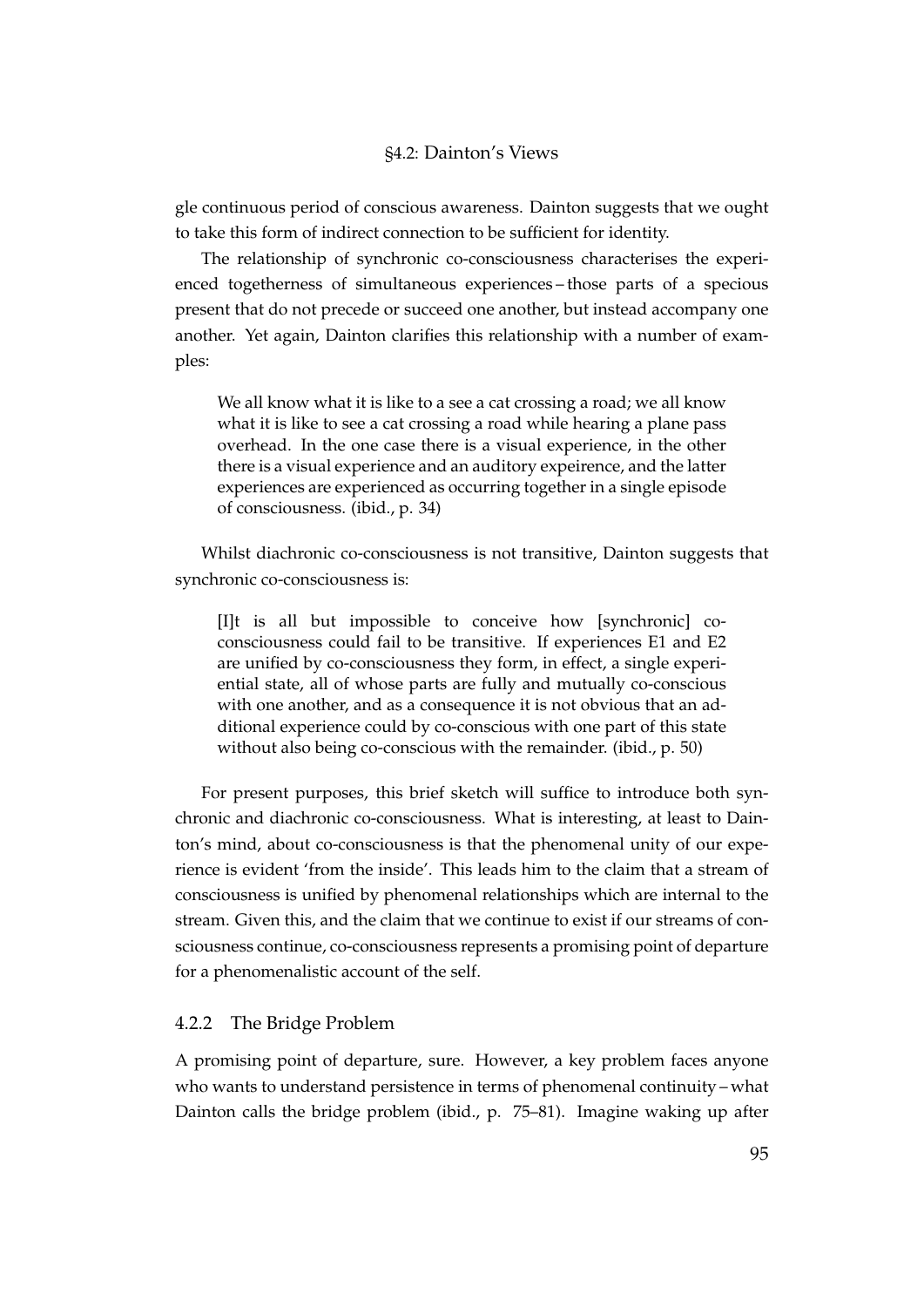gle continuous period of conscious awareness. Dainton suggests that we ought to take this form of indirect connection to be sufficient for identity.

The relationship of synchronic co-consciousness characterises the experienced togetherness of simultaneous experiences – those parts of a specious present that do not precede or succeed one another, but instead accompany one another. Yet again, Dainton clarifies this relationship with a number of examples:

> We all know what it is like to a see a cat crossing a road; we all know what it is like to see a cat crossing a road while hearing a plane pass overhead. In the one case there is a visual experience, in the other there is a visual experience and an auditory expeirence, and the latter experiences are experienced as occurring together in a single episode of consciousness. (ibid., p. 34)

Whilst diachronic co-consciousness is not transitive, Dainton suggests that synchronic co-consciousness is:

> [I]t is all but impossible to conceive how [synchronic] co-consciousness could fail to be transitive. If experiences E1 and E2 are unified by co-consciousness they form, in effect, a single experiential state, all of whose parts are fully and mutually co-conscious with one another, and as a consequence it is not obvious that an additional experience could by co-conscious with one part of this state without also being co-conscious with the remainder. (ibid., p. 50)

For present purposes, this brief sketch will suffice to introduce both synchronic and diachronic co-consciousness. What is interesting, at least to Dainton's mind, about co-consciousness is that the phenomenal unity of our experience is evident 'from the inside'. This leads him to the claim that a stream of consciousness is unified by phenomenal relationships which are internal to the stream. Given this, and the claim that we continue to exist if our streams of consciousness continue, co-consciousness represents a promising point of departure for a phenomenalistic account of the self.

### 4.2.2 The Bridge Problem

A promising point of departure, sure. However, a key problem faces anyone who wants to understand persistence in terms of phenomenal continuity – what Dainton calls the bridge problem (ibid., p. 75–81). Imagine waking up after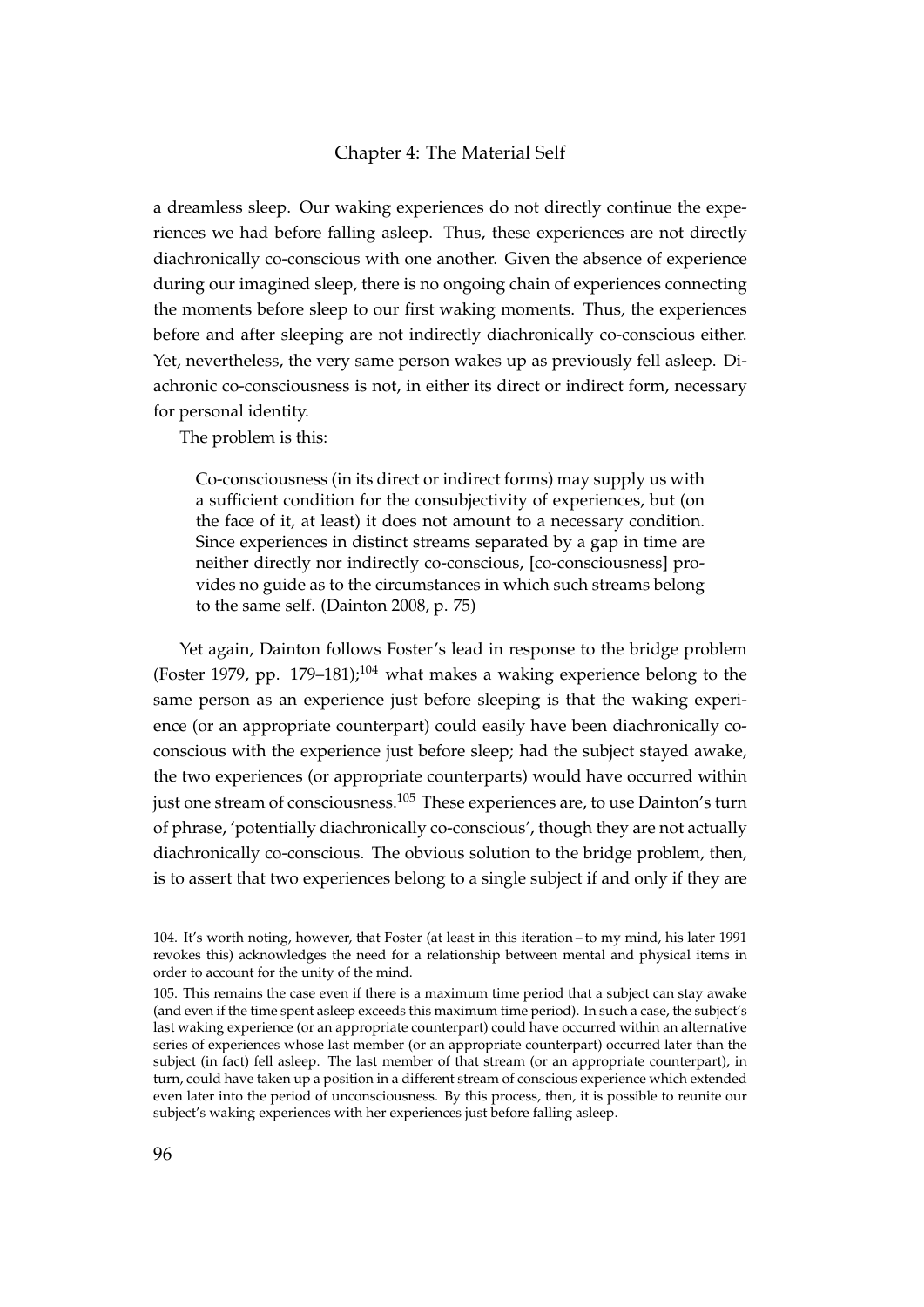a dreamless sleep. Our waking experiences do not directly continue the experiences we had before falling asleep. Thus, these experiences are not directly diachronically co-conscious with one another. Given the absence of experience during our imagined sleep, there is no ongoing chain of experiences connecting the moments before sleep to our first waking moments. Thus, the experiences before and after sleeping are not indirectly diachronically co-conscious either. Yet, nevertheless, the very same person wakes up as previously fell asleep. Diachronic co-consciousness is not, in either its direct or indirect form, necessary for personal identity.

The problem is this:

> Co-consciousness (in its direct or indirect forms) may supply us with a sufficient condition for the consubjectivity of experiences, but (on the face of it, at least) it does not amount to a necessary condition. Since experiences in distinct streams separated by a gap in time are neither directly nor indirectly co-conscious, [co-consciousness] provides no guide as to the circumstances in which such streams belong to the same self. (Dainton 2008, p. 75)

Yet again, Dainton follows Foster's lead in response to the bridge problem (Foster 1979, pp. 179–181);[104] what makes a waking experience belong to the same person as an experience just before sleeping is that the waking experience (or an appropriate counterpart) could easily have been diachronically co-conscious with the experience just before sleep; had the subject stayed awake, the two experiences (or appropriate counterparts) would have occurred within just one stream of consciousness.[105] These experiences are, to use Dainton's turn of phrase, 'potentially diachronically co-conscious', though they are not actually diachronically co-conscious. The obvious solution to the bridge problem, then, is to assert that two experiences belong to a single subject if and only if they are

104. It's worth noting, however, that Foster (at least in this iteration – to my mind, his later 1991 revokes this) acknowledges the need for a relationship between mental and physical items in order to account for the unity of the mind.

105. This remains the case even if there is a maximum time period that a subject can stay awake (and even if the time spent asleep exceeds this maximum time period). In such a case, the subject's last waking experience (or an appropriate counterpart) could have occurred within an alternative series of experiences whose last member (or an appropriate counterpart) occurred later than the subject (in fact) fell asleep. The last member of that stream (or an appropriate counterpart), in turn, could have taken up a position in a different stream of conscious experience which extended even later into the period of unconsciousness. By this process, then, it is possible to reunite our subject's waking experiences with her experiences just before falling asleep.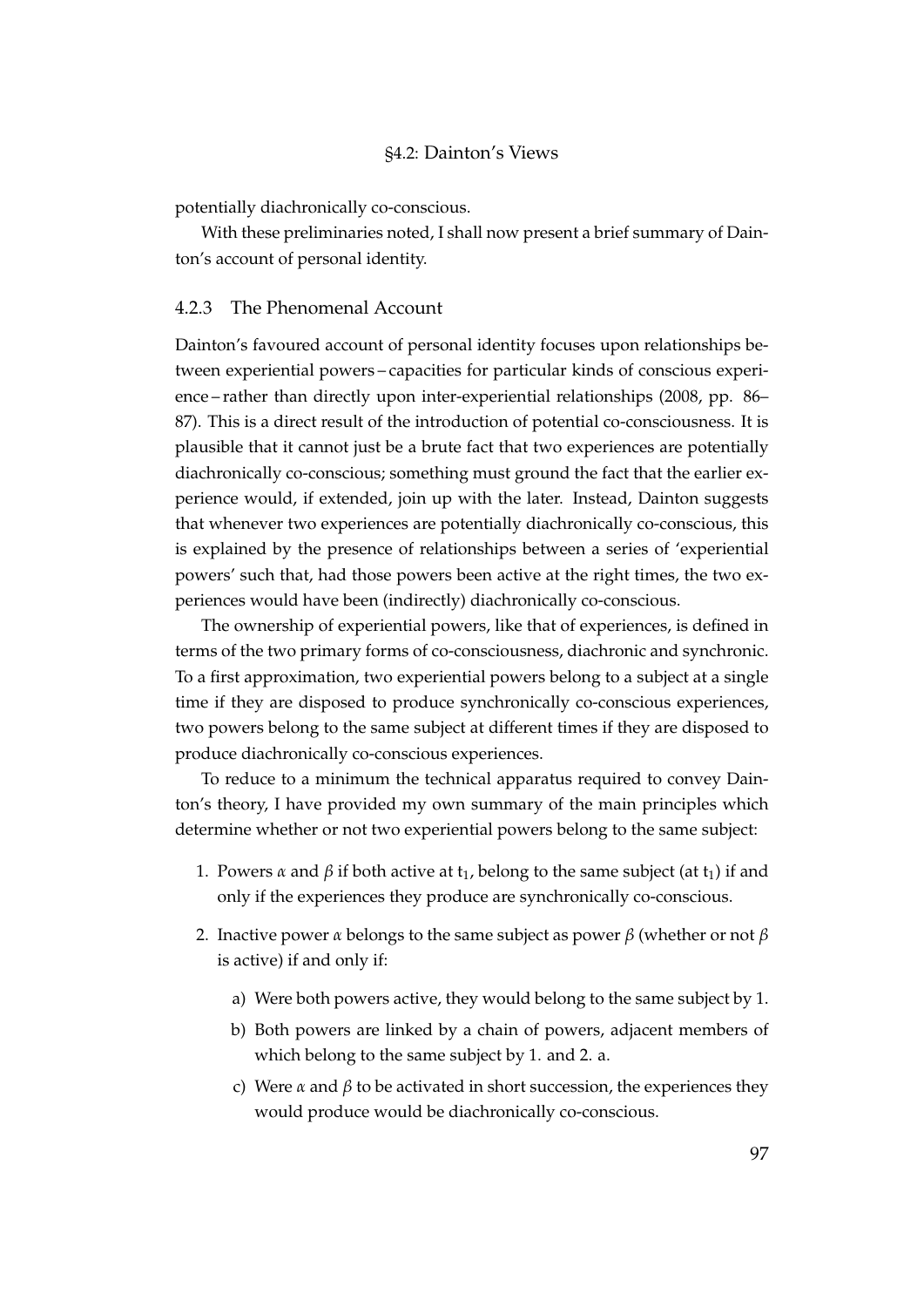potentially diachronically co-conscious.

With these preliminaries noted, I shall now present a brief summary of Dainton's account of personal identity.

### 4.2.3 The Phenomenal Account

Dainton's favoured account of personal identity focuses upon relationships between experiential powers – capacities for particular kinds of conscious experience – rather than directly upon inter-experiential relationships (2008, pp. 86–87). This is a direct result of the introduction of potential co-consciousness. It is plausible that it cannot just be a brute fact that two experiences are potentially diachronically co-conscious; something must ground the fact that the earlier experience would, if extended, join up with the later. Instead, Dainton suggests that whenever two experiences are potentially diachronically co-conscious, this is explained by the presence of relationships between a series of 'experiential powers' such that, had those powers been active at the right times, the two experiences would have been (indirectly) diachronically co-conscious.

The ownership of experiential powers, like that of experiences, is defined in terms of the two primary forms of co-consciousness, diachronic and synchronic. To a first approximation, two experiential powers belong to a subject at a single time if they are disposed to produce synchronically co-conscious experiences, two powers belong to the same subject at different times if they are disposed to produce diachronically co-conscious experiences.

To reduce to a minimum the technical apparatus required to convey Dainton's theory, I have provided my own summary of the main principles which determine whether or not two experiential powers belong to the same subject:

1. Powers $\alpha$ and $\beta$ if both active at $t_1$, belong to the same subject (at $t_1$) if and only if the experiences they produce are synchronically co-conscious.
2. Inactive power $\alpha$ belongs to the same subject as power $\beta$ (whether or not $\beta$ is active) if and only if:
   a) Were both powers active, they would belong to the same subject by 1.
   b) Both powers are linked by a chain of powers, adjacent members of which belong to the same subject by 1. and 2. a.
   c) Were $\alpha$ and $\beta$ to be activated in short succession, the experiences they would produce would be diachronically co-conscious.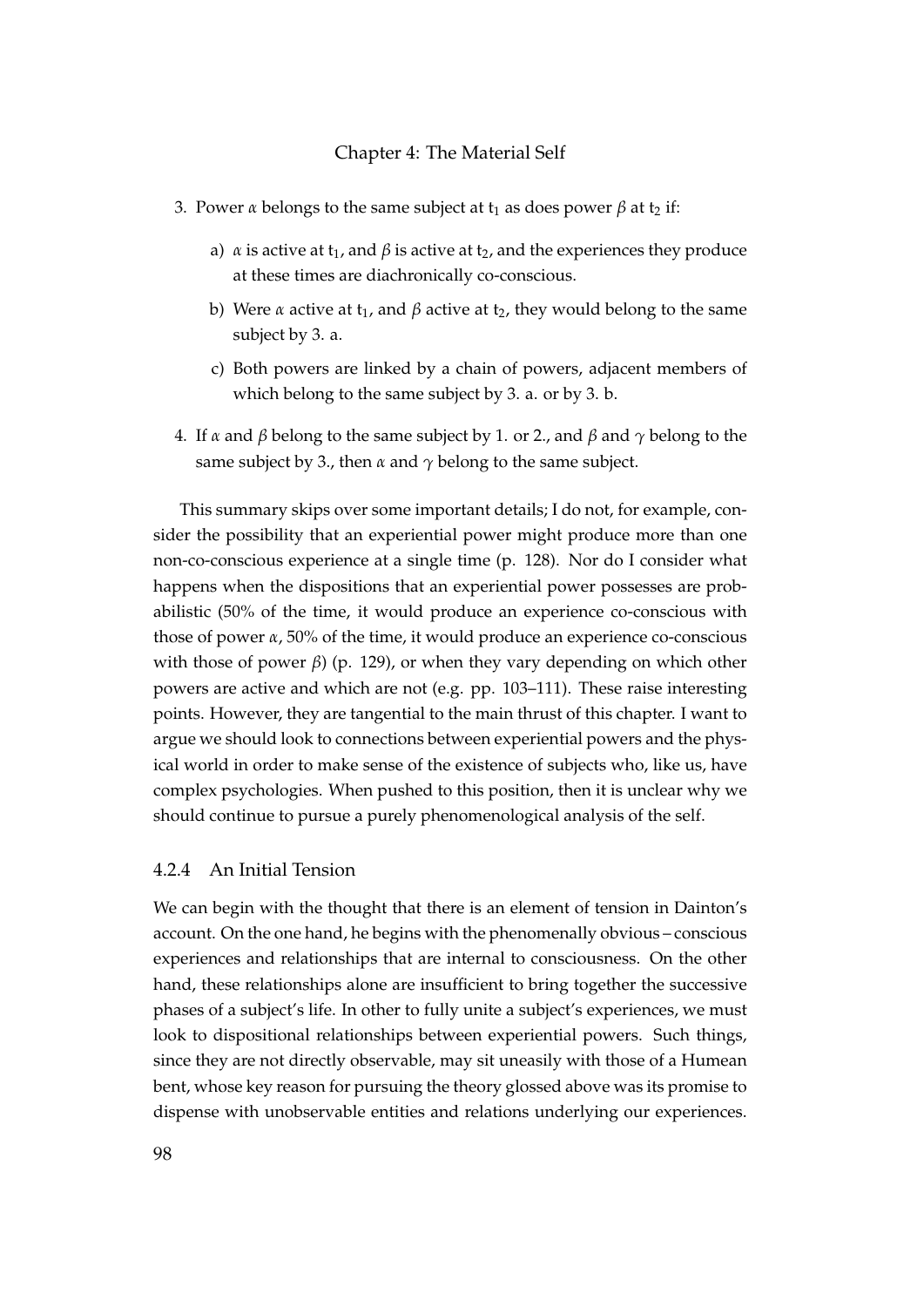3. Power $\alpha$ belongs to the same subject at $t_1$ as does power $\beta$ at $t_2$ if:

   a) $\alpha$ is active at $t_1$, and $\beta$ is active at $t_2$, and the experiences they produce at these times are diachronically co-conscious.

   b) Were $\alpha$ active at $t_1$, and $\beta$ active at $t_2$, they would belong to the same subject by 3. a.

   c) Both powers are linked by a chain of powers, adjacent members of which belong to the same subject by 3. a. or by 3. b.

4. If $\alpha$ and $\beta$ belong to the same subject by 1. or 2., and $\beta$ and $\gamma$ belong to the same subject by 3., then $\alpha$ and $\gamma$ belong to the same subject.

This summary skips over some important details; I do not, for example, consider the possibility that an experiential power might produce more than one non-co-conscious experience at a single time (p. 128). Nor do I consider what happens when the dispositions that an experiential power possesses are probabilistic (50% of the time, it would produce an experience co-conscious with those of power $\alpha$, 50% of the time, it would produce an experience co-conscious with those of power $\beta$) (p. 129), or when they vary depending on which other powers are active and which are not (e.g. pp. 103–111). These raise interesting points. However, they are tangential to the main thrust of this chapter. I want to argue we should look to connections between experiential powers and the physical world in order to make sense of the existence of subjects who, like us, have complex psychologies. When pushed to this position, then it is unclear why we should continue to pursue a purely phenomenological analysis of the self.

### 4.2.4 An Initial Tension

We can begin with the thought that there is an element of tension in Dainton's account. On the one hand, he begins with the phenomenally obvious – conscious experiences and relationships that are internal to consciousness. On the other hand, these relationships alone are insufficient to bring together the successive phases of a subject's life. In other to fully unite a subject's experiences, we must look to dispositional relationships between experiential powers. Such things, since they are not directly observable, may sit uneasily with those of a Humean bent, whose key reason for pursuing the theory glossed above was its promise to dispense with unobservable entities and relations underlying our experiences.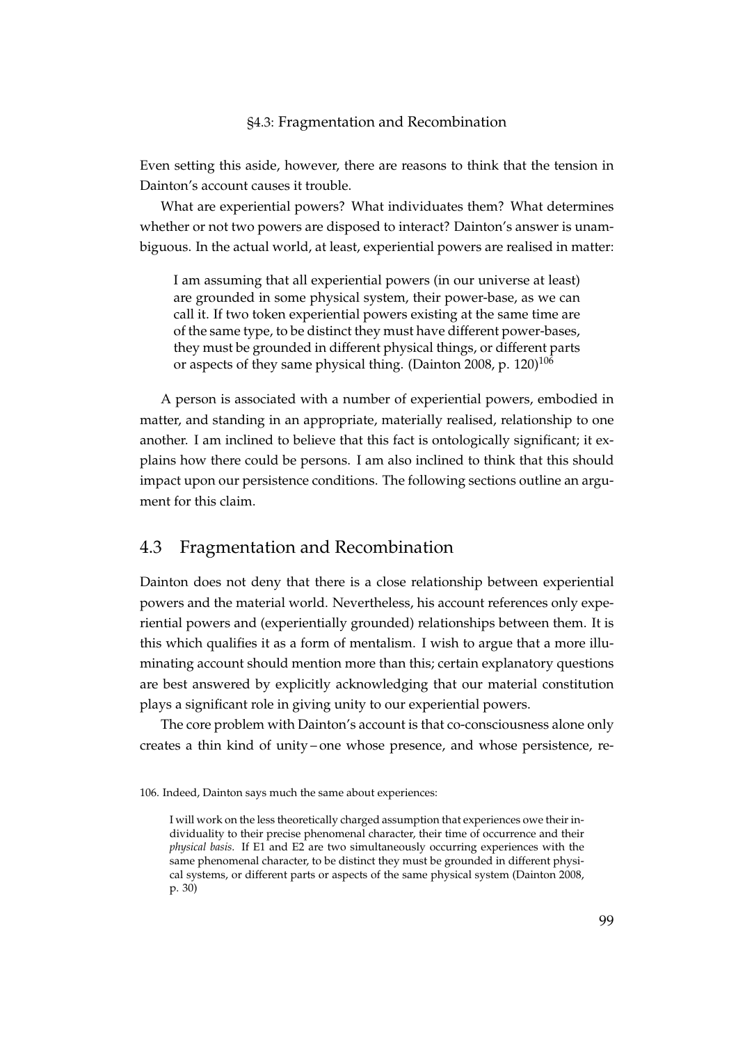Even setting this aside, however, there are reasons to think that the tension in Dainton's account causes it trouble.

What are experiential powers? What individuates them? What determines whether or not two powers are disposed to interact? Dainton's answer is unambiguous. In the actual world, at least, experiential powers are realised in matter:

> I am assuming that all experiential powers (in our universe at least) are grounded in some physical system, their power-base, as we can call it. If two token experiential powers existing at the same time are of the same type, to be distinct they must have different power-bases, they must be grounded in different physical things, or different parts or aspects of they same physical thing. (Dainton 2008, p. 120)[106]

A person is associated with a number of experiential powers, embodied in matter, and standing in an appropriate, materially realised, relationship to one another. I am inclined to believe that this fact is ontologically significant; it explains how there could be persons. I am also inclined to think that this should impact upon our persistence conditions. The following sections outline an argument for this claim.

## 4.3 Fragmentation and Recombination

Dainton does not deny that there is a close relationship between experiential powers and the material world. Nevertheless, his account references only experiential powers and (experientially grounded) relationships between them. It is this which qualifies it as a form of mentalism. I wish to argue that a more illuminating account should mention more than this; certain explanatory questions are best answered by explicitly acknowledging that our material constitution plays a significant role in giving unity to our experiential powers.

The core problem with Dainton's account is that co-consciousness alone only creates a thin kind of unity – one whose presence, and whose persistence, re-

106. Indeed, Dainton says much the same about experiences:

> I will work on the less theoretically charged assumption that experiences owe their individuality to their precise phenomenal character, their time of occurrence and their *physical basis*. If E1 and E2 are two simultaneously occurring experiences with the same phenomenal character, to be distinct they must be grounded in different physical systems, or different parts or aspects of the same physical system (Dainton 2008, p. 30)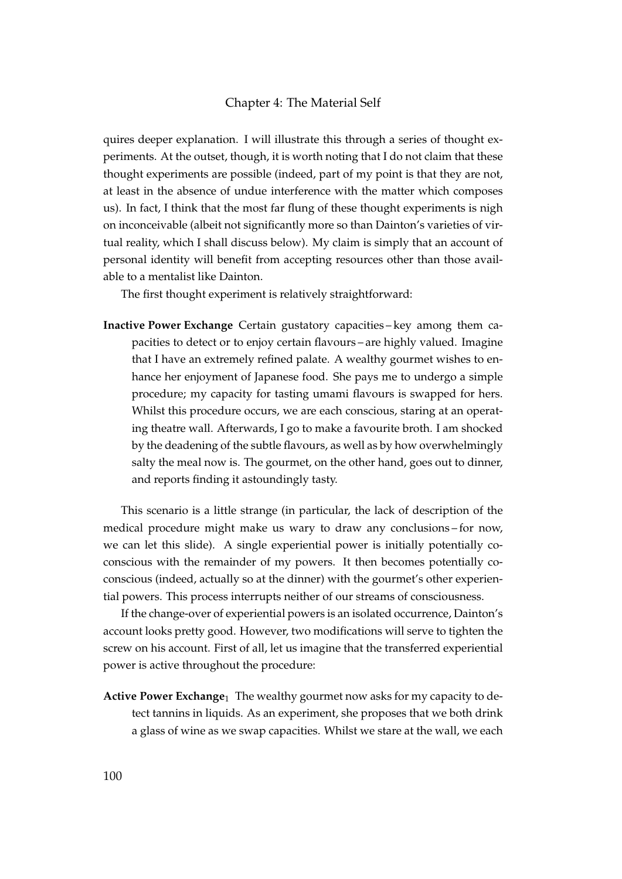quires deeper explanation. I will illustrate this through a series of thought experiments. At the outset, though, it is worth noting that I do not claim that these thought experiments are possible (indeed, part of my point is that they are not, at least in the absence of undue interference with the matter which composes us). In fact, I think that the most far flung of these thought experiments is nigh on inconceivable (albeit not significantly more so than Dainton's varieties of virtual reality, which I shall discuss below). My claim is simply that an account of personal identity will benefit from accepting resources other than those available to a mentalist like Dainton.

The first thought experiment is relatively straightforward:

**Inactive Power Exchange** Certain gustatory capacities – key among them capacities to detect or to enjoy certain flavours – are highly valued. Imagine that I have an extremely refined palate. A wealthy gourmet wishes to enhance her enjoyment of Japanese food. She pays me to undergo a simple procedure; my capacity for tasting umami flavours is swapped for hers. Whilst this procedure occurs, we are each conscious, staring at an operating theatre wall. Afterwards, I go to make a favourite broth. I am shocked by the deadening of the subtle flavours, as well as by how overwhelmingly salty the meal now is. The gourmet, on the other hand, goes out to dinner, and reports finding it astoundingly tasty.

This scenario is a little strange (in particular, the lack of description of the medical procedure might make us wary to draw any conclusions – for now, we can let this slide). A single experiential power is initially potentially co-conscious with the remainder of my powers. It then becomes potentially co-conscious (indeed, actually so at the dinner) with the gourmet's other experiential powers. This process interrupts neither of our streams of consciousness.

If the change-over of experiential powers is an isolated occurrence, Dainton's account looks pretty good. However, two modifications will serve to tighten the screw on his account. First of all, let us imagine that the transferred experiential power is active throughout the procedure:

**Active Power Exchange**$_1$ The wealthy gourmet now asks for my capacity to detect tannins in liquids. As an experiment, she proposes that we both drink a glass of wine as we swap capacities. Whilst we stare at the wall, we each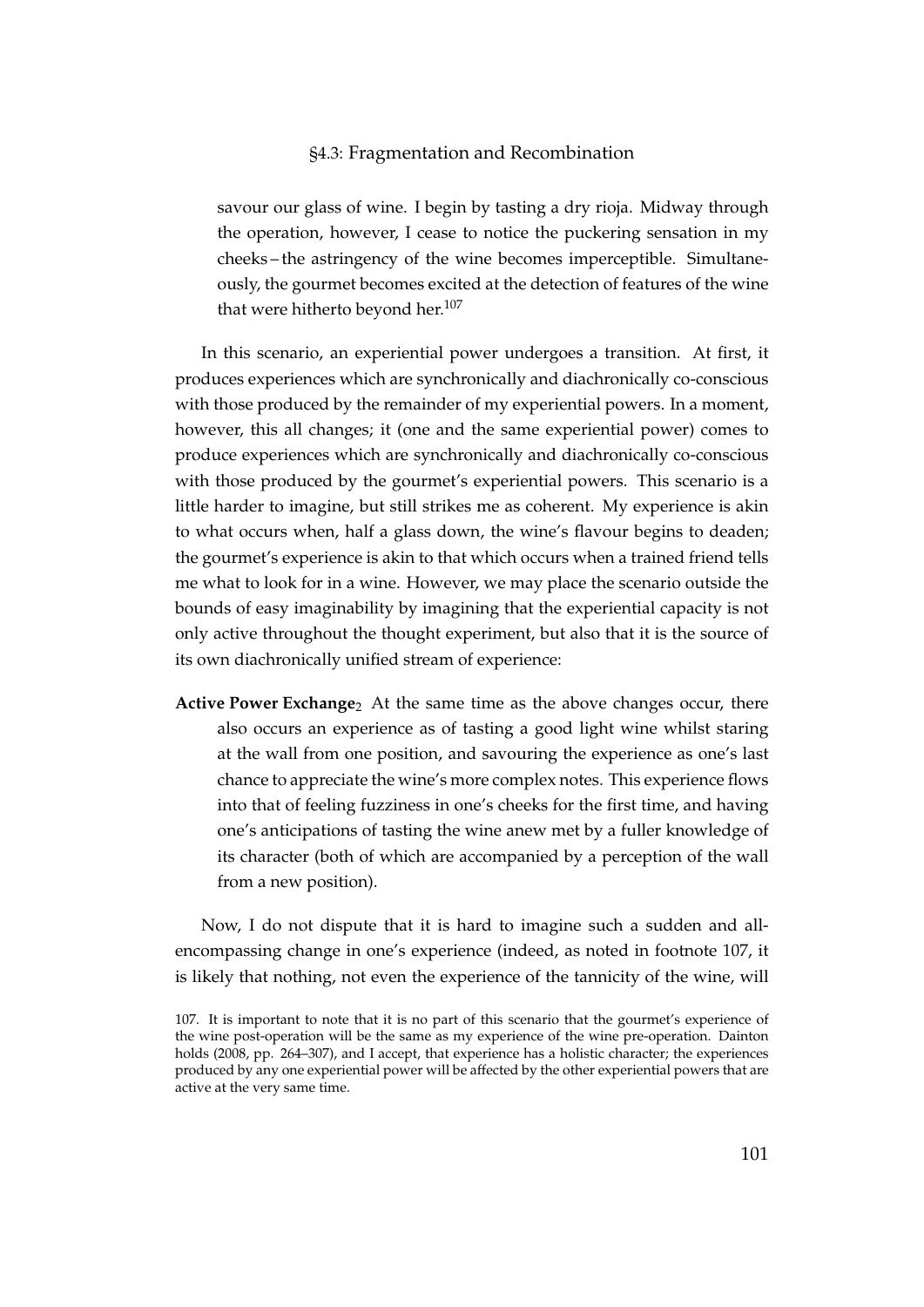savour our glass of wine. I begin by tasting a dry rioja. Midway through the operation, however, I cease to notice the puckering sensation in my cheeks – the astringency of the wine becomes imperceptible. Simultaneously, the gourmet becomes excited at the detection of features of the wine that were hitherto beyond her.[107]

In this scenario, an experiential power undergoes a transition. At first, it produces experiences which are synchronically and diachronically co-conscious with those produced by the remainder of my experiential powers. In a moment, however, this all changes; it (one and the same experiential power) comes to produce experiences which are synchronically and diachronically co-conscious with those produced by the gourmet's experiential powers. This scenario is a little harder to imagine, but still strikes me as coherent. My experience is akin to what occurs when, half a glass down, the wine's flavour begins to deaden; the gourmet's experience is akin to that which occurs when a trained friend tells me what to look for in a wine. However, we may place the scenario outside the bounds of easy imaginability by imagining that the experiential capacity is not only active throughout the thought experiment, but also that it is the source of its own diachronically unified stream of experience:

**Active Power Exchange$_2$** At the same time as the above changes occur, there also occurs an experience as of tasting a good light wine whilst staring at the wall from one position, and savouring the experience as one's last chance to appreciate the wine's more complex notes. This experience flows into that of feeling fuzziness in one's cheeks for the first time, and having one's anticipations of tasting the wine anew met by a fuller knowledge of its character (both of which are accompanied by a perception of the wall from a new position).

Now, I do not dispute that it is hard to imagine such a sudden and all-encompassing change in one's experience (indeed, as noted in footnote 107, it is likely that nothing, not even the experience of the tannicity of the wine, will

107. It is important to note that it is no part of this scenario that the gourmet's experience of the wine post-operation will be the same as my experience of the wine pre-operation. Dainton holds (2008, pp. 264–307), and I accept, that experience has a holistic character; the experiences produced by any one experiential power will be affected by the other experiential powers that are active at the very same time.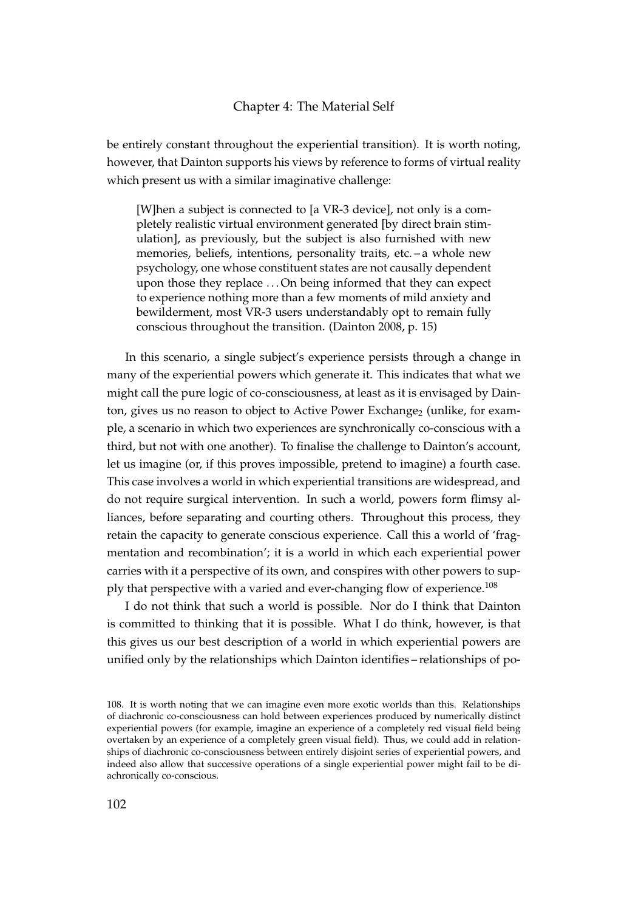be entirely constant throughout the experiential transition). It is worth noting, however, that Dainton supports his views by reference to forms of virtual reality which present us with a similar imaginative challenge:

> [W]hen a subject is connected to [a VR-3 device], not only is a completely realistic virtual environment generated [by direct brain stimulation], as previously, but the subject is also furnished with new memories, beliefs, intentions, personality traits, etc. – a whole new psychology, one whose constituent states are not causally dependent upon those they replace . . . On being informed that they can expect to experience nothing more than a few moments of mild anxiety and bewilderment, most VR-3 users understandably opt to remain fully conscious throughout the transition. (Dainton 2008, p. 15)

In this scenario, a single subject's experience persists through a change in many of the experiential powers which generate it. This indicates that what we might call the pure logic of co-consciousness, at least as it is envisaged by Dainton, gives us no reason to object to Active Power Exchange$_2$ (unlike, for example, a scenario in which two experiences are synchronically co-conscious with a third, but not with one another). To finalise the challenge to Dainton's account, let us imagine (or, if this proves impossible, pretend to imagine) a fourth case. This case involves a world in which experiential transitions are widespread, and do not require surgical intervention. In such a world, powers form flimsy alliances, before separating and courting others. Throughout this process, they retain the capacity to generate conscious experience. Call this a world of 'fragmentation and recombination'; it is a world in which each experiential power carries with it a perspective of its own, and conspires with other powers to supply that perspective with a varied and ever-changing flow of experience.[108]

I do not think that such a world is possible. Nor do I think that Dainton is committed to thinking that it is possible. What I do think, however, is that this gives us our best description of a world in which experiential powers are unified only by the relationships which Dainton identifies – relationships of po-

108. It is worth noting that we can imagine even more exotic worlds than this. Relationships of diachronic co-consciousness can hold between experiences produced by numerically distinct experiential powers (for example, imagine an experience of a completely red visual field being overtaken by an experience of a completely green visual field). Thus, we could add in relationships of diachronic co-consciousness between entirely disjoint series of experiential powers, and indeed also allow that successive operations of a single experiential power might fail to be diachronically co-conscious.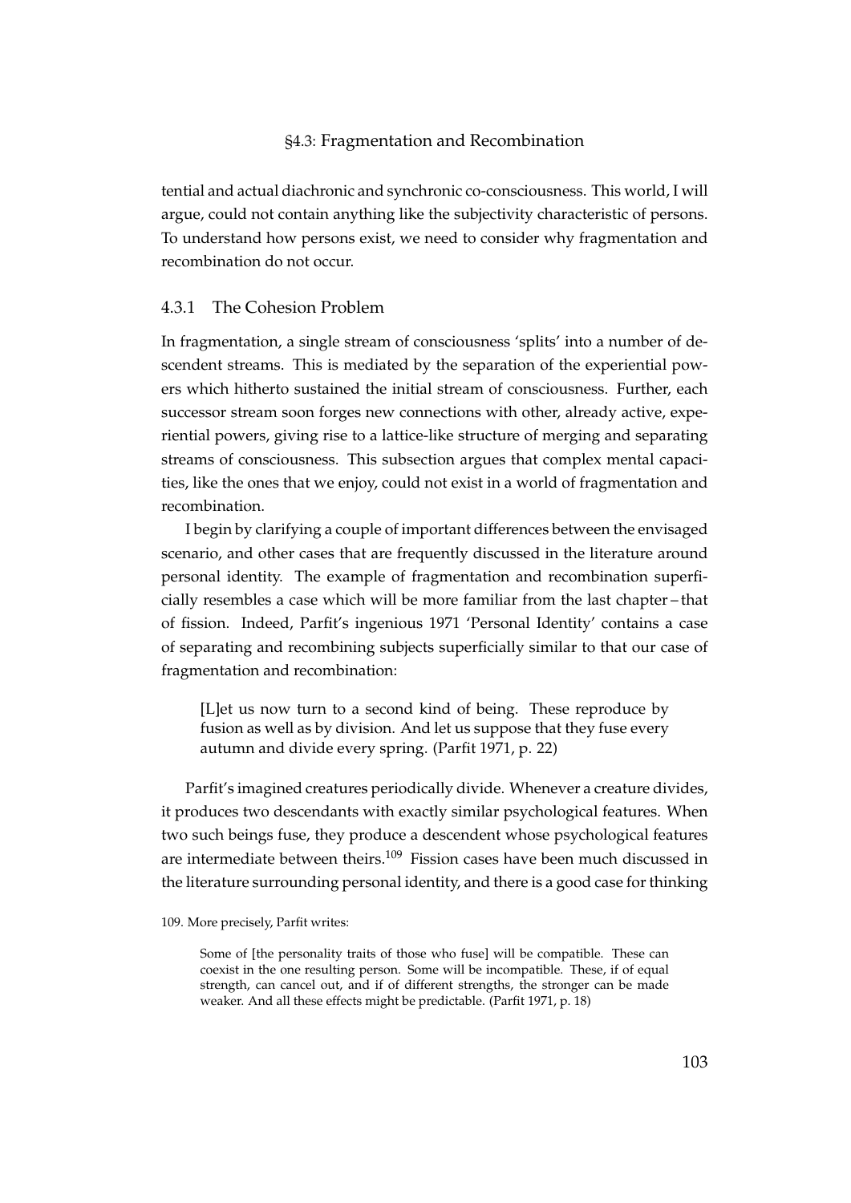tential and actual diachronic and synchronic co-consciousness. This world, I will argue, could not contain anything like the subjectivity characteristic of persons. To understand how persons exist, we need to consider why fragmentation and recombination do not occur.

### 4.3.1 The Cohesion Problem

In fragmentation, a single stream of consciousness 'splits' into a number of descendent streams. This is mediated by the separation of the experiential powers which hitherto sustained the initial stream of consciousness. Further, each successor stream soon forges new connections with other, already active, experiential powers, giving rise to a lattice-like structure of merging and separating streams of consciousness. This subsection argues that complex mental capacities, like the ones that we enjoy, could not exist in a world of fragmentation and recombination.

I begin by clarifying a couple of important differences between the envisaged scenario, and other cases that are frequently discussed in the literature around personal identity. The example of fragmentation and recombination superficially resembles a case which will be more familiar from the last chapter – that of fission. Indeed, Parfit's ingenious 1971 'Personal Identity' contains a case of separating and recombining subjects superficially similar to that our case of fragmentation and recombination:

> [L]et us now turn to a second kind of being. These reproduce by fusion as well as by division. And let us suppose that they fuse every autumn and divide every spring. (Parfit 1971, p. 22)

Parfit's imagined creatures periodically divide. Whenever a creature divides, it produces two descendants with exactly similar psychological features. When two such beings fuse, they produce a descendent whose psychological features are intermediate between theirs.[109] Fission cases have been much discussed in the literature surrounding personal identity, and there is a good case for thinking

109. More precisely, Parfit writes:

> Some of [the personality traits of those who fuse] will be compatible. These can coexist in the one resulting person. Some will be incompatible. These, if of equal strength, can cancel out, and if of different strengths, the stronger can be made weaker. And all these effects might be predictable. (Parfit 1971, p. 18)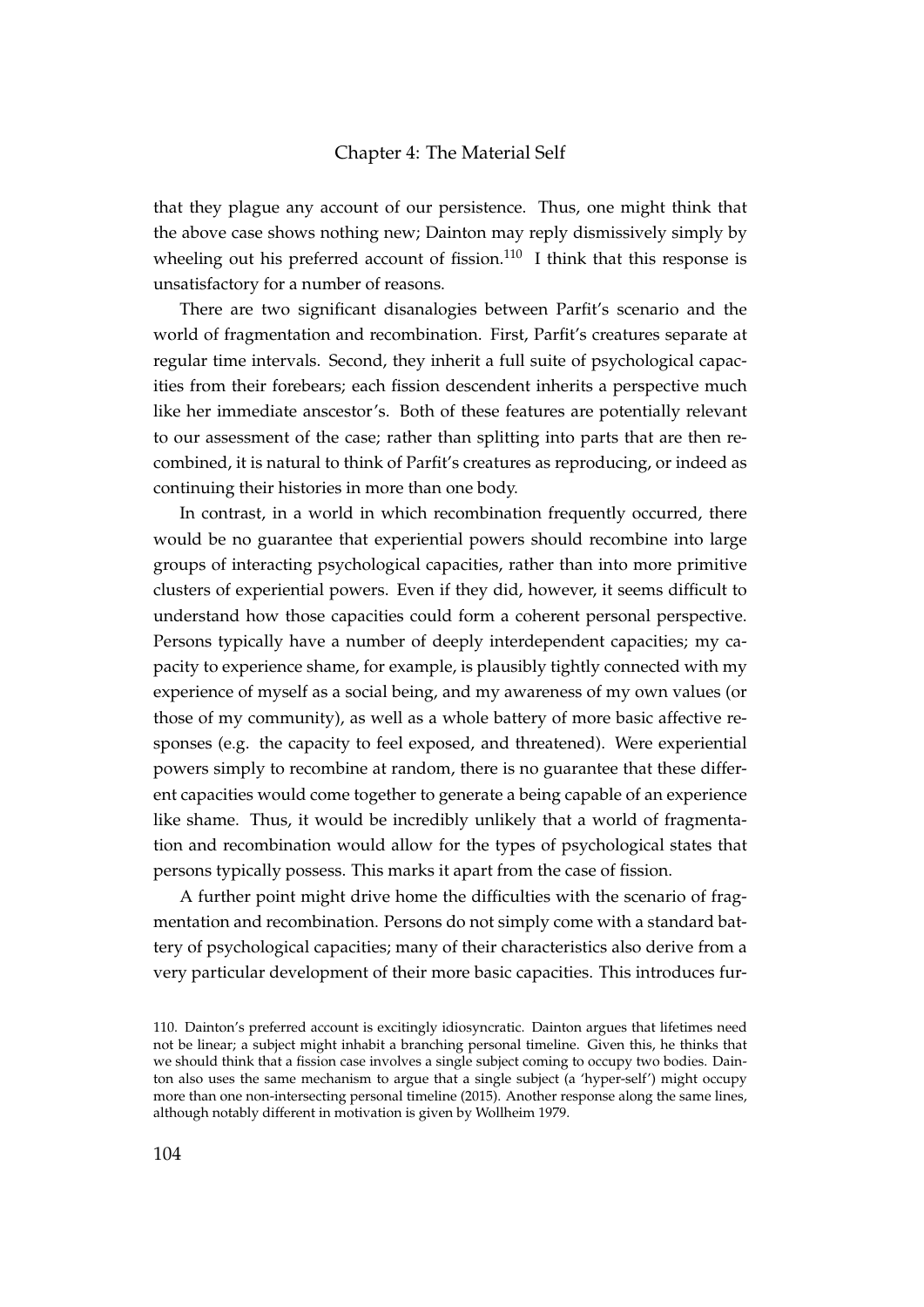that they plague any account of our persistence. Thus, one might think that the above case shows nothing new; Dainton may reply dismissively simply by wheeling out his preferred account of fission.[110] I think that this response is unsatisfactory for a number of reasons.

There are two significant disanalogies between Parfit's scenario and the world of fragmentation and recombination. First, Parfit's creatures separate at regular time intervals. Second, they inherit a full suite of psychological capacities from their forebears; each fission descendent inherits a perspective much like her immediate anscestor's. Both of these features are potentially relevant to our assessment of the case; rather than splitting into parts that are then recombined, it is natural to think of Parfit's creatures as reproducing, or indeed as continuing their histories in more than one body.

In contrast, in a world in which recombination frequently occurred, there would be no guarantee that experiential powers should recombine into large groups of interacting psychological capacities, rather than into more primitive clusters of experiential powers. Even if they did, however, it seems difficult to understand how those capacities could form a coherent personal perspective. Persons typically have a number of deeply interdependent capacities; my capacity to experience shame, for example, is plausibly tightly connected with my experience of myself as a social being, and my awareness of my own values (or those of my community), as well as a whole battery of more basic affective responses (e.g. the capacity to feel exposed, and threatened). Were experiential powers simply to recombine at random, there is no guarantee that these different capacities would come together to generate a being capable of an experience like shame. Thus, it would be incredibly unlikely that a world of fragmentation and recombination would allow for the types of psychological states that persons typically possess. This marks it apart from the case of fission.

A further point might drive home the difficulties with the scenario of fragmentation and recombination. Persons do not simply come with a standard battery of psychological capacities; many of their characteristics also derive from a very particular development of their more basic capacities. This introduces fur-

110. Dainton's preferred account is excitingly idiosyncratic. Dainton argues that lifetimes need not be linear; a subject might inhabit a branching personal timeline. Given this, he thinks that we should think that a fission case involves a single subject coming to occupy two bodies. Dainton also uses the same mechanism to argue that a single subject (a 'hyper-self') might occupy more than one non-intersecting personal timeline (2015). Another response along the same lines, although notably different in motivation is given by Wollheim 1979.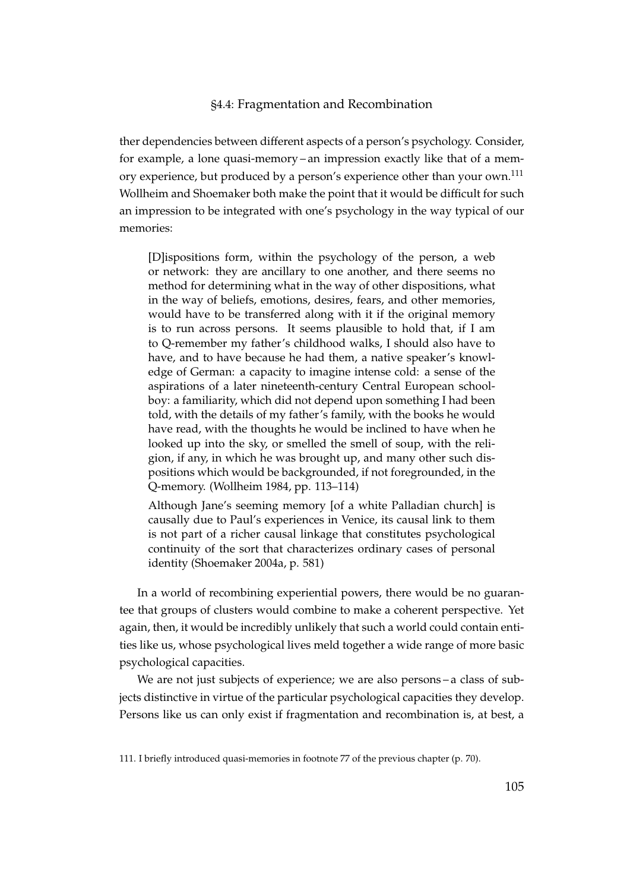ther dependencies between different aspects of a person's psychology. Consider, for example, a lone quasi-memory – an impression exactly like that of a memory experience, but produced by a person's experience other than your own.[111] Wollheim and Shoemaker both make the point that it would be difficult for such an impression to be integrated with one's psychology in the way typical of our memories:

> [D]ispositions form, within the psychology of the person, a web or network: they are ancillary to one another, and there seems no method for determining what in the way of other dispositions, what in the way of beliefs, emotions, desires, fears, and other memories, would have to be transferred along with it if the original memory is to run across persons. It seems plausible to hold that, if I am to Q-remember my father's childhood walks, I should also have to have, and to have because he had them, a native speaker's knowledge of German: a capacity to imagine intense cold: a sense of the aspirations of a later nineteenth-century Central European schoolboy: a familiarity, which did not depend upon something I had been told, with the details of my father's family, with the books he would have read, with the thoughts he would be inclined to have when he looked up into the sky, or smelled the smell of soup, with the religion, if any, in which he was brought up, and many other such dispositions which would be backgrounded, if not foregrounded, in the Q-memory. (Wollheim 1984, pp. 113–114)
>
> Although Jane's seeming memory [of a white Palladian church] is causally due to Paul's experiences in Venice, its causal link to them is not part of a richer causal linkage that constitutes psychological continuity of the sort that characterizes ordinary cases of personal identity (Shoemaker 2004a, p. 581)

In a world of recombining experiential powers, there would be no guarantee that groups of clusters would combine to make a coherent perspective. Yet again, then, it would be incredibly unlikely that such a world could contain entities like us, whose psychological lives meld together a wide range of more basic psychological capacities.

We are not just subjects of experience; we are also persons – a class of subjects distinctive in virtue of the particular psychological capacities they develop. Persons like us can only exist if fragmentation and recombination is, at best, a

111. I briefly introduced quasi-memories in footnote 77 of the previous chapter (p. 70).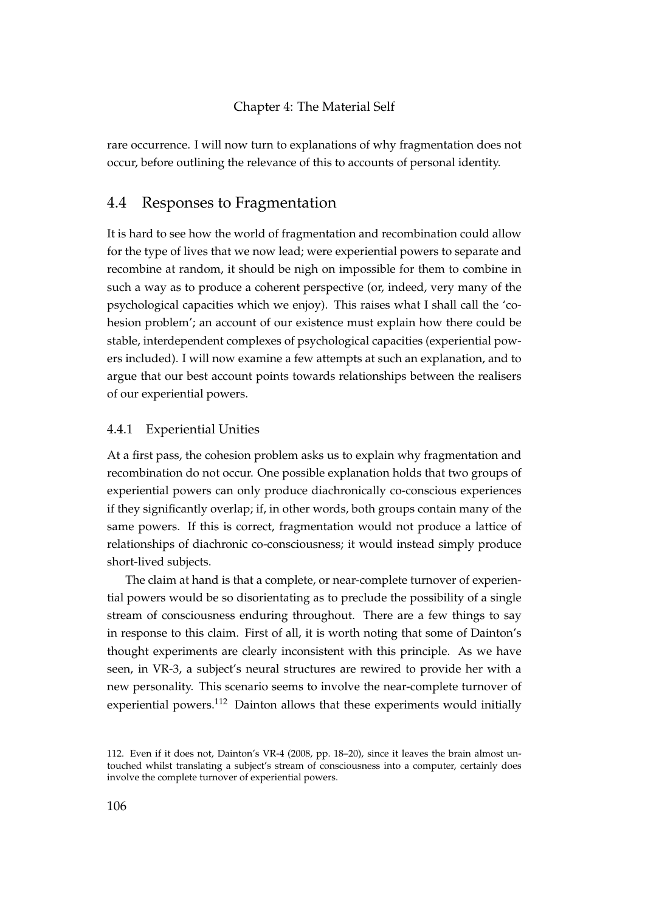rare occurrence. I will now turn to explanations of why fragmentation does not occur, before outlining the relevance of this to accounts of personal identity.

## 4.4 Responses to Fragmentation

It is hard to see how the world of fragmentation and recombination could allow for the type of lives that we now lead; were experiential powers to separate and recombine at random, it should be nigh on impossible for them to combine in such a way as to produce a coherent perspective (or, indeed, very many of the psychological capacities which we enjoy). This raises what I shall call the 'cohesion problem'; an account of our existence must explain how there could be stable, interdependent complexes of psychological capacities (experiential powers included). I will now examine a few attempts at such an explanation, and to argue that our best account points towards relationships between the realisers of our experiential powers.

### 4.4.1 Experiential Unities

At a first pass, the cohesion problem asks us to explain why fragmentation and recombination do not occur. One possible explanation holds that two groups of experiential powers can only produce diachronically co-conscious experiences if they significantly overlap; if, in other words, both groups contain many of the same powers. If this is correct, fragmentation would not produce a lattice of relationships of diachronic co-consciousness; it would instead simply produce short-lived subjects.

The claim at hand is that a complete, or near-complete turnover of experiential powers would be so disorientating as to preclude the possibility of a single stream of consciousness enduring throughout. There are a few things to say in response to this claim. First of all, it is worth noting that some of Dainton's thought experiments are clearly inconsistent with this principle. As we have seen, in VR-3, a subject's neural structures are rewired to provide her with a new personality. This scenario seems to involve the near-complete turnover of experiential powers.[112] Dainton allows that these experiments would initially

112. Even if it does not, Dainton's VR-4 (2008, pp. 18–20), since it leaves the brain almost untouched whilst translating a subject's stream of consciousness into a computer, certainly does involve the complete turnover of experiential powers.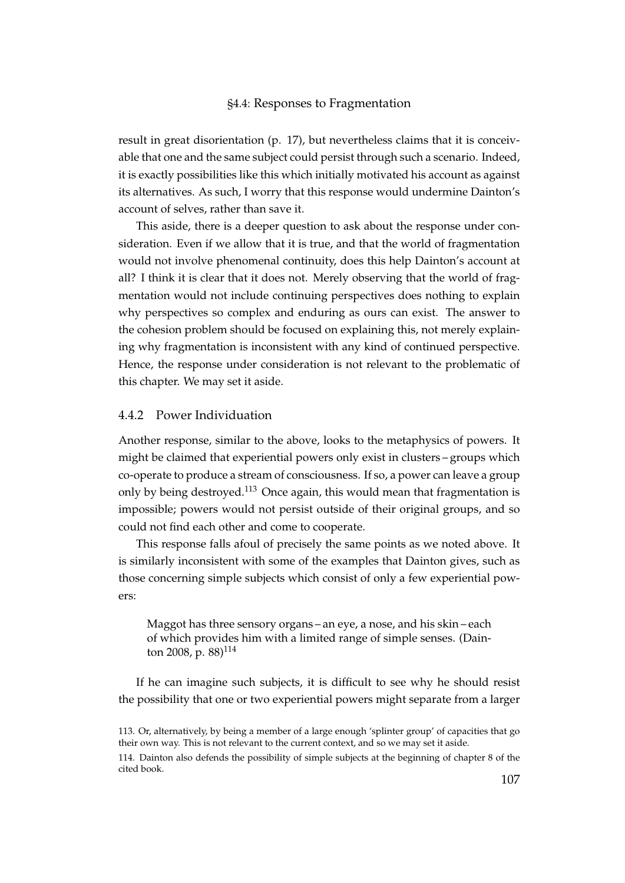result in great disorientation (p. 17), but nevertheless claims that it is conceivable that one and the same subject could persist through such a scenario. Indeed, it is exactly possibilities like this which initially motivated his account as against its alternatives. As such, I worry that this response would undermine Dainton's account of selves, rather than save it.

This aside, there is a deeper question to ask about the response under consideration. Even if we allow that it is true, and that the world of fragmentation would not involve phenomenal continuity, does this help Dainton's account at all? I think it is clear that it does not. Merely observing that the world of fragmentation would not include continuing perspectives does nothing to explain why perspectives so complex and enduring as ours can exist. The answer to the cohesion problem should be focused on explaining this, not merely explaining why fragmentation is inconsistent with any kind of continued perspective. Hence, the response under consideration is not relevant to the problematic of this chapter. We may set it aside.

### 4.4.2 Power Individuation

Another response, similar to the above, looks to the metaphysics of powers. It might be claimed that experiential powers only exist in clusters – groups which co-operate to produce a stream of consciousness. If so, a power can leave a group only by being destroyed.[113] Once again, this would mean that fragmentation is impossible; powers would not persist outside of their original groups, and so could not find each other and come to cooperate.

This response falls afoul of precisely the same points as we noted above. It is similarly inconsistent with some of the examples that Dainton gives, such as those concerning simple subjects which consist of only a few experiential powers:

> Maggot has three sensory organs – an eye, a nose, and his skin – each of which provides him with a limited range of simple senses. (Dainton 2008, p. 88)[114]

If he can imagine such subjects, it is difficult to see why he should resist the possibility that one or two experiential powers might separate from a larger

113. Or, alternatively, by being a member of a large enough 'splinter group' of capacities that go their own way. This is not relevant to the current context, and so we may set it aside.

114. Dainton also defends the possibility of simple subjects at the beginning of chapter 8 of the cited book.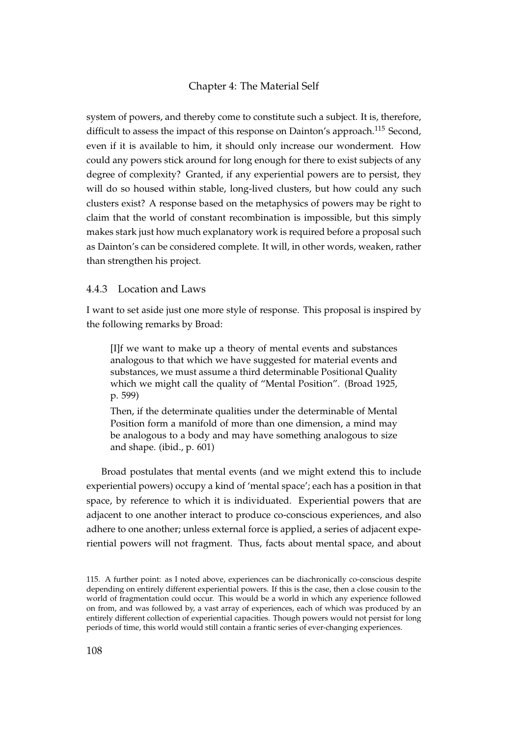system of powers, and thereby come to constitute such a subject. It is, therefore, difficult to assess the impact of this response on Dainton's approach.[115] Second, even if it is available to him, it should only increase our wonderment. How could any powers stick around for long enough for there to exist subjects of any degree of complexity? Granted, if any experiential powers are to persist, they will do so housed within stable, long-lived clusters, but how could any such clusters exist? A response based on the metaphysics of powers may be right to claim that the world of constant recombination is impossible, but this simply makes stark just how much explanatory work is required before a proposal such as Dainton's can be considered complete. It will, in other words, weaken, rather than strengthen his project.

### 4.4.3 Location and Laws

I want to set aside just one more style of response. This proposal is inspired by the following remarks by Broad:

> [I]f we want to make up a theory of mental events and substances analogous to that which we have suggested for material events and substances, we must assume a third determinable Positional Quality which we might call the quality of "Mental Position". (Broad 1925, p. 599)
>
> Then, if the determinate qualities under the determinable of Mental Position form a manifold of more than one dimension, a mind may be analogous to a body and may have something analogous to size and shape. (ibid., p. 601)

Broad postulates that mental events (and we might extend this to include experiential powers) occupy a kind of 'mental space'; each has a position in that space, by reference to which it is individuated. Experiential powers that are adjacent to one another interact to produce co-conscious experiences, and also adhere to one another; unless external force is applied, a series of adjacent experiential powers will not fragment. Thus, facts about mental space, and about

115. A further point: as I noted above, experiences can be diachronically co-conscious despite depending on entirely different experiential powers. If this is the case, then a close cousin to the world of fragmentation could occur. This would be a world in which any experience followed on from, and was followed by, a vast array of experiences, each of which was produced by an entirely different collection of experiential capacities. Though powers would not persist for long periods of time, this world would still contain a frantic series of ever-changing experiences.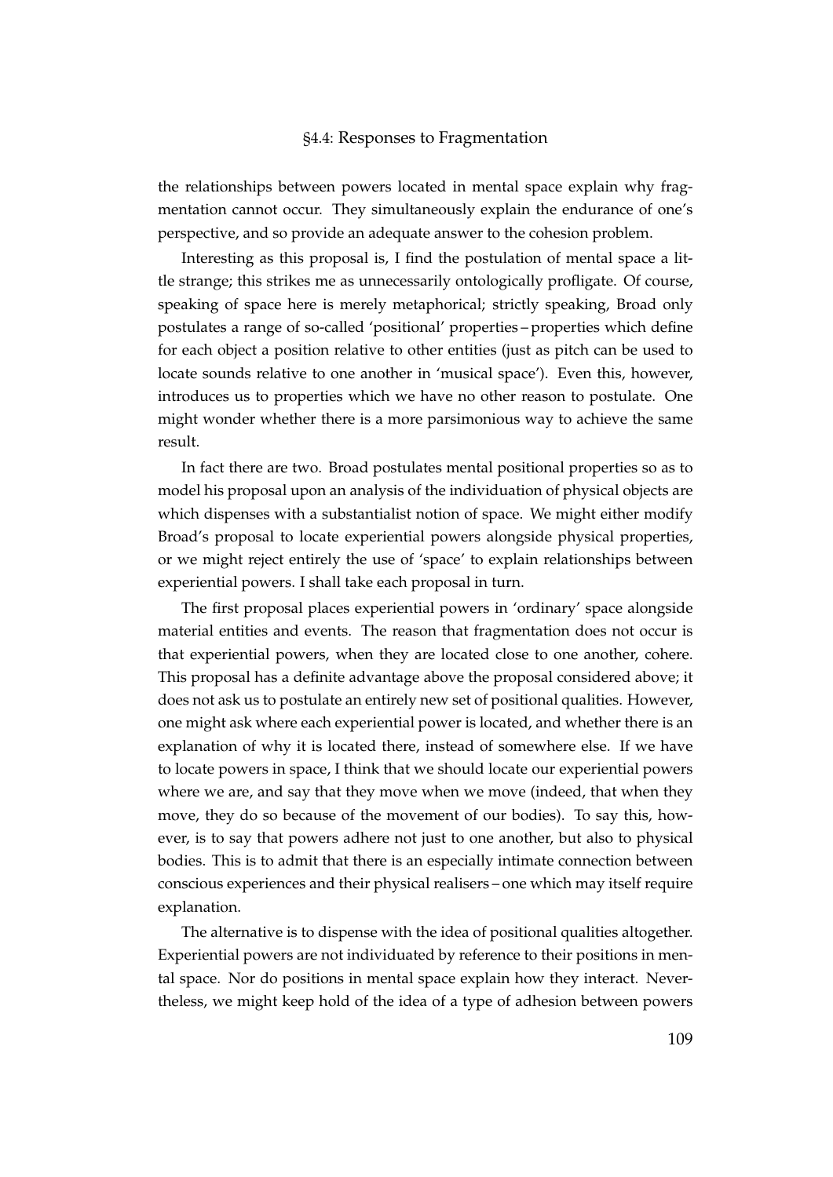the relationships between powers located in mental space explain why fragmentation cannot occur. They simultaneously explain the endurance of one's perspective, and so provide an adequate answer to the cohesion problem.

Interesting as this proposal is, I find the postulation of mental space a little strange; this strikes me as unnecessarily ontologically profligate. Of course, speaking of space here is merely metaphorical; strictly speaking, Broad only postulates a range of so-called 'positional' properties – properties which define for each object a position relative to other entities (just as pitch can be used to locate sounds relative to one another in 'musical space'). Even this, however, introduces us to properties which we have no other reason to postulate. One might wonder whether there is a more parsimonious way to achieve the same result.

In fact there are two. Broad postulates mental positional properties so as to model his proposal upon an analysis of the individuation of physical objects are which dispenses with a substantialist notion of space. We might either modify Broad's proposal to locate experiential powers alongside physical properties, or we might reject entirely the use of 'space' to explain relationships between experiential powers. I shall take each proposal in turn.

The first proposal places experiential powers in 'ordinary' space alongside material entities and events. The reason that fragmentation does not occur is that experiential powers, when they are located close to one another, cohere. This proposal has a definite advantage above the proposal considered above; it does not ask us to postulate an entirely new set of positional qualities. However, one might ask where each experiential power is located, and whether there is an explanation of why it is located there, instead of somewhere else. If we have to locate powers in space, I think that we should locate our experiential powers where we are, and say that they move when we move (indeed, that when they move, they do so because of the movement of our bodies). To say this, however, is to say that powers adhere not just to one another, but also to physical bodies. This is to admit that there is an especially intimate connection between conscious experiences and their physical realisers – one which may itself require explanation.

The alternative is to dispense with the idea of positional qualities altogether. Experiential powers are not individuated by reference to their positions in mental space. Nor do positions in mental space explain how they interact. Nevertheless, we might keep hold of the idea of a type of adhesion between powers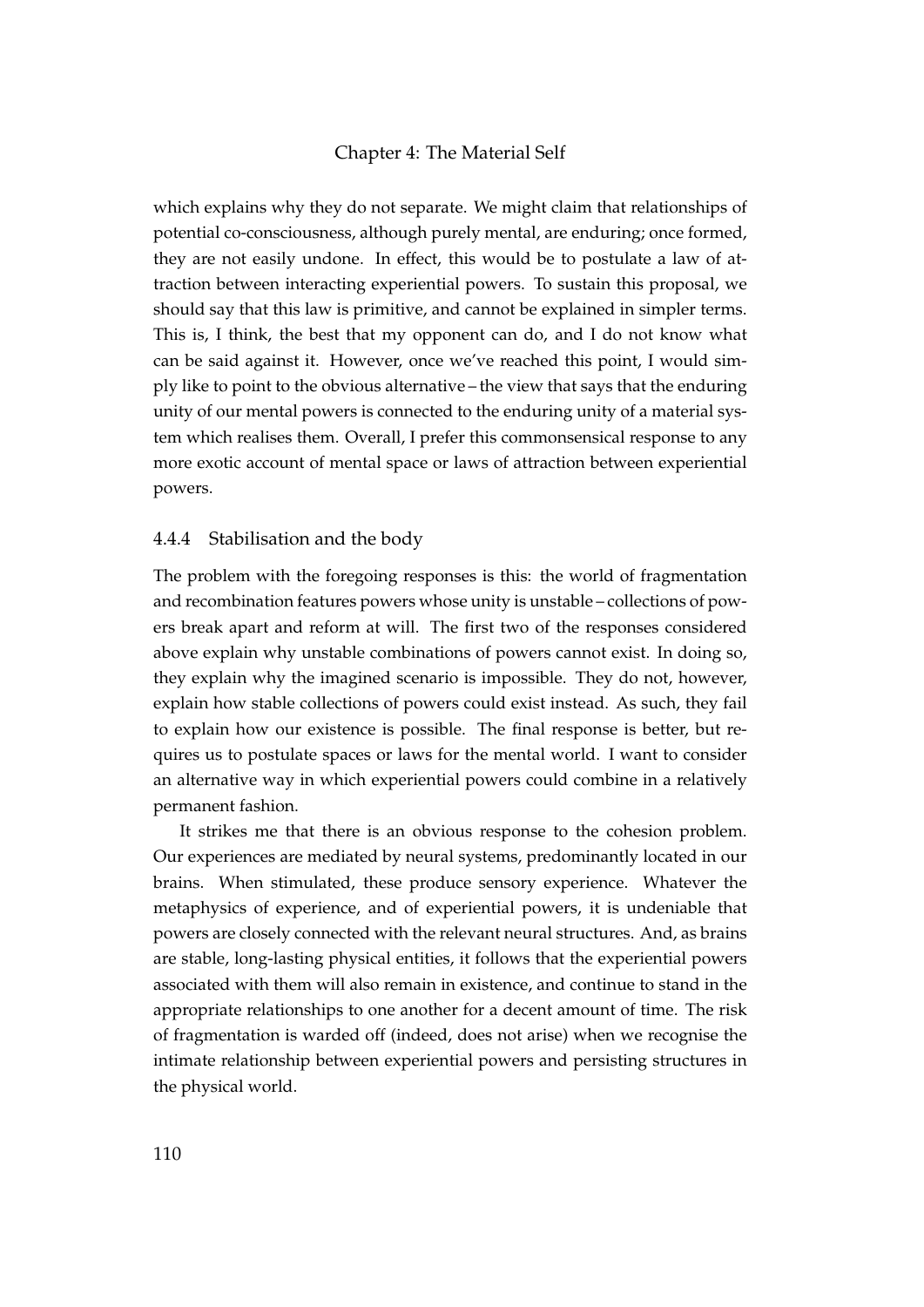which explains why they do not separate. We might claim that relationships of potential co-consciousness, although purely mental, are enduring; once formed, they are not easily undone. In effect, this would be to postulate a law of attraction between interacting experiential powers. To sustain this proposal, we should say that this law is primitive, and cannot be explained in simpler terms. This is, I think, the best that my opponent can do, and I do not know what can be said against it. However, once we've reached this point, I would simply like to point to the obvious alternative – the view that says that the enduring unity of our mental powers is connected to the enduring unity of a material system which realises them. Overall, I prefer this commonsensical response to any more exotic account of mental space or laws of attraction between experiential powers.

### 4.4.4 Stabilisation and the body

The problem with the foregoing responses is this: the world of fragmentation and recombination features powers whose unity is unstable – collections of powers break apart and reform at will. The first two of the responses considered above explain why unstable combinations of powers cannot exist. In doing so, they explain why the imagined scenario is impossible. They do not, however, explain how stable collections of powers could exist instead. As such, they fail to explain how our existence is possible. The final response is better, but requires us to postulate spaces or laws for the mental world. I want to consider an alternative way in which experiential powers could combine in a relatively permanent fashion.

It strikes me that there is an obvious response to the cohesion problem. Our experiences are mediated by neural systems, predominantly located in our brains. When stimulated, these produce sensory experience. Whatever the metaphysics of experience, and of experiential powers, it is undeniable that powers are closely connected with the relevant neural structures. And, as brains are stable, long-lasting physical entities, it follows that the experiential powers associated with them will also remain in existence, and continue to stand in the appropriate relationships to one another for a decent amount of time. The risk of fragmentation is warded off (indeed, does not arise) when we recognise the intimate relationship between experiential powers and persisting structures in the physical world.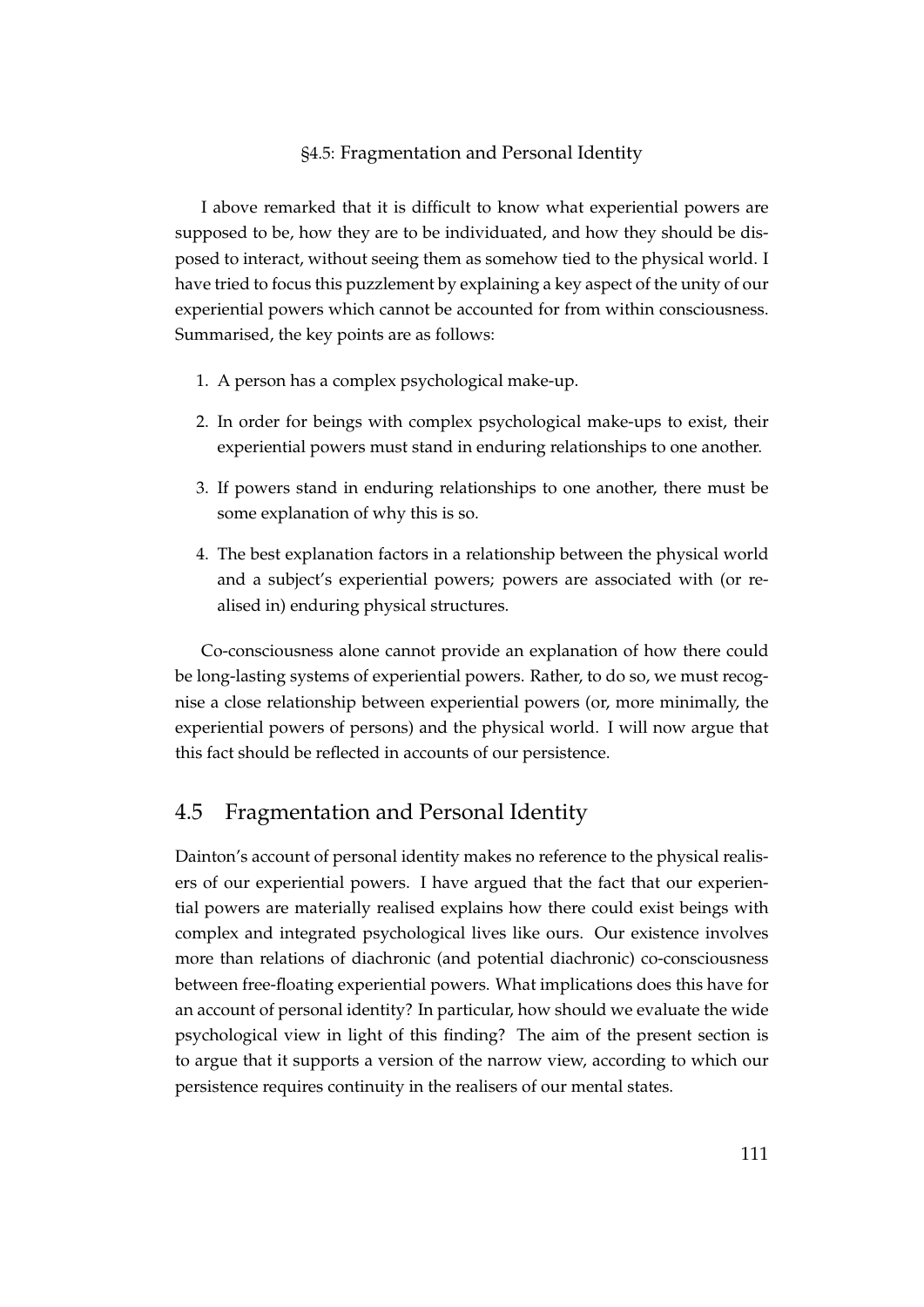I above remarked that it is difficult to know what experiential powers are supposed to be, how they are to be individuated, and how they should be disposed to interact, without seeing them as somehow tied to the physical world. I have tried to focus this puzzlement by explaining a key aspect of the unity of our experiential powers which cannot be accounted for from within consciousness. Summarised, the key points are as follows:

1. A person has a complex psychological make-up.
2. In order for beings with complex psychological make-ups to exist, their experiential powers must stand in enduring relationships to one another.
3. If powers stand in enduring relationships to one another, there must be some explanation of why this is so.
4. The best explanation factors in a relationship between the physical world and a subject's experiential powers; powers are associated with (or realised in) enduring physical structures.

Co-consciousness alone cannot provide an explanation of how there could be long-lasting systems of experiential powers. Rather, to do so, we must recognise a close relationship between experiential powers (or, more minimally, the experiential powers of persons) and the physical world. I will now argue that this fact should be reflected in accounts of our persistence.

## 4.5 Fragmentation and Personal Identity

Dainton's account of personal identity makes no reference to the physical realisers of our experiential powers. I have argued that the fact that our experiential powers are materially realised explains how there could exist beings with complex and integrated psychological lives like ours. Our existence involves more than relations of diachronic (and potential diachronic) co-consciousness between free-floating experiential powers. What implications does this have for an account of personal identity? In particular, how should we evaluate the wide psychological view in light of this finding? The aim of the present section is to argue that it supports a version of the narrow view, according to which our persistence requires continuity in the realisers of our mental states.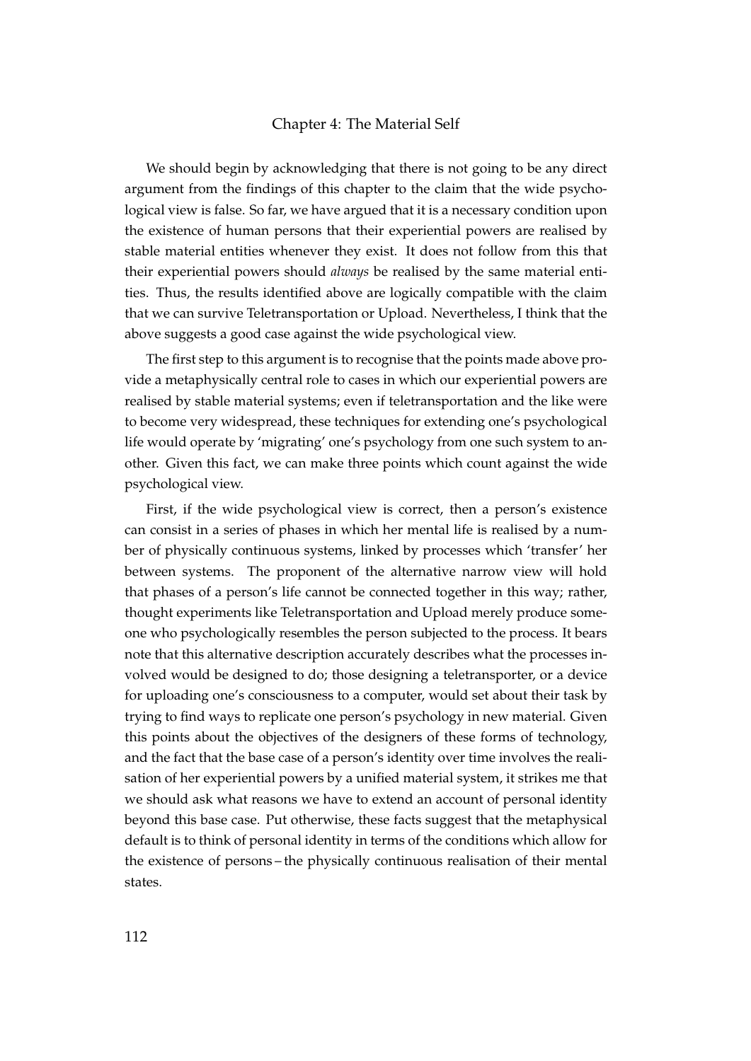We should begin by acknowledging that there is not going to be any direct argument from the findings of this chapter to the claim that the wide psychological view is false. So far, we have argued that it is a necessary condition upon the existence of human persons that their experiential powers are realised by stable material entities whenever they exist. It does not follow from this that their experiential powers should *always* be realised by the same material entities. Thus, the results identified above are logically compatible with the claim that we can survive Teletransportation or Upload. Nevertheless, I think that the above suggests a good case against the wide psychological view.

The first step to this argument is to recognise that the points made above provide a metaphysically central role to cases in which our experiential powers are realised by stable material systems; even if teletransportation and the like were to become very widespread, these techniques for extending one's psychological life would operate by 'migrating' one's psychology from one such system to another. Given this fact, we can make three points which count against the wide psychological view.

First, if the wide psychological view is correct, then a person's existence can consist in a series of phases in which her mental life is realised by a number of physically continuous systems, linked by processes which 'transfer' her between systems. The proponent of the alternative narrow view will hold that phases of a person's life cannot be connected together in this way; rather, thought experiments like Teletransportation and Upload merely produce someone who psychologically resembles the person subjected to the process. It bears note that this alternative description accurately describes what the processes involved would be designed to do; those designing a teletransporter, or a device for uploading one's consciousness to a computer, would set about their task by trying to find ways to replicate one person's psychology in new material. Given this points about the objectives of the designers of these forms of technology, and the fact that the base case of a person's identity over time involves the realisation of her experiential powers by a unified material system, it strikes me that we should ask what reasons we have to extend an account of personal identity beyond this base case. Put otherwise, these facts suggest that the metaphysical default is to think of personal identity in terms of the conditions which allow for the existence of persons – the physically continuous realisation of their mental states.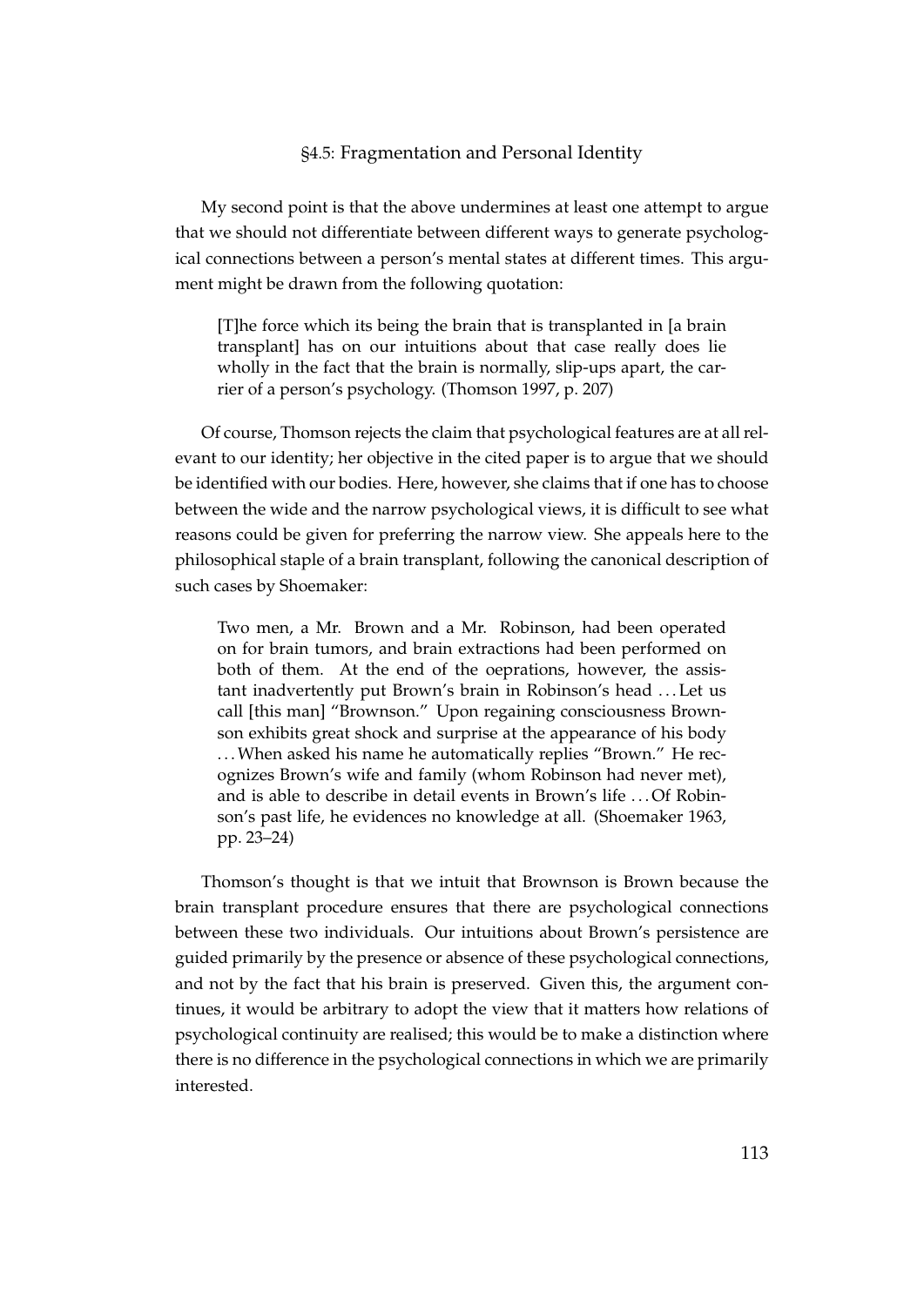## §4.5: Fragmentation and Personal Identity

My second point is that the above undermines at least one attempt to argue that we should not differentiate between different ways to generate psychological connections between a person's mental states at different times. This argument might be drawn from the following quotation:

> [T]he force which its being the brain that is transplanted in [a brain transplant] has on our intuitions about that case really does lie wholly in the fact that the brain is normally, slip-ups apart, the carrier of a person's psychology. (Thomson 1997, p. 207)

Of course, Thomson rejects the claim that psychological features are at all relevant to our identity; her objective in the cited paper is to argue that we should be identified with our bodies. Here, however, she claims that if one has to choose between the wide and the narrow psychological views, it is difficult to see what reasons could be given for preferring the narrow view. She appeals here to the philosophical staple of a brain transplant, following the canonical description of such cases by Shoemaker:

> Two men, a Mr. Brown and a Mr. Robinson, had been operated on for brain tumors, and brain extractions had been performed on both of them. At the end of the oeprations, however, the assistant inadvertently put Brown's brain in Robinson's head ... Let us call [this man] "Brownson." Upon regaining consciousness Brownson exhibits great shock and surprise at the appearance of his body ... When asked his name he automatically replies "Brown." He recognizes Brown's wife and family (whom Robinson had never met), and is able to describe in detail events in Brown's life ... Of Robinson's past life, he evidences no knowledge at all. (Shoemaker 1963, pp. 23–24)

Thomson's thought is that we intuit that Brownson is Brown because the brain transplant procedure ensures that there are psychological connections between these two individuals. Our intuitions about Brown's persistence are guided primarily by the presence or absence of these psychological connections, and not by the fact that his brain is preserved. Given this, the argument continues, it would be arbitrary to adopt the view that it matters how relations of psychological continuity are realised; this would be to make a distinction where there is no difference in the psychological connections in which we are primarily interested.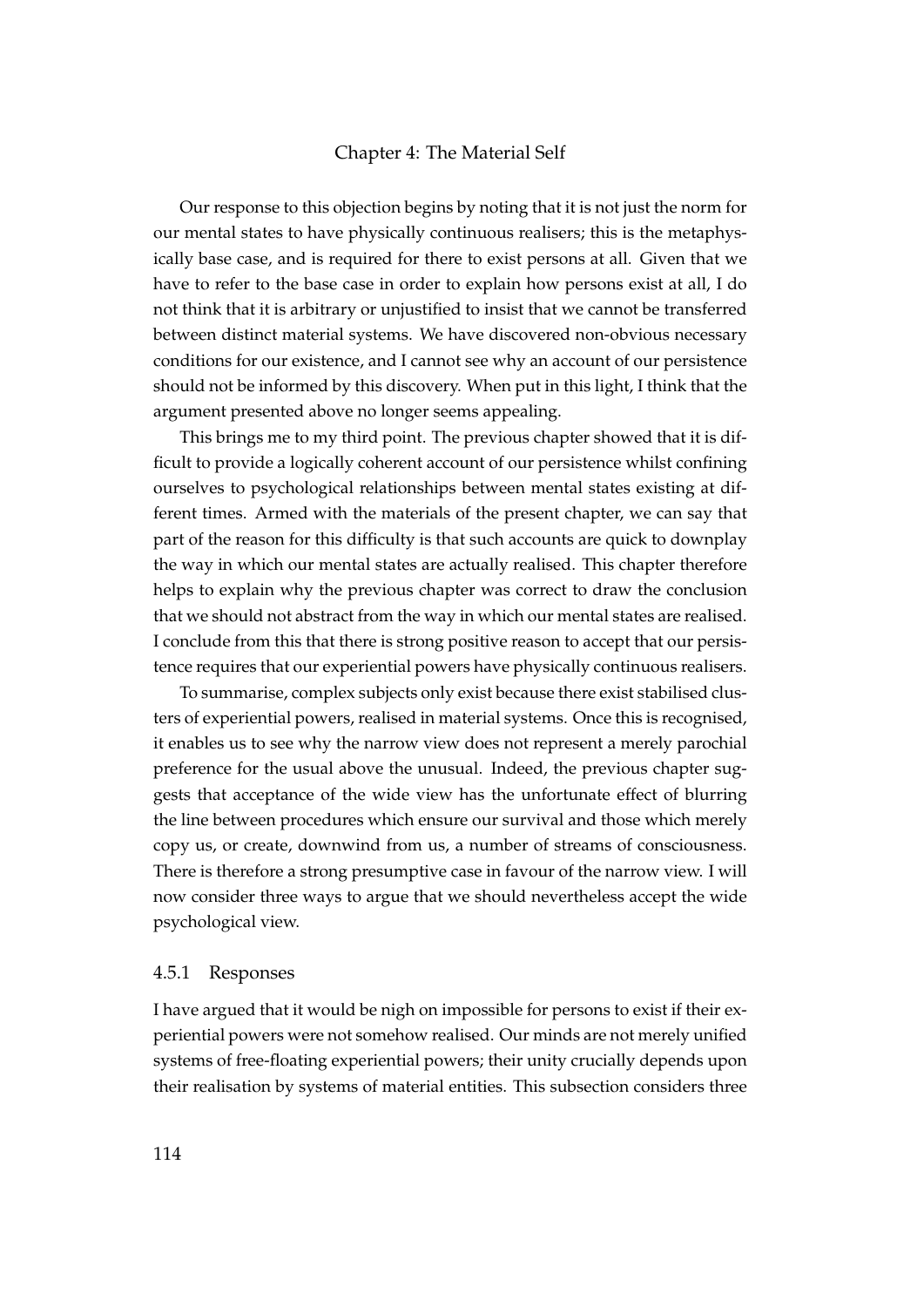Our response to this objection begins by noting that it is not just the norm for our mental states to have physically continuous realisers; this is the metaphysically base case, and is required for there to exist persons at all. Given that we have to refer to the base case in order to explain how persons exist at all, I do not think that it is arbitrary or unjustified to insist that we cannot be transferred between distinct material systems. We have discovered non-obvious necessary conditions for our existence, and I cannot see why an account of our persistence should not be informed by this discovery. When put in this light, I think that the argument presented above no longer seems appealing.

This brings me to my third point. The previous chapter showed that it is difficult to provide a logically coherent account of our persistence whilst confining ourselves to psychological relationships between mental states existing at different times. Armed with the materials of the present chapter, we can say that part of the reason for this difficulty is that such accounts are quick to downplay the way in which our mental states are actually realised. This chapter therefore helps to explain why the previous chapter was correct to draw the conclusion that we should not abstract from the way in which our mental states are realised. I conclude from this that there is strong positive reason to accept that our persistence requires that our experiential powers have physically continuous realisers.

To summarise, complex subjects only exist because there exist stabilised clusters of experiential powers, realised in material systems. Once this is recognised, it enables us to see why the narrow view does not represent a merely parochial preference for the usual above the unusual. Indeed, the previous chapter suggests that acceptance of the wide view has the unfortunate effect of blurring the line between procedures which ensure our survival and those which merely copy us, or create, downwind from us, a number of streams of consciousness. There is therefore a strong presumptive case in favour of the narrow view. I will now consider three ways to argue that we should nevertheless accept the wide psychological view.

### 4.5.1 Responses

I have argued that it would be nigh on impossible for persons to exist if their experiential powers were not somehow realised. Our minds are not merely unified systems of free-floating experiential powers; their unity crucially depends upon their realisation by systems of material entities. This subsection considers three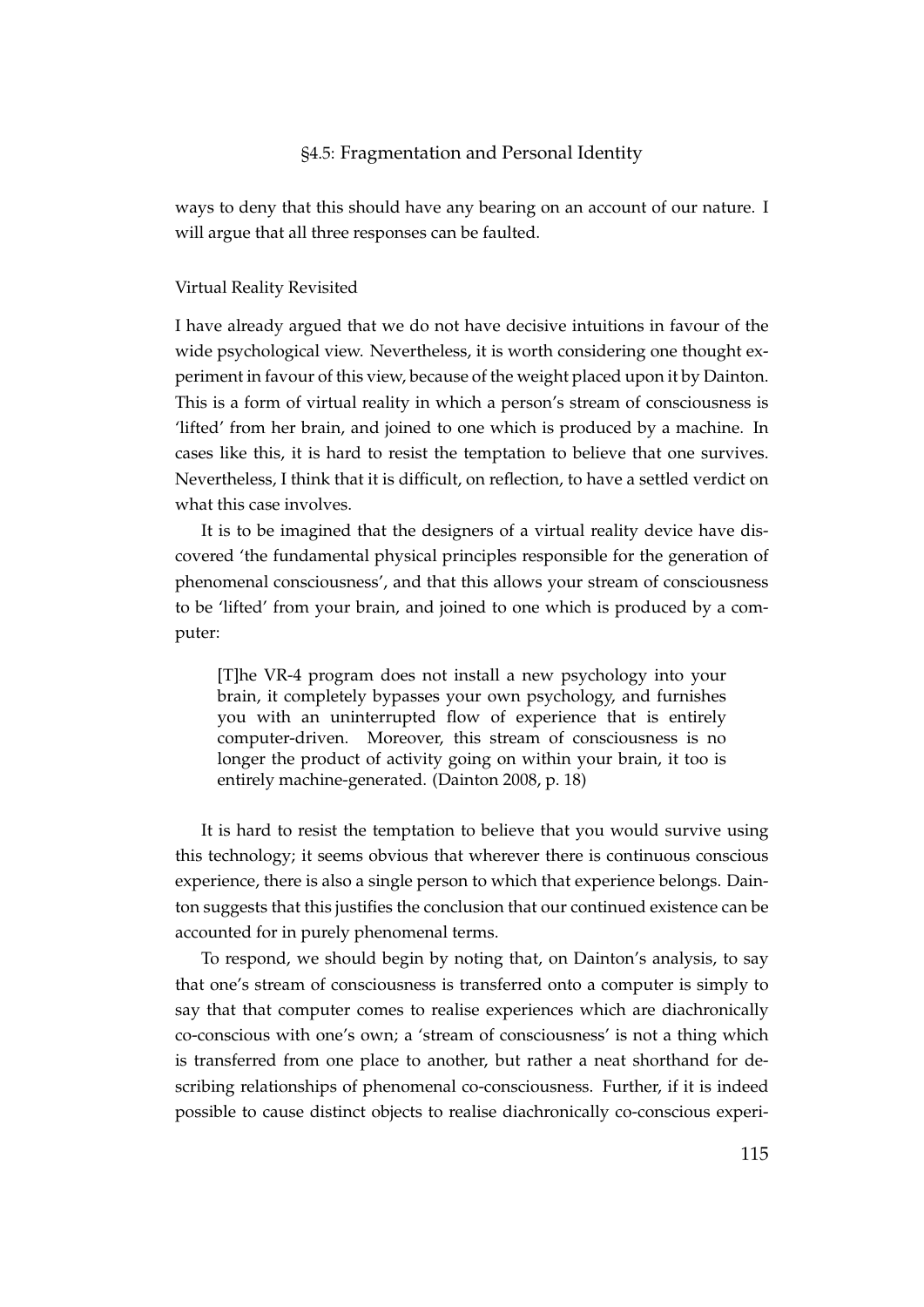ways to deny that this should have any bearing on an account of our nature. I will argue that all three responses can be faulted.

### Virtual Reality Revisited

I have already argued that we do not have decisive intuitions in favour of the wide psychological view. Nevertheless, it is worth considering one thought experiment in favour of this view, because of the weight placed upon it by Dainton. This is a form of virtual reality in which a person's stream of consciousness is 'lifted' from her brain, and joined to one which is produced by a machine. In cases like this, it is hard to resist the temptation to believe that one survives. Nevertheless, I think that it is difficult, on reflection, to have a settled verdict on what this case involves.

It is to be imagined that the designers of a virtual reality device have discovered 'the fundamental physical principles responsible for the generation of phenomenal consciousness', and that this allows your stream of consciousness to be 'lifted' from your brain, and joined to one which is produced by a computer:

> [T]he VR-4 program does not install a new psychology into your brain, it completely bypasses your own psychology, and furnishes you with an uninterrupted flow of experience that is entirely computer-driven. Moreover, this stream of consciousness is no longer the product of activity going on within your brain, it too is entirely machine-generated. (Dainton 2008, p. 18)

It is hard to resist the temptation to believe that you would survive using this technology; it seems obvious that wherever there is continuous conscious experience, there is also a single person to which that experience belongs. Dainton suggests that this justifies the conclusion that our continued existence can be accounted for in purely phenomenal terms.

To respond, we should begin by noting that, on Dainton's analysis, to say that one's stream of consciousness is transferred onto a computer is simply to say that that computer comes to realise experiences which are diachronically co-conscious with one's own; a 'stream of consciousness' is not a thing which is transferred from one place to another, but rather a neat shorthand for describing relationships of phenomenal co-consciousness. Further, if it is indeed possible to cause distinct objects to realise diachronically co-conscious experi-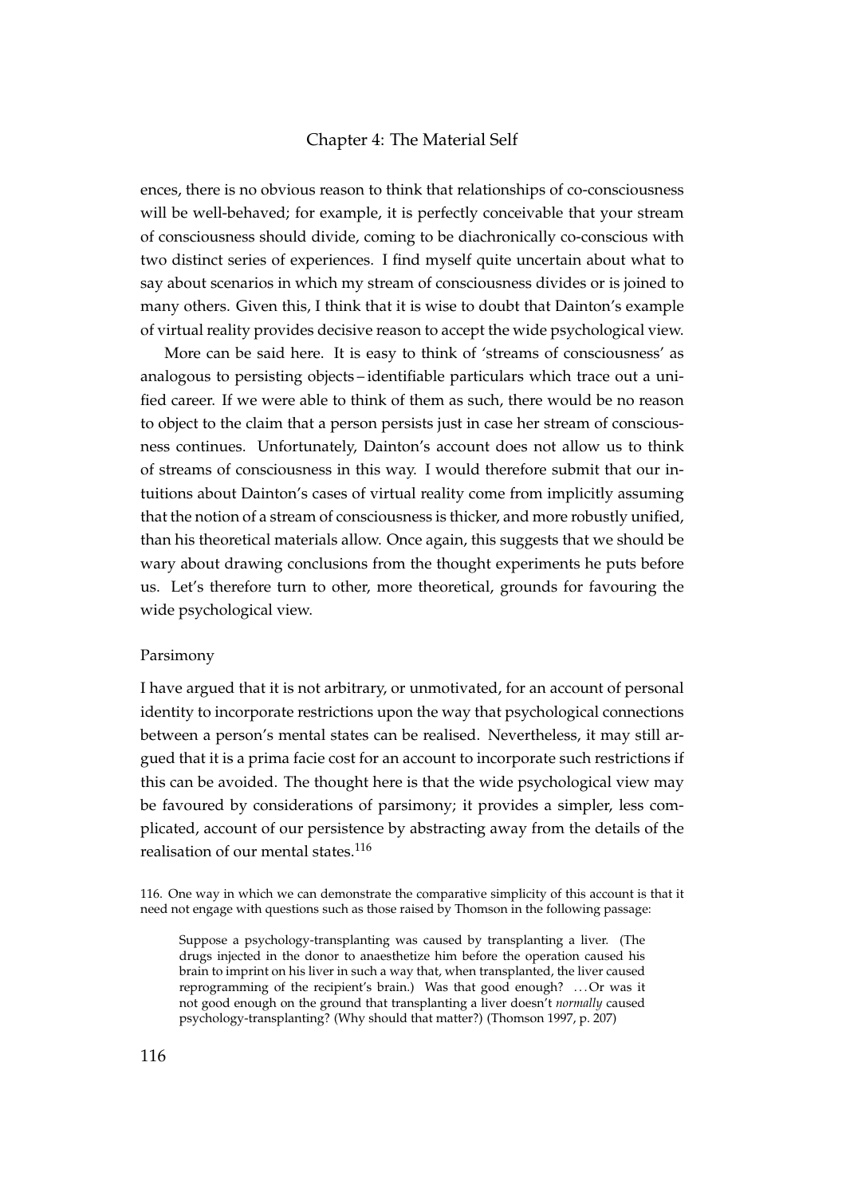ences, there is no obvious reason to think that relationships of co-consciousness will be well-behaved; for example, it is perfectly conceivable that your stream of consciousness should divide, coming to be diachronically co-conscious with two distinct series of experiences. I find myself quite uncertain about what to say about scenarios in which my stream of consciousness divides or is joined to many others. Given this, I think that it is wise to doubt that Dainton's example of virtual reality provides decisive reason to accept the wide psychological view.

More can be said here. It is easy to think of 'streams of consciousness' as analogous to persisting objects – identifiable particulars which trace out a unified career. If we were able to think of them as such, there would be no reason to object to the claim that a person persists just in case her stream of consciousness continues. Unfortunately, Dainton's account does not allow us to think of streams of consciousness in this way. I would therefore submit that our intuitions about Dainton's cases of virtual reality come from implicitly assuming that the notion of a stream of consciousness is thicker, and more robustly unified, than his theoretical materials allow. Once again, this suggests that we should be wary about drawing conclusions from the thought experiments he puts before us. Let's therefore turn to other, more theoretical, grounds for favouring the wide psychological view.

### Parsimony

I have argued that it is not arbitrary, or unmotivated, for an account of personal identity to incorporate restrictions upon the way that psychological connections between a person's mental states can be realised. Nevertheless, it may still argued that it is a prima facie cost for an account to incorporate such restrictions if this can be avoided. The thought here is that the wide psychological view may be favoured by considerations of parsimony; it provides a simpler, less complicated, account of our persistence by abstracting away from the details of the realisation of our mental states.[116]

116. One way in which we can demonstrate the comparative simplicity of this account is that it need not engage with questions such as those raised by Thomson in the following passage:

> Suppose a psychology-transplanting was caused by transplanting a liver. (The drugs injected in the donor to anaesthetize him before the operation caused his brain to imprint on his liver in such a way that, when transplanted, the liver caused reprogramming of the recipient's brain.) Was that good enough? ... Or was it not good enough on the ground that transplanting a liver doesn't *normally* caused psychology-transplanting? (Why should that matter?) (Thomson 1997, p. 207)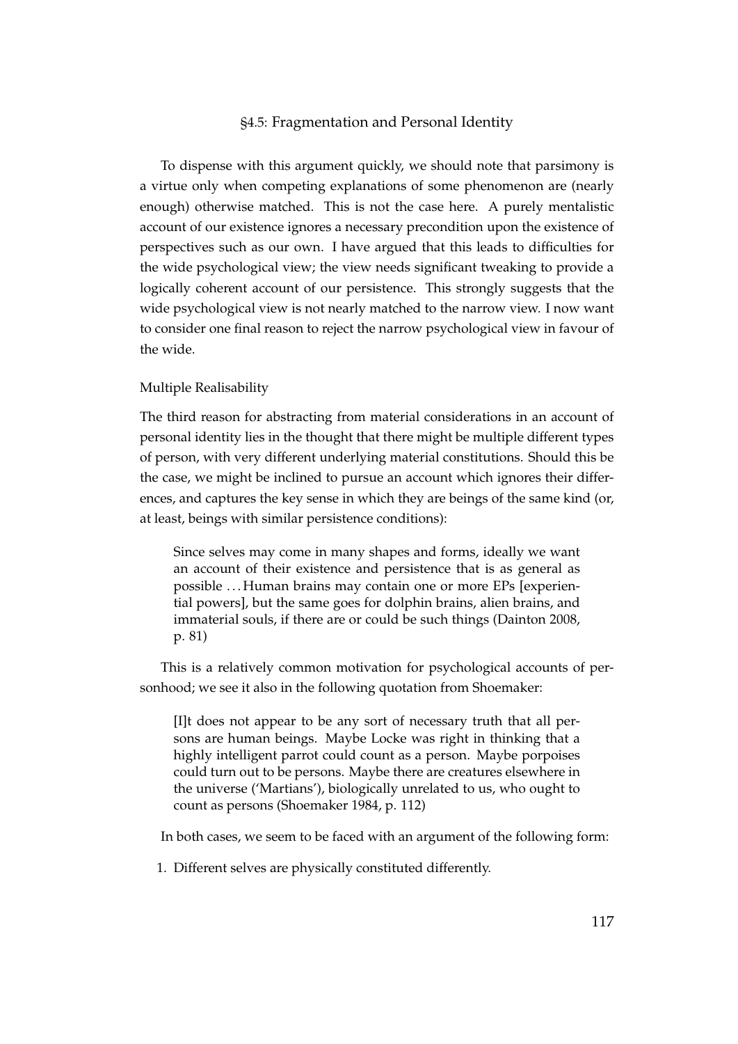To dispense with this argument quickly, we should note that parsimony is a virtue only when competing explanations of some phenomenon are (nearly enough) otherwise matched. This is not the case here. A purely mentalistic account of our existence ignores a necessary precondition upon the existence of perspectives such as our own. I have argued that this leads to difficulties for the wide psychological view; the view needs significant tweaking to provide a logically coherent account of our persistence. This strongly suggests that the wide psychological view is not nearly matched to the narrow view. I now want to consider one final reason to reject the narrow psychological view in favour of the wide.

### Multiple Realisability

The third reason for abstracting from material considerations in an account of personal identity lies in the thought that there might be multiple different types of person, with very different underlying material constitutions. Should this be the case, we might be inclined to pursue an account which ignores their differences, and captures the key sense in which they are beings of the same kind (or, at least, beings with similar persistence conditions):

> Since selves may come in many shapes and forms, ideally we want an account of their existence and persistence that is as general as possible . . . Human brains may contain one or more EPs [experiential powers], but the same goes for dolphin brains, alien brains, and immaterial souls, if there are or could be such things (Dainton 2008, p. 81)

This is a relatively common motivation for psychological accounts of personhood; we see it also in the following quotation from Shoemaker:

> [I]t does not appear to be any sort of necessary truth that all persons are human beings. Maybe Locke was right in thinking that a highly intelligent parrot could count as a person. Maybe porpoises could turn out to be persons. Maybe there are creatures elsewhere in the universe ('Martians'), biologically unrelated to us, who ought to count as persons (Shoemaker 1984, p. 112)

In both cases, we seem to be faced with an argument of the following form:

1. Different selves are physically constituted differently.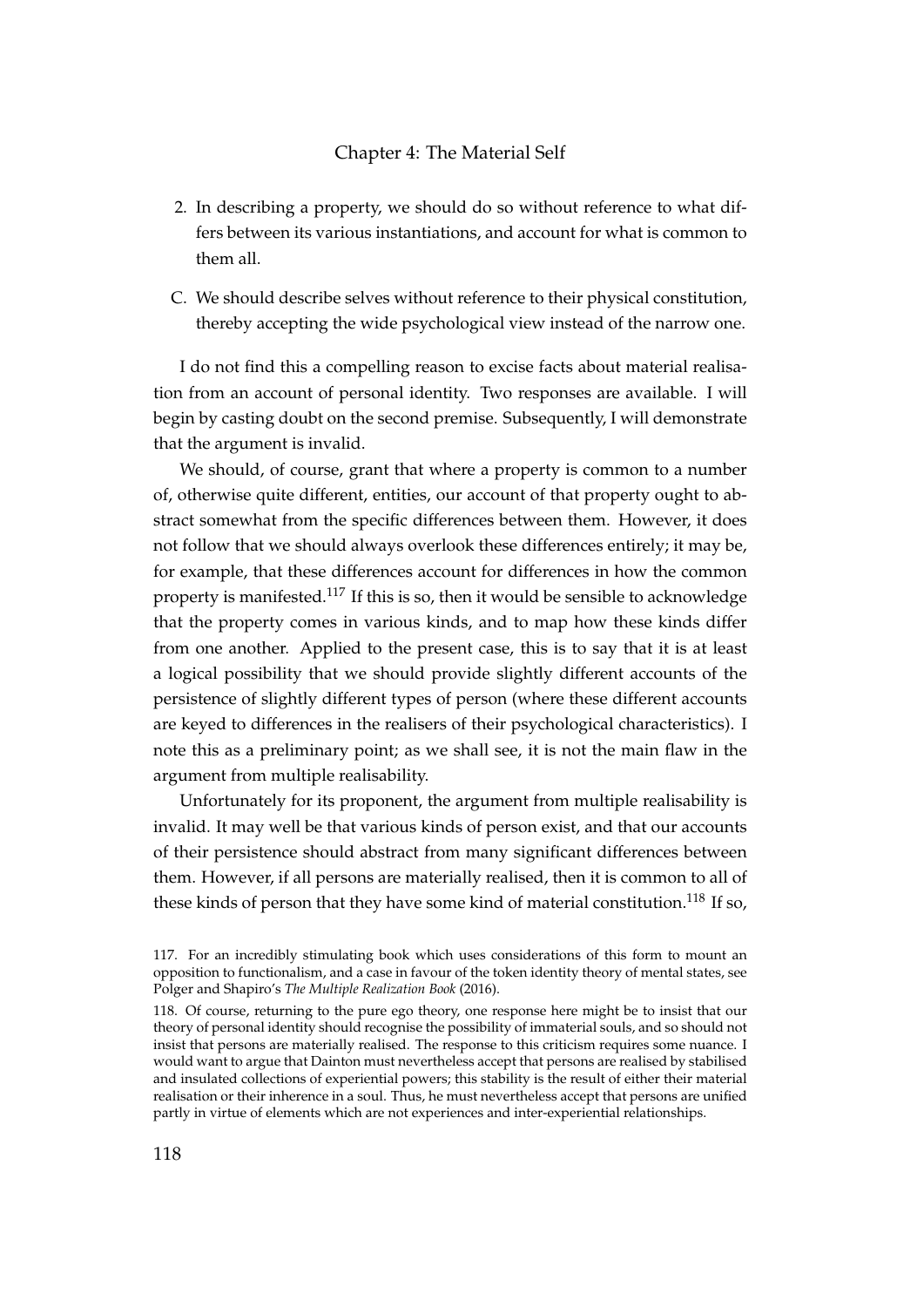2. In describing a property, we should do so without reference to what differs between its various instantiations, and account for what is common to them all.

C. We should describe selves without reference to their physical constitution, thereby accepting the wide psychological view instead of the narrow one.

I do not find this a compelling reason to excise facts about material realisation from an account of personal identity. Two responses are available. I will begin by casting doubt on the second premise. Subsequently, I will demonstrate that the argument is invalid.

We should, of course, grant that where a property is common to a number of, otherwise quite different, entities, our account of that property ought to abstract somewhat from the specific differences between them. However, it does not follow that we should always overlook these differences entirely; it may be, for example, that these differences account for differences in how the common property is manifested.[117] If this is so, then it would be sensible to acknowledge that the property comes in various kinds, and to map how these kinds differ from one another. Applied to the present case, this is to say that it is at least a logical possibility that we should provide slightly different accounts of the persistence of slightly different types of person (where these different accounts are keyed to differences in the realisers of their psychological characteristics). I note this as a preliminary point; as we shall see, it is not the main flaw in the argument from multiple realisability.

Unfortunately for its proponent, the argument from multiple realisability is invalid. It may well be that various kinds of person exist, and that our accounts of their persistence should abstract from many significant differences between them. However, if all persons are materially realised, then it is common to all of these kinds of person that they have some kind of material constitution.[118] If so,

117. For an incredibly stimulating book which uses considerations of this form to mount an opposition to functionalism, and a case in favour of the token identity theory of mental states, see Polger and Shapiro's *The Multiple Realization Book* (2016).

118. Of course, returning to the pure ego theory, one response here might be to insist that our theory of personal identity should recognise the possibility of immaterial souls, and so should not insist that persons are materially realised. The response to this criticism requires some nuance. I would want to argue that Dainton must nevertheless accept that persons are realised by stabilised and insulated collections of experiential powers; this stability is the result of either their material realisation or their inherence in a soul. Thus, he must nevertheless accept that persons are unified partly in virtue of elements which are not experiences and inter-experiential relationships.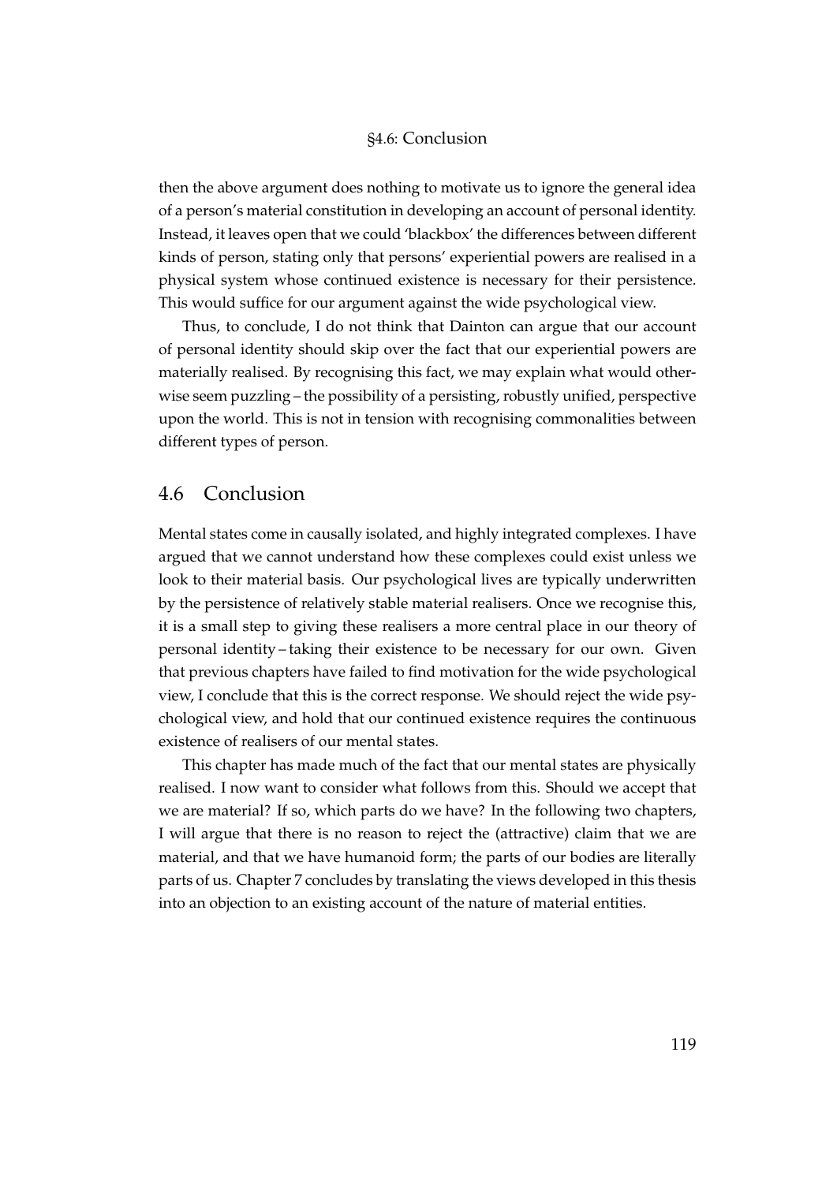then the above argument does nothing to motivate us to ignore the general idea of a person's material constitution in developing an account of personal identity. Instead, it leaves open that we could 'blackbox' the differences between different kinds of person, stating only that persons' experiential powers are realised in a physical system whose continued existence is necessary for their persistence. This would suffice for our argument against the wide psychological view.

Thus, to conclude, I do not think that Dainton can argue that our account of personal identity should skip over the fact that our experiential powers are materially realised. By recognising this fact, we may explain what would otherwise seem puzzling – the possibility of a persisting, robustly unified, perspective upon the world. This is not in tension with recognising commonalities between different types of person.

## 4.6 Conclusion

Mental states come in causally isolated, and highly integrated complexes. I have argued that we cannot understand how these complexes could exist unless we look to their material basis. Our psychological lives are typically underwritten by the persistence of relatively stable material realisers. Once we recognise this, it is a small step to giving these realisers a more central place in our theory of personal identity – taking their existence to be necessary for our own. Given that previous chapters have failed to find motivation for the wide psychological view, I conclude that this is the correct response. We should reject the wide psychological view, and hold that our continued existence requires the continuous existence of realisers of our mental states.

This chapter has made much of the fact that our mental states are physically realised. I now want to consider what follows from this. Should we accept that we are material? If so, which parts do we have? In the following two chapters, I will argue that there is no reason to reject the (attractive) claim that we are material, and that we have humanoid form; the parts of our bodies are literally parts of us. Chapter 7 concludes by translating the views developed in this thesis into an objection to an existing account of the nature of material entities.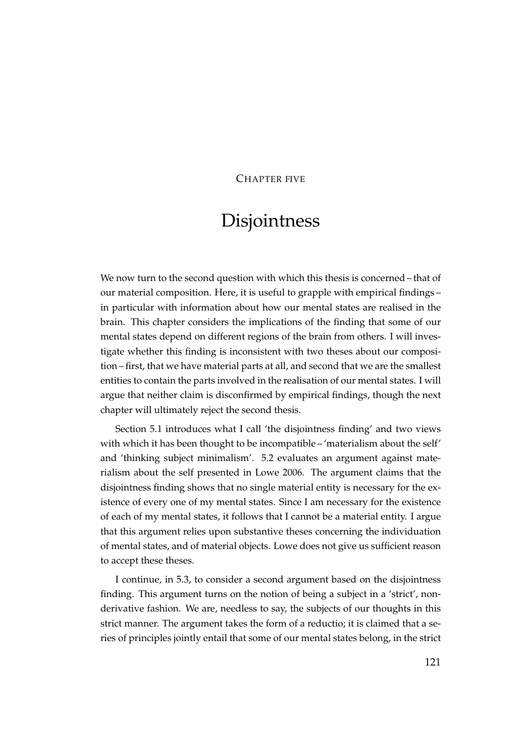# Chapter five

# Disjointness

We now turn to the second question with which this thesis is concerned – that of our material composition. Here, it is useful to grapple with empirical findings – in particular with information about how our mental states are realised in the brain. This chapter considers the implications of the finding that some of our mental states depend on different regions of the brain from others. I will investigate whether this finding is inconsistent with two theses about our composition – first, that we have material parts at all, and second that we are the smallest entities to contain the parts involved in the realisation of our mental states. I will argue that neither claim is disconfirmed by empirical findings, though the next chapter will ultimately reject the second thesis.

Section 5.1 introduces what I call 'the disjointness finding' and two views with which it has been thought to be incompatible – 'materialism about the self' and 'thinking subject minimalism'. 5.2 evaluates an argument against materialism about the self presented in Lowe 2006. The argument claims that the disjointness finding shows that no single material entity is necessary for the existence of every one of my mental states. Since I am necessary for the existence of each of my mental states, it follows that I cannot be a material entity. I argue that this argument relies upon substantive theses concerning the individuation of mental states, and of material objects. Lowe does not give us sufficient reason to accept these theses.

I continue, in 5.3, to consider a second argument based on the disjointness finding. This argument turns on the notion of being a subject in a 'strict', non-derivative fashion. We are, needless to say, the subjects of our thoughts in this strict manner. The argument takes the form of a reductio; it is claimed that a series of principles jointly entail that some of our mental states belong, in the strict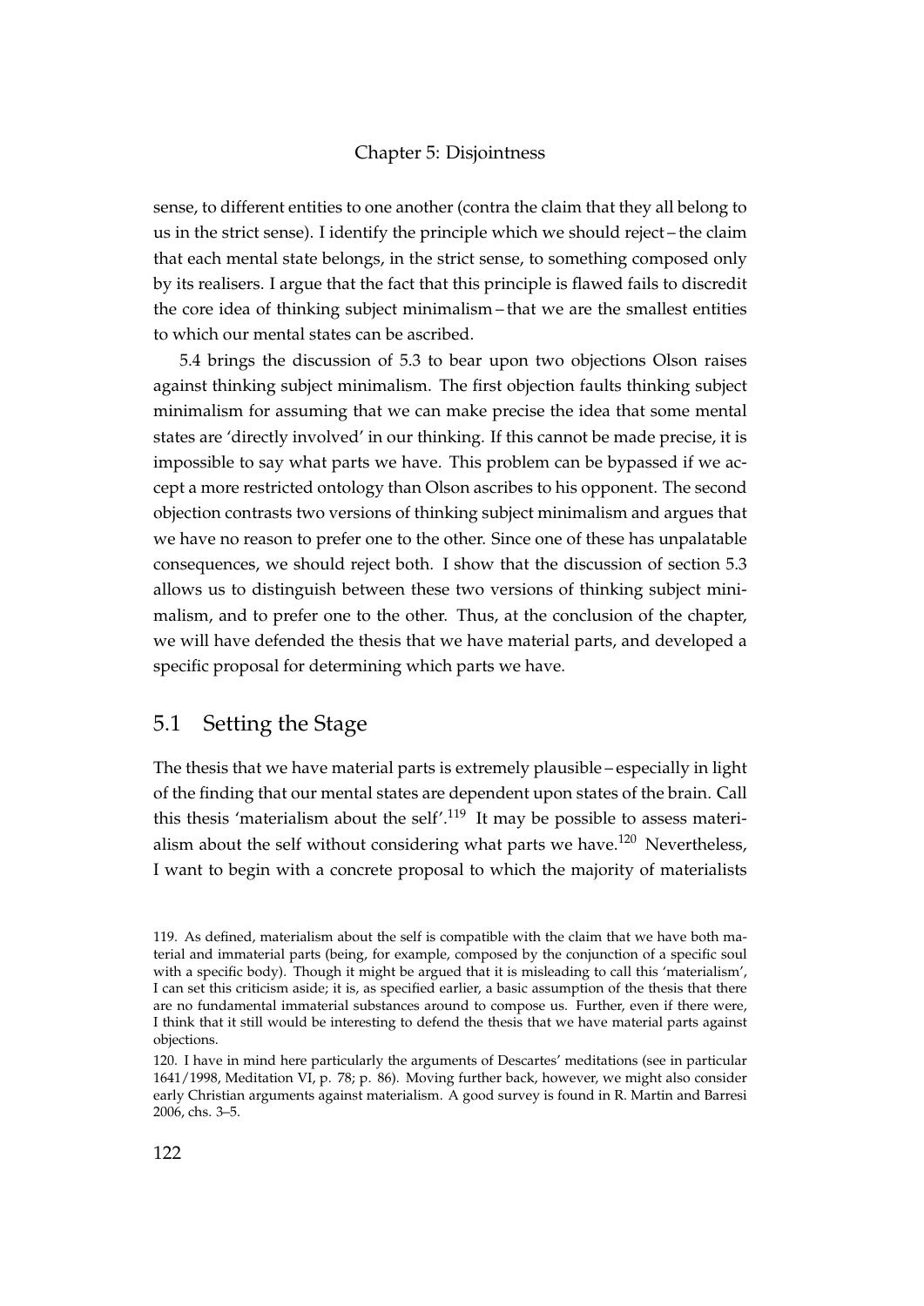sense, to different entities to one another (contra the claim that they all belong to us in the strict sense). I identify the principle which we should reject – the claim that each mental state belongs, in the strict sense, to something composed only by its realisers. I argue that the fact that this principle is flawed fails to discredit the core idea of thinking subject minimalism – that we are the smallest entities to which our mental states can be ascribed.

5.4 brings the discussion of 5.3 to bear upon two objections Olson raises against thinking subject minimalism. The first objection faults thinking subject minimalism for assuming that we can make precise the idea that some mental states are 'directly involved' in our thinking. If this cannot be made precise, it is impossible to say what parts we have. This problem can be bypassed if we accept a more restricted ontology than Olson ascribes to his opponent. The second objection contrasts two versions of thinking subject minimalism and argues that we have no reason to prefer one to the other. Since one of these has unpalatable consequences, we should reject both. I show that the discussion of section 5.3 allows us to distinguish between these two versions of thinking subject minimalism, and to prefer one to the other. Thus, at the conclusion of the chapter, we will have defended the thesis that we have material parts, and developed a specific proposal for determining which parts we have.

## 5.1 Setting the Stage

The thesis that we have material parts is extremely plausible – especially in light of the finding that our mental states are dependent upon states of the brain. Call this thesis 'materialism about the self'.[119] It may be possible to assess materialism about the self without considering what parts we have.[120] Nevertheless, I want to begin with a concrete proposal to which the majority of materialists

119. As defined, materialism about the self is compatible with the claim that we have both material and immaterial parts (being, for example, composed by the conjunction of a specific soul with a specific body). Though it might be argued that it is misleading to call this 'materialism', I can set this criticism aside; it is, as specified earlier, a basic assumption of the thesis that there are no fundamental immaterial substances around to compose us. Further, even if there were, I think that it still would be interesting to defend the thesis that we have material parts against objections.

120. I have in mind here particularly the arguments of Descartes' meditations (see in particular 1641/1998, Meditation VI, p. 78; p. 86). Moving further back, however, we might also consider early Christian arguments against materialism. A good survey is found in R. Martin and Barresi 2006, chs. 3–5.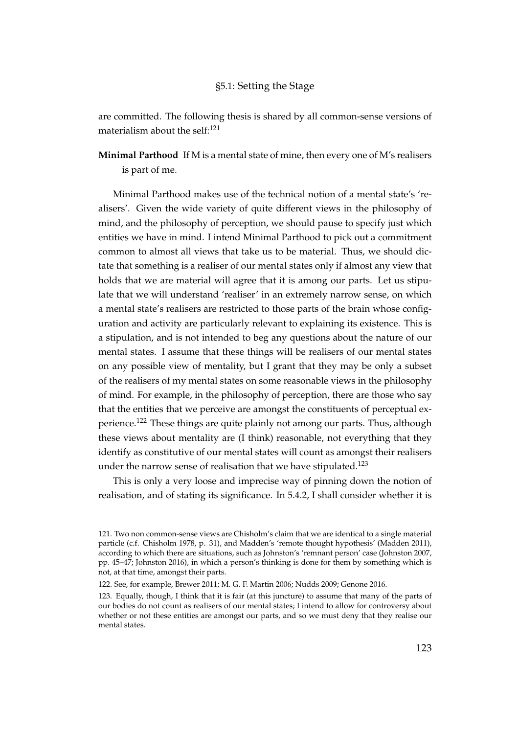are committed. The following thesis is shared by all common-sense versions of materialism about the self:[121]

**Minimal Parthood** If M is a mental state of mine, then every one of M's realisers is part of me.

Minimal Parthood makes use of the technical notion of a mental state's 'realisers'. Given the wide variety of quite different views in the philosophy of mind, and the philosophy of perception, we should pause to specify just which entities we have in mind. I intend Minimal Parthood to pick out a commitment common to almost all views that take us to be material. Thus, we should dictate that something is a realiser of our mental states only if almost any view that holds that we are material will agree that it is among our parts. Let us stipulate that we will understand 'realiser' in an extremely narrow sense, on which a mental state's realisers are restricted to those parts of the brain whose configuration and activity are particularly relevant to explaining its existence. This is a stipulation, and is not intended to beg any questions about the nature of our mental states. I assume that these things will be realisers of our mental states on any possible view of mentality, but I grant that they may be only a subset of the realisers of my mental states on some reasonable views in the philosophy of mind. For example, in the philosophy of perception, there are those who say that the entities that we perceive are amongst the constituents of perceptual experience.[122] These things are quite plainly not among our parts. Thus, although these views about mentality are (I think) reasonable, not everything that they identify as constitutive of our mental states will count as amongst their realisers under the narrow sense of realisation that we have stipulated.[123]

This is only a very loose and imprecise way of pinning down the notion of realisation, and of stating its significance. In 5.4.2, I shall consider whether it is

121. Two non common-sense views are Chisholm's claim that we are identical to a single material particle (c.f. Chisholm 1978, p. 31), and Madden's 'remote thought hypothesis' (Madden 2011), according to which there are situations, such as Johnston's 'remnant person' case (Johnston 2007, pp. 45–47; Johnston 2016), in which a person's thinking is done for them by something which is not, at that time, amongst their parts.

122. See, for example, Brewer 2011; M. G. F. Martin 2006; Nudds 2009; Genone 2016.

123. Equally, though, I think that it is fair (at this juncture) to assume that many of the parts of our bodies do not count as realisers of our mental states; I intend to allow for controversy about whether or not these entities are amongst our parts, and so we must deny that they realise our mental states.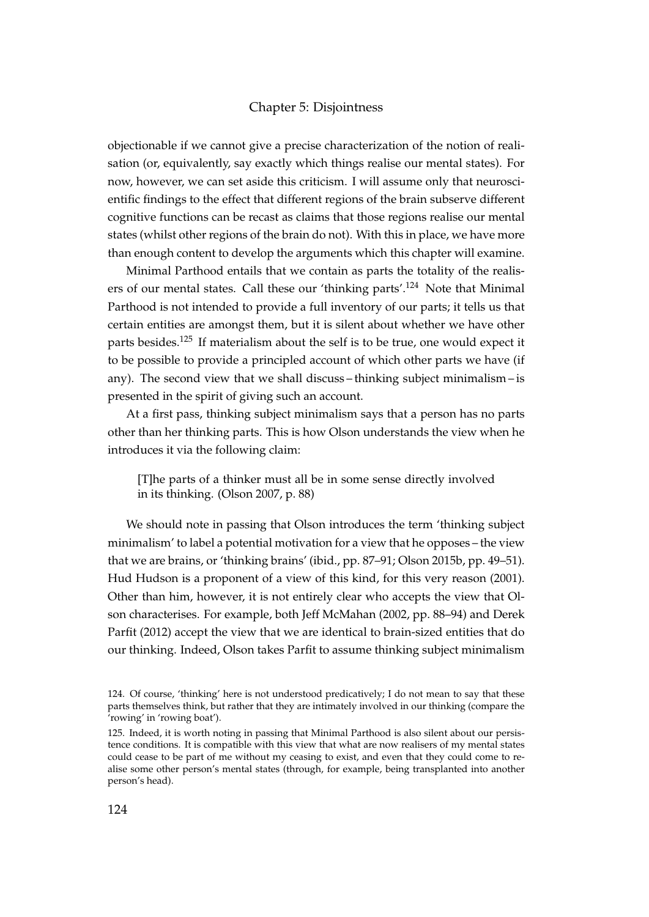objectionable if we cannot give a precise characterization of the notion of realisation (or, equivalently, say exactly which things realise our mental states). For now, however, we can set aside this criticism. I will assume only that neuroscientific findings to the effect that different regions of the brain subserve different cognitive functions can be recast as claims that those regions realise our mental states (whilst other regions of the brain do not). With this in place, we have more than enough content to develop the arguments which this chapter will examine.

Minimal Parthood entails that we contain as parts the totality of the realisers of our mental states. Call these our 'thinking parts'.[124] Note that Minimal Parthood is not intended to provide a full inventory of our parts; it tells us that certain entities are amongst them, but it is silent about whether we have other parts besides.[125] If materialism about the self is to be true, one would expect it to be possible to provide a principled account of which other parts we have (if any). The second view that we shall discuss – thinking subject minimalism – is presented in the spirit of giving such an account.

At a first pass, thinking subject minimalism says that a person has no parts other than her thinking parts. This is how Olson understands the view when he introduces it via the following claim:

> [T]he parts of a thinker must all be in some sense directly involved in its thinking. (Olson 2007, p. 88)

We should note in passing that Olson introduces the term 'thinking subject minimalism' to label a potential motivation for a view that he opposes – the view that we are brains, or 'thinking brains' (ibid., pp. 87–91; Olson 2015b, pp. 49–51). Hud Hudson is a proponent of a view of this kind, for this very reason (2001). Other than him, however, it is not entirely clear who accepts the view that Olson characterises. For example, both Jeff McMahan (2002, pp. 88–94) and Derek Parfit (2012) accept the view that we are identical to brain-sized entities that do our thinking. Indeed, Olson takes Parfit to assume thinking subject minimalism

124. Of course, 'thinking' here is not understood predicatively; I do not mean to say that these parts themselves think, but rather that they are intimately involved in our thinking (compare the 'rowing' in 'rowing boat').

125. Indeed, it is worth noting in passing that Minimal Parthood is also silent about our persistence conditions. It is compatible with this view that what are now realisers of my mental states could cease to be part of me without my ceasing to exist, and even that they could come to realise some other person's mental states (through, for example, being transplanted into another person's head).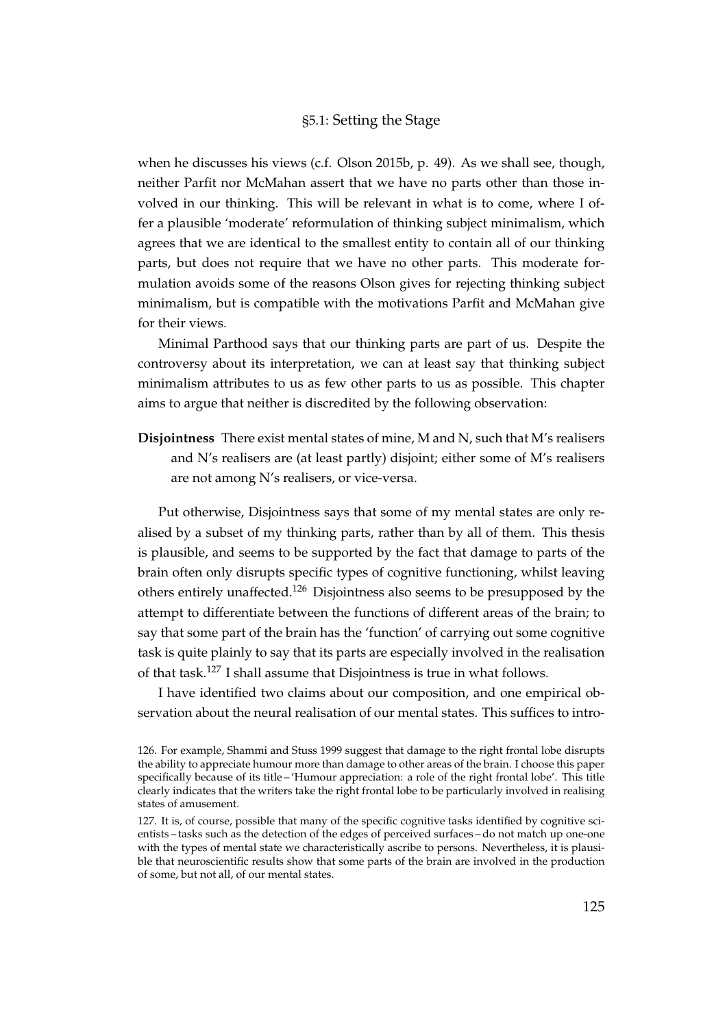when he discusses his views (c.f. Olson 2015b, p. 49). As we shall see, though, neither Parfit nor McMahan assert that we have no parts other than those involved in our thinking. This will be relevant in what is to come, where I offer a plausible 'moderate' reformulation of thinking subject minimalism, which agrees that we are identical to the smallest entity to contain all of our thinking parts, but does not require that we have no other parts. This moderate formulation avoids some of the reasons Olson gives for rejecting thinking subject minimalism, but is compatible with the motivations Parfit and McMahan give for their views.

Minimal Parthood says that our thinking parts are part of us. Despite the controversy about its interpretation, we can at least say that thinking subject minimalism attributes to us as few other parts to us as possible. This chapter aims to argue that neither is discredited by the following observation:

**Disjointness** There exist mental states of mine, M and N, such that M's realisers and N's realisers are (at least partly) disjoint; either some of M's realisers are not among N's realisers, or vice-versa.

Put otherwise, Disjointness says that some of my mental states are only realised by a subset of my thinking parts, rather than by all of them. This thesis is plausible, and seems to be supported by the fact that damage to parts of the brain often only disrupts specific types of cognitive functioning, whilst leaving others entirely unaffected.[126] Disjointness also seems to be presupposed by the attempt to differentiate between the functions of different areas of the brain; to say that some part of the brain has the 'function' of carrying out some cognitive task is quite plainly to say that its parts are especially involved in the realisation of that task.[127] I shall assume that Disjointness is true in what follows.

I have identified two claims about our composition, and one empirical observation about the neural realisation of our mental states. This suffices to intro-

126. For example, Shammi and Stuss 1999 suggest that damage to the right frontal lobe disrupts the ability to appreciate humour more than damage to other areas of the brain. I choose this paper specifically because of its title – 'Humour appreciation: a role of the right frontal lobe'. This title clearly indicates that the writers take the right frontal lobe to be particularly involved in realising states of amusement.

127. It is, of course, possible that many of the specific cognitive tasks identified by cognitive scientists – tasks such as the detection of the edges of perceived surfaces – do not match up one-one with the types of mental state we characteristically ascribe to persons. Nevertheless, it is plausible that neuroscientific results show that some parts of the brain are involved in the production of some, but not all, of our mental states.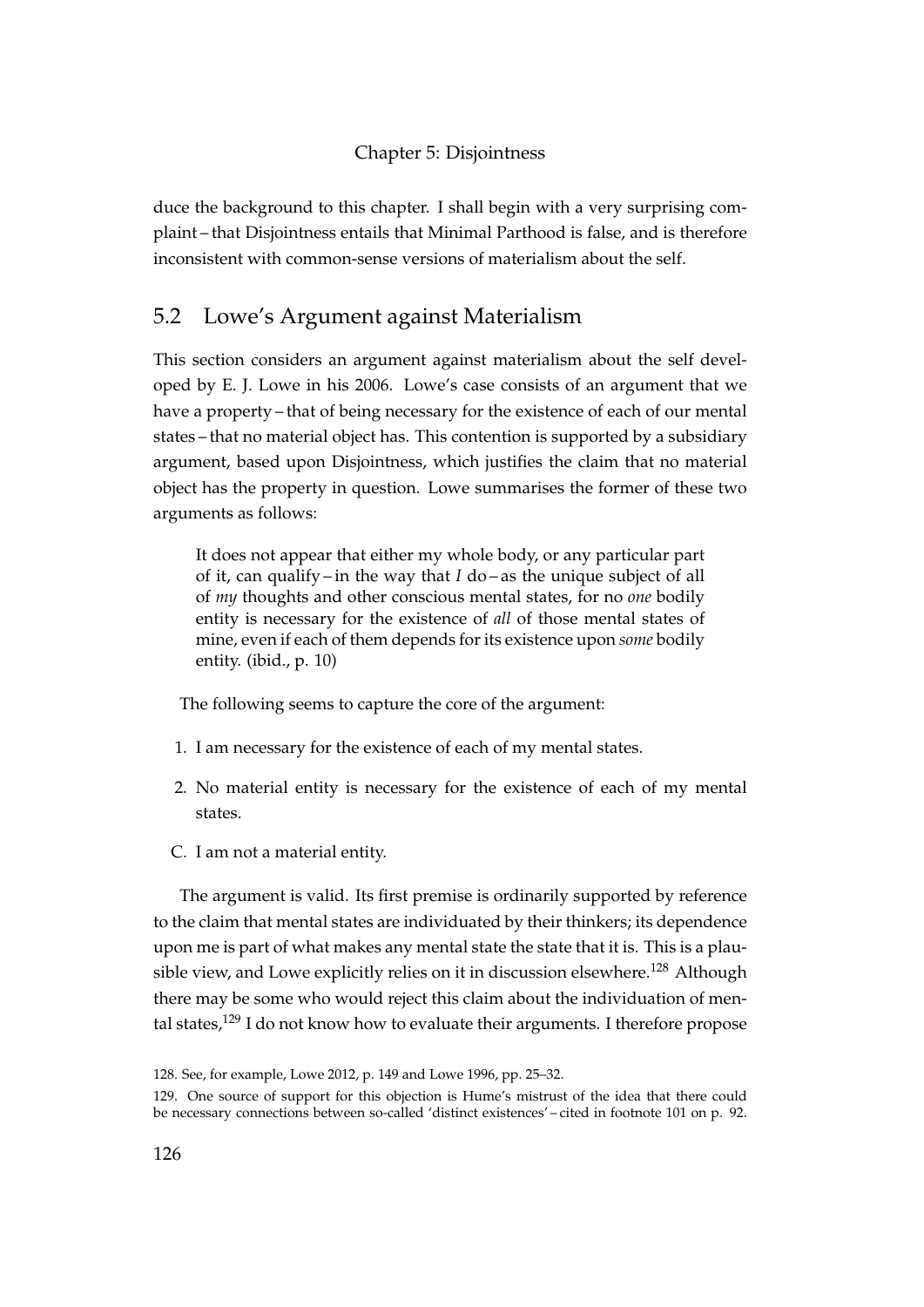duce the background to this chapter. I shall begin with a very surprising complaint – that Disjointness entails that Minimal Parthood is false, and is therefore inconsistent with common-sense versions of materialism about the self.

## 5.2 Lowe's Argument against Materialism

This section considers an argument against materialism about the self developed by E. J. Lowe in his 2006. Lowe's case consists of an argument that we have a property – that of being necessary for the existence of each of our mental states – that no material object has. This contention is supported by a subsidiary argument, based upon Disjointness, which justifies the claim that no material object has the property in question. Lowe summarises the former of these two arguments as follows:

> It does not appear that either my whole body, or any particular part of it, can qualify – in the way that *I* do – as the unique subject of all of *my* thoughts and other conscious mental states, for no *one* bodily entity is necessary for the existence of *all* of those mental states of mine, even if each of them depends for its existence upon *some* bodily entity. (ibid., p. 10)

The following seems to capture the core of the argument:

1. I am necessary for the existence of each of my mental states.
2. No material entity is necessary for the existence of each of my mental states.

C. I am not a material entity.

The argument is valid. Its first premise is ordinarily supported by reference to the claim that mental states are individuated by their thinkers; its dependence upon me is part of what makes any mental state the state that it is. This is a plausible view, and Lowe explicitly relies on it in discussion elsewhere.[128] Although there may be some who would reject this claim about the individuation of mental states,[129] I do not know how to evaluate their arguments. I therefore propose

128. See, for example, Lowe 2012, p. 149 and Lowe 1996, pp. 25–32.

129. One source of support for this objection is Hume's mistrust of the idea that there could be necessary connections between so-called 'distinct existences' – cited in footnote 101 on p. 92.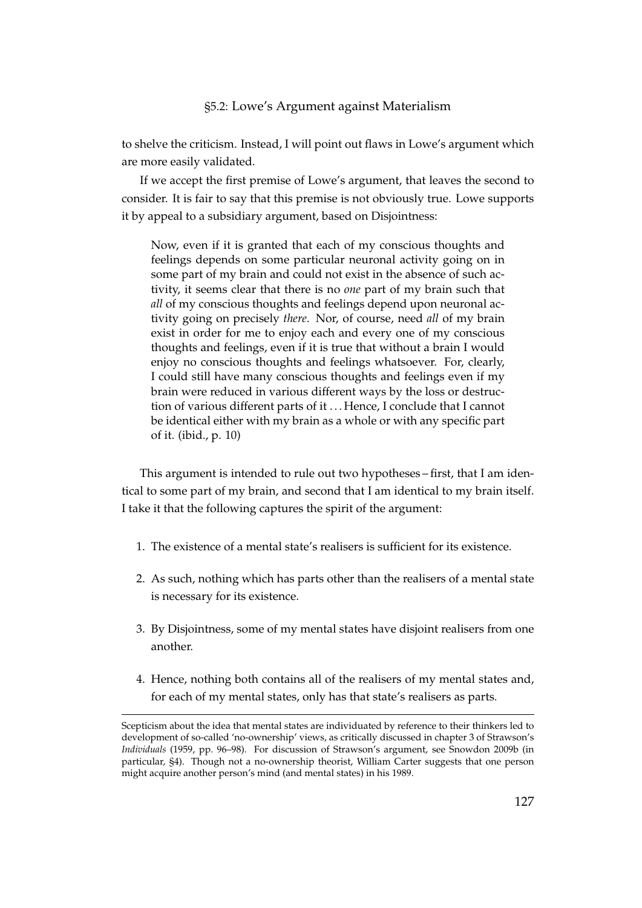to shelve the criticism. Instead, I will point out flaws in Lowe's argument which are more easily validated.

If we accept the first premise of Lowe's argument, that leaves the second to consider. It is fair to say that this premise is not obviously true. Lowe supports it by appeal to a subsidiary argument, based on Disjointness:

> Now, even if it is granted that each of my conscious thoughts and feelings depends on some particular neuronal activity going on in some part of my brain and could not exist in the absence of such activity, it seems clear that there is no *one* part of my brain such that *all* of my conscious thoughts and feelings depend upon neuronal activity going on precisely *there*. Nor, of course, need *all* of my brain exist in order for me to enjoy each and every one of my conscious thoughts and feelings, even if it is true that without a brain I would enjoy no conscious thoughts and feelings whatsoever. For, clearly, I could still have many conscious thoughts and feelings even if my brain were reduced in various different ways by the loss or destruction of various different parts of it . . . Hence, I conclude that I cannot be identical either with my brain as a whole or with any specific part of it. (ibid., p. 10)

This argument is intended to rule out two hypotheses – first, that I am identical to some part of my brain, and second that I am identical to my brain itself. I take it that the following captures the spirit of the argument:

1. The existence of a mental state's realisers is sufficient for its existence.
2. As such, nothing which has parts other than the realisers of a mental state is necessary for its existence.
3. By Disjointness, some of my mental states have disjoint realisers from one another.
4. Hence, nothing both contains all of the realisers of my mental states and, for each of my mental states, only has that state's realisers as parts.

---

Scepticism about the idea that mental states are individuated by reference to their thinkers led to development of so-called 'no-ownership' views, as critically discussed in chapter 3 of Strawson's *Individuals* (1959, pp. 96–98). For discussion of Strawson's argument, see Snowdon 2009b (in particular, §4). Though not a no-ownership theorist, William Carter suggests that one person might acquire another person's mind (and mental states) in his 1989.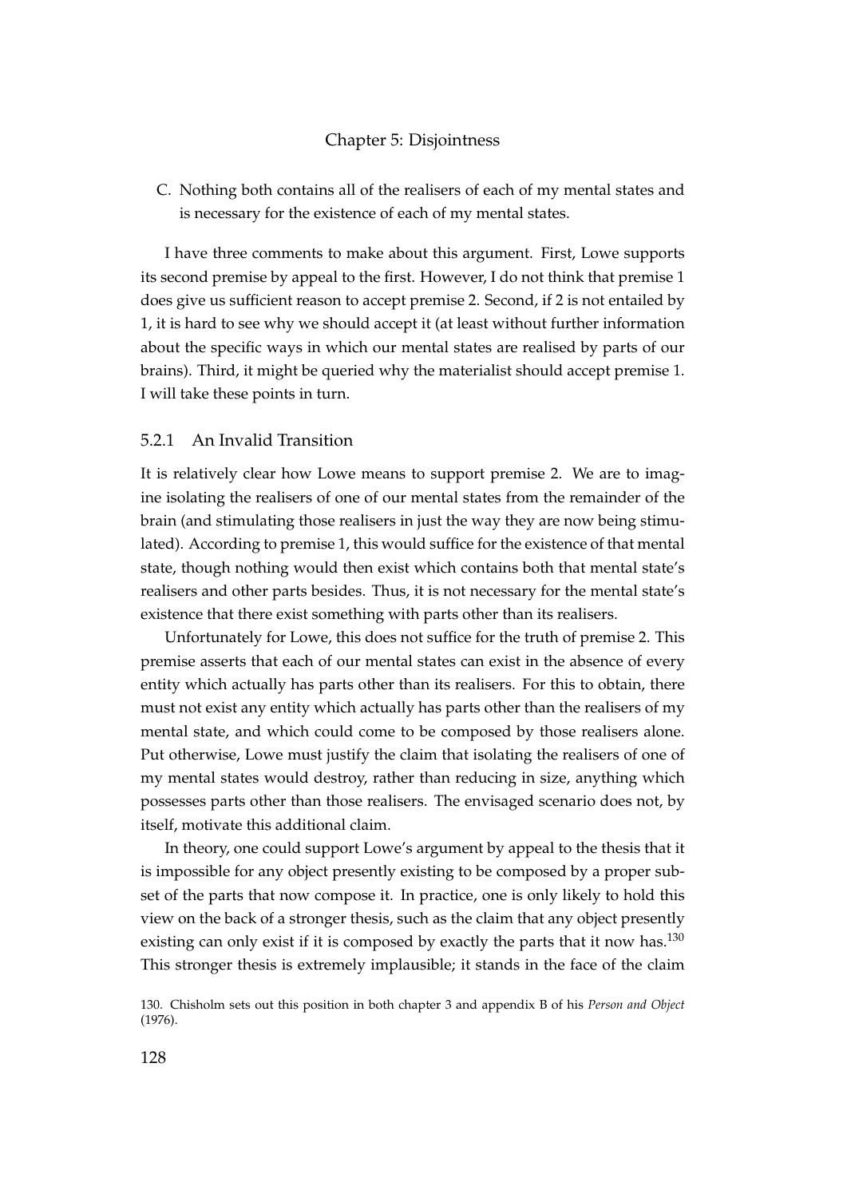C. Nothing both contains all of the realisers of each of my mental states and is necessary for the existence of each of my mental states.

I have three comments to make about this argument. First, Lowe supports its second premise by appeal to the first. However, I do not think that premise 1 does give us sufficient reason to accept premise 2. Second, if 2 is not entailed by 1, it is hard to see why we should accept it (at least without further information about the specific ways in which our mental states are realised by parts of our brains). Third, it might be queried why the materialist should accept premise 1. I will take these points in turn.

### 5.2.1 An Invalid Transition

It is relatively clear how Lowe means to support premise 2. We are to imagine isolating the realisers of one of our mental states from the remainder of the brain (and stimulating those realisers in just the way they are now being stimulated). According to premise 1, this would suffice for the existence of that mental state, though nothing would then exist which contains both that mental state's realisers and other parts besides. Thus, it is not necessary for the mental state's existence that there exist something with parts other than its realisers.

Unfortunately for Lowe, this does not suffice for the truth of premise 2. This premise asserts that each of our mental states can exist in the absence of every entity which actually has parts other than its realisers. For this to obtain, there must not exist any entity which actually has parts other than the realisers of my mental state, and which could come to be composed by those realisers alone. Put otherwise, Lowe must justify the claim that isolating the realisers of one of my mental states would destroy, rather than reducing in size, anything which possesses parts other than those realisers. The envisaged scenario does not, by itself, motivate this additional claim.

In theory, one could support Lowe's argument by appeal to the thesis that it is impossible for any object presently existing to be composed by a proper subset of the parts that now compose it. In practice, one is only likely to hold this view on the back of a stronger thesis, such as the claim that any object presently existing can only exist if it is composed by exactly the parts that it now has.[130] This stronger thesis is extremely implausible; it stands in the face of the claim

130. Chisholm sets out this position in both chapter 3 and appendix B of his *Person and Object* (1976).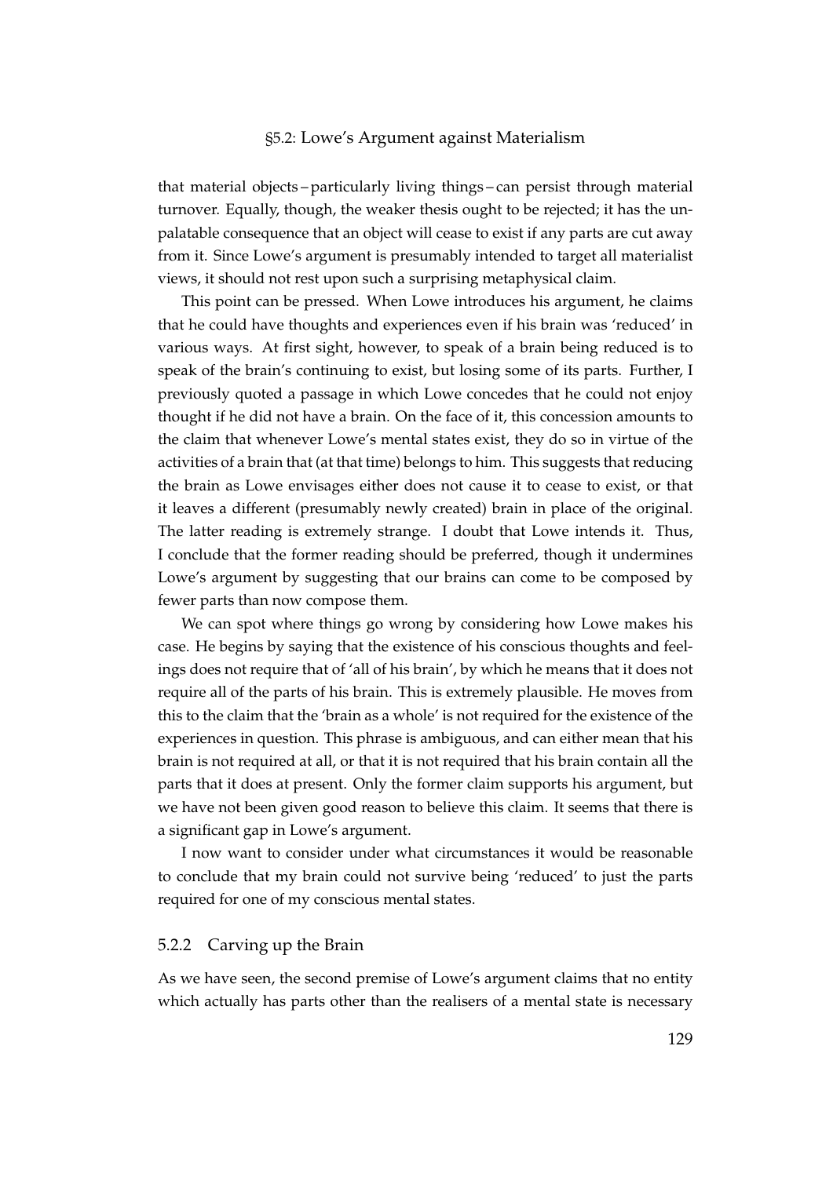that material objects – particularly living things – can persist through material turnover. Equally, though, the weaker thesis ought to be rejected; it has the unpalatable consequence that an object will cease to exist if any parts are cut away from it. Since Lowe's argument is presumably intended to target all materialist views, it should not rest upon such a surprising metaphysical claim.

This point can be pressed. When Lowe introduces his argument, he claims that he could have thoughts and experiences even if his brain was 'reduced' in various ways. At first sight, however, to speak of a brain being reduced is to speak of the brain's continuing to exist, but losing some of its parts. Further, I previously quoted a passage in which Lowe concedes that he could not enjoy thought if he did not have a brain. On the face of it, this concession amounts to the claim that whenever Lowe's mental states exist, they do so in virtue of the activities of a brain that (at that time) belongs to him. This suggests that reducing the brain as Lowe envisages either does not cause it to cease to exist, or that it leaves a different (presumably newly created) brain in place of the original. The latter reading is extremely strange. I doubt that Lowe intends it. Thus, I conclude that the former reading should be preferred, though it undermines Lowe's argument by suggesting that our brains can come to be composed by fewer parts than now compose them.

We can spot where things go wrong by considering how Lowe makes his case. He begins by saying that the existence of his conscious thoughts and feelings does not require that of 'all of his brain', by which he means that it does not require all of the parts of his brain. This is extremely plausible. He moves from this to the claim that the 'brain as a whole' is not required for the existence of the experiences in question. This phrase is ambiguous, and can either mean that his brain is not required at all, or that it is not required that his brain contain all the parts that it does at present. Only the former claim supports his argument, but we have not been given good reason to believe this claim. It seems that there is a significant gap in Lowe's argument.

I now want to consider under what circumstances it would be reasonable to conclude that my brain could not survive being 'reduced' to just the parts required for one of my conscious mental states.

### 5.2.2 Carving up the Brain

As we have seen, the second premise of Lowe's argument claims that no entity which actually has parts other than the realisers of a mental state is necessary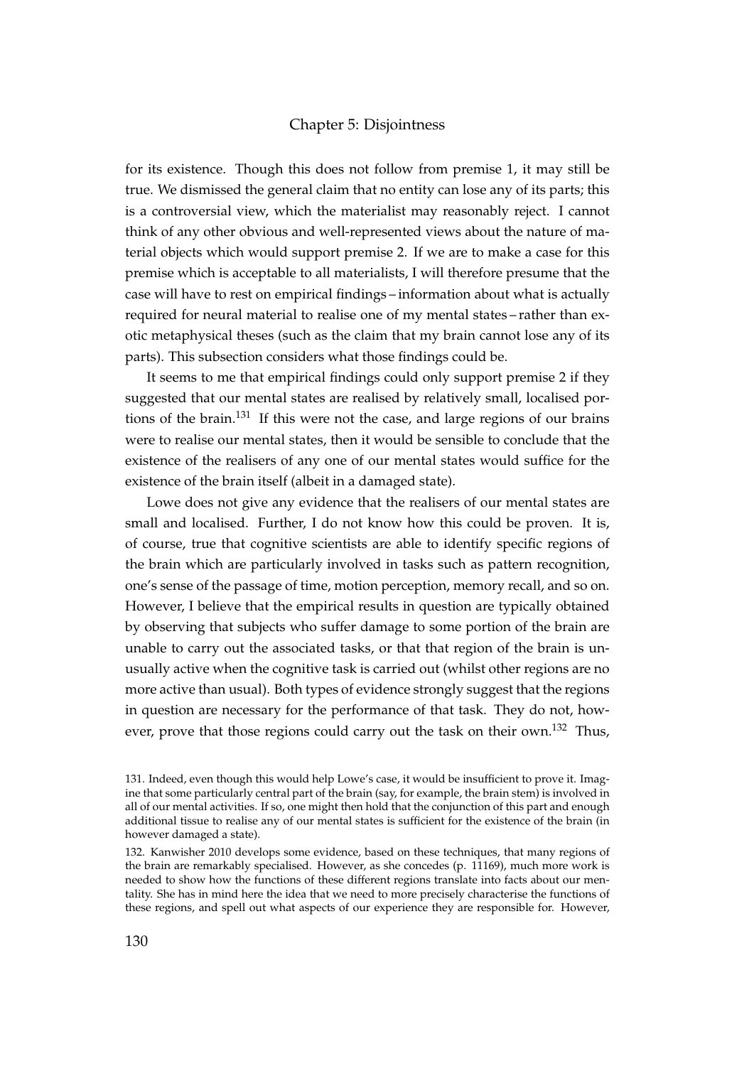for its existence. Though this does not follow from premise 1, it may still be true. We dismissed the general claim that no entity can lose any of its parts; this is a controversial view, which the materialist may reasonably reject. I cannot think of any other obvious and well-represented views about the nature of material objects which would support premise 2. If we are to make a case for this premise which is acceptable to all materialists, I will therefore presume that the case will have to rest on empirical findings – information about what is actually required for neural material to realise one of my mental states – rather than exotic metaphysical theses (such as the claim that my brain cannot lose any of its parts). This subsection considers what those findings could be.

It seems to me that empirical findings could only support premise 2 if they suggested that our mental states are realised by relatively small, localised portions of the brain.[131] If this were not the case, and large regions of our brains were to realise our mental states, then it would be sensible to conclude that the existence of the realisers of any one of our mental states would suffice for the existence of the brain itself (albeit in a damaged state).

Lowe does not give any evidence that the realisers of our mental states are small and localised. Further, I do not know how this could be proven. It is, of course, true that cognitive scientists are able to identify specific regions of the brain which are particularly involved in tasks such as pattern recognition, one's sense of the passage of time, motion perception, memory recall, and so on. However, I believe that the empirical results in question are typically obtained by observing that subjects who suffer damage to some portion of the brain are unable to carry out the associated tasks, or that that region of the brain is unusually active when the cognitive task is carried out (whilst other regions are no more active than usual). Both types of evidence strongly suggest that the regions in question are necessary for the performance of that task. They do not, however, prove that those regions could carry out the task on their own.[132] Thus,

131. Indeed, even though this would help Lowe's case, it would be insufficient to prove it. Imagine that some particularly central part of the brain (say, for example, the brain stem) is involved in all of our mental activities. If so, one might then hold that the conjunction of this part and enough additional tissue to realise any of our mental states is sufficient for the existence of the brain (in however damaged a state).

132. Kanwisher 2010 develops some evidence, based on these techniques, that many regions of the brain are remarkably specialised. However, as she concedes (p. 11169), much more work is needed to show how the functions of these different regions translate into facts about our mentality. She has in mind here the idea that we need to more precisely characterise the functions of these regions, and spell out what aspects of our experience they are responsible for. However,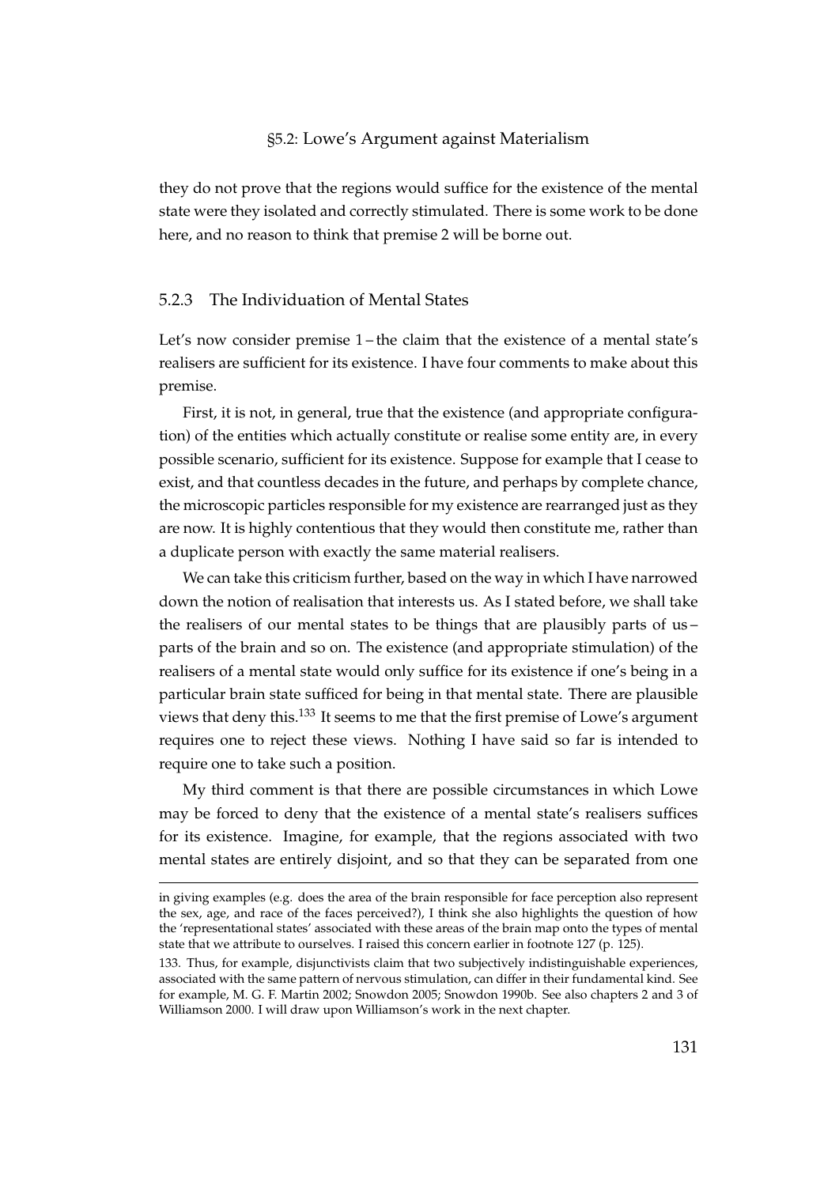they do not prove that the regions would suffice for the existence of the mental state were they isolated and correctly stimulated. There is some work to be done here, and no reason to think that premise 2 will be borne out.

### 5.2.3 The Individuation of Mental States

Let's now consider premise 1 – the claim that the existence of a mental state's realisers are sufficient for its existence. I have four comments to make about this premise.

First, it is not, in general, true that the existence (and appropriate configuration) of the entities which actually constitute or realise some entity are, in every possible scenario, sufficient for its existence. Suppose for example that I cease to exist, and that countless decades in the future, and perhaps by complete chance, the microscopic particles responsible for my existence are rearranged just as they are now. It is highly contentious that they would then constitute me, rather than a duplicate person with exactly the same material realisers.

We can take this criticism further, based on the way in which I have narrowed down the notion of realisation that interests us. As I stated before, we shall take the realisers of our mental states to be things that are plausibly parts of us – parts of the brain and so on. The existence (and appropriate stimulation) of the realisers of a mental state would only suffice for its existence if one's being in a particular brain state sufficed for being in that mental state. There are plausible views that deny this.[133] It seems to me that the first premise of Lowe's argument requires one to reject these views. Nothing I have said so far is intended to require one to take such a position.

My third comment is that there are possible circumstances in which Lowe may be forced to deny that the existence of a mental state's realisers suffices for its existence. Imagine, for example, that the regions associated with two mental states are entirely disjoint, and so that they can be separated from one

---

in giving examples (e.g. does the area of the brain responsible for face perception also represent the sex, age, and race of the faces perceived?), I think she also highlights the question of how the 'representational states' associated with these areas of the brain map onto the types of mental state that we attribute to ourselves. I raised this concern earlier in footnote 127 (p. 125).

133. Thus, for example, disjunctivists claim that two subjectively indistinguishable experiences, associated with the same pattern of nervous stimulation, can differ in their fundamental kind. See for example, M. G. F. Martin 2002; Snowdon 2005; Snowdon 1990b. See also chapters 2 and 3 of Williamson 2000. I will draw upon Williamson's work in the next chapter.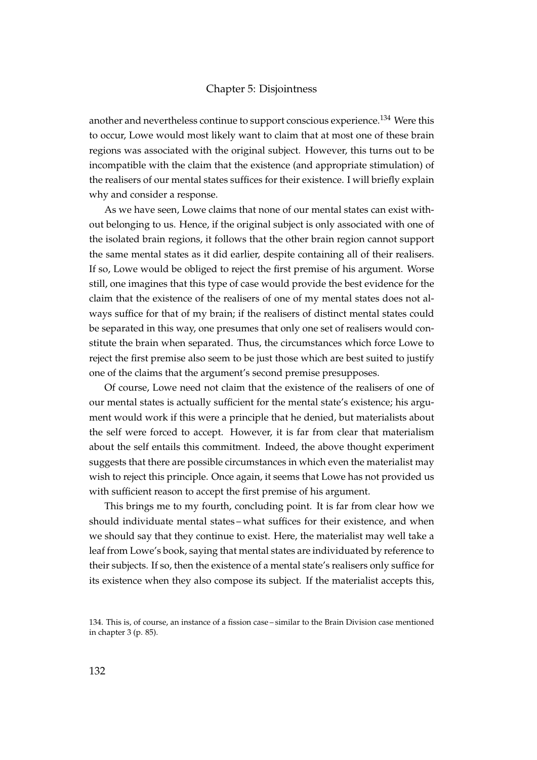another and nevertheless continue to support conscious experience.[134] Were this to occur, Lowe would most likely want to claim that at most one of these brain regions was associated with the original subject. However, this turns out to be incompatible with the claim that the existence (and appropriate stimulation) of the realisers of our mental states suffices for their existence. I will briefly explain why and consider a response.

As we have seen, Lowe claims that none of our mental states can exist without belonging to us. Hence, if the original subject is only associated with one of the isolated brain regions, it follows that the other brain region cannot support the same mental states as it did earlier, despite containing all of their realisers. If so, Lowe would be obliged to reject the first premise of his argument. Worse still, one imagines that this type of case would provide the best evidence for the claim that the existence of the realisers of one of my mental states does not always suffice for that of my brain; if the realisers of distinct mental states could be separated in this way, one presumes that only one set of realisers would constitute the brain when separated. Thus, the circumstances which force Lowe to reject the first premise also seem to be just those which are best suited to justify one of the claims that the argument's second premise presupposes.

Of course, Lowe need not claim that the existence of the realisers of one of our mental states is actually sufficient for the mental state's existence; his argument would work if this were a principle that he denied, but materialists about the self were forced to accept. However, it is far from clear that materialism about the self entails this commitment. Indeed, the above thought experiment suggests that there are possible circumstances in which even the materialist may wish to reject this principle. Once again, it seems that Lowe has not provided us with sufficient reason to accept the first premise of his argument.

This brings me to my fourth, concluding point. It is far from clear how we should individuate mental states – what suffices for their existence, and when we should say that they continue to exist. Here, the materialist may well take a leaf from Lowe's book, saying that mental states are individuated by reference to their subjects. If so, then the existence of a mental state's realisers only suffice for its existence when they also compose its subject. If the materialist accepts this,

134. This is, of course, an instance of a fission case – similar to the Brain Division case mentioned in chapter 3 (p. 85).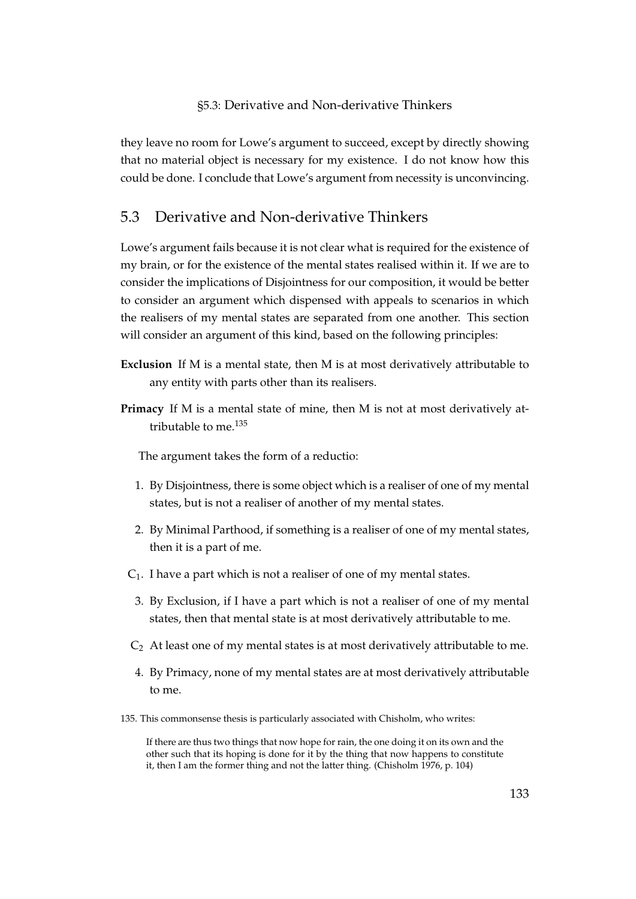they leave no room for Lowe's argument to succeed, except by directly showing that no material object is necessary for my existence. I do not know how this could be done. I conclude that Lowe's argument from necessity is unconvincing.

## 5.3 Derivative and Non-derivative Thinkers

Lowe's argument fails because it is not clear what is required for the existence of my brain, or for the existence of the mental states realised within it. If we are to consider the implications of Disjointness for our composition, it would be better to consider an argument which dispensed with appeals to scenarios in which the realisers of my mental states are separated from one another. This section will consider an argument of this kind, based on the following principles:

**Exclusion** If M is a mental state, then M is at most derivatively attributable to any entity with parts other than its realisers.

**Primacy** If M is a mental state of mine, then M is not at most derivatively attributable to me.[135]

The argument takes the form of a reductio:

1. By Disjointness, there is some object which is a realiser of one of my mental states, but is not a realiser of another of my mental states.

2. By Minimal Parthood, if something is a realiser of one of my mental states, then it is a part of me.

$C_1$. I have a part which is not a realiser of one of my mental states.

3. By Exclusion, if I have a part which is not a realiser of one of my mental states, then that mental state is at most derivatively attributable to me.

$C_2$ At least one of my mental states is at most derivatively attributable to me.

4. By Primacy, none of my mental states are at most derivatively attributable to me.

135. This commonsense thesis is particularly associated with Chisholm, who writes:

> If there are thus two things that now hope for rain, the one doing it on its own and the other such that its hoping is done for it by the thing that now happens to constitute it, then I am the former thing and not the latter thing. (Chisholm 1976, p. 104)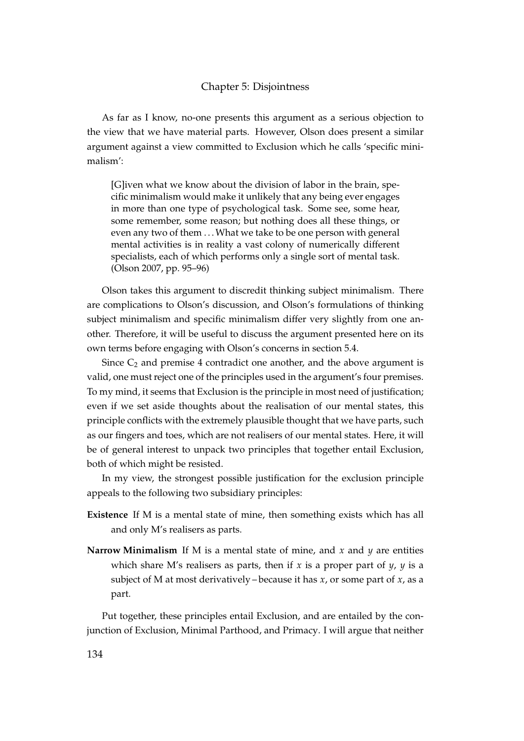As far as I know, no-one presents this argument as a serious objection to the view that we have material parts. However, Olson does present a similar argument against a view committed to Exclusion which he calls 'specific minimalism':

> [G]iven what we know about the division of labor in the brain, specific minimalism would make it unlikely that any being ever engages in more than one type of psychological task. Some see, some hear, some remember, some reason; but nothing does all these things, or even any two of them . . . What we take to be one person with general mental activities is in reality a vast colony of numerically different specialists, each of which performs only a single sort of mental task. (Olson 2007, pp. 95–96)

Olson takes this argument to discredit thinking subject minimalism. There are complications to Olson's discussion, and Olson's formulations of thinking subject minimalism and specific minimalism differ very slightly from one another. Therefore, it will be useful to discuss the argument presented here on its own terms before engaging with Olson's concerns in section 5.4.

Since $C_2$ and premise 4 contradict one another, and the above argument is valid, one must reject one of the principles used in the argument's four premises. To my mind, it seems that Exclusion is the principle in most need of justification; even if we set aside thoughts about the realisation of our mental states, this principle conflicts with the extremely plausible thought that we have parts, such as our fingers and toes, which are not realisers of our mental states. Here, it will be of general interest to unpack two principles that together entail Exclusion, both of which might be resisted.

In my view, the strongest possible justification for the exclusion principle appeals to the following two subsidiary principles:

**Existence** If M is a mental state of mine, then something exists which has all and only M's realisers as parts.

**Narrow Minimalism** If M is a mental state of mine, and $x$ and $y$ are entities which share M's realisers as parts, then if $x$ is a proper part of $y$, $y$ is a subject of M at most derivatively – because it has $x$, or some part of $x$, as a part.

Put together, these principles entail Exclusion, and are entailed by the conjunction of Exclusion, Minimal Parthood, and Primacy. I will argue that neither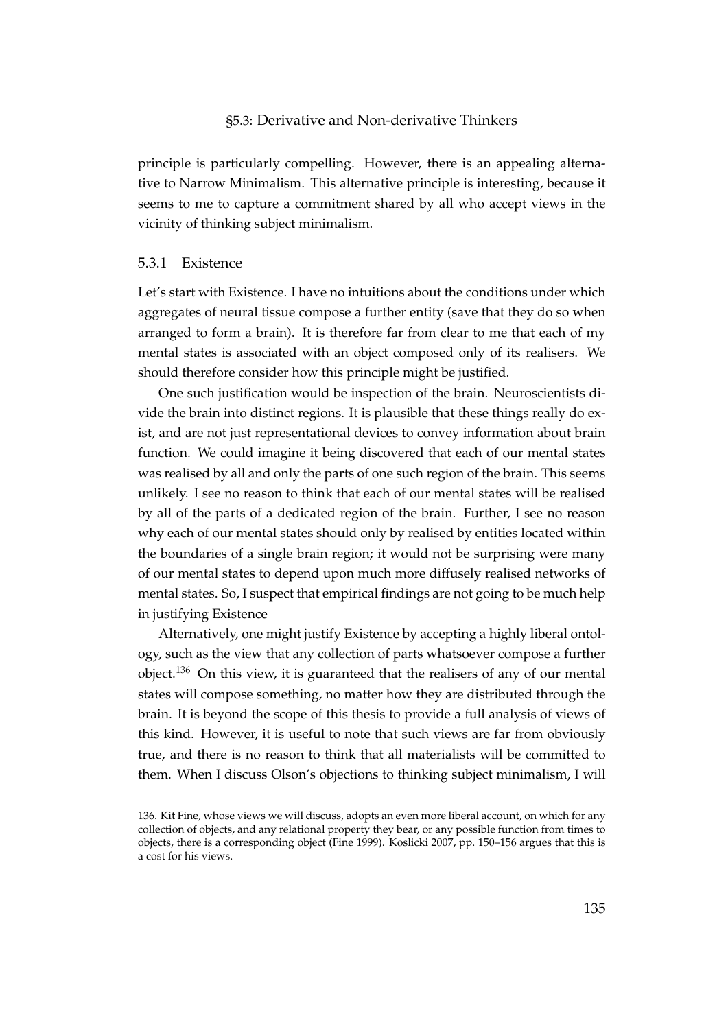principle is particularly compelling. However, there is an appealing alternative to Narrow Minimalism. This alternative principle is interesting, because it seems to me to capture a commitment shared by all who accept views in the vicinity of thinking subject minimalism.

### 5.3.1 Existence

Let's start with Existence. I have no intuitions about the conditions under which aggregates of neural tissue compose a further entity (save that they do so when arranged to form a brain). It is therefore far from clear to me that each of my mental states is associated with an object composed only of its realisers. We should therefore consider how this principle might be justified.

One such justification would be inspection of the brain. Neuroscientists divide the brain into distinct regions. It is plausible that these things really do exist, and are not just representational devices to convey information about brain function. We could imagine it being discovered that each of our mental states was realised by all and only the parts of one such region of the brain. This seems unlikely. I see no reason to think that each of our mental states will be realised by all of the parts of a dedicated region of the brain. Further, I see no reason why each of our mental states should only by realised by entities located within the boundaries of a single brain region; it would not be surprising were many of our mental states to depend upon much more diffusely realised networks of mental states. So, I suspect that empirical findings are not going to be much help in justifying Existence

Alternatively, one might justify Existence by accepting a highly liberal ontology, such as the view that any collection of parts whatsoever compose a further object.[136] On this view, it is guaranteed that the realisers of any of our mental states will compose something, no matter how they are distributed through the brain. It is beyond the scope of this thesis to provide a full analysis of views of this kind. However, it is useful to note that such views are far from obviously true, and there is no reason to think that all materialists will be committed to them. When I discuss Olson's objections to thinking subject minimalism, I will

136. Kit Fine, whose views we will discuss, adopts an even more liberal account, on which for any collection of objects, and any relational property they bear, or any possible function from times to objects, there is a corresponding object (Fine 1999). Koslicki 2007, pp. 150–156 argues that this is a cost for his views.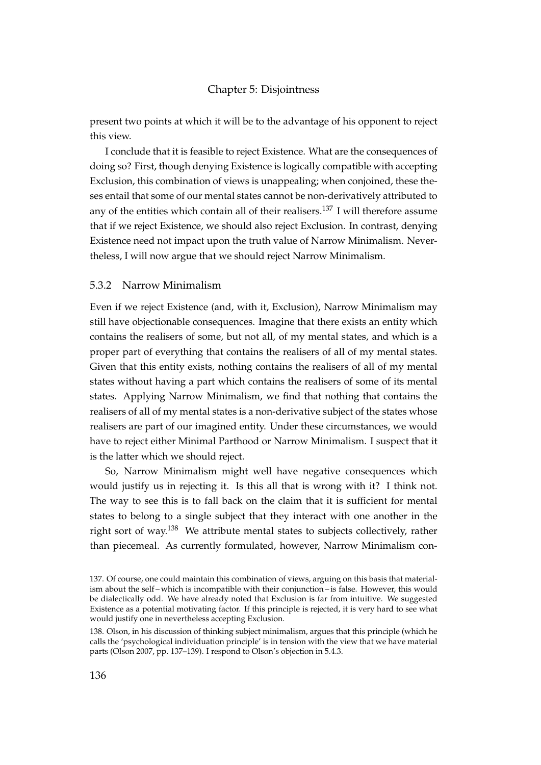present two points at which it will be to the advantage of his opponent to reject this view.

I conclude that it is feasible to reject Existence. What are the consequences of doing so? First, though denying Existence is logically compatible with accepting Exclusion, this combination of views is unappealing; when conjoined, these theses entail that some of our mental states cannot be non-derivatively attributed to any of the entities which contain all of their realisers.[137] I will therefore assume that if we reject Existence, we should also reject Exclusion. In contrast, denying Existence need not impact upon the truth value of Narrow Minimalism. Nevertheless, I will now argue that we should reject Narrow Minimalism.

### 5.3.2 Narrow Minimalism

Even if we reject Existence (and, with it, Exclusion), Narrow Minimalism may still have objectionable consequences. Imagine that there exists an entity which contains the realisers of some, but not all, of my mental states, and which is a proper part of everything that contains the realisers of all of my mental states. Given that this entity exists, nothing contains the realisers of all of my mental states without having a part which contains the realisers of some of its mental states. Applying Narrow Minimalism, we find that nothing that contains the realisers of all of my mental states is a non-derivative subject of the states whose realisers are part of our imagined entity. Under these circumstances, we would have to reject either Minimal Parthood or Narrow Minimalism. I suspect that it is the latter which we should reject.

So, Narrow Minimalism might well have negative consequences which would justify us in rejecting it. Is this all that is wrong with it? I think not. The way to see this is to fall back on the claim that it is sufficient for mental states to belong to a single subject that they interact with one another in the right sort of way.[138] We attribute mental states to subjects collectively, rather than piecemeal. As currently formulated, however, Narrow Minimalism con-

137. Of course, one could maintain this combination of views, arguing on this basis that materialism about the self – which is incompatible with their conjunction – is false. However, this would be dialectically odd. We have already noted that Exclusion is far from intuitive. We suggested Existence as a potential motivating factor. If this principle is rejected, it is very hard to see what would justify one in nevertheless accepting Exclusion.

138. Olson, in his discussion of thinking subject minimalism, argues that this principle (which he calls the 'psychological individuation principle' is in tension with the view that we have material parts (Olson 2007, pp. 137–139). I respond to Olson's objection in 5.4.3.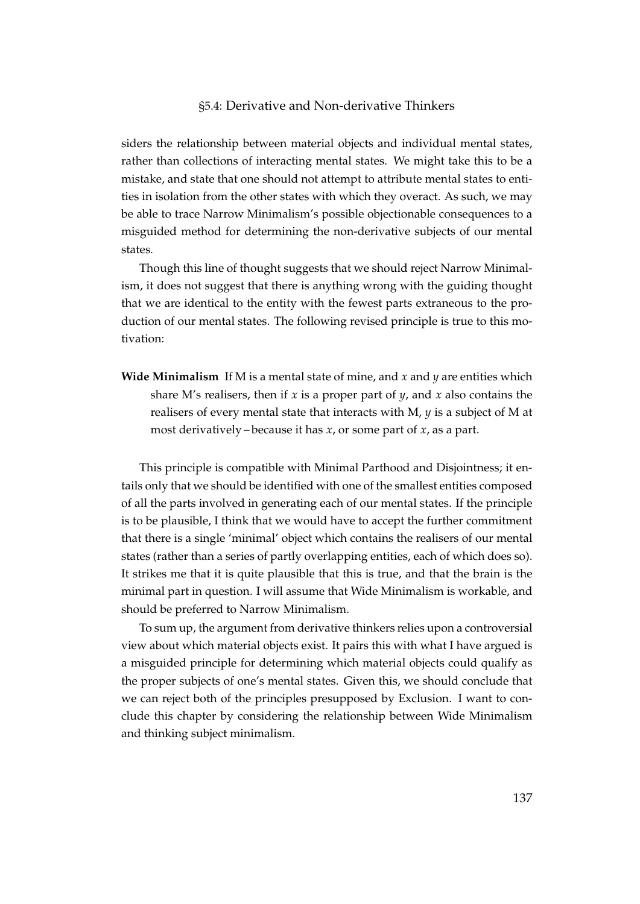siders the relationship between material objects and individual mental states, rather than collections of interacting mental states. We might take this to be a mistake, and state that one should not attempt to attribute mental states to entities in isolation from the other states with which they overact. As such, we may be able to trace Narrow Minimalism's possible objectionable consequences to a misguided method for determining the non-derivative subjects of our mental states.

Though this line of thought suggests that we should reject Narrow Minimalism, it does not suggest that there is anything wrong with the guiding thought that we are identical to the entity with the fewest parts extraneous to the production of our mental states. The following revised principle is true to this motivation:

**Wide Minimalism** If M is a mental state of mine, and $x$ and $y$ are entities which share M's realisers, then if $x$ is a proper part of $y$, and $x$ also contains the realisers of every mental state that interacts with M, $y$ is a subject of M at most derivatively – because it has $x$, or some part of $x$, as a part.

This principle is compatible with Minimal Parthood and Disjointness; it entails only that we should be identified with one of the smallest entities composed of all the parts involved in generating each of our mental states. If the principle is to be plausible, I think that we would have to accept the further commitment that there is a single 'minimal' object which contains the realisers of our mental states (rather than a series of partly overlapping entities, each of which does so). It strikes me that it is quite plausible that this is true, and that the brain is the minimal part in question. I will assume that Wide Minimalism is workable, and should be preferred to Narrow Minimalism.

To sum up, the argument from derivative thinkers relies upon a controversial view about which material objects exist. It pairs this with what I have argued is a misguided principle for determining which material objects could qualify as the proper subjects of one's mental states. Given this, we should conclude that we can reject both of the principles presupposed by Exclusion. I want to conclude this chapter by considering the relationship between Wide Minimalism and thinking subject minimalism.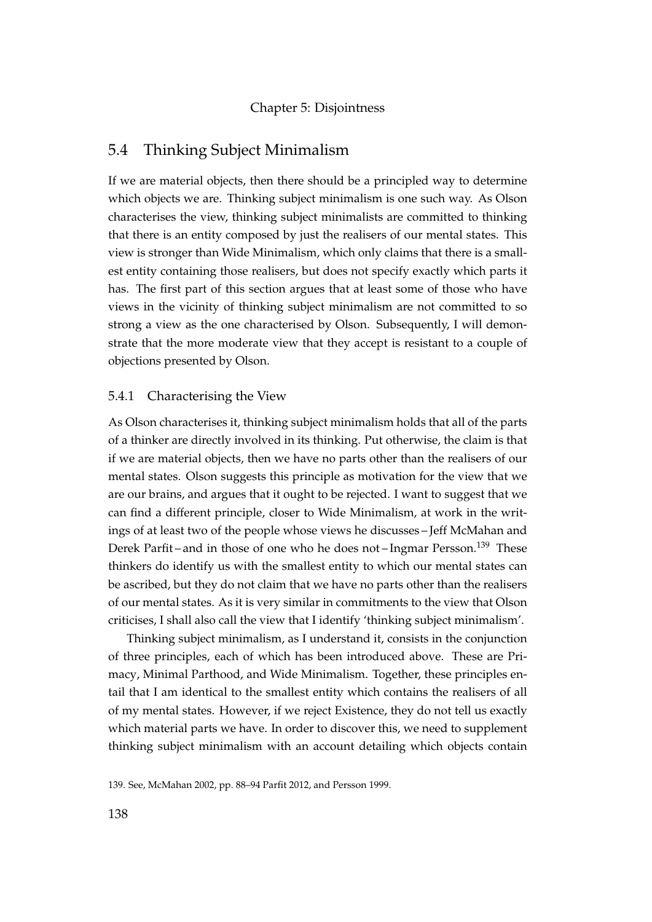## 5.4 Thinking Subject Minimalism

If we are material objects, then there should be a principled way to determine which objects we are. Thinking subject minimalism is one such way. As Olson characterises the view, thinking subject minimalists are committed to thinking that there is an entity composed by just the realisers of our mental states. This view is stronger than Wide Minimalism, which only claims that there is a smallest entity containing those realisers, but does not specify exactly which parts it has. The first part of this section argues that at least some of those who have views in the vicinity of thinking subject minimalism are not committed to so strong a view as the one characterised by Olson. Subsequently, I will demonstrate that the more moderate view that they accept is resistant to a couple of objections presented by Olson.

### 5.4.1 Characterising the View

As Olson characterises it, thinking subject minimalism holds that all of the parts of a thinker are directly involved in its thinking. Put otherwise, the claim is that if we are material objects, then we have no parts other than the realisers of our mental states. Olson suggests this principle as motivation for the view that we are our brains, and argues that it ought to be rejected. I want to suggest that we can find a different principle, closer to Wide Minimalism, at work in the writings of at least two of the people whose views he discusses – Jeff McMahan and Derek Parfit – and in those of one who he does not – Ingmar Persson.[139] These thinkers do identify us with the smallest entity to which our mental states can be ascribed, but they do not claim that we have no parts other than the realisers of our mental states. As it is very similar in commitments to the view that Olson criticises, I shall also call the view that I identify 'thinking subject minimalism'.

Thinking subject minimalism, as I understand it, consists in the conjunction of three principles, each of which has been introduced above. These are Primacy, Minimal Parthood, and Wide Minimalism. Together, these principles entail that I am identical to the smallest entity which contains the realisers of all of my mental states. However, if we reject Existence, they do not tell us exactly which material parts we have. In order to discover this, we need to supplement thinking subject minimalism with an account detailing which objects contain

139. See, McMahan 2002, pp. 88–94 Parfit 2012, and Persson 1999.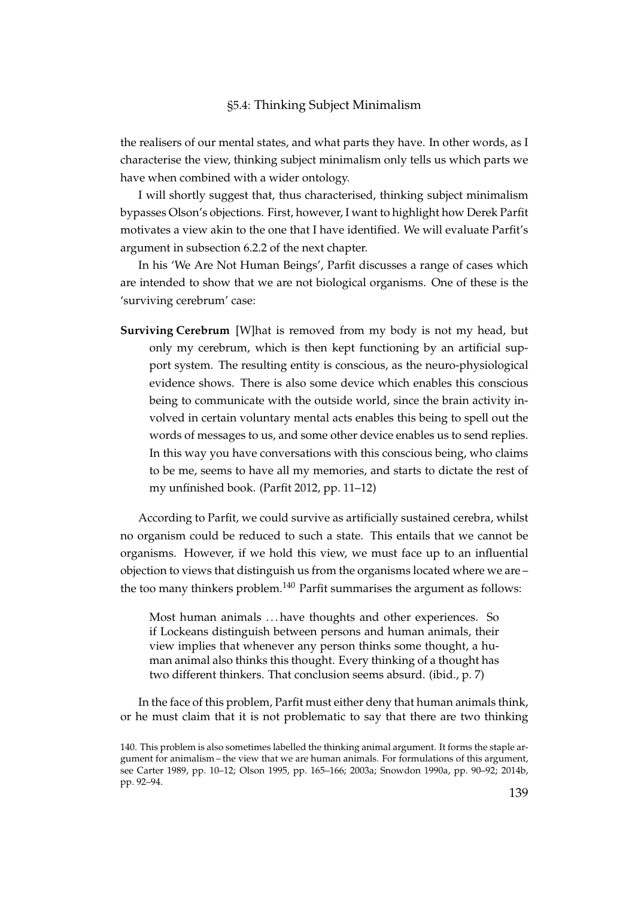the realisers of our mental states, and what parts they have. In other words, as I characterise the view, thinking subject minimalism only tells us which parts we have when combined with a wider ontology.

I will shortly suggest that, thus characterised, thinking subject minimalism bypasses Olson's objections. First, however, I want to highlight how Derek Parfit motivates a view akin to the one that I have identified. We will evaluate Parfit's argument in subsection 6.2.2 of the next chapter.

In his 'We Are Not Human Beings', Parfit discusses a range of cases which are intended to show that we are not biological organisms. One of these is the 'surviving cerebrum' case:

**Surviving Cerebrum** [W]hat is removed from my body is not my head, but only my cerebrum, which is then kept functioning by an artificial support system. The resulting entity is conscious, as the neuro-physiological evidence shows. There is also some device which enables this conscious being to communicate with the outside world, since the brain activity involved in certain voluntary mental acts enables this being to spell out the words of messages to us, and some other device enables us to send replies. In this way you have conversations with this conscious being, who claims to be me, seems to have all my memories, and starts to dictate the rest of my unfinished book. (Parfit 2012, pp. 11–12)

According to Parfit, we could survive as artificially sustained cerebra, whilst no organism could be reduced to such a state. This entails that we cannot be organisms. However, if we hold this view, we must face up to an influential objection to views that distinguish us from the organisms located where we are – the too many thinkers problem.[140] Parfit summarises the argument as follows:

> Most human animals . . . have thoughts and other experiences. So if Lockeans distinguish between persons and human animals, their view implies that whenever any person thinks some thought, a human animal also thinks this thought. Every thinking of a thought has two different thinkers. That conclusion seems absurd. (ibid., p. 7)

In the face of this problem, Parfit must either deny that human animals think, or he must claim that it is not problematic to say that there are two thinking

140. This problem is also sometimes labelled the thinking animal argument. It forms the staple argument for animalism – the view that we are human animals. For formulations of this argument, see Carter 1989, pp. 10–12; Olson 1995, pp. 165–166; 2003a; Snowdon 1990a, pp. 90–92; 2014b, pp. 92–94.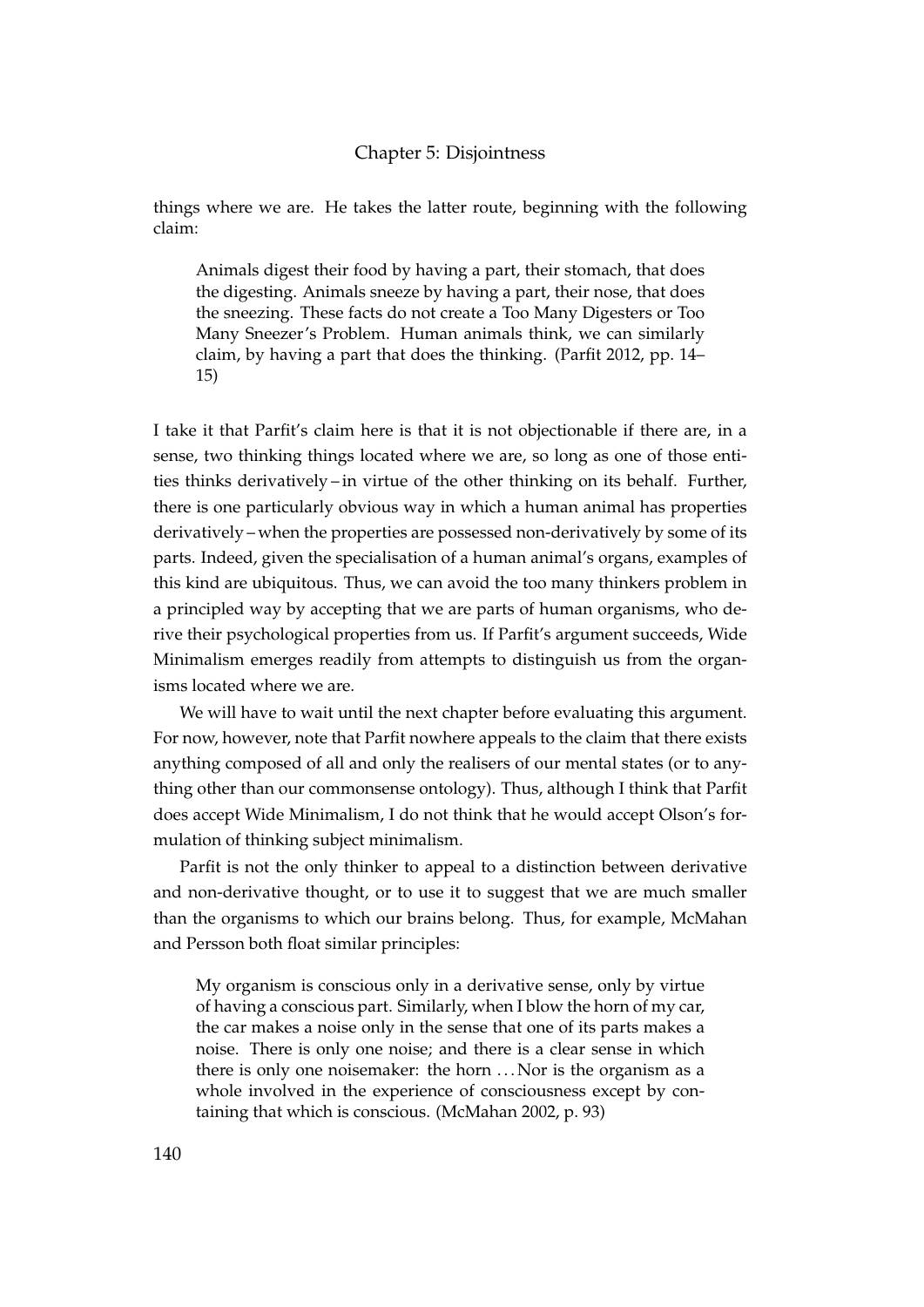things where we are. He takes the latter route, beginning with the following claim:

> Animals digest their food by having a part, their stomach, that does the digesting. Animals sneeze by having a part, their nose, that does the sneezing. These facts do not create a Too Many Digesters or Too Many Sneezer's Problem. Human animals think, we can similarly claim, by having a part that does the thinking. (Parfit 2012, pp. 14–15)

I take it that Parfit's claim here is that it is not objectionable if there are, in a sense, two thinking things located where we are, so long as one of those entities thinks derivatively – in virtue of the other thinking on its behalf. Further, there is one particularly obvious way in which a human animal has properties derivatively – when the properties are possessed non-derivatively by some of its parts. Indeed, given the specialisation of a human animal's organs, examples of this kind are ubiquitous. Thus, we can avoid the too many thinkers problem in a principled way by accepting that we are parts of human organisms, who derive their psychological properties from us. If Parfit's argument succeeds, Wide Minimalism emerges readily from attempts to distinguish us from the organisms located where we are.

We will have to wait until the next chapter before evaluating this argument. For now, however, note that Parfit nowhere appeals to the claim that there exists anything composed of all and only the realisers of our mental states (or to anything other than our commonsense ontology). Thus, although I think that Parfit does accept Wide Minimalism, I do not think that he would accept Olson's formulation of thinking subject minimalism.

Parfit is not the only thinker to appeal to a distinction between derivative and non-derivative thought, or to use it to suggest that we are much smaller than the organisms to which our brains belong. Thus, for example, McMahan and Persson both float similar principles:

> My organism is conscious only in a derivative sense, only by virtue of having a conscious part. Similarly, when I blow the horn of my car, the car makes a noise only in the sense that one of its parts makes a noise. There is only one noise; and there is a clear sense in which there is only one noisemaker: the horn ... Nor is the organism as a whole involved in the experience of consciousness except by containing that which is conscious. (McMahan 2002, p. 93)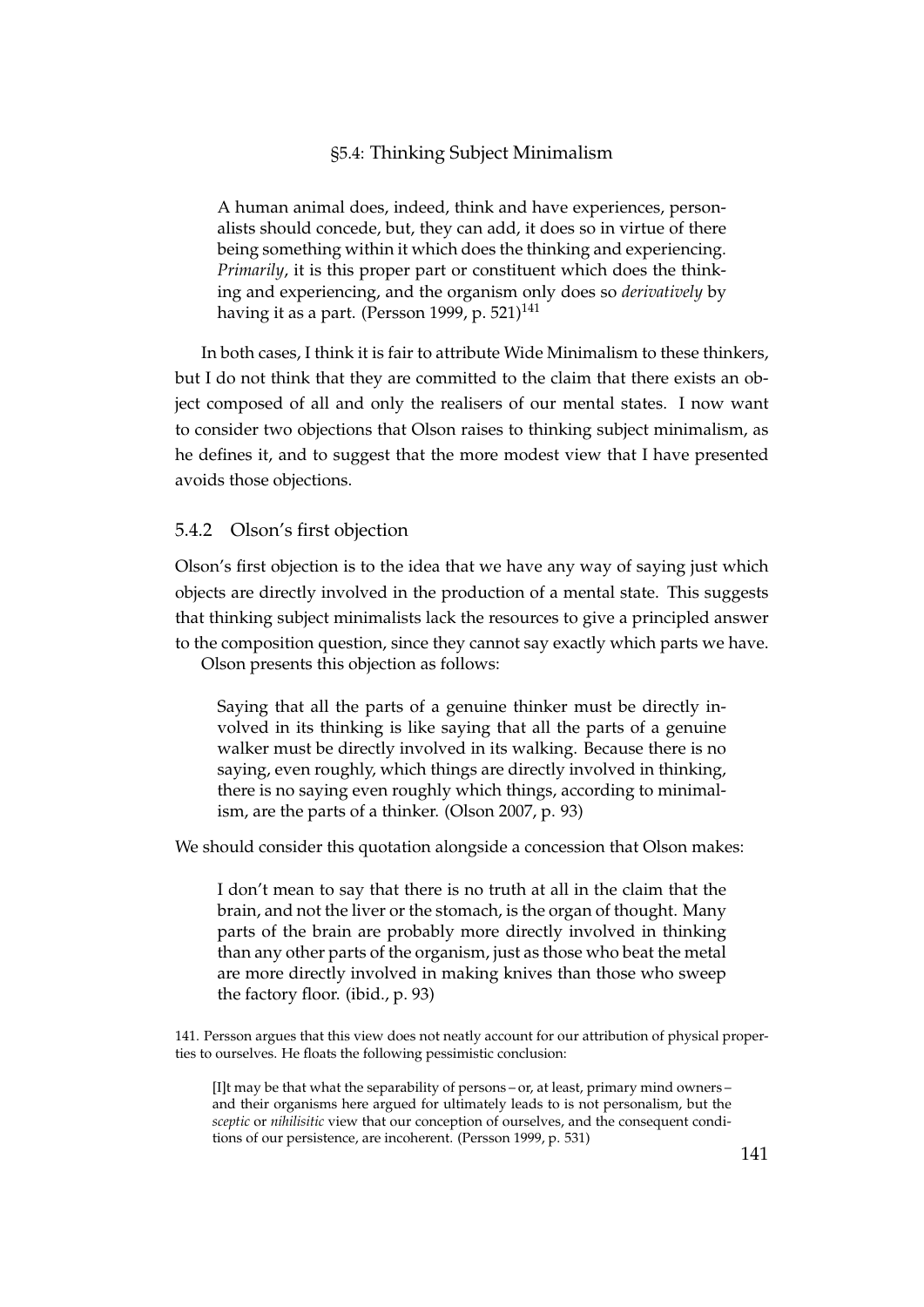A human animal does, indeed, think and have experiences, personalists should concede, but, they can add, it does so in virtue of there being something within it which does the thinking and experiencing. *Primarily*, it is this proper part or constituent which does the thinking and experiencing, and the organism only does so *derivatively* by having it as a part. (Persson 1999, p. 521)[141]

In both cases, I think it is fair to attribute Wide Minimalism to these thinkers, but I do not think that they are committed to the claim that there exists an object composed of all and only the realisers of our mental states. I now want to consider two objections that Olson raises to thinking subject minimalism, as he defines it, and to suggest that the more modest view that I have presented avoids those objections.

### 5.4.2 Olson's first objection

Olson's first objection is to the idea that we have any way of saying just which objects are directly involved in the production of a mental state. This suggests that thinking subject minimalists lack the resources to give a principled answer to the composition question, since they cannot say exactly which parts we have.

Olson presents this objection as follows:

> Saying that all the parts of a genuine thinker must be directly involved in its thinking is like saying that all the parts of a genuine walker must be directly involved in its walking. Because there is no saying, even roughly, which things are directly involved in thinking, there is no saying even roughly which things, according to minimalism, are the parts of a thinker. (Olson 2007, p. 93)

We should consider this quotation alongside a concession that Olson makes:

> I don't mean to say that there is no truth at all in the claim that the brain, and not the liver or the stomach, is the organ of thought. Many parts of the brain are probably more directly involved in thinking than any other parts of the organism, just as those who beat the metal are more directly involved in making knives than those who sweep the factory floor. (ibid., p. 93)

141. Persson argues that this view does not neatly account for our attribution of physical properties to ourselves. He floats the following pessimistic conclusion:

> [I]t may be that what the separability of persons – or, at least, primary mind owners – and their organisms here argued for ultimately leads to is not personalism, but the *sceptic* or *nihilisitic* view that our conception of ourselves, and the consequent conditions of our persistence, are incoherent. (Persson 1999, p. 531)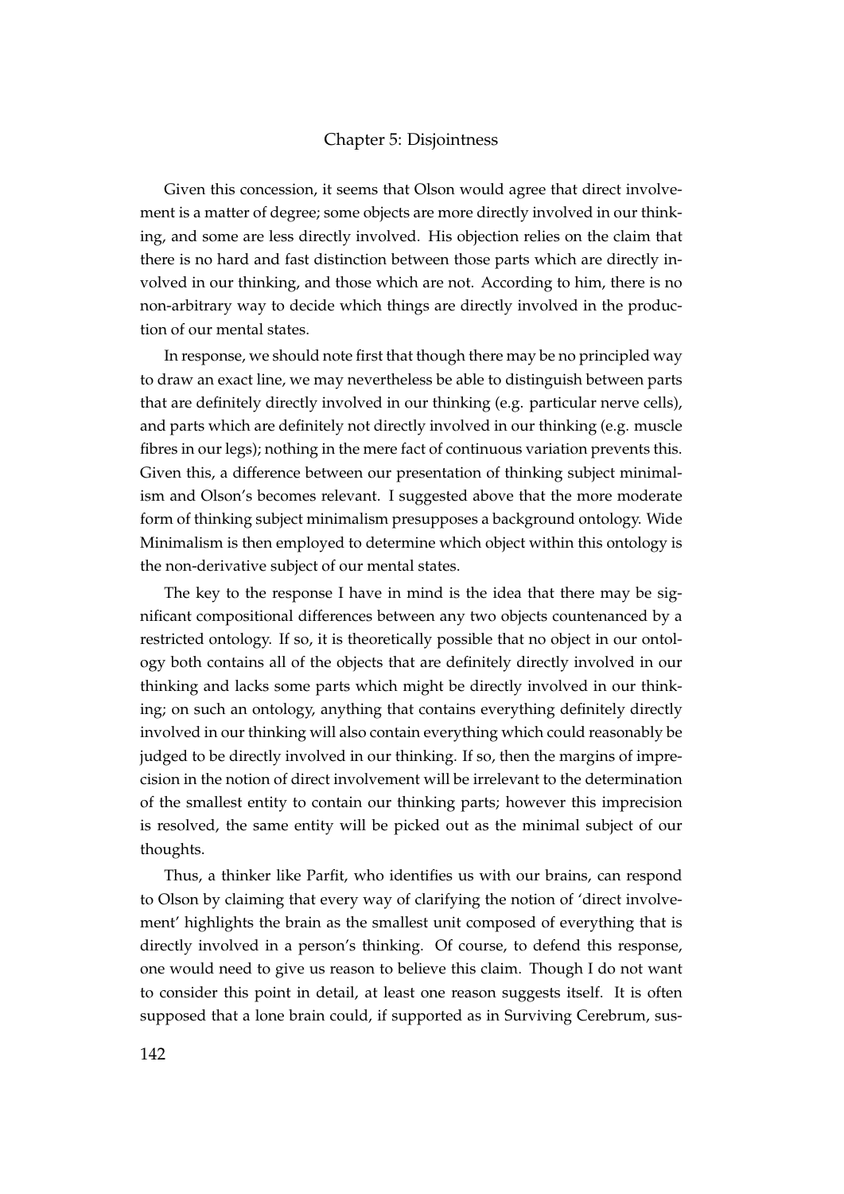Given this concession, it seems that Olson would agree that direct involvement is a matter of degree; some objects are more directly involved in our thinking, and some are less directly involved. His objection relies on the claim that there is no hard and fast distinction between those parts which are directly involved in our thinking, and those which are not. According to him, there is no non-arbitrary way to decide which things are directly involved in the production of our mental states.

In response, we should note first that though there may be no principled way to draw an exact line, we may nevertheless be able to distinguish between parts that are definitely directly involved in our thinking (e.g. particular nerve cells), and parts which are definitely not directly involved in our thinking (e.g. muscle fibres in our legs); nothing in the mere fact of continuous variation prevents this. Given this, a difference between our presentation of thinking subject minimalism and Olson's becomes relevant. I suggested above that the more moderate form of thinking subject minimalism presupposes a background ontology. Wide Minimalism is then employed to determine which object within this ontology is the non-derivative subject of our mental states.

The key to the response I have in mind is the idea that there may be significant compositional differences between any two objects countenanced by a restricted ontology. If so, it is theoretically possible that no object in our ontology both contains all of the objects that are definitely directly involved in our thinking and lacks some parts which might be directly involved in our thinking; on such an ontology, anything that contains everything definitely directly involved in our thinking will also contain everything which could reasonably be judged to be directly involved in our thinking. If so, then the margins of imprecision in the notion of direct involvement will be irrelevant to the determination of the smallest entity to contain our thinking parts; however this imprecision is resolved, the same entity will be picked out as the minimal subject of our thoughts.

Thus, a thinker like Parfit, who identifies us with our brains, can respond to Olson by claiming that every way of clarifying the notion of 'direct involvement' highlights the brain as the smallest unit composed of everything that is directly involved in a person's thinking. Of course, to defend this response, one would need to give us reason to believe this claim. Though I do not want to consider this point in detail, at least one reason suggests itself. It is often supposed that a lone brain could, if supported as in Surviving Cerebrum, sus-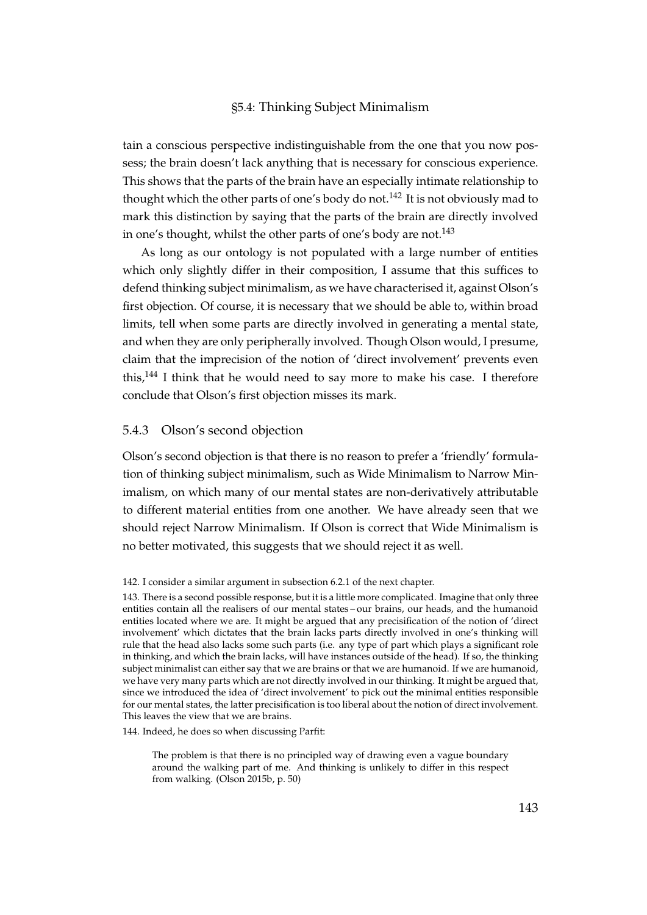tain a conscious perspective indistinguishable from the one that you now possess; the brain doesn't lack anything that is necessary for conscious experience. This shows that the parts of the brain have an especially intimate relationship to thought which the other parts of one's body do not.[142] It is not obviously mad to mark this distinction by saying that the parts of the brain are directly involved in one's thought, whilst the other parts of one's body are not.[143]

As long as our ontology is not populated with a large number of entities which only slightly differ in their composition, I assume that this suffices to defend thinking subject minimalism, as we have characterised it, against Olson's first objection. Of course, it is necessary that we should be able to, within broad limits, tell when some parts are directly involved in generating a mental state, and when they are only peripherally involved. Though Olson would, I presume, claim that the imprecision of the notion of 'direct involvement' prevents even this,[144] I think that he would need to say more to make his case. I therefore conclude that Olson's first objection misses its mark.

### 5.4.3 Olson's second objection

Olson's second objection is that there is no reason to prefer a 'friendly' formulation of thinking subject minimalism, such as Wide Minimalism to Narrow Minimalism, on which many of our mental states are non-derivatively attributable to different material entities from one another. We have already seen that we should reject Narrow Minimalism. If Olson is correct that Wide Minimalism is no better motivated, this suggests that we should reject it as well.

142. I consider a similar argument in subsection 6.2.1 of the next chapter.

143. There is a second possible response, but it is a little more complicated. Imagine that only three entities contain all the realisers of our mental states – our brains, our heads, and the humanoid entities located where we are. It might be argued that any precisification of the notion of 'direct involvement' which dictates that the brain lacks parts directly involved in one's thinking will rule that the head also lacks some such parts (i.e. any type of part which plays a significant role in thinking, and which the brain lacks, will have instances outside of the head). If so, the thinking subject minimalist can either say that we are brains or that we are humanoid. If we are humanoid, we have very many parts which are not directly involved in our thinking. It might be argued that, since we introduced the idea of 'direct involvement' to pick out the minimal entities responsible for our mental states, the latter precisification is too liberal about the notion of direct involvement. This leaves the view that we are brains.

144. Indeed, he does so when discussing Parfit:

> The problem is that there is no principled way of drawing even a vague boundary around the walking part of me. And thinking is unlikely to differ in this respect from walking. (Olson 2015b, p. 50)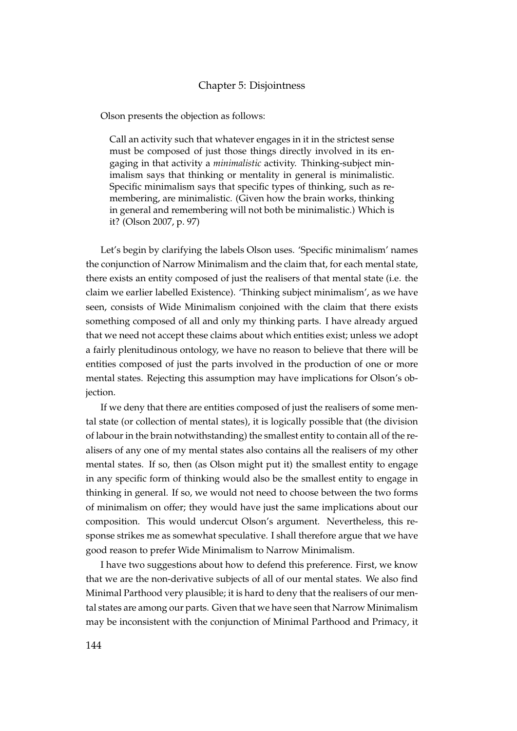Olson presents the objection as follows:

> Call an activity such that whatever engages in it in the strictest sense must be composed of just those things directly involved in its engaging in that activity a *minimalistic* activity. Thinking-subject minimalism says that thinking or mentality in general is minimalistic. Specific minimalism says that specific types of thinking, such as remembering, are minimalistic. (Given how the brain works, thinking in general and remembering will not both be minimalistic.) Which is it? (Olson 2007, p. 97)

Let's begin by clarifying the labels Olson uses. 'Specific minimalism' names the conjunction of Narrow Minimalism and the claim that, for each mental state, there exists an entity composed of just the realisers of that mental state (i.e. the claim we earlier labelled Existence). 'Thinking subject minimalism', as we have seen, consists of Wide Minimalism conjoined with the claim that there exists something composed of all and only my thinking parts. I have already argued that we need not accept these claims about which entities exist; unless we adopt a fairly plenitudinous ontology, we have no reason to believe that there will be entities composed of just the parts involved in the production of one or more mental states. Rejecting this assumption may have implications for Olson's objection.

If we deny that there are entities composed of just the realisers of some mental state (or collection of mental states), it is logically possible that (the division of labour in the brain notwithstanding) the smallest entity to contain all of the realisers of any one of my mental states also contains all the realisers of my other mental states. If so, then (as Olson might put it) the smallest entity to engage in any specific form of thinking would also be the smallest entity to engage in thinking in general. If so, we would not need to choose between the two forms of minimalism on offer; they would have just the same implications about our composition. This would undercut Olson's argument. Nevertheless, this response strikes me as somewhat speculative. I shall therefore argue that we have good reason to prefer Wide Minimalism to Narrow Minimalism.

I have two suggestions about how to defend this preference. First, we know that we are the non-derivative subjects of all of our mental states. We also find Minimal Parthood very plausible; it is hard to deny that the realisers of our mental states are among our parts. Given that we have seen that Narrow Minimalism may be inconsistent with the conjunction of Minimal Parthood and Primacy, it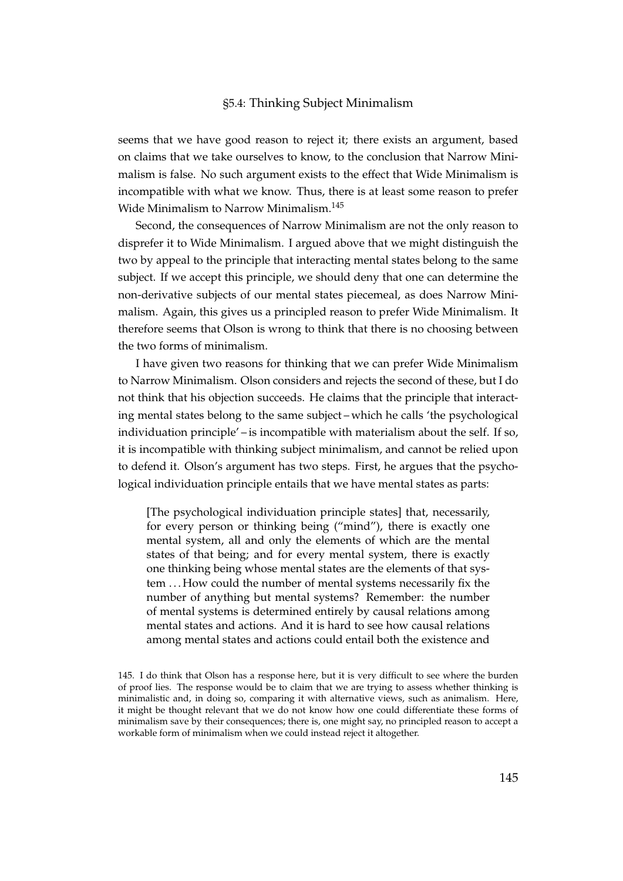seems that we have good reason to reject it; there exists an argument, based on claims that we take ourselves to know, to the conclusion that Narrow Minimalism is false. No such argument exists to the effect that Wide Minimalism is incompatible with what we know. Thus, there is at least some reason to prefer Wide Minimalism to Narrow Minimalism.[145]

Second, the consequences of Narrow Minimalism are not the only reason to disprefer it to Wide Minimalism. I argued above that we might distinguish the two by appeal to the principle that interacting mental states belong to the same subject. If we accept this principle, we should deny that one can determine the non-derivative subjects of our mental states piecemeal, as does Narrow Minimalism. Again, this gives us a principled reason to prefer Wide Minimalism. It therefore seems that Olson is wrong to think that there is no choosing between the two forms of minimalism.

I have given two reasons for thinking that we can prefer Wide Minimalism to Narrow Minimalism. Olson considers and rejects the second of these, but I do not think that his objection succeeds. He claims that the principle that interacting mental states belong to the same subject – which he calls 'the psychological individuation principle' – is incompatible with materialism about the self. If so, it is incompatible with thinking subject minimalism, and cannot be relied upon to defend it. Olson's argument has two steps. First, he argues that the psychological individuation principle entails that we have mental states as parts:

> [The psychological individuation principle states] that, necessarily, for every person or thinking being ("mind"), there is exactly one mental system, all and only the elements of which are the mental states of that being; and for every mental system, there is exactly one thinking being whose mental states are the elements of that system . . . How could the number of mental systems necessarily fix the number of anything but mental systems? Remember: the number of mental systems is determined entirely by causal relations among mental states and actions. And it is hard to see how causal relations among mental states and actions could entail both the existence and

145. I do think that Olson has a response here, but it is very difficult to see where the burden of proof lies. The response would be to claim that we are trying to assess whether thinking is minimalistic and, in doing so, comparing it with alternative views, such as animalism. Here, it might be thought relevant that we do not know how one could differentiate these forms of minimalism save by their consequences; there is, one might say, no principled reason to accept a workable form of minimalism when we could instead reject it altogether.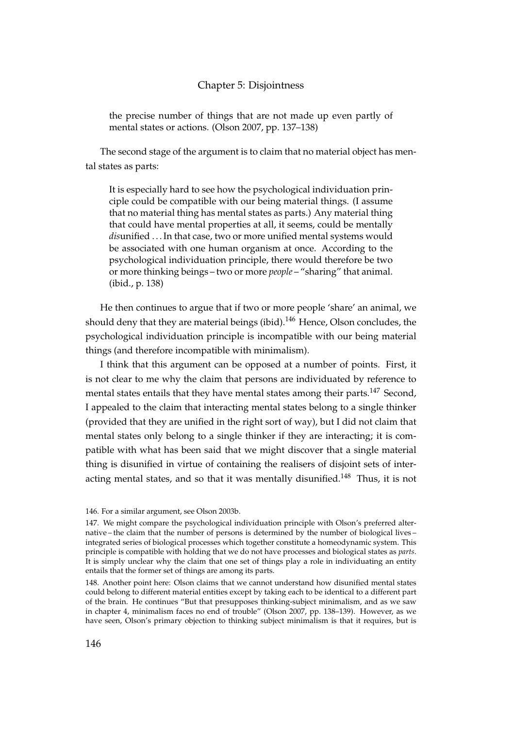> the precise number of things that are not made up even partly of mental states or actions. (Olson 2007, pp. 137–138)

The second stage of the argument is to claim that no material object has mental states as parts:

> It is especially hard to see how the psychological individuation principle could be compatible with our being material things. (I assume that no material thing has mental states as parts.) Any material thing that could have mental properties at all, it seems, could be mentally *dis*unified . . . In that case, two or more unified mental systems would be associated with one human organism at once. According to the psychological individuation principle, there would therefore be two or more thinking beings – two or more *people* – "sharing" that animal. (ibid., p. 138)

He then continues to argue that if two or more people 'share' an animal, we should deny that they are material beings (ibid).[146] Hence, Olson concludes, the psychological individuation principle is incompatible with our being material things (and therefore incompatible with minimalism).

I think that this argument can be opposed at a number of points. First, it is not clear to me why the claim that persons are individuated by reference to mental states entails that they have mental states among their parts.[147] Second, I appealed to the claim that interacting mental states belong to a single thinker (provided that they are unified in the right sort of way), but I did not claim that mental states only belong to a single thinker if they are interacting; it is compatible with what has been said that we might discover that a single material thing is disunified in virtue of containing the realisers of disjoint sets of interacting mental states, and so that it was mentally disunified.[148] Thus, it is not

146. For a similar argument, see Olson 2003b.

147. We might compare the psychological individuation principle with Olson's preferred alternative – the claim that the number of persons is determined by the number of biological lives – integrated series of biological processes which together constitute a homeodynamic system. This principle is compatible with holding that we do not have processes and biological states as *parts*. It is simply unclear why the claim that one set of things play a role in individuating an entity entails that the former set of things are among its parts.

148. Another point here: Olson claims that we cannot understand how disunified mental states could belong to different material entities except by taking each to be identical to a different part of the brain. He continues "But that presupposes thinking-subject minimalism, and as we saw in chapter 4, minimalism faces no end of trouble" (Olson 2007, pp. 138–139). However, as we have seen, Olson's primary objection to thinking subject minimalism is that it requires, but is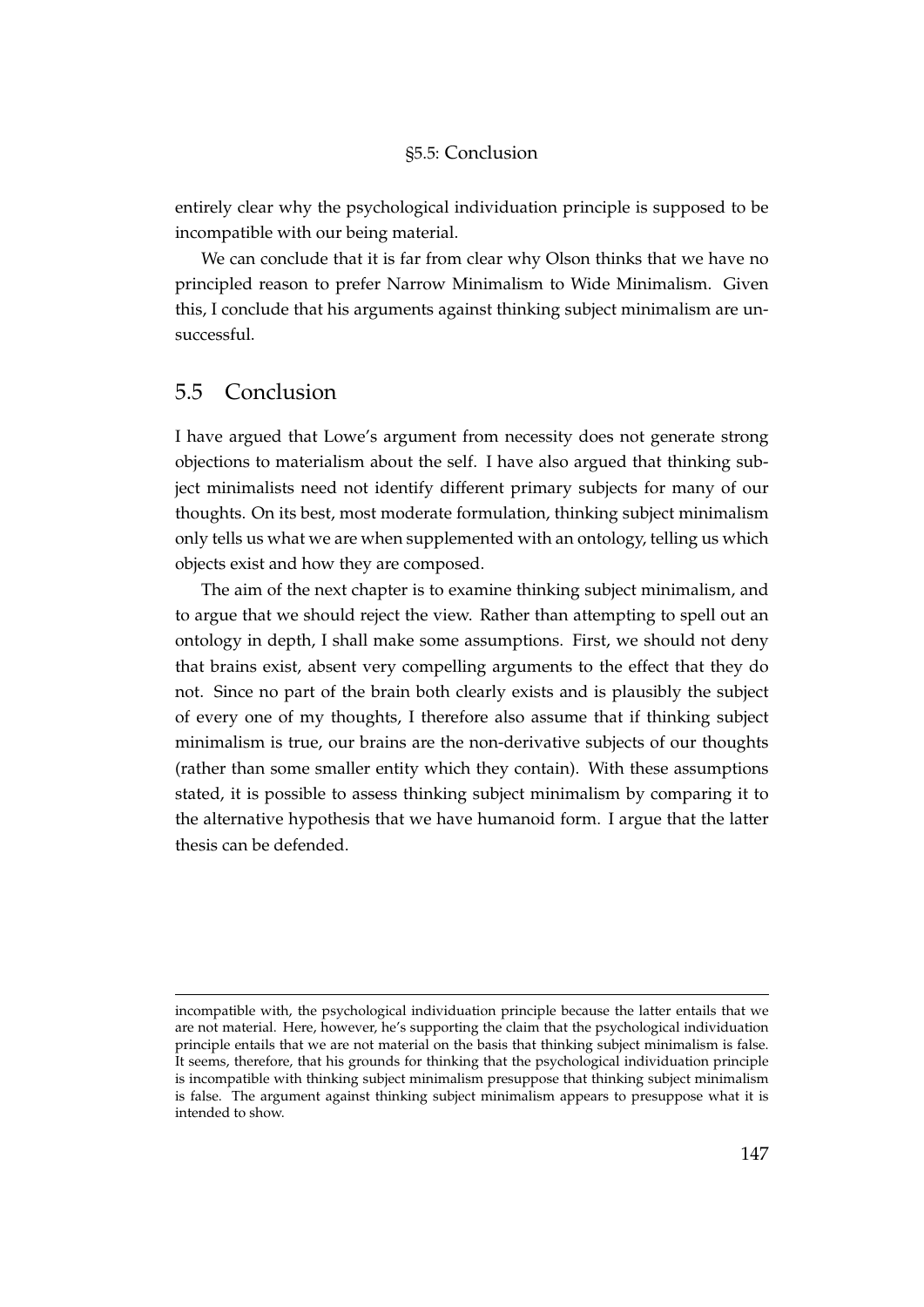entirely clear why the psychological individuation principle is supposed to be incompatible with our being material.

We can conclude that it is far from clear why Olson thinks that we have no principled reason to prefer Narrow Minimalism to Wide Minimalism. Given this, I conclude that his arguments against thinking subject minimalism are unsuccessful.

## 5.5 Conclusion

I have argued that Lowe's argument from necessity does not generate strong objections to materialism about the self. I have also argued that thinking subject minimalists need not identify different primary subjects for many of our thoughts. On its best, most moderate formulation, thinking subject minimalism only tells us what we are when supplemented with an ontology, telling us which objects exist and how they are composed.

The aim of the next chapter is to examine thinking subject minimalism, and to argue that we should reject the view. Rather than attempting to spell out an ontology in depth, I shall make some assumptions. First, we should not deny that brains exist, absent very compelling arguments to the effect that they do not. Since no part of the brain both clearly exists and is plausibly the subject of every one of my thoughts, I therefore also assume that if thinking subject minimalism is true, our brains are the non-derivative subjects of our thoughts (rather than some smaller entity which they contain). With these assumptions stated, it is possible to assess thinking subject minimalism by comparing it to the alternative hypothesis that we have humanoid form. I argue that the latter thesis can be defended.

---

incompatible with, the psychological individuation principle because the latter entails that we are not material. Here, however, he's supporting the claim that the psychological individuation principle entails that we are not material on the basis that thinking subject minimalism is false. It seems, therefore, that his grounds for thinking that the psychological individuation principle is incompatible with thinking subject minimalism presuppose that thinking subject minimalism is false. The argument against thinking subject minimalism appears to presuppose what it is intended to show.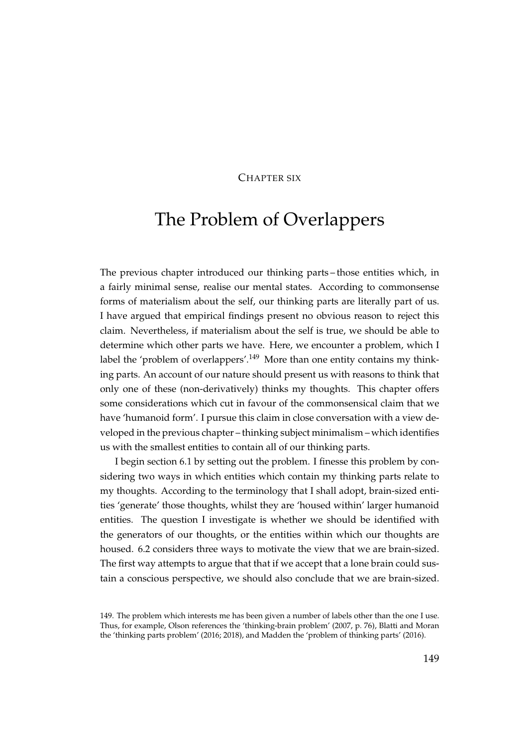Chapter six

# The Problem of Overlappers

The previous chapter introduced our thinking parts – those entities which, in a fairly minimal sense, realise our mental states. According to commonsense forms of materialism about the self, our thinking parts are literally part of us. I have argued that empirical findings present no obvious reason to reject this claim. Nevertheless, if materialism about the self is true, we should be able to determine which other parts we have. Here, we encounter a problem, which I label the 'problem of overlappers'.[149] More than one entity contains my thinking parts. An account of our nature should present us with reasons to think that only one of these (non-derivatively) thinks my thoughts. This chapter offers some considerations which cut in favour of the commonsensical claim that we have 'humanoid form'. I pursue this claim in close conversation with a view developed in the previous chapter – thinking subject minimalism – which identifies us with the smallest entities to contain all of our thinking parts.

I begin section 6.1 by setting out the problem. I finesse this problem by considering two ways in which entities which contain my thinking parts relate to my thoughts. According to the terminology that I shall adopt, brain-sized entities 'generate' those thoughts, whilst they are 'housed within' larger humanoid entities. The question I investigate is whether we should be identified with the generators of our thoughts, or the entities within which our thoughts are housed. 6.2 considers three ways to motivate the view that we are brain-sized. The first way attempts to argue that that if we accept that a lone brain could sustain a conscious perspective, we should also conclude that we are brain-sized.

149. The problem which interests me has been given a number of labels other than the one I use. Thus, for example, Olson references the 'thinking-brain problem' (2007, p. 76), Blatti and Moran the 'thinking parts problem' (2016; 2018), and Madden the 'problem of thinking parts' (2016).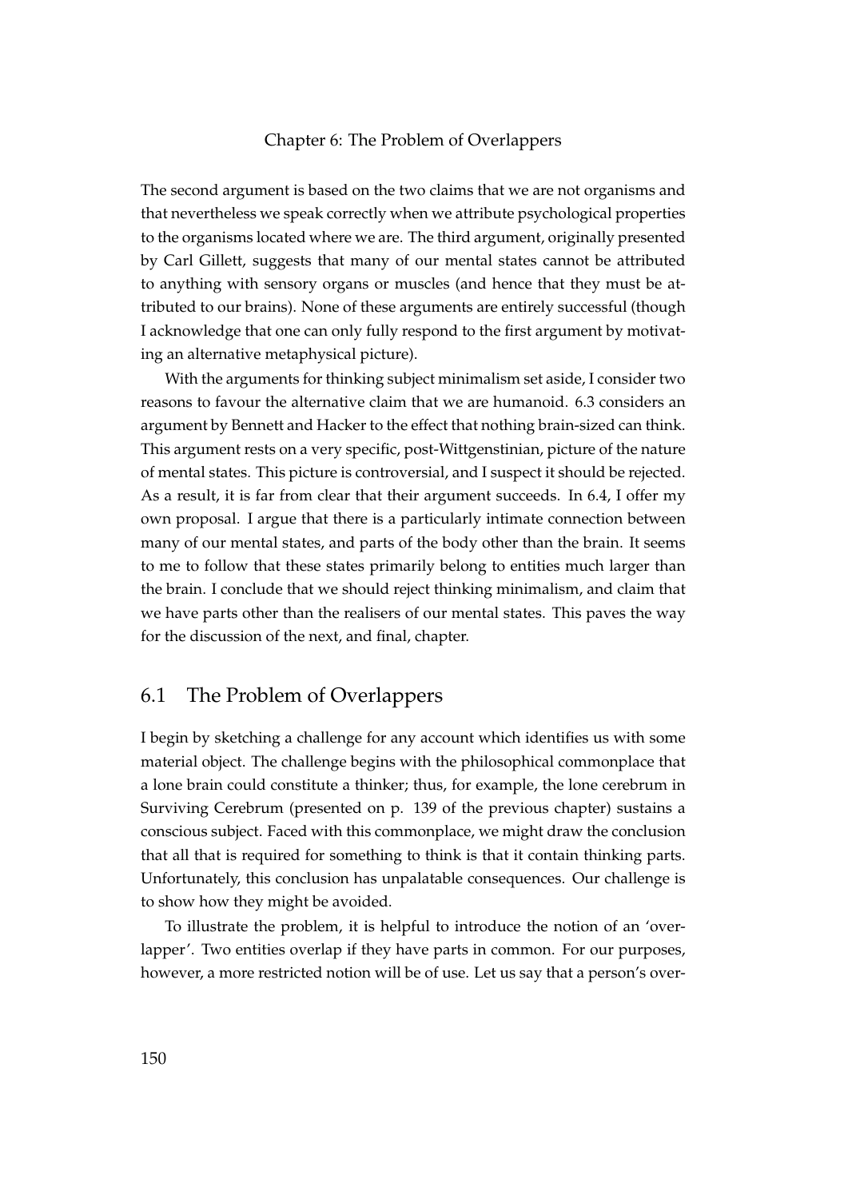The second argument is based on the two claims that we are not organisms and that nevertheless we speak correctly when we attribute psychological properties to the organisms located where we are. The third argument, originally presented by Carl Gillett, suggests that many of our mental states cannot be attributed to anything with sensory organs or muscles (and hence that they must be attributed to our brains). None of these arguments are entirely successful (though I acknowledge that one can only fully respond to the first argument by motivating an alternative metaphysical picture).

With the arguments for thinking subject minimalism set aside, I consider two reasons to favour the alternative claim that we are humanoid. 6.3 considers an argument by Bennett and Hacker to the effect that nothing brain-sized can think. This argument rests on a very specific, post-Wittgenstinian, picture of the nature of mental states. This picture is controversial, and I suspect it should be rejected. As a result, it is far from clear that their argument succeeds. In 6.4, I offer my own proposal. I argue that there is a particularly intimate connection between many of our mental states, and parts of the body other than the brain. It seems to me to follow that these states primarily belong to entities much larger than the brain. I conclude that we should reject thinking minimalism, and claim that we have parts other than the realisers of our mental states. This paves the way for the discussion of the next, and final, chapter.

## 6.1 The Problem of Overlappers

I begin by sketching a challenge for any account which identifies us with some material object. The challenge begins with the philosophical commonplace that a lone brain could constitute a thinker; thus, for example, the lone cerebrum in Surviving Cerebrum (presented on p. 139 of the previous chapter) sustains a conscious subject. Faced with this commonplace, we might draw the conclusion that all that is required for something to think is that it contain thinking parts. Unfortunately, this conclusion has unpalatable consequences. Our challenge is to show how they might be avoided.

To illustrate the problem, it is helpful to introduce the notion of an 'overlapper'. Two entities overlap if they have parts in common. For our purposes, however, a more restricted notion will be of use. Let us say that a person's over-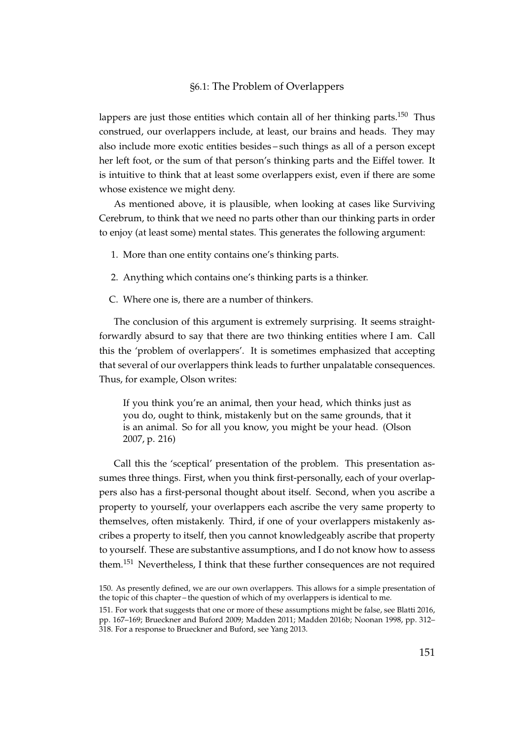lappers are just those entities which contain all of her thinking parts.[150] Thus construed, our overlappers include, at least, our brains and heads. They may also include more exotic entities besides – such things as all of a person except her left foot, or the sum of that person's thinking parts and the Eiffel tower. It is intuitive to think that at least some overlappers exist, even if there are some whose existence we might deny.

As mentioned above, it is plausible, when looking at cases like Surviving Cerebrum, to think that we need no parts other than our thinking parts in order to enjoy (at least some) mental states. This generates the following argument:

1. More than one entity contains one's thinking parts.

2. Anything which contains one's thinking parts is a thinker.

C. Where one is, there are a number of thinkers.

The conclusion of this argument is extremely surprising. It seems straightforwardly absurd to say that there are two thinking entities where I am. Call this the 'problem of overlappers'. It is sometimes emphasized that accepting that several of our overlappers think leads to further unpalatable consequences. Thus, for example, Olson writes:

> If you think you're an animal, then your head, which thinks just as you do, ought to think, mistakenly but on the same grounds, that it is an animal. So for all you know, you might be your head. (Olson 2007, p. 216)

Call this the 'sceptical' presentation of the problem. This presentation assumes three things. First, when you think first-personally, each of your overlappers also has a first-personal thought about itself. Second, when you ascribe a property to yourself, your overlappers each ascribe the very same property to themselves, often mistakenly. Third, if one of your overlappers mistakenly ascribes a property to itself, then you cannot knowledgeably ascribe that property to yourself. These are substantive assumptions, and I do not know how to assess them.[151] Nevertheless, I think that these further consequences are not required

150. As presently defined, we are our own overlappers. This allows for a simple presentation of the topic of this chapter – the question of which of my overlappers is identical to me.

151. For work that suggests that one or more of these assumptions might be false, see Blatti 2016, pp. 167–169; Brueckner and Buford 2009; Madden 2011; Madden 2016b; Noonan 1998, pp. 312–318. For a response to Brueckner and Buford, see Yang 2013.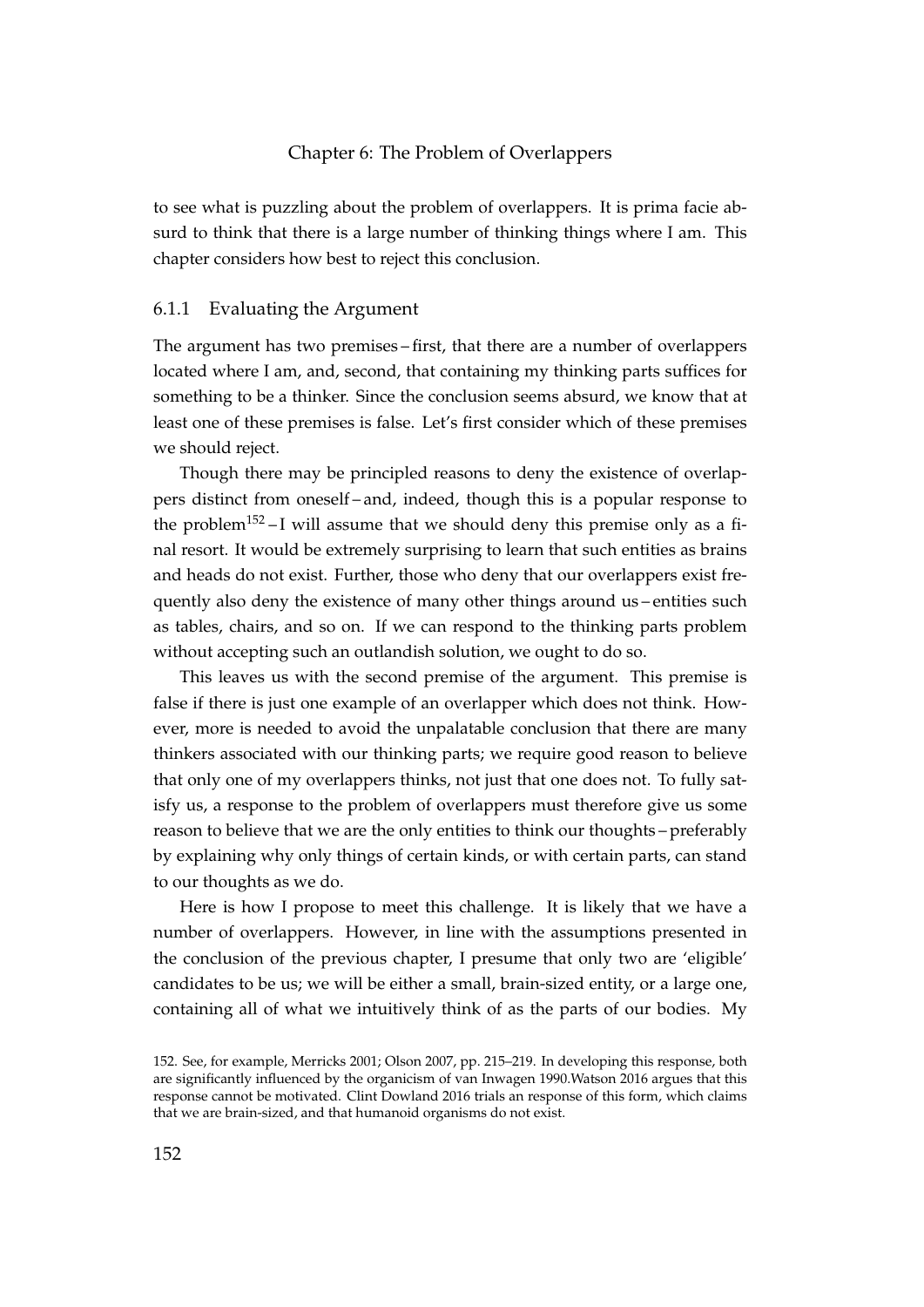to see what is puzzling about the problem of overlappers. It is prima facie absurd to think that there is a large number of thinking things where I am. This chapter considers how best to reject this conclusion.

### 6.1.1 Evaluating the Argument

The argument has two premises – first, that there are a number of overlappers located where I am, and, second, that containing my thinking parts suffices for something to be a thinker. Since the conclusion seems absurd, we know that at least one of these premises is false. Let's first consider which of these premises we should reject.

Though there may be principled reasons to deny the existence of overlappers distinct from oneself – and, indeed, though this is a popular response to the problem[152] – I will assume that we should deny this premise only as a final resort. It would be extremely surprising to learn that such entities as brains and heads do not exist. Further, those who deny that our overlappers exist frequently also deny the existence of many other things around us – entities such as tables, chairs, and so on. If we can respond to the thinking parts problem without accepting such an outlandish solution, we ought to do so.

This leaves us with the second premise of the argument. This premise is false if there is just one example of an overlapper which does not think. However, more is needed to avoid the unpalatable conclusion that there are many thinkers associated with our thinking parts; we require good reason to believe that only one of my overlappers thinks, not just that one does not. To fully satisfy us, a response to the problem of overlappers must therefore give us some reason to believe that we are the only entities to think our thoughts – preferably by explaining why only things of certain kinds, or with certain parts, can stand to our thoughts as we do.

Here is how I propose to meet this challenge. It is likely that we have a number of overlappers. However, in line with the assumptions presented in the conclusion of the previous chapter, I presume that only two are 'eligible' candidates to be us; we will be either a small, brain-sized entity, or a large one, containing all of what we intuitively think of as the parts of our bodies. My

152. See, for example, Merricks 2001; Olson 2007, pp. 215–219. In developing this response, both are significantly influenced by the organicism of van Inwagen 1990.Watson 2016 argues that this response cannot be motivated. Clint Dowland 2016 trials an response of this form, which claims that we are brain-sized, and that humanoid organisms do not exist.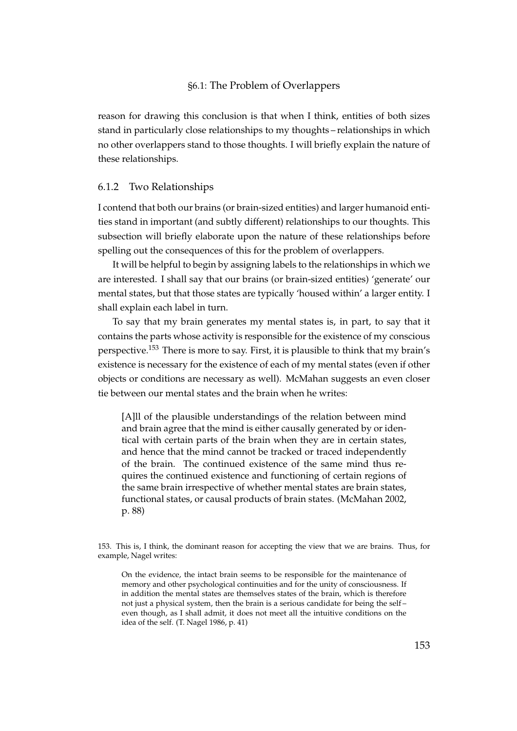reason for drawing this conclusion is that when I think, entities of both sizes stand in particularly close relationships to my thoughts – relationships in which no other overlappers stand to those thoughts. I will briefly explain the nature of these relationships.

### 6.1.2 Two Relationships

I contend that both our brains (or brain-sized entities) and larger humanoid entities stand in important (and subtly different) relationships to our thoughts. This subsection will briefly elaborate upon the nature of these relationships before spelling out the consequences of this for the problem of overlappers.

It will be helpful to begin by assigning labels to the relationships in which we are interested. I shall say that our brains (or brain-sized entities) 'generate' our mental states, but that those states are typically 'housed within' a larger entity. I shall explain each label in turn.

To say that my brain generates my mental states is, in part, to say that it contains the parts whose activity is responsible for the existence of my conscious perspective.[153] There is more to say. First, it is plausible to think that my brain's existence is necessary for the existence of each of my mental states (even if other objects or conditions are necessary as well). McMahan suggests an even closer tie between our mental states and the brain when he writes:

> [A]ll of the plausible understandings of the relation between mind and brain agree that the mind is either causally generated by or identical with certain parts of the brain when they are in certain states, and hence that the mind cannot be tracked or traced independently of the brain. The continued existence of the same mind thus requires the continued existence and functioning of certain regions of the same brain irrespective of whether mental states are brain states, functional states, or causal products of brain states. (McMahan 2002, p. 88)

153. This is, I think, the dominant reason for accepting the view that we are brains. Thus, for example, Nagel writes:

> On the evidence, the intact brain seems to be responsible for the maintenance of memory and other psychological continuities and for the unity of consciousness. If in addition the mental states are themselves states of the brain, which is therefore not just a physical system, then the brain is a serious candidate for being the self – even though, as I shall admit, it does not meet all the intuitive conditions on the idea of the self. (T. Nagel 1986, p. 41)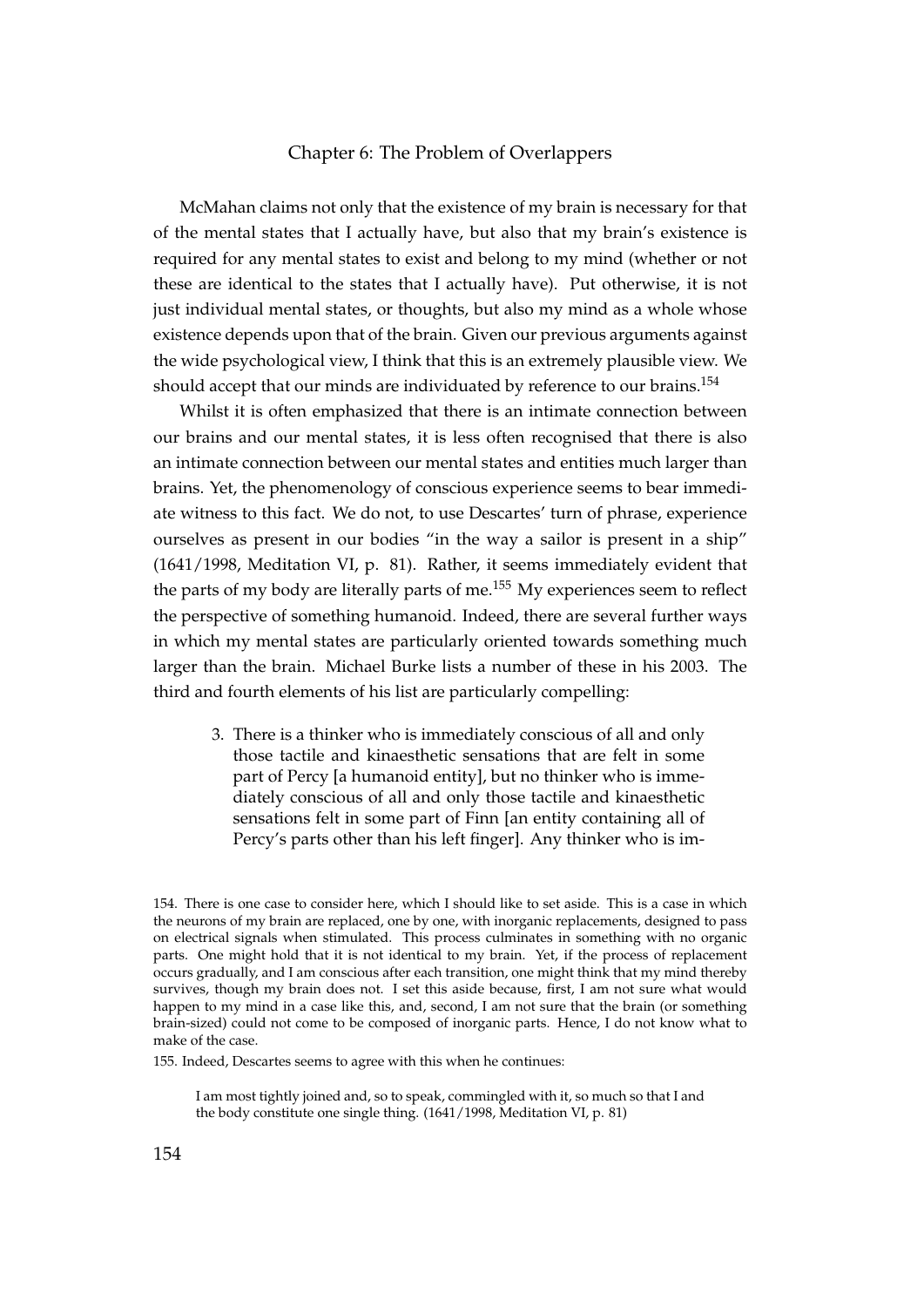McMahan claims not only that the existence of my brain is necessary for that of the mental states that I actually have, but also that my brain's existence is required for any mental states to exist and belong to my mind (whether or not these are identical to the states that I actually have). Put otherwise, it is not just individual mental states, or thoughts, but also my mind as a whole whose existence depends upon that of the brain. Given our previous arguments against the wide psychological view, I think that this is an extremely plausible view. We should accept that our minds are individuated by reference to our brains.[154]

Whilst it is often emphasized that there is an intimate connection between our brains and our mental states, it is less often recognised that there is also an intimate connection between our mental states and entities much larger than brains. Yet, the phenomenology of conscious experience seems to bear immediate witness to this fact. We do not, to use Descartes' turn of phrase, experience ourselves as present in our bodies "in the way a sailor is present in a ship" (1641/1998, Meditation VI, p. 81). Rather, it seems immediately evident that the parts of my body are literally parts of me.[155] My experiences seem to reflect the perspective of something humanoid. Indeed, there are several further ways in which my mental states are particularly oriented towards something much larger than the brain. Michael Burke lists a number of these in his 2003. The third and fourth elements of his list are particularly compelling:

> 3. There is a thinker who is immediately conscious of all and only those tactile and kinaesthetic sensations that are felt in some part of Percy [a humanoid entity], but no thinker who is immediately conscious of all and only those tactile and kinaesthetic sensations felt in some part of Finn [an entity containing all of Percy's parts other than his left finger]. Any thinker who is im-

154. There is one case to consider here, which I should like to set aside. This is a case in which the neurons of my brain are replaced, one by one, with inorganic replacements, designed to pass on electrical signals when stimulated. This process culminates in something with no organic parts. One might hold that it is not identical to my brain. Yet, if the process of replacement occurs gradually, and I am conscious after each transition, one might think that my mind thereby survives, though my brain does not. I set this aside because, first, I am not sure what would happen to my mind in a case like this, and, second, I am not sure that the brain (or something brain-sized) could not come to be composed of inorganic parts. Hence, I do not know what to make of the case.

155. Indeed, Descartes seems to agree with this when he continues:

> I am most tightly joined and, so to speak, commingled with it, so much so that I and the body constitute one single thing. (1641/1998, Meditation VI, p. 81)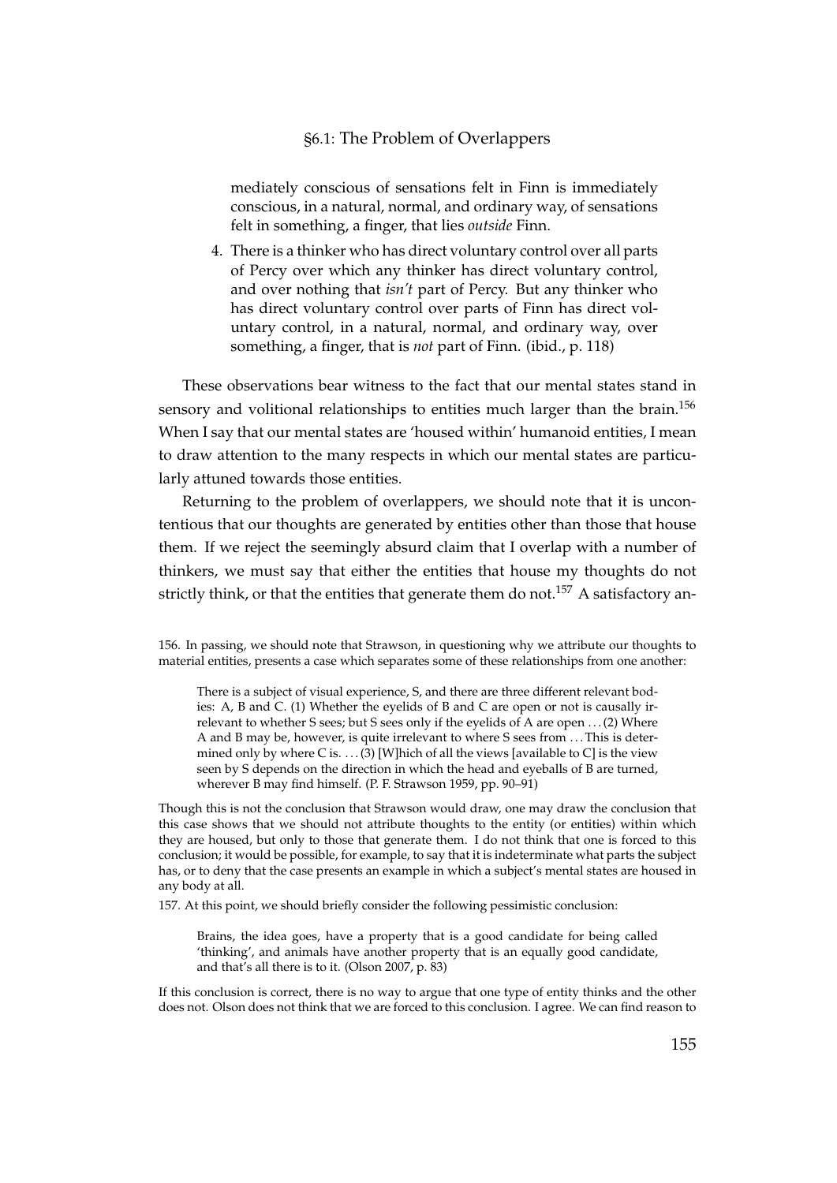mediately conscious of sensations felt in Finn is immediately conscious, in a natural, normal, and ordinary way, of sensations felt in something, a finger, that lies *outside* Finn.

4. There is a thinker who has direct voluntary control over all parts of Percy over which any thinker has direct voluntary control, and over nothing that *isn't* part of Percy. But any thinker who has direct voluntary control over parts of Finn has direct voluntary control, in a natural, normal, and ordinary way, over something, a finger, that is *not* part of Finn. (ibid., p. 118)

These observations bear witness to the fact that our mental states stand in sensory and volitional relationships to entities much larger than the brain.[156] When I say that our mental states are 'housed within' humanoid entities, I mean to draw attention to the many respects in which our mental states are particularly attuned towards those entities.

Returning to the problem of overlappers, we should note that it is uncontentious that our thoughts are generated by entities other than those that house them. If we reject the seemingly absurd claim that I overlap with a number of thinkers, we must say that either the entities that house my thoughts do not strictly think, or that the entities that generate them do not.[157] A satisfactory an-

156. In passing, we should note that Strawson, in questioning why we attribute our thoughts to material entities, presents a case which separates some of these relationships from one another:

> There is a subject of visual experience, S, and there are three different relevant bodies: A, B and C. (1) Whether the eyelids of B and C are open or not is causally irrelevant to whether S sees; but S sees only if the eyelids of A are open . . . (2) Where A and B may be, however, is quite irrelevant to where S sees from . . . This is determined only by where C is. . . . (3) [W]hich of all the views [available to C] is the view seen by S depends on the direction in which the head and eyeballs of B are turned, wherever B may find himself. (P. F. Strawson 1959, pp. 90–91)

Though this is not the conclusion that Strawson would draw, one may draw the conclusion that this case shows that we should not attribute thoughts to the entity (or entities) within which they are housed, but only to those that generate them. I do not think that one is forced to this conclusion; it would be possible, for example, to say that it is indeterminate what parts the subject has, or to deny that the case presents an example in which a subject's mental states are housed in any body at all.

157. At this point, we should briefly consider the following pessimistic conclusion:

> Brains, the idea goes, have a property that is a good candidate for being called 'thinking', and animals have another property that is an equally good candidate, and that's all there is to it. (Olson 2007, p. 83)

If this conclusion is correct, there is no way to argue that one type of entity thinks and the other does not. Olson does not think that we are forced to this conclusion. I agree. We can find reason to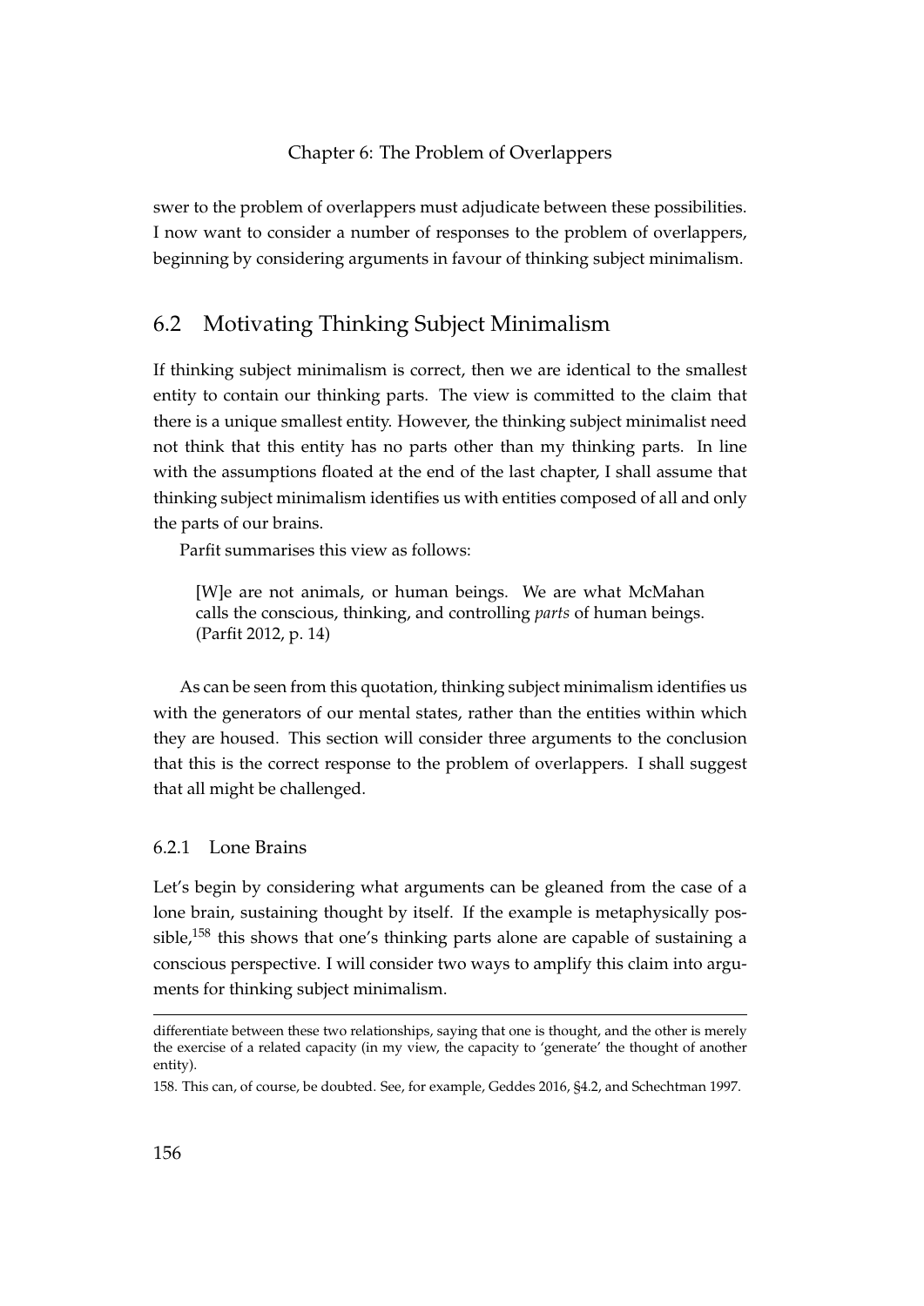swer to the problem of overlappers must adjudicate between these possibilities. I now want to consider a number of responses to the problem of overlappers, beginning by considering arguments in favour of thinking subject minimalism.

## 6.2 Motivating Thinking Subject Minimalism

If thinking subject minimalism is correct, then we are identical to the smallest entity to contain our thinking parts. The view is committed to the claim that there is a unique smallest entity. However, the thinking subject minimalist need not think that this entity has no parts other than my thinking parts. In line with the assumptions floated at the end of the last chapter, I shall assume that thinking subject minimalism identifies us with entities composed of all and only the parts of our brains.

Parfit summarises this view as follows:

> [W]e are not animals, or human beings. We are what McMahan calls the conscious, thinking, and controlling *parts* of human beings. (Parfit 2012, p. 14)

As can be seen from this quotation, thinking subject minimalism identifies us with the generators of our mental states, rather than the entities within which they are housed. This section will consider three arguments to the conclusion that this is the correct response to the problem of overlappers. I shall suggest that all might be challenged.

### 6.2.1 Lone Brains

Let's begin by considering what arguments can be gleaned from the case of a lone brain, sustaining thought by itself. If the example is metaphysically possible,[158] this shows that one's thinking parts alone are capable of sustaining a conscious perspective. I will consider two ways to amplify this claim into arguments for thinking subject minimalism.

---

differentiate between these two relationships, saying that one is thought, and the other is merely the exercise of a related capacity (in my view, the capacity to 'generate' the thought of another entity).

158. This can, of course, be doubted. See, for example, Geddes 2016, §4.2, and Schechtman 1997.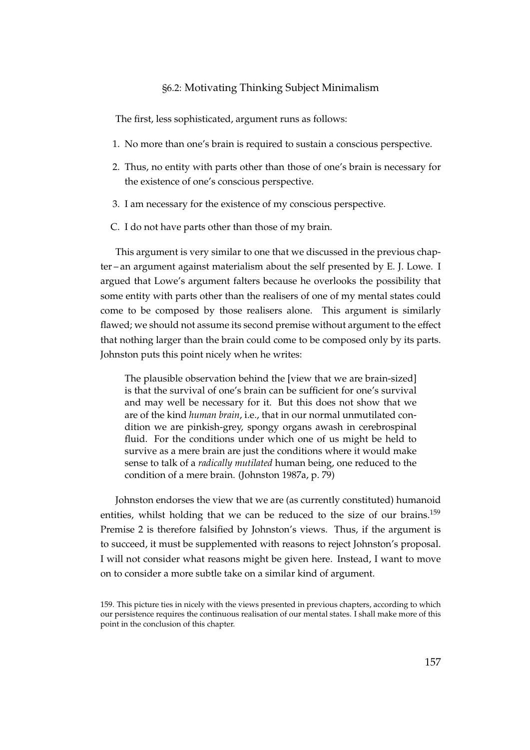## §6.2: Motivating Thinking Subject Minimalism

The first, less sophisticated, argument runs as follows:

1. No more than one's brain is required to sustain a conscious perspective.
2. Thus, no entity with parts other than those of one's brain is necessary for the existence of one's conscious perspective.
3. I am necessary for the existence of my conscious perspective.

C. I do not have parts other than those of my brain.

This argument is very similar to one that we discussed in the previous chapter – an argument against materialism about the self presented by E. J. Lowe. I argued that Lowe's argument falters because he overlooks the possibility that some entity with parts other than the realisers of one of my mental states could come to be composed by those realisers alone. This argument is similarly flawed; we should not assume its second premise without argument to the effect that nothing larger than the brain could come to be composed only by its parts. Johnston puts this point nicely when he writes:

> The plausible observation behind the [view that we are brain-sized] is that the survival of one's brain can be sufficient for one's survival and may well be necessary for it. But this does not show that we are of the kind *human brain*, i.e., that in our normal unmutilated condition we are pinkish-grey, spongy organs awash in cerebrospinal fluid. For the conditions under which one of us might be held to survive as a mere brain are just the conditions where it would make sense to talk of a *radically mutilated* human being, one reduced to the condition of a mere brain. (Johnston 1987a, p. 79)

Johnston endorses the view that we are (as currently constituted) humanoid entities, whilst holding that we can be reduced to the size of our brains.[159] Premise 2 is therefore falsified by Johnston's views. Thus, if the argument is to succeed, it must be supplemented with reasons to reject Johnston's proposal. I will not consider what reasons might be given here. Instead, I want to move on to consider a more subtle take on a similar kind of argument.

159. This picture ties in nicely with the views presented in previous chapters, according to which our persistence requires the continuous realisation of our mental states. I shall make more of this point in the conclusion of this chapter.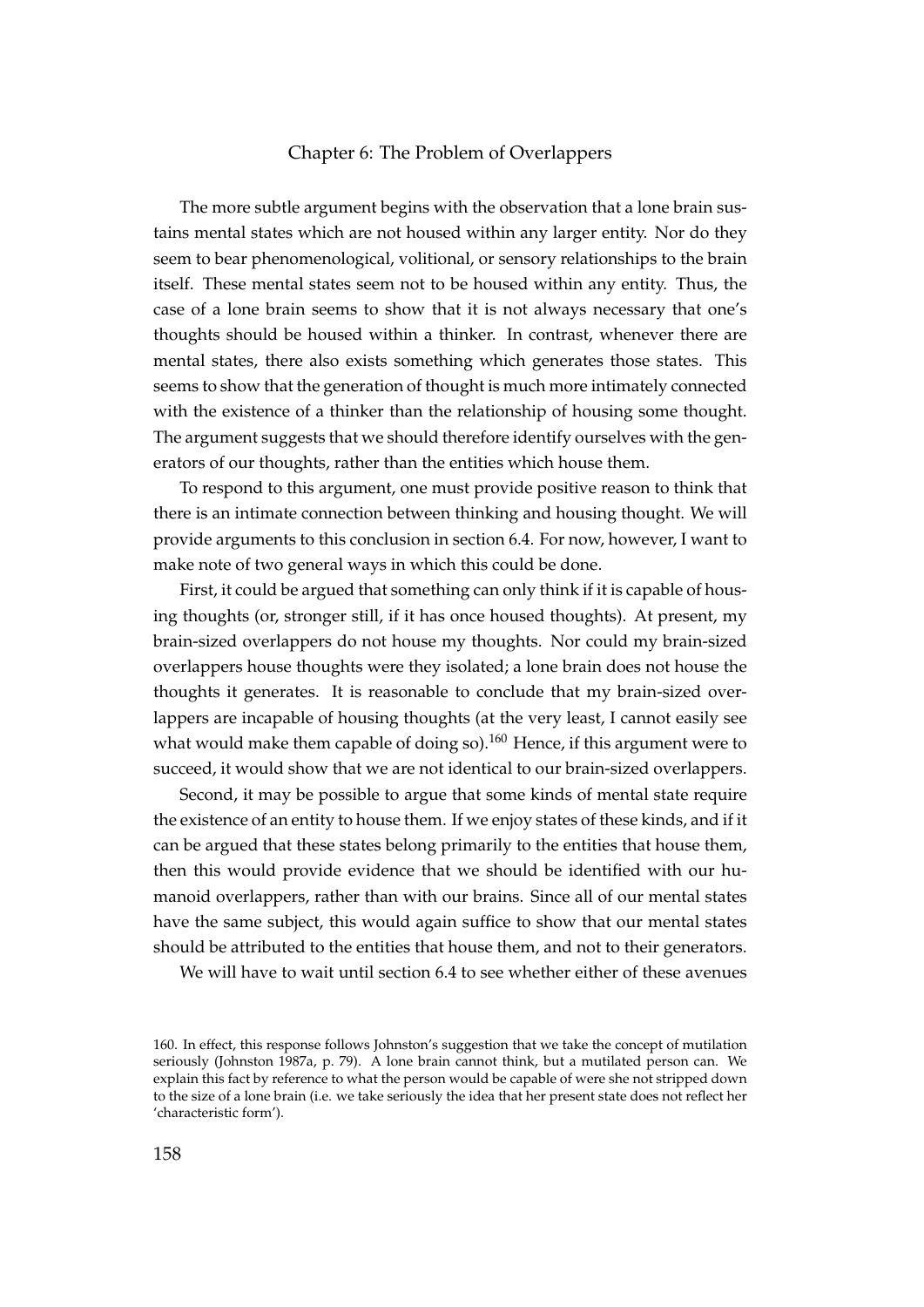The more subtle argument begins with the observation that a lone brain sustains mental states which are not housed within any larger entity. Nor do they seem to bear phenomenological, volitional, or sensory relationships to the brain itself. These mental states seem not to be housed within any entity. Thus, the case of a lone brain seems to show that it is not always necessary that one's thoughts should be housed within a thinker. In contrast, whenever there are mental states, there also exists something which generates those states. This seems to show that the generation of thought is much more intimately connected with the existence of a thinker than the relationship of housing some thought. The argument suggests that we should therefore identify ourselves with the generators of our thoughts, rather than the entities which house them.

To respond to this argument, one must provide positive reason to think that there is an intimate connection between thinking and housing thought. We will provide arguments to this conclusion in section 6.4. For now, however, I want to make note of two general ways in which this could be done.

First, it could be argued that something can only think if it is capable of housing thoughts (or, stronger still, if it has once housed thoughts). At present, my brain-sized overlappers do not house my thoughts. Nor could my brain-sized overlappers house thoughts were they isolated; a lone brain does not house the thoughts it generates. It is reasonable to conclude that my brain-sized overlappers are incapable of housing thoughts (at the very least, I cannot easily see what would make them capable of doing so).[160] Hence, if this argument were to succeed, it would show that we are not identical to our brain-sized overlappers.

Second, it may be possible to argue that some kinds of mental state require the existence of an entity to house them. If we enjoy states of these kinds, and if it can be argued that these states belong primarily to the entities that house them, then this would provide evidence that we should be identified with our humanoid overlappers, rather than with our brains. Since all of our mental states have the same subject, this would again suffice to show that our mental states should be attributed to the entities that house them, and not to their generators.

We will have to wait until section 6.4 to see whether either of these avenues

160. In effect, this response follows Johnston's suggestion that we take the concept of mutilation seriously (Johnston 1987a, p. 79). A lone brain cannot think, but a mutilated person can. We explain this fact by reference to what the person would be capable of were she not stripped down to the size of a lone brain (i.e. we take seriously the idea that her present state does not reflect her 'characteristic form').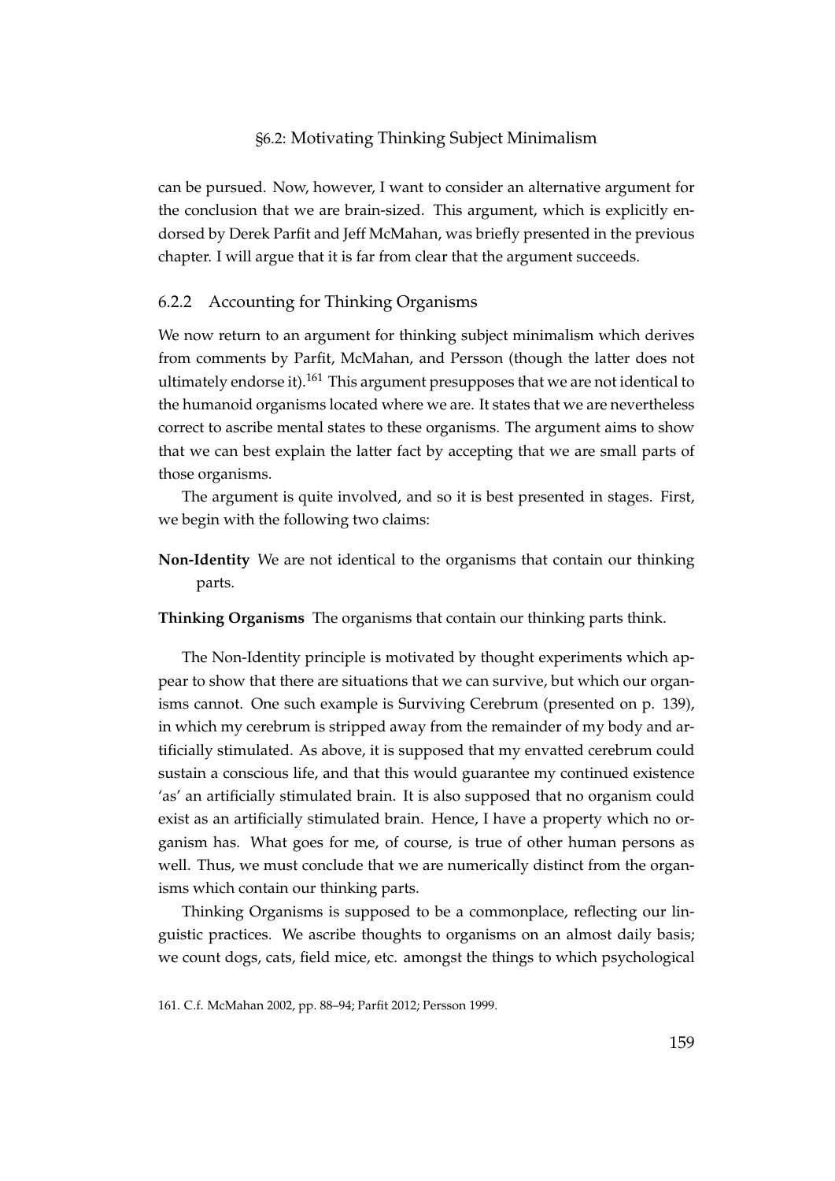can be pursued. Now, however, I want to consider an alternative argument for the conclusion that we are brain-sized. This argument, which is explicitly endorsed by Derek Parfit and Jeff McMahan, was briefly presented in the previous chapter. I will argue that it is far from clear that the argument succeeds.

### 6.2.2 Accounting for Thinking Organisms

We now return to an argument for thinking subject minimalism which derives from comments by Parfit, McMahan, and Persson (though the latter does not ultimately endorse it).[161] This argument presupposes that we are not identical to the humanoid organisms located where we are. It states that we are nevertheless correct to ascribe mental states to these organisms. The argument aims to show that we can best explain the latter fact by accepting that we are small parts of those organisms.

The argument is quite involved, and so it is best presented in stages. First, we begin with the following two claims:

**Non-Identity** We are not identical to the organisms that contain our thinking parts.

**Thinking Organisms** The organisms that contain our thinking parts think.

The Non-Identity principle is motivated by thought experiments which appear to show that there are situations that we can survive, but which our organisms cannot. One such example is Surviving Cerebrum (presented on p. 139), in which my cerebrum is stripped away from the remainder of my body and artificially stimulated. As above, it is supposed that my envatted cerebrum could sustain a conscious life, and that this would guarantee my continued existence 'as' an artificially stimulated brain. It is also supposed that no organism could exist as an artificially stimulated brain. Hence, I have a property which no organism has. What goes for me, of course, is true of other human persons as well. Thus, we must conclude that we are numerically distinct from the organisms which contain our thinking parts.

Thinking Organisms is supposed to be a commonplace, reflecting our linguistic practices. We ascribe thoughts to organisms on an almost daily basis; we count dogs, cats, field mice, etc. amongst the things to which psychological

161. C.f. McMahan 2002, pp. 88–94; Parfit 2012; Persson 1999.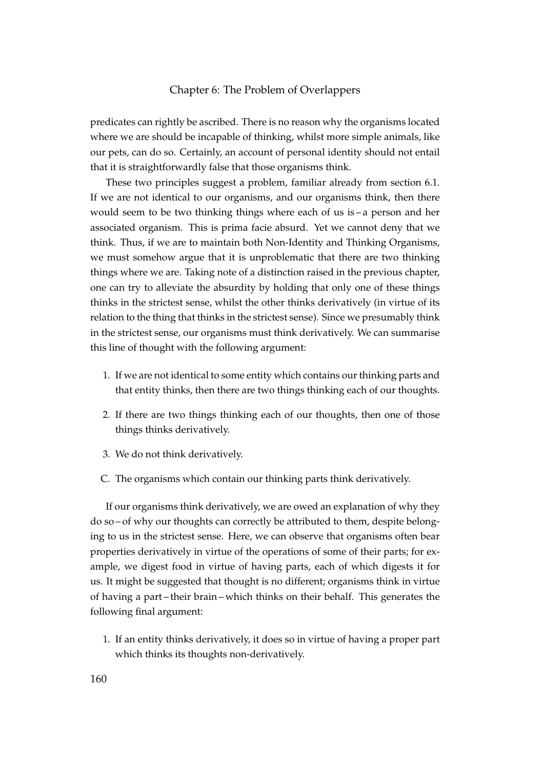predicates can rightly be ascribed. There is no reason why the organisms located where we are should be incapable of thinking, whilst more simple animals, like our pets, can do so. Certainly, an account of personal identity should not entail that it is straightforwardly false that those organisms think.

These two principles suggest a problem, familiar already from section 6.1. If we are not identical to our organisms, and our organisms think, then there would seem to be two thinking things where each of us is – a person and her associated organism. This is prima facie absurd. Yet we cannot deny that we think. Thus, if we are to maintain both Non-Identity and Thinking Organisms, we must somehow argue that it is unproblematic that there are two thinking things where we are. Taking note of a distinction raised in the previous chapter, one can try to alleviate the absurdity by holding that only one of these things thinks in the strictest sense, whilst the other thinks derivatively (in virtue of its relation to the thing that thinks in the strictest sense). Since we presumably think in the strictest sense, our organisms must think derivatively. We can summarise this line of thought with the following argument:

1. If we are not identical to some entity which contains our thinking parts and that entity thinks, then there are two things thinking each of our thoughts.
2. If there are two things thinking each of our thoughts, then one of those things thinks derivatively.
3. We do not think derivatively.

C. The organisms which contain our thinking parts think derivatively.

If our organisms think derivatively, we are owed an explanation of why they do so – of why our thoughts can correctly be attributed to them, despite belonging to us in the strictest sense. Here, we can observe that organisms often bear properties derivatively in virtue of the operations of some of their parts; for example, we digest food in virtue of having parts, each of which digests it for us. It might be suggested that thought is no different; organisms think in virtue of having a part – their brain – which thinks on their behalf. This generates the following final argument:

1. If an entity thinks derivatively, it does so in virtue of having a proper part which thinks its thoughts non-derivatively.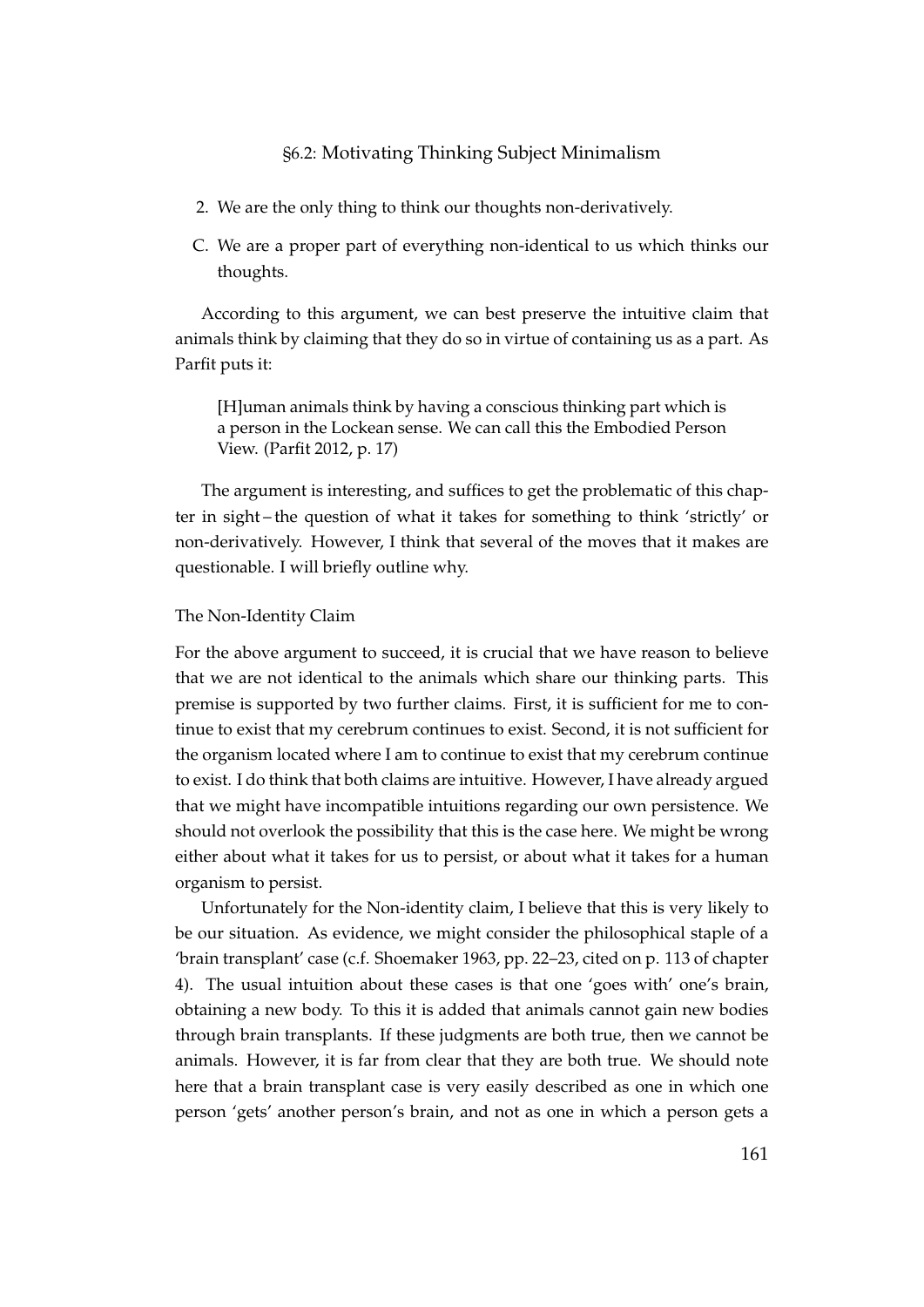2. We are the only thing to think our thoughts non-derivatively.

C. We are a proper part of everything non-identical to us which thinks our thoughts.

According to this argument, we can best preserve the intuitive claim that animals think by claiming that they do so in virtue of containing us as a part. As Parfit puts it:

> [H]uman animals think by having a conscious thinking part which is a person in the Lockean sense. We can call this the Embodied Person View. (Parfit 2012, p. 17)

The argument is interesting, and suffices to get the problematic of this chapter in sight – the question of what it takes for something to think 'strictly' or non-derivatively. However, I think that several of the moves that it makes are questionable. I will briefly outline why.

### The Non-Identity Claim

For the above argument to succeed, it is crucial that we have reason to believe that we are not identical to the animals which share our thinking parts. This premise is supported by two further claims. First, it is sufficient for me to continue to exist that my cerebrum continues to exist. Second, it is not sufficient for the organism located where I am to continue to exist that my cerebrum continue to exist. I do think that both claims are intuitive. However, I have already argued that we might have incompatible intuitions regarding our own persistence. We should not overlook the possibility that this is the case here. We might be wrong either about what it takes for us to persist, or about what it takes for a human organism to persist.

Unfortunately for the Non-identity claim, I believe that this is very likely to be our situation. As evidence, we might consider the philosophical staple of a 'brain transplant' case (c.f. Shoemaker 1963, pp. 22–23, cited on p. 113 of chapter 4). The usual intuition about these cases is that one 'goes with' one's brain, obtaining a new body. To this it is added that animals cannot gain new bodies through brain transplants. If these judgments are both true, then we cannot be animals. However, it is far from clear that they are both true. We should note here that a brain transplant case is very easily described as one in which one person 'gets' another person's brain, and not as one in which a person gets a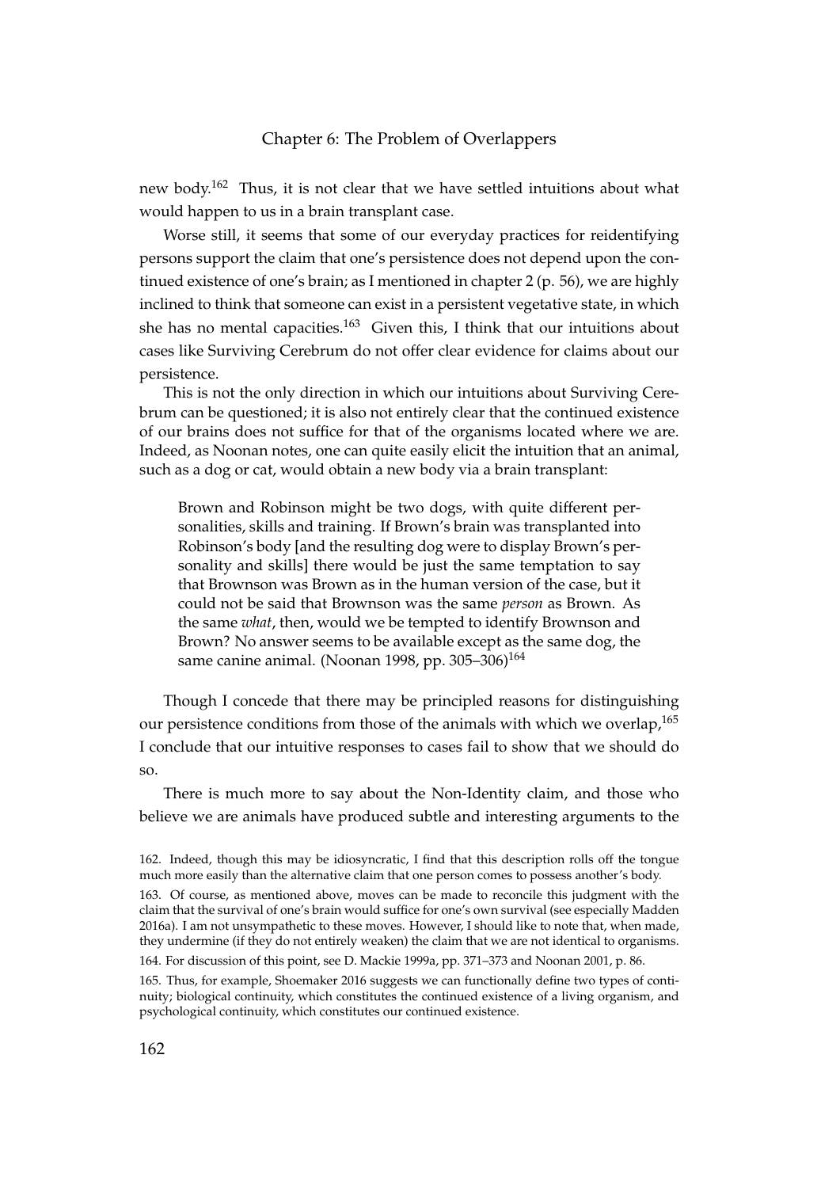new body.[162] Thus, it is not clear that we have settled intuitions about what would happen to us in a brain transplant case.

Worse still, it seems that some of our everyday practices for reidentifying persons support the claim that one's persistence does not depend upon the continued existence of one's brain; as I mentioned in chapter 2 (p. 56), we are highly inclined to think that someone can exist in a persistent vegetative state, in which she has no mental capacities.[163] Given this, I think that our intuitions about cases like Surviving Cerebrum do not offer clear evidence for claims about our persistence.

This is not the only direction in which our intuitions about Surviving Cerebrum can be questioned; it is also not entirely clear that the continued existence of our brains does not suffice for that of the organisms located where we are. Indeed, as Noonan notes, one can quite easily elicit the intuition that an animal, such as a dog or cat, would obtain a new body via a brain transplant:

> Brown and Robinson might be two dogs, with quite different personalities, skills and training. If Brown's brain was transplanted into Robinson's body [and the resulting dog were to display Brown's personality and skills] there would be just the same temptation to say that Brownson was Brown as in the human version of the case, but it could not be said that Brownson was the same *person* as Brown. As the same *what*, then, would we be tempted to identify Brownson and Brown? No answer seems to be available except as the same dog, the same canine animal. (Noonan 1998, pp. 305–306)[164]

Though I concede that there may be principled reasons for distinguishing our persistence conditions from those of the animals with which we overlap,[165] I conclude that our intuitive responses to cases fail to show that we should do so.

There is much more to say about the Non-Identity claim, and those who believe we are animals have produced subtle and interesting arguments to the

162. Indeed, though this may be idiosyncratic, I find that this description rolls off the tongue much more easily than the alternative claim that one person comes to possess another's body.

163. Of course, as mentioned above, moves can be made to reconcile this judgment with the claim that the survival of one's brain would suffice for one's own survival (see especially Madden 2016a). I am not unsympathetic to these moves. However, I should like to note that, when made, they undermine (if they do not entirely weaken) the claim that we are not identical to organisms.

164. For discussion of this point, see D. Mackie 1999a, pp. 371–373 and Noonan 2001, p. 86.

165. Thus, for example, Shoemaker 2016 suggests we can functionally define two types of continuity; biological continuity, which constitutes the continued existence of a living organism, and psychological continuity, which constitutes our continued existence.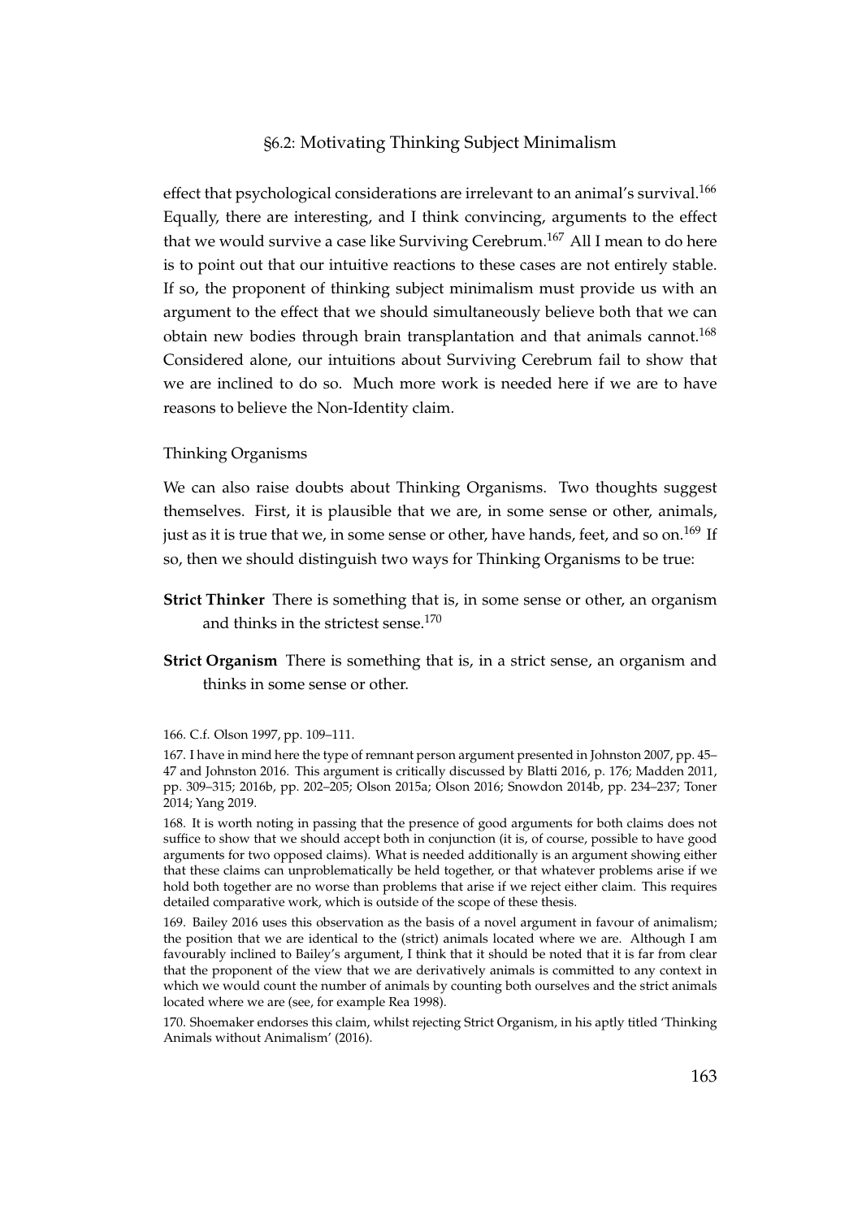effect that psychological considerations are irrelevant to an animal's survival.[166] Equally, there are interesting, and I think convincing, arguments to the effect that we would survive a case like Surviving Cerebrum.[167] All I mean to do here is to point out that our intuitive reactions to these cases are not entirely stable. If so, the proponent of thinking subject minimalism must provide us with an argument to the effect that we should simultaneously believe both that we can obtain new bodies through brain transplantation and that animals cannot.[168] Considered alone, our intuitions about Surviving Cerebrum fail to show that we are inclined to do so. Much more work is needed here if we are to have reasons to believe the Non-Identity claim.

### Thinking Organisms

We can also raise doubts about Thinking Organisms. Two thoughts suggest themselves. First, it is plausible that we are, in some sense or other, animals, just as it is true that we, in some sense or other, have hands, feet, and so on.[169] If so, then we should distinguish two ways for Thinking Organisms to be true:

**Strict Thinker** There is something that is, in some sense or other, an organism and thinks in the strictest sense.[170]

**Strict Organism** There is something that is, in a strict sense, an organism and thinks in some sense or other.

---

166. C.f. Olson 1997, pp. 109–111.

167. I have in mind here the type of remnant person argument presented in Johnston 2007, pp. 45–47 and Johnston 2016. This argument is critically discussed by Blatti 2016, p. 176; Madden 2011, pp. 309–315; 2016b, pp. 202–205; Olson 2015a; Olson 2016; Snowdon 2014b, pp. 234–237; Toner 2014; Yang 2019.

168. It is worth noting in passing that the presence of good arguments for both claims does not suffice to show that we should accept both in conjunction (it is, of course, possible to have good arguments for two opposed claims). What is needed additionally is an argument showing either that these claims can unproblematically be held together, or that whatever problems arise if we hold both together are no worse than problems that arise if we reject either claim. This requires detailed comparative work, which is outside of the scope of these thesis.

169. Bailey 2016 uses this observation as the basis of a novel argument in favour of animalism; the position that we are identical to the (strict) animals located where we are. Although I am favourably inclined to Bailey's argument, I think that it should be noted that it is far from clear that the proponent of the view that we are derivatively animals is committed to any context in which we would count the number of animals by counting both ourselves and the strict animals located where we are (see, for example Rea 1998).

170. Shoemaker endorses this claim, whilst rejecting Strict Organism, in his aptly titled 'Thinking Animals without Animalism' (2016).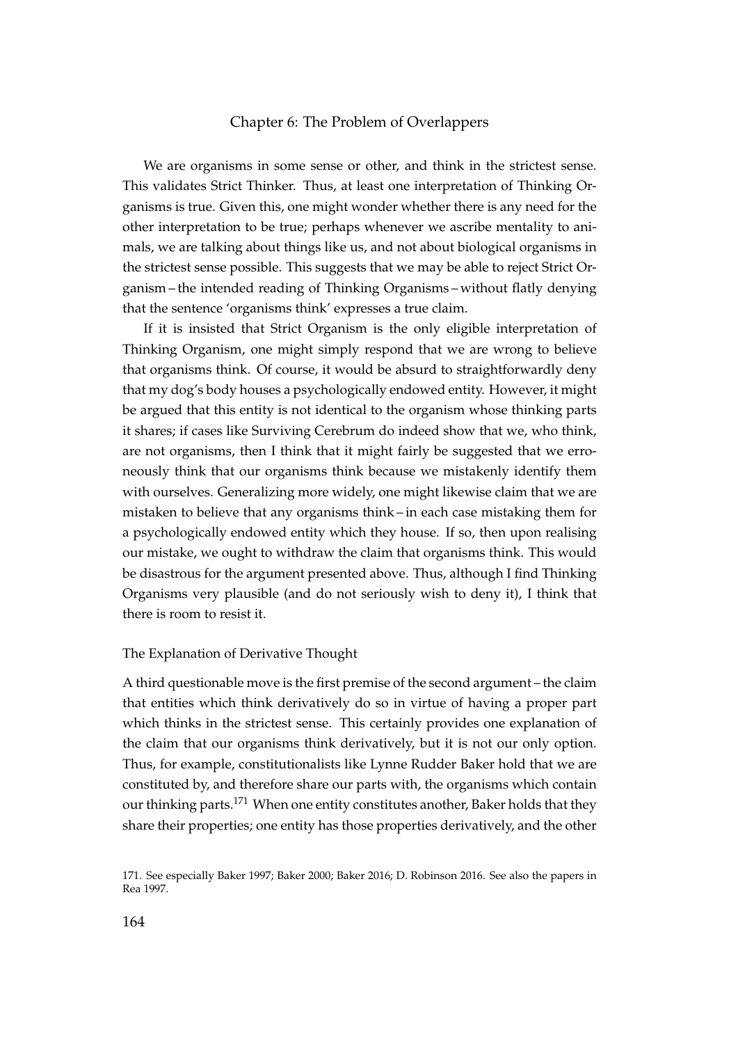We are organisms in some sense or other, and think in the strictest sense. This validates Strict Thinker. Thus, at least one interpretation of Thinking Organisms is true. Given this, one might wonder whether there is any need for the other interpretation to be true; perhaps whenever we ascribe mentality to animals, we are talking about things like us, and not about biological organisms in the strictest sense possible. This suggests that we may be able to reject Strict Organism – the intended reading of Thinking Organisms – without flatly denying that the sentence 'organisms think' expresses a true claim.

If it is insisted that Strict Organism is the only eligible interpretation of Thinking Organism, one might simply respond that we are wrong to believe that organisms think. Of course, it would be absurd to straightforwardly deny that my dog's body houses a psychologically endowed entity. However, it might be argued that this entity is not identical to the organism whose thinking parts it shares; if cases like Surviving Cerebrum do indeed show that we, who think, are not organisms, then I think that it might fairly be suggested that we erroneously think that our organisms think because we mistakenly identify them with ourselves. Generalizing more widely, one might likewise claim that we are mistaken to believe that any organisms think – in each case mistaking them for a psychologically endowed entity which they house. If so, then upon realising our mistake, we ought to withdraw the claim that organisms think. This would be disastrous for the argument presented above. Thus, although I find Thinking Organisms very plausible (and do not seriously wish to deny it), I think that there is room to resist it.

### The Explanation of Derivative Thought

A third questionable move is the first premise of the second argument – the claim that entities which think derivatively do so in virtue of having a proper part which thinks in the strictest sense. This certainly provides one explanation of the claim that our organisms think derivatively, but it is not our only option. Thus, for example, constitutionalists like Lynne Rudder Baker hold that we are constituted by, and therefore share our parts with, the organisms which contain our thinking parts.[171] When one entity constitutes another, Baker holds that they share their properties; one entity has those properties derivatively, and the other

171. See especially Baker 1997; Baker 2000; Baker 2016; D. Robinson 2016. See also the papers in Rea 1997.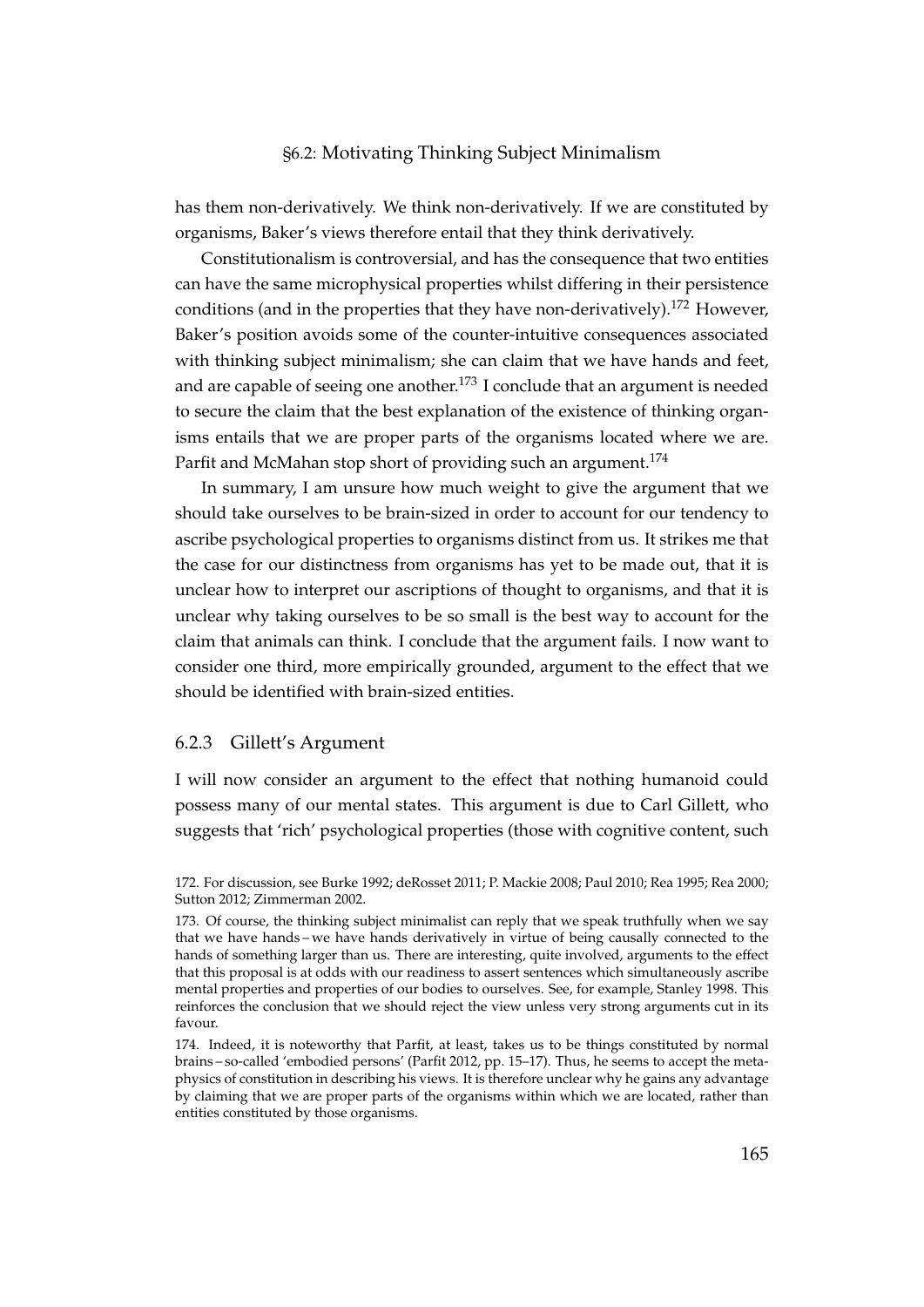has them non-derivatively. We think non-derivatively. If we are constituted by organisms, Baker's views therefore entail that they think derivatively.

Constitutionalism is controversial, and has the consequence that two entities can have the same microphysical properties whilst differing in their persistence conditions (and in the properties that they have non-derivatively).[172] However, Baker's position avoids some of the counter-intuitive consequences associated with thinking subject minimalism; she can claim that we have hands and feet, and are capable of seeing one another.[173] I conclude that an argument is needed to secure the claim that the best explanation of the existence of thinking organisms entails that we are proper parts of the organisms located where we are. Parfit and McMahan stop short of providing such an argument.[174]

In summary, I am unsure how much weight to give the argument that we should take ourselves to be brain-sized in order to account for our tendency to ascribe psychological properties to organisms distinct from us. It strikes me that the case for our distinctness from organisms has yet to be made out, that it is unclear how to interpret our ascriptions of thought to organisms, and that it is unclear why taking ourselves to be so small is the best way to account for the claim that animals can think. I conclude that the argument fails. I now want to consider one third, more empirically grounded, argument to the effect that we should be identified with brain-sized entities.

### 6.2.3 Gillett's Argument

I will now consider an argument to the effect that nothing humanoid could possess many of our mental states. This argument is due to Carl Gillett, who suggests that 'rich' psychological properties (those with cognitive content, such

172. For discussion, see Burke 1992; deRosset 2011; P. Mackie 2008; Paul 2010; Rea 1995; Rea 2000; Sutton 2012; Zimmerman 2002.

173. Of course, the thinking subject minimalist can reply that we speak truthfully when we say that we have hands – we have hands derivatively in virtue of being causally connected to the hands of something larger than us. There are interesting, quite involved, arguments to the effect that this proposal is at odds with our readiness to assert sentences which simultaneously ascribe mental properties and properties of our bodies to ourselves. See, for example, Stanley 1998. This reinforces the conclusion that we should reject the view unless very strong arguments cut in its favour.

174. Indeed, it is noteworthy that Parfit, at least, takes us to be things constituted by normal brains – so-called 'embodied persons' (Parfit 2012, pp. 15–17). Thus, he seems to accept the metaphysics of constitution in describing his views. It is therefore unclear why he gains any advantage by claiming that we are proper parts of the organisms within which we are located, rather than entities constituted by those organisms.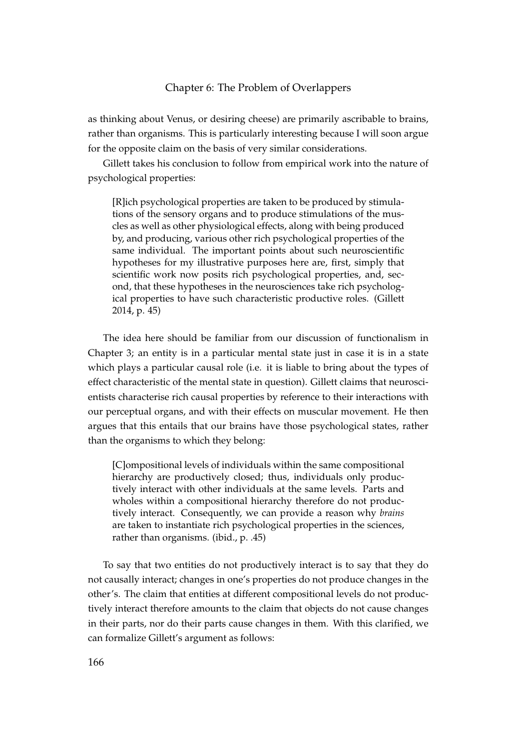as thinking about Venus, or desiring cheese) are primarily ascribable to brains, rather than organisms. This is particularly interesting because I will soon argue for the opposite claim on the basis of very similar considerations.

Gillett takes his conclusion to follow from empirical work into the nature of psychological properties:

> [R]ich psychological properties are taken to be produced by stimulations of the sensory organs and to produce stimulations of the muscles as well as other physiological effects, along with being produced by, and producing, various other rich psychological properties of the same individual. The important points about such neuroscientific hypotheses for my illustrative purposes here are, first, simply that scientific work now posits rich psychological properties, and, second, that these hypotheses in the neurosciences take rich psychological properties to have such characteristic productive roles. (Gillett 2014, p. 45)

The idea here should be familiar from our discussion of functionalism in Chapter 3; an entity is in a particular mental state just in case it is in a state which plays a particular causal role (i.e. it is liable to bring about the types of effect characteristic of the mental state in question). Gillett claims that neuroscientists characterise rich causal properties by reference to their interactions with our perceptual organs, and with their effects on muscular movement. He then argues that this entails that our brains have those psychological states, rather than the organisms to which they belong:

> [C]ompositional levels of individuals within the same compositional hierarchy are productively closed; thus, individuals only productively interact with other individuals at the same levels. Parts and wholes within a compositional hierarchy therefore do not productively interact. Consequently, we can provide a reason why *brains* are taken to instantiate rich psychological properties in the sciences, rather than organisms. (ibid., p. .45)

To say that two entities do not productively interact is to say that they do not causally interact; changes in one's properties do not produce changes in the other's. The claim that entities at different compositional levels do not productively interact therefore amounts to the claim that objects do not cause changes in their parts, nor do their parts cause changes in them. With this clarified, we can formalize Gillett's argument as follows: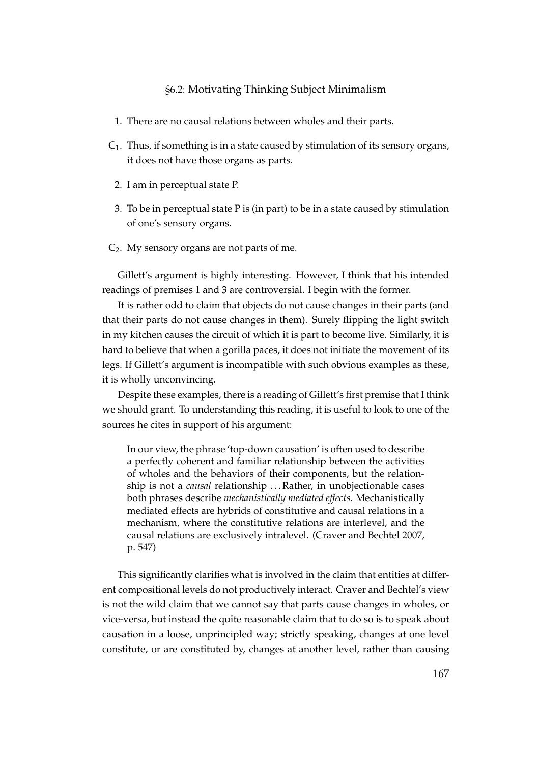1. There are no causal relations between wholes and their parts.

$C_1$. Thus, if something is in a state caused by stimulation of its sensory organs, it does not have those organs as parts.

2. I am in perceptual state P.

3. To be in perceptual state P is (in part) to be in a state caused by stimulation of one's sensory organs.

$C_2$. My sensory organs are not parts of me.

Gillett's argument is highly interesting. However, I think that his intended readings of premises 1 and 3 are controversial. I begin with the former.

It is rather odd to claim that objects do not cause changes in their parts (and that their parts do not cause changes in them). Surely flipping the light switch in my kitchen causes the circuit of which it is part to become live. Similarly, it is hard to believe that when a gorilla paces, it does not initiate the movement of its legs. If Gillett's argument is incompatible with such obvious examples as these, it is wholly unconvincing.

Despite these examples, there is a reading of Gillett's first premise that I think we should grant. To understanding this reading, it is useful to look to one of the sources he cites in support of his argument:

> In our view, the phrase 'top-down causation' is often used to describe a perfectly coherent and familiar relationship between the activities of wholes and the behaviors of their components, but the relationship is not a *causal* relationship ... Rather, in unobjectionable cases both phrases describe *mechanistically mediated effects*. Mechanistically mediated effects are hybrids of constitutive and causal relations in a mechanism, where the constitutive relations are interlevel, and the causal relations are exclusively intralevel. (Craver and Bechtel 2007, p. 547)

This significantly clarifies what is involved in the claim that entities at different compositional levels do not productively interact. Craver and Bechtel's view is not the wild claim that we cannot say that parts cause changes in wholes, or vice-versa, but instead the quite reasonable claim that to do so is to speak about causation in a loose, unprincipled way; strictly speaking, changes at one level constitute, or are constituted by, changes at another level, rather than causing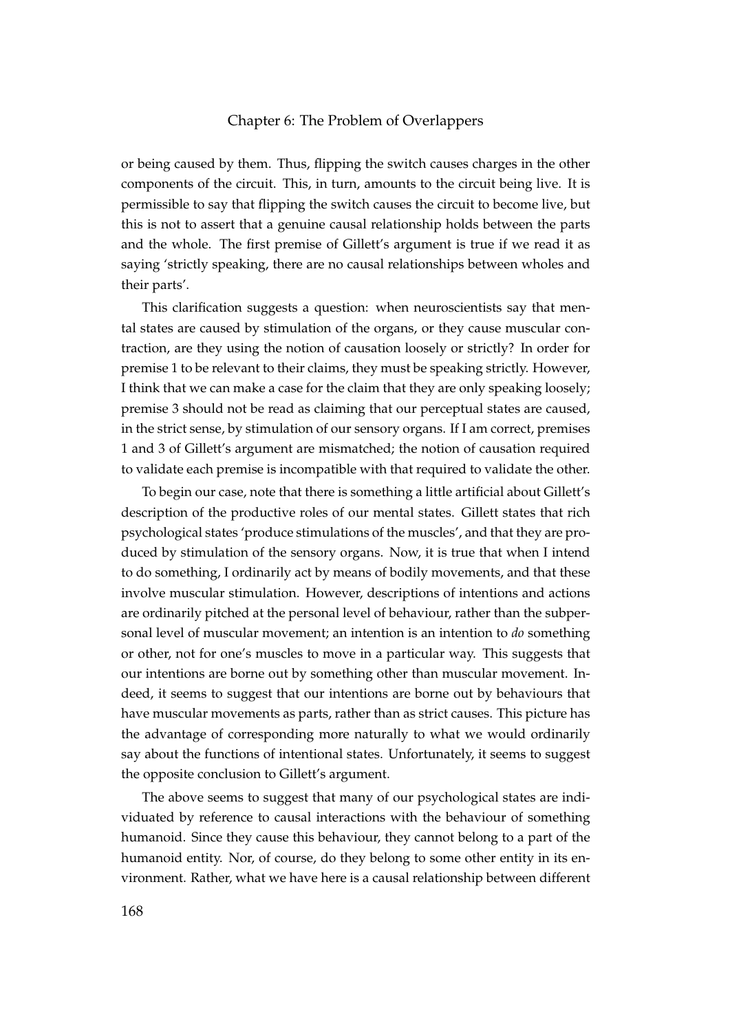or being caused by them. Thus, flipping the switch causes charges in the other components of the circuit. This, in turn, amounts to the circuit being live. It is permissible to say that flipping the switch causes the circuit to become live, but this is not to assert that a genuine causal relationship holds between the parts and the whole. The first premise of Gillett's argument is true if we read it as saying 'strictly speaking, there are no causal relationships between wholes and their parts'.

This clarification suggests a question: when neuroscientists say that mental states are caused by stimulation of the organs, or they cause muscular contraction, are they using the notion of causation loosely or strictly? In order for premise 1 to be relevant to their claims, they must be speaking strictly. However, I think that we can make a case for the claim that they are only speaking loosely; premise 3 should not be read as claiming that our perceptual states are caused, in the strict sense, by stimulation of our sensory organs. If I am correct, premises 1 and 3 of Gillett's argument are mismatched; the notion of causation required to validate each premise is incompatible with that required to validate the other.

To begin our case, note that there is something a little artificial about Gillett's description of the productive roles of our mental states. Gillett states that rich psychological states 'produce stimulations of the muscles', and that they are produced by stimulation of the sensory organs. Now, it is true that when I intend to do something, I ordinarily act by means of bodily movements, and that these involve muscular stimulation. However, descriptions of intentions and actions are ordinarily pitched at the personal level of behaviour, rather than the subpersonal level of muscular movement; an intention is an intention to *do* something or other, not for one's muscles to move in a particular way. This suggests that our intentions are borne out by something other than muscular movement. Indeed, it seems to suggest that our intentions are borne out by behaviours that have muscular movements as parts, rather than as strict causes. This picture has the advantage of corresponding more naturally to what we would ordinarily say about the functions of intentional states. Unfortunately, it seems to suggest the opposite conclusion to Gillett's argument.

The above seems to suggest that many of our psychological states are individuated by reference to causal interactions with the behaviour of something humanoid. Since they cause this behaviour, they cannot belong to a part of the humanoid entity. Nor, of course, do they belong to some other entity in its environment. Rather, what we have here is a causal relationship between different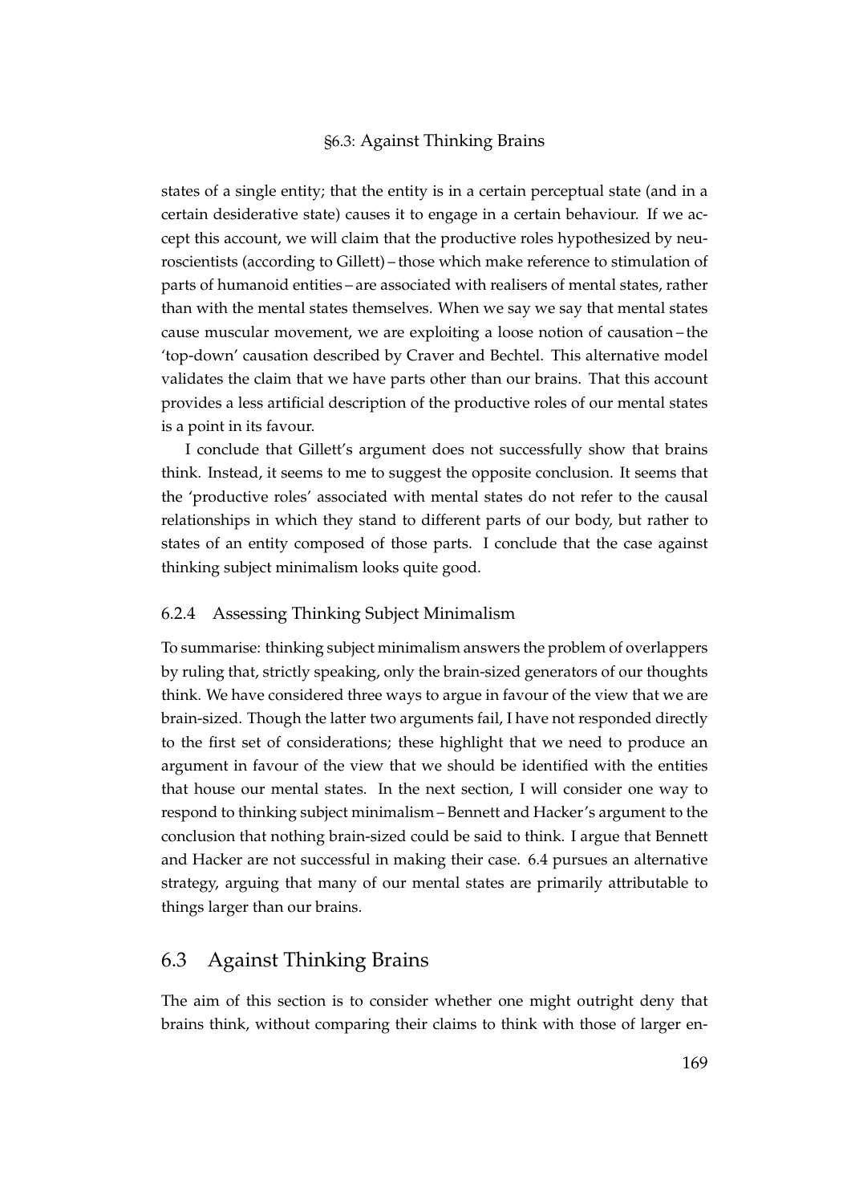states of a single entity; that the entity is in a certain perceptual state (and in a certain desiderative state) causes it to engage in a certain behaviour. If we accept this account, we will claim that the productive roles hypothesized by neuroscientists (according to Gillett) – those which make reference to stimulation of parts of humanoid entities – are associated with realisers of mental states, rather than with the mental states themselves. When we say we say that mental states cause muscular movement, we are exploiting a loose notion of causation – the 'top-down' causation described by Craver and Bechtel. This alternative model validates the claim that we have parts other than our brains. That this account provides a less artificial description of the productive roles of our mental states is a point in its favour.

I conclude that Gillett's argument does not successfully show that brains think. Instead, it seems to me to suggest the opposite conclusion. It seems that the 'productive roles' associated with mental states do not refer to the causal relationships in which they stand to different parts of our body, but rather to states of an entity composed of those parts. I conclude that the case against thinking subject minimalism looks quite good.

### 6.2.4 Assessing Thinking Subject Minimalism

To summarise: thinking subject minimalism answers the problem of overlappers by ruling that, strictly speaking, only the brain-sized generators of our thoughts think. We have considered three ways to argue in favour of the view that we are brain-sized. Though the latter two arguments fail, I have not responded directly to the first set of considerations; these highlight that we need to produce an argument in favour of the view that we should be identified with the entities that house our mental states. In the next section, I will consider one way to respond to thinking subject minimalism – Bennett and Hacker's argument to the conclusion that nothing brain-sized could be said to think. I argue that Bennett and Hacker are not successful in making their case. 6.4 pursues an alternative strategy, arguing that many of our mental states are primarily attributable to things larger than our brains.

## 6.3 Against Thinking Brains

The aim of this section is to consider whether one might outright deny that brains think, without comparing their claims to think with those of larger en-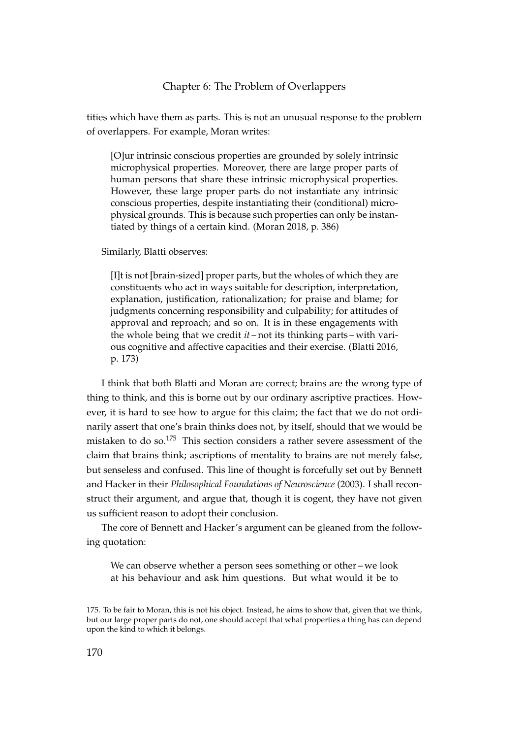tities which have them as parts. This is not an unusual response to the problem of overlappers. For example, Moran writes:

> [O]ur intrinsic conscious properties are grounded by solely intrinsic microphysical properties. Moreover, there are large proper parts of human persons that share these intrinsic microphysical properties. However, these large proper parts do not instantiate any intrinsic conscious properties, despite instantiating their (conditional) microphysical grounds. This is because such properties can only be instantiated by things of a certain kind. (Moran 2018, p. 386)

Similarly, Blatti observes:

> [I]t is not [brain-sized] proper parts, but the wholes of which they are constituents who act in ways suitable for description, interpretation, explanation, justification, rationalization; for praise and blame; for judgments concerning responsibility and culpability; for attitudes of approval and reproach; and so on. It is in these engagements with the whole being that we credit *it* – not its thinking parts – with various cognitive and affective capacities and their exercise. (Blatti 2016, p. 173)

I think that both Blatti and Moran are correct; brains are the wrong type of thing to think, and this is borne out by our ordinary ascriptive practices. However, it is hard to see how to argue for this claim; the fact that we do not ordinarily assert that one's brain thinks does not, by itself, should that we would be mistaken to do so.[175] This section considers a rather severe assessment of the claim that brains think; ascriptions of mentality to brains are not merely false, but senseless and confused. This line of thought is forcefully set out by Bennett and Hacker in their *Philosophical Foundations of Neuroscience* (2003). I shall reconstruct their argument, and argue that, though it is cogent, they have not given us sufficient reason to adopt their conclusion.

The core of Bennett and Hacker's argument can be gleaned from the following quotation:

> We can observe whether a person sees something or other – we look at his behaviour and ask him questions. But what would it be to

175. To be fair to Moran, this is not his object. Instead, he aims to show that, given that we think, but our large proper parts do not, one should accept that what properties a thing has can depend upon the kind to which it belongs.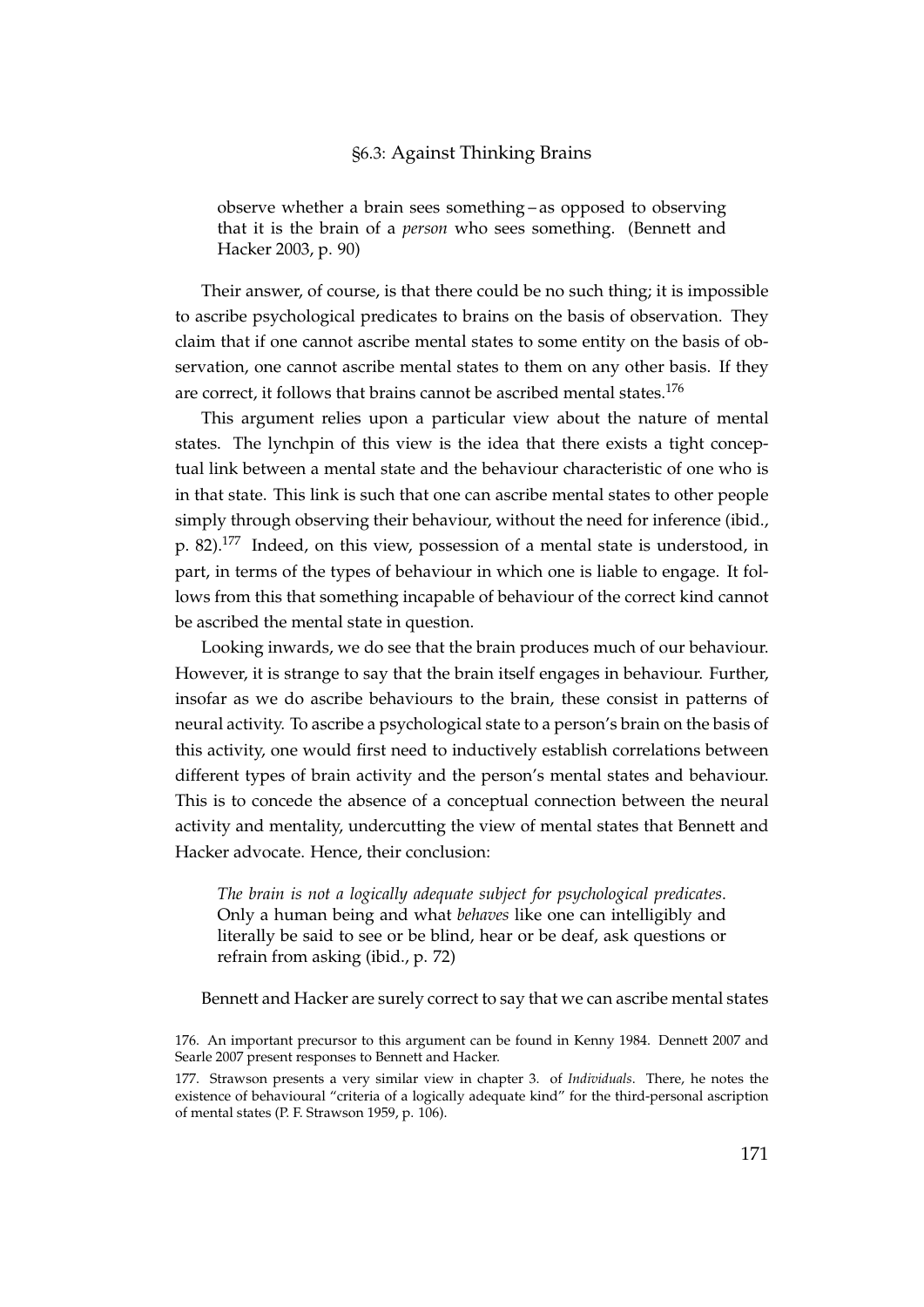> observe whether a brain sees something – as opposed to observing that it is the brain of a *person* who sees something. (Bennett and Hacker 2003, p. 90)

Their answer, of course, is that there could be no such thing; it is impossible to ascribe psychological predicates to brains on the basis of observation. They claim that if one cannot ascribe mental states to some entity on the basis of observation, one cannot ascribe mental states to them on any other basis. If they are correct, it follows that brains cannot be ascribed mental states.[176]

This argument relies upon a particular view about the nature of mental states. The lynchpin of this view is the idea that there exists a tight conceptual link between a mental state and the behaviour characteristic of one who is in that state. This link is such that one can ascribe mental states to other people simply through observing their behaviour, without the need for inference (ibid., p. 82).[177] Indeed, on this view, possession of a mental state is understood, in part, in terms of the types of behaviour in which one is liable to engage. It follows from this that something incapable of behaviour of the correct kind cannot be ascribed the mental state in question.

Looking inwards, we do see that the brain produces much of our behaviour. However, it is strange to say that the brain itself engages in behaviour. Further, insofar as we do ascribe behaviours to the brain, these consist in patterns of neural activity. To ascribe a psychological state to a person's brain on the basis of this activity, one would first need to inductively establish correlations between different types of brain activity and the person's mental states and behaviour. This is to concede the absence of a conceptual connection between the neural activity and mentality, undercutting the view of mental states that Bennett and Hacker advocate. Hence, their conclusion:

> *The brain is not a logically adequate subject for psychological predicates*. Only a human being and what *behaves* like one can intelligibly and literally be said to see or be blind, hear or be deaf, ask questions or refrain from asking (ibid., p. 72)

Bennett and Hacker are surely correct to say that we can ascribe mental states

176. An important precursor to this argument can be found in Kenny 1984. Dennett 2007 and Searle 2007 present responses to Bennett and Hacker.

177. Strawson presents a very similar view in chapter 3. of *Individuals*. There, he notes the existence of behavioural "criteria of a logically adequate kind" for the third-personal ascription of mental states (P. F. Strawson 1959, p. 106).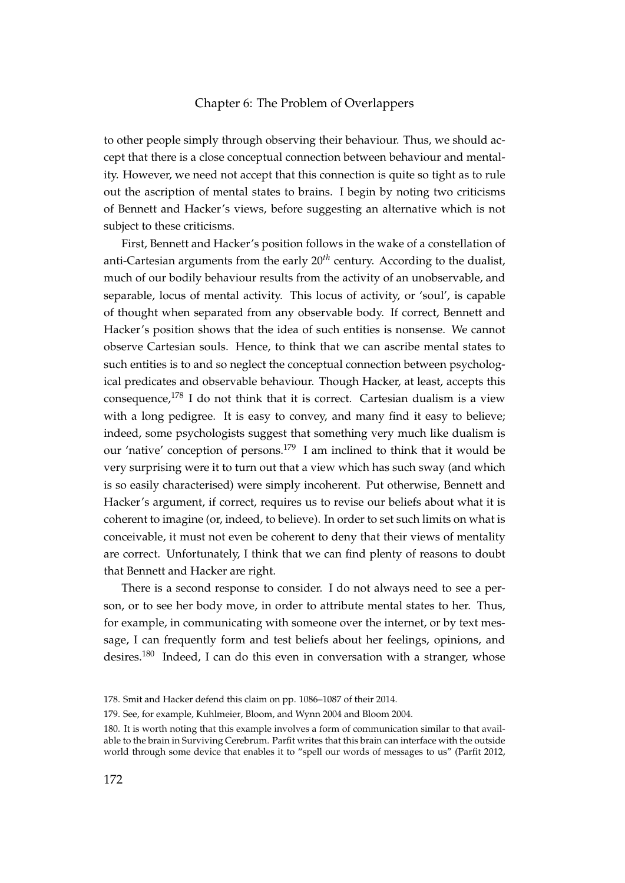to other people simply through observing their behaviour. Thus, we should accept that there is a close conceptual connection between behaviour and mentality. However, we need not accept that this connection is quite so tight as to rule out the ascription of mental states to brains. I begin by noting two criticisms of Bennett and Hacker's views, before suggesting an alternative which is not subject to these criticisms.

First, Bennett and Hacker's position follows in the wake of a constellation of anti-Cartesian arguments from the early 20*th* century. According to the dualist, much of our bodily behaviour results from the activity of an unobservable, and separable, locus of mental activity. This locus of activity, or 'soul', is capable of thought when separated from any observable body. If correct, Bennett and Hacker's position shows that the idea of such entities is nonsense. We cannot observe Cartesian souls. Hence, to think that we can ascribe mental states to such entities is to and so neglect the conceptual connection between psychological predicates and observable behaviour. Though Hacker, at least, accepts this consequence,[178] I do not think that it is correct. Cartesian dualism is a view with a long pedigree. It is easy to convey, and many find it easy to believe; indeed, some psychologists suggest that something very much like dualism is our 'native' conception of persons.[179] I am inclined to think that it would be very surprising were it to turn out that a view which has such sway (and which is so easily characterised) were simply incoherent. Put otherwise, Bennett and Hacker's argument, if correct, requires us to revise our beliefs about what it is coherent to imagine (or, indeed, to believe). In order to set such limits on what is conceivable, it must not even be coherent to deny that their views of mentality are correct. Unfortunately, I think that we can find plenty of reasons to doubt that Bennett and Hacker are right.

There is a second response to consider. I do not always need to see a person, or to see her body move, in order to attribute mental states to her. Thus, for example, in communicating with someone over the internet, or by text message, I can frequently form and test beliefs about her feelings, opinions, and desires.[180] Indeed, I can do this even in conversation with a stranger, whose

178. Smit and Hacker defend this claim on pp. 1086–1087 of their 2014.

179. See, for example, Kuhlmeier, Bloom, and Wynn 2004 and Bloom 2004.

180. It is worth noting that this example involves a form of communication similar to that available to the brain in Surviving Cerebrum. Parfit writes that this brain can interface with the outside world through some device that enables it to "spell our words of messages to us" (Parfit 2012,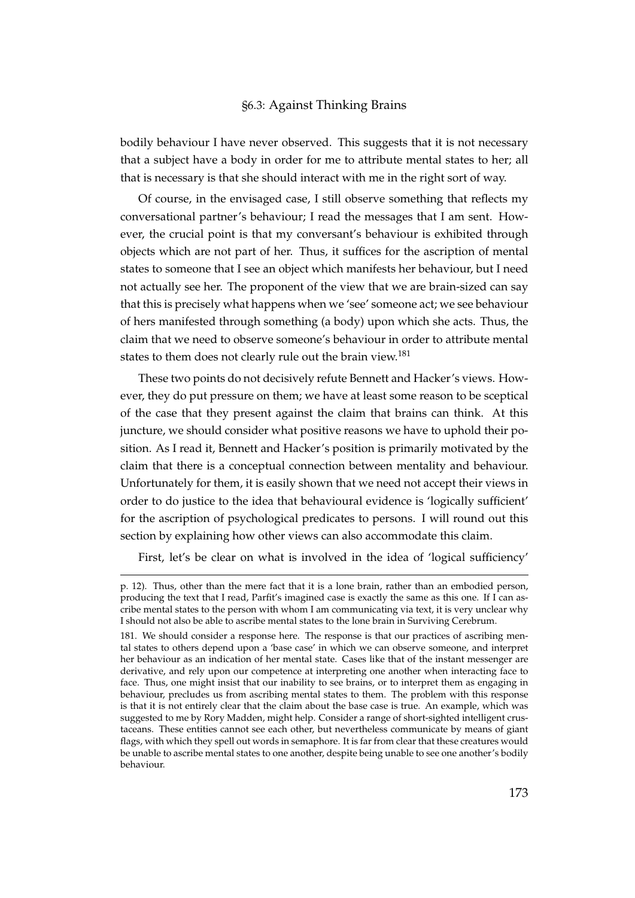bodily behaviour I have never observed. This suggests that it is not necessary that a subject have a body in order for me to attribute mental states to her; all that is necessary is that she should interact with me in the right sort of way.

Of course, in the envisaged case, I still observe something that reflects my conversational partner's behaviour; I read the messages that I am sent. However, the crucial point is that my conversant's behaviour is exhibited through objects which are not part of her. Thus, it suffices for the ascription of mental states to someone that I see an object which manifests her behaviour, but I need not actually see her. The proponent of the view that we are brain-sized can say that this is precisely what happens when we 'see' someone act; we see behaviour of hers manifested through something (a body) upon which she acts. Thus, the claim that we need to observe someone's behaviour in order to attribute mental states to them does not clearly rule out the brain view.[181]

These two points do not decisively refute Bennett and Hacker's views. However, they do put pressure on them; we have at least some reason to be sceptical of the case that they present against the claim that brains can think. At this juncture, we should consider what positive reasons we have to uphold their position. As I read it, Bennett and Hacker's position is primarily motivated by the claim that there is a conceptual connection between mentality and behaviour. Unfortunately for them, it is easily shown that we need not accept their views in order to do justice to the idea that behavioural evidence is 'logically sufficient' for the ascription of psychological predicates to persons. I will round out this section by explaining how other views can also accommodate this claim.

First, let's be clear on what is involved in the idea of 'logical sufficiency'

---

p. 12). Thus, other than the mere fact that it is a lone brain, rather than an embodied person, producing the text that I read, Parfit's imagined case is exactly the same as this one. If I can ascribe mental states to the person with whom I am communicating via text, it is very unclear why I should not also be able to ascribe mental states to the lone brain in Surviving Cerebrum.

181. We should consider a response here. The response is that our practices of ascribing mental states to others depend upon a 'base case' in which we can observe someone, and interpret her behaviour as an indication of her mental state. Cases like that of the instant messenger are derivative, and rely upon our competence at interpreting one another when interacting face to face. Thus, one might insist that our inability to see brains, or to interpret them as engaging in behaviour, precludes us from ascribing mental states to them. The problem with this response is that it is not entirely clear that the claim about the base case is true. An example, which was suggested to me by Rory Madden, might help. Consider a range of short-sighted intelligent crustaceans. These entities cannot see each other, but nevertheless communicate by means of giant flags, with which they spell out words in semaphore. It is far from clear that these creatures would be unable to ascribe mental states to one another, despite being unable to see one another's bodily behaviour.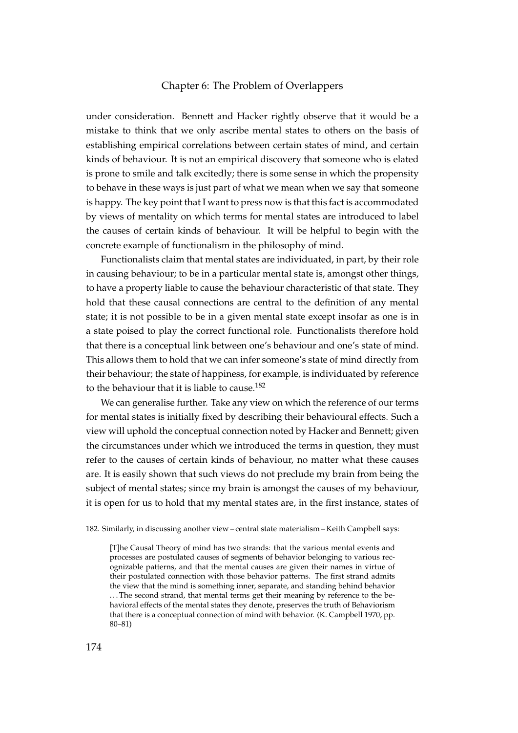under consideration. Bennett and Hacker rightly observe that it would be a mistake to think that we only ascribe mental states to others on the basis of establishing empirical correlations between certain states of mind, and certain kinds of behaviour. It is not an empirical discovery that someone who is elated is prone to smile and talk excitedly; there is some sense in which the propensity to behave in these ways is just part of what we mean when we say that someone is happy. The key point that I want to press now is that this fact is accommodated by views of mentality on which terms for mental states are introduced to label the causes of certain kinds of behaviour. It will be helpful to begin with the concrete example of functionalism in the philosophy of mind.

Functionalists claim that mental states are individuated, in part, by their role in causing behaviour; to be in a particular mental state is, amongst other things, to have a property liable to cause the behaviour characteristic of that state. They hold that these causal connections are central to the definition of any mental state; it is not possible to be in a given mental state except insofar as one is in a state poised to play the correct functional role. Functionalists therefore hold that there is a conceptual link between one's behaviour and one's state of mind. This allows them to hold that we can infer someone's state of mind directly from their behaviour; the state of happiness, for example, is individuated by reference to the behaviour that it is liable to cause.[182]

We can generalise further. Take any view on which the reference of our terms for mental states is initially fixed by describing their behavioural effects. Such a view will uphold the conceptual connection noted by Hacker and Bennett; given the circumstances under which we introduced the terms in question, they must refer to the causes of certain kinds of behaviour, no matter what these causes are. It is easily shown that such views do not preclude my brain from being the subject of mental states; since my brain is amongst the causes of my behaviour, it is open for us to hold that my mental states are, in the first instance, states of

182. Similarly, in discussing another view – central state materialism – Keith Campbell says:

> [T]he Causal Theory of mind has two strands: that the various mental events and processes are postulated causes of segments of behavior belonging to various recognizable patterns, and that the mental causes are given their names in virtue of their postulated connection with those behavior patterns. The first strand admits the view that the mind is something inner, separate, and standing behind behavior . . . The second strand, that mental terms get their meaning by reference to the behavioral effects of the mental states they denote, preserves the truth of Behaviorism that there is a conceptual connection of mind with behavior. (K. Campbell 1970, pp. 80–81)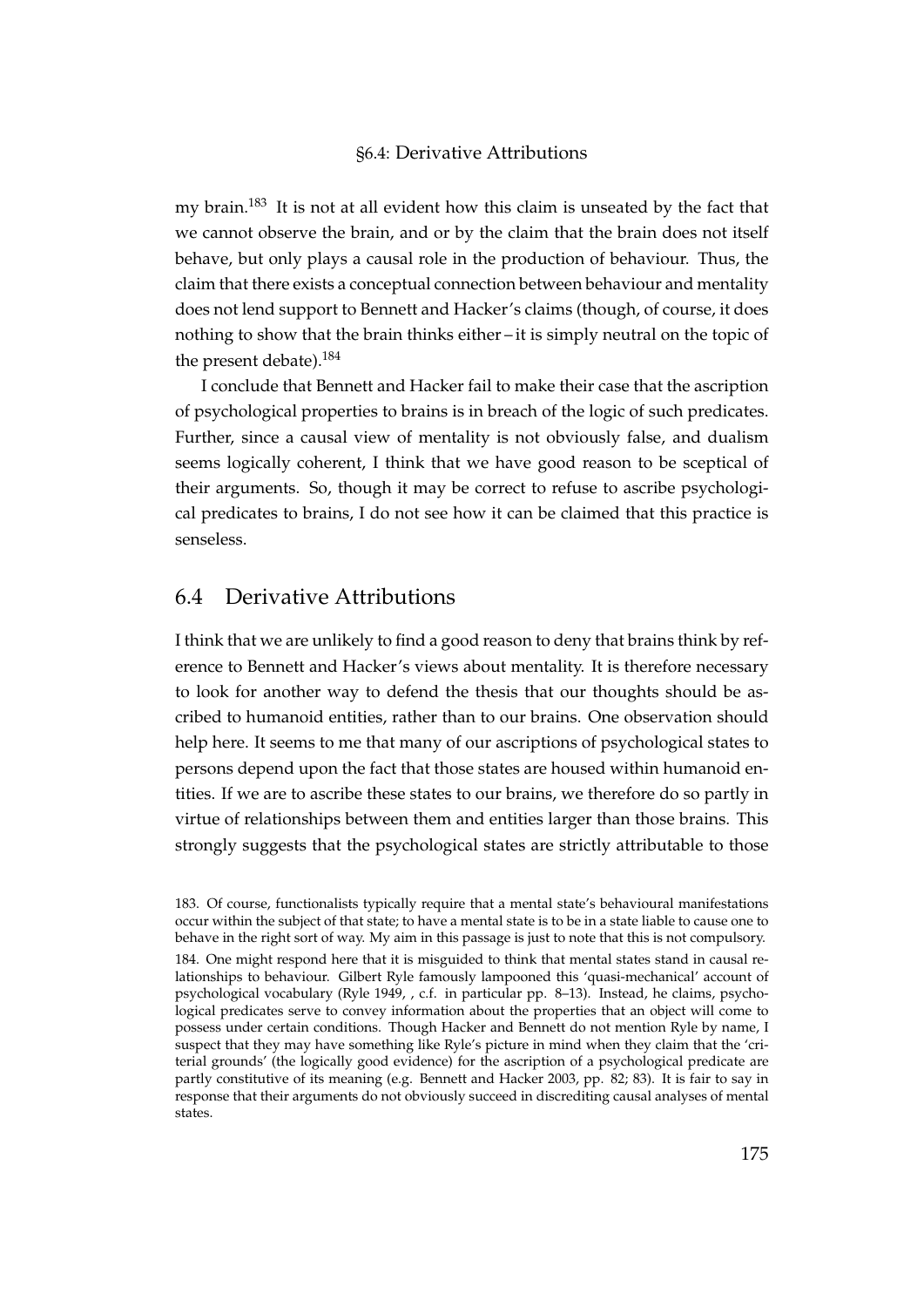my brain.[183] It is not at all evident how this claim is unseated by the fact that we cannot observe the brain, and or by the claim that the brain does not itself behave, but only plays a causal role in the production of behaviour. Thus, the claim that there exists a conceptual connection between behaviour and mentality does not lend support to Bennett and Hacker's claims (though, of course, it does nothing to show that the brain thinks either – it is simply neutral on the topic of the present debate).[184]

I conclude that Bennett and Hacker fail to make their case that the ascription of psychological properties to brains is in breach of the logic of such predicates. Further, since a causal view of mentality is not obviously false, and dualism seems logically coherent, I think that we have good reason to be sceptical of their arguments. So, though it may be correct to refuse to ascribe psychological predicates to brains, I do not see how it can be claimed that this practice is senseless.

## 6.4 Derivative Attributions

I think that we are unlikely to find a good reason to deny that brains think by reference to Bennett and Hacker's views about mentality. It is therefore necessary to look for another way to defend the thesis that our thoughts should be ascribed to humanoid entities, rather than to our brains. One observation should help here. It seems to me that many of our ascriptions of psychological states to persons depend upon the fact that those states are housed within humanoid entities. If we are to ascribe these states to our brains, we therefore do so partly in virtue of relationships between them and entities larger than those brains. This strongly suggests that the psychological states are strictly attributable to those

183. Of course, functionalists typically require that a mental state's behavioural manifestations occur within the subject of that state; to have a mental state is to be in a state liable to cause one to behave in the right sort of way. My aim in this passage is just to note that this is not compulsory.

184. One might respond here that it is misguided to think that mental states stand in causal relationships to behaviour. Gilbert Ryle famously lampooned this 'quasi-mechanical' account of psychological vocabulary (Ryle 1949, , c.f. in particular pp. 8–13). Instead, he claims, psychological predicates serve to convey information about the properties that an object will come to possess under certain conditions. Though Hacker and Bennett do not mention Ryle by name, I suspect that they may have something like Ryle's picture in mind when they claim that the 'criterial grounds' (the logically good evidence) for the ascription of a psychological predicate are partly constitutive of its meaning (e.g. Bennett and Hacker 2003, pp. 82; 83). It is fair to say in response that their arguments do not obviously succeed in discrediting causal analyses of mental states.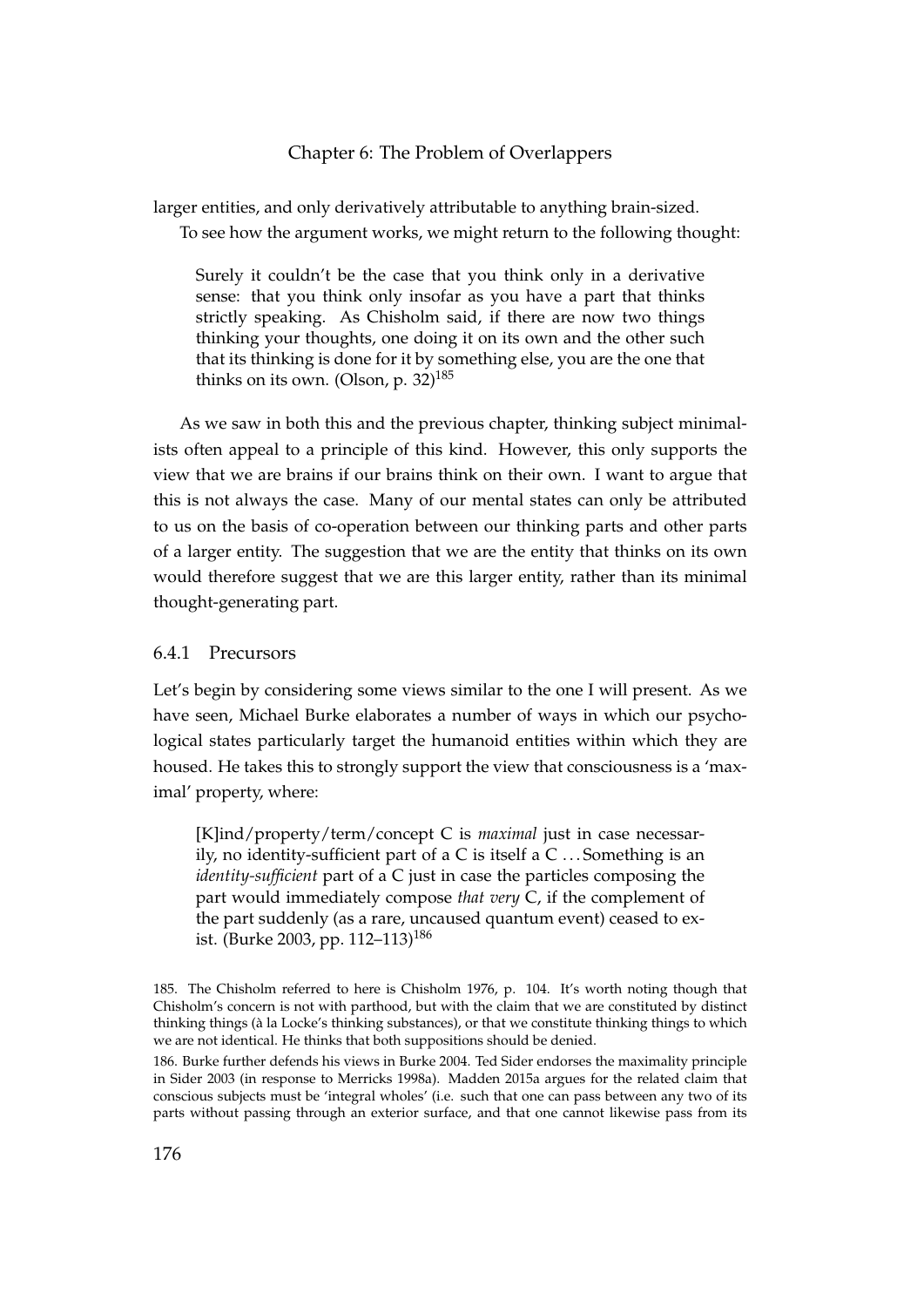larger entities, and only derivatively attributable to anything brain-sized.

To see how the argument works, we might return to the following thought:

> Surely it couldn't be the case that you think only in a derivative sense: that you think only insofar as you have a part that thinks strictly speaking. As Chisholm said, if there are now two things thinking your thoughts, one doing it on its own and the other such that its thinking is done for it by something else, you are the one that thinks on its own. (Olson, p. 32)[185]

As we saw in both this and the previous chapter, thinking subject minimalists often appeal to a principle of this kind. However, this only supports the view that we are brains if our brains think on their own. I want to argue that this is not always the case. Many of our mental states can only be attributed to us on the basis of co-operation between our thinking parts and other parts of a larger entity. The suggestion that we are the entity that thinks on its own would therefore suggest that we are this larger entity, rather than its minimal thought-generating part.

### 6.4.1 Precursors

Let's begin by considering some views similar to the one I will present. As we have seen, Michael Burke elaborates a number of ways in which our psychological states particularly target the humanoid entities within which they are housed. He takes this to strongly support the view that consciousness is a 'maximal' property, where:

> [K]ind/property/term/concept C is *maximal* just in case necessarily, no identity-sufficient part of a C is itself a C . . . Something is an *identity-sufficient* part of a C just in case the particles composing the part would immediately compose *that very* C, if the complement of the part suddenly (as a rare, uncaused quantum event) ceased to exist. (Burke 2003, pp. 112–113)[186]

185. The Chisholm referred to here is Chisholm 1976, p. 104. It's worth noting though that Chisholm's concern is not with parthood, but with the claim that we are constituted by distinct thinking things (à la Locke's thinking substances), or that we constitute thinking things to which we are not identical. He thinks that both suppositions should be denied.

186. Burke further defends his views in Burke 2004. Ted Sider endorses the maximality principle in Sider 2003 (in response to Merricks 1998a). Madden 2015a argues for the related claim that conscious subjects must be 'integral wholes' (i.e. such that one can pass between any two of its parts without passing through an exterior surface, and that one cannot likewise pass from its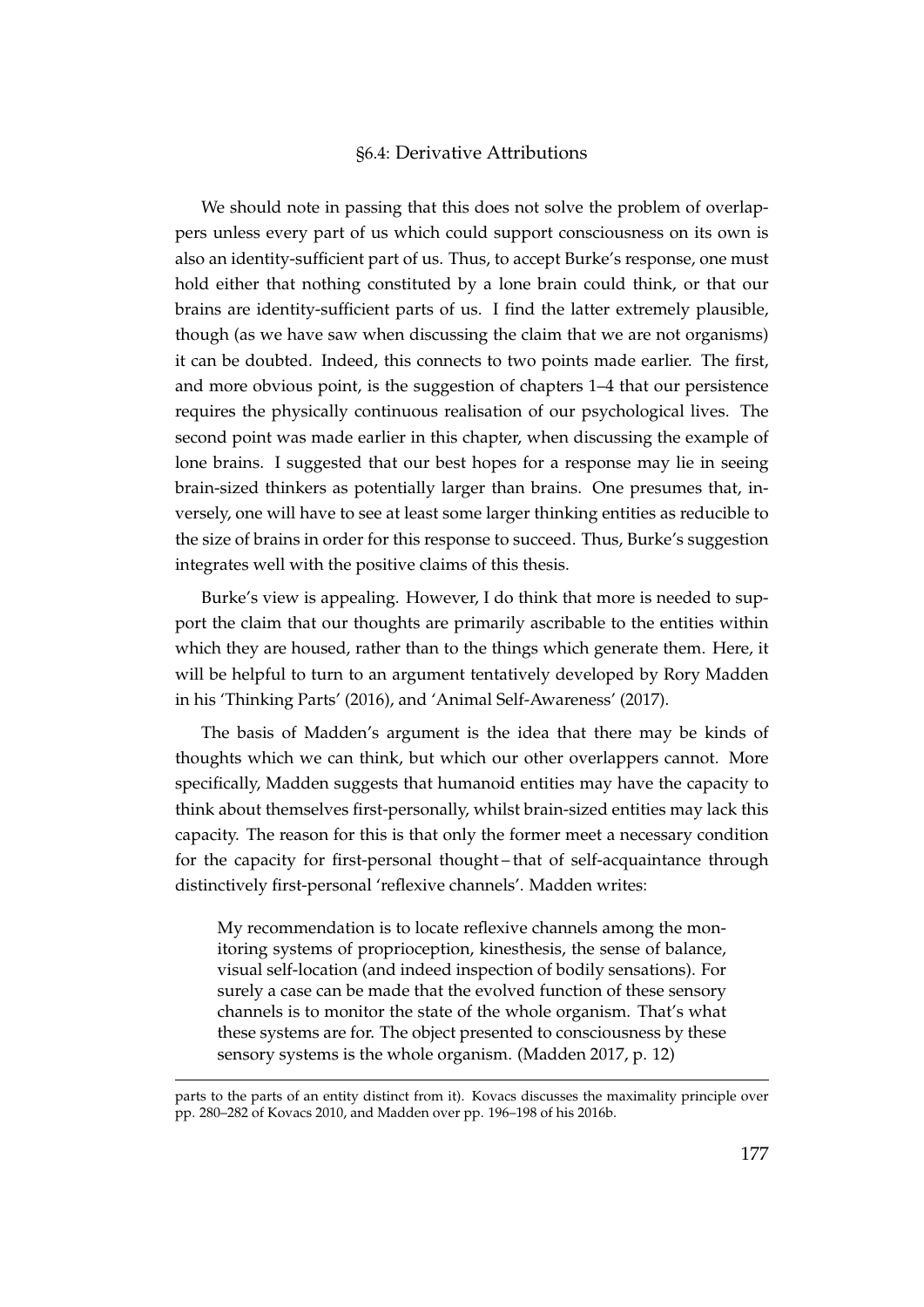## §6.4: Derivative Attributions

We should note in passing that this does not solve the problem of overlappers unless every part of us which could support consciousness on its own is also an identity-sufficient part of us. Thus, to accept Burke's response, one must hold either that nothing constituted by a lone brain could think, or that our brains are identity-sufficient parts of us. I find the latter extremely plausible, though (as we have saw when discussing the claim that we are not organisms) it can be doubted. Indeed, this connects to two points made earlier. The first, and more obvious point, is the suggestion of chapters 1–4 that our persistence requires the physically continuous realisation of our psychological lives. The second point was made earlier in this chapter, when discussing the example of lone brains. I suggested that our best hopes for a response may lie in seeing brain-sized thinkers as potentially larger than brains. One presumes that, inversely, one will have to see at least some larger thinking entities as reducible to the size of brains in order for this response to succeed. Thus, Burke's suggestion integrates well with the positive claims of this thesis.

Burke's view is appealing. However, I do think that more is needed to support the claim that our thoughts are primarily ascribable to the entities within which they are housed, rather than to the things which generate them. Here, it will be helpful to turn to an argument tentatively developed by Rory Madden in his 'Thinking Parts' (2016), and 'Animal Self-Awareness' (2017).

The basis of Madden's argument is the idea that there may be kinds of thoughts which we can think, but which our other overlappers cannot. More specifically, Madden suggests that humanoid entities may have the capacity to think about themselves first-personally, whilst brain-sized entities may lack this capacity. The reason for this is that only the former meet a necessary condition for the capacity for first-personal thought – that of self-acquaintance through distinctively first-personal 'reflexive channels'. Madden writes:

> My recommendation is to locate reflexive channels among the monitoring systems of proprioception, kinesthesis, the sense of balance, visual self-location (and indeed inspection of bodily sensations). For surely a case can be made that the evolved function of these sensory channels is to monitor the state of the whole organism. That's what these systems are for. The object presented to consciousness by these sensory systems is the whole organism. (Madden 2017, p. 12)

---

parts to the parts of an entity distinct from it). Kovacs discusses the maximality principle over pp. 280–282 of Kovacs 2010, and Madden over pp. 196–198 of his 2016b.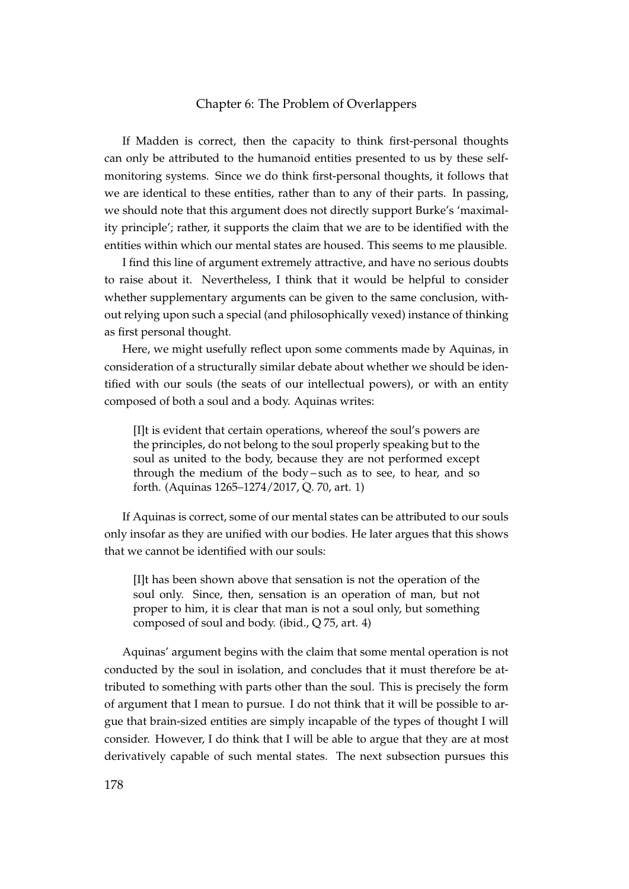If Madden is correct, then the capacity to think first-personal thoughts can only be attributed to the humanoid entities presented to us by these self-monitoring systems. Since we do think first-personal thoughts, it follows that we are identical to these entities, rather than to any of their parts. In passing, we should note that this argument does not directly support Burke's 'maximality principle'; rather, it supports the claim that we are to be identified with the entities within which our mental states are housed. This seems to me plausible.

I find this line of argument extremely attractive, and have no serious doubts to raise about it. Nevertheless, I think that it would be helpful to consider whether supplementary arguments can be given to the same conclusion, without relying upon such a special (and philosophically vexed) instance of thinking as first personal thought.

Here, we might usefully reflect upon some comments made by Aquinas, in consideration of a structurally similar debate about whether we should be identified with our souls (the seats of our intellectual powers), or with an entity composed of both a soul and a body. Aquinas writes:

> [I]t is evident that certain operations, whereof the soul's powers are the principles, do not belong to the soul properly speaking but to the soul as united to the body, because they are not performed except through the medium of the body – such as to see, to hear, and so forth. (Aquinas 1265–1274/2017, Q. 70, art. 1)

If Aquinas is correct, some of our mental states can be attributed to our souls only insofar as they are unified with our bodies. He later argues that this shows that we cannot be identified with our souls:

> [I]t has been shown above that sensation is not the operation of the soul only. Since, then, sensation is an operation of man, but not proper to him, it is clear that man is not a soul only, but something composed of soul and body. (ibid., Q 75, art. 4)

Aquinas' argument begins with the claim that some mental operation is not conducted by the soul in isolation, and concludes that it must therefore be attributed to something with parts other than the soul. This is precisely the form of argument that I mean to pursue. I do not think that it will be possible to argue that brain-sized entities are simply incapable of the types of thought I will consider. However, I do think that I will be able to argue that they are at most derivatively capable of such mental states. The next subsection pursues this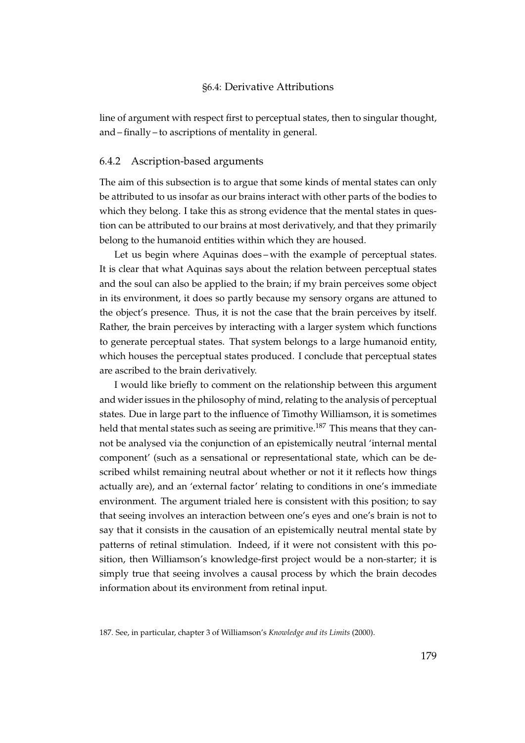line of argument with respect first to perceptual states, then to singular thought, and – finally – to ascriptions of mentality in general.

### 6.4.2 Ascription-based arguments

The aim of this subsection is to argue that some kinds of mental states can only be attributed to us insofar as our brains interact with other parts of the bodies to which they belong. I take this as strong evidence that the mental states in question can be attributed to our brains at most derivatively, and that they primarily belong to the humanoid entities within which they are housed.

Let us begin where Aquinas does – with the example of perceptual states. It is clear that what Aquinas says about the relation between perceptual states and the soul can also be applied to the brain; if my brain perceives some object in its environment, it does so partly because my sensory organs are attuned to the object's presence. Thus, it is not the case that the brain perceives by itself. Rather, the brain perceives by interacting with a larger system which functions to generate perceptual states. That system belongs to a large humanoid entity, which houses the perceptual states produced. I conclude that perceptual states are ascribed to the brain derivatively.

I would like briefly to comment on the relationship between this argument and wider issues in the philosophy of mind, relating to the analysis of perceptual states. Due in large part to the influence of Timothy Williamson, it is sometimes held that mental states such as seeing are primitive.[187] This means that they cannot be analysed via the conjunction of an epistemically neutral 'internal mental component' (such as a sensational or representational state, which can be described whilst remaining neutral about whether or not it it reflects how things actually are), and an 'external factor' relating to conditions in one's immediate environment. The argument trialed here is consistent with this position; to say that seeing involves an interaction between one's eyes and one's brain is not to say that it consists in the causation of an epistemically neutral mental state by patterns of retinal stimulation. Indeed, if it were not consistent with this position, then Williamson's knowledge-first project would be a non-starter; it is simply true that seeing involves a causal process by which the brain decodes information about its environment from retinal input.

187. See, in particular, chapter 3 of Williamson's *Knowledge and its Limits* (2000).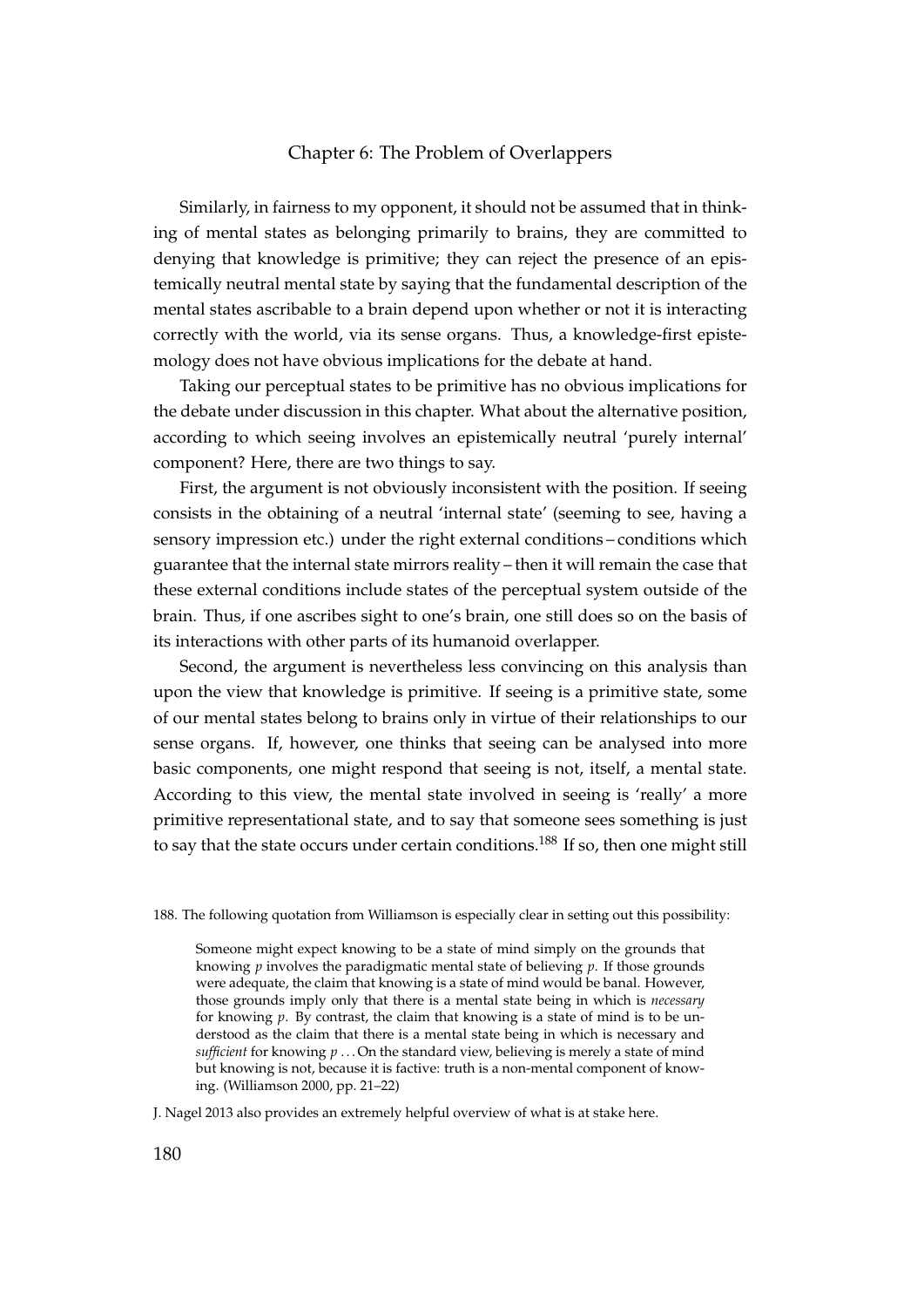Similarly, in fairness to my opponent, it should not be assumed that in thinking of mental states as belonging primarily to brains, they are committed to denying that knowledge is primitive; they can reject the presence of an epistemically neutral mental state by saying that the fundamental description of the mental states ascribable to a brain depend upon whether or not it is interacting correctly with the world, via its sense organs. Thus, a knowledge-first epistemology does not have obvious implications for the debate at hand.

Taking our perceptual states to be primitive has no obvious implications for the debate under discussion in this chapter. What about the alternative position, according to which seeing involves an epistemically neutral 'purely internal' component? Here, there are two things to say.

First, the argument is not obviously inconsistent with the position. If seeing consists in the obtaining of a neutral 'internal state' (seeming to see, having a sensory impression etc.) under the right external conditions – conditions which guarantee that the internal state mirrors reality – then it will remain the case that these external conditions include states of the perceptual system outside of the brain. Thus, if one ascribes sight to one's brain, one still does so on the basis of its interactions with other parts of its humanoid overlapper.

Second, the argument is nevertheless less convincing on this analysis than upon the view that knowledge is primitive. If seeing is a primitive state, some of our mental states belong to brains only in virtue of their relationships to our sense organs. If, however, one thinks that seeing can be analysed into more basic components, one might respond that seeing is not, itself, a mental state. According to this view, the mental state involved in seeing is 'really' a more primitive representational state, and to say that someone sees something is just to say that the state occurs under certain conditions.[188] If so, then one might still

188. The following quotation from Williamson is especially clear in setting out this possibility:

> Someone might expect knowing to be a state of mind simply on the grounds that knowing *p* involves the paradigmatic mental state of believing *p*. If those grounds were adequate, the claim that knowing is a state of mind would be banal. However, those grounds imply only that there is a mental state being in which is *necessary* for knowing *p*. By contrast, the claim that knowing is a state of mind is to be understood as the claim that there is a mental state being in which is necessary and *sufficient* for knowing *p* ... On the standard view, believing is merely a state of mind but knowing is not, because it is factive: truth is a non-mental component of knowing. (Williamson 2000, pp. 21–22)

J. Nagel 2013 also provides an extremely helpful overview of what is at stake here.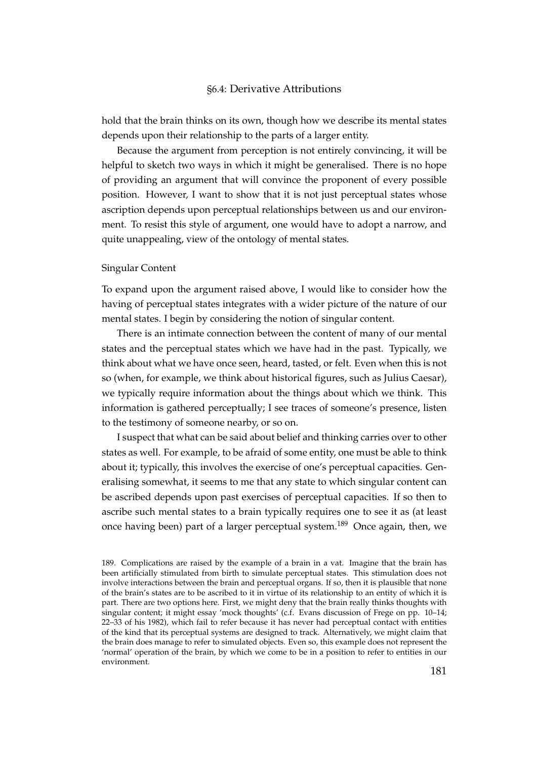hold that the brain thinks on its own, though how we describe its mental states depends upon their relationship to the parts of a larger entity.

Because the argument from perception is not entirely convincing, it will be helpful to sketch two ways in which it might be generalised. There is no hope of providing an argument that will convince the proponent of every possible position. However, I want to show that it is not just perceptual states whose ascription depends upon perceptual relationships between us and our environment. To resist this style of argument, one would have to adopt a narrow, and quite unappealing, view of the ontology of mental states.

### Singular Content

To expand upon the argument raised above, I would like to consider how the having of perceptual states integrates with a wider picture of the nature of our mental states. I begin by considering the notion of singular content.

There is an intimate connection between the content of many of our mental states and the perceptual states which we have had in the past. Typically, we think about what we have once seen, heard, tasted, or felt. Even when this is not so (when, for example, we think about historical figures, such as Julius Caesar), we typically require information about the things about which we think. This information is gathered perceptually; I see traces of someone's presence, listen to the testimony of someone nearby, or so on.

I suspect that what can be said about belief and thinking carries over to other states as well. For example, to be afraid of some entity, one must be able to think about it; typically, this involves the exercise of one's perceptual capacities. Generalising somewhat, it seems to me that any state to which singular content can be ascribed depends upon past exercises of perceptual capacities. If so then to ascribe such mental states to a brain typically requires one to see it as (at least once having been) part of a larger perceptual system.[189] Once again, then, we

189. Complications are raised by the example of a brain in a vat. Imagine that the brain has been artificially stimulated from birth to simulate perceptual states. This stimulation does not involve interactions between the brain and perceptual organs. If so, then it is plausible that none of the brain's states are to be ascribed to it in virtue of its relationship to an entity of which it is part. There are two options here. First, we might deny that the brain really thinks thoughts with singular content; it might essay 'mock thoughts' (c.f. Evans discussion of Frege on pp. 10–14; 22–33 of his 1982), which fail to refer because it has never had perceptual contact with entities of the kind that its perceptual systems are designed to track. Alternatively, we might claim that the brain does manage to refer to simulated objects. Even so, this example does not represent the 'normal' operation of the brain, by which we come to be in a position to refer to entities in our environment.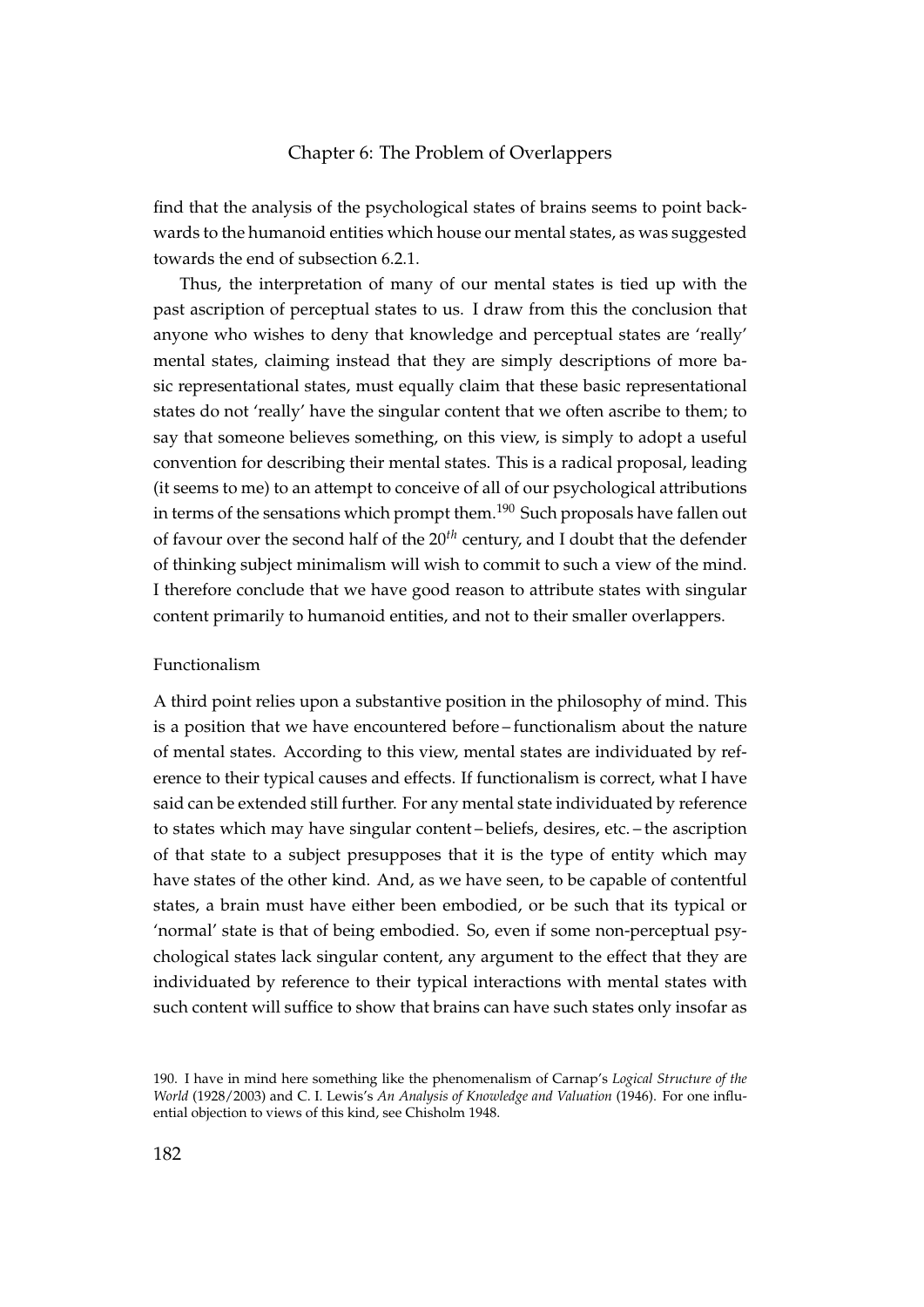find that the analysis of the psychological states of brains seems to point backwards to the humanoid entities which house our mental states, as was suggested towards the end of subsection 6.2.1.

Thus, the interpretation of many of our mental states is tied up with the past ascription of perceptual states to us. I draw from this the conclusion that anyone who wishes to deny that knowledge and perceptual states are 'really' mental states, claiming instead that they are simply descriptions of more basic representational states, must equally claim that these basic representational states do not 'really' have the singular content that we often ascribe to them; to say that someone believes something, on this view, is simply to adopt a useful convention for describing their mental states. This is a radical proposal, leading (it seems to me) to an attempt to conceive of all of our psychological attributions in terms of the sensations which prompt them.[190] Such proposals have fallen out of favour over the second half of the 20$^{th}$ century, and I doubt that the defender of thinking subject minimalism will wish to commit to such a view of the mind. I therefore conclude that we have good reason to attribute states with singular content primarily to humanoid entities, and not to their smaller overlappers.

### Functionalism

A third point relies upon a substantive position in the philosophy of mind. This is a position that we have encountered before – functionalism about the nature of mental states. According to this view, mental states are individuated by reference to their typical causes and effects. If functionalism is correct, what I have said can be extended still further. For any mental state individuated by reference to states which may have singular content – beliefs, desires, etc. – the ascription of that state to a subject presupposes that it is the type of entity which may have states of the other kind. And, as we have seen, to be capable of contentful states, a brain must have either been embodied, or be such that its typical or 'normal' state is that of being embodied. So, even if some non-perceptual psychological states lack singular content, any argument to the effect that they are individuated by reference to their typical interactions with mental states with such content will suffice to show that brains can have such states only insofar as

190. I have in mind here something like the phenomenalism of Carnap's *Logical Structure of the World* (1928/2003) and C. I. Lewis's *An Analysis of Knowledge and Valuation* (1946). For one influential objection to views of this kind, see Chisholm 1948.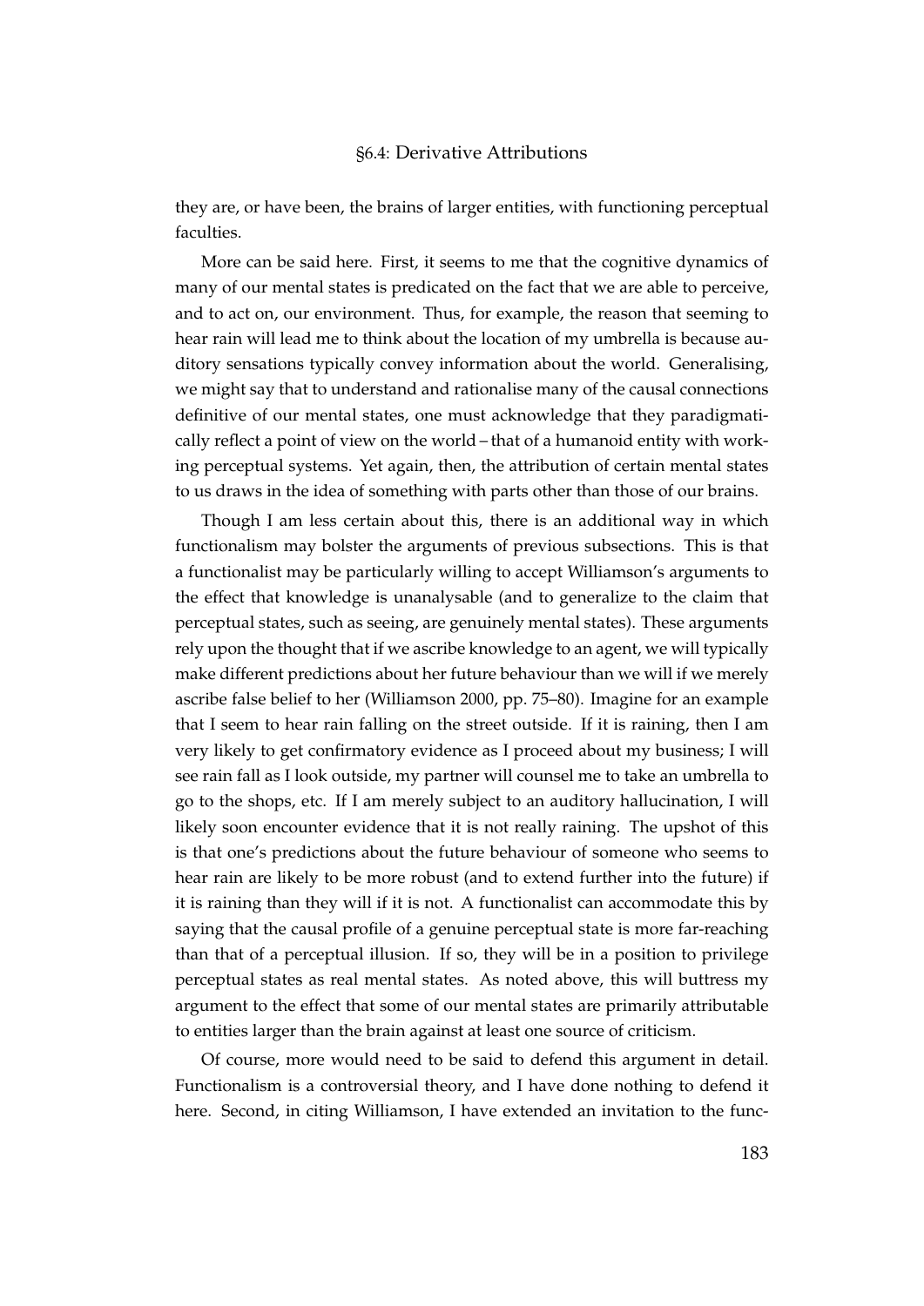they are, or have been, the brains of larger entities, with functioning perceptual faculties.

More can be said here. First, it seems to me that the cognitive dynamics of many of our mental states is predicated on the fact that we are able to perceive, and to act on, our environment. Thus, for example, the reason that seeming to hear rain will lead me to think about the location of my umbrella is because auditory sensations typically convey information about the world. Generalising, we might say that to understand and rationalise many of the causal connections definitive of our mental states, one must acknowledge that they paradigmatically reflect a point of view on the world – that of a humanoid entity with working perceptual systems. Yet again, then, the attribution of certain mental states to us draws in the idea of something with parts other than those of our brains.

Though I am less certain about this, there is an additional way in which functionalism may bolster the arguments of previous subsections. This is that a functionalist may be particularly willing to accept Williamson's arguments to the effect that knowledge is unanalysable (and to generalize to the claim that perceptual states, such as seeing, are genuinely mental states). These arguments rely upon the thought that if we ascribe knowledge to an agent, we will typically make different predictions about her future behaviour than we will if we merely ascribe false belief to her (Williamson 2000, pp. 75–80). Imagine for an example that I seem to hear rain falling on the street outside. If it is raining, then I am very likely to get confirmatory evidence as I proceed about my business; I will see rain fall as I look outside, my partner will counsel me to take an umbrella to go to the shops, etc. If I am merely subject to an auditory hallucination, I will likely soon encounter evidence that it is not really raining. The upshot of this is that one's predictions about the future behaviour of someone who seems to hear rain are likely to be more robust (and to extend further into the future) if it is raining than they will if it is not. A functionalist can accommodate this by saying that the causal profile of a genuine perceptual state is more far-reaching than that of a perceptual illusion. If so, they will be in a position to privilege perceptual states as real mental states. As noted above, this will buttress my argument to the effect that some of our mental states are primarily attributable to entities larger than the brain against at least one source of criticism.

Of course, more would need to be said to defend this argument in detail. Functionalism is a controversial theory, and I have done nothing to defend it here. Second, in citing Williamson, I have extended an invitation to the func-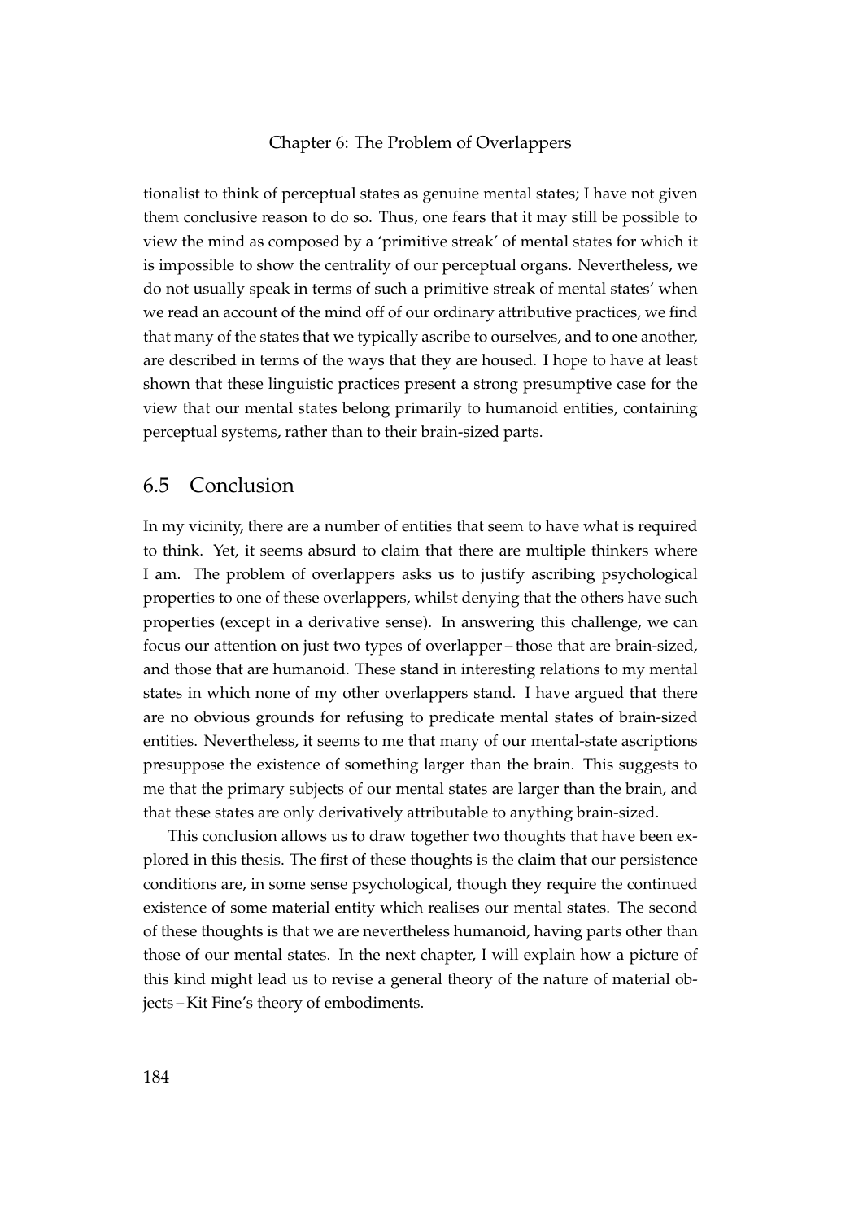tionalist to think of perceptual states as genuine mental states; I have not given them conclusive reason to do so. Thus, one fears that it may still be possible to view the mind as composed by a 'primitive streak' of mental states for which it is impossible to show the centrality of our perceptual organs. Nevertheless, we do not usually speak in terms of such a primitive streak of mental states' when we read an account of the mind off of our ordinary attributive practices, we find that many of the states that we typically ascribe to ourselves, and to one another, are described in terms of the ways that they are housed. I hope to have at least shown that these linguistic practices present a strong presumptive case for the view that our mental states belong primarily to humanoid entities, containing perceptual systems, rather than to their brain-sized parts.

## 6.5 Conclusion

In my vicinity, there are a number of entities that seem to have what is required to think. Yet, it seems absurd to claim that there are multiple thinkers where I am. The problem of overlappers asks us to justify ascribing psychological properties to one of these overlappers, whilst denying that the others have such properties (except in a derivative sense). In answering this challenge, we can focus our attention on just two types of overlapper – those that are brain-sized, and those that are humanoid. These stand in interesting relations to my mental states in which none of my other overlappers stand. I have argued that there are no obvious grounds for refusing to predicate mental states of brain-sized entities. Nevertheless, it seems to me that many of our mental-state ascriptions presuppose the existence of something larger than the brain. This suggests to me that the primary subjects of our mental states are larger than the brain, and that these states are only derivatively attributable to anything brain-sized.

This conclusion allows us to draw together two thoughts that have been explored in this thesis. The first of these thoughts is the claim that our persistence conditions are, in some sense psychological, though they require the continued existence of some material entity which realises our mental states. The second of these thoughts is that we are nevertheless humanoid, having parts other than those of our mental states. In the next chapter, I will explain how a picture of this kind might lead us to revise a general theory of the nature of material objects – Kit Fine's theory of embodiments.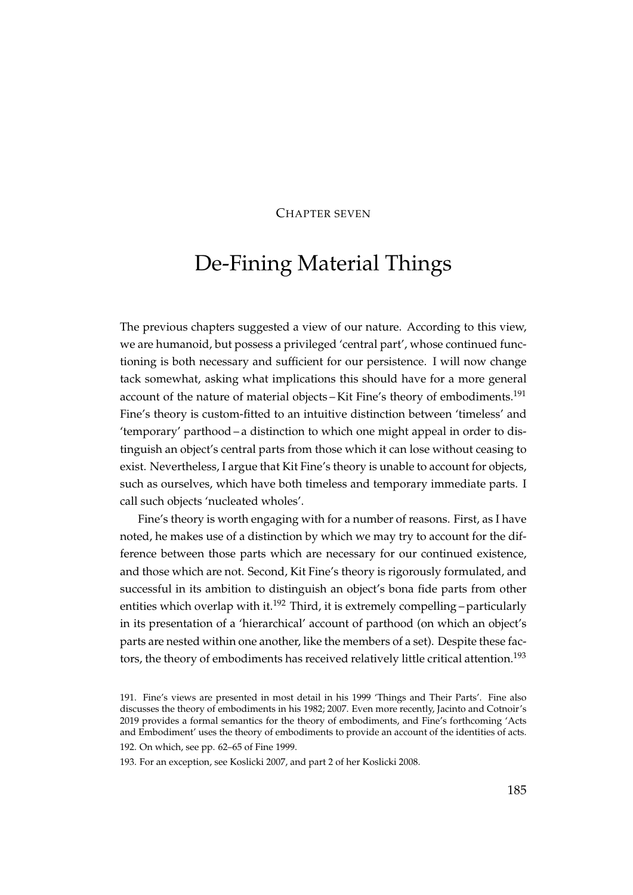Chapter seven

# De-Fining Material Things

The previous chapters suggested a view of our nature. According to this view, we are humanoid, but possess a privileged 'central part', whose continued functioning is both necessary and sufficient for our persistence. I will now change tack somewhat, asking what implications this should have for a more general account of the nature of material objects – Kit Fine's theory of embodiments.[191] Fine's theory is custom-fitted to an intuitive distinction between 'timeless' and 'temporary' parthood – a distinction to which one might appeal in order to distinguish an object's central parts from those which it can lose without ceasing to exist. Nevertheless, I argue that Kit Fine's theory is unable to account for objects, such as ourselves, which have both timeless and temporary immediate parts. I call such objects 'nucleated wholes'.

Fine's theory is worth engaging with for a number of reasons. First, as I have noted, he makes use of a distinction by which we may try to account for the difference between those parts which are necessary for our continued existence, and those which are not. Second, Kit Fine's theory is rigorously formulated, and successful in its ambition to distinguish an object's bona fide parts from other entities which overlap with it.[192] Third, it is extremely compelling – particularly in its presentation of a 'hierarchical' account of parthood (on which an object's parts are nested within one another, like the members of a set). Despite these factors, the theory of embodiments has received relatively little critical attention.[193]

191. Fine's views are presented in most detail in his 1999 'Things and Their Parts'. Fine also discusses the theory of embodiments in his 1982; 2007. Even more recently, Jacinto and Cotnoir's 2019 provides a formal semantics for the theory of embodiments, and Fine's forthcoming 'Acts and Embodiment' uses the theory of embodiments to provide an account of the identities of acts.

192. On which, see pp. 62–65 of Fine 1999.

193. For an exception, see Koslicki 2007, and part 2 of her Koslicki 2008.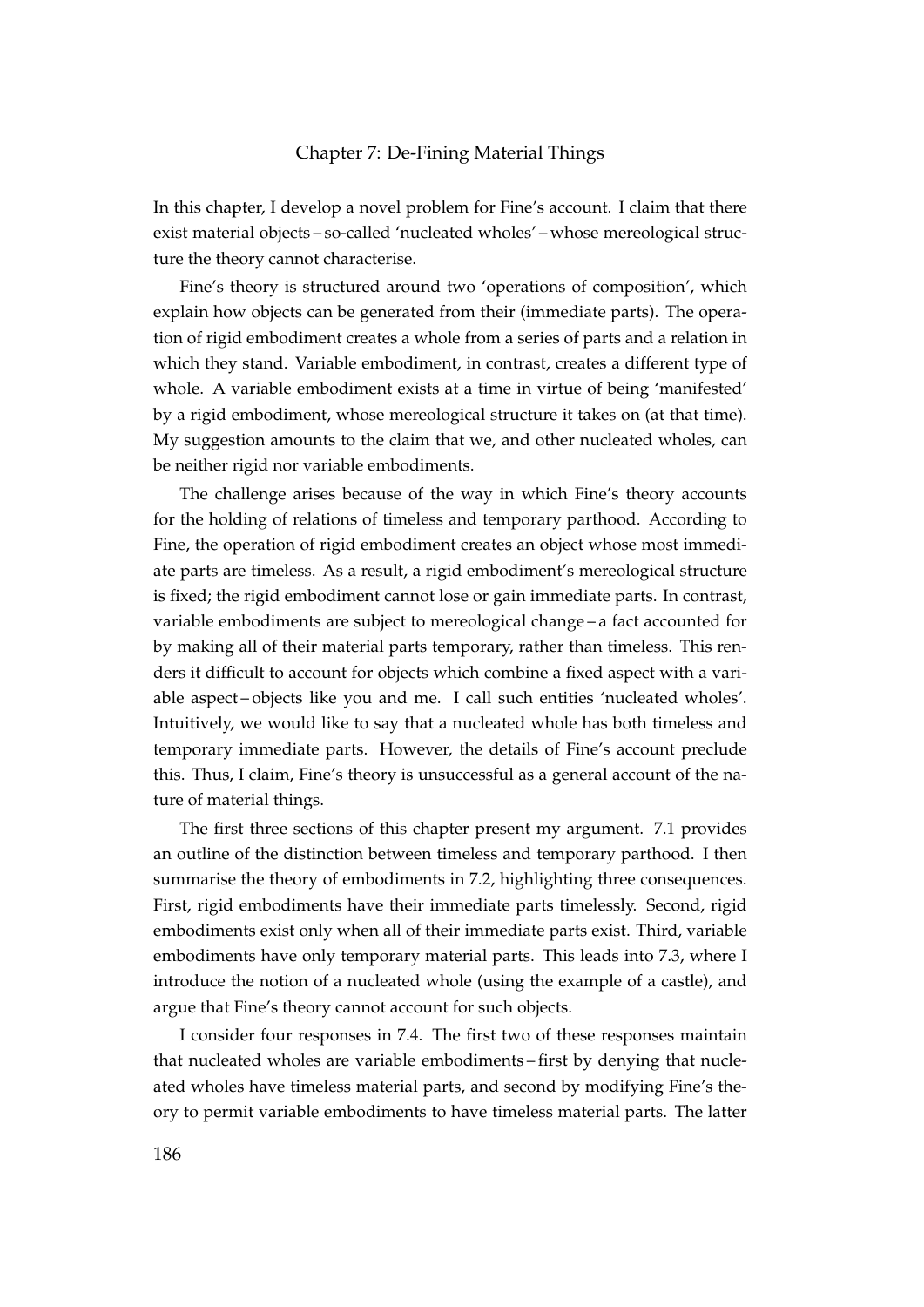# Chapter 7: De-Fining Material Things

In this chapter, I develop a novel problem for Fine's account. I claim that there exist material objects – so-called 'nucleated wholes' – whose mereological structure the theory cannot characterise.

Fine's theory is structured around two 'operations of composition', which explain how objects can be generated from their (immediate parts). The operation of rigid embodiment creates a whole from a series of parts and a relation in which they stand. Variable embodiment, in contrast, creates a different type of whole. A variable embodiment exists at a time in virtue of being 'manifested' by a rigid embodiment, whose mereological structure it takes on (at that time). My suggestion amounts to the claim that we, and other nucleated wholes, can be neither rigid nor variable embodiments.

The challenge arises because of the way in which Fine's theory accounts for the holding of relations of timeless and temporary parthood. According to Fine, the operation of rigid embodiment creates an object whose most immediate parts are timeless. As a result, a rigid embodiment's mereological structure is fixed; the rigid embodiment cannot lose or gain immediate parts. In contrast, variable embodiments are subject to mereological change – a fact accounted for by making all of their material parts temporary, rather than timeless. This renders it difficult to account for objects which combine a fixed aspect with a variable aspect – objects like you and me. I call such entities 'nucleated wholes'. Intuitively, we would like to say that a nucleated whole has both timeless and temporary immediate parts. However, the details of Fine's account preclude this. Thus, I claim, Fine's theory is unsuccessful as a general account of the nature of material things.

The first three sections of this chapter present my argument. 7.1 provides an outline of the distinction between timeless and temporary parthood. I then summarise the theory of embodiments in 7.2, highlighting three consequences. First, rigid embodiments have their immediate parts timelessly. Second, rigid embodiments exist only when all of their immediate parts exist. Third, variable embodiments have only temporary material parts. This leads into 7.3, where I introduce the notion of a nucleated whole (using the example of a castle), and argue that Fine's theory cannot account for such objects.

I consider four responses in 7.4. The first two of these responses maintain that nucleated wholes are variable embodiments – first by denying that nucleated wholes have timeless material parts, and second by modifying Fine's theory to permit variable embodiments to have timeless material parts. The latter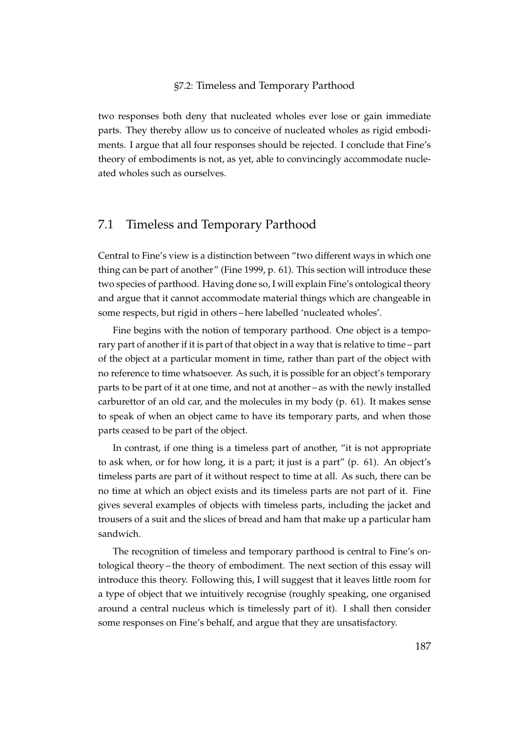two responses both deny that nucleated wholes ever lose or gain immediate parts. They thereby allow us to conceive of nucleated wholes as rigid embodiments. I argue that all four responses should be rejected. I conclude that Fine's theory of embodiments is not, as yet, able to convincingly accommodate nucleated wholes such as ourselves.

## 7.1 Timeless and Temporary Parthood

Central to Fine's view is a distinction between "two different ways in which one thing can be part of another" (Fine 1999, p. 61). This section will introduce these two species of parthood. Having done so, I will explain Fine's ontological theory and argue that it cannot accommodate material things which are changeable in some respects, but rigid in others – here labelled 'nucleated wholes'.

Fine begins with the notion of temporary parthood. One object is a temporary part of another if it is part of that object in a way that is relative to time – part of the object at a particular moment in time, rather than part of the object with no reference to time whatsoever. As such, it is possible for an object's temporary parts to be part of it at one time, and not at another – as with the newly installed carburettor of an old car, and the molecules in my body (p. 61). It makes sense to speak of when an object came to have its temporary parts, and when those parts ceased to be part of the object.

In contrast, if one thing is a timeless part of another, "it is not appropriate to ask when, or for how long, it is a part; it just is a part" (p. 61). An object's timeless parts are part of it without respect to time at all. As such, there can be no time at which an object exists and its timeless parts are not part of it. Fine gives several examples of objects with timeless parts, including the jacket and trousers of a suit and the slices of bread and ham that make up a particular ham sandwich.

The recognition of timeless and temporary parthood is central to Fine's ontological theory – the theory of embodiment. The next section of this essay will introduce this theory. Following this, I will suggest that it leaves little room for a type of object that we intuitively recognise (roughly speaking, one organised around a central nucleus which is timelessly part of it). I shall then consider some responses on Fine's behalf, and argue that they are unsatisfactory.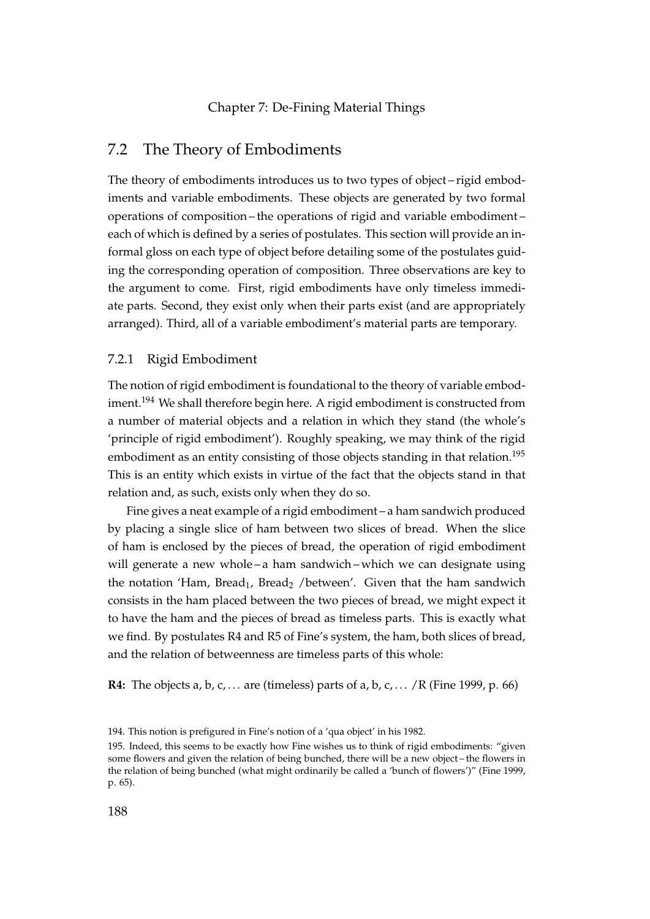## 7.2 The Theory of Embodiments

The theory of embodiments introduces us to two types of object – rigid embodiments and variable embodiments. These objects are generated by two formal operations of composition – the operations of rigid and variable embodiment – each of which is defined by a series of postulates. This section will provide an informal gloss on each type of object before detailing some of the postulates guiding the corresponding operation of composition. Three observations are key to the argument to come. First, rigid embodiments have only timeless immediate parts. Second, they exist only when their parts exist (and are appropriately arranged). Third, all of a variable embodiment's material parts are temporary.

### 7.2.1 Rigid Embodiment

The notion of rigid embodiment is foundational to the theory of variable embodiment.[194] We shall therefore begin here. A rigid embodiment is constructed from a number of material objects and a relation in which they stand (the whole's 'principle of rigid embodiment'). Roughly speaking, we may think of the rigid embodiment as an entity consisting of those objects standing in that relation.[195] This is an entity which exists in virtue of the fact that the objects stand in that relation and, as such, exists only when they do so.

Fine gives a neat example of a rigid embodiment – a ham sandwich produced by placing a single slice of ham between two slices of bread. When the slice of ham is enclosed by the pieces of bread, the operation of rigid embodiment will generate a new whole – a ham sandwich – which we can designate using the notation 'Ham, $Bread_1$, $Bread_2$ /between'. Given that the ham sandwich consists in the ham placed between the two pieces of bread, we might expect it to have the ham and the pieces of bread as timeless parts. This is exactly what we find. By postulates R4 and R5 of Fine's system, the ham, both slices of bread, and the relation of betweenness are timeless parts of this whole:

**R4:** The objects a, b, c, ... are (timeless) parts of a, b, c, ... /R (Fine 1999, p. 66)

194. This notion is prefigured in Fine's notion of a 'qua object' in his 1982.

195. Indeed, this seems to be exactly how Fine wishes us to think of rigid embodiments: "given some flowers and given the relation of being bunched, there will be a new object – the flowers in the relation of being bunched (what might ordinarily be called a 'bunch of flowers')" (Fine 1999, p. 65).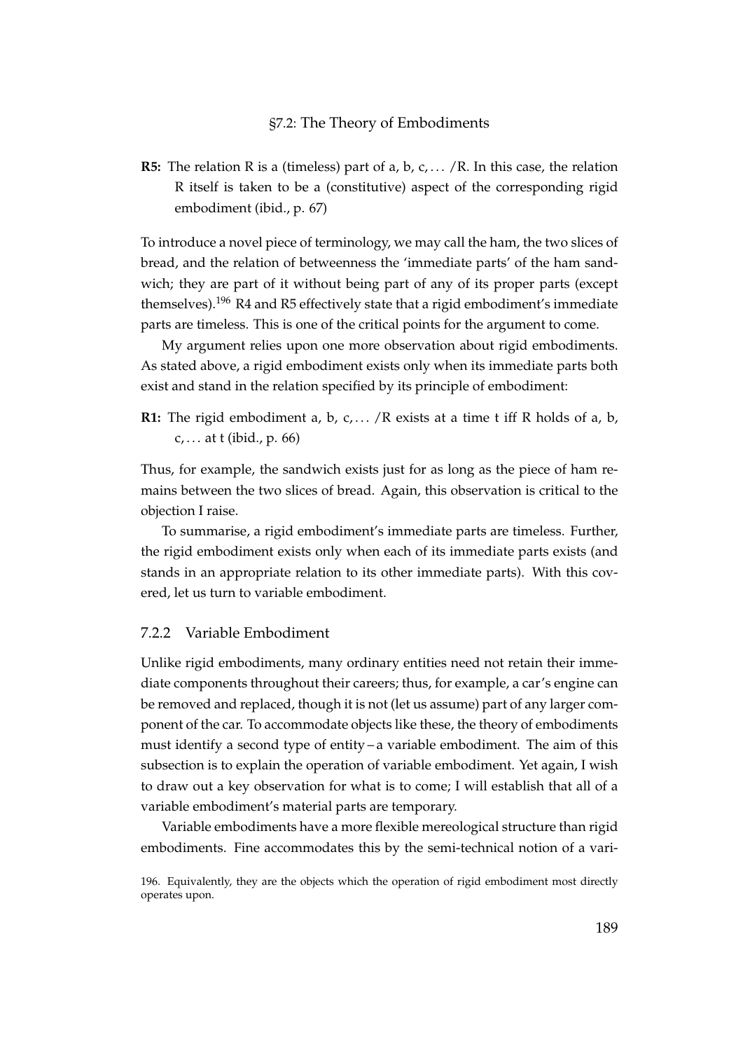**R5:** The relation R is a (timeless) part of a, b, c, . . . /R. In this case, the relation R itself is taken to be a (constitutive) aspect of the corresponding rigid embodiment (ibid., p. 67)

To introduce a novel piece of terminology, we may call the ham, the two slices of bread, and the relation of betweenness the 'immediate parts' of the ham sandwich; they are part of it without being part of any of its proper parts (except themselves).[196] R4 and R5 effectively state that a rigid embodiment's immediate parts are timeless. This is one of the critical points for the argument to come.

My argument relies upon one more observation about rigid embodiments. As stated above, a rigid embodiment exists only when its immediate parts both exist and stand in the relation specified by its principle of embodiment:

**R1:** The rigid embodiment a, b, c, . . . /R exists at a time t iff R holds of a, b, c, . . . at t (ibid., p. 66)

Thus, for example, the sandwich exists just for as long as the piece of ham remains between the two slices of bread. Again, this observation is critical to the objection I raise.

To summarise, a rigid embodiment's immediate parts are timeless. Further, the rigid embodiment exists only when each of its immediate parts exists (and stands in an appropriate relation to its other immediate parts). With this covered, let us turn to variable embodiment.

### 7.2.2 Variable Embodiment

Unlike rigid embodiments, many ordinary entities need not retain their immediate components throughout their careers; thus, for example, a car's engine can be removed and replaced, though it is not (let us assume) part of any larger component of the car. To accommodate objects like these, the theory of embodiments must identify a second type of entity – a variable embodiment. The aim of this subsection is to explain the operation of variable embodiment. Yet again, I wish to draw out a key observation for what is to come; I will establish that all of a variable embodiment's material parts are temporary.

Variable embodiments have a more flexible mereological structure than rigid embodiments. Fine accommodates this by the semi-technical notion of a vari-

196. Equivalently, they are the objects which the operation of rigid embodiment most directly operates upon.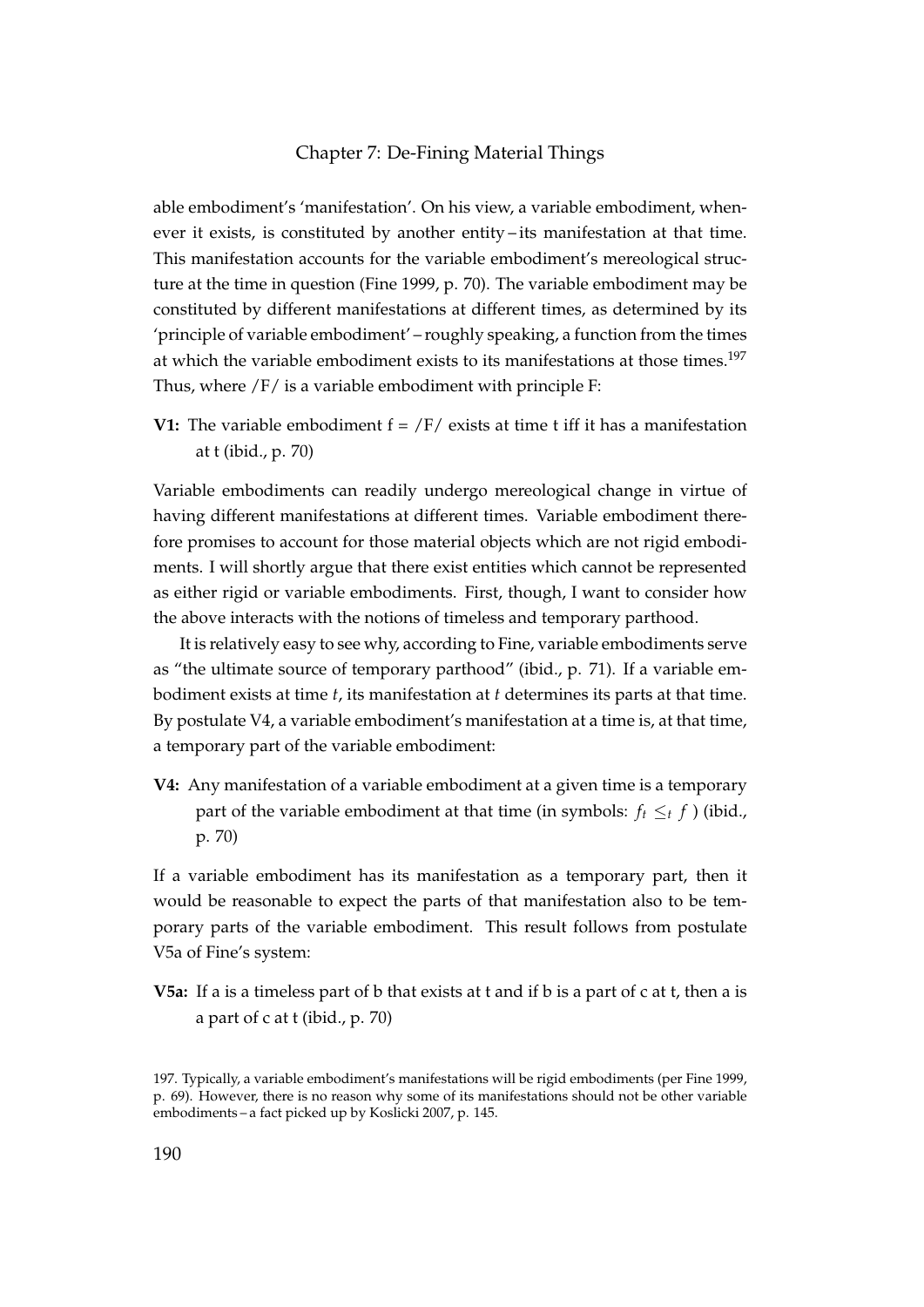able embodiment's 'manifestation'. On his view, a variable embodiment, whenever it exists, is constituted by another entity – its manifestation at that time. This manifestation accounts for the variable embodiment's mereological structure at the time in question (Fine 1999, p. 70). The variable embodiment may be constituted by different manifestations at different times, as determined by its 'principle of variable embodiment' – roughly speaking, a function from the times at which the variable embodiment exists to its manifestations at those times.[197] Thus, where /F/ is a variable embodiment with principle F:

**V1:** The variable embodiment f = /F/ exists at time t iff it has a manifestation at t (ibid., p. 70)

Variable embodiments can readily undergo mereological change in virtue of having different manifestations at different times. Variable embodiment therefore promises to account for those material objects which are not rigid embodiments. I will shortly argue that there exist entities which cannot be represented as either rigid or variable embodiments. First, though, I want to consider how the above interacts with the notions of timeless and temporary parthood.

It is relatively easy to see why, according to Fine, variable embodiments serve as "the ultimate source of temporary parthood" (ibid., p. 71). If a variable embodiment exists at time *t*, its manifestation at *t* determines its parts at that time. By postulate V4, a variable embodiment's manifestation at a time is, at that time, a temporary part of the variable embodiment:

**V4:** Any manifestation of a variable embodiment at a given time is a temporary part of the variable embodiment at that time (in symbols: $f_t \leq_t f$ ) (ibid., p. 70)

If a variable embodiment has its manifestation as a temporary part, then it would be reasonable to expect the parts of that manifestation also to be temporary parts of the variable embodiment. This result follows from postulate V5a of Fine's system:

**V5a:** If a is a timeless part of b that exists at t and if b is a part of c at t, then a is a part of c at t (ibid., p. 70)

197. Typically, a variable embodiment's manifestations will be rigid embodiments (per Fine 1999, p. 69). However, there is no reason why some of its manifestations should not be other variable embodiments – a fact picked up by Koslicki 2007, p. 145.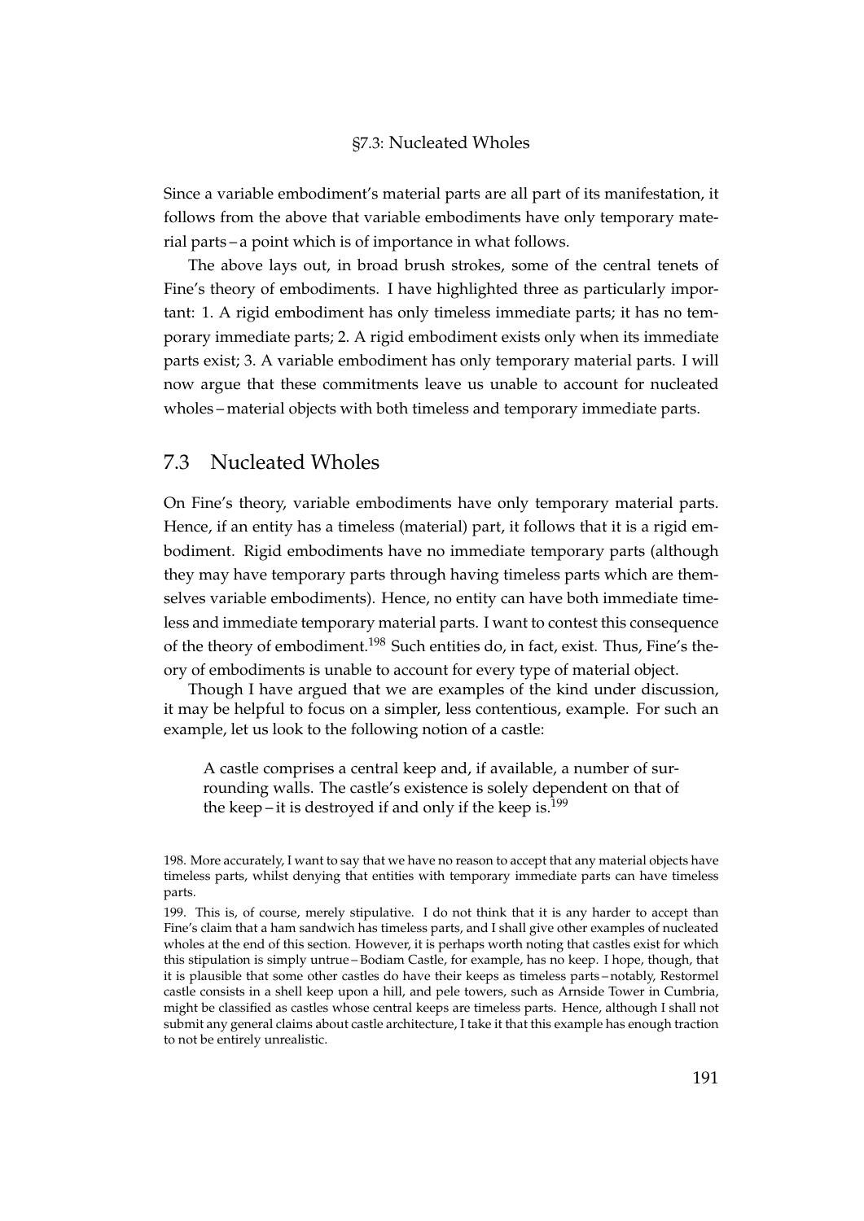Since a variable embodiment's material parts are all part of its manifestation, it follows from the above that variable embodiments have only temporary material parts – a point which is of importance in what follows.

The above lays out, in broad brush strokes, some of the central tenets of Fine's theory of embodiments. I have highlighted three as particularly important: 1. A rigid embodiment has only timeless immediate parts; it has no temporary immediate parts; 2. A rigid embodiment exists only when its immediate parts exist; 3. A variable embodiment has only temporary material parts. I will now argue that these commitments leave us unable to account for nucleated wholes – material objects with both timeless and temporary immediate parts.

## 7.3 Nucleated Wholes

On Fine's theory, variable embodiments have only temporary material parts. Hence, if an entity has a timeless (material) part, it follows that it is a rigid embodiment. Rigid embodiments have no immediate temporary parts (although they may have temporary parts through having timeless parts which are themselves variable embodiments). Hence, no entity can have both immediate timeless and immediate temporary material parts. I want to contest this consequence of the theory of embodiment.[198] Such entities do, in fact, exist. Thus, Fine's theory of embodiments is unable to account for every type of material object.

Though I have argued that we are examples of the kind under discussion, it may be helpful to focus on a simpler, less contentious, example. For such an example, let us look to the following notion of a castle:

> A castle comprises a central keep and, if available, a number of surrounding walls. The castle's existence is solely dependent on that of the keep – it is destroyed if and only if the keep is.[199]

198. More accurately, I want to say that we have no reason to accept that any material objects have timeless parts, whilst denying that entities with temporary immediate parts can have timeless parts.

199. This is, of course, merely stipulative. I do not think that it is any harder to accept than Fine's claim that a ham sandwich has timeless parts, and I shall give other examples of nucleated wholes at the end of this section. However, it is perhaps worth noting that castles exist for which this stipulation is simply untrue – Bodiam Castle, for example, has no keep. I hope, though, that it is plausible that some other castles do have their keeps as timeless parts – notably, Restormel castle consists in a shell keep upon a hill, and pele towers, such as Arnside Tower in Cumbria, might be classified as castles whose central keeps are timeless parts. Hence, although I shall not submit any general claims about castle architecture, I take it that this example has enough traction to not be entirely unrealistic.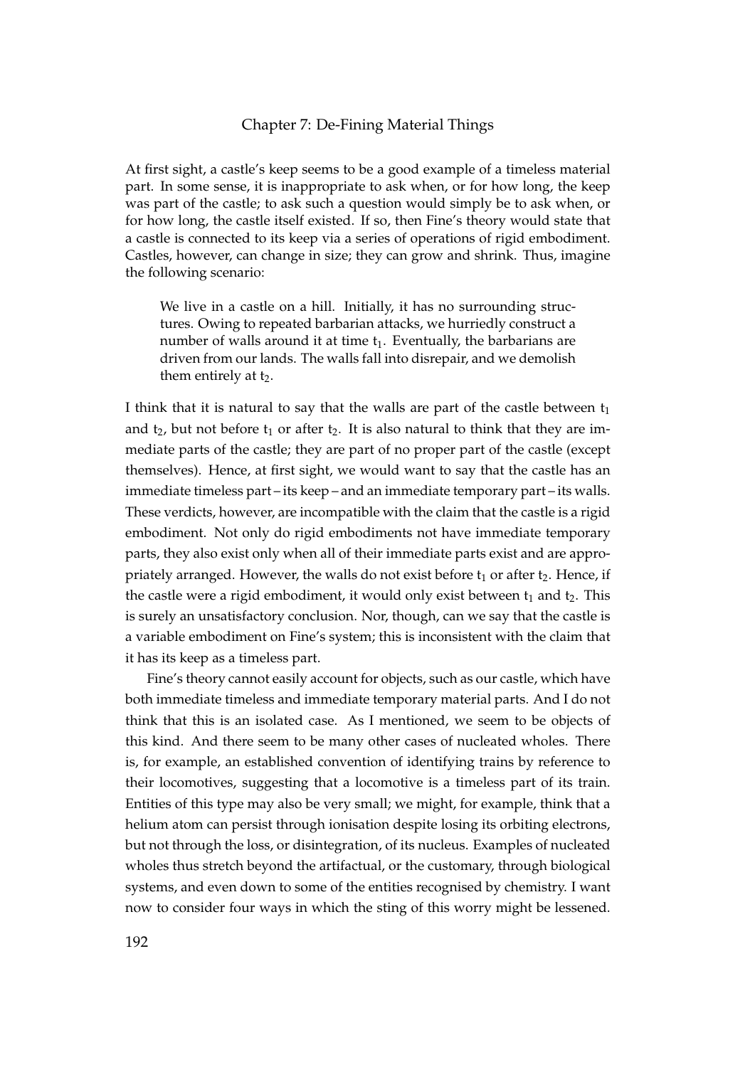At first sight, a castle's keep seems to be a good example of a timeless material part. In some sense, it is inappropriate to ask when, or for how long, the keep was part of the castle; to ask such a question would simply be to ask when, or for how long, the castle itself existed. If so, then Fine's theory would state that a castle is connected to its keep via a series of operations of rigid embodiment. Castles, however, can change in size; they can grow and shrink. Thus, imagine the following scenario:

> We live in a castle on a hill. Initially, it has no surrounding structures. Owing to repeated barbarian attacks, we hurriedly construct a number of walls around it at time $t_1$. Eventually, the barbarians are driven from our lands. The walls fall into disrepair, and we demolish them entirely at $t_2$.

I think that it is natural to say that the walls are part of the castle between $t_1$ and $t_2$, but not before $t_1$ or after $t_2$. It is also natural to think that they are immediate parts of the castle; they are part of no proper part of the castle (except themselves). Hence, at first sight, we would want to say that the castle has an immediate timeless part – its keep – and an immediate temporary part – its walls. These verdicts, however, are incompatible with the claim that the castle is a rigid embodiment. Not only do rigid embodiments not have immediate temporary parts, they also exist only when all of their immediate parts exist and are appropriately arranged. However, the walls do not exist before $t_1$ or after $t_2$. Hence, if the castle were a rigid embodiment, it would only exist between $t_1$ and $t_2$. This is surely an unsatisfactory conclusion. Nor, though, can we say that the castle is a variable embodiment on Fine's system; this is inconsistent with the claim that it has its keep as a timeless part.

Fine's theory cannot easily account for objects, such as our castle, which have both immediate timeless and immediate temporary material parts. And I do not think that this is an isolated case. As I mentioned, we seem to be objects of this kind. And there seem to be many other cases of nucleated wholes. There is, for example, an established convention of identifying trains by reference to their locomotives, suggesting that a locomotive is a timeless part of its train. Entities of this type may also be very small; we might, for example, think that a helium atom can persist through ionisation despite losing its orbiting electrons, but not through the loss, or disintegration, of its nucleus. Examples of nucleated wholes thus stretch beyond the artifactual, or the customary, through biological systems, and even down to some of the entities recognised by chemistry. I want now to consider four ways in which the sting of this worry might be lessened.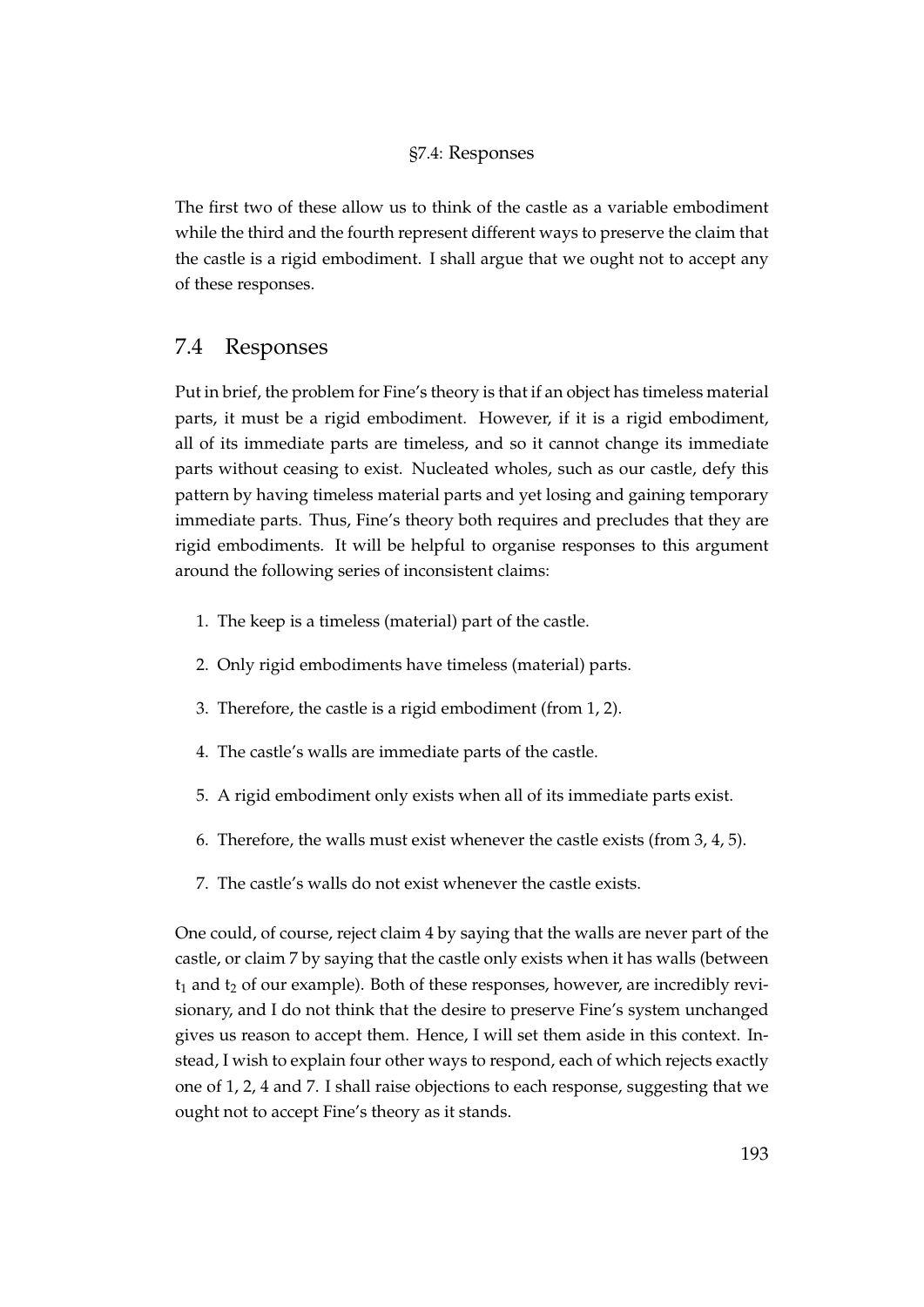The first two of these allow us to think of the castle as a variable embodiment while the third and the fourth represent different ways to preserve the claim that the castle is a rigid embodiment. I shall argue that we ought not to accept any of these responses.

## 7.4 Responses

Put in brief, the problem for Fine's theory is that if an object has timeless material parts, it must be a rigid embodiment. However, if it is a rigid embodiment, all of its immediate parts are timeless, and so it cannot change its immediate parts without ceasing to exist. Nucleated wholes, such as our castle, defy this pattern by having timeless material parts and yet losing and gaining temporary immediate parts. Thus, Fine's theory both requires and precludes that they are rigid embodiments. It will be helpful to organise responses to this argument around the following series of inconsistent claims:

1. The keep is a timeless (material) part of the castle.
2. Only rigid embodiments have timeless (material) parts.
3. Therefore, the castle is a rigid embodiment (from 1, 2).
4. The castle's walls are immediate parts of the castle.
5. A rigid embodiment only exists when all of its immediate parts exist.
6. Therefore, the walls must exist whenever the castle exists (from 3, 4, 5).
7. The castle's walls do not exist whenever the castle exists.

One could, of course, reject claim 4 by saying that the walls are never part of the castle, or claim 7 by saying that the castle only exists when it has walls (between $t_1$ and $t_2$ of our example). Both of these responses, however, are incredibly revisionary, and I do not think that the desire to preserve Fine's system unchanged gives us reason to accept them. Hence, I will set them aside in this context. Instead, I wish to explain four other ways to respond, each of which rejects exactly one of 1, 2, 4 and 7. I shall raise objections to each response, suggesting that we ought not to accept Fine's theory as it stands.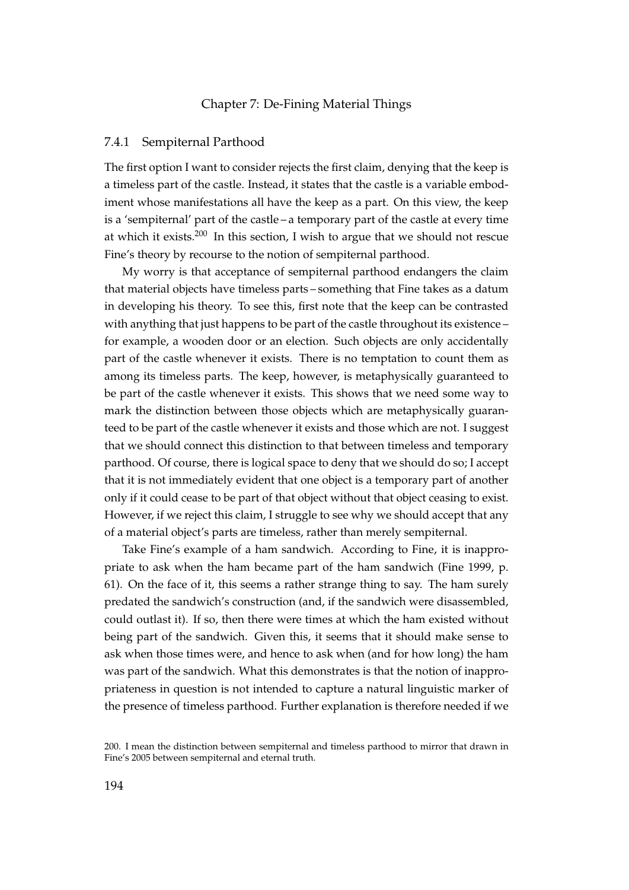### 7.4.1 Sempiternal Parthood

The first option I want to consider rejects the first claim, denying that the keep is a timeless part of the castle. Instead, it states that the castle is a variable embodiment whose manifestations all have the keep as a part. On this view, the keep is a 'sempiternal' part of the castle – a temporary part of the castle at every time at which it exists.[200] In this section, I wish to argue that we should not rescue Fine's theory by recourse to the notion of sempiternal parthood.

My worry is that acceptance of sempiternal parthood endangers the claim that material objects have timeless parts – something that Fine takes as a datum in developing his theory. To see this, first note that the keep can be contrasted with anything that just happens to be part of the castle throughout its existence – for example, a wooden door or an election. Such objects are only accidentally part of the castle whenever it exists. There is no temptation to count them as among its timeless parts. The keep, however, is metaphysically guaranteed to be part of the castle whenever it exists. This shows that we need some way to mark the distinction between those objects which are metaphysically guaranteed to be part of the castle whenever it exists and those which are not. I suggest that we should connect this distinction to that between timeless and temporary parthood. Of course, there is logical space to deny that we should do so; I accept that it is not immediately evident that one object is a temporary part of another only if it could cease to be part of that object without that object ceasing to exist. However, if we reject this claim, I struggle to see why we should accept that any of a material object's parts are timeless, rather than merely sempiternal.

Take Fine's example of a ham sandwich. According to Fine, it is inappropriate to ask when the ham became part of the ham sandwich (Fine 1999, p. 61). On the face of it, this seems a rather strange thing to say. The ham surely predated the sandwich's construction (and, if the sandwich were disassembled, could outlast it). If so, then there were times at which the ham existed without being part of the sandwich. Given this, it seems that it should make sense to ask when those times were, and hence to ask when (and for how long) the ham was part of the sandwich. What this demonstrates is that the notion of inappropriateness in question is not intended to capture a natural linguistic marker of the presence of timeless parthood. Further explanation is therefore needed if we

200. I mean the distinction between sempiternal and timeless parthood to mirror that drawn in Fine's 2005 between sempiternal and eternal truth.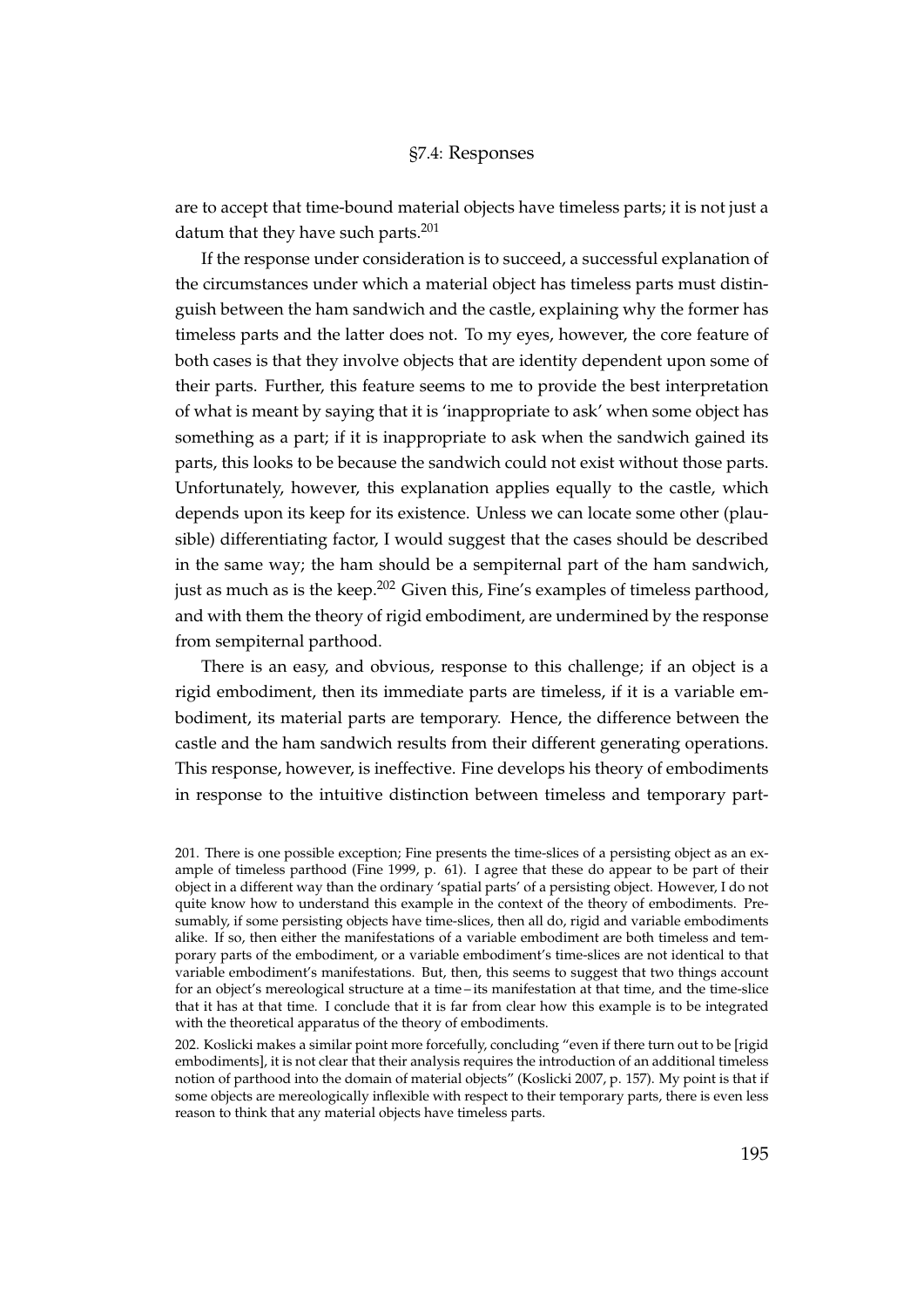are to accept that time-bound material objects have timeless parts; it is not just a datum that they have such parts.[201]

If the response under consideration is to succeed, a successful explanation of the circumstances under which a material object has timeless parts must distinguish between the ham sandwich and the castle, explaining why the former has timeless parts and the latter does not. To my eyes, however, the core feature of both cases is that they involve objects that are identity dependent upon some of their parts. Further, this feature seems to me to provide the best interpretation of what is meant by saying that it is 'inappropriate to ask' when some object has something as a part; if it is inappropriate to ask when the sandwich gained its parts, this looks to be because the sandwich could not exist without those parts. Unfortunately, however, this explanation applies equally to the castle, which depends upon its keep for its existence. Unless we can locate some other (plausible) differentiating factor, I would suggest that the cases should be described in the same way; the ham should be a sempiternal part of the ham sandwich, just as much as is the keep.[202] Given this, Fine's examples of timeless parthood, and with them the theory of rigid embodiment, are undermined by the response from sempiternal parthood.

There is an easy, and obvious, response to this challenge; if an object is a rigid embodiment, then its immediate parts are timeless, if it is a variable embodiment, its material parts are temporary. Hence, the difference between the castle and the ham sandwich results from their different generating operations. This response, however, is ineffective. Fine develops his theory of embodiments in response to the intuitive distinction between timeless and temporary part-

201. There is one possible exception; Fine presents the time-slices of a persisting object as an example of timeless parthood (Fine 1999, p. 61). I agree that these do appear to be part of their object in a different way than the ordinary 'spatial parts' of a persisting object. However, I do not quite know how to understand this example in the context of the theory of embodiments. Presumably, if some persisting objects have time-slices, then all do, rigid and variable embodiments alike. If so, then either the manifestations of a variable embodiment are both timeless and temporary parts of the embodiment, or a variable embodiment's time-slices are not identical to that variable embodiment's manifestations. But, then, this seems to suggest that two things account for an object's mereological structure at a time – its manifestation at that time, and the time-slice that it has at that time. I conclude that it is far from clear how this example is to be integrated with the theoretical apparatus of the theory of embodiments.

202. Koslicki makes a similar point more forcefully, concluding "even if there turn out to be [rigid embodiments], it is not clear that their analysis requires the introduction of an additional timeless notion of parthood into the domain of material objects" (Koslicki 2007, p. 157). My point is that if some objects are mereologically inflexible with respect to their temporary parts, there is even less reason to think that any material objects have timeless parts.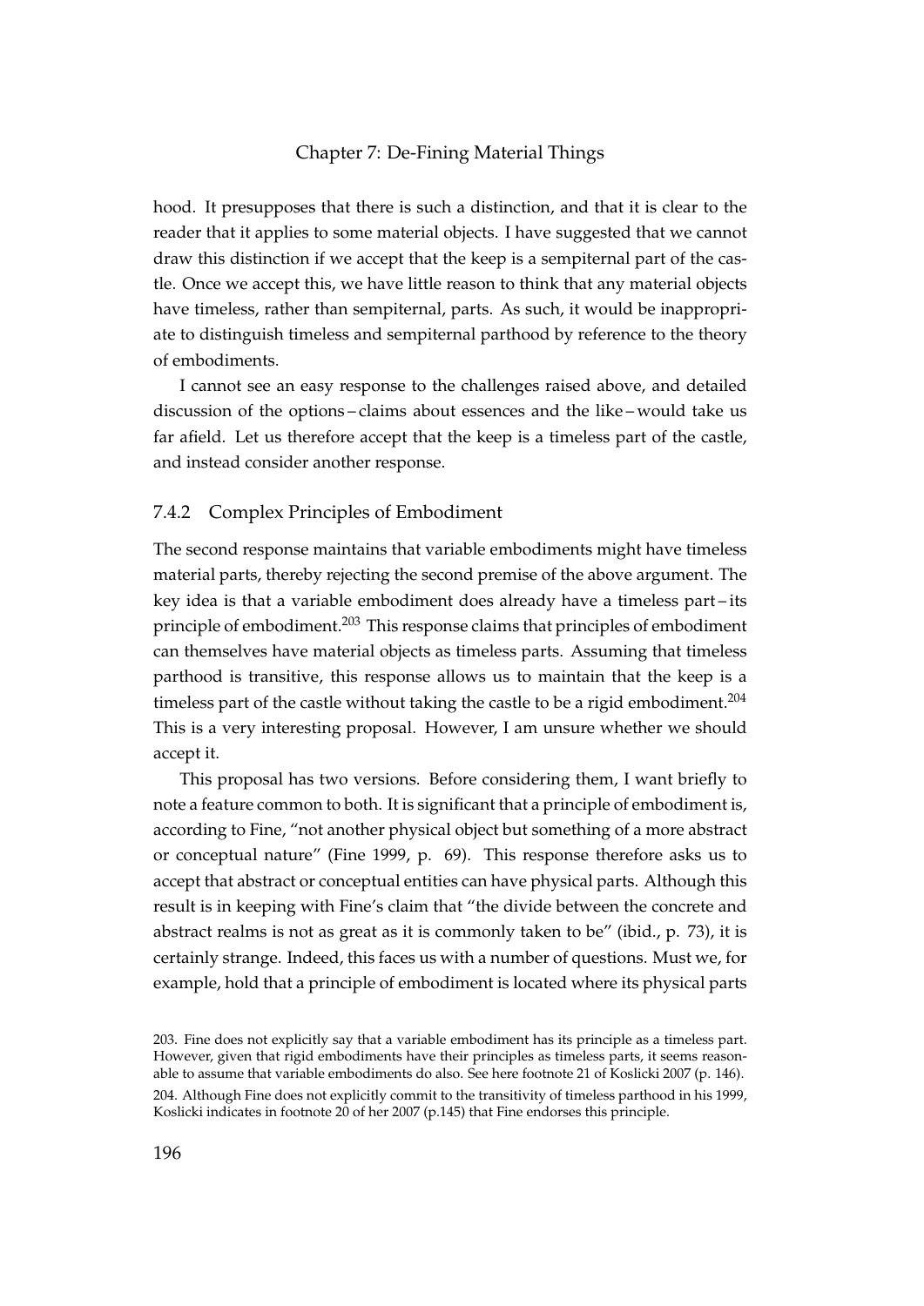hood. It presupposes that there is such a distinction, and that it is clear to the reader that it applies to some material objects. I have suggested that we cannot draw this distinction if we accept that the keep is a sempiternal part of the castle. Once we accept this, we have little reason to think that any material objects have timeless, rather than sempiternal, parts. As such, it would be inappropriate to distinguish timeless and sempiternal parthood by reference to the theory of embodiments.

I cannot see an easy response to the challenges raised above, and detailed discussion of the options – claims about essences and the like – would take us far afield. Let us therefore accept that the keep is a timeless part of the castle, and instead consider another response.

### 7.4.2 Complex Principles of Embodiment

The second response maintains that variable embodiments might have timeless material parts, thereby rejecting the second premise of the above argument. The key idea is that a variable embodiment does already have a timeless part – its principle of embodiment.[203] This response claims that principles of embodiment can themselves have material objects as timeless parts. Assuming that timeless parthood is transitive, this response allows us to maintain that the keep is a timeless part of the castle without taking the castle to be a rigid embodiment.[204] This is a very interesting proposal. However, I am unsure whether we should accept it.

This proposal has two versions. Before considering them, I want briefly to note a feature common to both. It is significant that a principle of embodiment is, according to Fine, "not another physical object but something of a more abstract or conceptual nature" (Fine 1999, p. 69). This response therefore asks us to accept that abstract or conceptual entities can have physical parts. Although this result is in keeping with Fine's claim that "the divide between the concrete and abstract realms is not as great as it is commonly taken to be" (ibid., p. 73), it is certainly strange. Indeed, this faces us with a number of questions. Must we, for example, hold that a principle of embodiment is located where its physical parts

203. Fine does not explicitly say that a variable embodiment has its principle as a timeless part. However, given that rigid embodiments have their principles as timeless parts, it seems reasonable to assume that variable embodiments do also. See here footnote 21 of Koslicki 2007 (p. 146).

204. Although Fine does not explicitly commit to the transitivity of timeless parthood in his 1999, Koslicki indicates in footnote 20 of her 2007 (p.145) that Fine endorses this principle.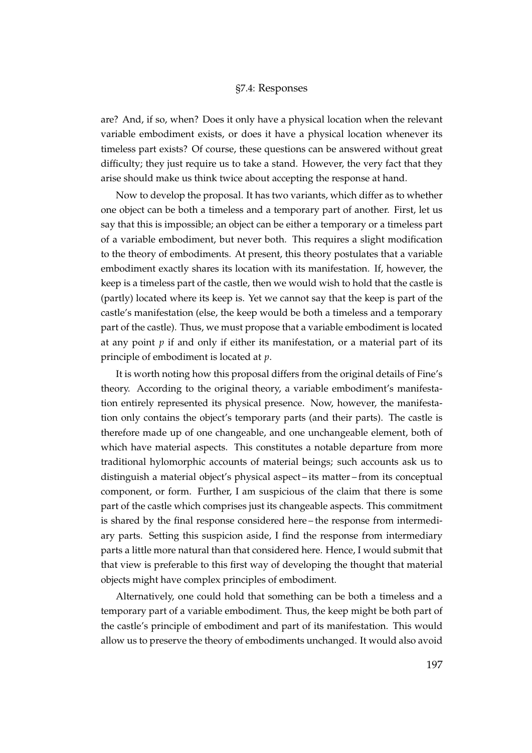are? And, if so, when? Does it only have a physical location when the relevant variable embodiment exists, or does it have a physical location whenever its timeless part exists? Of course, these questions can be answered without great difficulty; they just require us to take a stand. However, the very fact that they arise should make us think twice about accepting the response at hand.

Now to develop the proposal. It has two variants, which differ as to whether one object can be both a timeless and a temporary part of another. First, let us say that this is impossible; an object can be either a temporary or a timeless part of a variable embodiment, but never both. This requires a slight modification to the theory of embodiments. At present, this theory postulates that a variable embodiment exactly shares its location with its manifestation. If, however, the keep is a timeless part of the castle, then we would wish to hold that the castle is (partly) located where its keep is. Yet we cannot say that the keep is part of the castle's manifestation (else, the keep would be both a timeless and a temporary part of the castle). Thus, we must propose that a variable embodiment is located at any point $p$ if and only if either its manifestation, or a material part of its principle of embodiment is located at $p$.

It is worth noting how this proposal differs from the original details of Fine's theory. According to the original theory, a variable embodiment's manifestation entirely represented its physical presence. Now, however, the manifestation only contains the object's temporary parts (and their parts). The castle is therefore made up of one changeable, and one unchangeable element, both of which have material aspects. This constitutes a notable departure from more traditional hylomorphic accounts of material beings; such accounts ask us to distinguish a material object's physical aspect – its matter – from its conceptual component, or form. Further, I am suspicious of the claim that there is some part of the castle which comprises just its changeable aspects. This commitment is shared by the final response considered here – the response from intermediary parts. Setting this suspicion aside, I find the response from intermediary parts a little more natural than that considered here. Hence, I would submit that that view is preferable to this first way of developing the thought that material objects might have complex principles of embodiment.

Alternatively, one could hold that something can be both a timeless and a temporary part of a variable embodiment. Thus, the keep might be both part of the castle's principle of embodiment and part of its manifestation. This would allow us to preserve the theory of embodiments unchanged. It would also avoid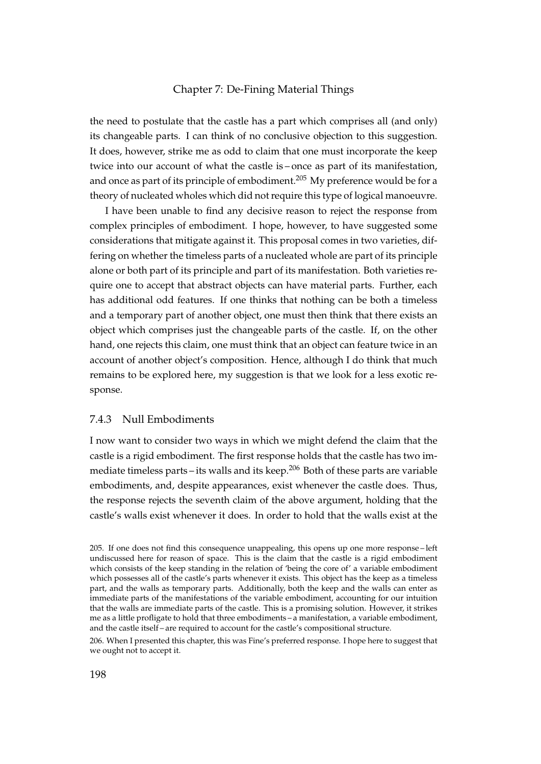the need to postulate that the castle has a part which comprises all (and only) its changeable parts. I can think of no conclusive objection to this suggestion. It does, however, strike me as odd to claim that one must incorporate the keep twice into our account of what the castle is – once as part of its manifestation, and once as part of its principle of embodiment.[205] My preference would be for a theory of nucleated wholes which did not require this type of logical manoeuvre.

I have been unable to find any decisive reason to reject the response from complex principles of embodiment. I hope, however, to have suggested some considerations that mitigate against it. This proposal comes in two varieties, differing on whether the timeless parts of a nucleated whole are part of its principle alone or both part of its principle and part of its manifestation. Both varieties require one to accept that abstract objects can have material parts. Further, each has additional odd features. If one thinks that nothing can be both a timeless and a temporary part of another object, one must then think that there exists an object which comprises just the changeable parts of the castle. If, on the other hand, one rejects this claim, one must think that an object can feature twice in an account of another object's composition. Hence, although I do think that much remains to be explored here, my suggestion is that we look for a less exotic response.

### 7.4.3 Null Embodiments

I now want to consider two ways in which we might defend the claim that the castle is a rigid embodiment. The first response holds that the castle has two immediate timeless parts – its walls and its keep.[206] Both of these parts are variable embodiments, and, despite appearances, exist whenever the castle does. Thus, the response rejects the seventh claim of the above argument, holding that the castle's walls exist whenever it does. In order to hold that the walls exist at the

205. If one does not find this consequence unappealing, this opens up one more response – left undiscussed here for reason of space. This is the claim that the castle is a rigid embodiment which consists of the keep standing in the relation of 'being the core of' a variable embodiment which possesses all of the castle's parts whenever it exists. This object has the keep as a timeless part, and the walls as temporary parts. Additionally, both the keep and the walls can enter as immediate parts of the manifestations of the variable embodiment, accounting for our intuition that the walls are immediate parts of the castle. This is a promising solution. However, it strikes me as a little profligate to hold that three embodiments – a manifestation, a variable embodiment, and the castle itself – are required to account for the castle's compositional structure.

206. When I presented this chapter, this was Fine's preferred response. I hope here to suggest that we ought not to accept it.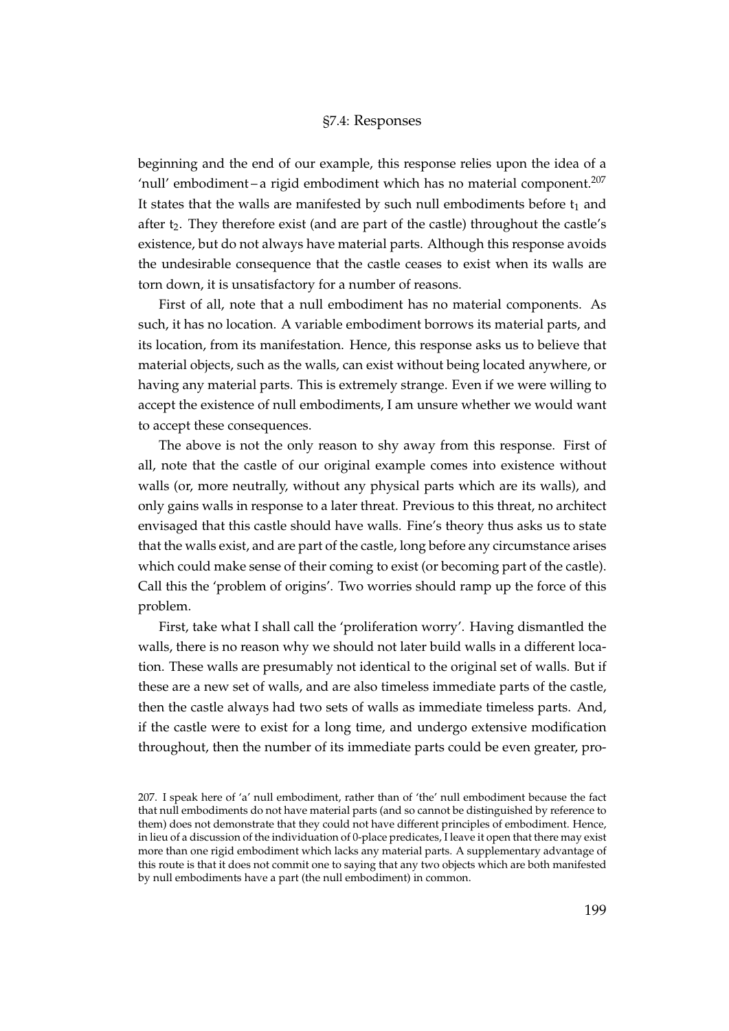beginning and the end of our example, this response relies upon the idea of a 'null' embodiment – a rigid embodiment which has no material component.[207] It states that the walls are manifested by such null embodiments before $t_1$ and after $t_2$. They therefore exist (and are part of the castle) throughout the castle's existence, but do not always have material parts. Although this response avoids the undesirable consequence that the castle ceases to exist when its walls are torn down, it is unsatisfactory for a number of reasons.

First of all, note that a null embodiment has no material components. As such, it has no location. A variable embodiment borrows its material parts, and its location, from its manifestation. Hence, this response asks us to believe that material objects, such as the walls, can exist without being located anywhere, or having any material parts. This is extremely strange. Even if we were willing to accept the existence of null embodiments, I am unsure whether we would want to accept these consequences.

The above is not the only reason to shy away from this response. First of all, note that the castle of our original example comes into existence without walls (or, more neutrally, without any physical parts which are its walls), and only gains walls in response to a later threat. Previous to this threat, no architect envisaged that this castle should have walls. Fine's theory thus asks us to state that the walls exist, and are part of the castle, long before any circumstance arises which could make sense of their coming to exist (or becoming part of the castle). Call this the 'problem of origins'. Two worries should ramp up the force of this problem.

First, take what I shall call the 'proliferation worry'. Having dismantled the walls, there is no reason why we should not later build walls in a different location. These walls are presumably not identical to the original set of walls. But if these are a new set of walls, and are also timeless immediate parts of the castle, then the castle always had two sets of walls as immediate timeless parts. And, if the castle were to exist for a long time, and undergo extensive modification throughout, then the number of its immediate parts could be even greater, pro-

207. I speak here of 'a' null embodiment, rather than of 'the' null embodiment because the fact that null embodiments do not have material parts (and so cannot be distinguished by reference to them) does not demonstrate that they could not have different principles of embodiment. Hence, in lieu of a discussion of the individuation of 0-place predicates, I leave it open that there may exist more than one rigid embodiment which lacks any material parts. A supplementary advantage of this route is that it does not commit one to saying that any two objects which are both manifested by null embodiments have a part (the null embodiment) in common.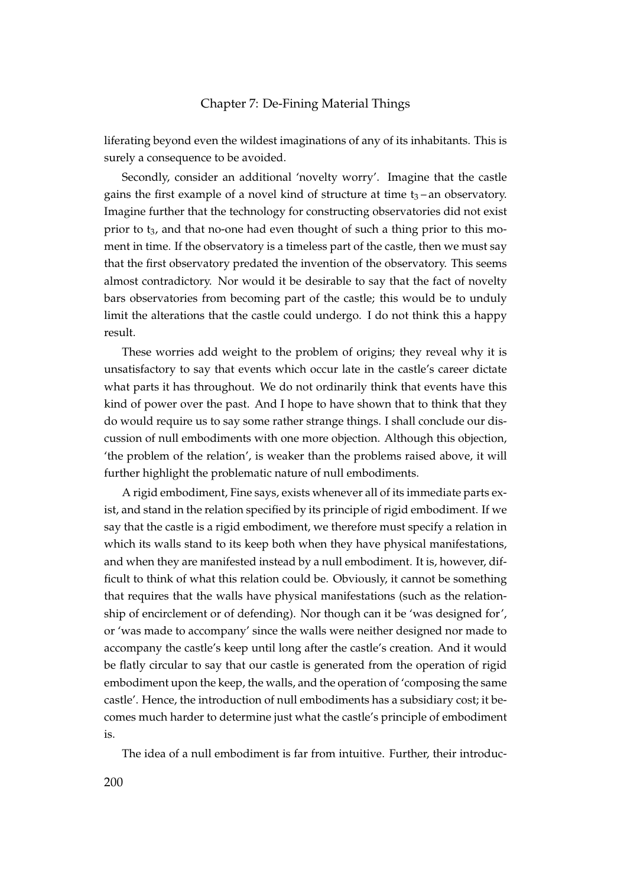liferating beyond even the wildest imaginations of any of its inhabitants. This is surely a consequence to be avoided.

Secondly, consider an additional 'novelty worry'. Imagine that the castle gains the first example of a novel kind of structure at time $t_3$ – an observatory. Imagine further that the technology for constructing observatories did not exist prior to $t_3$, and that no-one had even thought of such a thing prior to this moment in time. If the observatory is a timeless part of the castle, then we must say that the first observatory predated the invention of the observatory. This seems almost contradictory. Nor would it be desirable to say that the fact of novelty bars observatories from becoming part of the castle; this would be to unduly limit the alterations that the castle could undergo. I do not think this a happy result.

These worries add weight to the problem of origins; they reveal why it is unsatisfactory to say that events which occur late in the castle's career dictate what parts it has throughout. We do not ordinarily think that events have this kind of power over the past. And I hope to have shown that to think that they do would require us to say some rather strange things. I shall conclude our discussion of null embodiments with one more objection. Although this objection, 'the problem of the relation', is weaker than the problems raised above, it will further highlight the problematic nature of null embodiments.

A rigid embodiment, Fine says, exists whenever all of its immediate parts exist, and stand in the relation specified by its principle of rigid embodiment. If we say that the castle is a rigid embodiment, we therefore must specify a relation in which its walls stand to its keep both when they have physical manifestations, and when they are manifested instead by a null embodiment. It is, however, difficult to think of what this relation could be. Obviously, it cannot be something that requires that the walls have physical manifestations (such as the relationship of encirclement or of defending). Nor though can it be 'was designed for', or 'was made to accompany' since the walls were neither designed nor made to accompany the castle's keep until long after the castle's creation. And it would be flatly circular to say that our castle is generated from the operation of rigid embodiment upon the keep, the walls, and the operation of 'composing the same castle'. Hence, the introduction of null embodiments has a subsidiary cost; it becomes much harder to determine just what the castle's principle of embodiment is.

The idea of a null embodiment is far from intuitive. Further, their introduc-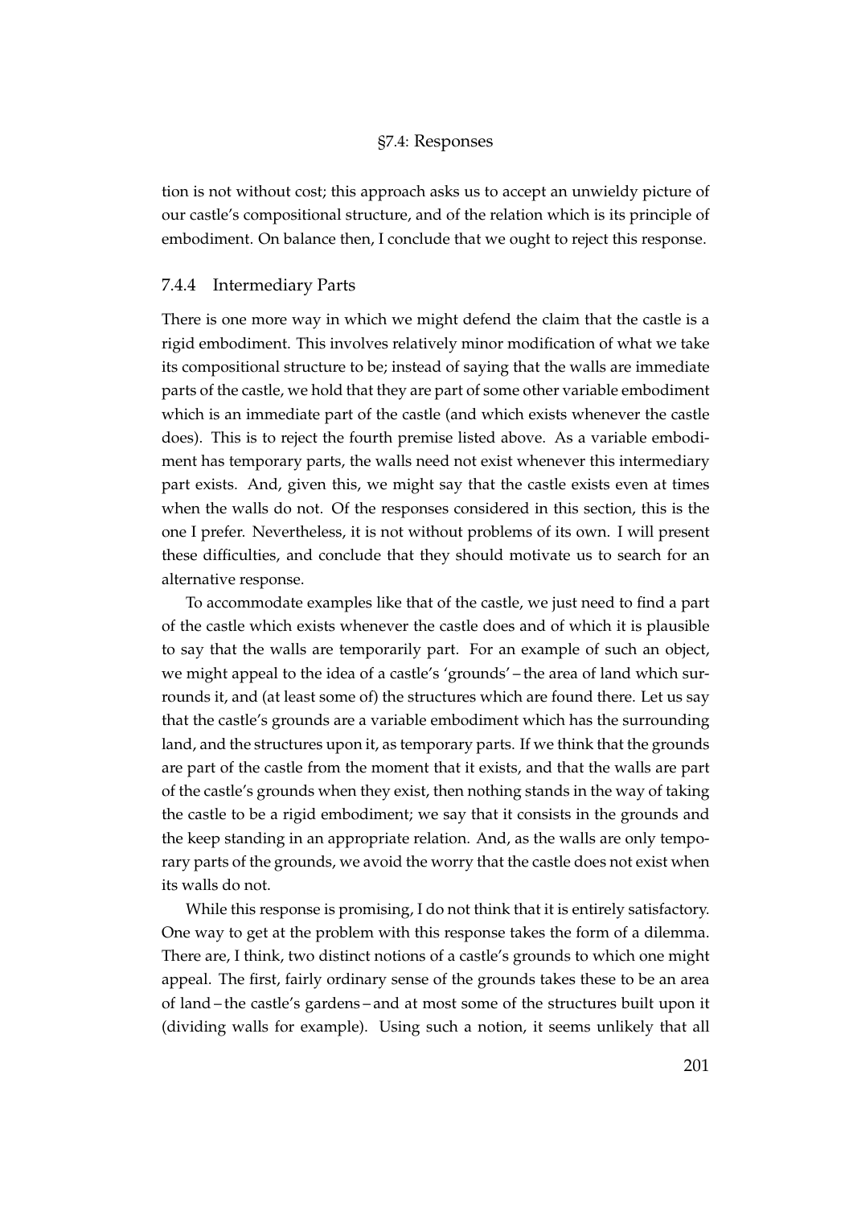tion is not without cost; this approach asks us to accept an unwieldy picture of our castle's compositional structure, and of the relation which is its principle of embodiment. On balance then, I conclude that we ought to reject this response.

### 7.4.4 Intermediary Parts

There is one more way in which we might defend the claim that the castle is a rigid embodiment. This involves relatively minor modification of what we take its compositional structure to be; instead of saying that the walls are immediate parts of the castle, we hold that they are part of some other variable embodiment which is an immediate part of the castle (and which exists whenever the castle does). This is to reject the fourth premise listed above. As a variable embodiment has temporary parts, the walls need not exist whenever this intermediary part exists. And, given this, we might say that the castle exists even at times when the walls do not. Of the responses considered in this section, this is the one I prefer. Nevertheless, it is not without problems of its own. I will present these difficulties, and conclude that they should motivate us to search for an alternative response.

To accommodate examples like that of the castle, we just need to find a part of the castle which exists whenever the castle does and of which it is plausible to say that the walls are temporarily part. For an example of such an object, we might appeal to the idea of a castle's 'grounds' – the area of land which surrounds it, and (at least some of) the structures which are found there. Let us say that the castle's grounds are a variable embodiment which has the surrounding land, and the structures upon it, as temporary parts. If we think that the grounds are part of the castle from the moment that it exists, and that the walls are part of the castle's grounds when they exist, then nothing stands in the way of taking the castle to be a rigid embodiment; we say that it consists in the grounds and the keep standing in an appropriate relation. And, as the walls are only temporary parts of the grounds, we avoid the worry that the castle does not exist when its walls do not.

While this response is promising, I do not think that it is entirely satisfactory. One way to get at the problem with this response takes the form of a dilemma. There are, I think, two distinct notions of a castle's grounds to which one might appeal. The first, fairly ordinary sense of the grounds takes these to be an area of land – the castle's gardens – and at most some of the structures built upon it (dividing walls for example). Using such a notion, it seems unlikely that all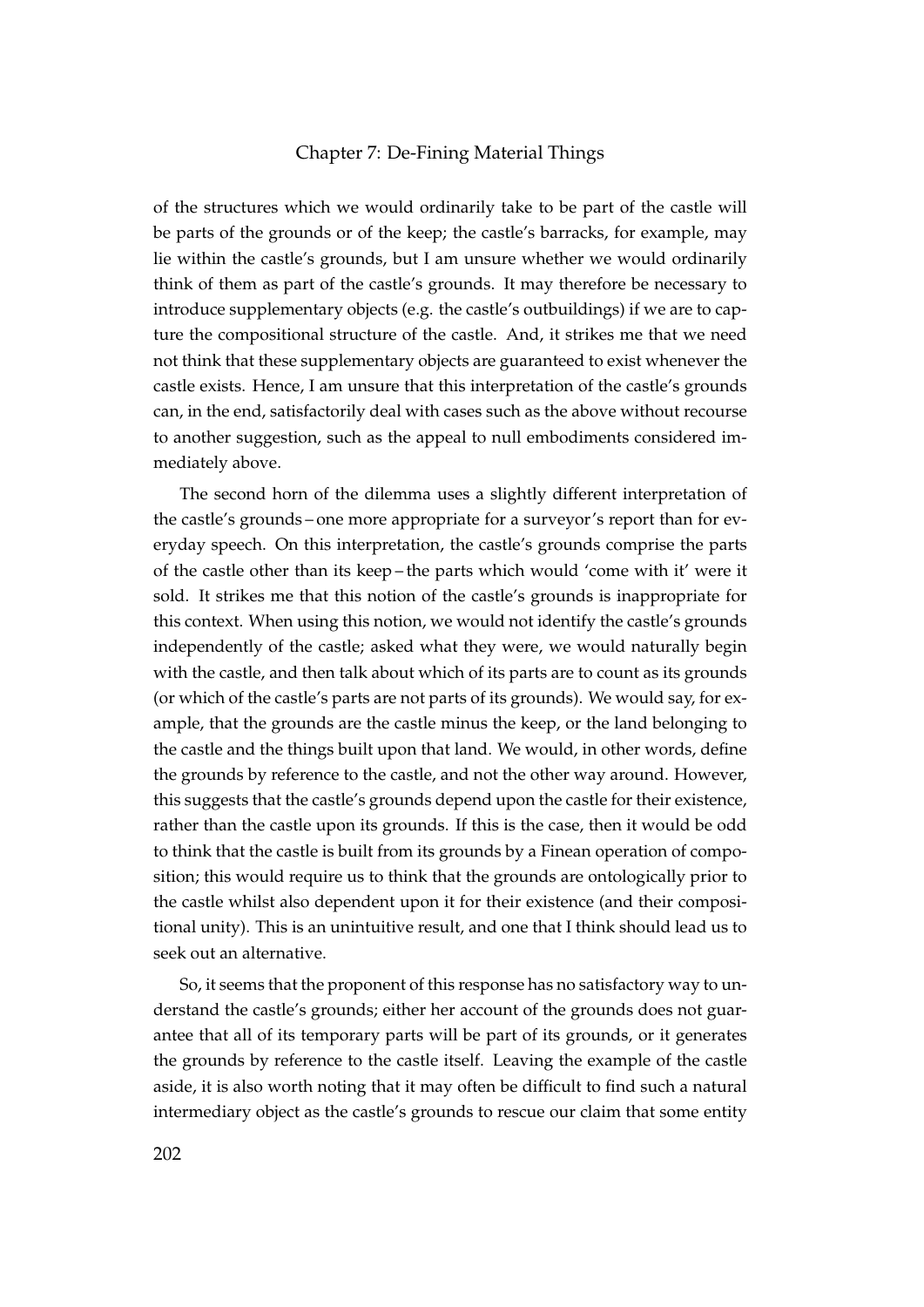of the structures which we would ordinarily take to be part of the castle will be parts of the grounds or of the keep; the castle's barracks, for example, may lie within the castle's grounds, but I am unsure whether we would ordinarily think of them as part of the castle's grounds. It may therefore be necessary to introduce supplementary objects (e.g. the castle's outbuildings) if we are to capture the compositional structure of the castle. And, it strikes me that we need not think that these supplementary objects are guaranteed to exist whenever the castle exists. Hence, I am unsure that this interpretation of the castle's grounds can, in the end, satisfactorily deal with cases such as the above without recourse to another suggestion, such as the appeal to null embodiments considered immediately above.

The second horn of the dilemma uses a slightly different interpretation of the castle's grounds – one more appropriate for a surveyor's report than for everyday speech. On this interpretation, the castle's grounds comprise the parts of the castle other than its keep – the parts which would 'come with it' were it sold. It strikes me that this notion of the castle's grounds is inappropriate for this context. When using this notion, we would not identify the castle's grounds independently of the castle; asked what they were, we would naturally begin with the castle, and then talk about which of its parts are to count as its grounds (or which of the castle's parts are not parts of its grounds). We would say, for example, that the grounds are the castle minus the keep, or the land belonging to the castle and the things built upon that land. We would, in other words, define the grounds by reference to the castle, and not the other way around. However, this suggests that the castle's grounds depend upon the castle for their existence, rather than the castle upon its grounds. If this is the case, then it would be odd to think that the castle is built from its grounds by a Finean operation of composition; this would require us to think that the grounds are ontologically prior to the castle whilst also dependent upon it for their existence (and their compositional unity). This is an unintuitive result, and one that I think should lead us to seek out an alternative.

So, it seems that the proponent of this response has no satisfactory way to understand the castle's grounds; either her account of the grounds does not guarantee that all of its temporary parts will be part of its grounds, or it generates the grounds by reference to the castle itself. Leaving the example of the castle aside, it is also worth noting that it may often be difficult to find such a natural intermediary object as the castle's grounds to rescue our claim that some entity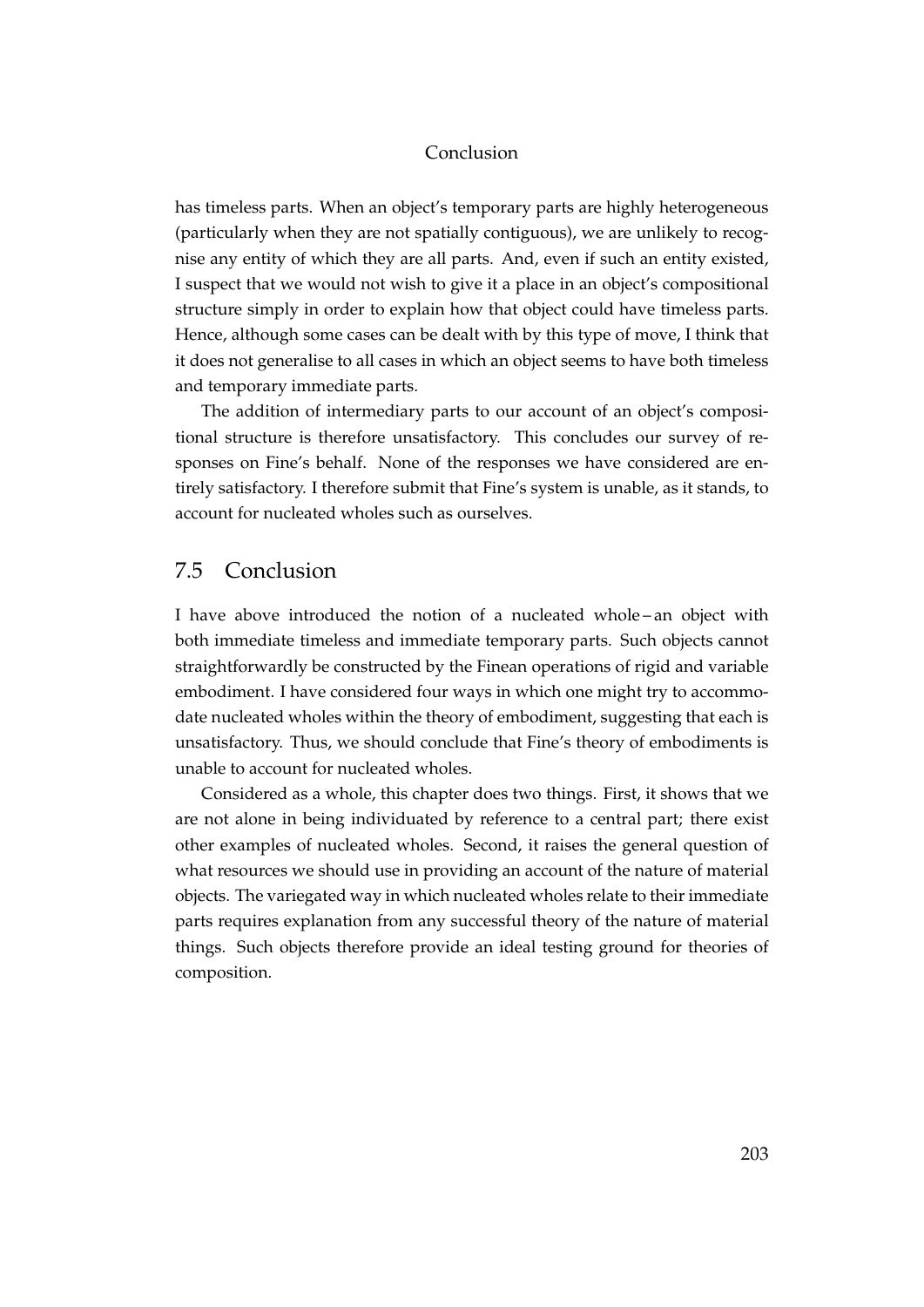has timeless parts. When an object's temporary parts are highly heterogeneous (particularly when they are not spatially contiguous), we are unlikely to recognise any entity of which they are all parts. And, even if such an entity existed, I suspect that we would not wish to give it a place in an object's compositional structure simply in order to explain how that object could have timeless parts. Hence, although some cases can be dealt with by this type of move, I think that it does not generalise to all cases in which an object seems to have both timeless and temporary immediate parts.

The addition of intermediary parts to our account of an object's compositional structure is therefore unsatisfactory. This concludes our survey of responses on Fine's behalf. None of the responses we have considered are entirely satisfactory. I therefore submit that Fine's system is unable, as it stands, to account for nucleated wholes such as ourselves.

## 7.5 Conclusion

I have above introduced the notion of a nucleated whole – an object with both immediate timeless and immediate temporary parts. Such objects cannot straightforwardly be constructed by the Finean operations of rigid and variable embodiment. I have considered four ways in which one might try to accommodate nucleated wholes within the theory of embodiment, suggesting that each is unsatisfactory. Thus, we should conclude that Fine's theory of embodiments is unable to account for nucleated wholes.

Considered as a whole, this chapter does two things. First, it shows that we are not alone in being individuated by reference to a central part; there exist other examples of nucleated wholes. Second, it raises the general question of what resources we should use in providing an account of the nature of material objects. The variegated way in which nucleated wholes relate to their immediate parts requires explanation from any successful theory of the nature of material things. Such objects therefore provide an ideal testing ground for theories of composition.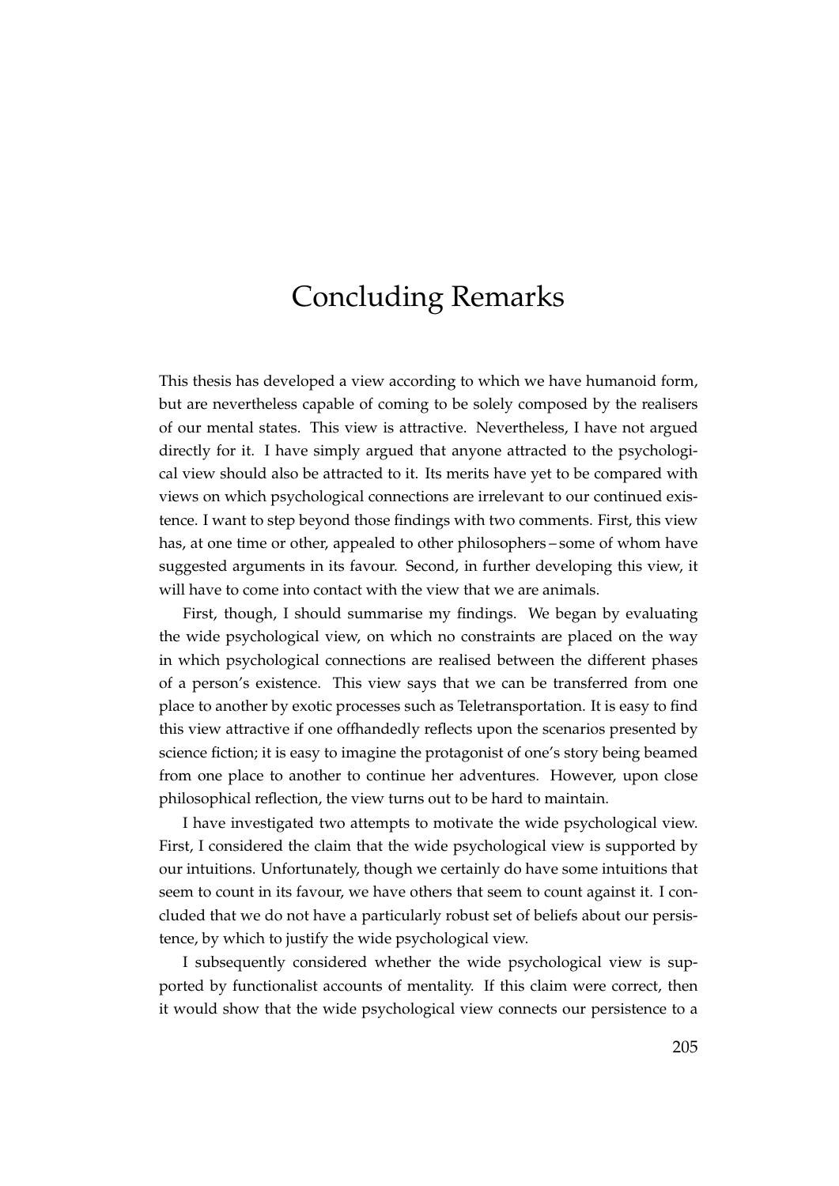# Concluding Remarks

This thesis has developed a view according to which we have humanoid form, but are nevertheless capable of coming to be solely composed by the realisers of our mental states. This view is attractive. Nevertheless, I have not argued directly for it. I have simply argued that anyone attracted to the psychological view should also be attracted to it. Its merits have yet to be compared with views on which psychological connections are irrelevant to our continued existence. I want to step beyond those findings with two comments. First, this view has, at one time or other, appealed to other philosophers – some of whom have suggested arguments in its favour. Second, in further developing this view, it will have to come into contact with the view that we are animals.

First, though, I should summarise my findings. We began by evaluating the wide psychological view, on which no constraints are placed on the way in which psychological connections are realised between the different phases of a person's existence. This view says that we can be transferred from one place to another by exotic processes such as Teletransportation. It is easy to find this view attractive if one offhandedly reflects upon the scenarios presented by science fiction; it is easy to imagine the protagonist of one's story being beamed from one place to another to continue her adventures. However, upon close philosophical reflection, the view turns out to be hard to maintain.

I have investigated two attempts to motivate the wide psychological view. First, I considered the claim that the wide psychological view is supported by our intuitions. Unfortunately, though we certainly do have some intuitions that seem to count in its favour, we have others that seem to count against it. I concluded that we do not have a particularly robust set of beliefs about our persistence, by which to justify the wide psychological view.

I subsequently considered whether the wide psychological view is supported by functionalist accounts of mentality. If this claim were correct, then it would show that the wide psychological view connects our persistence to a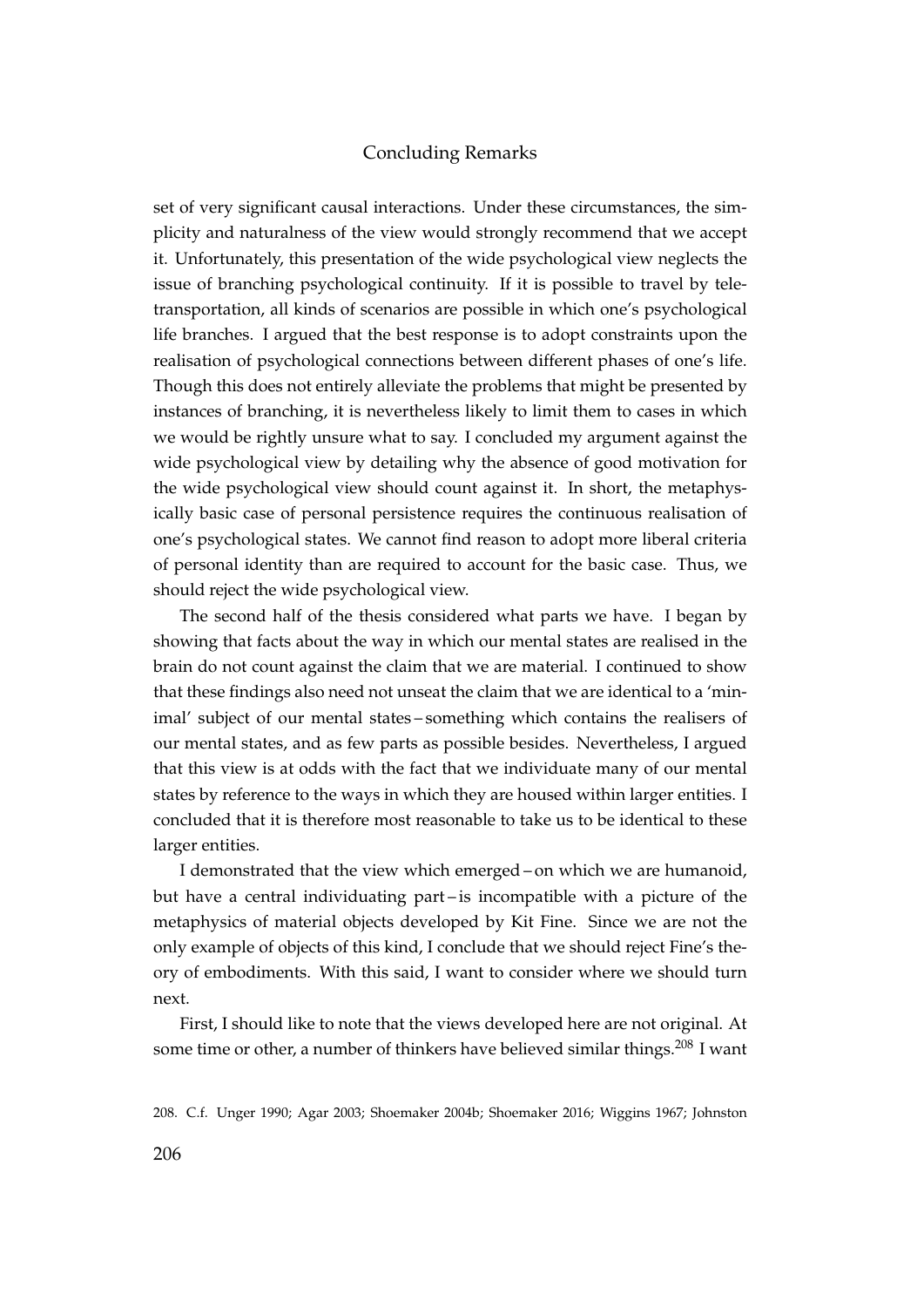set of very significant causal interactions. Under these circumstances, the simplicity and naturalness of the view would strongly recommend that we accept it. Unfortunately, this presentation of the wide psychological view neglects the issue of branching psychological continuity. If it is possible to travel by teletransportation, all kinds of scenarios are possible in which one's psychological life branches. I argued that the best response is to adopt constraints upon the realisation of psychological connections between different phases of one's life. Though this does not entirely alleviate the problems that might be presented by instances of branching, it is nevertheless likely to limit them to cases in which we would be rightly unsure what to say. I concluded my argument against the wide psychological view by detailing why the absence of good motivation for the wide psychological view should count against it. In short, the metaphysically basic case of personal persistence requires the continuous realisation of one's psychological states. We cannot find reason to adopt more liberal criteria of personal identity than are required to account for the basic case. Thus, we should reject the wide psychological view.

The second half of the thesis considered what parts we have. I began by showing that facts about the way in which our mental states are realised in the brain do not count against the claim that we are material. I continued to show that these findings also need not unseat the claim that we are identical to a 'minimal' subject of our mental states – something which contains the realisers of our mental states, and as few parts as possible besides. Nevertheless, I argued that this view is at odds with the fact that we individuate many of our mental states by reference to the ways in which they are housed within larger entities. I concluded that it is therefore most reasonable to take us to be identical to these larger entities.

I demonstrated that the view which emerged – on which we are humanoid, but have a central individuating part – is incompatible with a picture of the metaphysics of material objects developed by Kit Fine. Since we are not the only example of objects of this kind, I conclude that we should reject Fine's theory of embodiments. With this said, I want to consider where we should turn next.

First, I should like to note that the views developed here are not original. At some time or other, a number of thinkers have believed similar things.[208] I want

208. C.f. Unger 1990; Agar 2003; Shoemaker 2004b; Shoemaker 2016; Wiggins 1967; Johnston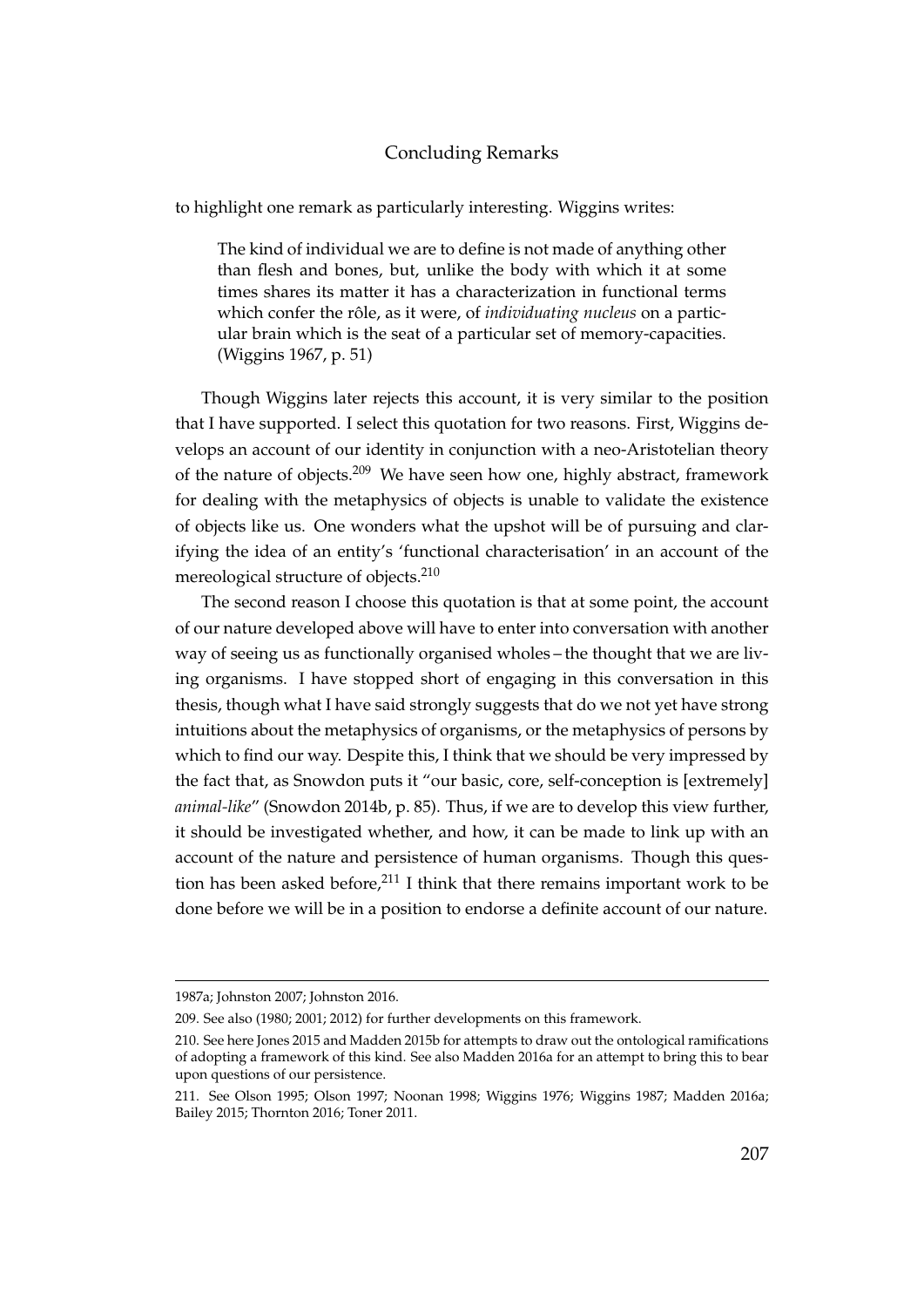to highlight one remark as particularly interesting. Wiggins writes:

> The kind of individual we are to define is not made of anything other than flesh and bones, but, unlike the body with which it at some times shares its matter it has a characterization in functional terms which confer the rôle, as it were, of *individuating nucleus* on a particular brain which is the seat of a particular set of memory-capacities. (Wiggins 1967, p. 51)

Though Wiggins later rejects this account, it is very similar to the position that I have supported. I select this quotation for two reasons. First, Wiggins develops an account of our identity in conjunction with a neo-Aristotelian theory of the nature of objects.[209] We have seen how one, highly abstract, framework for dealing with the metaphysics of objects is unable to validate the existence of objects like us. One wonders what the upshot will be of pursuing and clarifying the idea of an entity's 'functional characterisation' in an account of the mereological structure of objects.[210]

The second reason I choose this quotation is that at some point, the account of our nature developed above will have to enter into conversation with another way of seeing us as functionally organised wholes – the thought that we are living organisms. I have stopped short of engaging in this conversation in this thesis, though what I have said strongly suggests that do we not yet have strong intuitions about the metaphysics of organisms, or the metaphysics of persons by which to find our way. Despite this, I think that we should be very impressed by the fact that, as Snowdon puts it "our basic, core, self-conception is [extremely] *animal-like*" (Snowdon 2014b, p. 85). Thus, if we are to develop this view further, it should be investigated whether, and how, it can be made to link up with an account of the nature and persistence of human organisms. Though this question has been asked before,[211] I think that there remains important work to be done before we will be in a position to endorse a definite account of our nature.

---

1987a; Johnston 2007; Johnston 2016.

209. See also (1980; 2001; 2012) for further developments on this framework.

210. See here Jones 2015 and Madden 2015b for attempts to draw out the ontological ramifications of adopting a framework of this kind. See also Madden 2016a for an attempt to bring this to bear upon questions of our persistence.

211. See Olson 1995; Olson 1997; Noonan 1998; Wiggins 1976; Wiggins 1987; Madden 2016a; Bailey 2015; Thornton 2016; Toner 2011.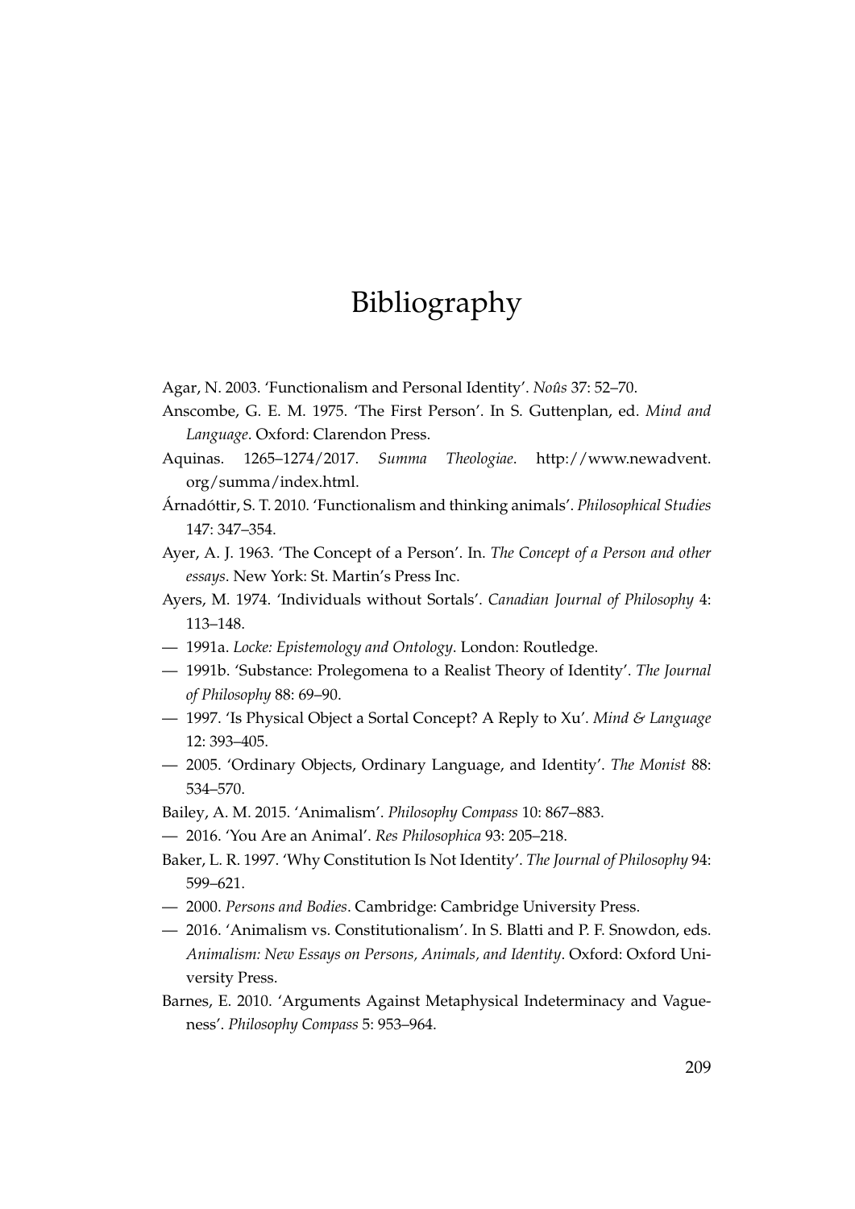# Bibliography

Agar, N. 2003. 'Functionalism and Personal Identity'. *Noûs* 37: 52–70.

Anscombe, G. E. M. 1975. 'The First Person'. In S. Guttenplan, ed. *Mind and Language*. Oxford: Clarendon Press.

Aquinas. 1265–1274/2017. *Summa Theologiae*. http://www.newadvent.org/summa/index.html.

Árnadóttir, S. T. 2010. 'Functionalism and thinking animals'. *Philosophical Studies* 147: 347–354.

Ayer, A. J. 1963. 'The Concept of a Person'. In. *The Concept of a Person and other essays*. New York: St. Martin's Press Inc.

Ayers, M. 1974. 'Individuals without Sortals'. *Canadian Journal of Philosophy* 4: 113–148.

— 1991a. *Locke: Epistemology and Ontology*. London: Routledge.

— 1991b. 'Substance: Prolegomena to a Realist Theory of Identity'. *The Journal of Philosophy* 88: 69–90.

— 1997. 'Is Physical Object a Sortal Concept? A Reply to Xu'. *Mind & Language* 12: 393–405.

— 2005. 'Ordinary Objects, Ordinary Language, and Identity'. *The Monist* 88: 534–570.

Bailey, A. M. 2015. 'Animalism'. *Philosophy Compass* 10: 867–883.

— 2016. 'You Are an Animal'. *Res Philosophica* 93: 205–218.

Baker, L. R. 1997. 'Why Constitution Is Not Identity'. *The Journal of Philosophy* 94: 599–621.

— 2000. *Persons and Bodies*. Cambridge: Cambridge University Press.

— 2016. 'Animalism vs. Constitutionalism'. In S. Blatti and P. F. Snowdon, eds. *Animalism: New Essays on Persons, Animals, and Identity*. Oxford: Oxford University Press.

Barnes, E. 2010. 'Arguments Against Metaphysical Indeterminacy and Vagueness'. *Philosophy Compass* 5: 953–964.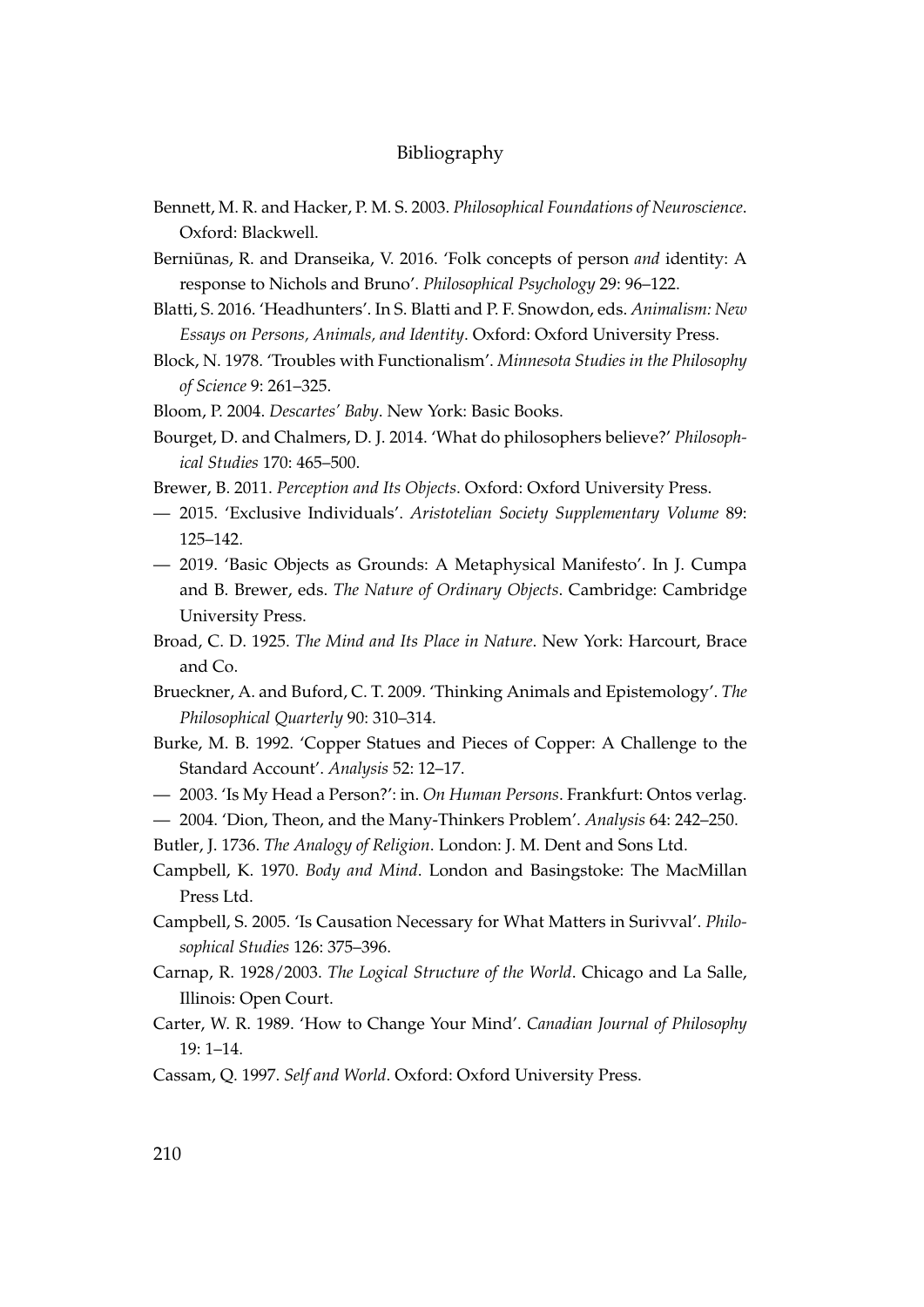# Bibliography

Bennett, M. R. and Hacker, P. M. S. 2003. *Philosophical Foundations of Neuroscience*. Oxford: Blackwell.

Berniūnas, R. and Dranseika, V. 2016. 'Folk concepts of person *and* identity: A response to Nichols and Bruno'. *Philosophical Psychology* 29: 96–122.

Blatti, S. 2016. 'Headhunters'. In S. Blatti and P. F. Snowdon, eds. *Animalism: New Essays on Persons, Animals, and Identity*. Oxford: Oxford University Press.

Block, N. 1978. 'Troubles with Functionalism'. *Minnesota Studies in the Philosophy of Science* 9: 261–325.

Bloom, P. 2004. *Descartes' Baby*. New York: Basic Books.

Bourget, D. and Chalmers, D. J. 2014. 'What do philosophers believe?' *Philosophical Studies* 170: 465–500.

Brewer, B. 2011. *Perception and Its Objects*. Oxford: Oxford University Press.

— 2015. 'Exclusive Individuals'. *Aristotelian Society Supplementary Volume* 89: 125–142.

— 2019. 'Basic Objects as Grounds: A Metaphysical Manifesto'. In J. Cumpa and B. Brewer, eds. *The Nature of Ordinary Objects*. Cambridge: Cambridge University Press.

Broad, C. D. 1925. *The Mind and Its Place in Nature*. New York: Harcourt, Brace and Co.

Brueckner, A. and Buford, C. T. 2009. 'Thinking Animals and Epistemology'. *The Philosophical Quarterly* 90: 310–314.

Burke, M. B. 1992. 'Copper Statues and Pieces of Copper: A Challenge to the Standard Account'. *Analysis* 52: 12–17.

— 2003. 'Is My Head a Person?': in. *On Human Persons*. Frankfurt: Ontos verlag.

— 2004. 'Dion, Theon, and the Many-Thinkers Problem'. *Analysis* 64: 242–250.

Butler, J. 1736. *The Analogy of Religion*. London: J. M. Dent and Sons Ltd.

Campbell, K. 1970. *Body and Mind*. London and Basingstoke: The MacMillan Press Ltd.

Campbell, S. 2005. 'Is Causation Necessary for What Matters in Surivval'. *Philosophical Studies* 126: 375–396.

Carnap, R. 1928/2003. *The Logical Structure of the World*. Chicago and La Salle, Illinois: Open Court.

Carter, W. R. 1989. 'How to Change Your Mind'. *Canadian Journal of Philosophy* 19: 1–14.

Cassam, Q. 1997. *Self and World*. Oxford: Oxford University Press.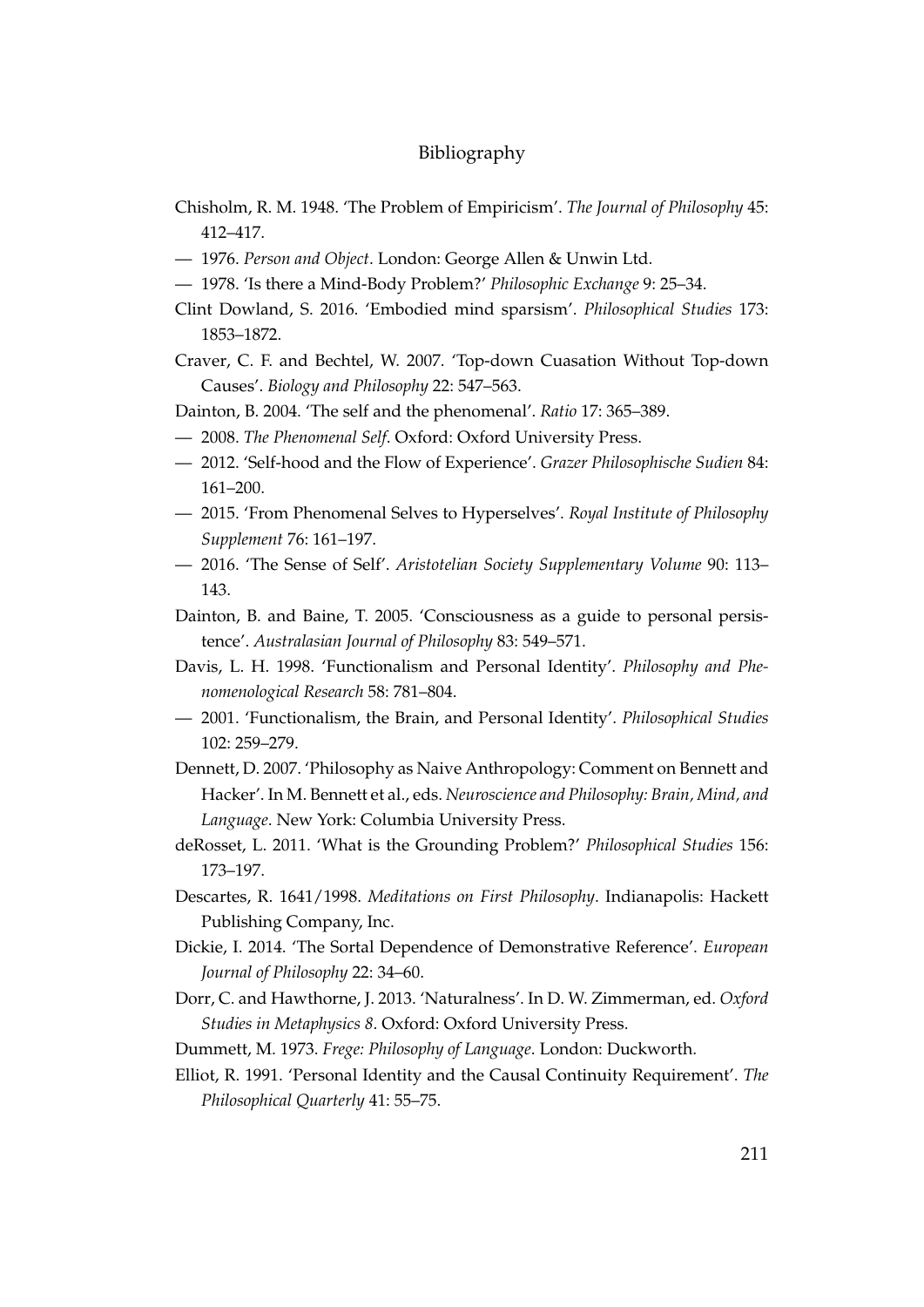# Bibliography

Chisholm, R. M. 1948. 'The Problem of Empiricism'. *The Journal of Philosophy* 45: 412–417.

— 1976. *Person and Object*. London: George Allen & Unwin Ltd.

— 1978. 'Is there a Mind-Body Problem?' *Philosophic Exchange* 9: 25–34.

Clint Dowland, S. 2016. 'Embodied mind sparsism'. *Philosophical Studies* 173: 1853–1872.

Craver, C. F. and Bechtel, W. 2007. 'Top-down Cuasation Without Top-down Causes'. *Biology and Philosophy* 22: 547–563.

Dainton, B. 2004. 'The self and the phenomenal'. *Ratio* 17: 365–389.

— 2008. *The Phenomenal Self*. Oxford: Oxford University Press.

— 2012. 'Self-hood and the Flow of Experience'. *Grazer Philosophische Sudien* 84: 161–200.

— 2015. 'From Phenomenal Selves to Hyperselves'. *Royal Institute of Philosophy Supplement* 76: 161–197.

— 2016. 'The Sense of Self'. *Aristotelian Society Supplementary Volume* 90: 113–143.

Dainton, B. and Baine, T. 2005. 'Consciousness as a guide to personal persistence'. *Australasian Journal of Philosophy* 83: 549–571.

Davis, L. H. 1998. 'Functionalism and Personal Identity'. *Philosophy and Phenomenological Research* 58: 781–804.

— 2001. 'Functionalism, the Brain, and Personal Identity'. *Philosophical Studies* 102: 259–279.

Dennett, D. 2007. 'Philosophy as Naive Anthropology: Comment on Bennett and Hacker'. In M. Bennett et al., eds. *Neuroscience and Philosophy: Brain, Mind, and Language*. New York: Columbia University Press.

deRosset, L. 2011. 'What is the Grounding Problem?' *Philosophical Studies* 156: 173–197.

Descartes, R. 1641/1998. *Meditations on First Philosophy*. Indianapolis: Hackett Publishing Company, Inc.

Dickie, I. 2014. 'The Sortal Dependence of Demonstrative Reference'. *European Journal of Philosophy* 22: 34–60.

Dorr, C. and Hawthorne, J. 2013. 'Naturalness'. In D. W. Zimmerman, ed. *Oxford Studies in Metaphysics 8*. Oxford: Oxford University Press.

Dummett, M. 1973. *Frege: Philosophy of Language*. London: Duckworth.

Elliot, R. 1991. 'Personal Identity and the Causal Continuity Requirement'. *The Philosophical Quarterly* 41: 55–75.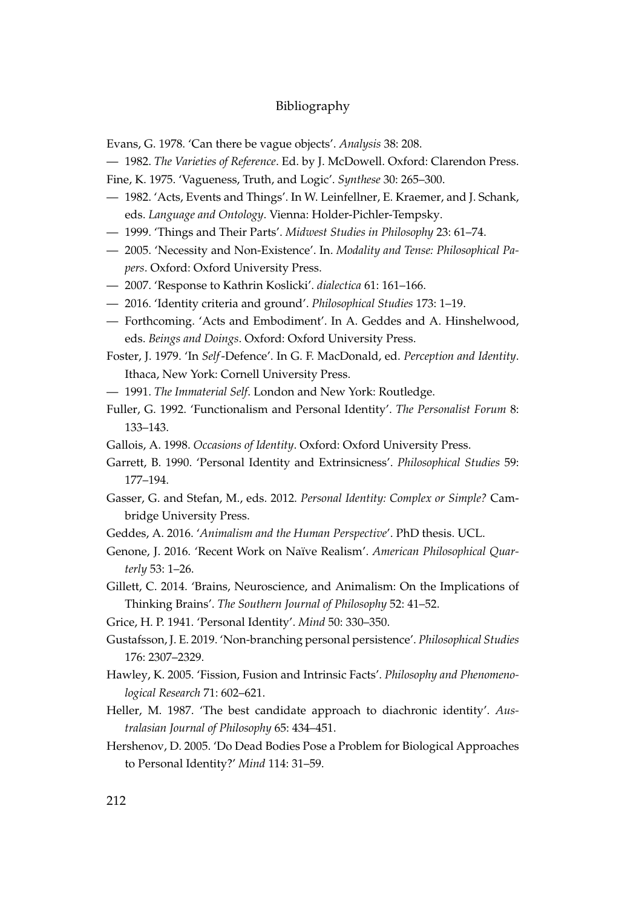Bibliography

Evans, G. 1978. 'Can there be vague objects'. *Analysis* 38: 208.

— 1982. *The Varieties of Reference*. Ed. by J. McDowell. Oxford: Clarendon Press.

Fine, K. 1975. 'Vagueness, Truth, and Logic'. *Synthese* 30: 265–300.

— 1982. 'Acts, Events and Things'. In W. Leinfellner, E. Kraemer, and J. Schank, eds. *Language and Ontology*. Vienna: Holder-Pichler-Tempsky.

— 1999. 'Things and Their Parts'. *Midwest Studies in Philosophy* 23: 61–74.

— 2005. 'Necessity and Non-Existence'. In. *Modality and Tense: Philosophical Papers*. Oxford: Oxford University Press.

— 2007. 'Response to Kathrin Koslicki'. *dialectica* 61: 161–166.

— 2016. 'Identity criteria and ground'. *Philosophical Studies* 173: 1–19.

— Forthcoming. 'Acts and Embodiment'. In A. Geddes and A. Hinshelwood, eds. *Beings and Doings*. Oxford: Oxford University Press.

Foster, J. 1979. 'In *Self*-Defence'. In G. F. MacDonald, ed. *Perception and Identity*. Ithaca, New York: Cornell University Press.

— 1991. *The Immaterial Self*. London and New York: Routledge.

Fuller, G. 1992. 'Functionalism and Personal Identity'. *The Personalist Forum* 8: 133–143.

Gallois, A. 1998. *Occasions of Identity*. Oxford: Oxford University Press.

Garrett, B. 1990. 'Personal Identity and Extrinsicness'. *Philosophical Studies* 59: 177–194.

Gasser, G. and Stefan, M., eds. 2012. *Personal Identity: Complex or Simple?* Cambridge University Press.

Geddes, A. 2016. '*Animalism and the Human Perspective*'. PhD thesis. UCL.

Genone, J. 2016. 'Recent Work on Naïve Realism'. *American Philosophical Quarterly* 53: 1–26.

Gillett, C. 2014. 'Brains, Neuroscience, and Animalism: On the Implications of Thinking Brains'. *The Southern Journal of Philosophy* 52: 41–52.

Grice, H. P. 1941. 'Personal Identity'. *Mind* 50: 330–350.

Gustafsson, J. E. 2019. 'Non-branching personal persistence'. *Philosophical Studies* 176: 2307–2329.

Hawley, K. 2005. 'Fission, Fusion and Intrinsic Facts'. *Philosophy and Phenomenological Research* 71: 602–621.

Heller, M. 1987. 'The best candidate approach to diachronic identity'. *Australasian Journal of Philosophy* 65: 434–451.

Hershenov, D. 2005. 'Do Dead Bodies Pose a Problem for Biological Approaches to Personal Identity?' *Mind* 114: 31–59.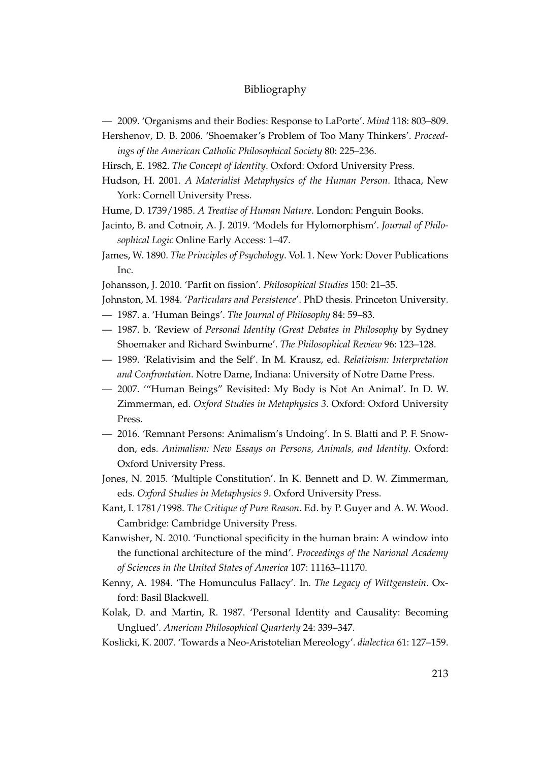— 2009. 'Organisms and their Bodies: Response to LaPorte'. *Mind* 118: 803–809.

Hershenov, D. B. 2006. 'Shoemaker's Problem of Too Many Thinkers'. *Proceedings of the American Catholic Philosophical Society* 80: 225–236.

Hirsch, E. 1982. *The Concept of Identity*. Oxford: Oxford University Press.

Hudson, H. 2001. *A Materialist Metaphysics of the Human Person*. Ithaca, New York: Cornell University Press.

Hume, D. 1739/1985. *A Treatise of Human Nature*. London: Penguin Books.

Jacinto, B. and Cotnoir, A. J. 2019. 'Models for Hylomorphism'. *Journal of Philosophical Logic* Online Early Access: 1–47.

James, W. 1890. *The Principles of Psychology*. Vol. 1. New York: Dover Publications Inc.

Johansson, J. 2010. 'Parfit on fission'. *Philosophical Studies* 150: 21–35.

Johnston, M. 1984. '*Particulars and Persistence*'. PhD thesis. Princeton University.

— 1987. a. 'Human Beings'. *The Journal of Philosophy* 84: 59–83.

— 1987. b. 'Review of *Personal Identity (Great Debates in Philosophy* by Sydney Shoemaker and Richard Swinburne'. *The Philosophical Review* 96: 123–128.

— 1989. 'Relativisim and the Self'. In M. Krausz, ed. *Relativism: Interpretation and Confrontation*. Notre Dame, Indiana: University of Notre Dame Press.

— 2007. '"Human Beings" Revisited: My Body is Not An Animal'. In D. W. Zimmerman, ed. *Oxford Studies in Metaphysics 3*. Oxford: Oxford University Press.

— 2016. 'Remnant Persons: Animalism's Undoing'. In S. Blatti and P. F. Snowdon, eds. *Animalism: New Essays on Persons, Animals, and Identity*. Oxford: Oxford University Press.

Jones, N. 2015. 'Multiple Constitution'. In K. Bennett and D. W. Zimmerman, eds. *Oxford Studies in Metaphysics 9*. Oxford University Press.

Kant, I. 1781/1998. *The Critique of Pure Reason*. Ed. by P. Guyer and A. W. Wood. Cambridge: Cambridge University Press.

Kanwisher, N. 2010. 'Functional specificity in the human brain: A window into the functional architecture of the mind'. *Proceedings of the Narional Academy of Sciences in the United States of America* 107: 11163–11170.

Kenny, A. 1984. 'The Homunculus Fallacy'. In. *The Legacy of Wittgenstein*. Oxford: Basil Blackwell.

Kolak, D. and Martin, R. 1987. 'Personal Identity and Causality: Becoming Unglued'. *American Philosophical Quarterly* 24: 339–347.

Koslicki, K. 2007. 'Towards a Neo-Aristotelian Mereology'. *dialectica* 61: 127–159.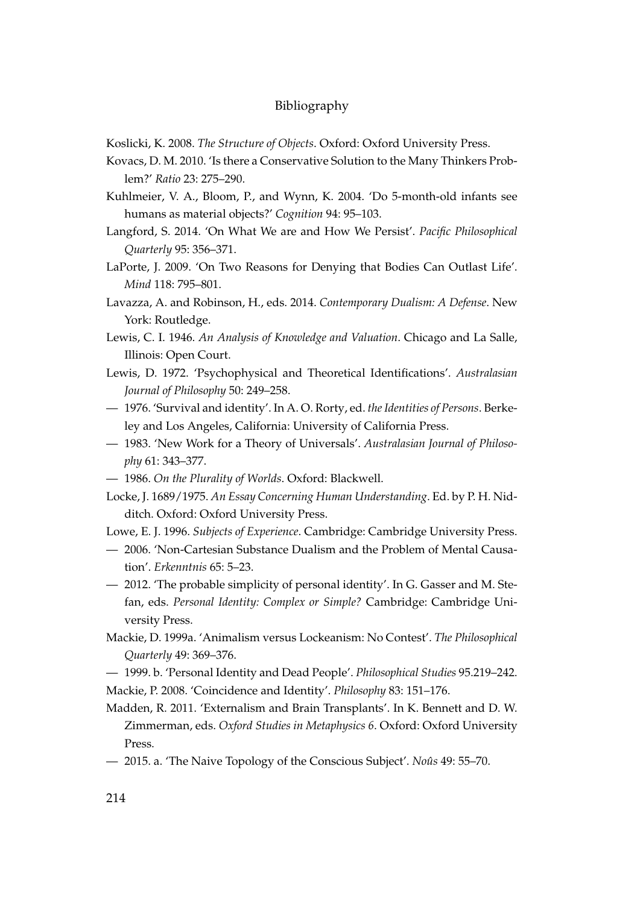# Bibliography

Koslicki, K. 2008. *The Structure of Objects*. Oxford: Oxford University Press.

Kovacs, D. M. 2010. 'Is there a Conservative Solution to the Many Thinkers Problem?' *Ratio* 23: 275–290.

Kuhlmeier, V. A., Bloom, P., and Wynn, K. 2004. 'Do 5-month-old infants see humans as material objects?' *Cognition* 94: 95–103.

Langford, S. 2014. 'On What We are and How We Persist'. *Pacific Philosophical Quarterly* 95: 356–371.

LaPorte, J. 2009. 'On Two Reasons for Denying that Bodies Can Outlast Life'. *Mind* 118: 795–801.

Lavazza, A. and Robinson, H., eds. 2014. *Contemporary Dualism: A Defense*. New York: Routledge.

Lewis, C. I. 1946. *An Analysis of Knowledge and Valuation*. Chicago and La Salle, Illinois: Open Court.

Lewis, D. 1972. 'Psychophysical and Theoretical Identifications'. *Australasian Journal of Philosophy* 50: 249–258.

— 1976. 'Survival and identity'. In A. O. Rorty, ed. *the Identities of Persons*. Berkeley and Los Angeles, California: University of California Press.

— 1983. 'New Work for a Theory of Universals'. *Australasian Journal of Philosophy* 61: 343–377.

— 1986. *On the Plurality of Worlds*. Oxford: Blackwell.

Locke, J. 1689/1975. *An Essay Concerning Human Understanding*. Ed. by P. H. Nidditch. Oxford: Oxford University Press.

Lowe, E. J. 1996. *Subjects of Experience*. Cambridge: Cambridge University Press.

— 2006. 'Non-Cartesian Substance Dualism and the Problem of Mental Causation'. *Erkenntnis* 65: 5–23.

— 2012. 'The probable simplicity of personal identity'. In G. Gasser and M. Stefan, eds. *Personal Identity: Complex or Simple?* Cambridge: Cambridge University Press.

Mackie, D. 1999a. 'Animalism versus Lockeanism: No Contest'. *The Philosophical Quarterly* 49: 369–376.

— 1999. b. 'Personal Identity and Dead People'. *Philosophical Studies* 95.219–242.

Mackie, P. 2008. 'Coincidence and Identity'. *Philosophy* 83: 151–176.

Madden, R. 2011. 'Externalism and Brain Transplants'. In K. Bennett and D. W. Zimmerman, eds. *Oxford Studies in Metaphysics 6*. Oxford: Oxford University Press.

— 2015. a. 'The Naive Topology of the Conscious Subject'. *Noûs* 49: 55–70.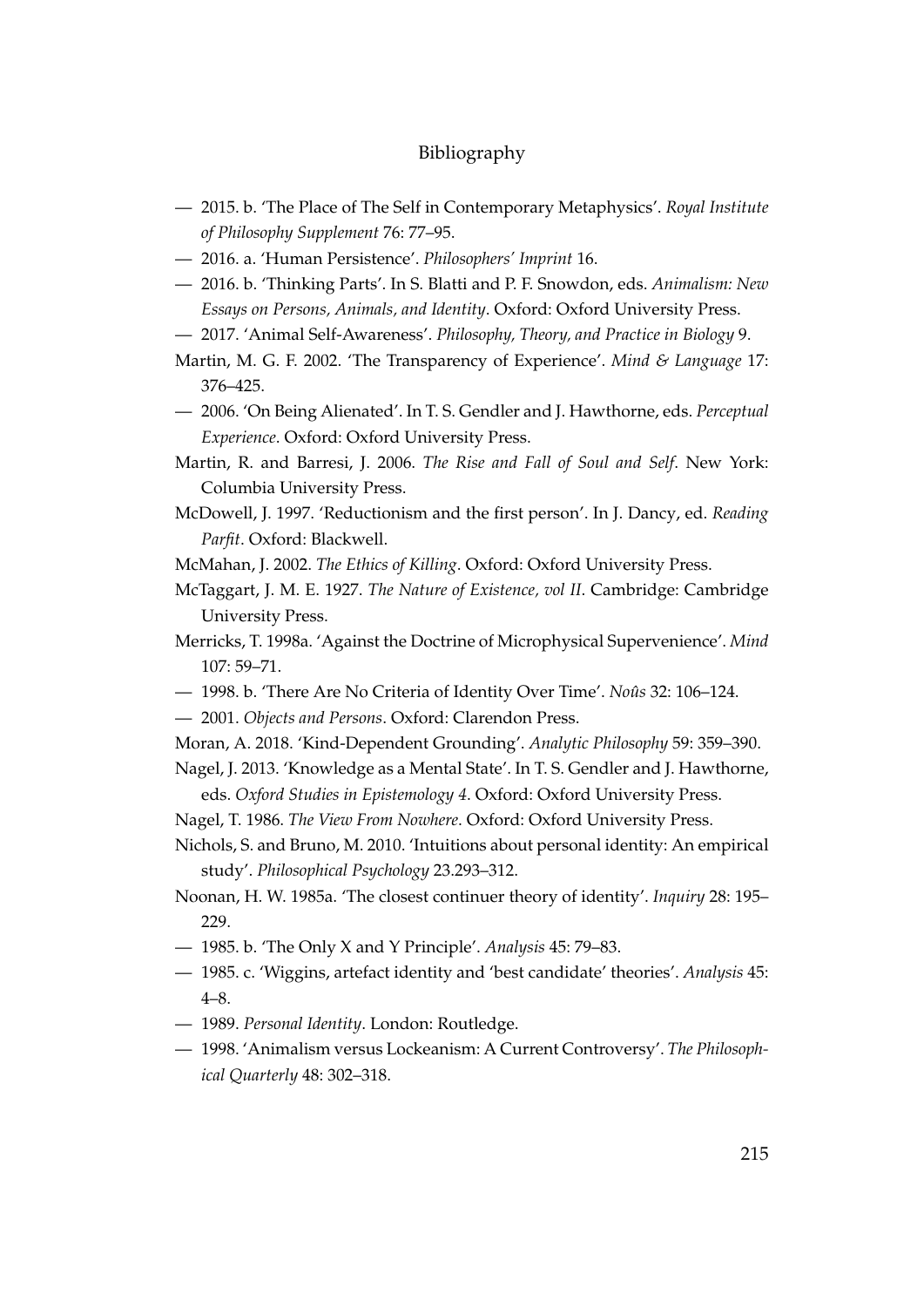— 2015. b. 'The Place of The Self in Contemporary Metaphysics'. *Royal Institute of Philosophy Supplement* 76: 77–95.

— 2016. a. 'Human Persistence'. *Philosophers' Imprint* 16.

— 2016. b. 'Thinking Parts'. In S. Blatti and P. F. Snowdon, eds. *Animalism: New Essays on Persons, Animals, and Identity*. Oxford: Oxford University Press.

— 2017. 'Animal Self-Awareness'. *Philosophy, Theory, and Practice in Biology* 9.

Martin, M. G. F. 2002. 'The Transparency of Experience'. *Mind & Language* 17: 376–425.

— 2006. 'On Being Alienated'. In T. S. Gendler and J. Hawthorne, eds. *Perceptual Experience*. Oxford: Oxford University Press.

Martin, R. and Barresi, J. 2006. *The Rise and Fall of Soul and Self*. New York: Columbia University Press.

McDowell, J. 1997. 'Reductionism and the first person'. In J. Dancy, ed. *Reading Parfit*. Oxford: Blackwell.

McMahan, J. 2002. *The Ethics of Killing*. Oxford: Oxford University Press.

McTaggart, J. M. E. 1927. *The Nature of Existence, vol II*. Cambridge: Cambridge University Press.

Merricks, T. 1998a. 'Against the Doctrine of Microphysical Supervenience'. *Mind* 107: 59–71.

— 1998. b. 'There Are No Criteria of Identity Over Time'. *Noûs* 32: 106–124.

— 2001. *Objects and Persons*. Oxford: Clarendon Press.

Moran, A. 2018. 'Kind-Dependent Grounding'. *Analytic Philosophy* 59: 359–390.

Nagel, J. 2013. 'Knowledge as a Mental State'. In T. S. Gendler and J. Hawthorne, eds. *Oxford Studies in Epistemology 4*. Oxford: Oxford University Press.

Nagel, T. 1986. *The View From Nowhere*. Oxford: Oxford University Press.

Nichols, S. and Bruno, M. 2010. 'Intuitions about personal identity: An empirical study'. *Philosophical Psychology* 23.293–312.

Noonan, H. W. 1985a. 'The closest continuer theory of identity'. *Inquiry* 28: 195–229.

— 1985. b. 'The Only X and Y Principle'. *Analysis* 45: 79–83.

— 1985. c. 'Wiggins, artefact identity and 'best candidate' theories'. *Analysis* 45: 4–8.

— 1989. *Personal Identity*. London: Routledge.

— 1998. 'Animalism versus Lockeanism: A Current Controversy'. *The Philosophical Quarterly* 48: 302–318.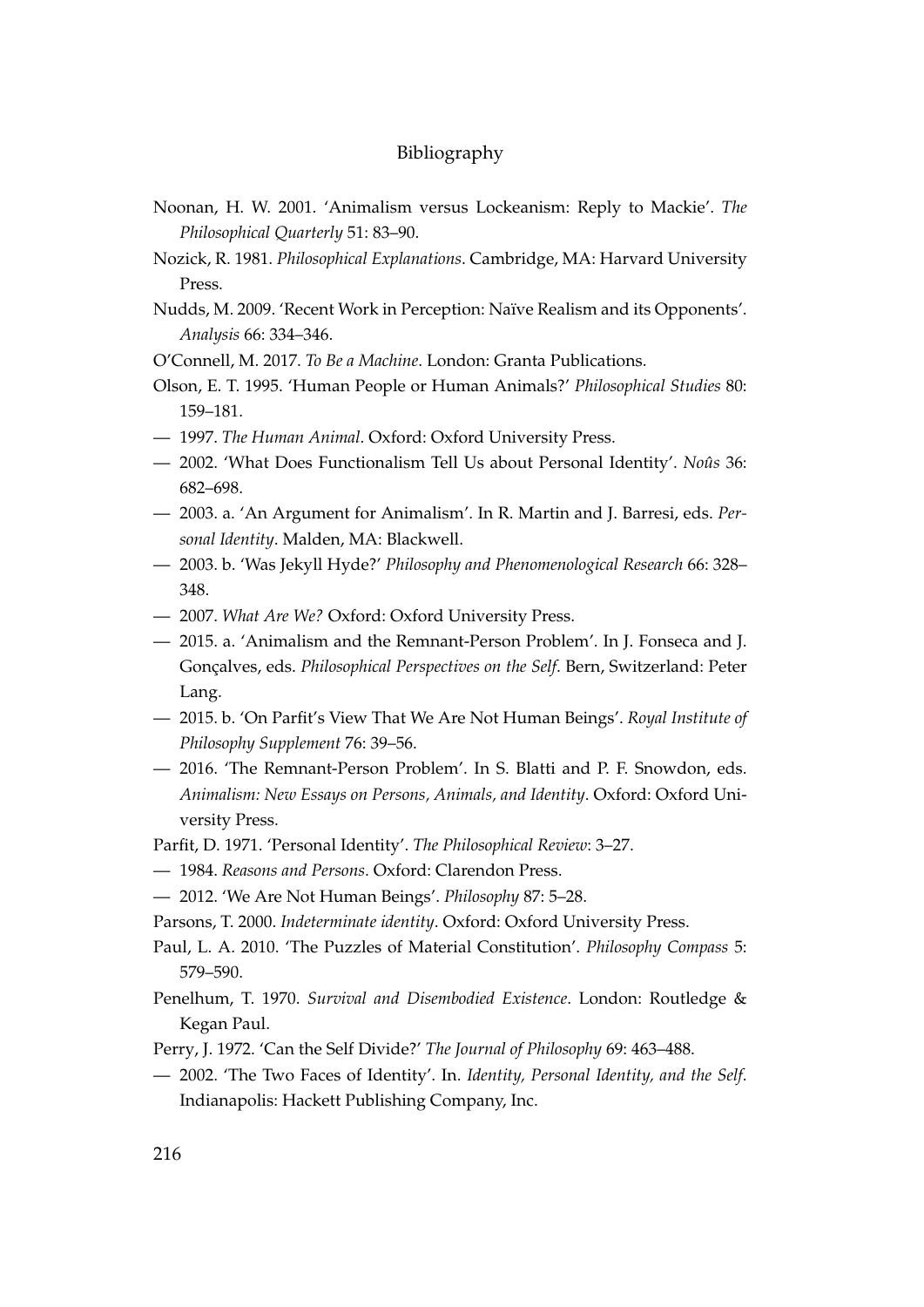Noonan, H. W. 2001. 'Animalism versus Lockeanism: Reply to Mackie'. *The Philosophical Quarterly* 51: 83–90.

Nozick, R. 1981. *Philosophical Explanations*. Cambridge, MA: Harvard University Press.

Nudds, M. 2009. 'Recent Work in Perception: Naïve Realism and its Opponents'. *Analysis* 66: 334–346.

O'Connell, M. 2017. *To Be a Machine*. London: Granta Publications.

Olson, E. T. 1995. 'Human People or Human Animals?' *Philosophical Studies* 80: 159–181.

— 1997. *The Human Animal*. Oxford: Oxford University Press.

— 2002. 'What Does Functionalism Tell Us about Personal Identity'. *Noûs* 36: 682–698.

— 2003. a. 'An Argument for Animalism'. In R. Martin and J. Barresi, eds. *Personal Identity*. Malden, MA: Blackwell.

— 2003. b. 'Was Jekyll Hyde?' *Philosophy and Phenomenological Research* 66: 328–348.

— 2007. *What Are We?* Oxford: Oxford University Press.

— 2015. a. 'Animalism and the Remnant-Person Problem'. In J. Fonseca and J. Gonçalves, eds. *Philosophical Perspectives on the Self*. Bern, Switzerland: Peter Lang.

— 2015. b. 'On Parfit's View That We Are Not Human Beings'. *Royal Institute of Philosophy Supplement* 76: 39–56.

— 2016. 'The Remnant-Person Problem'. In S. Blatti and P. F. Snowdon, eds. *Animalism: New Essays on Persons, Animals, and Identity*. Oxford: Oxford University Press.

Parfit, D. 1971. 'Personal Identity'. *The Philosophical Review*: 3–27.

— 1984. *Reasons and Persons*. Oxford: Clarendon Press.

— 2012. 'We Are Not Human Beings'. *Philosophy* 87: 5–28.

Parsons, T. 2000. *Indeterminate identity*. Oxford: Oxford University Press.

Paul, L. A. 2010. 'The Puzzles of Material Constitution'. *Philosophy Compass* 5: 579–590.

Penelhum, T. 1970. *Survival and Disembodied Existence*. London: Routledge & Kegan Paul.

Perry, J. 1972. 'Can the Self Divide?' *The Journal of Philosophy* 69: 463–488.

— 2002. 'The Two Faces of Identity'. In. *Identity, Personal Identity, and the Self*. Indianapolis: Hackett Publishing Company, Inc.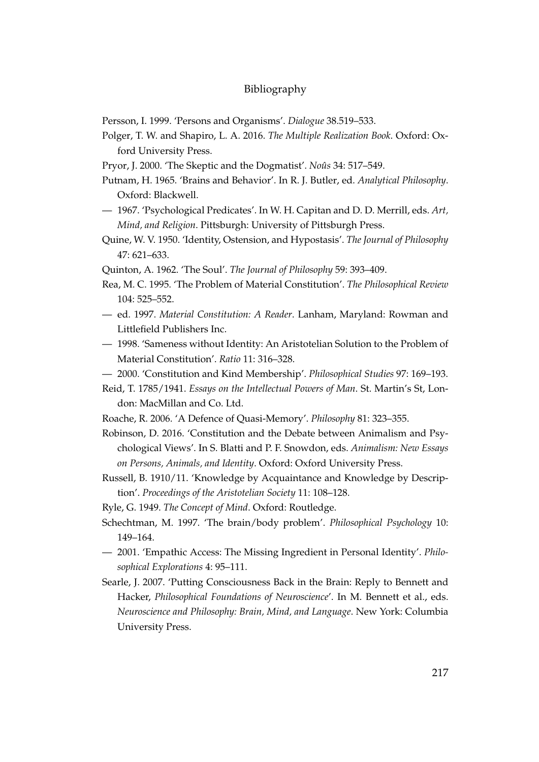Bibliography

Persson, I. 1999. 'Persons and Organisms'. *Dialogue* 38.519–533.

Polger, T. W. and Shapiro, L. A. 2016. *The Multiple Realization Book*. Oxford: Oxford University Press.

Pryor, J. 2000. 'The Skeptic and the Dogmatist'. *Noûs* 34: 517–549.

Putnam, H. 1965. 'Brains and Behavior'. In R. J. Butler, ed. *Analytical Philosophy*. Oxford: Blackwell.

— 1967. 'Psychological Predicates'. In W. H. Capitan and D. D. Merrill, eds. *Art, Mind, and Religion*. Pittsburgh: University of Pittsburgh Press.

Quine, W. V. 1950. 'Identity, Ostension, and Hypostasis'. *The Journal of Philosophy* 47: 621–633.

Quinton, A. 1962. 'The Soul'. *The Journal of Philosophy* 59: 393–409.

Rea, M. C. 1995. 'The Problem of Material Constitution'. *The Philosophical Review* 104: 525–552.

— ed. 1997. *Material Constitution: A Reader*. Lanham, Maryland: Rowman and Littlefield Publishers Inc.

— 1998. 'Sameness without Identity: An Aristotelian Solution to the Problem of Material Constitution'. *Ratio* 11: 316–328.

— 2000. 'Constitution and Kind Membership'. *Philosophical Studies* 97: 169–193.

Reid, T. 1785/1941. *Essays on the Intellectual Powers of Man*. St. Martin's St, London: MacMillan and Co. Ltd.

Roache, R. 2006. 'A Defence of Quasi-Memory'. *Philosophy* 81: 323–355.

Robinson, D. 2016. 'Constitution and the Debate between Animalism and Psychological Views'. In S. Blatti and P. F. Snowdon, eds. *Animalism: New Essays on Persons, Animals, and Identity*. Oxford: Oxford University Press.

Russell, B. 1910/11. 'Knowledge by Acquaintance and Knowledge by Description'. *Proceedings of the Aristotelian Society* 11: 108–128.

Ryle, G. 1949. *The Concept of Mind*. Oxford: Routledge.

Schechtman, M. 1997. 'The brain/body problem'. *Philosophical Psychology* 10: 149–164.

— 2001. 'Empathic Access: The Missing Ingredient in Personal Identity'. *Philosophical Explorations* 4: 95–111.

Searle, J. 2007. 'Putting Consciousness Back in the Brain: Reply to Bennett and Hacker, *Philosophical Foundations of Neuroscience*'. In M. Bennett et al., eds. *Neuroscience and Philosophy: Brain, Mind, and Language*. New York: Columbia University Press.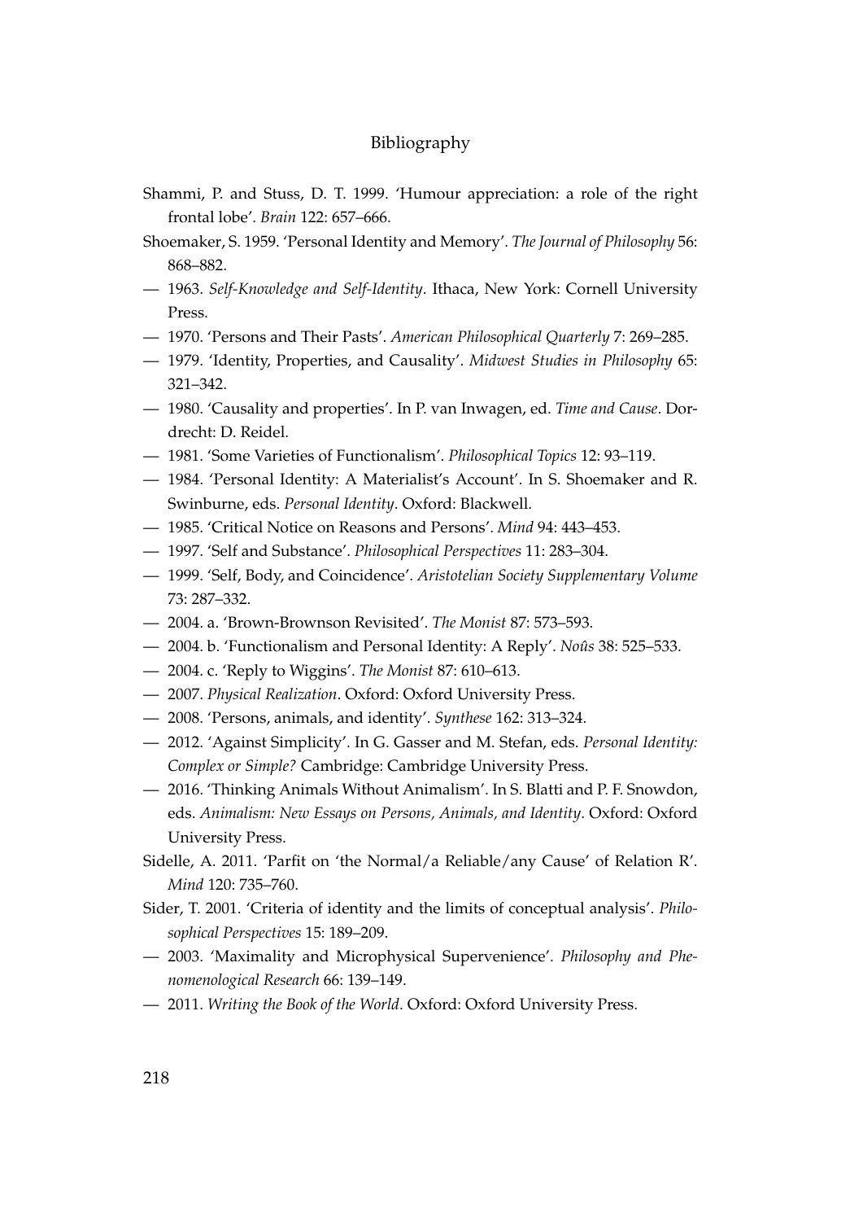Shammi, P. and Stuss, D. T. 1999. 'Humour appreciation: a role of the right frontal lobe'. *Brain* 122: 657–666.

Shoemaker, S. 1959. 'Personal Identity and Memory'. *The Journal of Philosophy* 56: 868–882.

— 1963. *Self-Knowledge and Self-Identity*. Ithaca, New York: Cornell University Press.

— 1970. 'Persons and Their Pasts'. *American Philosophical Quarterly* 7: 269–285.

— 1979. 'Identity, Properties, and Causality'. *Midwest Studies in Philosophy* 65: 321–342.

— 1980. 'Causality and properties'. In P. van Inwagen, ed. *Time and Cause*. Dordrecht: D. Reidel.

— 1981. 'Some Varieties of Functionalism'. *Philosophical Topics* 12: 93–119.

— 1984. 'Personal Identity: A Materialist's Account'. In S. Shoemaker and R. Swinburne, eds. *Personal Identity*. Oxford: Blackwell.

— 1985. 'Critical Notice on Reasons and Persons'. *Mind* 94: 443–453.

— 1997. 'Self and Substance'. *Philosophical Perspectives* 11: 283–304.

— 1999. 'Self, Body, and Coincidence'. *Aristotelian Society Supplementary Volume* 73: 287–332.

— 2004. a. 'Brown-Brownson Revisited'. *The Monist* 87: 573–593.

— 2004. b. 'Functionalism and Personal Identity: A Reply'. *Noûs* 38: 525–533.

— 2004. c. 'Reply to Wiggins'. *The Monist* 87: 610–613.

— 2007. *Physical Realization*. Oxford: Oxford University Press.

— 2008. 'Persons, animals, and identity'. *Synthese* 162: 313–324.

— 2012. 'Against Simplicity'. In G. Gasser and M. Stefan, eds. *Personal Identity: Complex or Simple?* Cambridge: Cambridge University Press.

— 2016. 'Thinking Animals Without Animalism'. In S. Blatti and P. F. Snowdon, eds. *Animalism: New Essays on Persons, Animals, and Identity*. Oxford: Oxford University Press.

Sidelle, A. 2011. 'Parfit on 'the Normal/a Reliable/any Cause' of Relation R'. *Mind* 120: 735–760.

Sider, T. 2001. 'Criteria of identity and the limits of conceptual analysis'. *Philosophical Perspectives* 15: 189–209.

— 2003. 'Maximality and Microphysical Supervenience'. *Philosophy and Phenomenological Research* 66: 139–149.

— 2011. *Writing the Book of the World*. Oxford: Oxford University Press.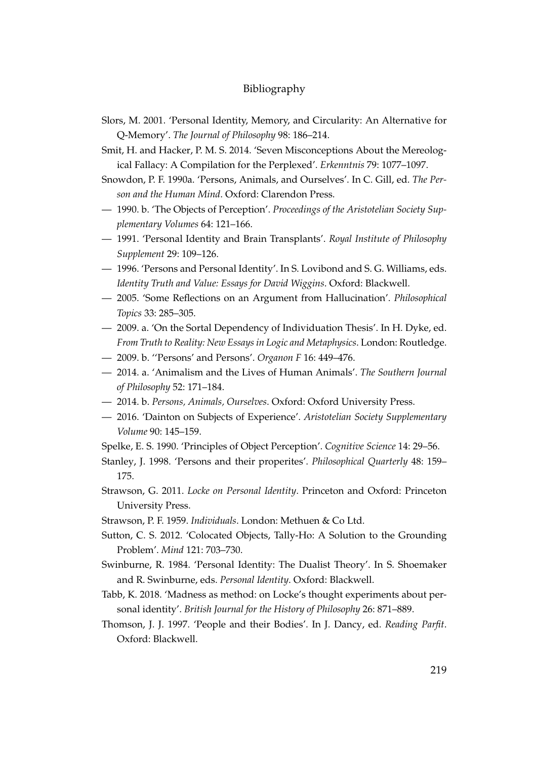# Bibliography

Slors, M. 2001. 'Personal Identity, Memory, and Circularity: An Alternative for Q-Memory'. *The Journal of Philosophy* 98: 186–214.

Smit, H. and Hacker, P. M. S. 2014. 'Seven Misconceptions About the Mereological Fallacy: A Compilation for the Perplexed'. *Erkenntnis* 79: 1077–1097.

Snowdon, P. F. 1990a. 'Persons, Animals, and Ourselves'. In C. Gill, ed. *The Person and the Human Mind*. Oxford: Clarendon Press.

— 1990. b. 'The Objects of Perception'. *Proceedings of the Aristotelian Society Supplementary Volumes* 64: 121–166.

— 1991. 'Personal Identity and Brain Transplants'. *Royal Institute of Philosophy Supplement* 29: 109–126.

— 1996. 'Persons and Personal Identity'. In S. Lovibond and S. G. Williams, eds. *Identity Truth and Value: Essays for David Wiggins*. Oxford: Blackwell.

— 2005. 'Some Reflections on an Argument from Hallucination'. *Philosophical Topics* 33: 285–305.

— 2009. a. 'On the Sortal Dependency of Individuation Thesis'. In H. Dyke, ed. *From Truth to Reality: New Essays in Logic and Metaphysics*. London: Routledge.

— 2009. b. ''Persons' and Persons'. *Organon F* 16: 449–476.

— 2014. a. 'Animalism and the Lives of Human Animals'. *The Southern Journal of Philosophy* 52: 171–184.

— 2014. b. *Persons, Animals, Ourselves*. Oxford: Oxford University Press.

— 2016. 'Dainton on Subjects of Experience'. *Aristotelian Society Supplementary Volume* 90: 145–159.

Spelke, E. S. 1990. 'Principles of Object Perception'. *Cognitive Science* 14: 29–56.

Stanley, J. 1998. 'Persons and their properites'. *Philosophical Quarterly* 48: 159–175.

Strawson, G. 2011. *Locke on Personal Identity*. Princeton and Oxford: Princeton University Press.

Strawson, P. F. 1959. *Individuals*. London: Methuen & Co Ltd.

Sutton, C. S. 2012. 'Colocated Objects, Tally-Ho: A Solution to the Grounding Problem'. *Mind* 121: 703–730.

Swinburne, R. 1984. 'Personal Identity: The Dualist Theory'. In S. Shoemaker and R. Swinburne, eds. *Personal Identity*. Oxford: Blackwell.

Tabb, K. 2018. 'Madness as method: on Locke's thought experiments about personal identity'. *British Journal for the History of Philosophy* 26: 871–889.

Thomson, J. J. 1997. 'People and their Bodies'. In J. Dancy, ed. *Reading Parfit*. Oxford: Blackwell.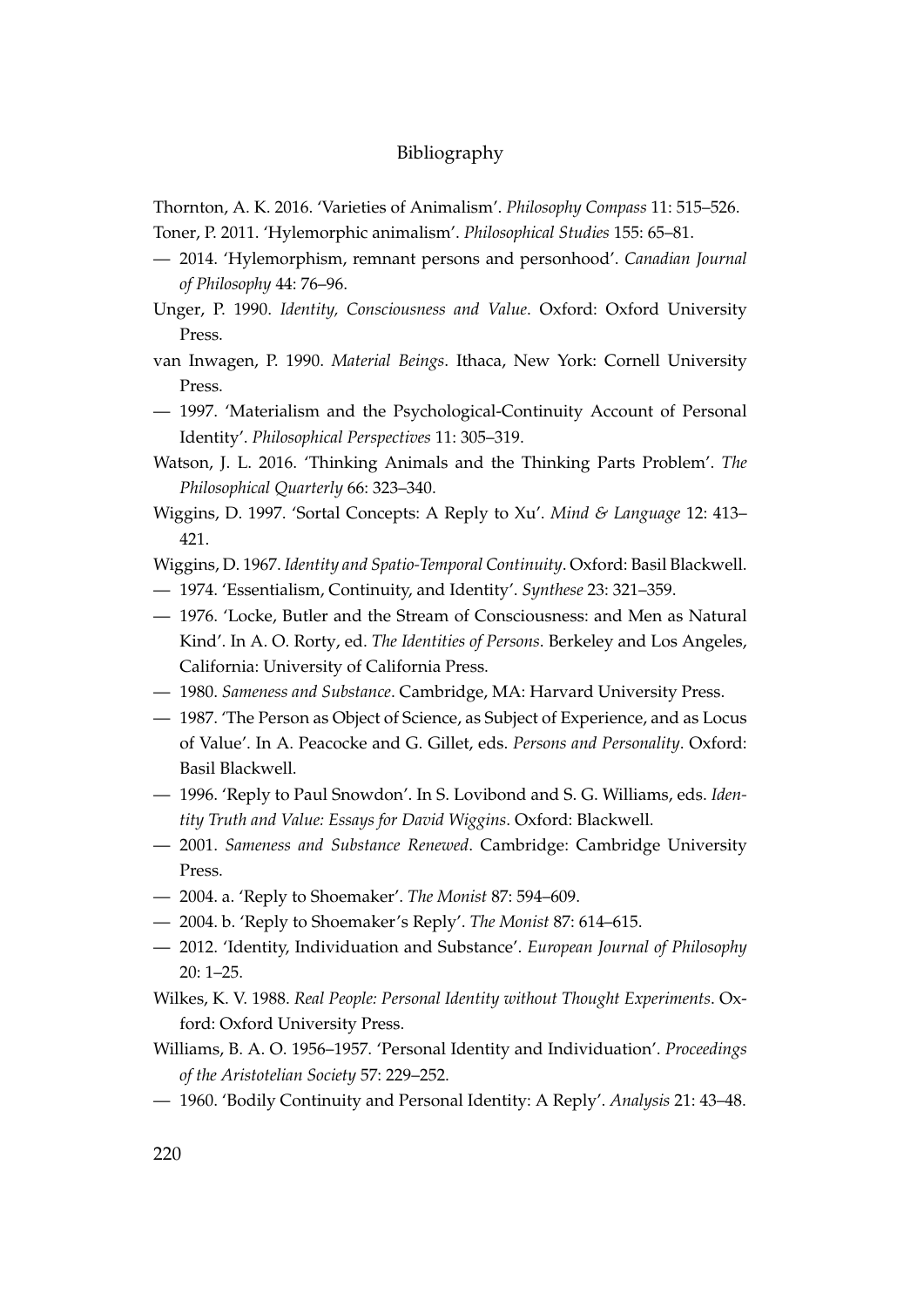Thornton, A. K. 2016. 'Varieties of Animalism'. *Philosophy Compass* 11: 515–526.

Toner, P. 2011. 'Hylemorphic animalism'. *Philosophical Studies* 155: 65–81.

— 2014. 'Hylemorphism, remnant persons and personhood'. *Canadian Journal of Philosophy* 44: 76–96.

Unger, P. 1990. *Identity, Consciousness and Value*. Oxford: Oxford University Press.

van Inwagen, P. 1990. *Material Beings*. Ithaca, New York: Cornell University Press.

— 1997. 'Materialism and the Psychological-Continuity Account of Personal Identity'. *Philosophical Perspectives* 11: 305–319.

Watson, J. L. 2016. 'Thinking Animals and the Thinking Parts Problem'. *The Philosophical Quarterly* 66: 323–340.

Wiggins, D. 1997. 'Sortal Concepts: A Reply to Xu'. *Mind & Language* 12: 413–421.

Wiggins, D. 1967. *Identity and Spatio-Temporal Continuity*. Oxford: Basil Blackwell.

— 1974. 'Essentialism, Continuity, and Identity'. *Synthese* 23: 321–359.

— 1976. 'Locke, Butler and the Stream of Consciousness: and Men as Natural Kind'. In A. O. Rorty, ed. *The Identities of Persons*. Berkeley and Los Angeles, California: University of California Press.

— 1980. *Sameness and Substance*. Cambridge, MA: Harvard University Press.

— 1987. 'The Person as Object of Science, as Subject of Experience, and as Locus of Value'. In A. Peacocke and G. Gillet, eds. *Persons and Personality*. Oxford: Basil Blackwell.

— 1996. 'Reply to Paul Snowdon'. In S. Lovibond and S. G. Williams, eds. *Identity Truth and Value: Essays for David Wiggins*. Oxford: Blackwell.

— 2001. *Sameness and Substance Renewed*. Cambridge: Cambridge University Press.

— 2004. a. 'Reply to Shoemaker'. *The Monist* 87: 594–609.

— 2004. b. 'Reply to Shoemaker's Reply'. *The Monist* 87: 614–615.

— 2012. 'Identity, Individuation and Substance'. *European Journal of Philosophy* 20: 1–25.

Wilkes, K. V. 1988. *Real People: Personal Identity without Thought Experiments*. Oxford: Oxford University Press.

Williams, B. A. O. 1956–1957. 'Personal Identity and Individuation'. *Proceedings of the Aristotelian Society* 57: 229–252.

— 1960. 'Bodily Continuity and Personal Identity: A Reply'. *Analysis* 21: 43–48.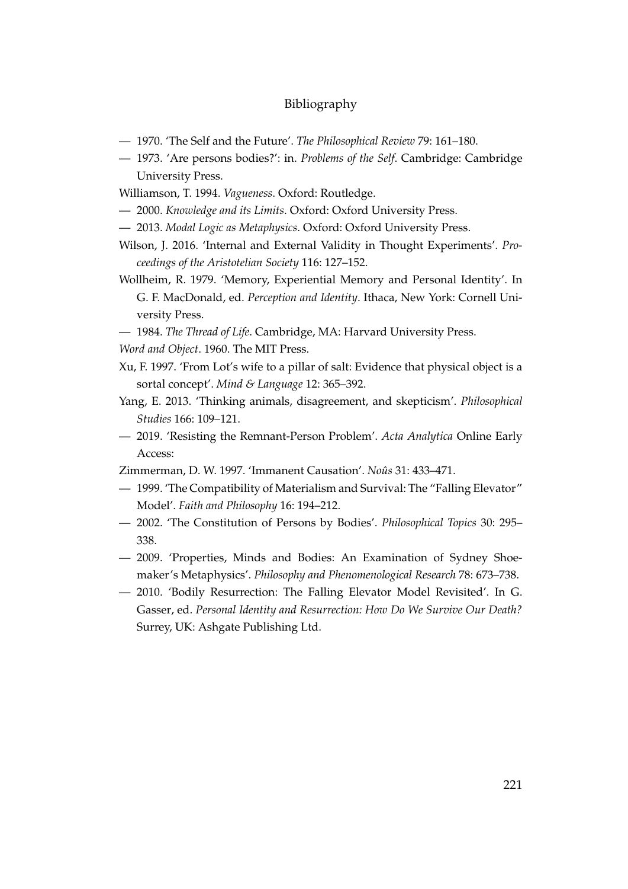— 1970. 'The Self and the Future'. *The Philosophical Review* 79: 161–180.

— 1973. 'Are persons bodies?': in. *Problems of the Self*. Cambridge: Cambridge University Press.

Williamson, T. 1994. *Vagueness*. Oxford: Routledge.

— 2000. *Knowledge and its Limits*. Oxford: Oxford University Press.

— 2013. *Modal Logic as Metaphysics*. Oxford: Oxford University Press.

Wilson, J. 2016. 'Internal and External Validity in Thought Experiments'. *Proceedings of the Aristotelian Society* 116: 127–152.

Wollheim, R. 1979. 'Memory, Experiential Memory and Personal Identity'. In G. F. MacDonald, ed. *Perception and Identity*. Ithaca, New York: Cornell University Press.

— 1984. *The Thread of Life*. Cambridge, MA: Harvard University Press.

*Word and Object*. 1960. The MIT Press.

Xu, F. 1997. 'From Lot's wife to a pillar of salt: Evidence that physical object is a sortal concept'. *Mind & Language* 12: 365–392.

Yang, E. 2013. 'Thinking animals, disagreement, and skepticism'. *Philosophical Studies* 166: 109–121.

— 2019. 'Resisting the Remnant-Person Problem'. *Acta Analytica* Online Early Access:

Zimmerman, D. W. 1997. 'Immanent Causation'. *Noûs* 31: 433–471.

— 1999. 'The Compatibility of Materialism and Survival: The "Falling Elevator" Model'. *Faith and Philosophy* 16: 194–212.

— 2002. 'The Constitution of Persons by Bodies'. *Philosophical Topics* 30: 295–338.

— 2009. 'Properties, Minds and Bodies: An Examination of Sydney Shoemaker's Metaphysics'. *Philosophy and Phenomenological Research* 78: 673–738.

— 2010. 'Bodily Resurrection: The Falling Elevator Model Revisited'. In G. Gasser, ed. *Personal Identity and Resurrection: How Do We Survive Our Death?* Surrey, UK: Ashgate Publishing Ltd.